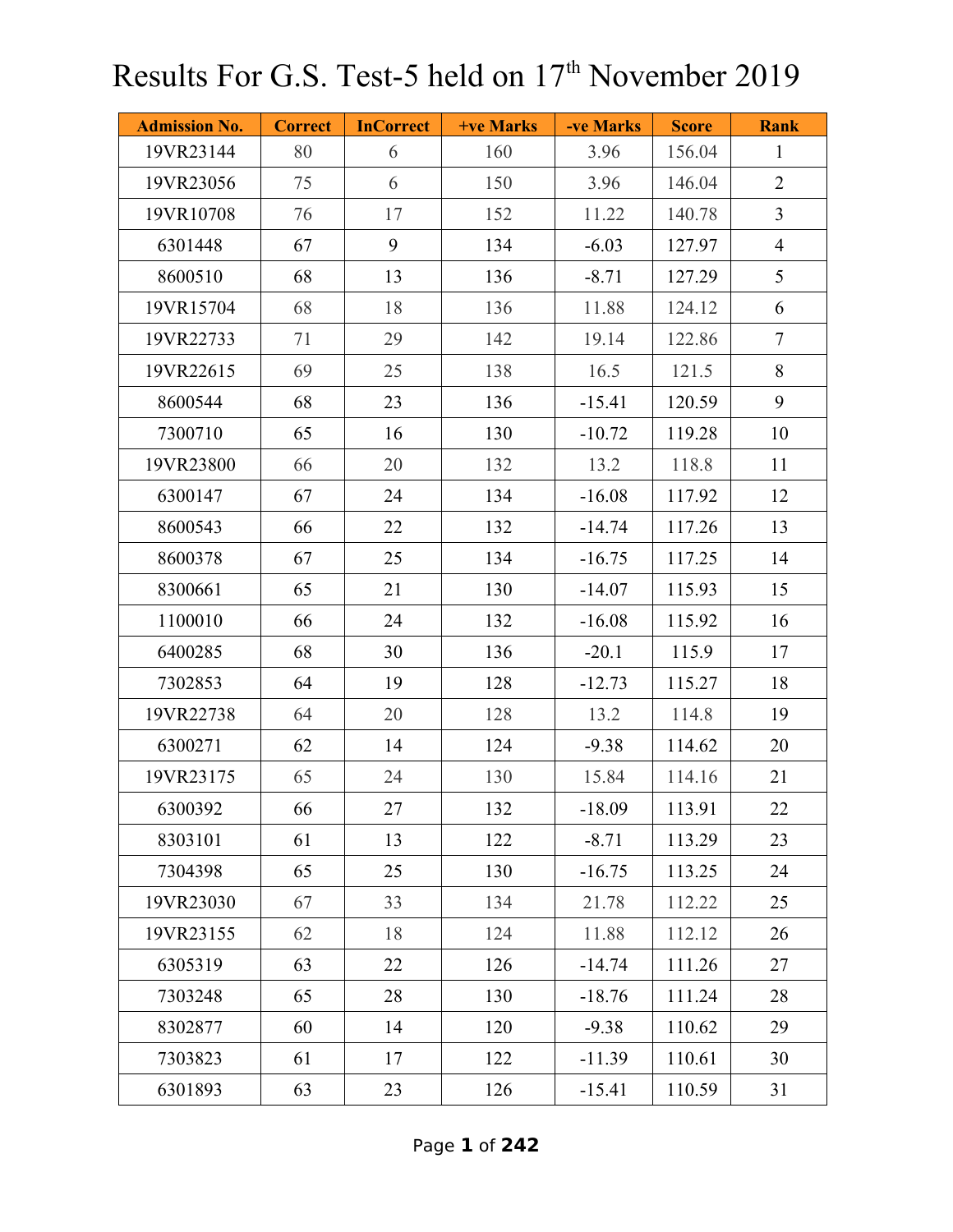# Results For G.S. Test-5 held on 17th November 2019

| Admission No. | Correct | InCorrect | +ve Marks | -ve Marks | Score | Rank |
|---|---|---|---|---|---|---|
| 19VR23144 | 80 | 6 | 160 | 3.96 | 156.04 | 1 |
| 19VR23056 | 75 | 6 | 150 | 3.96 | 146.04 | 2 |
| 19VR10708 | 76 | 17 | 152 | 11.22 | 140.78 | 3 |
| 6301448 | 67 | 9 | 134 | -6.03 | 127.97 | 4 |
| 8600510 | 68 | 13 | 136 | -8.71 | 127.29 | 5 |
| 19VR15704 | 68 | 18 | 136 | 11.88 | 124.12 | 6 |
| 19VR22733 | 71 | 29 | 142 | 19.14 | 122.86 | 7 |
| 19VR22615 | 69 | 25 | 138 | 16.5 | 121.5 | 8 |
| 8600544 | 68 | 23 | 136 | -15.41 | 120.59 | 9 |
| 7300710 | 65 | 16 | 130 | -10.72 | 119.28 | 10 |
| 19VR23800 | 66 | 20 | 132 | 13.2 | 118.8 | 11 |
| 6300147 | 67 | 24 | 134 | -16.08 | 117.92 | 12 |
| 8600543 | 66 | 22 | 132 | -14.74 | 117.26 | 13 |
| 8600378 | 67 | 25 | 134 | -16.75 | 117.25 | 14 |
| 8300661 | 65 | 21 | 130 | -14.07 | 115.93 | 15 |
| 1100010 | 66 | 24 | 132 | -16.08 | 115.92 | 16 |
| 6400285 | 68 | 30 | 136 | -20.1 | 115.9 | 17 |
| 7302853 | 64 | 19 | 128 | -12.73 | 115.27 | 18 |
| 19VR22738 | 64 | 20 | 128 | 13.2 | 114.8 | 19 |
| 6300271 | 62 | 14 | 124 | -9.38 | 114.62 | 20 |
| 19VR23175 | 65 | 24 | 130 | 15.84 | 114.16 | 21 |
| 6300392 | 66 | 27 | 132 | -18.09 | 113.91 | 22 |
| 8303101 | 61 | 13 | 122 | -8.71 | 113.29 | 23 |
| 7304398 | 65 | 25 | 130 | -16.75 | 113.25 | 24 |
| 19VR23030 | 67 | 33 | 134 | 21.78 | 112.22 | 25 |
| 19VR23155 | 62 | 18 | 124 | 11.88 | 112.12 | 26 |
| 6305319 | 63 | 22 | 126 | -14.74 | 111.26 | 27 |
| 7303248 | 65 | 28 | 130 | -18.76 | 111.24 | 28 |
| 8302877 | 60 | 14 | 120 | -9.38 | 110.62 | 29 |
| 7303823 | 61 | 17 | 122 | -11.39 | 110.61 | 30 |
| 6301893 | 63 | 23 | 126 | -15.41 | 110.59 | 31 |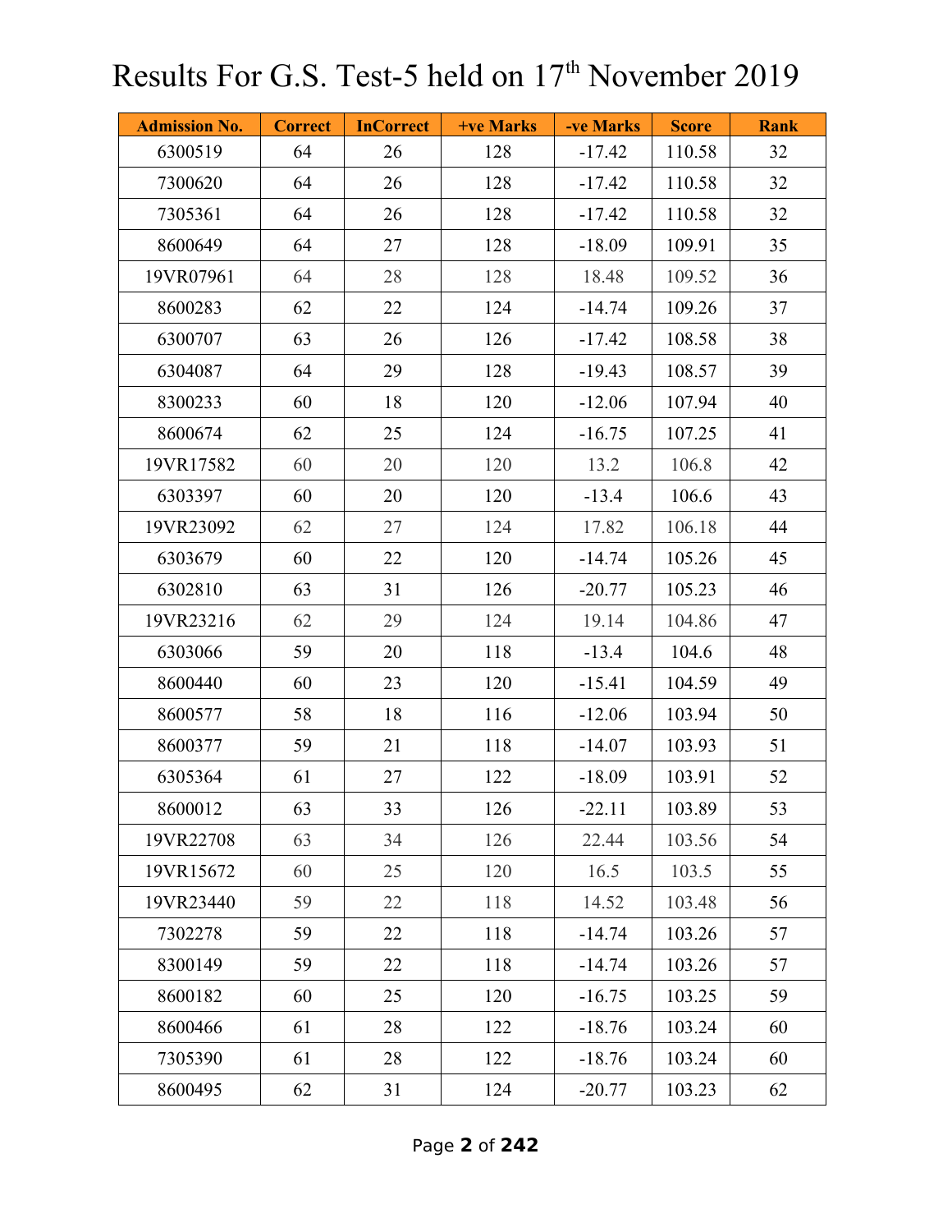# Results For G.S. Test-5 held on 17th November 2019

| Admission No. | Correct | InCorrect | +ve Marks | -ve Marks | Score | Rank |
|---|---|---|---|---|---|---|
| 6300519 | 64 | 26 | 128 | -17.42 | 110.58 | 32 |
| 7300620 | 64 | 26 | 128 | -17.42 | 110.58 | 32 |
| 7305361 | 64 | 26 | 128 | -17.42 | 110.58 | 32 |
| 8600649 | 64 | 27 | 128 | -18.09 | 109.91 | 35 |
| 19VR07961 | 64 | 28 | 128 | 18.48 | 109.52 | 36 |
| 8600283 | 62 | 22 | 124 | -14.74 | 109.26 | 37 |
| 6300707 | 63 | 26 | 126 | -17.42 | 108.58 | 38 |
| 6304087 | 64 | 29 | 128 | -19.43 | 108.57 | 39 |
| 8300233 | 60 | 18 | 120 | -12.06 | 107.94 | 40 |
| 8600674 | 62 | 25 | 124 | -16.75 | 107.25 | 41 |
| 19VR17582 | 60 | 20 | 120 | 13.2 | 106.8 | 42 |
| 6303397 | 60 | 20 | 120 | -13.4 | 106.6 | 43 |
| 19VR23092 | 62 | 27 | 124 | 17.82 | 106.18 | 44 |
| 6303679 | 60 | 22 | 120 | -14.74 | 105.26 | 45 |
| 6302810 | 63 | 31 | 126 | -20.77 | 105.23 | 46 |
| 19VR23216 | 62 | 29 | 124 | 19.14 | 104.86 | 47 |
| 6303066 | 59 | 20 | 118 | -13.4 | 104.6 | 48 |
| 8600440 | 60 | 23 | 120 | -15.41 | 104.59 | 49 |
| 8600577 | 58 | 18 | 116 | -12.06 | 103.94 | 50 |
| 8600377 | 59 | 21 | 118 | -14.07 | 103.93 | 51 |
| 6305364 | 61 | 27 | 122 | -18.09 | 103.91 | 52 |
| 8600012 | 63 | 33 | 126 | -22.11 | 103.89 | 53 |
| 19VR22708 | 63 | 34 | 126 | 22.44 | 103.56 | 54 |
| 19VR15672 | 60 | 25 | 120 | 16.5 | 103.5 | 55 |
| 19VR23440 | 59 | 22 | 118 | 14.52 | 103.48 | 56 |
| 7302278 | 59 | 22 | 118 | -14.74 | 103.26 | 57 |
| 8300149 | 59 | 22 | 118 | -14.74 | 103.26 | 57 |
| 8600182 | 60 | 25 | 120 | -16.75 | 103.25 | 59 |
| 8600466 | 61 | 28 | 122 | -18.76 | 103.24 | 60 |
| 7305390 | 61 | 28 | 122 | -18.76 | 103.24 | 60 |
| 8600495 | 62 | 31 | 124 | -20.77 | 103.23 | 62 |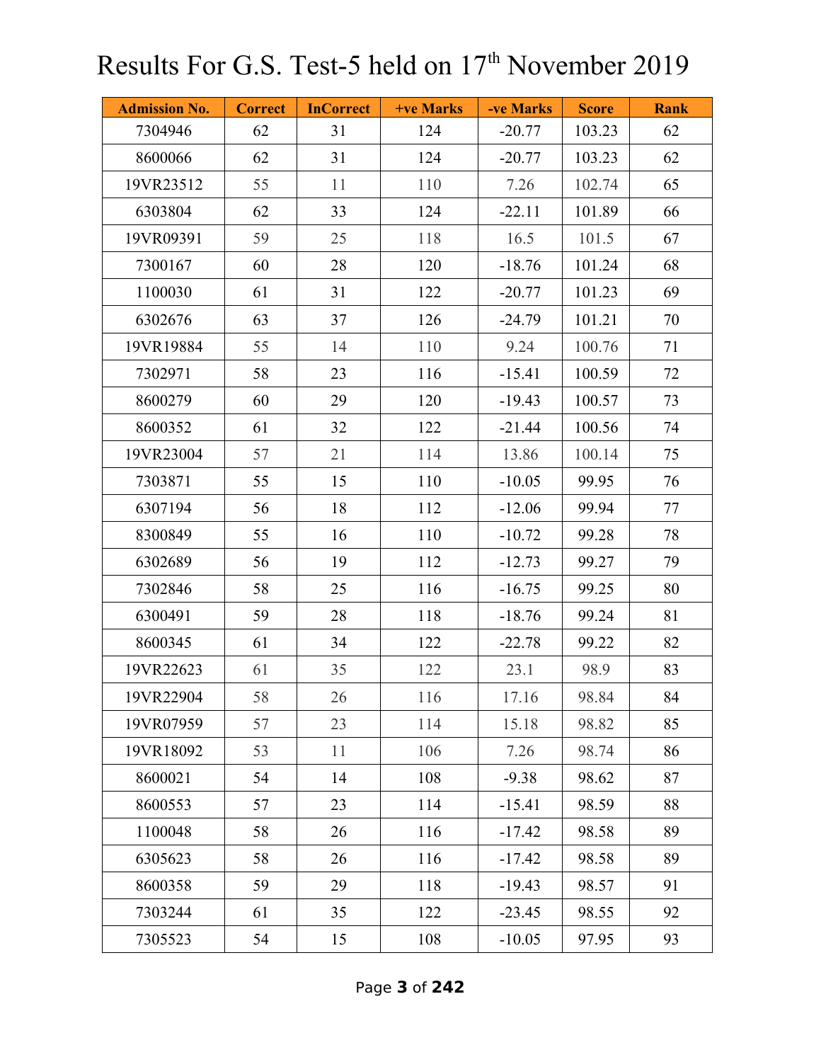# Results For G.S. Test-5 held on 17th November 2019

| Admission No. | Correct | InCorrect | +ve Marks | -ve Marks | Score | Rank |
|---|---|---|---|---|---|---|
| 7304946 | 62 | 31 | 124 | -20.77 | 103.23 | 62 |
| 8600066 | 62 | 31 | 124 | -20.77 | 103.23 | 62 |
| 19VR23512 | 55 | 11 | 110 | 7.26 | 102.74 | 65 |
| 6303804 | 62 | 33 | 124 | -22.11 | 101.89 | 66 |
| 19VR09391 | 59 | 25 | 118 | 16.5 | 101.5 | 67 |
| 7300167 | 60 | 28 | 120 | -18.76 | 101.24 | 68 |
| 1100030 | 61 | 31 | 122 | -20.77 | 101.23 | 69 |
| 6302676 | 63 | 37 | 126 | -24.79 | 101.21 | 70 |
| 19VR19884 | 55 | 14 | 110 | 9.24 | 100.76 | 71 |
| 7302971 | 58 | 23 | 116 | -15.41 | 100.59 | 72 |
| 8600279 | 60 | 29 | 120 | -19.43 | 100.57 | 73 |
| 8600352 | 61 | 32 | 122 | -21.44 | 100.56 | 74 |
| 19VR23004 | 57 | 21 | 114 | 13.86 | 100.14 | 75 |
| 7303871 | 55 | 15 | 110 | -10.05 | 99.95 | 76 |
| 6307194 | 56 | 18 | 112 | -12.06 | 99.94 | 77 |
| 8300849 | 55 | 16 | 110 | -10.72 | 99.28 | 78 |
| 6302689 | 56 | 19 | 112 | -12.73 | 99.27 | 79 |
| 7302846 | 58 | 25 | 116 | -16.75 | 99.25 | 80 |
| 6300491 | 59 | 28 | 118 | -18.76 | 99.24 | 81 |
| 8600345 | 61 | 34 | 122 | -22.78 | 99.22 | 82 |
| 19VR22623 | 61 | 35 | 122 | 23.1 | 98.9 | 83 |
| 19VR22904 | 58 | 26 | 116 | 17.16 | 98.84 | 84 |
| 19VR07959 | 57 | 23 | 114 | 15.18 | 98.82 | 85 |
| 19VR18092 | 53 | 11 | 106 | 7.26 | 98.74 | 86 |
| 8600021 | 54 | 14 | 108 | -9.38 | 98.62 | 87 |
| 8600553 | 57 | 23 | 114 | -15.41 | 98.59 | 88 |
| 1100048 | 58 | 26 | 116 | -17.42 | 98.58 | 89 |
| 6305623 | 58 | 26 | 116 | -17.42 | 98.58 | 89 |
| 8600358 | 59 | 29 | 118 | -19.43 | 98.57 | 91 |
| 7303244 | 61 | 35 | 122 | -23.45 | 98.55 | 92 |
| 7305523 | 54 | 15 | 108 | -10.05 | 97.95 | 93 |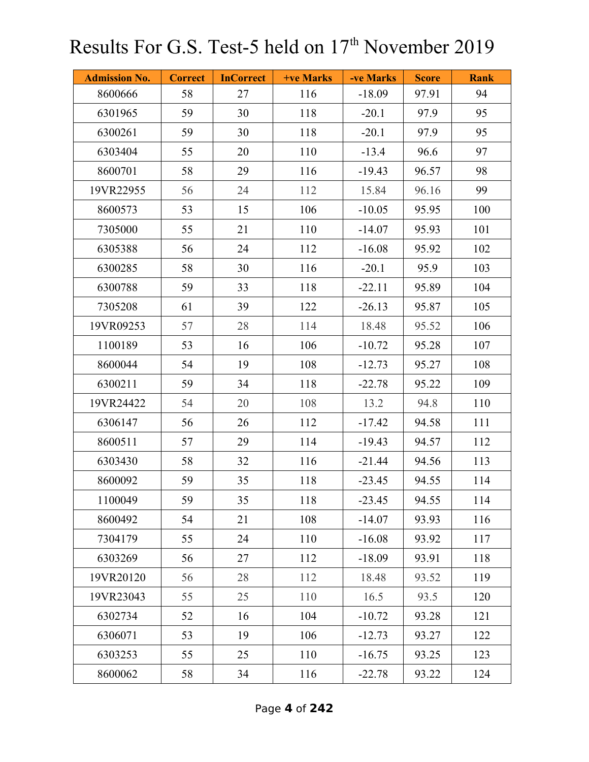# Results For G.S. Test-5 held on 17th November 2019

| Admission No. | Correct | InCorrect | +ve Marks | -ve Marks | Score | Rank |
|---|---|---|---|---|---|---|
| 8600666 | 58 | 27 | 116 | -18.09 | 97.91 | 94 |
| 6301965 | 59 | 30 | 118 | -20.1 | 97.9 | 95 |
| 6300261 | 59 | 30 | 118 | -20.1 | 97.9 | 95 |
| 6303404 | 55 | 20 | 110 | -13.4 | 96.6 | 97 |
| 8600701 | 58 | 29 | 116 | -19.43 | 96.57 | 98 |
| 19VR22955 | 56 | 24 | 112 | 15.84 | 96.16 | 99 |
| 8600573 | 53 | 15 | 106 | -10.05 | 95.95 | 100 |
| 7305000 | 55 | 21 | 110 | -14.07 | 95.93 | 101 |
| 6305388 | 56 | 24 | 112 | -16.08 | 95.92 | 102 |
| 6300285 | 58 | 30 | 116 | -20.1 | 95.9 | 103 |
| 6300788 | 59 | 33 | 118 | -22.11 | 95.89 | 104 |
| 7305208 | 61 | 39 | 122 | -26.13 | 95.87 | 105 |
| 19VR09253 | 57 | 28 | 114 | 18.48 | 95.52 | 106 |
| 1100189 | 53 | 16 | 106 | -10.72 | 95.28 | 107 |
| 8600044 | 54 | 19 | 108 | -12.73 | 95.27 | 108 |
| 6300211 | 59 | 34 | 118 | -22.78 | 95.22 | 109 |
| 19VR24422 | 54 | 20 | 108 | 13.2 | 94.8 | 110 |
| 6306147 | 56 | 26 | 112 | -17.42 | 94.58 | 111 |
| 8600511 | 57 | 29 | 114 | -19.43 | 94.57 | 112 |
| 6303430 | 58 | 32 | 116 | -21.44 | 94.56 | 113 |
| 8600092 | 59 | 35 | 118 | -23.45 | 94.55 | 114 |
| 1100049 | 59 | 35 | 118 | -23.45 | 94.55 | 114 |
| 8600492 | 54 | 21 | 108 | -14.07 | 93.93 | 116 |
| 7304179 | 55 | 24 | 110 | -16.08 | 93.92 | 117 |
| 6303269 | 56 | 27 | 112 | -18.09 | 93.91 | 118 |
| 19VR20120 | 56 | 28 | 112 | 18.48 | 93.52 | 119 |
| 19VR23043 | 55 | 25 | 110 | 16.5 | 93.5 | 120 |
| 6302734 | 52 | 16 | 104 | -10.72 | 93.28 | 121 |
| 6306071 | 53 | 19 | 106 | -12.73 | 93.27 | 122 |
| 6303253 | 55 | 25 | 110 | -16.75 | 93.25 | 123 |
| 8600062 | 58 | 34 | 116 | -22.78 | 93.22 | 124 |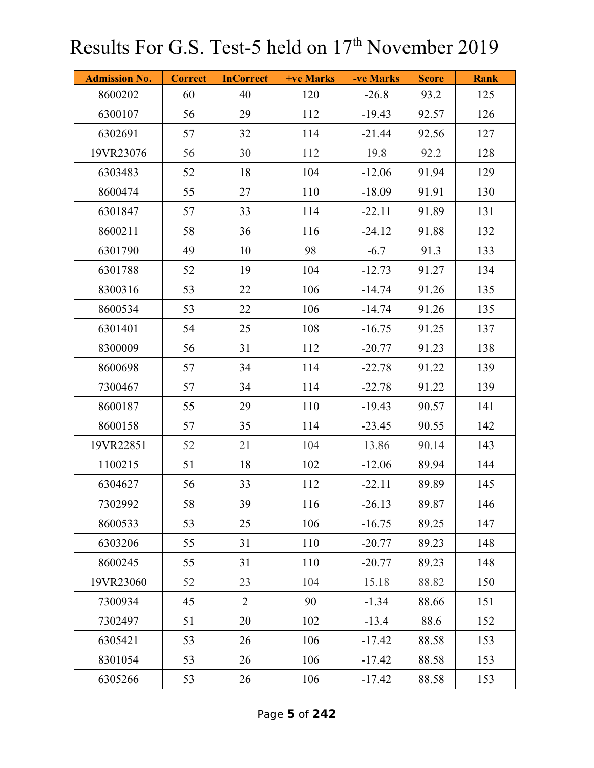# Results For G.S. Test-5 held on 17th November 2019

| Admission No. | Correct | InCorrect | +ve Marks | -ve Marks | Score | Rank |
|---|---|---|---|---|---|---|
| 8600202 | 60 | 40 | 120 | -26.8 | 93.2 | 125 |
| 6300107 | 56 | 29 | 112 | -19.43 | 92.57 | 126 |
| 6302691 | 57 | 32 | 114 | -21.44 | 92.56 | 127 |
| 19VR23076 | 56 | 30 | 112 | 19.8 | 92.2 | 128 |
| 6303483 | 52 | 18 | 104 | -12.06 | 91.94 | 129 |
| 8600474 | 55 | 27 | 110 | -18.09 | 91.91 | 130 |
| 6301847 | 57 | 33 | 114 | -22.11 | 91.89 | 131 |
| 8600211 | 58 | 36 | 116 | -24.12 | 91.88 | 132 |
| 6301790 | 49 | 10 | 98 | -6.7 | 91.3 | 133 |
| 6301788 | 52 | 19 | 104 | -12.73 | 91.27 | 134 |
| 8300316 | 53 | 22 | 106 | -14.74 | 91.26 | 135 |
| 8600534 | 53 | 22 | 106 | -14.74 | 91.26 | 135 |
| 6301401 | 54 | 25 | 108 | -16.75 | 91.25 | 137 |
| 8300009 | 56 | 31 | 112 | -20.77 | 91.23 | 138 |
| 8600698 | 57 | 34 | 114 | -22.78 | 91.22 | 139 |
| 7300467 | 57 | 34 | 114 | -22.78 | 91.22 | 139 |
| 8600187 | 55 | 29 | 110 | -19.43 | 90.57 | 141 |
| 8600158 | 57 | 35 | 114 | -23.45 | 90.55 | 142 |
| 19VR22851 | 52 | 21 | 104 | 13.86 | 90.14 | 143 |
| 1100215 | 51 | 18 | 102 | -12.06 | 89.94 | 144 |
| 6304627 | 56 | 33 | 112 | -22.11 | 89.89 | 145 |
| 7302992 | 58 | 39 | 116 | -26.13 | 89.87 | 146 |
| 8600533 | 53 | 25 | 106 | -16.75 | 89.25 | 147 |
| 6303206 | 55 | 31 | 110 | -20.77 | 89.23 | 148 |
| 8600245 | 55 | 31 | 110 | -20.77 | 89.23 | 148 |
| 19VR23060 | 52 | 23 | 104 | 15.18 | 88.82 | 150 |
| 7300934 | 45 | 2 | 90 | -1.34 | 88.66 | 151 |
| 7302497 | 51 | 20 | 102 | -13.4 | 88.6 | 152 |
| 6305421 | 53 | 26 | 106 | -17.42 | 88.58 | 153 |
| 8301054 | 53 | 26 | 106 | -17.42 | 88.58 | 153 |
| 6305266 | 53 | 26 | 106 | -17.42 | 88.58 | 153 |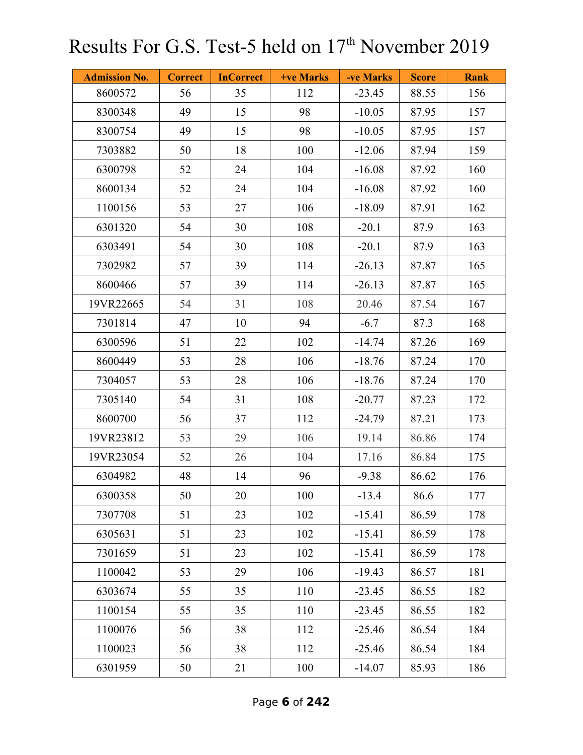# Results For G.S. Test-5 held on 17th November 2019

| Admission No. | Correct | InCorrect | +ve Marks | -ve Marks | Score | Rank |
|---|---|---|---|---|---|---|
| 8600572 | 56 | 35 | 112 | -23.45 | 88.55 | 156 |
| 8300348 | 49 | 15 | 98 | -10.05 | 87.95 | 157 |
| 8300754 | 49 | 15 | 98 | -10.05 | 87.95 | 157 |
| 7303882 | 50 | 18 | 100 | -12.06 | 87.94 | 159 |
| 6300798 | 52 | 24 | 104 | -16.08 | 87.92 | 160 |
| 8600134 | 52 | 24 | 104 | -16.08 | 87.92 | 160 |
| 1100156 | 53 | 27 | 106 | -18.09 | 87.91 | 162 |
| 6301320 | 54 | 30 | 108 | -20.1 | 87.9 | 163 |
| 6303491 | 54 | 30 | 108 | -20.1 | 87.9 | 163 |
| 7302982 | 57 | 39 | 114 | -26.13 | 87.87 | 165 |
| 8600466 | 57 | 39 | 114 | -26.13 | 87.87 | 165 |
| 19VR22665 | 54 | 31 | 108 | 20.46 | 87.54 | 167 |
| 7301814 | 47 | 10 | 94 | -6.7 | 87.3 | 168 |
| 6300596 | 51 | 22 | 102 | -14.74 | 87.26 | 169 |
| 8600449 | 53 | 28 | 106 | -18.76 | 87.24 | 170 |
| 7304057 | 53 | 28 | 106 | -18.76 | 87.24 | 170 |
| 7305140 | 54 | 31 | 108 | -20.77 | 87.23 | 172 |
| 8600700 | 56 | 37 | 112 | -24.79 | 87.21 | 173 |
| 19VR23812 | 53 | 29 | 106 | 19.14 | 86.86 | 174 |
| 19VR23054 | 52 | 26 | 104 | 17.16 | 86.84 | 175 |
| 6304982 | 48 | 14 | 96 | -9.38 | 86.62 | 176 |
| 6300358 | 50 | 20 | 100 | -13.4 | 86.6 | 177 |
| 7307708 | 51 | 23 | 102 | -15.41 | 86.59 | 178 |
| 6305631 | 51 | 23 | 102 | -15.41 | 86.59 | 178 |
| 7301659 | 51 | 23 | 102 | -15.41 | 86.59 | 178 |
| 1100042 | 53 | 29 | 106 | -19.43 | 86.57 | 181 |
| 6303674 | 55 | 35 | 110 | -23.45 | 86.55 | 182 |
| 1100154 | 55 | 35 | 110 | -23.45 | 86.55 | 182 |
| 1100076 | 56 | 38 | 112 | -25.46 | 86.54 | 184 |
| 1100023 | 56 | 38 | 112 | -25.46 | 86.54 | 184 |
| 6301959 | 50 | 21 | 100 | -14.07 | 85.93 | 186 |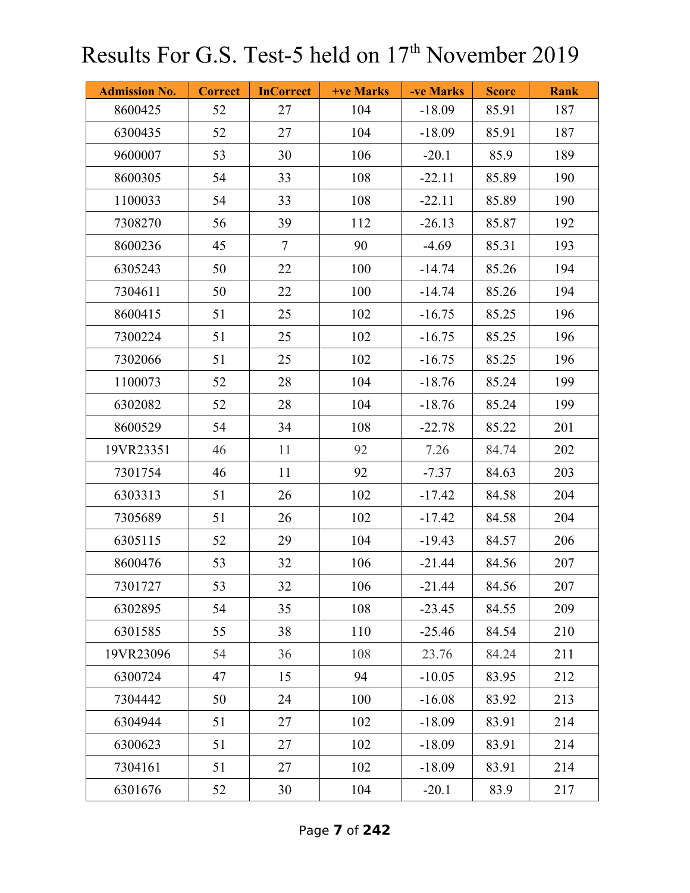# Results For G.S. Test-5 held on 17th November 2019

| Admission No. | Correct | InCorrect | +ve Marks | -ve Marks | Score | Rank |
|---|---|---|---|---|---|---|
| 8600425 | 52 | 27 | 104 | -18.09 | 85.91 | 187 |
| 6300435 | 52 | 27 | 104 | -18.09 | 85.91 | 187 |
| 9600007 | 53 | 30 | 106 | -20.1 | 85.9 | 189 |
| 8600305 | 54 | 33 | 108 | -22.11 | 85.89 | 190 |
| 1100033 | 54 | 33 | 108 | -22.11 | 85.89 | 190 |
| 7308270 | 56 | 39 | 112 | -26.13 | 85.87 | 192 |
| 8600236 | 45 | 7 | 90 | -4.69 | 85.31 | 193 |
| 6305243 | 50 | 22 | 100 | -14.74 | 85.26 | 194 |
| 7304611 | 50 | 22 | 100 | -14.74 | 85.26 | 194 |
| 8600415 | 51 | 25 | 102 | -16.75 | 85.25 | 196 |
| 7300224 | 51 | 25 | 102 | -16.75 | 85.25 | 196 |
| 7302066 | 51 | 25 | 102 | -16.75 | 85.25 | 196 |
| 1100073 | 52 | 28 | 104 | -18.76 | 85.24 | 199 |
| 6302082 | 52 | 28 | 104 | -18.76 | 85.24 | 199 |
| 8600529 | 54 | 34 | 108 | -22.78 | 85.22 | 201 |
| 19VR23351 | 46 | 11 | 92 | 7.26 | 84.74 | 202 |
| 7301754 | 46 | 11 | 92 | -7.37 | 84.63 | 203 |
| 6303313 | 51 | 26 | 102 | -17.42 | 84.58 | 204 |
| 7305689 | 51 | 26 | 102 | -17.42 | 84.58 | 204 |
| 6305115 | 52 | 29 | 104 | -19.43 | 84.57 | 206 |
| 8600476 | 53 | 32 | 106 | -21.44 | 84.56 | 207 |
| 7301727 | 53 | 32 | 106 | -21.44 | 84.56 | 207 |
| 6302895 | 54 | 35 | 108 | -23.45 | 84.55 | 209 |
| 6301585 | 55 | 38 | 110 | -25.46 | 84.54 | 210 |
| 19VR23096 | 54 | 36 | 108 | 23.76 | 84.24 | 211 |
| 6300724 | 47 | 15 | 94 | -10.05 | 83.95 | 212 |
| 7304442 | 50 | 24 | 100 | -16.08 | 83.92 | 213 |
| 6304944 | 51 | 27 | 102 | -18.09 | 83.91 | 214 |
| 6300623 | 51 | 27 | 102 | -18.09 | 83.91 | 214 |
| 7304161 | 51 | 27 | 102 | -18.09 | 83.91 | 214 |
| 6301676 | 52 | 30 | 104 | -20.1 | 83.9 | 217 |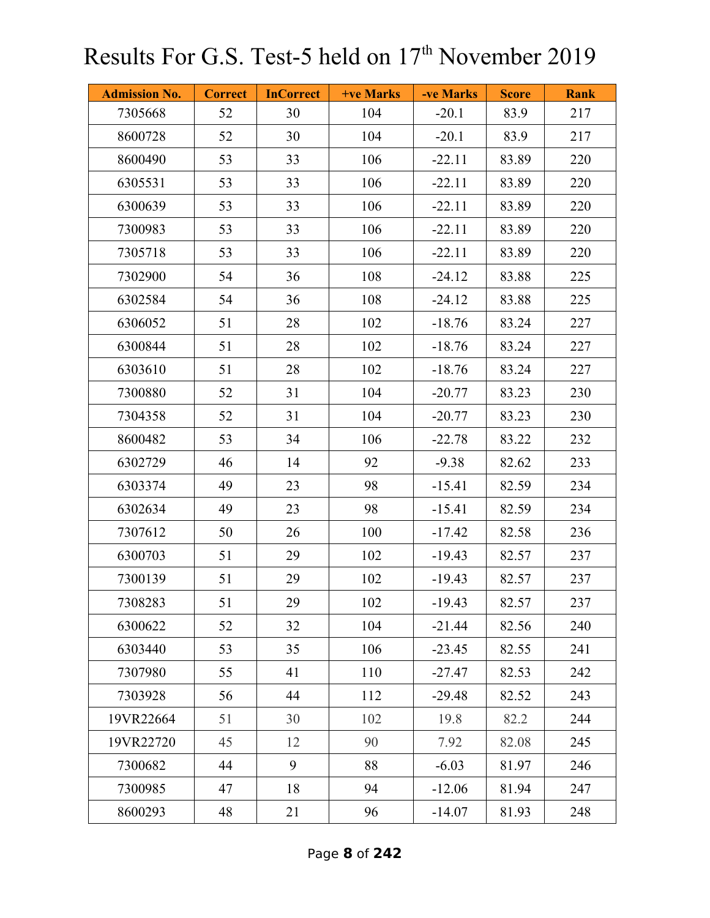# Results For G.S. Test-5 held on 17th November 2019

| Admission No. | Correct | InCorrect | +ve Marks | -ve Marks | Score | Rank |
|---|---|---|---|---|---|---|
| 7305668 | 52 | 30 | 104 | -20.1 | 83.9 | 217 |
| 8600728 | 52 | 30 | 104 | -20.1 | 83.9 | 217 |
| 8600490 | 53 | 33 | 106 | -22.11 | 83.89 | 220 |
| 6305531 | 53 | 33 | 106 | -22.11 | 83.89 | 220 |
| 6300639 | 53 | 33 | 106 | -22.11 | 83.89 | 220 |
| 7300983 | 53 | 33 | 106 | -22.11 | 83.89 | 220 |
| 7305718 | 53 | 33 | 106 | -22.11 | 83.89 | 220 |
| 7302900 | 54 | 36 | 108 | -24.12 | 83.88 | 225 |
| 6302584 | 54 | 36 | 108 | -24.12 | 83.88 | 225 |
| 6306052 | 51 | 28 | 102 | -18.76 | 83.24 | 227 |
| 6300844 | 51 | 28 | 102 | -18.76 | 83.24 | 227 |
| 6303610 | 51 | 28 | 102 | -18.76 | 83.24 | 227 |
| 7300880 | 52 | 31 | 104 | -20.77 | 83.23 | 230 |
| 7304358 | 52 | 31 | 104 | -20.77 | 83.23 | 230 |
| 8600482 | 53 | 34 | 106 | -22.78 | 83.22 | 232 |
| 6302729 | 46 | 14 | 92 | -9.38 | 82.62 | 233 |
| 6303374 | 49 | 23 | 98 | -15.41 | 82.59 | 234 |
| 6302634 | 49 | 23 | 98 | -15.41 | 82.59 | 234 |
| 7307612 | 50 | 26 | 100 | -17.42 | 82.58 | 236 |
| 6300703 | 51 | 29 | 102 | -19.43 | 82.57 | 237 |
| 7300139 | 51 | 29 | 102 | -19.43 | 82.57 | 237 |
| 7308283 | 51 | 29 | 102 | -19.43 | 82.57 | 237 |
| 6300622 | 52 | 32 | 104 | -21.44 | 82.56 | 240 |
| 6303440 | 53 | 35 | 106 | -23.45 | 82.55 | 241 |
| 7307980 | 55 | 41 | 110 | -27.47 | 82.53 | 242 |
| 7303928 | 56 | 44 | 112 | -29.48 | 82.52 | 243 |
| 19VR22664 | 51 | 30 | 102 | 19.8 | 82.2 | 244 |
| 19VR22720 | 45 | 12 | 90 | 7.92 | 82.08 | 245 |
| 7300682 | 44 | 9 | 88 | -6.03 | 81.97 | 246 |
| 7300985 | 47 | 18 | 94 | -12.06 | 81.94 | 247 |
| 8600293 | 48 | 21 | 96 | -14.07 | 81.93 | 248 |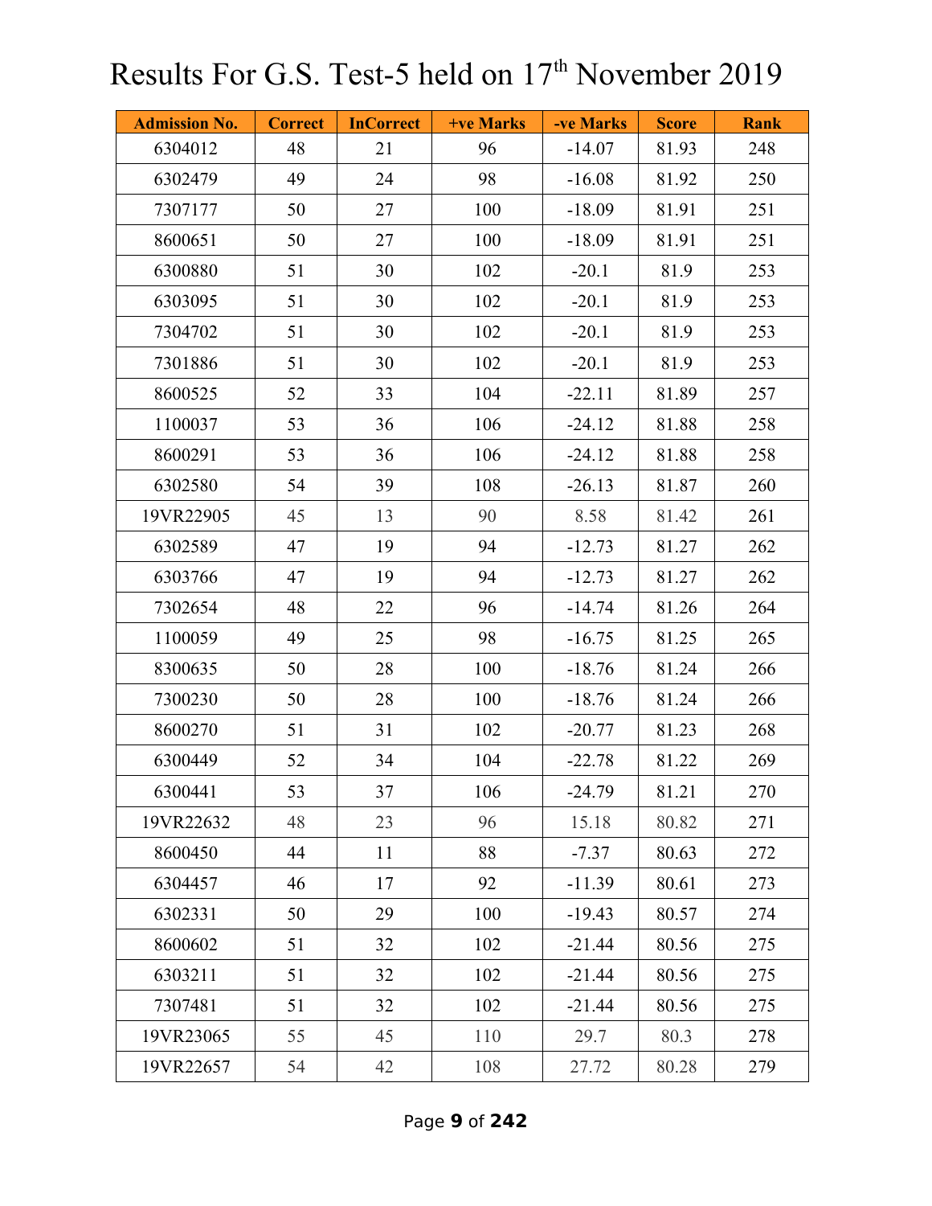# Results For G.S. Test-5 held on 17th November 2019

| Admission No. | Correct | InCorrect | +ve Marks | -ve Marks | Score | Rank |
|---|---|---|---|---|---|---|
| 6304012 | 48 | 21 | 96 | -14.07 | 81.93 | 248 |
| 6302479 | 49 | 24 | 98 | -16.08 | 81.92 | 250 |
| 7307177 | 50 | 27 | 100 | -18.09 | 81.91 | 251 |
| 8600651 | 50 | 27 | 100 | -18.09 | 81.91 | 251 |
| 6300880 | 51 | 30 | 102 | -20.1 | 81.9 | 253 |
| 6303095 | 51 | 30 | 102 | -20.1 | 81.9 | 253 |
| 7304702 | 51 | 30 | 102 | -20.1 | 81.9 | 253 |
| 7301886 | 51 | 30 | 102 | -20.1 | 81.9 | 253 |
| 8600525 | 52 | 33 | 104 | -22.11 | 81.89 | 257 |
| 1100037 | 53 | 36 | 106 | -24.12 | 81.88 | 258 |
| 8600291 | 53 | 36 | 106 | -24.12 | 81.88 | 258 |
| 6302580 | 54 | 39 | 108 | -26.13 | 81.87 | 260 |
| 19VR22905 | 45 | 13 | 90 | 8.58 | 81.42 | 261 |
| 6302589 | 47 | 19 | 94 | -12.73 | 81.27 | 262 |
| 6303766 | 47 | 19 | 94 | -12.73 | 81.27 | 262 |
| 7302654 | 48 | 22 | 96 | -14.74 | 81.26 | 264 |
| 1100059 | 49 | 25 | 98 | -16.75 | 81.25 | 265 |
| 8300635 | 50 | 28 | 100 | -18.76 | 81.24 | 266 |
| 7300230 | 50 | 28 | 100 | -18.76 | 81.24 | 266 |
| 8600270 | 51 | 31 | 102 | -20.77 | 81.23 | 268 |
| 6300449 | 52 | 34 | 104 | -22.78 | 81.22 | 269 |
| 6300441 | 53 | 37 | 106 | -24.79 | 81.21 | 270 |
| 19VR22632 | 48 | 23 | 96 | 15.18 | 80.82 | 271 |
| 8600450 | 44 | 11 | 88 | -7.37 | 80.63 | 272 |
| 6304457 | 46 | 17 | 92 | -11.39 | 80.61 | 273 |
| 6302331 | 50 | 29 | 100 | -19.43 | 80.57 | 274 |
| 8600602 | 51 | 32 | 102 | -21.44 | 80.56 | 275 |
| 6303211 | 51 | 32 | 102 | -21.44 | 80.56 | 275 |
| 7307481 | 51 | 32 | 102 | -21.44 | 80.56 | 275 |
| 19VR23065 | 55 | 45 | 110 | 29.7 | 80.3 | 278 |
| 19VR22657 | 54 | 42 | 108 | 27.72 | 80.28 | 279 |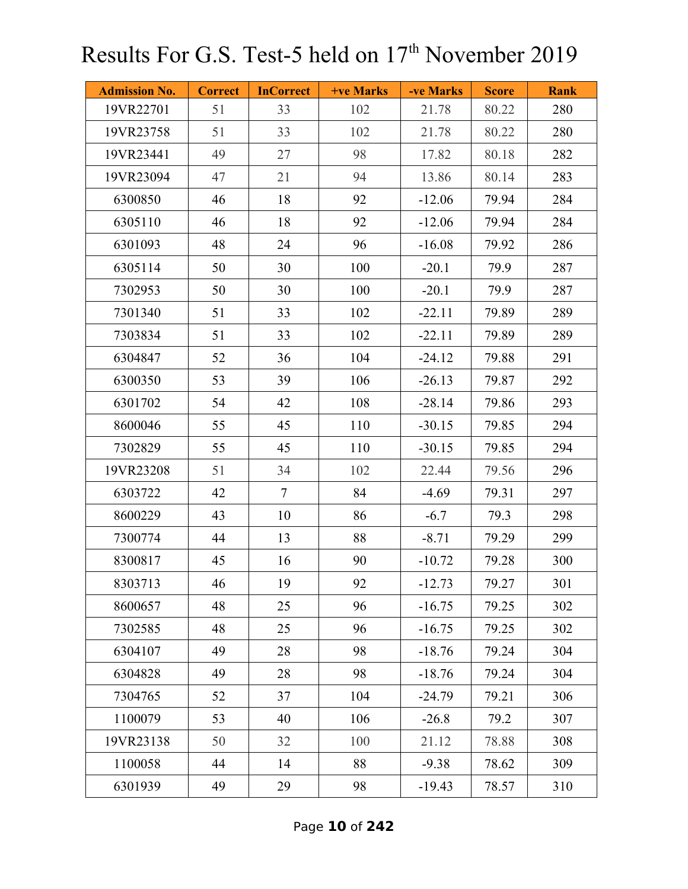# Results For G.S. Test-5 held on 17th November 2019

| Admission No. | Correct | InCorrect | +ve Marks | -ve Marks | Score | Rank |
|---|---|---|---|---|---|---|
| 19VR22701 | 51 | 33 | 102 | 21.78 | 80.22 | 280 |
| 19VR23758 | 51 | 33 | 102 | 21.78 | 80.22 | 280 |
| 19VR23441 | 49 | 27 | 98 | 17.82 | 80.18 | 282 |
| 19VR23094 | 47 | 21 | 94 | 13.86 | 80.14 | 283 |
| 6300850 | 46 | 18 | 92 | -12.06 | 79.94 | 284 |
| 6305110 | 46 | 18 | 92 | -12.06 | 79.94 | 284 |
| 6301093 | 48 | 24 | 96 | -16.08 | 79.92 | 286 |
| 6305114 | 50 | 30 | 100 | -20.1 | 79.9 | 287 |
| 7302953 | 50 | 30 | 100 | -20.1 | 79.9 | 287 |
| 7301340 | 51 | 33 | 102 | -22.11 | 79.89 | 289 |
| 7303834 | 51 | 33 | 102 | -22.11 | 79.89 | 289 |
| 6304847 | 52 | 36 | 104 | -24.12 | 79.88 | 291 |
| 6300350 | 53 | 39 | 106 | -26.13 | 79.87 | 292 |
| 6301702 | 54 | 42 | 108 | -28.14 | 79.86 | 293 |
| 8600046 | 55 | 45 | 110 | -30.15 | 79.85 | 294 |
| 7302829 | 55 | 45 | 110 | -30.15 | 79.85 | 294 |
| 19VR23208 | 51 | 34 | 102 | 22.44 | 79.56 | 296 |
| 6303722 | 42 | 7 | 84 | -4.69 | 79.31 | 297 |
| 8600229 | 43 | 10 | 86 | -6.7 | 79.3 | 298 |
| 7300774 | 44 | 13 | 88 | -8.71 | 79.29 | 299 |
| 8300817 | 45 | 16 | 90 | -10.72 | 79.28 | 300 |
| 8303713 | 46 | 19 | 92 | -12.73 | 79.27 | 301 |
| 8600657 | 48 | 25 | 96 | -16.75 | 79.25 | 302 |
| 7302585 | 48 | 25 | 96 | -16.75 | 79.25 | 302 |
| 6304107 | 49 | 28 | 98 | -18.76 | 79.24 | 304 |
| 6304828 | 49 | 28 | 98 | -18.76 | 79.24 | 304 |
| 7304765 | 52 | 37 | 104 | -24.79 | 79.21 | 306 |
| 1100079 | 53 | 40 | 106 | -26.8 | 79.2 | 307 |
| 19VR23138 | 50 | 32 | 100 | 21.12 | 78.88 | 308 |
| 1100058 | 44 | 14 | 88 | -9.38 | 78.62 | 309 |
| 6301939 | 49 | 29 | 98 | -19.43 | 78.57 | 310 |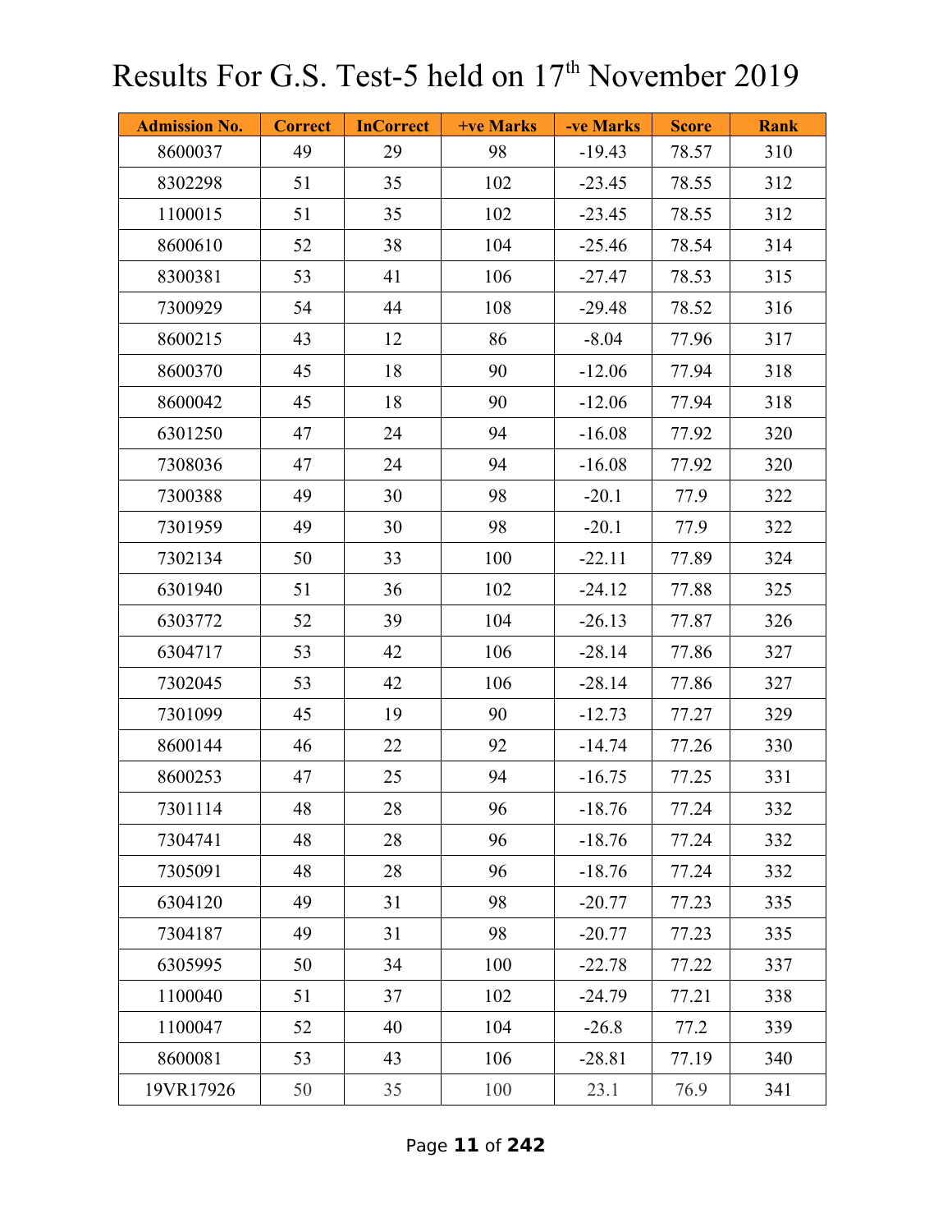# Results For G.S. Test-5 held on 17th November 2019

| Admission No. | Correct | InCorrect | +ve Marks | -ve Marks | Score | Rank |
|---|---|---|---|---|---|---|
| 8600037 | 49 | 29 | 98 | -19.43 | 78.57 | 310 |
| 8302298 | 51 | 35 | 102 | -23.45 | 78.55 | 312 |
| 1100015 | 51 | 35 | 102 | -23.45 | 78.55 | 312 |
| 8600610 | 52 | 38 | 104 | -25.46 | 78.54 | 314 |
| 8300381 | 53 | 41 | 106 | -27.47 | 78.53 | 315 |
| 7300929 | 54 | 44 | 108 | -29.48 | 78.52 | 316 |
| 8600215 | 43 | 12 | 86 | -8.04 | 77.96 | 317 |
| 8600370 | 45 | 18 | 90 | -12.06 | 77.94 | 318 |
| 8600042 | 45 | 18 | 90 | -12.06 | 77.94 | 318 |
| 6301250 | 47 | 24 | 94 | -16.08 | 77.92 | 320 |
| 7308036 | 47 | 24 | 94 | -16.08 | 77.92 | 320 |
| 7300388 | 49 | 30 | 98 | -20.1 | 77.9 | 322 |
| 7301959 | 49 | 30 | 98 | -20.1 | 77.9 | 322 |
| 7302134 | 50 | 33 | 100 | -22.11 | 77.89 | 324 |
| 6301940 | 51 | 36 | 102 | -24.12 | 77.88 | 325 |
| 6303772 | 52 | 39 | 104 | -26.13 | 77.87 | 326 |
| 6304717 | 53 | 42 | 106 | -28.14 | 77.86 | 327 |
| 7302045 | 53 | 42 | 106 | -28.14 | 77.86 | 327 |
| 7301099 | 45 | 19 | 90 | -12.73 | 77.27 | 329 |
| 8600144 | 46 | 22 | 92 | -14.74 | 77.26 | 330 |
| 8600253 | 47 | 25 | 94 | -16.75 | 77.25 | 331 |
| 7301114 | 48 | 28 | 96 | -18.76 | 77.24 | 332 |
| 7304741 | 48 | 28 | 96 | -18.76 | 77.24 | 332 |
| 7305091 | 48 | 28 | 96 | -18.76 | 77.24 | 332 |
| 6304120 | 49 | 31 | 98 | -20.77 | 77.23 | 335 |
| 7304187 | 49 | 31 | 98 | -20.77 | 77.23 | 335 |
| 6305995 | 50 | 34 | 100 | -22.78 | 77.22 | 337 |
| 1100040 | 51 | 37 | 102 | -24.79 | 77.21 | 338 |
| 1100047 | 52 | 40 | 104 | -26.8 | 77.2 | 339 |
| 8600081 | 53 | 43 | 106 | -28.81 | 77.19 | 340 |
| 19VR17926 | 50 | 35 | 100 | 23.1 | 76.9 | 341 |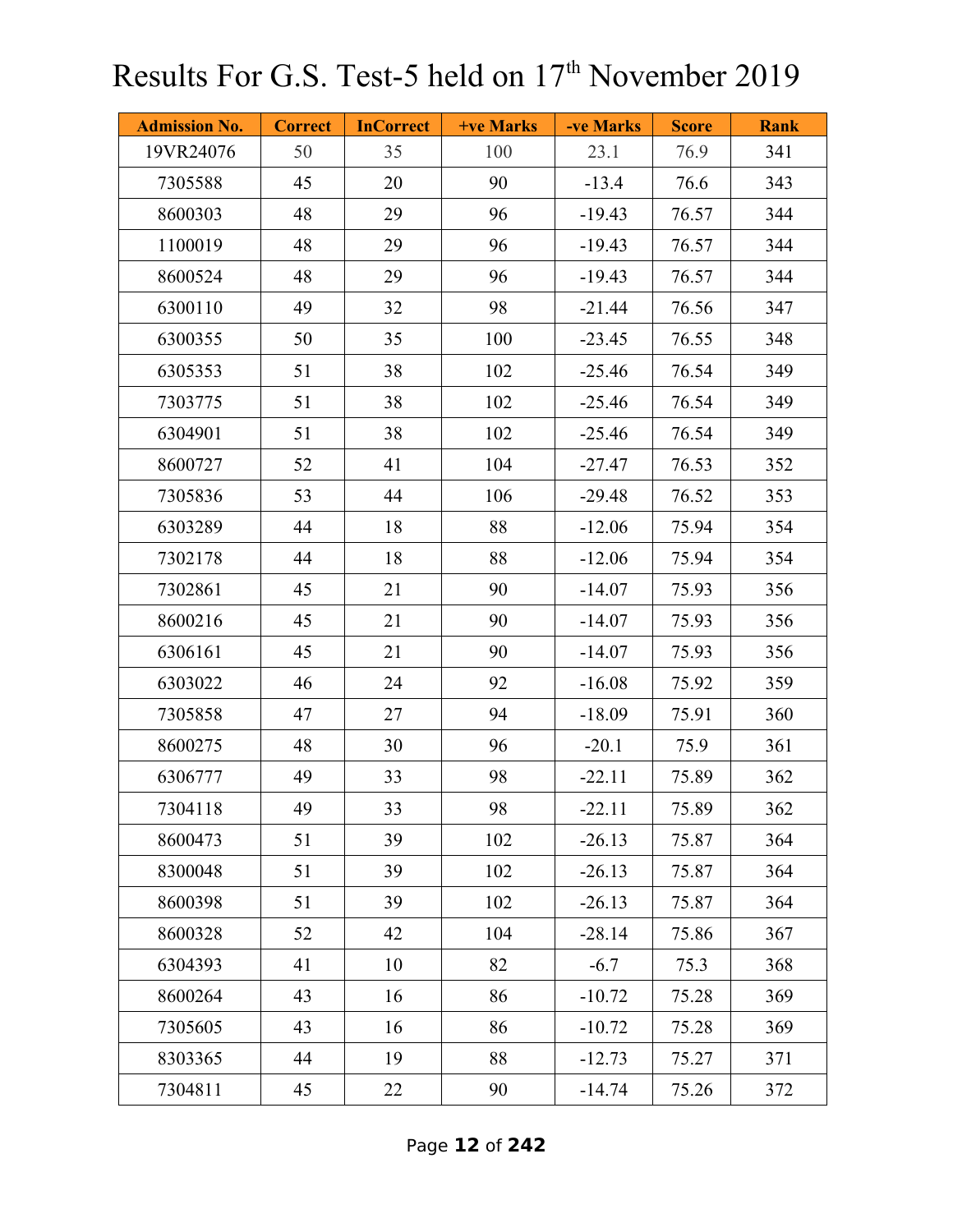# Results For G.S. Test-5 held on 17th November 2019

| Admission No. | Correct | InCorrect | +ve Marks | -ve Marks | Score | Rank |
|---|---|---|---|---|---|---|
| 19VR24076 | 50 | 35 | 100 | 23.1 | 76.9 | 341 |
| 7305588 | 45 | 20 | 90 | -13.4 | 76.6 | 343 |
| 8600303 | 48 | 29 | 96 | -19.43 | 76.57 | 344 |
| 1100019 | 48 | 29 | 96 | -19.43 | 76.57 | 344 |
| 8600524 | 48 | 29 | 96 | -19.43 | 76.57 | 344 |
| 6300110 | 49 | 32 | 98 | -21.44 | 76.56 | 347 |
| 6300355 | 50 | 35 | 100 | -23.45 | 76.55 | 348 |
| 6305353 | 51 | 38 | 102 | -25.46 | 76.54 | 349 |
| 7303775 | 51 | 38 | 102 | -25.46 | 76.54 | 349 |
| 6304901 | 51 | 38 | 102 | -25.46 | 76.54 | 349 |
| 8600727 | 52 | 41 | 104 | -27.47 | 76.53 | 352 |
| 7305836 | 53 | 44 | 106 | -29.48 | 76.52 | 353 |
| 6303289 | 44 | 18 | 88 | -12.06 | 75.94 | 354 |
| 7302178 | 44 | 18 | 88 | -12.06 | 75.94 | 354 |
| 7302861 | 45 | 21 | 90 | -14.07 | 75.93 | 356 |
| 8600216 | 45 | 21 | 90 | -14.07 | 75.93 | 356 |
| 6306161 | 45 | 21 | 90 | -14.07 | 75.93 | 356 |
| 6303022 | 46 | 24 | 92 | -16.08 | 75.92 | 359 |
| 7305858 | 47 | 27 | 94 | -18.09 | 75.91 | 360 |
| 8600275 | 48 | 30 | 96 | -20.1 | 75.9 | 361 |
| 6306777 | 49 | 33 | 98 | -22.11 | 75.89 | 362 |
| 7304118 | 49 | 33 | 98 | -22.11 | 75.89 | 362 |
| 8600473 | 51 | 39 | 102 | -26.13 | 75.87 | 364 |
| 8300048 | 51 | 39 | 102 | -26.13 | 75.87 | 364 |
| 8600398 | 51 | 39 | 102 | -26.13 | 75.87 | 364 |
| 8600328 | 52 | 42 | 104 | -28.14 | 75.86 | 367 |
| 6304393 | 41 | 10 | 82 | -6.7 | 75.3 | 368 |
| 8600264 | 43 | 16 | 86 | -10.72 | 75.28 | 369 |
| 7305605 | 43 | 16 | 86 | -10.72 | 75.28 | 369 |
| 8303365 | 44 | 19 | 88 | -12.73 | 75.27 | 371 |
| 7304811 | 45 | 22 | 90 | -14.74 | 75.26 | 372 |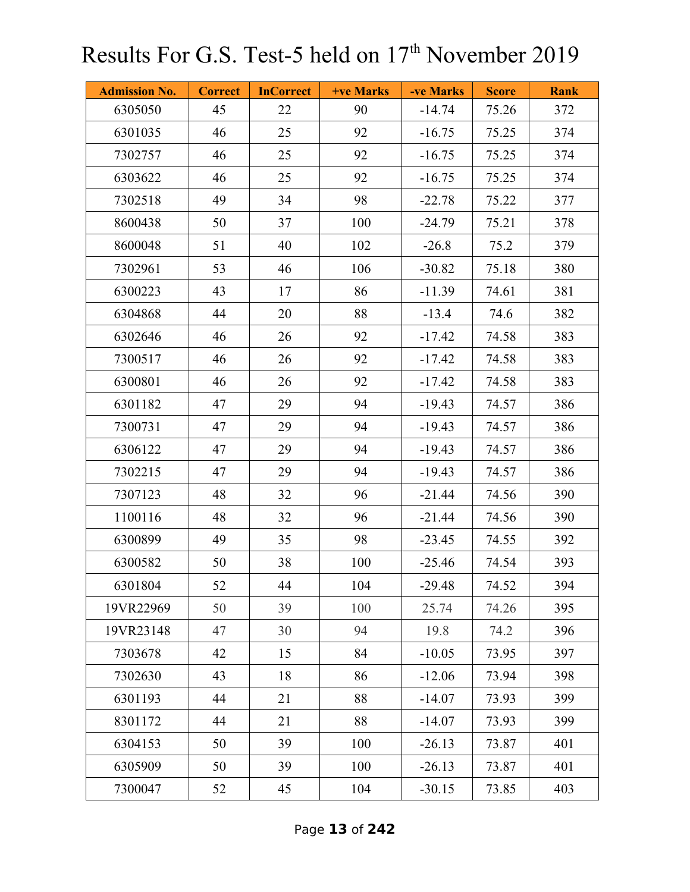# Results For G.S. Test-5 held on 17th November 2019

| Admission No. | Correct | InCorrect | +ve Marks | -ve Marks | Score | Rank |
|---|---|---|---|---|---|---|
| 6305050 | 45 | 22 | 90 | -14.74 | 75.26 | 372 |
| 6301035 | 46 | 25 | 92 | -16.75 | 75.25 | 374 |
| 7302757 | 46 | 25 | 92 | -16.75 | 75.25 | 374 |
| 6303622 | 46 | 25 | 92 | -16.75 | 75.25 | 374 |
| 7302518 | 49 | 34 | 98 | -22.78 | 75.22 | 377 |
| 8600438 | 50 | 37 | 100 | -24.79 | 75.21 | 378 |
| 8600048 | 51 | 40 | 102 | -26.8 | 75.2 | 379 |
| 7302961 | 53 | 46 | 106 | -30.82 | 75.18 | 380 |
| 6300223 | 43 | 17 | 86 | -11.39 | 74.61 | 381 |
| 6304868 | 44 | 20 | 88 | -13.4 | 74.6 | 382 |
| 6302646 | 46 | 26 | 92 | -17.42 | 74.58 | 383 |
| 7300517 | 46 | 26 | 92 | -17.42 | 74.58 | 383 |
| 6300801 | 46 | 26 | 92 | -17.42 | 74.58 | 383 |
| 6301182 | 47 | 29 | 94 | -19.43 | 74.57 | 386 |
| 7300731 | 47 | 29 | 94 | -19.43 | 74.57 | 386 |
| 6306122 | 47 | 29 | 94 | -19.43 | 74.57 | 386 |
| 7302215 | 47 | 29 | 94 | -19.43 | 74.57 | 386 |
| 7307123 | 48 | 32 | 96 | -21.44 | 74.56 | 390 |
| 1100116 | 48 | 32 | 96 | -21.44 | 74.56 | 390 |
| 6300899 | 49 | 35 | 98 | -23.45 | 74.55 | 392 |
| 6300582 | 50 | 38 | 100 | -25.46 | 74.54 | 393 |
| 6301804 | 52 | 44 | 104 | -29.48 | 74.52 | 394 |
| 19VR22969 | 50 | 39 | 100 | 25.74 | 74.26 | 395 |
| 19VR23148 | 47 | 30 | 94 | 19.8 | 74.2 | 396 |
| 7303678 | 42 | 15 | 84 | -10.05 | 73.95 | 397 |
| 7302630 | 43 | 18 | 86 | -12.06 | 73.94 | 398 |
| 6301193 | 44 | 21 | 88 | -14.07 | 73.93 | 399 |
| 8301172 | 44 | 21 | 88 | -14.07 | 73.93 | 399 |
| 6304153 | 50 | 39 | 100 | -26.13 | 73.87 | 401 |
| 6305909 | 50 | 39 | 100 | -26.13 | 73.87 | 401 |
| 7300047 | 52 | 45 | 104 | -30.15 | 73.85 | 403 |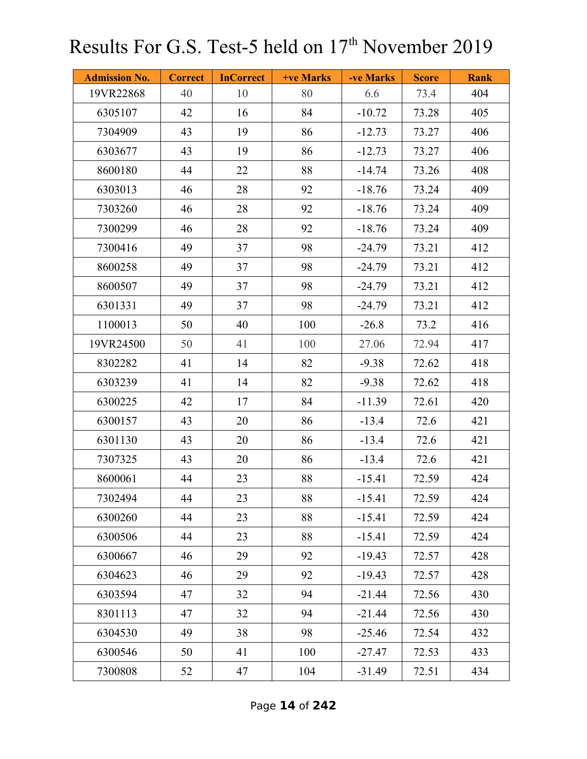# Results For G.S. Test-5 held on 17th November 2019

| Admission No. | Correct | InCorrect | +ve Marks | -ve Marks | Score | Rank |
|---|---|---|---|---|---|---|
| 19VR22868 | 40 | 10 | 80 | 6.6 | 73.4 | 404 |
| 6305107 | 42 | 16 | 84 | -10.72 | 73.28 | 405 |
| 7304909 | 43 | 19 | 86 | -12.73 | 73.27 | 406 |
| 6303677 | 43 | 19 | 86 | -12.73 | 73.27 | 406 |
| 8600180 | 44 | 22 | 88 | -14.74 | 73.26 | 408 |
| 6303013 | 46 | 28 | 92 | -18.76 | 73.24 | 409 |
| 7303260 | 46 | 28 | 92 | -18.76 | 73.24 | 409 |
| 7300299 | 46 | 28 | 92 | -18.76 | 73.24 | 409 |
| 7300416 | 49 | 37 | 98 | -24.79 | 73.21 | 412 |
| 8600258 | 49 | 37 | 98 | -24.79 | 73.21 | 412 |
| 8600507 | 49 | 37 | 98 | -24.79 | 73.21 | 412 |
| 6301331 | 49 | 37 | 98 | -24.79 | 73.21 | 412 |
| 1100013 | 50 | 40 | 100 | -26.8 | 73.2 | 416 |
| 19VR24500 | 50 | 41 | 100 | 27.06 | 72.94 | 417 |
| 8302282 | 41 | 14 | 82 | -9.38 | 72.62 | 418 |
| 6303239 | 41 | 14 | 82 | -9.38 | 72.62 | 418 |
| 6300225 | 42 | 17 | 84 | -11.39 | 72.61 | 420 |
| 6300157 | 43 | 20 | 86 | -13.4 | 72.6 | 421 |
| 6301130 | 43 | 20 | 86 | -13.4 | 72.6 | 421 |
| 7307325 | 43 | 20 | 86 | -13.4 | 72.6 | 421 |
| 8600061 | 44 | 23 | 88 | -15.41 | 72.59 | 424 |
| 7302494 | 44 | 23 | 88 | -15.41 | 72.59 | 424 |
| 6300260 | 44 | 23 | 88 | -15.41 | 72.59 | 424 |
| 6300506 | 44 | 23 | 88 | -15.41 | 72.59 | 424 |
| 6300667 | 46 | 29 | 92 | -19.43 | 72.57 | 428 |
| 6304623 | 46 | 29 | 92 | -19.43 | 72.57 | 428 |
| 6303594 | 47 | 32 | 94 | -21.44 | 72.56 | 430 |
| 8301113 | 47 | 32 | 94 | -21.44 | 72.56 | 430 |
| 6304530 | 49 | 38 | 98 | -25.46 | 72.54 | 432 |
| 6300546 | 50 | 41 | 100 | -27.47 | 72.53 | 433 |
| 7300808 | 52 | 47 | 104 | -31.49 | 72.51 | 434 |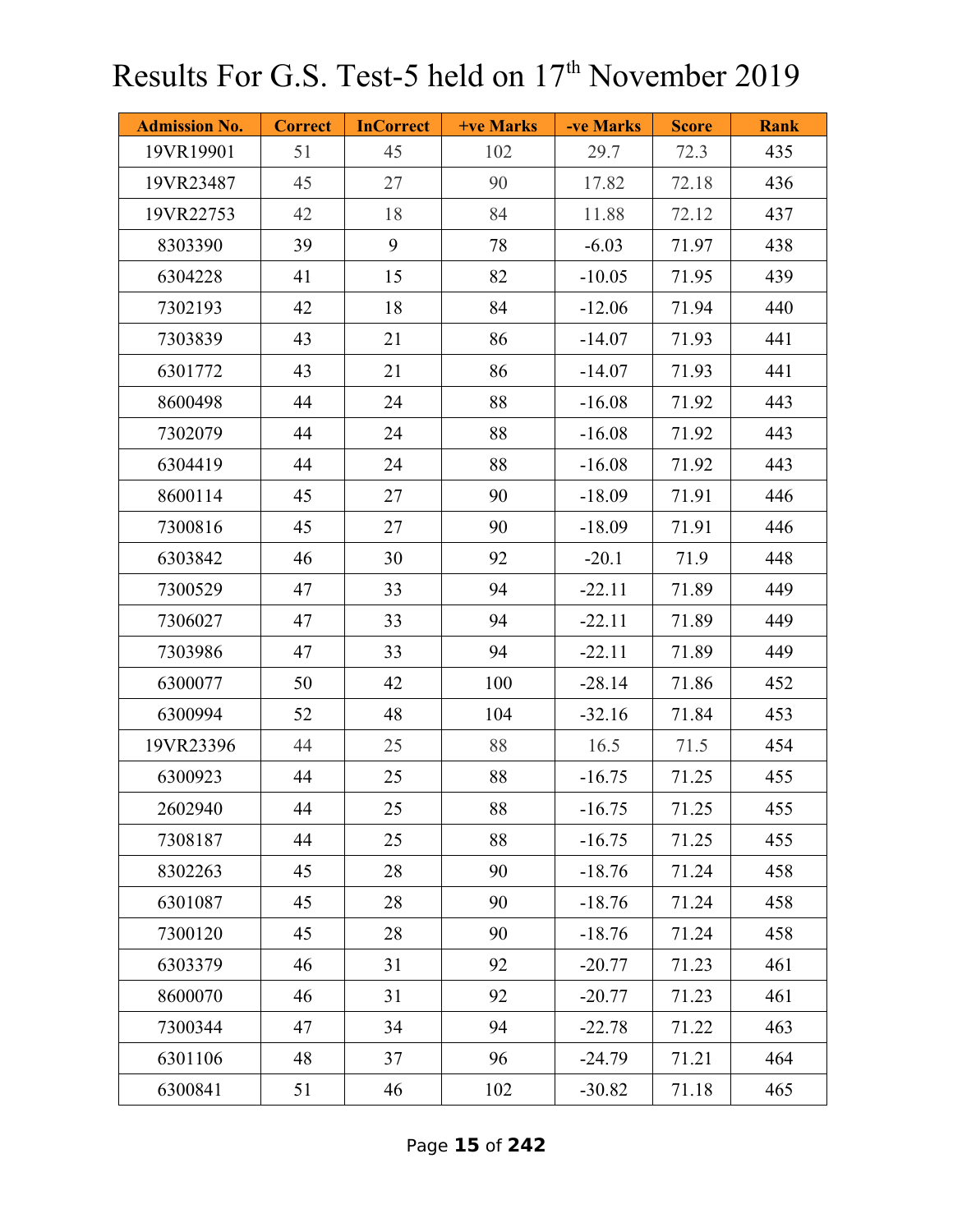# Results For G.S. Test-5 held on 17th November 2019

| Admission No. | Correct | InCorrect | +ve Marks | -ve Marks | Score | Rank |
|---|---|---|---|---|---|---|
| 19VR19901 | 51 | 45 | 102 | 29.7 | 72.3 | 435 |
| 19VR23487 | 45 | 27 | 90 | 17.82 | 72.18 | 436 |
| 19VR22753 | 42 | 18 | 84 | 11.88 | 72.12 | 437 |
| 8303390 | 39 | 9 | 78 | -6.03 | 71.97 | 438 |
| 6304228 | 41 | 15 | 82 | -10.05 | 71.95 | 439 |
| 7302193 | 42 | 18 | 84 | -12.06 | 71.94 | 440 |
| 7303839 | 43 | 21 | 86 | -14.07 | 71.93 | 441 |
| 6301772 | 43 | 21 | 86 | -14.07 | 71.93 | 441 |
| 8600498 | 44 | 24 | 88 | -16.08 | 71.92 | 443 |
| 7302079 | 44 | 24 | 88 | -16.08 | 71.92 | 443 |
| 6304419 | 44 | 24 | 88 | -16.08 | 71.92 | 443 |
| 8600114 | 45 | 27 | 90 | -18.09 | 71.91 | 446 |
| 7300816 | 45 | 27 | 90 | -18.09 | 71.91 | 446 |
| 6303842 | 46 | 30 | 92 | -20.1 | 71.9 | 448 |
| 7300529 | 47 | 33 | 94 | -22.11 | 71.89 | 449 |
| 7306027 | 47 | 33 | 94 | -22.11 | 71.89 | 449 |
| 7303986 | 47 | 33 | 94 | -22.11 | 71.89 | 449 |
| 6300077 | 50 | 42 | 100 | -28.14 | 71.86 | 452 |
| 6300994 | 52 | 48 | 104 | -32.16 | 71.84 | 453 |
| 19VR23396 | 44 | 25 | 88 | 16.5 | 71.5 | 454 |
| 6300923 | 44 | 25 | 88 | -16.75 | 71.25 | 455 |
| 2602940 | 44 | 25 | 88 | -16.75 | 71.25 | 455 |
| 7308187 | 44 | 25 | 88 | -16.75 | 71.25 | 455 |
| 8302263 | 45 | 28 | 90 | -18.76 | 71.24 | 458 |
| 6301087 | 45 | 28 | 90 | -18.76 | 71.24 | 458 |
| 7300120 | 45 | 28 | 90 | -18.76 | 71.24 | 458 |
| 6303379 | 46 | 31 | 92 | -20.77 | 71.23 | 461 |
| 8600070 | 46 | 31 | 92 | -20.77 | 71.23 | 461 |
| 7300344 | 47 | 34 | 94 | -22.78 | 71.22 | 463 |
| 6301106 | 48 | 37 | 96 | -24.79 | 71.21 | 464 |
| 6300841 | 51 | 46 | 102 | -30.82 | 71.18 | 465 |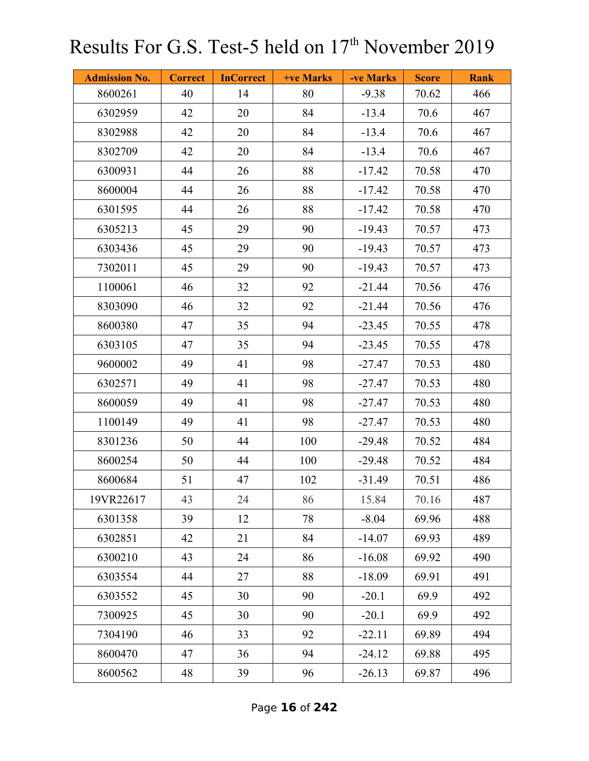# Results For G.S. Test-5 held on 17th November 2019

| Admission No. | Correct | InCorrect | +ve Marks | -ve Marks | Score | Rank |
|---|---|---|---|---|---|---|
| 8600261 | 40 | 14 | 80 | -9.38 | 70.62 | 466 |
| 6302959 | 42 | 20 | 84 | -13.4 | 70.6 | 467 |
| 8302988 | 42 | 20 | 84 | -13.4 | 70.6 | 467 |
| 8302709 | 42 | 20 | 84 | -13.4 | 70.6 | 467 |
| 6300931 | 44 | 26 | 88 | -17.42 | 70.58 | 470 |
| 8600004 | 44 | 26 | 88 | -17.42 | 70.58 | 470 |
| 6301595 | 44 | 26 | 88 | -17.42 | 70.58 | 470 |
| 6305213 | 45 | 29 | 90 | -19.43 | 70.57 | 473 |
| 6303436 | 45 | 29 | 90 | -19.43 | 70.57 | 473 |
| 7302011 | 45 | 29 | 90 | -19.43 | 70.57 | 473 |
| 1100061 | 46 | 32 | 92 | -21.44 | 70.56 | 476 |
| 8303090 | 46 | 32 | 92 | -21.44 | 70.56 | 476 |
| 8600380 | 47 | 35 | 94 | -23.45 | 70.55 | 478 |
| 6303105 | 47 | 35 | 94 | -23.45 | 70.55 | 478 |
| 9600002 | 49 | 41 | 98 | -27.47 | 70.53 | 480 |
| 6302571 | 49 | 41 | 98 | -27.47 | 70.53 | 480 |
| 8600059 | 49 | 41 | 98 | -27.47 | 70.53 | 480 |
| 1100149 | 49 | 41 | 98 | -27.47 | 70.53 | 480 |
| 8301236 | 50 | 44 | 100 | -29.48 | 70.52 | 484 |
| 8600254 | 50 | 44 | 100 | -29.48 | 70.52 | 484 |
| 8600684 | 51 | 47 | 102 | -31.49 | 70.51 | 486 |
| 19VR22617 | 43 | 24 | 86 | 15.84 | 70.16 | 487 |
| 6301358 | 39 | 12 | 78 | -8.04 | 69.96 | 488 |
| 6302851 | 42 | 21 | 84 | -14.07 | 69.93 | 489 |
| 6300210 | 43 | 24 | 86 | -16.08 | 69.92 | 490 |
| 6303554 | 44 | 27 | 88 | -18.09 | 69.91 | 491 |
| 6303552 | 45 | 30 | 90 | -20.1 | 69.9 | 492 |
| 7300925 | 45 | 30 | 90 | -20.1 | 69.9 | 492 |
| 7304190 | 46 | 33 | 92 | -22.11 | 69.89 | 494 |
| 8600470 | 47 | 36 | 94 | -24.12 | 69.88 | 495 |
| 8600562 | 48 | 39 | 96 | -26.13 | 69.87 | 496 |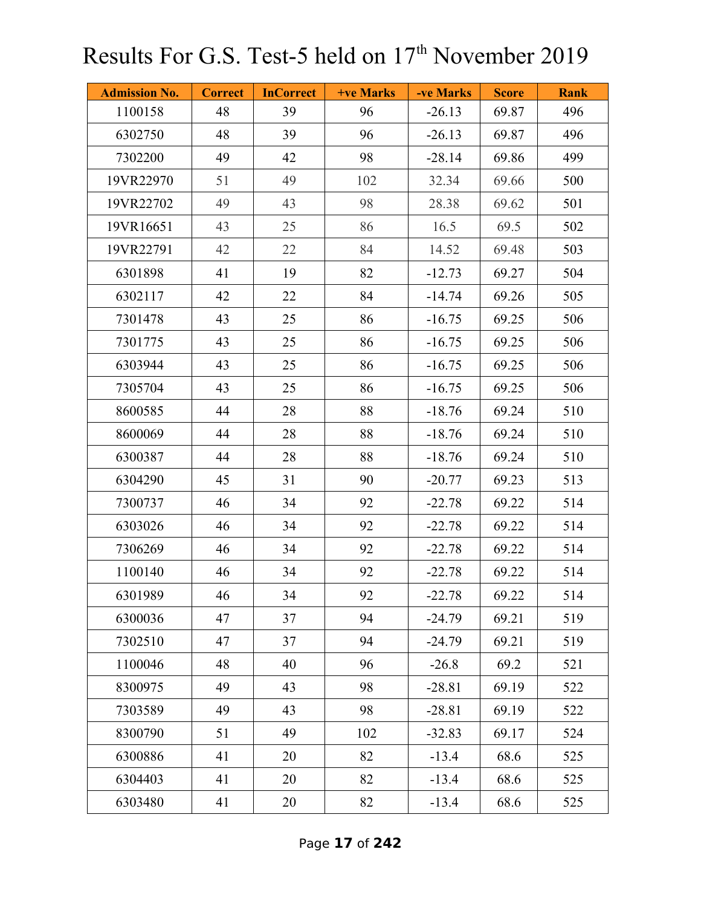# Results For G.S. Test-5 held on 17th November 2019

| Admission No. | Correct | InCorrect | +ve Marks | -ve Marks | Score | Rank |
|---|---|---|---|---|---|---|
| 1100158 | 48 | 39 | 96 | -26.13 | 69.87 | 496 |
| 6302750 | 48 | 39 | 96 | -26.13 | 69.87 | 496 |
| 7302200 | 49 | 42 | 98 | -28.14 | 69.86 | 499 |
| 19VR22970 | 51 | 49 | 102 | 32.34 | 69.66 | 500 |
| 19VR22702 | 49 | 43 | 98 | 28.38 | 69.62 | 501 |
| 19VR16651 | 43 | 25 | 86 | 16.5 | 69.5 | 502 |
| 19VR22791 | 42 | 22 | 84 | 14.52 | 69.48 | 503 |
| 6301898 | 41 | 19 | 82 | -12.73 | 69.27 | 504 |
| 6302117 | 42 | 22 | 84 | -14.74 | 69.26 | 505 |
| 7301478 | 43 | 25 | 86 | -16.75 | 69.25 | 506 |
| 7301775 | 43 | 25 | 86 | -16.75 | 69.25 | 506 |
| 6303944 | 43 | 25 | 86 | -16.75 | 69.25 | 506 |
| 7305704 | 43 | 25 | 86 | -16.75 | 69.25 | 506 |
| 8600585 | 44 | 28 | 88 | -18.76 | 69.24 | 510 |
| 8600069 | 44 | 28 | 88 | -18.76 | 69.24 | 510 |
| 6300387 | 44 | 28 | 88 | -18.76 | 69.24 | 510 |
| 6304290 | 45 | 31 | 90 | -20.77 | 69.23 | 513 |
| 7300737 | 46 | 34 | 92 | -22.78 | 69.22 | 514 |
| 6303026 | 46 | 34 | 92 | -22.78 | 69.22 | 514 |
| 7306269 | 46 | 34 | 92 | -22.78 | 69.22 | 514 |
| 1100140 | 46 | 34 | 92 | -22.78 | 69.22 | 514 |
| 6301989 | 46 | 34 | 92 | -22.78 | 69.22 | 514 |
| 6300036 | 47 | 37 | 94 | -24.79 | 69.21 | 519 |
| 7302510 | 47 | 37 | 94 | -24.79 | 69.21 | 519 |
| 1100046 | 48 | 40 | 96 | -26.8 | 69.2 | 521 |
| 8300975 | 49 | 43 | 98 | -28.81 | 69.19 | 522 |
| 7303589 | 49 | 43 | 98 | -28.81 | 69.19 | 522 |
| 8300790 | 51 | 49 | 102 | -32.83 | 69.17 | 524 |
| 6300886 | 41 | 20 | 82 | -13.4 | 68.6 | 525 |
| 6304403 | 41 | 20 | 82 | -13.4 | 68.6 | 525 |
| 6303480 | 41 | 20 | 82 | -13.4 | 68.6 | 525 |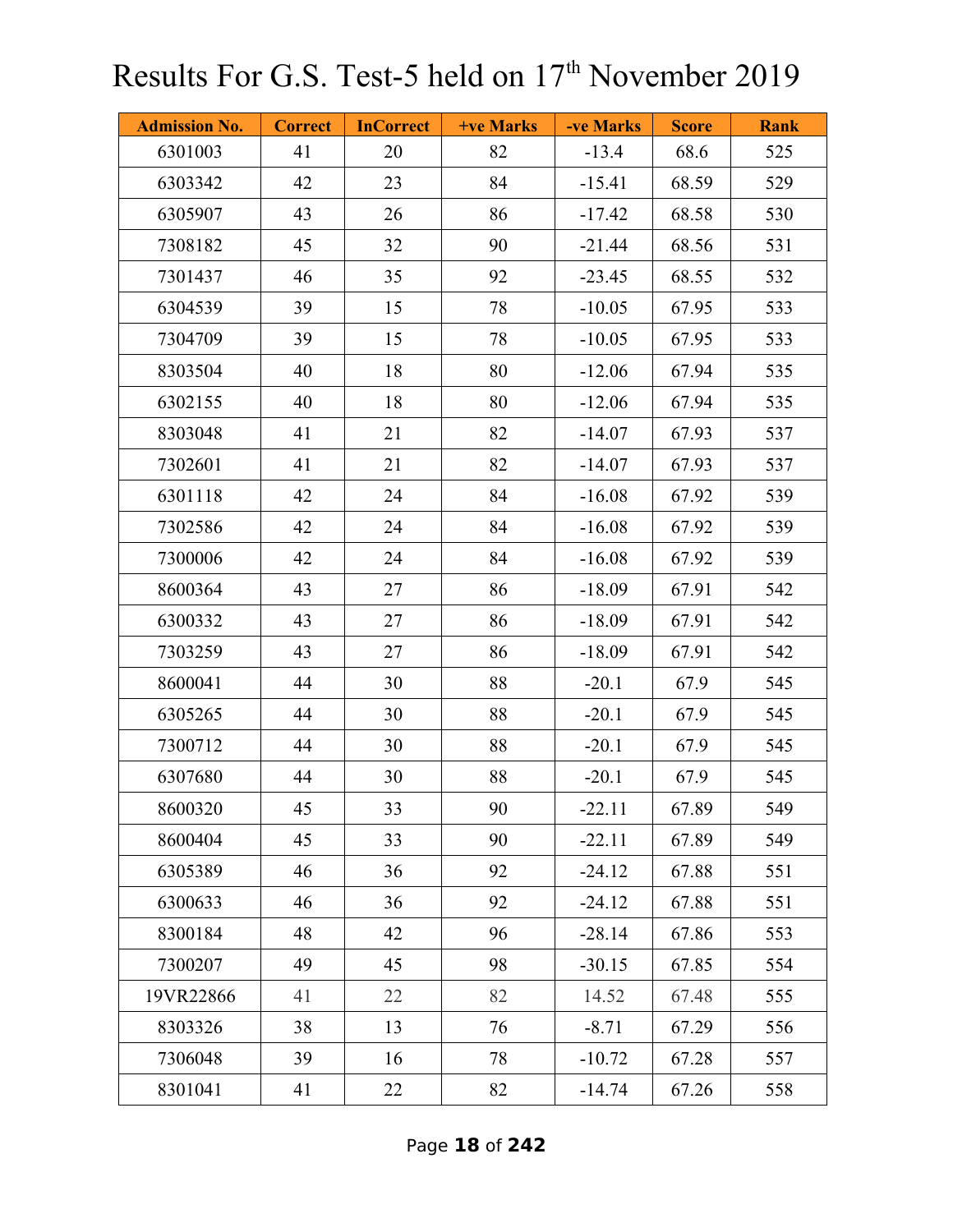# Results For G.S. Test-5 held on 17th November 2019

| Admission No. | Correct | InCorrect | +ve Marks | -ve Marks | Score | Rank |
|---|---|---|---|---|---|---|
| 6301003 | 41 | 20 | 82 | -13.4 | 68.6 | 525 |
| 6303342 | 42 | 23 | 84 | -15.41 | 68.59 | 529 |
| 6305907 | 43 | 26 | 86 | -17.42 | 68.58 | 530 |
| 7308182 | 45 | 32 | 90 | -21.44 | 68.56 | 531 |
| 7301437 | 46 | 35 | 92 | -23.45 | 68.55 | 532 |
| 6304539 | 39 | 15 | 78 | -10.05 | 67.95 | 533 |
| 7304709 | 39 | 15 | 78 | -10.05 | 67.95 | 533 |
| 8303504 | 40 | 18 | 80 | -12.06 | 67.94 | 535 |
| 6302155 | 40 | 18 | 80 | -12.06 | 67.94 | 535 |
| 8303048 | 41 | 21 | 82 | -14.07 | 67.93 | 537 |
| 7302601 | 41 | 21 | 82 | -14.07 | 67.93 | 537 |
| 6301118 | 42 | 24 | 84 | -16.08 | 67.92 | 539 |
| 7302586 | 42 | 24 | 84 | -16.08 | 67.92 | 539 |
| 7300006 | 42 | 24 | 84 | -16.08 | 67.92 | 539 |
| 8600364 | 43 | 27 | 86 | -18.09 | 67.91 | 542 |
| 6300332 | 43 | 27 | 86 | -18.09 | 67.91 | 542 |
| 7303259 | 43 | 27 | 86 | -18.09 | 67.91 | 542 |
| 8600041 | 44 | 30 | 88 | -20.1 | 67.9 | 545 |
| 6305265 | 44 | 30 | 88 | -20.1 | 67.9 | 545 |
| 7300712 | 44 | 30 | 88 | -20.1 | 67.9 | 545 |
| 6307680 | 44 | 30 | 88 | -20.1 | 67.9 | 545 |
| 8600320 | 45 | 33 | 90 | -22.11 | 67.89 | 549 |
| 8600404 | 45 | 33 | 90 | -22.11 | 67.89 | 549 |
| 6305389 | 46 | 36 | 92 | -24.12 | 67.88 | 551 |
| 6300633 | 46 | 36 | 92 | -24.12 | 67.88 | 551 |
| 8300184 | 48 | 42 | 96 | -28.14 | 67.86 | 553 |
| 7300207 | 49 | 45 | 98 | -30.15 | 67.85 | 554 |
| 19VR22866 | 41 | 22 | 82 | 14.52 | 67.48 | 555 |
| 8303326 | 38 | 13 | 76 | -8.71 | 67.29 | 556 |
| 7306048 | 39 | 16 | 78 | -10.72 | 67.28 | 557 |
| 8301041 | 41 | 22 | 82 | -14.74 | 67.26 | 558 |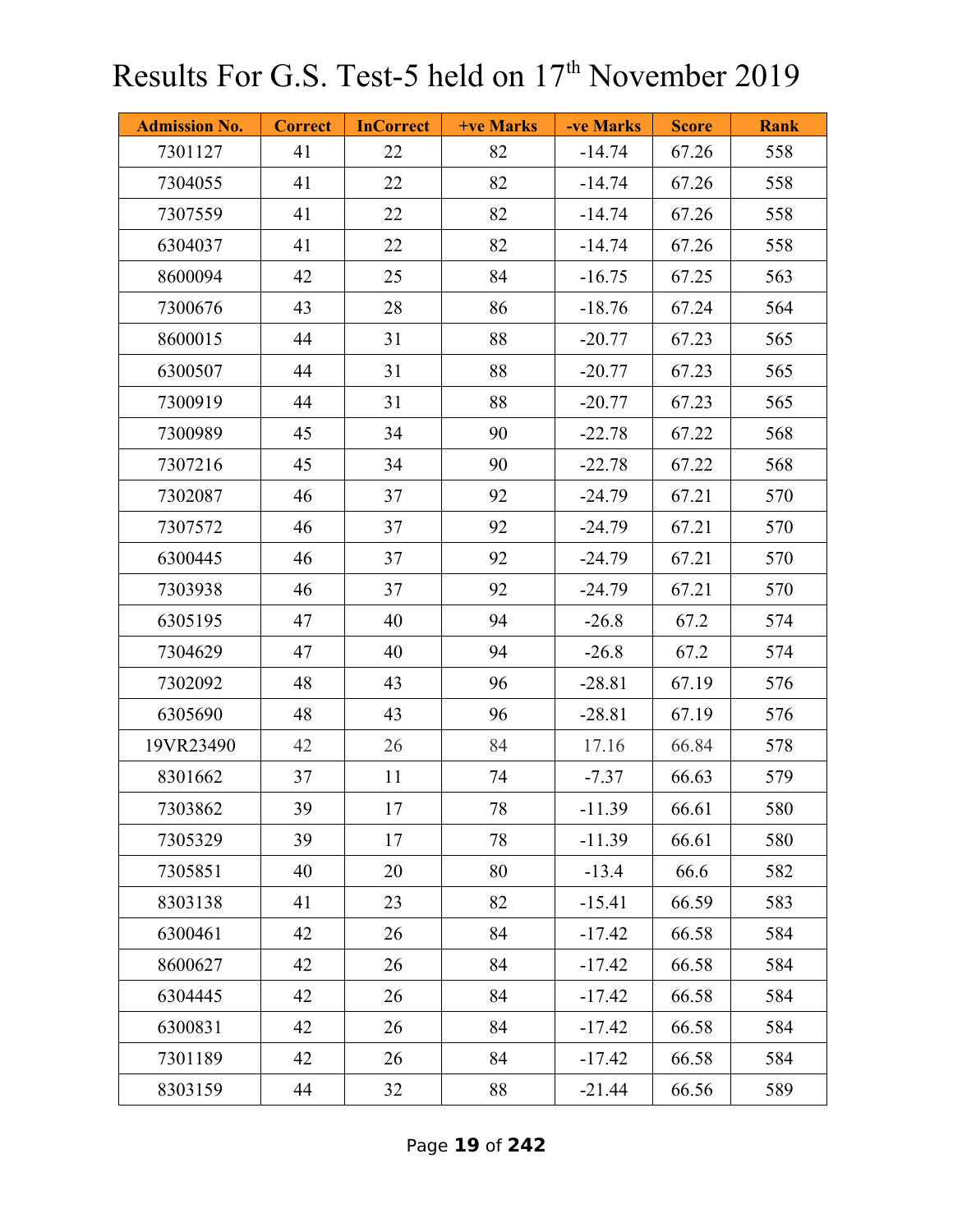# Results For G.S. Test-5 held on 17th November 2019

| Admission No. | Correct | InCorrect | +ve Marks | -ve Marks | Score | Rank |
|---|---|---|---|---|---|---|
| 7301127 | 41 | 22 | 82 | -14.74 | 67.26 | 558 |
| 7304055 | 41 | 22 | 82 | -14.74 | 67.26 | 558 |
| 7307559 | 41 | 22 | 82 | -14.74 | 67.26 | 558 |
| 6304037 | 41 | 22 | 82 | -14.74 | 67.26 | 558 |
| 8600094 | 42 | 25 | 84 | -16.75 | 67.25 | 563 |
| 7300676 | 43 | 28 | 86 | -18.76 | 67.24 | 564 |
| 8600015 | 44 | 31 | 88 | -20.77 | 67.23 | 565 |
| 6300507 | 44 | 31 | 88 | -20.77 | 67.23 | 565 |
| 7300919 | 44 | 31 | 88 | -20.77 | 67.23 | 565 |
| 7300989 | 45 | 34 | 90 | -22.78 | 67.22 | 568 |
| 7307216 | 45 | 34 | 90 | -22.78 | 67.22 | 568 |
| 7302087 | 46 | 37 | 92 | -24.79 | 67.21 | 570 |
| 7307572 | 46 | 37 | 92 | -24.79 | 67.21 | 570 |
| 6300445 | 46 | 37 | 92 | -24.79 | 67.21 | 570 |
| 7303938 | 46 | 37 | 92 | -24.79 | 67.21 | 570 |
| 6305195 | 47 | 40 | 94 | -26.8 | 67.2 | 574 |
| 7304629 | 47 | 40 | 94 | -26.8 | 67.2 | 574 |
| 7302092 | 48 | 43 | 96 | -28.81 | 67.19 | 576 |
| 6305690 | 48 | 43 | 96 | -28.81 | 67.19 | 576 |
| 19VR23490 | 42 | 26 | 84 | 17.16 | 66.84 | 578 |
| 8301662 | 37 | 11 | 74 | -7.37 | 66.63 | 579 |
| 7303862 | 39 | 17 | 78 | -11.39 | 66.61 | 580 |
| 7305329 | 39 | 17 | 78 | -11.39 | 66.61 | 580 |
| 7305851 | 40 | 20 | 80 | -13.4 | 66.6 | 582 |
| 8303138 | 41 | 23 | 82 | -15.41 | 66.59 | 583 |
| 6300461 | 42 | 26 | 84 | -17.42 | 66.58 | 584 |
| 8600627 | 42 | 26 | 84 | -17.42 | 66.58 | 584 |
| 6304445 | 42 | 26 | 84 | -17.42 | 66.58 | 584 |
| 6300831 | 42 | 26 | 84 | -17.42 | 66.58 | 584 |
| 7301189 | 42 | 26 | 84 | -17.42 | 66.58 | 584 |
| 8303159 | 44 | 32 | 88 | -21.44 | 66.56 | 589 |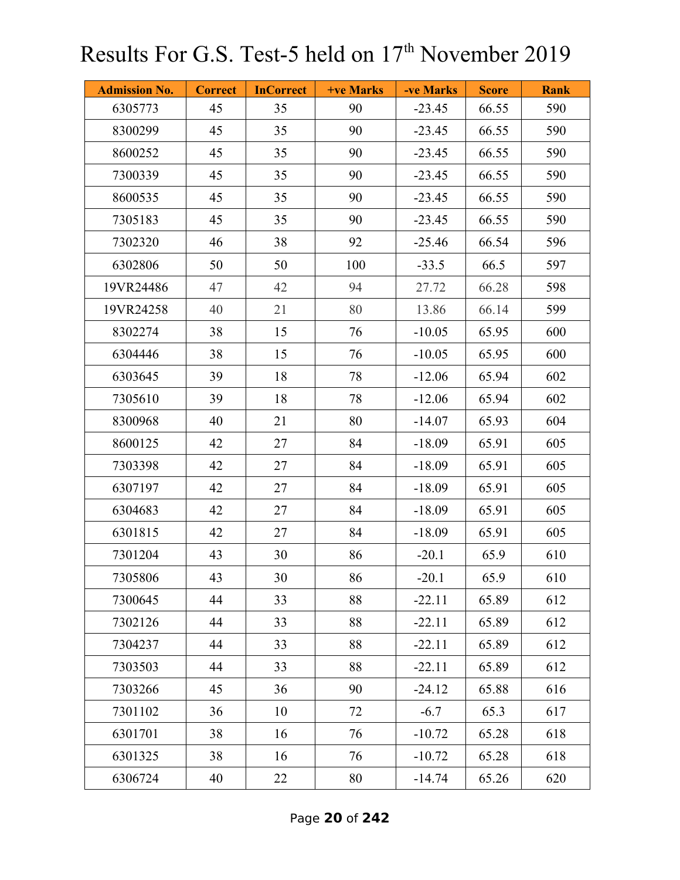# Results For G.S. Test-5 held on 17th November 2019

| Admission No. | Correct | InCorrect | +ve Marks | -ve Marks | Score | Rank |
|---|---|---|---|---|---|---|
| 6305773 | 45 | 35 | 90 | -23.45 | 66.55 | 590 |
| 8300299 | 45 | 35 | 90 | -23.45 | 66.55 | 590 |
| 8600252 | 45 | 35 | 90 | -23.45 | 66.55 | 590 |
| 7300339 | 45 | 35 | 90 | -23.45 | 66.55 | 590 |
| 8600535 | 45 | 35 | 90 | -23.45 | 66.55 | 590 |
| 7305183 | 45 | 35 | 90 | -23.45 | 66.55 | 590 |
| 7302320 | 46 | 38 | 92 | -25.46 | 66.54 | 596 |
| 6302806 | 50 | 50 | 100 | -33.5 | 66.5 | 597 |
| 19VR24486 | 47 | 42 | 94 | 27.72 | 66.28 | 598 |
| 19VR24258 | 40 | 21 | 80 | 13.86 | 66.14 | 599 |
| 8302274 | 38 | 15 | 76 | -10.05 | 65.95 | 600 |
| 6304446 | 38 | 15 | 76 | -10.05 | 65.95 | 600 |
| 6303645 | 39 | 18 | 78 | -12.06 | 65.94 | 602 |
| 7305610 | 39 | 18 | 78 | -12.06 | 65.94 | 602 |
| 8300968 | 40 | 21 | 80 | -14.07 | 65.93 | 604 |
| 8600125 | 42 | 27 | 84 | -18.09 | 65.91 | 605 |
| 7303398 | 42 | 27 | 84 | -18.09 | 65.91 | 605 |
| 6307197 | 42 | 27 | 84 | -18.09 | 65.91 | 605 |
| 6304683 | 42 | 27 | 84 | -18.09 | 65.91 | 605 |
| 6301815 | 42 | 27 | 84 | -18.09 | 65.91 | 605 |
| 7301204 | 43 | 30 | 86 | -20.1 | 65.9 | 610 |
| 7305806 | 43 | 30 | 86 | -20.1 | 65.9 | 610 |
| 7300645 | 44 | 33 | 88 | -22.11 | 65.89 | 612 |
| 7302126 | 44 | 33 | 88 | -22.11 | 65.89 | 612 |
| 7304237 | 44 | 33 | 88 | -22.11 | 65.89 | 612 |
| 7303503 | 44 | 33 | 88 | -22.11 | 65.89 | 612 |
| 7303266 | 45 | 36 | 90 | -24.12 | 65.88 | 616 |
| 7301102 | 36 | 10 | 72 | -6.7 | 65.3 | 617 |
| 6301701 | 38 | 16 | 76 | -10.72 | 65.28 | 618 |
| 6301325 | 38 | 16 | 76 | -10.72 | 65.28 | 618 |
| 6306724 | 40 | 22 | 80 | -14.74 | 65.26 | 620 |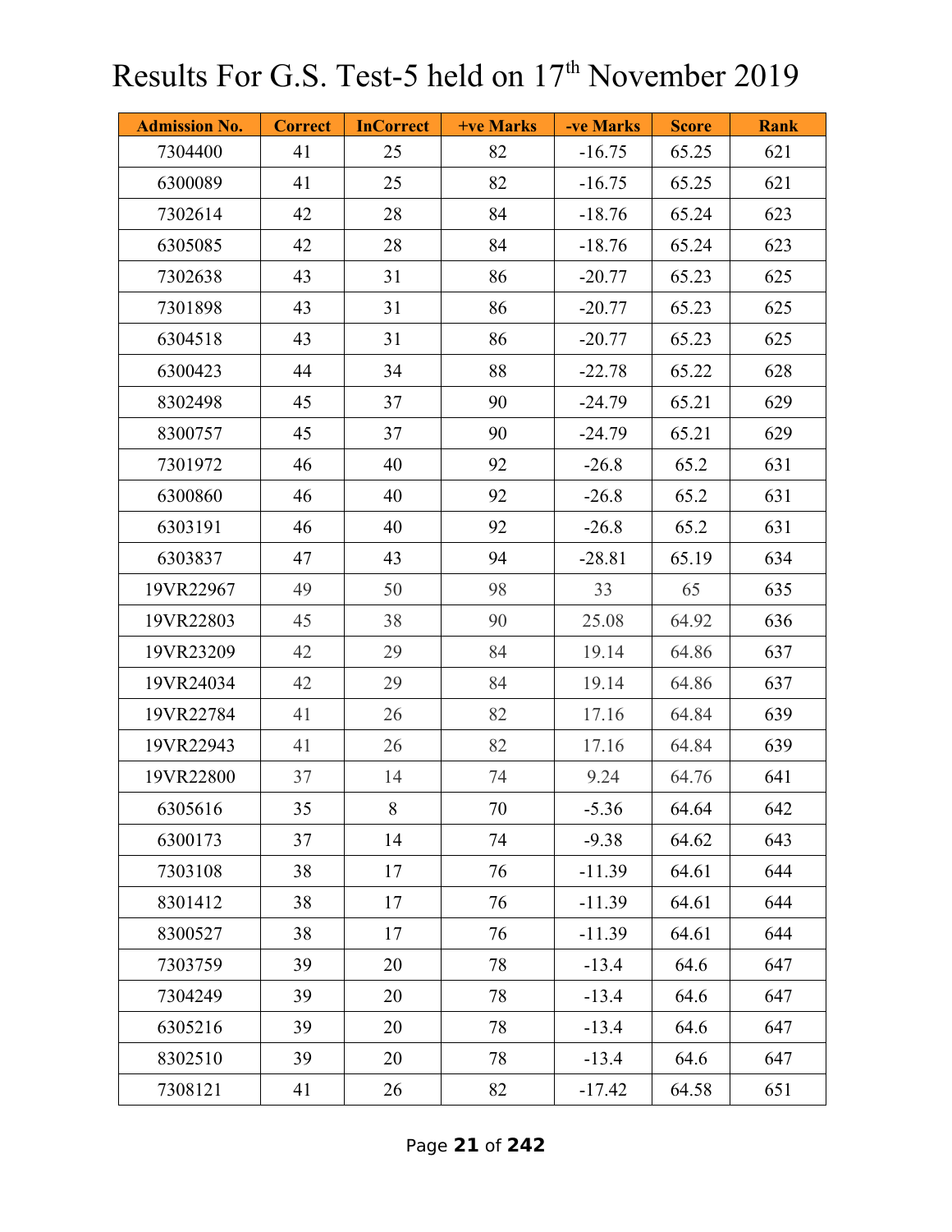# Results For G.S. Test-5 held on 17th November 2019

| Admission No. | Correct | InCorrect | +ve Marks | -ve Marks | Score | Rank |
|---|---|---|---|---|---|---|
| 7304400 | 41 | 25 | 82 | -16.75 | 65.25 | 621 |
| 6300089 | 41 | 25 | 82 | -16.75 | 65.25 | 621 |
| 7302614 | 42 | 28 | 84 | -18.76 | 65.24 | 623 |
| 6305085 | 42 | 28 | 84 | -18.76 | 65.24 | 623 |
| 7302638 | 43 | 31 | 86 | -20.77 | 65.23 | 625 |
| 7301898 | 43 | 31 | 86 | -20.77 | 65.23 | 625 |
| 6304518 | 43 | 31 | 86 | -20.77 | 65.23 | 625 |
| 6300423 | 44 | 34 | 88 | -22.78 | 65.22 | 628 |
| 8302498 | 45 | 37 | 90 | -24.79 | 65.21 | 629 |
| 8300757 | 45 | 37 | 90 | -24.79 | 65.21 | 629 |
| 7301972 | 46 | 40 | 92 | -26.8 | 65.2 | 631 |
| 6300860 | 46 | 40 | 92 | -26.8 | 65.2 | 631 |
| 6303191 | 46 | 40 | 92 | -26.8 | 65.2 | 631 |
| 6303837 | 47 | 43 | 94 | -28.81 | 65.19 | 634 |
| 19VR22967 | 49 | 50 | 98 | 33 | 65 | 635 |
| 19VR22803 | 45 | 38 | 90 | 25.08 | 64.92 | 636 |
| 19VR23209 | 42 | 29 | 84 | 19.14 | 64.86 | 637 |
| 19VR24034 | 42 | 29 | 84 | 19.14 | 64.86 | 637 |
| 19VR22784 | 41 | 26 | 82 | 17.16 | 64.84 | 639 |
| 19VR22943 | 41 | 26 | 82 | 17.16 | 64.84 | 639 |
| 19VR22800 | 37 | 14 | 74 | 9.24 | 64.76 | 641 |
| 6305616 | 35 | 8 | 70 | -5.36 | 64.64 | 642 |
| 6300173 | 37 | 14 | 74 | -9.38 | 64.62 | 643 |
| 7303108 | 38 | 17 | 76 | -11.39 | 64.61 | 644 |
| 8301412 | 38 | 17 | 76 | -11.39 | 64.61 | 644 |
| 8300527 | 38 | 17 | 76 | -11.39 | 64.61 | 644 |
| 7303759 | 39 | 20 | 78 | -13.4 | 64.6 | 647 |
| 7304249 | 39 | 20 | 78 | -13.4 | 64.6 | 647 |
| 6305216 | 39 | 20 | 78 | -13.4 | 64.6 | 647 |
| 8302510 | 39 | 20 | 78 | -13.4 | 64.6 | 647 |
| 7308121 | 41 | 26 | 82 | -17.42 | 64.58 | 651 |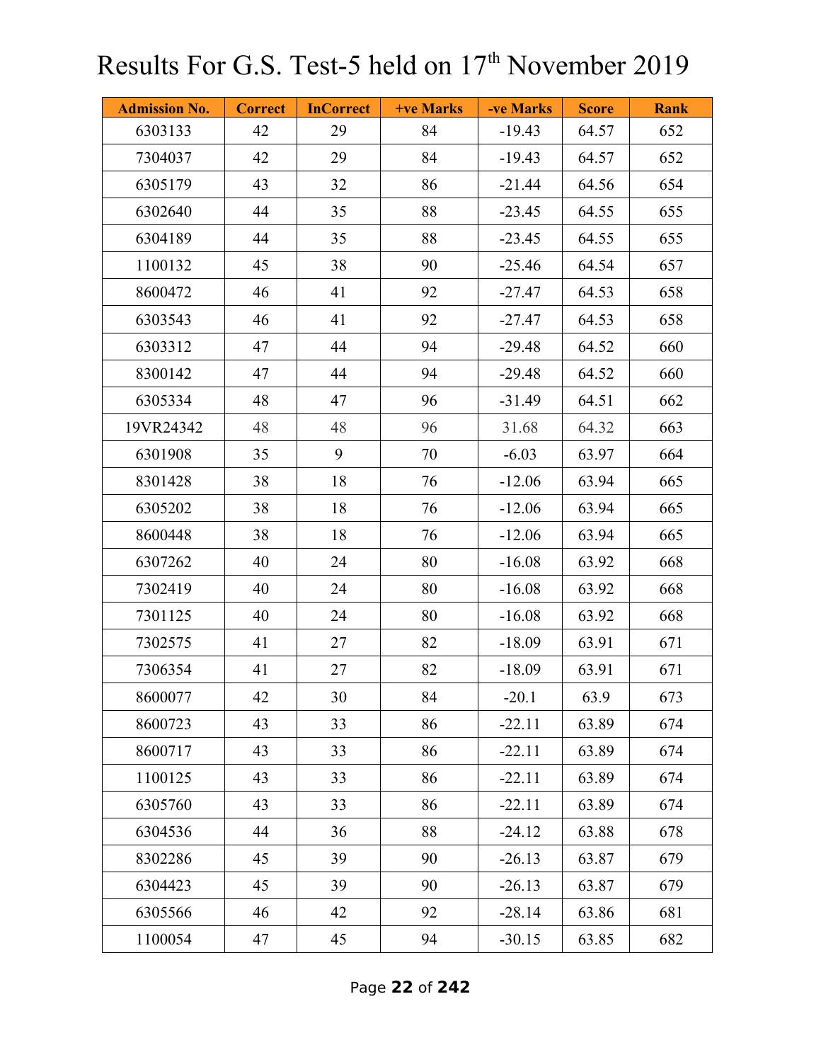# Results For G.S. Test-5 held on 17th November 2019

| Admission No. | Correct | InCorrect | +ve Marks | -ve Marks | Score | Rank |
|---|---|---|---|---|---|---|
| 6303133 | 42 | 29 | 84 | -19.43 | 64.57 | 652 |
| 7304037 | 42 | 29 | 84 | -19.43 | 64.57 | 652 |
| 6305179 | 43 | 32 | 86 | -21.44 | 64.56 | 654 |
| 6302640 | 44 | 35 | 88 | -23.45 | 64.55 | 655 |
| 6304189 | 44 | 35 | 88 | -23.45 | 64.55 | 655 |
| 1100132 | 45 | 38 | 90 | -25.46 | 64.54 | 657 |
| 8600472 | 46 | 41 | 92 | -27.47 | 64.53 | 658 |
| 6303543 | 46 | 41 | 92 | -27.47 | 64.53 | 658 |
| 6303312 | 47 | 44 | 94 | -29.48 | 64.52 | 660 |
| 8300142 | 47 | 44 | 94 | -29.48 | 64.52 | 660 |
| 6305334 | 48 | 47 | 96 | -31.49 | 64.51 | 662 |
| 19VR24342 | 48 | 48 | 96 | 31.68 | 64.32 | 663 |
| 6301908 | 35 | 9 | 70 | -6.03 | 63.97 | 664 |
| 8301428 | 38 | 18 | 76 | -12.06 | 63.94 | 665 |
| 6305202 | 38 | 18 | 76 | -12.06 | 63.94 | 665 |
| 8600448 | 38 | 18 | 76 | -12.06 | 63.94 | 665 |
| 6307262 | 40 | 24 | 80 | -16.08 | 63.92 | 668 |
| 7302419 | 40 | 24 | 80 | -16.08 | 63.92 | 668 |
| 7301125 | 40 | 24 | 80 | -16.08 | 63.92 | 668 |
| 7302575 | 41 | 27 | 82 | -18.09 | 63.91 | 671 |
| 7306354 | 41 | 27 | 82 | -18.09 | 63.91 | 671 |
| 8600077 | 42 | 30 | 84 | -20.1 | 63.9 | 673 |
| 8600723 | 43 | 33 | 86 | -22.11 | 63.89 | 674 |
| 8600717 | 43 | 33 | 86 | -22.11 | 63.89 | 674 |
| 1100125 | 43 | 33 | 86 | -22.11 | 63.89 | 674 |
| 6305760 | 43 | 33 | 86 | -22.11 | 63.89 | 674 |
| 6304536 | 44 | 36 | 88 | -24.12 | 63.88 | 678 |
| 8302286 | 45 | 39 | 90 | -26.13 | 63.87 | 679 |
| 6304423 | 45 | 39 | 90 | -26.13 | 63.87 | 679 |
| 6305566 | 46 | 42 | 92 | -28.14 | 63.86 | 681 |
| 1100054 | 47 | 45 | 94 | -30.15 | 63.85 | 682 |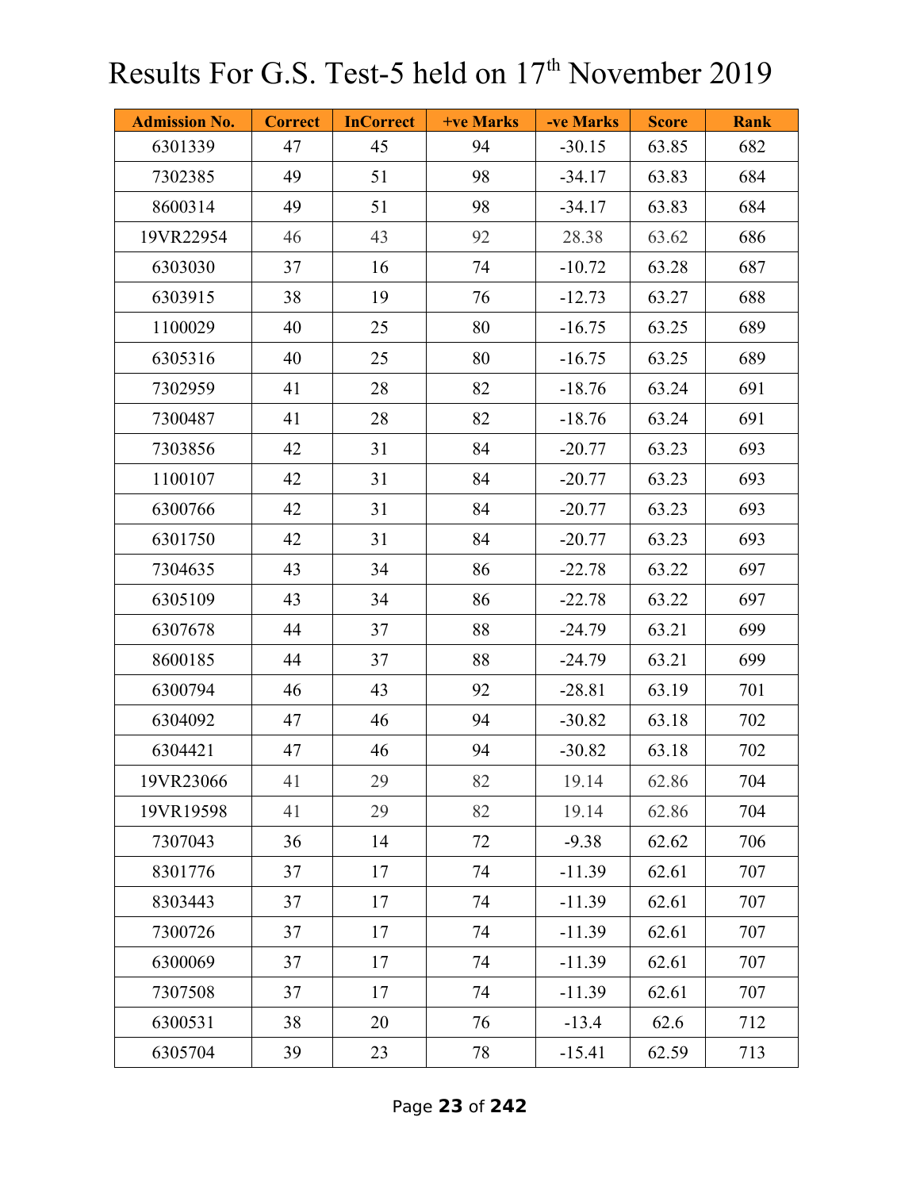# Results For G.S. Test-5 held on 17th November 2019

| Admission No. | Correct | InCorrect | +ve Marks | -ve Marks | Score | Rank |
|---|---|---|---|---|---|---|
| 6301339 | 47 | 45 | 94 | -30.15 | 63.85 | 682 |
| 7302385 | 49 | 51 | 98 | -34.17 | 63.83 | 684 |
| 8600314 | 49 | 51 | 98 | -34.17 | 63.83 | 684 |
| 19VR22954 | 46 | 43 | 92 | 28.38 | 63.62 | 686 |
| 6303030 | 37 | 16 | 74 | -10.72 | 63.28 | 687 |
| 6303915 | 38 | 19 | 76 | -12.73 | 63.27 | 688 |
| 1100029 | 40 | 25 | 80 | -16.75 | 63.25 | 689 |
| 6305316 | 40 | 25 | 80 | -16.75 | 63.25 | 689 |
| 7302959 | 41 | 28 | 82 | -18.76 | 63.24 | 691 |
| 7300487 | 41 | 28 | 82 | -18.76 | 63.24 | 691 |
| 7303856 | 42 | 31 | 84 | -20.77 | 63.23 | 693 |
| 1100107 | 42 | 31 | 84 | -20.77 | 63.23 | 693 |
| 6300766 | 42 | 31 | 84 | -20.77 | 63.23 | 693 |
| 6301750 | 42 | 31 | 84 | -20.77 | 63.23 | 693 |
| 7304635 | 43 | 34 | 86 | -22.78 | 63.22 | 697 |
| 6305109 | 43 | 34 | 86 | -22.78 | 63.22 | 697 |
| 6307678 | 44 | 37 | 88 | -24.79 | 63.21 | 699 |
| 8600185 | 44 | 37 | 88 | -24.79 | 63.21 | 699 |
| 6300794 | 46 | 43 | 92 | -28.81 | 63.19 | 701 |
| 6304092 | 47 | 46 | 94 | -30.82 | 63.18 | 702 |
| 6304421 | 47 | 46 | 94 | -30.82 | 63.18 | 702 |
| 19VR23066 | 41 | 29 | 82 | 19.14 | 62.86 | 704 |
| 19VR19598 | 41 | 29 | 82 | 19.14 | 62.86 | 704 |
| 7307043 | 36 | 14 | 72 | -9.38 | 62.62 | 706 |
| 8301776 | 37 | 17 | 74 | -11.39 | 62.61 | 707 |
| 8303443 | 37 | 17 | 74 | -11.39 | 62.61 | 707 |
| 7300726 | 37 | 17 | 74 | -11.39 | 62.61 | 707 |
| 6300069 | 37 | 17 | 74 | -11.39 | 62.61 | 707 |
| 7307508 | 37 | 17 | 74 | -11.39 | 62.61 | 707 |
| 6300531 | 38 | 20 | 76 | -13.4 | 62.6 | 712 |
| 6305704 | 39 | 23 | 78 | -15.41 | 62.59 | 713 |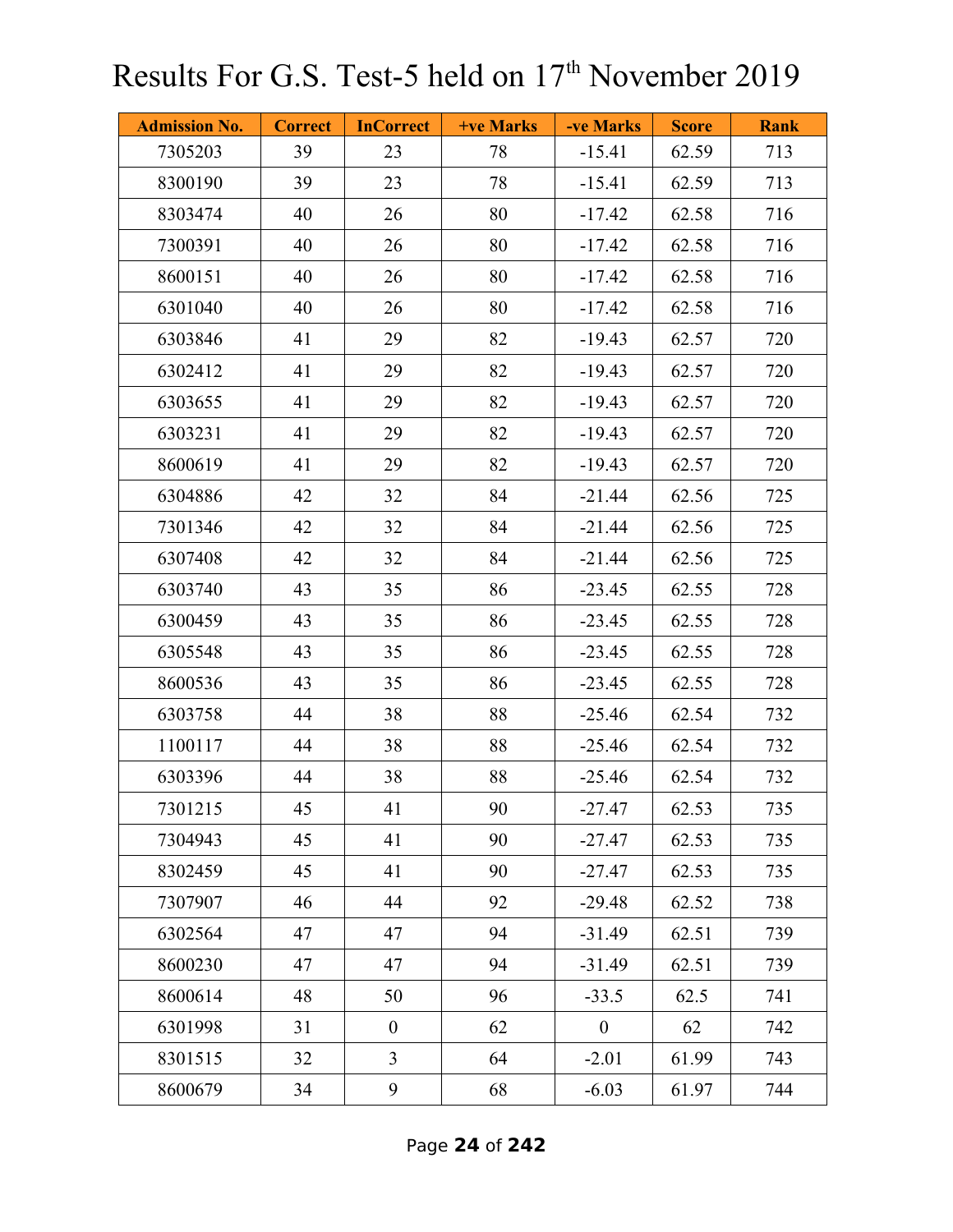# Results For G.S. Test-5 held on 17th November 2019

| Admission No. | Correct | InCorrect | +ve Marks | -ve Marks | Score | Rank |
|---|---|---|---|---|---|---|
| 7305203 | 39 | 23 | 78 | -15.41 | 62.59 | 713 |
| 8300190 | 39 | 23 | 78 | -15.41 | 62.59 | 713 |
| 8303474 | 40 | 26 | 80 | -17.42 | 62.58 | 716 |
| 7300391 | 40 | 26 | 80 | -17.42 | 62.58 | 716 |
| 8600151 | 40 | 26 | 80 | -17.42 | 62.58 | 716 |
| 6301040 | 40 | 26 | 80 | -17.42 | 62.58 | 716 |
| 6303846 | 41 | 29 | 82 | -19.43 | 62.57 | 720 |
| 6302412 | 41 | 29 | 82 | -19.43 | 62.57 | 720 |
| 6303655 | 41 | 29 | 82 | -19.43 | 62.57 | 720 |
| 6303231 | 41 | 29 | 82 | -19.43 | 62.57 | 720 |
| 8600619 | 41 | 29 | 82 | -19.43 | 62.57 | 720 |
| 6304886 | 42 | 32 | 84 | -21.44 | 62.56 | 725 |
| 7301346 | 42 | 32 | 84 | -21.44 | 62.56 | 725 |
| 6307408 | 42 | 32 | 84 | -21.44 | 62.56 | 725 |
| 6303740 | 43 | 35 | 86 | -23.45 | 62.55 | 728 |
| 6300459 | 43 | 35 | 86 | -23.45 | 62.55 | 728 |
| 6305548 | 43 | 35 | 86 | -23.45 | 62.55 | 728 |
| 8600536 | 43 | 35 | 86 | -23.45 | 62.55 | 728 |
| 6303758 | 44 | 38 | 88 | -25.46 | 62.54 | 732 |
| 1100117 | 44 | 38 | 88 | -25.46 | 62.54 | 732 |
| 6303396 | 44 | 38 | 88 | -25.46 | 62.54 | 732 |
| 7301215 | 45 | 41 | 90 | -27.47 | 62.53 | 735 |
| 7304943 | 45 | 41 | 90 | -27.47 | 62.53 | 735 |
| 8302459 | 45 | 41 | 90 | -27.47 | 62.53 | 735 |
| 7307907 | 46 | 44 | 92 | -29.48 | 62.52 | 738 |
| 6302564 | 47 | 47 | 94 | -31.49 | 62.51 | 739 |
| 8600230 | 47 | 47 | 94 | -31.49 | 62.51 | 739 |
| 8600614 | 48 | 50 | 96 | -33.5 | 62.5 | 741 |
| 6301998 | 31 | 0 | 62 | 0 | 62 | 742 |
| 8301515 | 32 | 3 | 64 | -2.01 | 61.99 | 743 |
| 8600679 | 34 | 9 | 68 | -6.03 | 61.97 | 744 |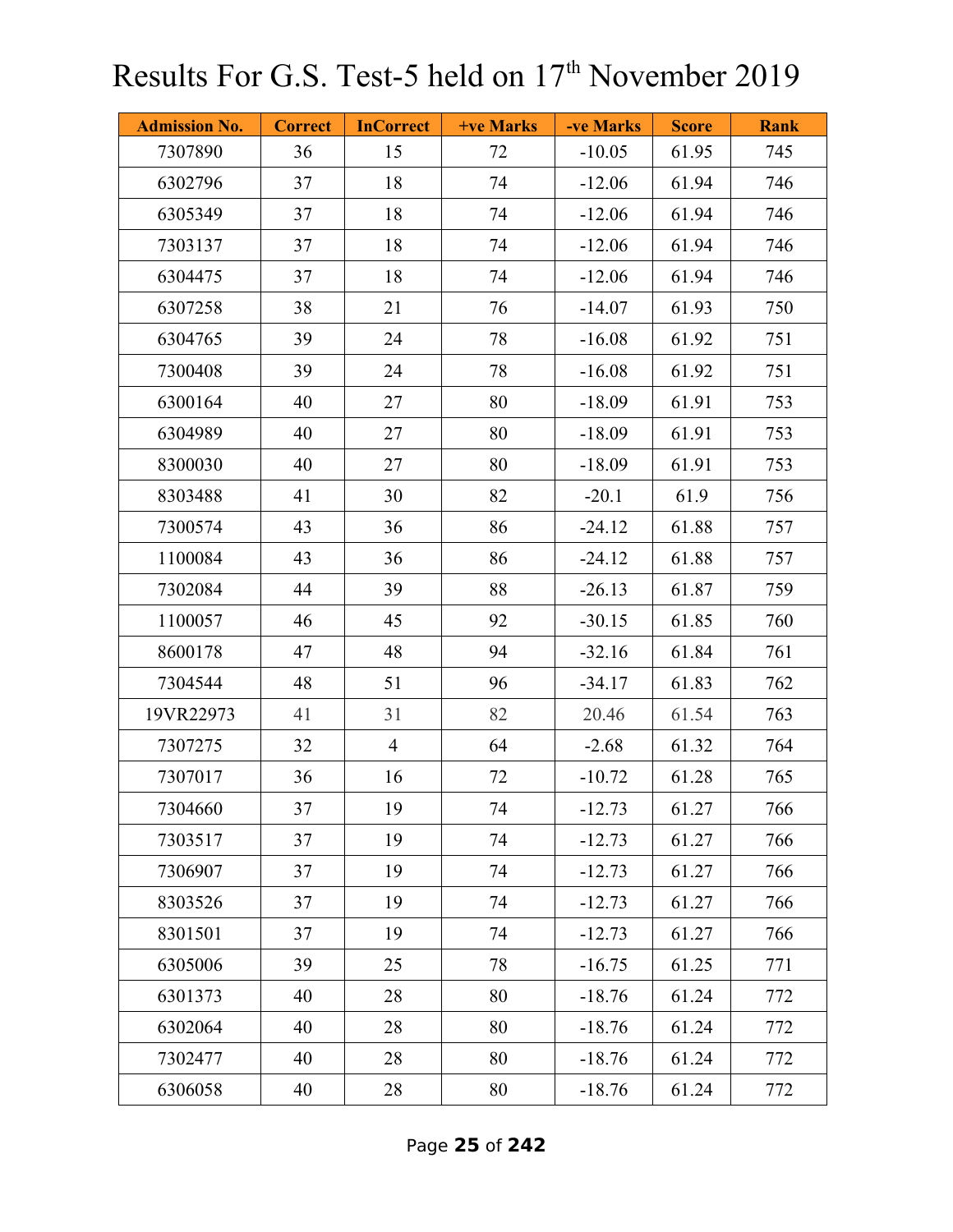# Results For G.S. Test-5 held on 17th November 2019

| Admission No. | Correct | InCorrect | +ve Marks | -ve Marks | Score | Rank |
|---|---|---|---|---|---|---|
| 7307890 | 36 | 15 | 72 | -10.05 | 61.95 | 745 |
| 6302796 | 37 | 18 | 74 | -12.06 | 61.94 | 746 |
| 6305349 | 37 | 18 | 74 | -12.06 | 61.94 | 746 |
| 7303137 | 37 | 18 | 74 | -12.06 | 61.94 | 746 |
| 6304475 | 37 | 18 | 74 | -12.06 | 61.94 | 746 |
| 6307258 | 38 | 21 | 76 | -14.07 | 61.93 | 750 |
| 6304765 | 39 | 24 | 78 | -16.08 | 61.92 | 751 |
| 7300408 | 39 | 24 | 78 | -16.08 | 61.92 | 751 |
| 6300164 | 40 | 27 | 80 | -18.09 | 61.91 | 753 |
| 6304989 | 40 | 27 | 80 | -18.09 | 61.91 | 753 |
| 8300030 | 40 | 27 | 80 | -18.09 | 61.91 | 753 |
| 8303488 | 41 | 30 | 82 | -20.1 | 61.9 | 756 |
| 7300574 | 43 | 36 | 86 | -24.12 | 61.88 | 757 |
| 1100084 | 43 | 36 | 86 | -24.12 | 61.88 | 757 |
| 7302084 | 44 | 39 | 88 | -26.13 | 61.87 | 759 |
| 1100057 | 46 | 45 | 92 | -30.15 | 61.85 | 760 |
| 8600178 | 47 | 48 | 94 | -32.16 | 61.84 | 761 |
| 7304544 | 48 | 51 | 96 | -34.17 | 61.83 | 762 |
| 19VR22973 | 41 | 31 | 82 | 20.46 | 61.54 | 763 |
| 7307275 | 32 | 4 | 64 | -2.68 | 61.32 | 764 |
| 7307017 | 36 | 16 | 72 | -10.72 | 61.28 | 765 |
| 7304660 | 37 | 19 | 74 | -12.73 | 61.27 | 766 |
| 7303517 | 37 | 19 | 74 | -12.73 | 61.27 | 766 |
| 7306907 | 37 | 19 | 74 | -12.73 | 61.27 | 766 |
| 8303526 | 37 | 19 | 74 | -12.73 | 61.27 | 766 |
| 8301501 | 37 | 19 | 74 | -12.73 | 61.27 | 766 |
| 6305006 | 39 | 25 | 78 | -16.75 | 61.25 | 771 |
| 6301373 | 40 | 28 | 80 | -18.76 | 61.24 | 772 |
| 6302064 | 40 | 28 | 80 | -18.76 | 61.24 | 772 |
| 7302477 | 40 | 28 | 80 | -18.76 | 61.24 | 772 |
| 6306058 | 40 | 28 | 80 | -18.76 | 61.24 | 772 |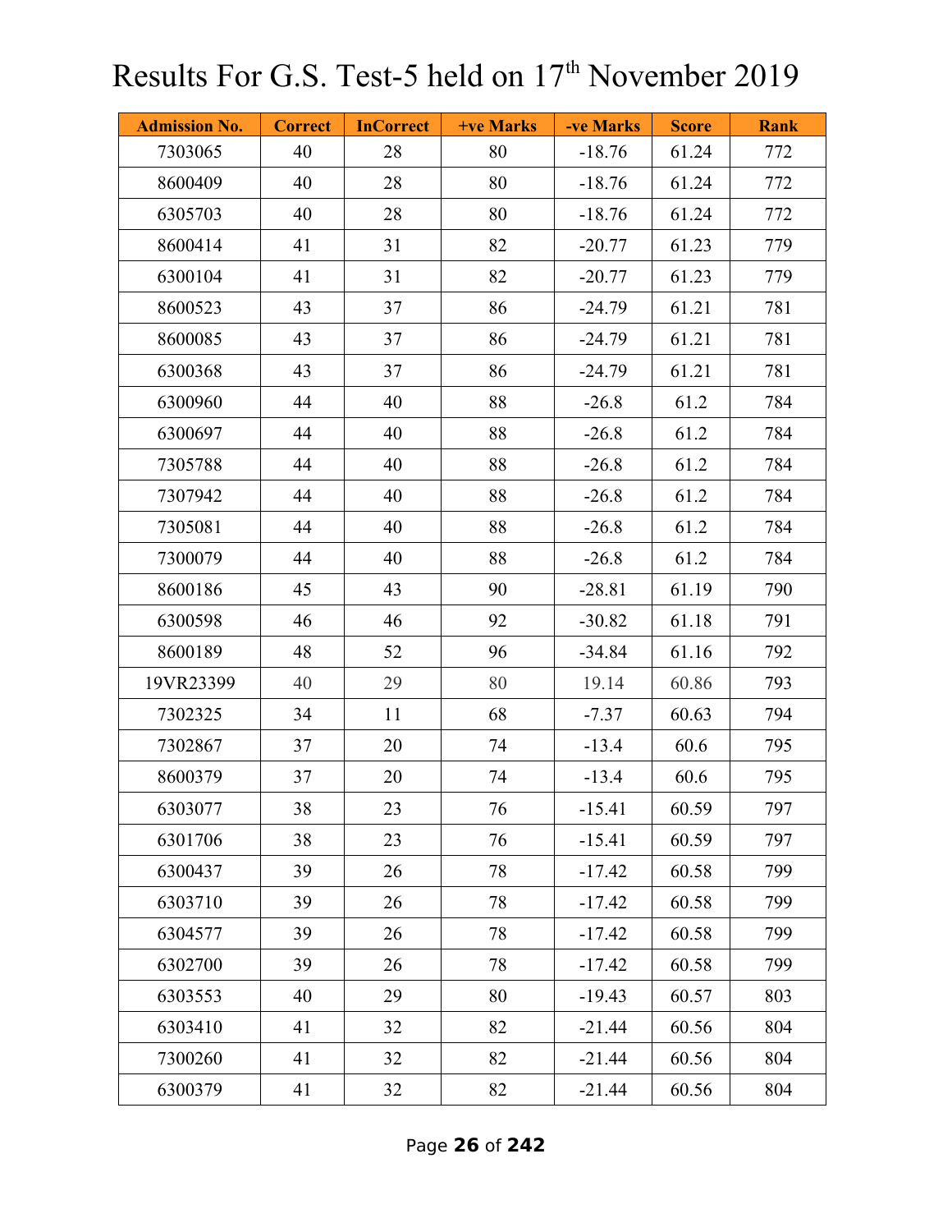# Results For G.S. Test-5 held on 17th November 2019

| Admission No. | Correct | InCorrect | +ve Marks | -ve Marks | Score | Rank |
|---|---|---|---|---|---|---|
| 7303065 | 40 | 28 | 80 | -18.76 | 61.24 | 772 |
| 8600409 | 40 | 28 | 80 | -18.76 | 61.24 | 772 |
| 6305703 | 40 | 28 | 80 | -18.76 | 61.24 | 772 |
| 8600414 | 41 | 31 | 82 | -20.77 | 61.23 | 779 |
| 6300104 | 41 | 31 | 82 | -20.77 | 61.23 | 779 |
| 8600523 | 43 | 37 | 86 | -24.79 | 61.21 | 781 |
| 8600085 | 43 | 37 | 86 | -24.79 | 61.21 | 781 |
| 6300368 | 43 | 37 | 86 | -24.79 | 61.21 | 781 |
| 6300960 | 44 | 40 | 88 | -26.8 | 61.2 | 784 |
| 6300697 | 44 | 40 | 88 | -26.8 | 61.2 | 784 |
| 7305788 | 44 | 40 | 88 | -26.8 | 61.2 | 784 |
| 7307942 | 44 | 40 | 88 | -26.8 | 61.2 | 784 |
| 7305081 | 44 | 40 | 88 | -26.8 | 61.2 | 784 |
| 7300079 | 44 | 40 | 88 | -26.8 | 61.2 | 784 |
| 8600186 | 45 | 43 | 90 | -28.81 | 61.19 | 790 |
| 6300598 | 46 | 46 | 92 | -30.82 | 61.18 | 791 |
| 8600189 | 48 | 52 | 96 | -34.84 | 61.16 | 792 |
| 19VR23399 | 40 | 29 | 80 | 19.14 | 60.86 | 793 |
| 7302325 | 34 | 11 | 68 | -7.37 | 60.63 | 794 |
| 7302867 | 37 | 20 | 74 | -13.4 | 60.6 | 795 |
| 8600379 | 37 | 20 | 74 | -13.4 | 60.6 | 795 |
| 6303077 | 38 | 23 | 76 | -15.41 | 60.59 | 797 |
| 6301706 | 38 | 23 | 76 | -15.41 | 60.59 | 797 |
| 6300437 | 39 | 26 | 78 | -17.42 | 60.58 | 799 |
| 6303710 | 39 | 26 | 78 | -17.42 | 60.58 | 799 |
| 6304577 | 39 | 26 | 78 | -17.42 | 60.58 | 799 |
| 6302700 | 39 | 26 | 78 | -17.42 | 60.58 | 799 |
| 6303553 | 40 | 29 | 80 | -19.43 | 60.57 | 803 |
| 6303410 | 41 | 32 | 82 | -21.44 | 60.56 | 804 |
| 7300260 | 41 | 32 | 82 | -21.44 | 60.56 | 804 |
| 6300379 | 41 | 32 | 82 | -21.44 | 60.56 | 804 |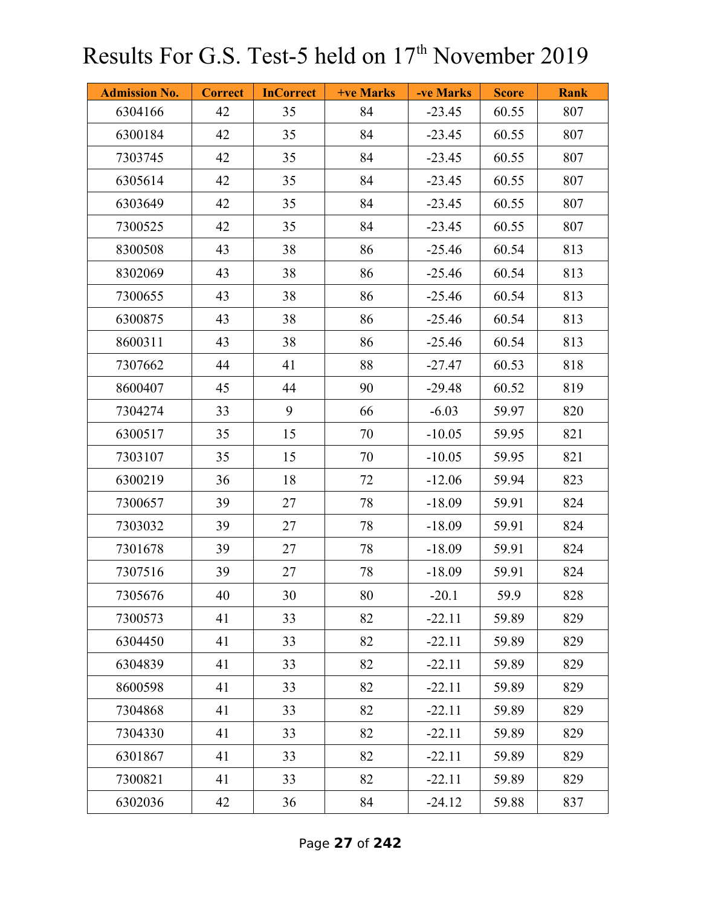# Results For G.S. Test-5 held on 17th November 2019

| Admission No. | Correct | InCorrect | +ve Marks | -ve Marks | Score | Rank |
|---|---|---|---|---|---|---|
| 6304166 | 42 | 35 | 84 | -23.45 | 60.55 | 807 |
| 6300184 | 42 | 35 | 84 | -23.45 | 60.55 | 807 |
| 7303745 | 42 | 35 | 84 | -23.45 | 60.55 | 807 |
| 6305614 | 42 | 35 | 84 | -23.45 | 60.55 | 807 |
| 6303649 | 42 | 35 | 84 | -23.45 | 60.55 | 807 |
| 7300525 | 42 | 35 | 84 | -23.45 | 60.55 | 807 |
| 8300508 | 43 | 38 | 86 | -25.46 | 60.54 | 813 |
| 8302069 | 43 | 38 | 86 | -25.46 | 60.54 | 813 |
| 7300655 | 43 | 38 | 86 | -25.46 | 60.54 | 813 |
| 6300875 | 43 | 38 | 86 | -25.46 | 60.54 | 813 |
| 8600311 | 43 | 38 | 86 | -25.46 | 60.54 | 813 |
| 7307662 | 44 | 41 | 88 | -27.47 | 60.53 | 818 |
| 8600407 | 45 | 44 | 90 | -29.48 | 60.52 | 819 |
| 7304274 | 33 | 9 | 66 | -6.03 | 59.97 | 820 |
| 6300517 | 35 | 15 | 70 | -10.05 | 59.95 | 821 |
| 7303107 | 35 | 15 | 70 | -10.05 | 59.95 | 821 |
| 6300219 | 36 | 18 | 72 | -12.06 | 59.94 | 823 |
| 7300657 | 39 | 27 | 78 | -18.09 | 59.91 | 824 |
| 7303032 | 39 | 27 | 78 | -18.09 | 59.91 | 824 |
| 7301678 | 39 | 27 | 78 | -18.09 | 59.91 | 824 |
| 7307516 | 39 | 27 | 78 | -18.09 | 59.91 | 824 |
| 7305676 | 40 | 30 | 80 | -20.1 | 59.9 | 828 |
| 7300573 | 41 | 33 | 82 | -22.11 | 59.89 | 829 |
| 6304450 | 41 | 33 | 82 | -22.11 | 59.89 | 829 |
| 6304839 | 41 | 33 | 82 | -22.11 | 59.89 | 829 |
| 8600598 | 41 | 33 | 82 | -22.11 | 59.89 | 829 |
| 7304868 | 41 | 33 | 82 | -22.11 | 59.89 | 829 |
| 7304330 | 41 | 33 | 82 | -22.11 | 59.89 | 829 |
| 6301867 | 41 | 33 | 82 | -22.11 | 59.89 | 829 |
| 7300821 | 41 | 33 | 82 | -22.11 | 59.89 | 829 |
| 6302036 | 42 | 36 | 84 | -24.12 | 59.88 | 837 |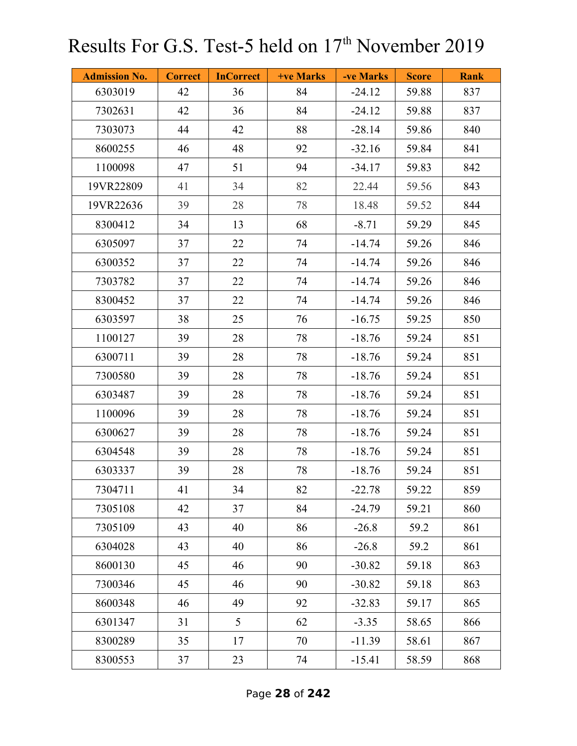# Results For G.S. Test-5 held on 17th November 2019

| Admission No. | Correct | InCorrect | +ve Marks | -ve Marks | Score | Rank |
|---|---|---|---|---|---|---|
| 6303019 | 42 | 36 | 84 | -24.12 | 59.88 | 837 |
| 7302631 | 42 | 36 | 84 | -24.12 | 59.88 | 837 |
| 7303073 | 44 | 42 | 88 | -28.14 | 59.86 | 840 |
| 8600255 | 46 | 48 | 92 | -32.16 | 59.84 | 841 |
| 1100098 | 47 | 51 | 94 | -34.17 | 59.83 | 842 |
| 19VR22809 | 41 | 34 | 82 | 22.44 | 59.56 | 843 |
| 19VR22636 | 39 | 28 | 78 | 18.48 | 59.52 | 844 |
| 8300412 | 34 | 13 | 68 | -8.71 | 59.29 | 845 |
| 6305097 | 37 | 22 | 74 | -14.74 | 59.26 | 846 |
| 6300352 | 37 | 22 | 74 | -14.74 | 59.26 | 846 |
| 7303782 | 37 | 22 | 74 | -14.74 | 59.26 | 846 |
| 8300452 | 37 | 22 | 74 | -14.74 | 59.26 | 846 |
| 6303597 | 38 | 25 | 76 | -16.75 | 59.25 | 850 |
| 1100127 | 39 | 28 | 78 | -18.76 | 59.24 | 851 |
| 6300711 | 39 | 28 | 78 | -18.76 | 59.24 | 851 |
| 7300580 | 39 | 28 | 78 | -18.76 | 59.24 | 851 |
| 6303487 | 39 | 28 | 78 | -18.76 | 59.24 | 851 |
| 1100096 | 39 | 28 | 78 | -18.76 | 59.24 | 851 |
| 6300627 | 39 | 28 | 78 | -18.76 | 59.24 | 851 |
| 6304548 | 39 | 28 | 78 | -18.76 | 59.24 | 851 |
| 6303337 | 39 | 28 | 78 | -18.76 | 59.24 | 851 |
| 7304711 | 41 | 34 | 82 | -22.78 | 59.22 | 859 |
| 7305108 | 42 | 37 | 84 | -24.79 | 59.21 | 860 |
| 7305109 | 43 | 40 | 86 | -26.8 | 59.2 | 861 |
| 6304028 | 43 | 40 | 86 | -26.8 | 59.2 | 861 |
| 8600130 | 45 | 46 | 90 | -30.82 | 59.18 | 863 |
| 7300346 | 45 | 46 | 90 | -30.82 | 59.18 | 863 |
| 8600348 | 46 | 49 | 92 | -32.83 | 59.17 | 865 |
| 6301347 | 31 | 5 | 62 | -3.35 | 58.65 | 866 |
| 8300289 | 35 | 17 | 70 | -11.39 | 58.61 | 867 |
| 8300553 | 37 | 23 | 74 | -15.41 | 58.59 | 868 |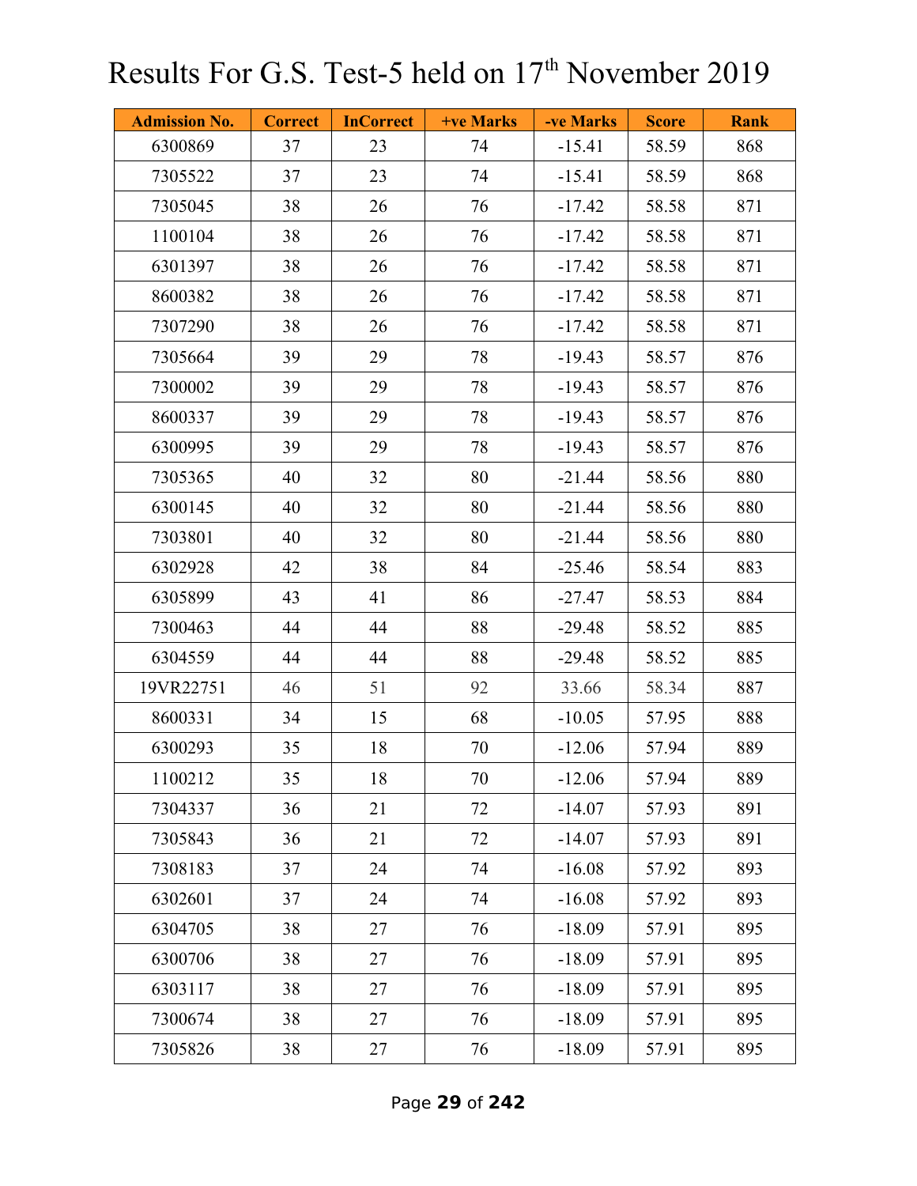# Results For G.S. Test-5 held on 17th November 2019

| Admission No. | Correct | InCorrect | +ve Marks | -ve Marks | Score | Rank |
|---|---|---|---|---|---|---|
| 6300869 | 37 | 23 | 74 | -15.41 | 58.59 | 868 |
| 7305522 | 37 | 23 | 74 | -15.41 | 58.59 | 868 |
| 7305045 | 38 | 26 | 76 | -17.42 | 58.58 | 871 |
| 1100104 | 38 | 26 | 76 | -17.42 | 58.58 | 871 |
| 6301397 | 38 | 26 | 76 | -17.42 | 58.58 | 871 |
| 8600382 | 38 | 26 | 76 | -17.42 | 58.58 | 871 |
| 7307290 | 38 | 26 | 76 | -17.42 | 58.58 | 871 |
| 7305664 | 39 | 29 | 78 | -19.43 | 58.57 | 876 |
| 7300002 | 39 | 29 | 78 | -19.43 | 58.57 | 876 |
| 8600337 | 39 | 29 | 78 | -19.43 | 58.57 | 876 |
| 6300995 | 39 | 29 | 78 | -19.43 | 58.57 | 876 |
| 7305365 | 40 | 32 | 80 | -21.44 | 58.56 | 880 |
| 6300145 | 40 | 32 | 80 | -21.44 | 58.56 | 880 |
| 7303801 | 40 | 32 | 80 | -21.44 | 58.56 | 880 |
| 6302928 | 42 | 38 | 84 | -25.46 | 58.54 | 883 |
| 6305899 | 43 | 41 | 86 | -27.47 | 58.53 | 884 |
| 7300463 | 44 | 44 | 88 | -29.48 | 58.52 | 885 |
| 6304559 | 44 | 44 | 88 | -29.48 | 58.52 | 885 |
| 19VR22751 | 46 | 51 | 92 | 33.66 | 58.34 | 887 |
| 8600331 | 34 | 15 | 68 | -10.05 | 57.95 | 888 |
| 6300293 | 35 | 18 | 70 | -12.06 | 57.94 | 889 |
| 1100212 | 35 | 18 | 70 | -12.06 | 57.94 | 889 |
| 7304337 | 36 | 21 | 72 | -14.07 | 57.93 | 891 |
| 7305843 | 36 | 21 | 72 | -14.07 | 57.93 | 891 |
| 7308183 | 37 | 24 | 74 | -16.08 | 57.92 | 893 |
| 6302601 | 37 | 24 | 74 | -16.08 | 57.92 | 893 |
| 6304705 | 38 | 27 | 76 | -18.09 | 57.91 | 895 |
| 6300706 | 38 | 27 | 76 | -18.09 | 57.91 | 895 |
| 6303117 | 38 | 27 | 76 | -18.09 | 57.91 | 895 |
| 7300674 | 38 | 27 | 76 | -18.09 | 57.91 | 895 |
| 7305826 | 38 | 27 | 76 | -18.09 | 57.91 | 895 |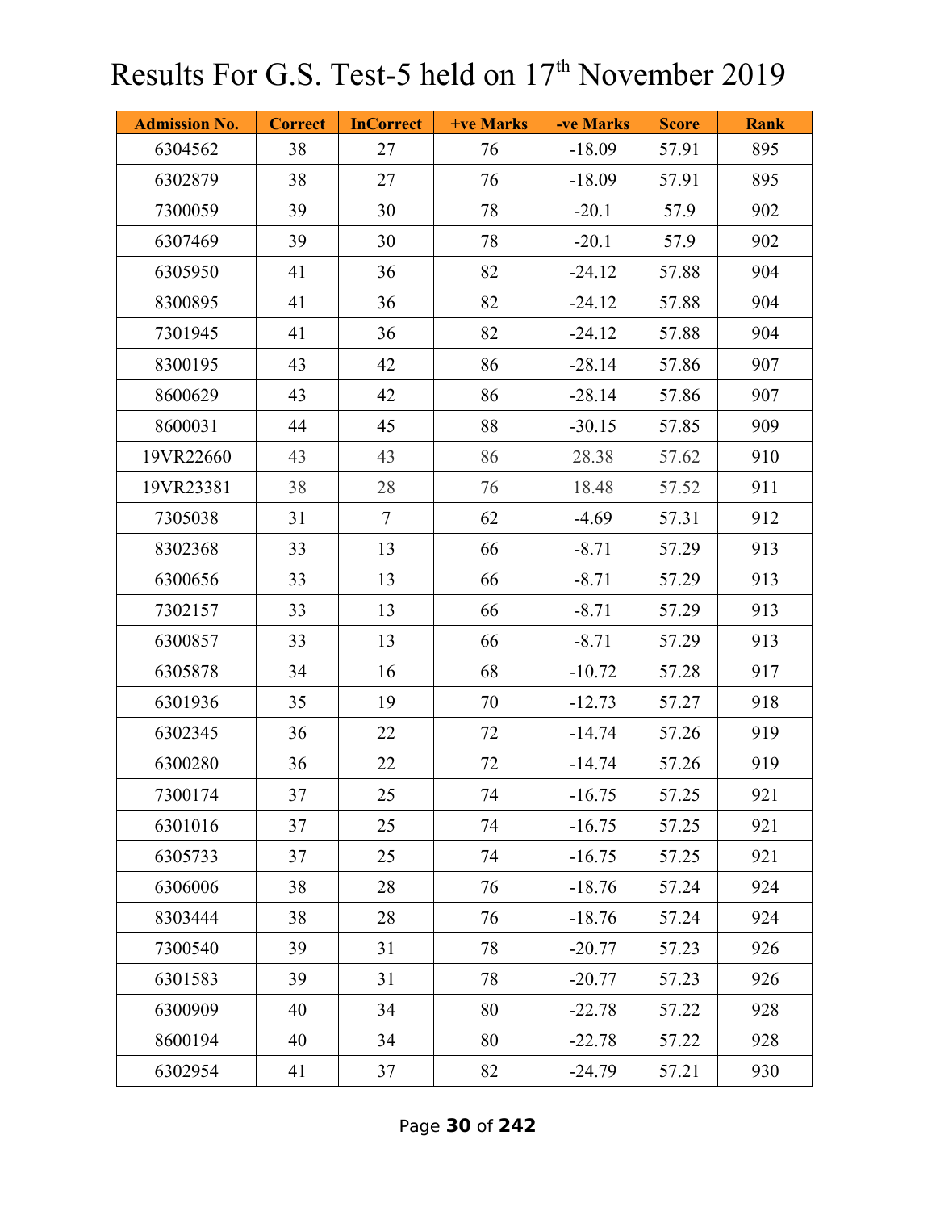# Results For G.S. Test-5 held on 17th November 2019

| Admission No. | Correct | InCorrect | +ve Marks | -ve Marks | Score | Rank |
|---|---|---|---|---|---|---|
| 6304562 | 38 | 27 | 76 | -18.09 | 57.91 | 895 |
| 6302879 | 38 | 27 | 76 | -18.09 | 57.91 | 895 |
| 7300059 | 39 | 30 | 78 | -20.1 | 57.9 | 902 |
| 6307469 | 39 | 30 | 78 | -20.1 | 57.9 | 902 |
| 6305950 | 41 | 36 | 82 | -24.12 | 57.88 | 904 |
| 8300895 | 41 | 36 | 82 | -24.12 | 57.88 | 904 |
| 7301945 | 41 | 36 | 82 | -24.12 | 57.88 | 904 |
| 8300195 | 43 | 42 | 86 | -28.14 | 57.86 | 907 |
| 8600629 | 43 | 42 | 86 | -28.14 | 57.86 | 907 |
| 8600031 | 44 | 45 | 88 | -30.15 | 57.85 | 909 |
| 19VR22660 | 43 | 43 | 86 | 28.38 | 57.62 | 910 |
| 19VR23381 | 38 | 28 | 76 | 18.48 | 57.52 | 911 |
| 7305038 | 31 | 7 | 62 | -4.69 | 57.31 | 912 |
| 8302368 | 33 | 13 | 66 | -8.71 | 57.29 | 913 |
| 6300656 | 33 | 13 | 66 | -8.71 | 57.29 | 913 |
| 7302157 | 33 | 13 | 66 | -8.71 | 57.29 | 913 |
| 6300857 | 33 | 13 | 66 | -8.71 | 57.29 | 913 |
| 6305878 | 34 | 16 | 68 | -10.72 | 57.28 | 917 |
| 6301936 | 35 | 19 | 70 | -12.73 | 57.27 | 918 |
| 6302345 | 36 | 22 | 72 | -14.74 | 57.26 | 919 |
| 6300280 | 36 | 22 | 72 | -14.74 | 57.26 | 919 |
| 7300174 | 37 | 25 | 74 | -16.75 | 57.25 | 921 |
| 6301016 | 37 | 25 | 74 | -16.75 | 57.25 | 921 |
| 6305733 | 37 | 25 | 74 | -16.75 | 57.25 | 921 |
| 6306006 | 38 | 28 | 76 | -18.76 | 57.24 | 924 |
| 8303444 | 38 | 28 | 76 | -18.76 | 57.24 | 924 |
| 7300540 | 39 | 31 | 78 | -20.77 | 57.23 | 926 |
| 6301583 | 39 | 31 | 78 | -20.77 | 57.23 | 926 |
| 6300909 | 40 | 34 | 80 | -22.78 | 57.22 | 928 |
| 8600194 | 40 | 34 | 80 | -22.78 | 57.22 | 928 |
| 6302954 | 41 | 37 | 82 | -24.79 | 57.21 | 930 |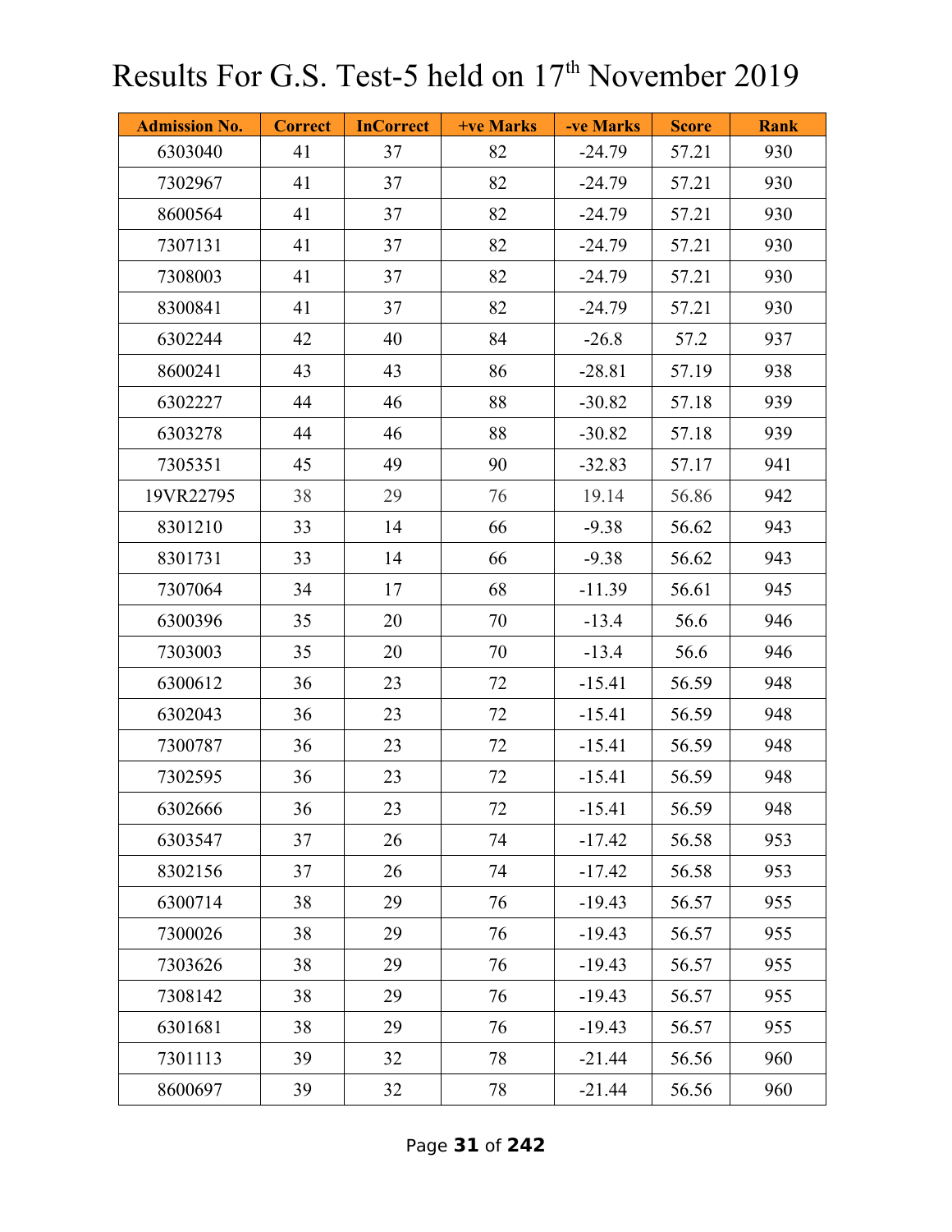# Results For G.S. Test-5 held on 17th November 2019

| Admission No. | Correct | InCorrect | +ve Marks | -ve Marks | Score | Rank |
|---|---|---|---|---|---|---|
| 6303040 | 41 | 37 | 82 | -24.79 | 57.21 | 930 |
| 7302967 | 41 | 37 | 82 | -24.79 | 57.21 | 930 |
| 8600564 | 41 | 37 | 82 | -24.79 | 57.21 | 930 |
| 7307131 | 41 | 37 | 82 | -24.79 | 57.21 | 930 |
| 7308003 | 41 | 37 | 82 | -24.79 | 57.21 | 930 |
| 8300841 | 41 | 37 | 82 | -24.79 | 57.21 | 930 |
| 6302244 | 42 | 40 | 84 | -26.8 | 57.2 | 937 |
| 8600241 | 43 | 43 | 86 | -28.81 | 57.19 | 938 |
| 6302227 | 44 | 46 | 88 | -30.82 | 57.18 | 939 |
| 6303278 | 44 | 46 | 88 | -30.82 | 57.18 | 939 |
| 7305351 | 45 | 49 | 90 | -32.83 | 57.17 | 941 |
| 19VR22795 | 38 | 29 | 76 | 19.14 | 56.86 | 942 |
| 8301210 | 33 | 14 | 66 | -9.38 | 56.62 | 943 |
| 8301731 | 33 | 14 | 66 | -9.38 | 56.62 | 943 |
| 7307064 | 34 | 17 | 68 | -11.39 | 56.61 | 945 |
| 6300396 | 35 | 20 | 70 | -13.4 | 56.6 | 946 |
| 7303003 | 35 | 20 | 70 | -13.4 | 56.6 | 946 |
| 6300612 | 36 | 23 | 72 | -15.41 | 56.59 | 948 |
| 6302043 | 36 | 23 | 72 | -15.41 | 56.59 | 948 |
| 7300787 | 36 | 23 | 72 | -15.41 | 56.59 | 948 |
| 7302595 | 36 | 23 | 72 | -15.41 | 56.59 | 948 |
| 6302666 | 36 | 23 | 72 | -15.41 | 56.59 | 948 |
| 6303547 | 37 | 26 | 74 | -17.42 | 56.58 | 953 |
| 8302156 | 37 | 26 | 74 | -17.42 | 56.58 | 953 |
| 6300714 | 38 | 29 | 76 | -19.43 | 56.57 | 955 |
| 7300026 | 38 | 29 | 76 | -19.43 | 56.57 | 955 |
| 7303626 | 38 | 29 | 76 | -19.43 | 56.57 | 955 |
| 7308142 | 38 | 29 | 76 | -19.43 | 56.57 | 955 |
| 6301681 | 38 | 29 | 76 | -19.43 | 56.57 | 955 |
| 7301113 | 39 | 32 | 78 | -21.44 | 56.56 | 960 |
| 8600697 | 39 | 32 | 78 | -21.44 | 56.56 | 960 |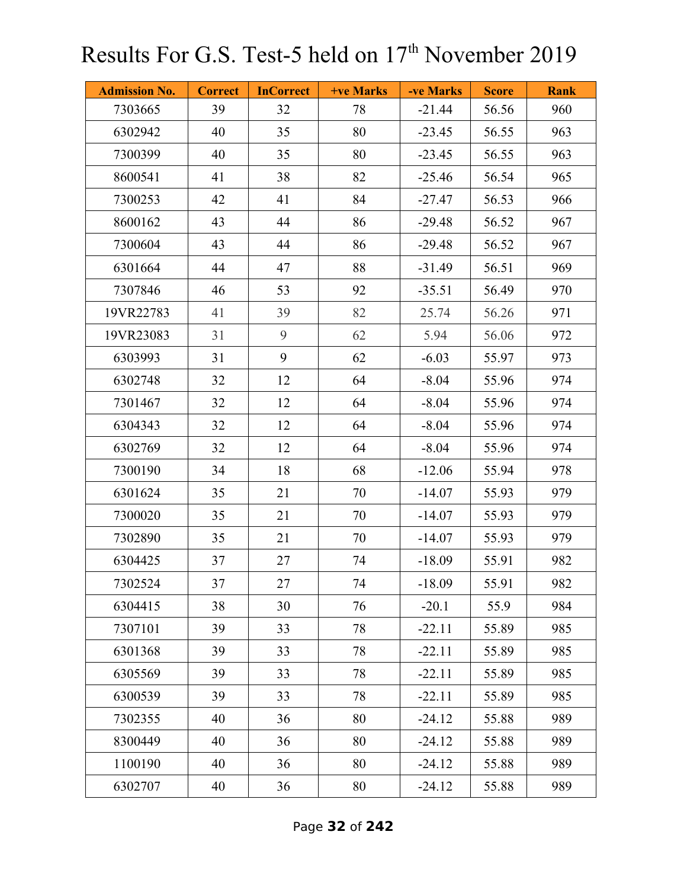# Results For G.S. Test-5 held on 17th November 2019

| Admission No. | Correct | InCorrect | +ve Marks | -ve Marks | Score | Rank |
|---|---|---|---|---|---|---|
| 7303665 | 39 | 32 | 78 | -21.44 | 56.56 | 960 |
| 6302942 | 40 | 35 | 80 | -23.45 | 56.55 | 963 |
| 7300399 | 40 | 35 | 80 | -23.45 | 56.55 | 963 |
| 8600541 | 41 | 38 | 82 | -25.46 | 56.54 | 965 |
| 7300253 | 42 | 41 | 84 | -27.47 | 56.53 | 966 |
| 8600162 | 43 | 44 | 86 | -29.48 | 56.52 | 967 |
| 7300604 | 43 | 44 | 86 | -29.48 | 56.52 | 967 |
| 6301664 | 44 | 47 | 88 | -31.49 | 56.51 | 969 |
| 7307846 | 46 | 53 | 92 | -35.51 | 56.49 | 970 |
| 19VR22783 | 41 | 39 | 82 | 25.74 | 56.26 | 971 |
| 19VR23083 | 31 | 9 | 62 | 5.94 | 56.06 | 972 |
| 6303993 | 31 | 9 | 62 | -6.03 | 55.97 | 973 |
| 6302748 | 32 | 12 | 64 | -8.04 | 55.96 | 974 |
| 7301467 | 32 | 12 | 64 | -8.04 | 55.96 | 974 |
| 6304343 | 32 | 12 | 64 | -8.04 | 55.96 | 974 |
| 6302769 | 32 | 12 | 64 | -8.04 | 55.96 | 974 |
| 7300190 | 34 | 18 | 68 | -12.06 | 55.94 | 978 |
| 6301624 | 35 | 21 | 70 | -14.07 | 55.93 | 979 |
| 7300020 | 35 | 21 | 70 | -14.07 | 55.93 | 979 |
| 7302890 | 35 | 21 | 70 | -14.07 | 55.93 | 979 |
| 6304425 | 37 | 27 | 74 | -18.09 | 55.91 | 982 |
| 7302524 | 37 | 27 | 74 | -18.09 | 55.91 | 982 |
| 6304415 | 38 | 30 | 76 | -20.1 | 55.9 | 984 |
| 7307101 | 39 | 33 | 78 | -22.11 | 55.89 | 985 |
| 6301368 | 39 | 33 | 78 | -22.11 | 55.89 | 985 |
| 6305569 | 39 | 33 | 78 | -22.11 | 55.89 | 985 |
| 6300539 | 39 | 33 | 78 | -22.11 | 55.89 | 985 |
| 7302355 | 40 | 36 | 80 | -24.12 | 55.88 | 989 |
| 8300449 | 40 | 36 | 80 | -24.12 | 55.88 | 989 |
| 1100190 | 40 | 36 | 80 | -24.12 | 55.88 | 989 |
| 6302707 | 40 | 36 | 80 | -24.12 | 55.88 | 989 |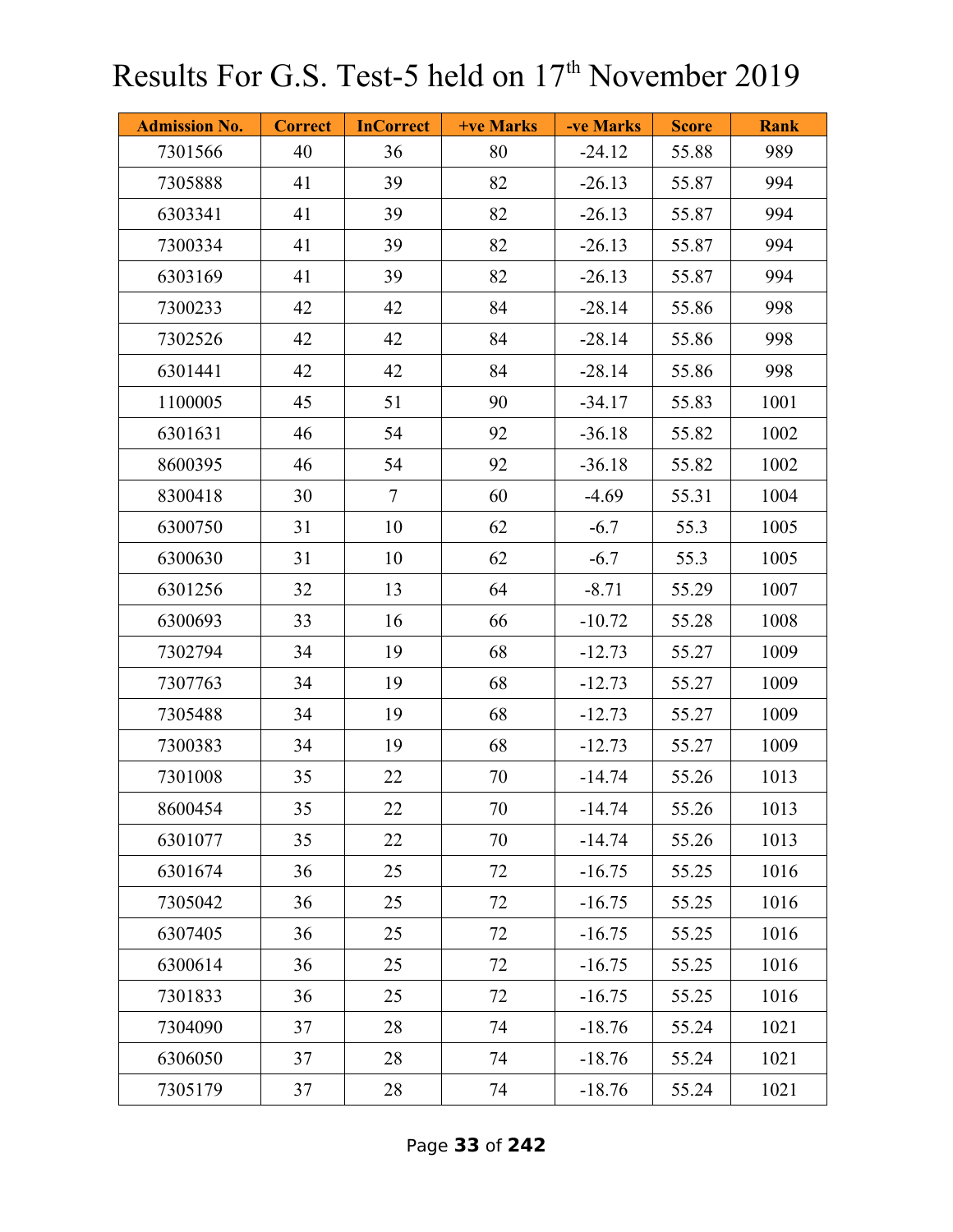# Results For G.S. Test-5 held on 17th November 2019

| Admission No. | Correct | InCorrect | +ve Marks | -ve Marks | Score | Rank |
|---|---|---|---|---|---|---|
| 7301566 | 40 | 36 | 80 | -24.12 | 55.88 | 989 |
| 7305888 | 41 | 39 | 82 | -26.13 | 55.87 | 994 |
| 6303341 | 41 | 39 | 82 | -26.13 | 55.87 | 994 |
| 7300334 | 41 | 39 | 82 | -26.13 | 55.87 | 994 |
| 6303169 | 41 | 39 | 82 | -26.13 | 55.87 | 994 |
| 7300233 | 42 | 42 | 84 | -28.14 | 55.86 | 998 |
| 7302526 | 42 | 42 | 84 | -28.14 | 55.86 | 998 |
| 6301441 | 42 | 42 | 84 | -28.14 | 55.86 | 998 |
| 1100005 | 45 | 51 | 90 | -34.17 | 55.83 | 1001 |
| 6301631 | 46 | 54 | 92 | -36.18 | 55.82 | 1002 |
| 8600395 | 46 | 54 | 92 | -36.18 | 55.82 | 1002 |
| 8300418 | 30 | 7 | 60 | -4.69 | 55.31 | 1004 |
| 6300750 | 31 | 10 | 62 | -6.7 | 55.3 | 1005 |
| 6300630 | 31 | 10 | 62 | -6.7 | 55.3 | 1005 |
| 6301256 | 32 | 13 | 64 | -8.71 | 55.29 | 1007 |
| 6300693 | 33 | 16 | 66 | -10.72 | 55.28 | 1008 |
| 7302794 | 34 | 19 | 68 | -12.73 | 55.27 | 1009 |
| 7307763 | 34 | 19 | 68 | -12.73 | 55.27 | 1009 |
| 7305488 | 34 | 19 | 68 | -12.73 | 55.27 | 1009 |
| 7300383 | 34 | 19 | 68 | -12.73 | 55.27 | 1009 |
| 7301008 | 35 | 22 | 70 | -14.74 | 55.26 | 1013 |
| 8600454 | 35 | 22 | 70 | -14.74 | 55.26 | 1013 |
| 6301077 | 35 | 22 | 70 | -14.74 | 55.26 | 1013 |
| 6301674 | 36 | 25 | 72 | -16.75 | 55.25 | 1016 |
| 7305042 | 36 | 25 | 72 | -16.75 | 55.25 | 1016 |
| 6307405 | 36 | 25 | 72 | -16.75 | 55.25 | 1016 |
| 6300614 | 36 | 25 | 72 | -16.75 | 55.25 | 1016 |
| 7301833 | 36 | 25 | 72 | -16.75 | 55.25 | 1016 |
| 7304090 | 37 | 28 | 74 | -18.76 | 55.24 | 1021 |
| 6306050 | 37 | 28 | 74 | -18.76 | 55.24 | 1021 |
| 7305179 | 37 | 28 | 74 | -18.76 | 55.24 | 1021 |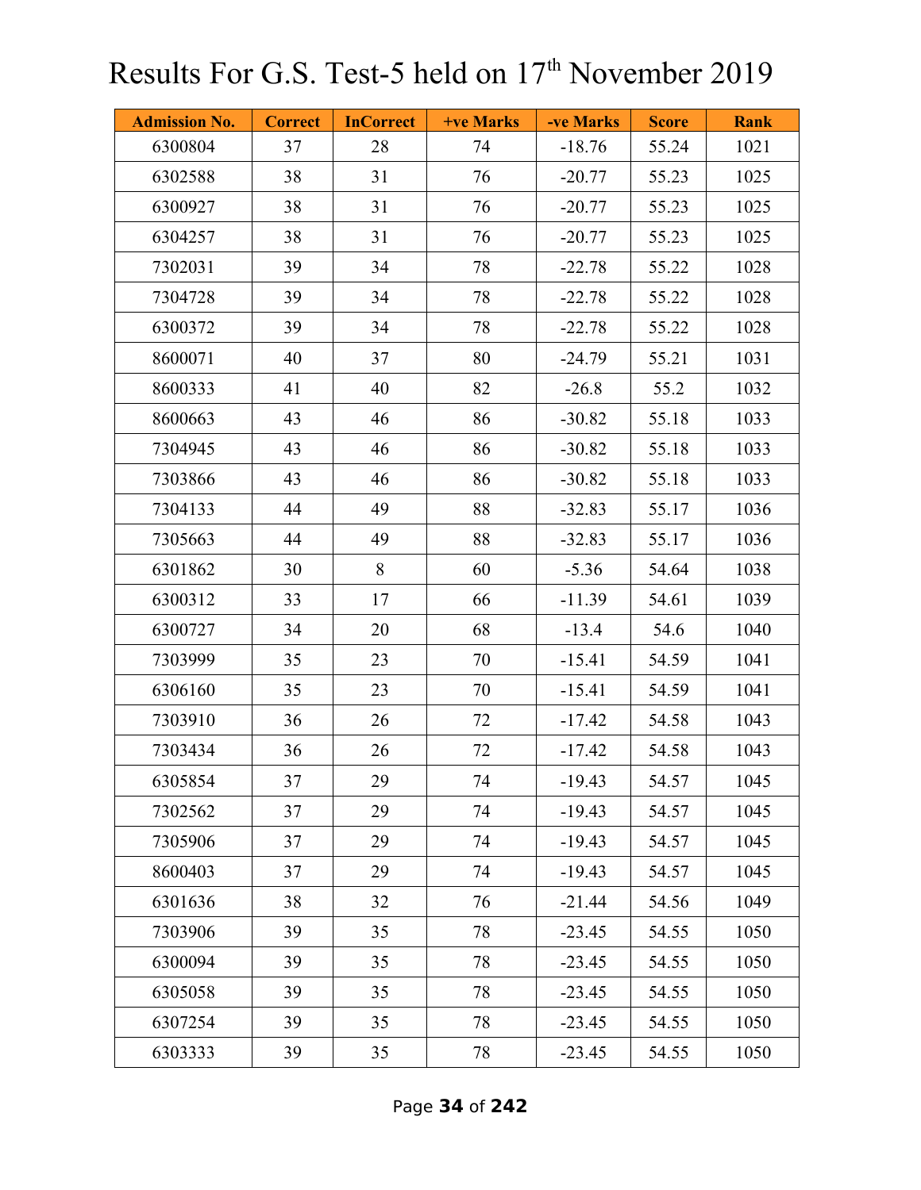# Results For G.S. Test-5 held on 17th November 2019

| Admission No. | Correct | InCorrect | +ve Marks | -ve Marks | Score | Rank |
|---|---|---|---|---|---|---|
| 6300804 | 37 | 28 | 74 | -18.76 | 55.24 | 1021 |
| 6302588 | 38 | 31 | 76 | -20.77 | 55.23 | 1025 |
| 6300927 | 38 | 31 | 76 | -20.77 | 55.23 | 1025 |
| 6304257 | 38 | 31 | 76 | -20.77 | 55.23 | 1025 |
| 7302031 | 39 | 34 | 78 | -22.78 | 55.22 | 1028 |
| 7304728 | 39 | 34 | 78 | -22.78 | 55.22 | 1028 |
| 6300372 | 39 | 34 | 78 | -22.78 | 55.22 | 1028 |
| 8600071 | 40 | 37 | 80 | -24.79 | 55.21 | 1031 |
| 8600333 | 41 | 40 | 82 | -26.8 | 55.2 | 1032 |
| 8600663 | 43 | 46 | 86 | -30.82 | 55.18 | 1033 |
| 7304945 | 43 | 46 | 86 | -30.82 | 55.18 | 1033 |
| 7303866 | 43 | 46 | 86 | -30.82 | 55.18 | 1033 |
| 7304133 | 44 | 49 | 88 | -32.83 | 55.17 | 1036 |
| 7305663 | 44 | 49 | 88 | -32.83 | 55.17 | 1036 |
| 6301862 | 30 | 8 | 60 | -5.36 | 54.64 | 1038 |
| 6300312 | 33 | 17 | 66 | -11.39 | 54.61 | 1039 |
| 6300727 | 34 | 20 | 68 | -13.4 | 54.6 | 1040 |
| 7303999 | 35 | 23 | 70 | -15.41 | 54.59 | 1041 |
| 6306160 | 35 | 23 | 70 | -15.41 | 54.59 | 1041 |
| 7303910 | 36 | 26 | 72 | -17.42 | 54.58 | 1043 |
| 7303434 | 36 | 26 | 72 | -17.42 | 54.58 | 1043 |
| 6305854 | 37 | 29 | 74 | -19.43 | 54.57 | 1045 |
| 7302562 | 37 | 29 | 74 | -19.43 | 54.57 | 1045 |
| 7305906 | 37 | 29 | 74 | -19.43 | 54.57 | 1045 |
| 8600403 | 37 | 29 | 74 | -19.43 | 54.57 | 1045 |
| 6301636 | 38 | 32 | 76 | -21.44 | 54.56 | 1049 |
| 7303906 | 39 | 35 | 78 | -23.45 | 54.55 | 1050 |
| 6300094 | 39 | 35 | 78 | -23.45 | 54.55 | 1050 |
| 6305058 | 39 | 35 | 78 | -23.45 | 54.55 | 1050 |
| 6307254 | 39 | 35 | 78 | -23.45 | 54.55 | 1050 |
| 6303333 | 39 | 35 | 78 | -23.45 | 54.55 | 1050 |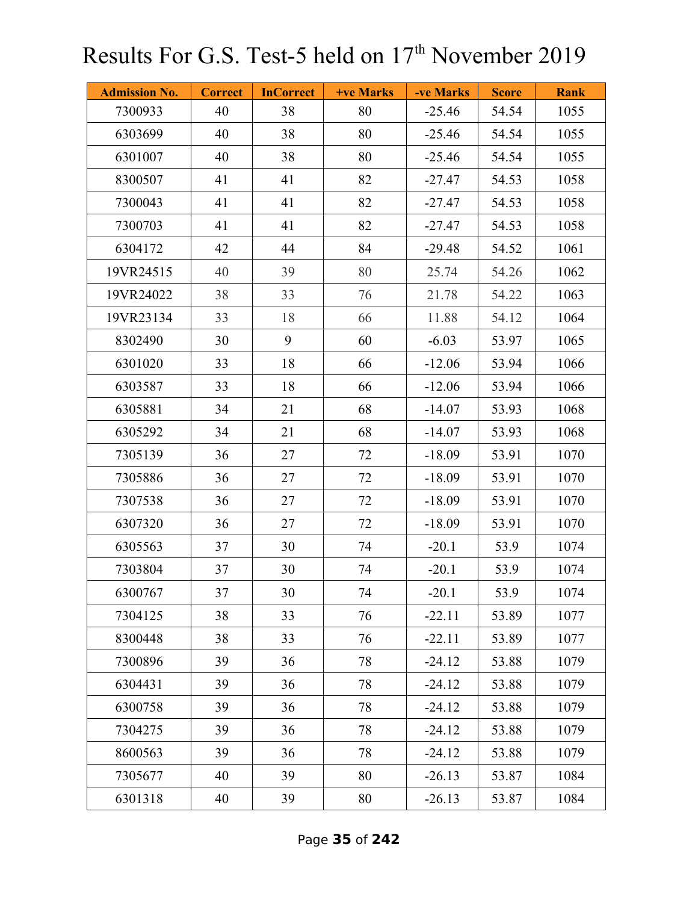# Results For G.S. Test-5 held on 17th November 2019

| Admission No. | Correct | InCorrect | +ve Marks | -ve Marks | Score | Rank |
|---|---|---|---|---|---|---|
| 7300933 | 40 | 38 | 80 | -25.46 | 54.54 | 1055 |
| 6303699 | 40 | 38 | 80 | -25.46 | 54.54 | 1055 |
| 6301007 | 40 | 38 | 80 | -25.46 | 54.54 | 1055 |
| 8300507 | 41 | 41 | 82 | -27.47 | 54.53 | 1058 |
| 7300043 | 41 | 41 | 82 | -27.47 | 54.53 | 1058 |
| 7300703 | 41 | 41 | 82 | -27.47 | 54.53 | 1058 |
| 6304172 | 42 | 44 | 84 | -29.48 | 54.52 | 1061 |
| 19VR24515 | 40 | 39 | 80 | 25.74 | 54.26 | 1062 |
| 19VR24022 | 38 | 33 | 76 | 21.78 | 54.22 | 1063 |
| 19VR23134 | 33 | 18 | 66 | 11.88 | 54.12 | 1064 |
| 8302490 | 30 | 9 | 60 | -6.03 | 53.97 | 1065 |
| 6301020 | 33 | 18 | 66 | -12.06 | 53.94 | 1066 |
| 6303587 | 33 | 18 | 66 | -12.06 | 53.94 | 1066 |
| 6305881 | 34 | 21 | 68 | -14.07 | 53.93 | 1068 |
| 6305292 | 34 | 21 | 68 | -14.07 | 53.93 | 1068 |
| 7305139 | 36 | 27 | 72 | -18.09 | 53.91 | 1070 |
| 7305886 | 36 | 27 | 72 | -18.09 | 53.91 | 1070 |
| 7307538 | 36 | 27 | 72 | -18.09 | 53.91 | 1070 |
| 6307320 | 36 | 27 | 72 | -18.09 | 53.91 | 1070 |
| 6305563 | 37 | 30 | 74 | -20.1 | 53.9 | 1074 |
| 7303804 | 37 | 30 | 74 | -20.1 | 53.9 | 1074 |
| 6300767 | 37 | 30 | 74 | -20.1 | 53.9 | 1074 |
| 7304125 | 38 | 33 | 76 | -22.11 | 53.89 | 1077 |
| 8300448 | 38 | 33 | 76 | -22.11 | 53.89 | 1077 |
| 7300896 | 39 | 36 | 78 | -24.12 | 53.88 | 1079 |
| 6304431 | 39 | 36 | 78 | -24.12 | 53.88 | 1079 |
| 6300758 | 39 | 36 | 78 | -24.12 | 53.88 | 1079 |
| 7304275 | 39 | 36 | 78 | -24.12 | 53.88 | 1079 |
| 8600563 | 39 | 36 | 78 | -24.12 | 53.88 | 1079 |
| 7305677 | 40 | 39 | 80 | -26.13 | 53.87 | 1084 |
| 6301318 | 40 | 39 | 80 | -26.13 | 53.87 | 1084 |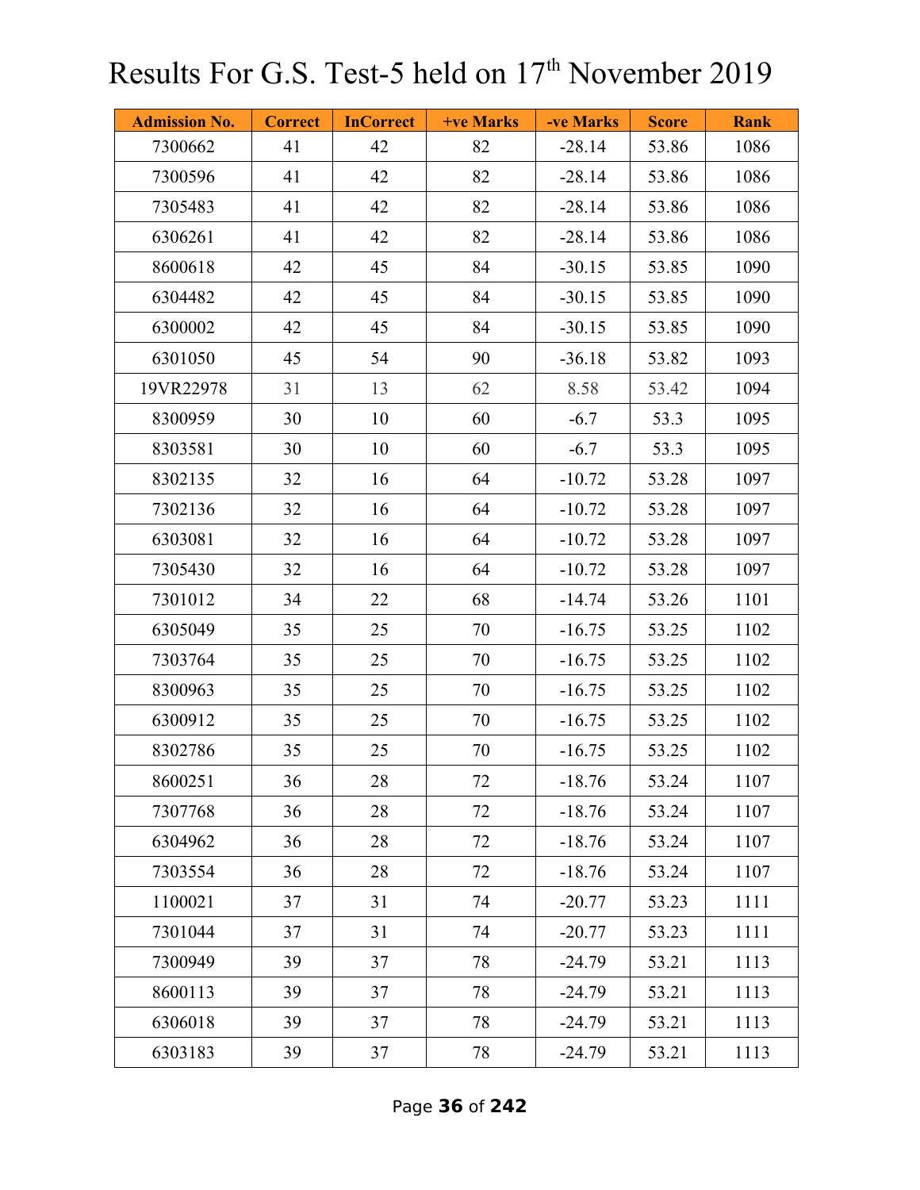# Results For G.S. Test-5 held on 17th November 2019

| Admission No. | Correct | InCorrect | +ve Marks | -ve Marks | Score | Rank |
|---|---|---|---|---|---|---|
| 7300662 | 41 | 42 | 82 | -28.14 | 53.86 | 1086 |
| 7300596 | 41 | 42 | 82 | -28.14 | 53.86 | 1086 |
| 7305483 | 41 | 42 | 82 | -28.14 | 53.86 | 1086 |
| 6306261 | 41 | 42 | 82 | -28.14 | 53.86 | 1086 |
| 8600618 | 42 | 45 | 84 | -30.15 | 53.85 | 1090 |
| 6304482 | 42 | 45 | 84 | -30.15 | 53.85 | 1090 |
| 6300002 | 42 | 45 | 84 | -30.15 | 53.85 | 1090 |
| 6301050 | 45 | 54 | 90 | -36.18 | 53.82 | 1093 |
| 19VR22978 | 31 | 13 | 62 | 8.58 | 53.42 | 1094 |
| 8300959 | 30 | 10 | 60 | -6.7 | 53.3 | 1095 |
| 8303581 | 30 | 10 | 60 | -6.7 | 53.3 | 1095 |
| 8302135 | 32 | 16 | 64 | -10.72 | 53.28 | 1097 |
| 7302136 | 32 | 16 | 64 | -10.72 | 53.28 | 1097 |
| 6303081 | 32 | 16 | 64 | -10.72 | 53.28 | 1097 |
| 7305430 | 32 | 16 | 64 | -10.72 | 53.28 | 1097 |
| 7301012 | 34 | 22 | 68 | -14.74 | 53.26 | 1101 |
| 6305049 | 35 | 25 | 70 | -16.75 | 53.25 | 1102 |
| 7303764 | 35 | 25 | 70 | -16.75 | 53.25 | 1102 |
| 8300963 | 35 | 25 | 70 | -16.75 | 53.25 | 1102 |
| 6300912 | 35 | 25 | 70 | -16.75 | 53.25 | 1102 |
| 8302786 | 35 | 25 | 70 | -16.75 | 53.25 | 1102 |
| 8600251 | 36 | 28 | 72 | -18.76 | 53.24 | 1107 |
| 7307768 | 36 | 28 | 72 | -18.76 | 53.24 | 1107 |
| 6304962 | 36 | 28 | 72 | -18.76 | 53.24 | 1107 |
| 7303554 | 36 | 28 | 72 | -18.76 | 53.24 | 1107 |
| 1100021 | 37 | 31 | 74 | -20.77 | 53.23 | 1111 |
| 7301044 | 37 | 31 | 74 | -20.77 | 53.23 | 1111 |
| 7300949 | 39 | 37 | 78 | -24.79 | 53.21 | 1113 |
| 8600113 | 39 | 37 | 78 | -24.79 | 53.21 | 1113 |
| 6306018 | 39 | 37 | 78 | -24.79 | 53.21 | 1113 |
| 6303183 | 39 | 37 | 78 | -24.79 | 53.21 | 1113 |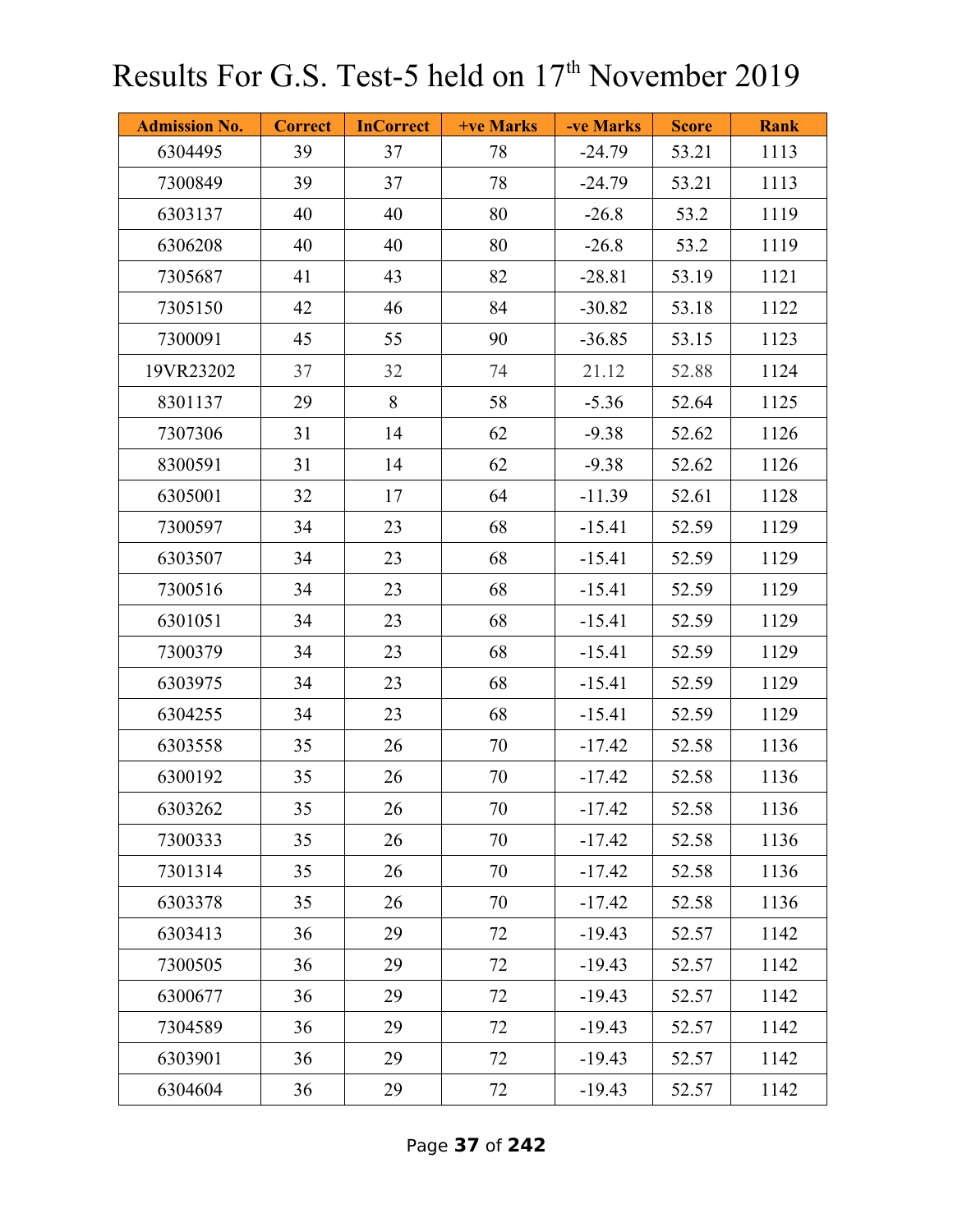# Results For G.S. Test-5 held on 17th November 2019

| Admission No. | Correct | InCorrect | +ve Marks | -ve Marks | Score | Rank |
|---|---|---|---|---|---|---|
| 6304495 | 39 | 37 | 78 | -24.79 | 53.21 | 1113 |
| 7300849 | 39 | 37 | 78 | -24.79 | 53.21 | 1113 |
| 6303137 | 40 | 40 | 80 | -26.8 | 53.2 | 1119 |
| 6306208 | 40 | 40 | 80 | -26.8 | 53.2 | 1119 |
| 7305687 | 41 | 43 | 82 | -28.81 | 53.19 | 1121 |
| 7305150 | 42 | 46 | 84 | -30.82 | 53.18 | 1122 |
| 7300091 | 45 | 55 | 90 | -36.85 | 53.15 | 1123 |
| 19VR23202 | 37 | 32 | 74 | 21.12 | 52.88 | 1124 |
| 8301137 | 29 | 8 | 58 | -5.36 | 52.64 | 1125 |
| 7307306 | 31 | 14 | 62 | -9.38 | 52.62 | 1126 |
| 8300591 | 31 | 14 | 62 | -9.38 | 52.62 | 1126 |
| 6305001 | 32 | 17 | 64 | -11.39 | 52.61 | 1128 |
| 7300597 | 34 | 23 | 68 | -15.41 | 52.59 | 1129 |
| 6303507 | 34 | 23 | 68 | -15.41 | 52.59 | 1129 |
| 7300516 | 34 | 23 | 68 | -15.41 | 52.59 | 1129 |
| 6301051 | 34 | 23 | 68 | -15.41 | 52.59 | 1129 |
| 7300379 | 34 | 23 | 68 | -15.41 | 52.59 | 1129 |
| 6303975 | 34 | 23 | 68 | -15.41 | 52.59 | 1129 |
| 6304255 | 34 | 23 | 68 | -15.41 | 52.59 | 1129 |
| 6303558 | 35 | 26 | 70 | -17.42 | 52.58 | 1136 |
| 6300192 | 35 | 26 | 70 | -17.42 | 52.58 | 1136 |
| 6303262 | 35 | 26 | 70 | -17.42 | 52.58 | 1136 |
| 7300333 | 35 | 26 | 70 | -17.42 | 52.58 | 1136 |
| 7301314 | 35 | 26 | 70 | -17.42 | 52.58 | 1136 |
| 6303378 | 35 | 26 | 70 | -17.42 | 52.58 | 1136 |
| 6303413 | 36 | 29 | 72 | -19.43 | 52.57 | 1142 |
| 7300505 | 36 | 29 | 72 | -19.43 | 52.57 | 1142 |
| 6300677 | 36 | 29 | 72 | -19.43 | 52.57 | 1142 |
| 7304589 | 36 | 29 | 72 | -19.43 | 52.57 | 1142 |
| 6303901 | 36 | 29 | 72 | -19.43 | 52.57 | 1142 |
| 6304604 | 36 | 29 | 72 | -19.43 | 52.57 | 1142 |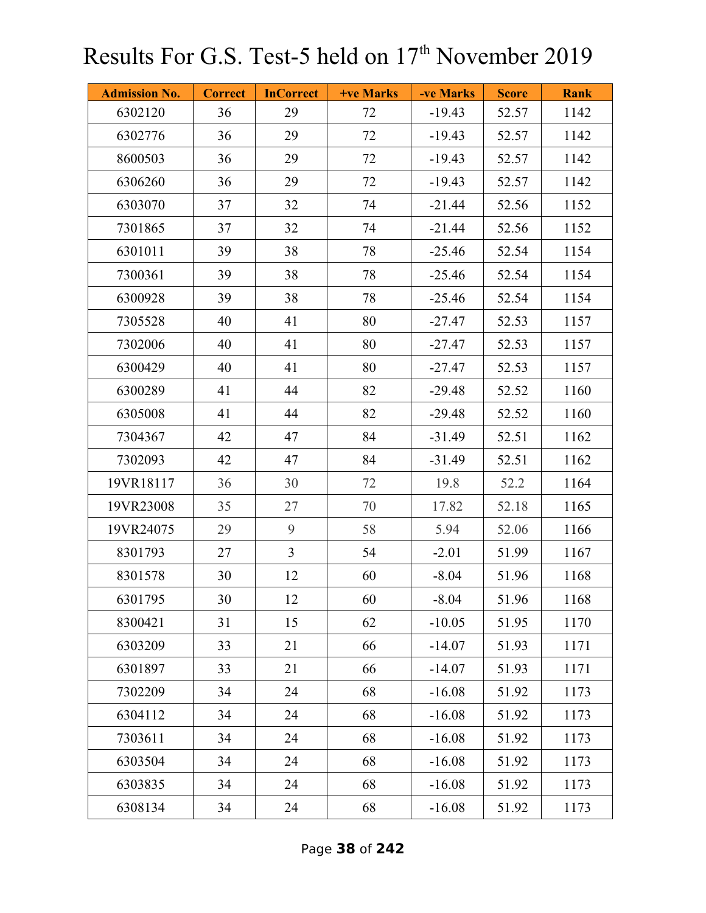# Results For G.S. Test-5 held on 17th November 2019

| Admission No. | Correct | InCorrect | +ve Marks | -ve Marks | Score | Rank |
|---|---|---|---|---|---|---|
| 6302120 | 36 | 29 | 72 | -19.43 | 52.57 | 1142 |
| 6302776 | 36 | 29 | 72 | -19.43 | 52.57 | 1142 |
| 8600503 | 36 | 29 | 72 | -19.43 | 52.57 | 1142 |
| 6306260 | 36 | 29 | 72 | -19.43 | 52.57 | 1142 |
| 6303070 | 37 | 32 | 74 | -21.44 | 52.56 | 1152 |
| 7301865 | 37 | 32 | 74 | -21.44 | 52.56 | 1152 |
| 6301011 | 39 | 38 | 78 | -25.46 | 52.54 | 1154 |
| 7300361 | 39 | 38 | 78 | -25.46 | 52.54 | 1154 |
| 6300928 | 39 | 38 | 78 | -25.46 | 52.54 | 1154 |
| 7305528 | 40 | 41 | 80 | -27.47 | 52.53 | 1157 |
| 7302006 | 40 | 41 | 80 | -27.47 | 52.53 | 1157 |
| 6300429 | 40 | 41 | 80 | -27.47 | 52.53 | 1157 |
| 6300289 | 41 | 44 | 82 | -29.48 | 52.52 | 1160 |
| 6305008 | 41 | 44 | 82 | -29.48 | 52.52 | 1160 |
| 7304367 | 42 | 47 | 84 | -31.49 | 52.51 | 1162 |
| 7302093 | 42 | 47 | 84 | -31.49 | 52.51 | 1162 |
| 19VR18117 | 36 | 30 | 72 | 19.8 | 52.2 | 1164 |
| 19VR23008 | 35 | 27 | 70 | 17.82 | 52.18 | 1165 |
| 19VR24075 | 29 | 9 | 58 | 5.94 | 52.06 | 1166 |
| 8301793 | 27 | 3 | 54 | -2.01 | 51.99 | 1167 |
| 8301578 | 30 | 12 | 60 | -8.04 | 51.96 | 1168 |
| 6301795 | 30 | 12 | 60 | -8.04 | 51.96 | 1168 |
| 8300421 | 31 | 15 | 62 | -10.05 | 51.95 | 1170 |
| 6303209 | 33 | 21 | 66 | -14.07 | 51.93 | 1171 |
| 6301897 | 33 | 21 | 66 | -14.07 | 51.93 | 1171 |
| 7302209 | 34 | 24 | 68 | -16.08 | 51.92 | 1173 |
| 6304112 | 34 | 24 | 68 | -16.08 | 51.92 | 1173 |
| 7303611 | 34 | 24 | 68 | -16.08 | 51.92 | 1173 |
| 6303504 | 34 | 24 | 68 | -16.08 | 51.92 | 1173 |
| 6303835 | 34 | 24 | 68 | -16.08 | 51.92 | 1173 |
| 6308134 | 34 | 24 | 68 | -16.08 | 51.92 | 1173 |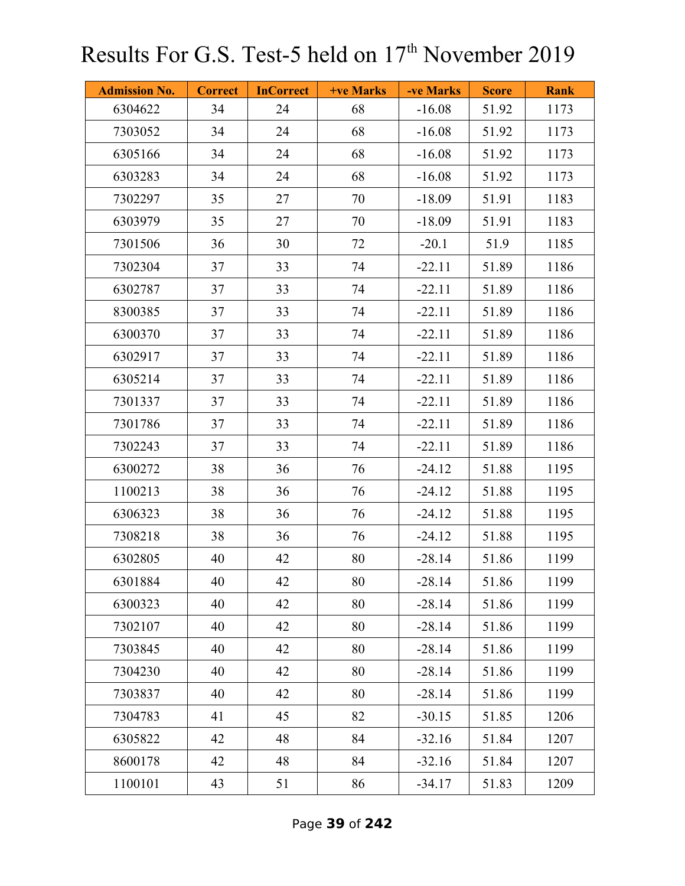# Results For G.S. Test-5 held on 17th November 2019

| Admission No. | Correct | InCorrect | +ve Marks | -ve Marks | Score | Rank |
|---|---|---|---|---|---|---|
| 6304622 | 34 | 24 | 68 | -16.08 | 51.92 | 1173 |
| 7303052 | 34 | 24 | 68 | -16.08 | 51.92 | 1173 |
| 6305166 | 34 | 24 | 68 | -16.08 | 51.92 | 1173 |
| 6303283 | 34 | 24 | 68 | -16.08 | 51.92 | 1173 |
| 7302297 | 35 | 27 | 70 | -18.09 | 51.91 | 1183 |
| 6303979 | 35 | 27 | 70 | -18.09 | 51.91 | 1183 |
| 7301506 | 36 | 30 | 72 | -20.1 | 51.9 | 1185 |
| 7302304 | 37 | 33 | 74 | -22.11 | 51.89 | 1186 |
| 6302787 | 37 | 33 | 74 | -22.11 | 51.89 | 1186 |
| 8300385 | 37 | 33 | 74 | -22.11 | 51.89 | 1186 |
| 6300370 | 37 | 33 | 74 | -22.11 | 51.89 | 1186 |
| 6302917 | 37 | 33 | 74 | -22.11 | 51.89 | 1186 |
| 6305214 | 37 | 33 | 74 | -22.11 | 51.89 | 1186 |
| 7301337 | 37 | 33 | 74 | -22.11 | 51.89 | 1186 |
| 7301786 | 37 | 33 | 74 | -22.11 | 51.89 | 1186 |
| 7302243 | 37 | 33 | 74 | -22.11 | 51.89 | 1186 |
| 6300272 | 38 | 36 | 76 | -24.12 | 51.88 | 1195 |
| 1100213 | 38 | 36 | 76 | -24.12 | 51.88 | 1195 |
| 6306323 | 38 | 36 | 76 | -24.12 | 51.88 | 1195 |
| 7308218 | 38 | 36 | 76 | -24.12 | 51.88 | 1195 |
| 6302805 | 40 | 42 | 80 | -28.14 | 51.86 | 1199 |
| 6301884 | 40 | 42 | 80 | -28.14 | 51.86 | 1199 |
| 6300323 | 40 | 42 | 80 | -28.14 | 51.86 | 1199 |
| 7302107 | 40 | 42 | 80 | -28.14 | 51.86 | 1199 |
| 7303845 | 40 | 42 | 80 | -28.14 | 51.86 | 1199 |
| 7304230 | 40 | 42 | 80 | -28.14 | 51.86 | 1199 |
| 7303837 | 40 | 42 | 80 | -28.14 | 51.86 | 1199 |
| 7304783 | 41 | 45 | 82 | -30.15 | 51.85 | 1206 |
| 6305822 | 42 | 48 | 84 | -32.16 | 51.84 | 1207 |
| 8600178 | 42 | 48 | 84 | -32.16 | 51.84 | 1207 |
| 1100101 | 43 | 51 | 86 | -34.17 | 51.83 | 1209 |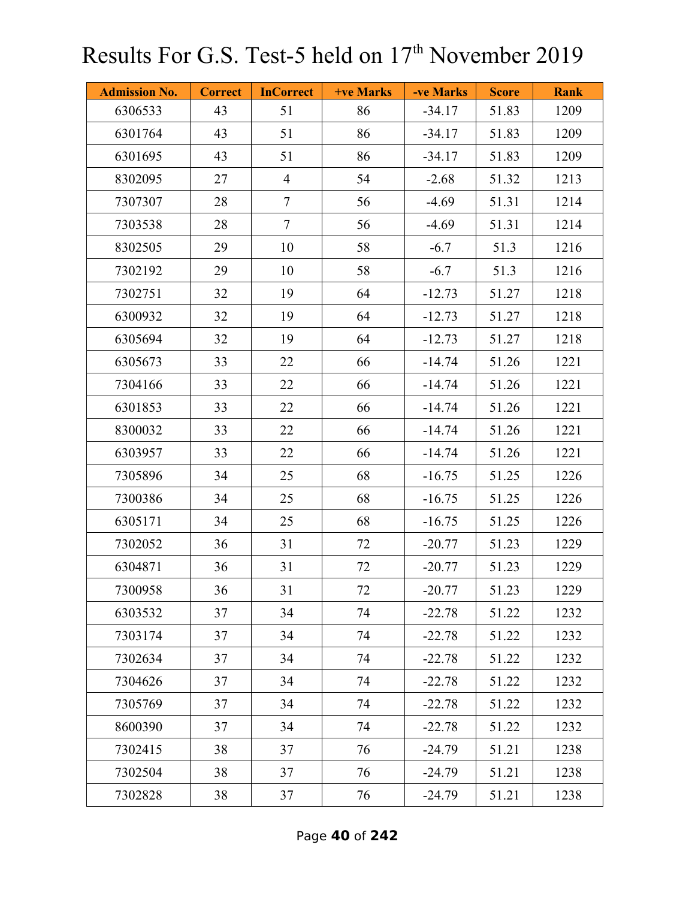# Results For G.S. Test-5 held on 17th November 2019

| Admission No. | Correct | InCorrect | +ve Marks | -ve Marks | Score | Rank |
|---|---|---|---|---|---|---|
| 6306533 | 43 | 51 | 86 | -34.17 | 51.83 | 1209 |
| 6301764 | 43 | 51 | 86 | -34.17 | 51.83 | 1209 |
| 6301695 | 43 | 51 | 86 | -34.17 | 51.83 | 1209 |
| 8302095 | 27 | 4 | 54 | -2.68 | 51.32 | 1213 |
| 7307307 | 28 | 7 | 56 | -4.69 | 51.31 | 1214 |
| 7303538 | 28 | 7 | 56 | -4.69 | 51.31 | 1214 |
| 8302505 | 29 | 10 | 58 | -6.7 | 51.3 | 1216 |
| 7302192 | 29 | 10 | 58 | -6.7 | 51.3 | 1216 |
| 7302751 | 32 | 19 | 64 | -12.73 | 51.27 | 1218 |
| 6300932 | 32 | 19 | 64 | -12.73 | 51.27 | 1218 |
| 6305694 | 32 | 19 | 64 | -12.73 | 51.27 | 1218 |
| 6305673 | 33 | 22 | 66 | -14.74 | 51.26 | 1221 |
| 7304166 | 33 | 22 | 66 | -14.74 | 51.26 | 1221 |
| 6301853 | 33 | 22 | 66 | -14.74 | 51.26 | 1221 |
| 8300032 | 33 | 22 | 66 | -14.74 | 51.26 | 1221 |
| 6303957 | 33 | 22 | 66 | -14.74 | 51.26 | 1221 |
| 7305896 | 34 | 25 | 68 | -16.75 | 51.25 | 1226 |
| 7300386 | 34 | 25 | 68 | -16.75 | 51.25 | 1226 |
| 6305171 | 34 | 25 | 68 | -16.75 | 51.25 | 1226 |
| 7302052 | 36 | 31 | 72 | -20.77 | 51.23 | 1229 |
| 6304871 | 36 | 31 | 72 | -20.77 | 51.23 | 1229 |
| 7300958 | 36 | 31 | 72 | -20.77 | 51.23 | 1229 |
| 6303532 | 37 | 34 | 74 | -22.78 | 51.22 | 1232 |
| 7303174 | 37 | 34 | 74 | -22.78 | 51.22 | 1232 |
| 7302634 | 37 | 34 | 74 | -22.78 | 51.22 | 1232 |
| 7304626 | 37 | 34 | 74 | -22.78 | 51.22 | 1232 |
| 7305769 | 37 | 34 | 74 | -22.78 | 51.22 | 1232 |
| 8600390 | 37 | 34 | 74 | -22.78 | 51.22 | 1232 |
| 7302415 | 38 | 37 | 76 | -24.79 | 51.21 | 1238 |
| 7302504 | 38 | 37 | 76 | -24.79 | 51.21 | 1238 |
| 7302828 | 38 | 37 | 76 | -24.79 | 51.21 | 1238 |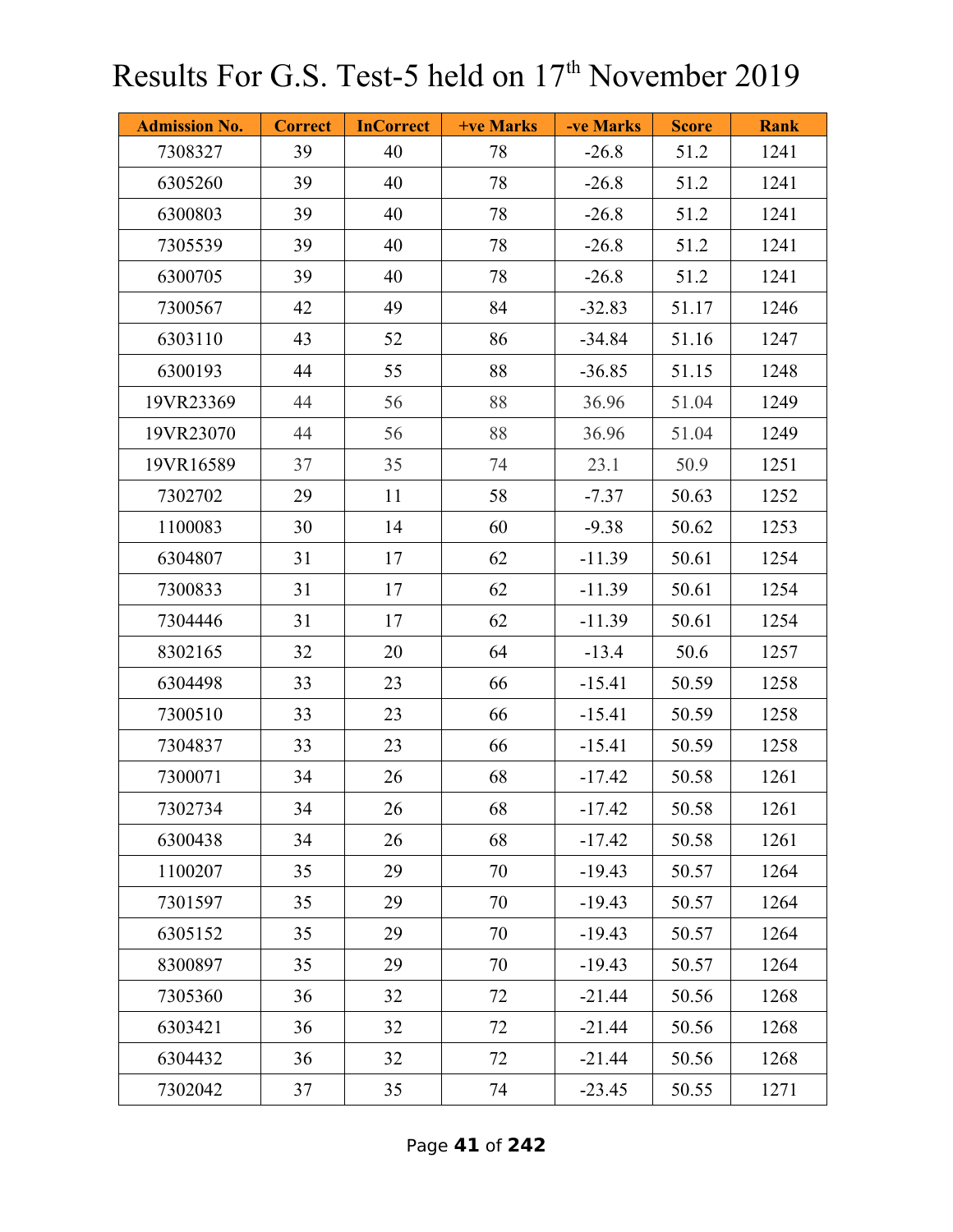# Results For G.S. Test-5 held on 17th November 2019

| Admission No. | Correct | InCorrect | +ve Marks | -ve Marks | Score | Rank |
|---|---|---|---|---|---|---|
| 7308327 | 39 | 40 | 78 | -26.8 | 51.2 | 1241 |
| 6305260 | 39 | 40 | 78 | -26.8 | 51.2 | 1241 |
| 6300803 | 39 | 40 | 78 | -26.8 | 51.2 | 1241 |
| 7305539 | 39 | 40 | 78 | -26.8 | 51.2 | 1241 |
| 6300705 | 39 | 40 | 78 | -26.8 | 51.2 | 1241 |
| 7300567 | 42 | 49 | 84 | -32.83 | 51.17 | 1246 |
| 6303110 | 43 | 52 | 86 | -34.84 | 51.16 | 1247 |
| 6300193 | 44 | 55 | 88 | -36.85 | 51.15 | 1248 |
| 19VR23369 | 44 | 56 | 88 | 36.96 | 51.04 | 1249 |
| 19VR23070 | 44 | 56 | 88 | 36.96 | 51.04 | 1249 |
| 19VR16589 | 37 | 35 | 74 | 23.1 | 50.9 | 1251 |
| 7302702 | 29 | 11 | 58 | -7.37 | 50.63 | 1252 |
| 1100083 | 30 | 14 | 60 | -9.38 | 50.62 | 1253 |
| 6304807 | 31 | 17 | 62 | -11.39 | 50.61 | 1254 |
| 7300833 | 31 | 17 | 62 | -11.39 | 50.61 | 1254 |
| 7304446 | 31 | 17 | 62 | -11.39 | 50.61 | 1254 |
| 8302165 | 32 | 20 | 64 | -13.4 | 50.6 | 1257 |
| 6304498 | 33 | 23 | 66 | -15.41 | 50.59 | 1258 |
| 7300510 | 33 | 23 | 66 | -15.41 | 50.59 | 1258 |
| 7304837 | 33 | 23 | 66 | -15.41 | 50.59 | 1258 |
| 7300071 | 34 | 26 | 68 | -17.42 | 50.58 | 1261 |
| 7302734 | 34 | 26 | 68 | -17.42 | 50.58 | 1261 |
| 6300438 | 34 | 26 | 68 | -17.42 | 50.58 | 1261 |
| 1100207 | 35 | 29 | 70 | -19.43 | 50.57 | 1264 |
| 7301597 | 35 | 29 | 70 | -19.43 | 50.57 | 1264 |
| 6305152 | 35 | 29 | 70 | -19.43 | 50.57 | 1264 |
| 8300897 | 35 | 29 | 70 | -19.43 | 50.57 | 1264 |
| 7305360 | 36 | 32 | 72 | -21.44 | 50.56 | 1268 |
| 6303421 | 36 | 32 | 72 | -21.44 | 50.56 | 1268 |
| 6304432 | 36 | 32 | 72 | -21.44 | 50.56 | 1268 |
| 7302042 | 37 | 35 | 74 | -23.45 | 50.55 | 1271 |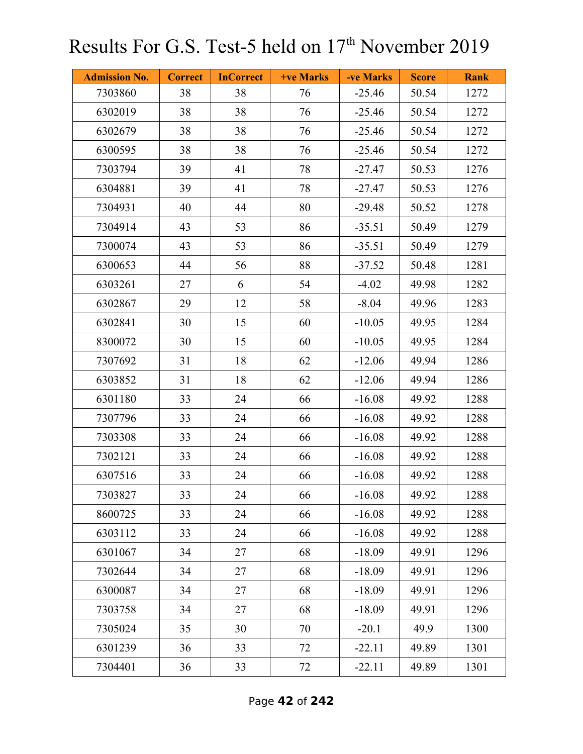# Results For G.S. Test-5 held on 17th November 2019

| Admission No. | Correct | InCorrect | +ve Marks | -ve Marks | Score | Rank |
|---|---|---|---|---|---|---|
| 7303860 | 38 | 38 | 76 | -25.46 | 50.54 | 1272 |
| 6302019 | 38 | 38 | 76 | -25.46 | 50.54 | 1272 |
| 6302679 | 38 | 38 | 76 | -25.46 | 50.54 | 1272 |
| 6300595 | 38 | 38 | 76 | -25.46 | 50.54 | 1272 |
| 7303794 | 39 | 41 | 78 | -27.47 | 50.53 | 1276 |
| 6304881 | 39 | 41 | 78 | -27.47 | 50.53 | 1276 |
| 7304931 | 40 | 44 | 80 | -29.48 | 50.52 | 1278 |
| 7304914 | 43 | 53 | 86 | -35.51 | 50.49 | 1279 |
| 7300074 | 43 | 53 | 86 | -35.51 | 50.49 | 1279 |
| 6300653 | 44 | 56 | 88 | -37.52 | 50.48 | 1281 |
| 6303261 | 27 | 6 | 54 | -4.02 | 49.98 | 1282 |
| 6302867 | 29 | 12 | 58 | -8.04 | 49.96 | 1283 |
| 6302841 | 30 | 15 | 60 | -10.05 | 49.95 | 1284 |
| 8300072 | 30 | 15 | 60 | -10.05 | 49.95 | 1284 |
| 7307692 | 31 | 18 | 62 | -12.06 | 49.94 | 1286 |
| 6303852 | 31 | 18 | 62 | -12.06 | 49.94 | 1286 |
| 6301180 | 33 | 24 | 66 | -16.08 | 49.92 | 1288 |
| 7307796 | 33 | 24 | 66 | -16.08 | 49.92 | 1288 |
| 7303308 | 33 | 24 | 66 | -16.08 | 49.92 | 1288 |
| 7302121 | 33 | 24 | 66 | -16.08 | 49.92 | 1288 |
| 6307516 | 33 | 24 | 66 | -16.08 | 49.92 | 1288 |
| 7303827 | 33 | 24 | 66 | -16.08 | 49.92 | 1288 |
| 8600725 | 33 | 24 | 66 | -16.08 | 49.92 | 1288 |
| 6303112 | 33 | 24 | 66 | -16.08 | 49.92 | 1288 |
| 6301067 | 34 | 27 | 68 | -18.09 | 49.91 | 1296 |
| 7302644 | 34 | 27 | 68 | -18.09 | 49.91 | 1296 |
| 6300087 | 34 | 27 | 68 | -18.09 | 49.91 | 1296 |
| 7303758 | 34 | 27 | 68 | -18.09 | 49.91 | 1296 |
| 7305024 | 35 | 30 | 70 | -20.1 | 49.9 | 1300 |
| 6301239 | 36 | 33 | 72 | -22.11 | 49.89 | 1301 |
| 7304401 | 36 | 33 | 72 | -22.11 | 49.89 | 1301 |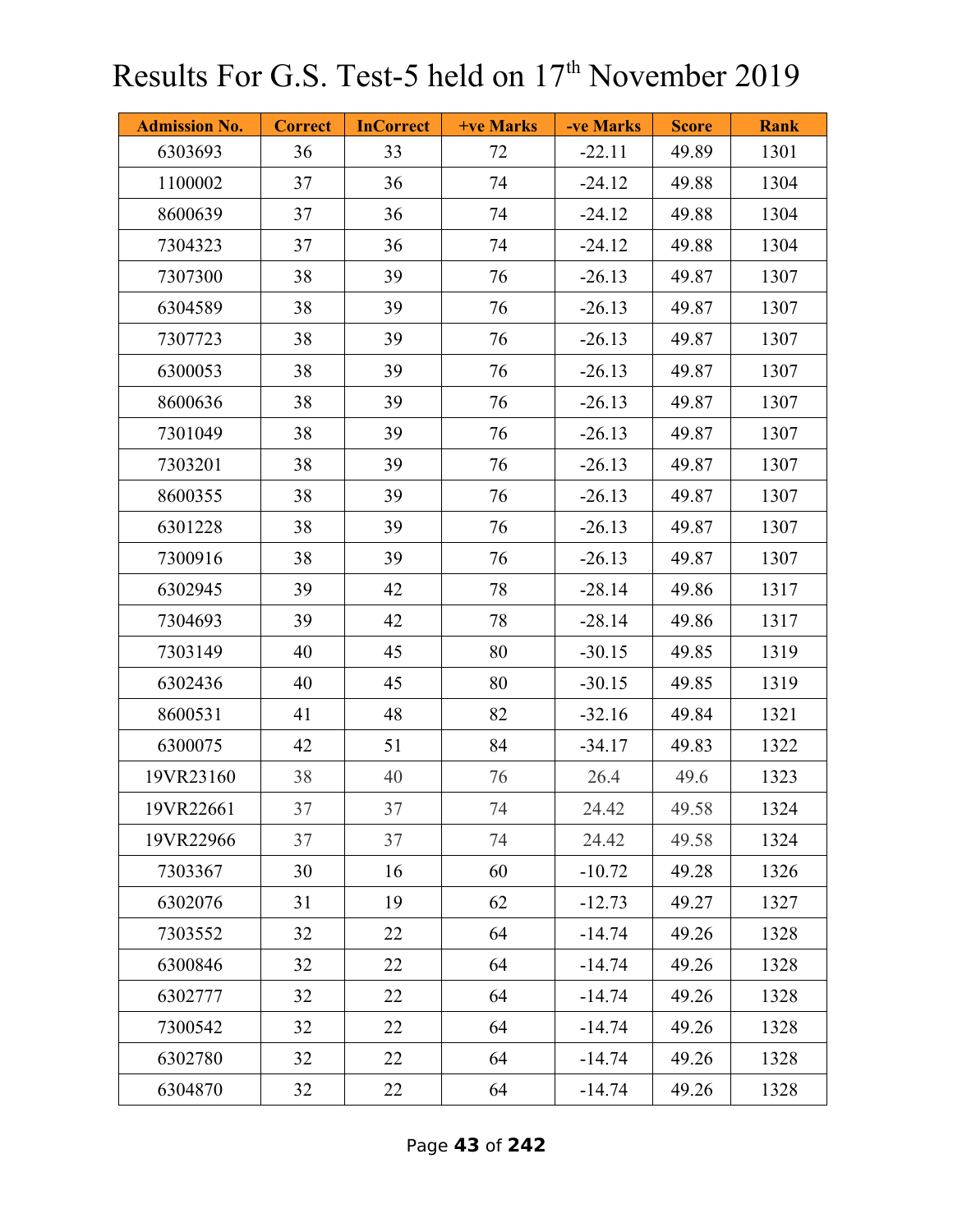# Results For G.S. Test-5 held on 17th November 2019

| Admission No. | Correct | InCorrect | +ve Marks | -ve Marks | Score | Rank |
|---|---|---|---|---|---|---|
| 6303693 | 36 | 33 | 72 | -22.11 | 49.89 | 1301 |
| 1100002 | 37 | 36 | 74 | -24.12 | 49.88 | 1304 |
| 8600639 | 37 | 36 | 74 | -24.12 | 49.88 | 1304 |
| 7304323 | 37 | 36 | 74 | -24.12 | 49.88 | 1304 |
| 7307300 | 38 | 39 | 76 | -26.13 | 49.87 | 1307 |
| 6304589 | 38 | 39 | 76 | -26.13 | 49.87 | 1307 |
| 7307723 | 38 | 39 | 76 | -26.13 | 49.87 | 1307 |
| 6300053 | 38 | 39 | 76 | -26.13 | 49.87 | 1307 |
| 8600636 | 38 | 39 | 76 | -26.13 | 49.87 | 1307 |
| 7301049 | 38 | 39 | 76 | -26.13 | 49.87 | 1307 |
| 7303201 | 38 | 39 | 76 | -26.13 | 49.87 | 1307 |
| 8600355 | 38 | 39 | 76 | -26.13 | 49.87 | 1307 |
| 6301228 | 38 | 39 | 76 | -26.13 | 49.87 | 1307 |
| 7300916 | 38 | 39 | 76 | -26.13 | 49.87 | 1307 |
| 6302945 | 39 | 42 | 78 | -28.14 | 49.86 | 1317 |
| 7304693 | 39 | 42 | 78 | -28.14 | 49.86 | 1317 |
| 7303149 | 40 | 45 | 80 | -30.15 | 49.85 | 1319 |
| 6302436 | 40 | 45 | 80 | -30.15 | 49.85 | 1319 |
| 8600531 | 41 | 48 | 82 | -32.16 | 49.84 | 1321 |
| 6300075 | 42 | 51 | 84 | -34.17 | 49.83 | 1322 |
| 19VR23160 | 38 | 40 | 76 | 26.4 | 49.6 | 1323 |
| 19VR22661 | 37 | 37 | 74 | 24.42 | 49.58 | 1324 |
| 19VR22966 | 37 | 37 | 74 | 24.42 | 49.58 | 1324 |
| 7303367 | 30 | 16 | 60 | -10.72 | 49.28 | 1326 |
| 6302076 | 31 | 19 | 62 | -12.73 | 49.27 | 1327 |
| 7303552 | 32 | 22 | 64 | -14.74 | 49.26 | 1328 |
| 6300846 | 32 | 22 | 64 | -14.74 | 49.26 | 1328 |
| 6302777 | 32 | 22 | 64 | -14.74 | 49.26 | 1328 |
| 7300542 | 32 | 22 | 64 | -14.74 | 49.26 | 1328 |
| 6302780 | 32 | 22 | 64 | -14.74 | 49.26 | 1328 |
| 6304870 | 32 | 22 | 64 | -14.74 | 49.26 | 1328 |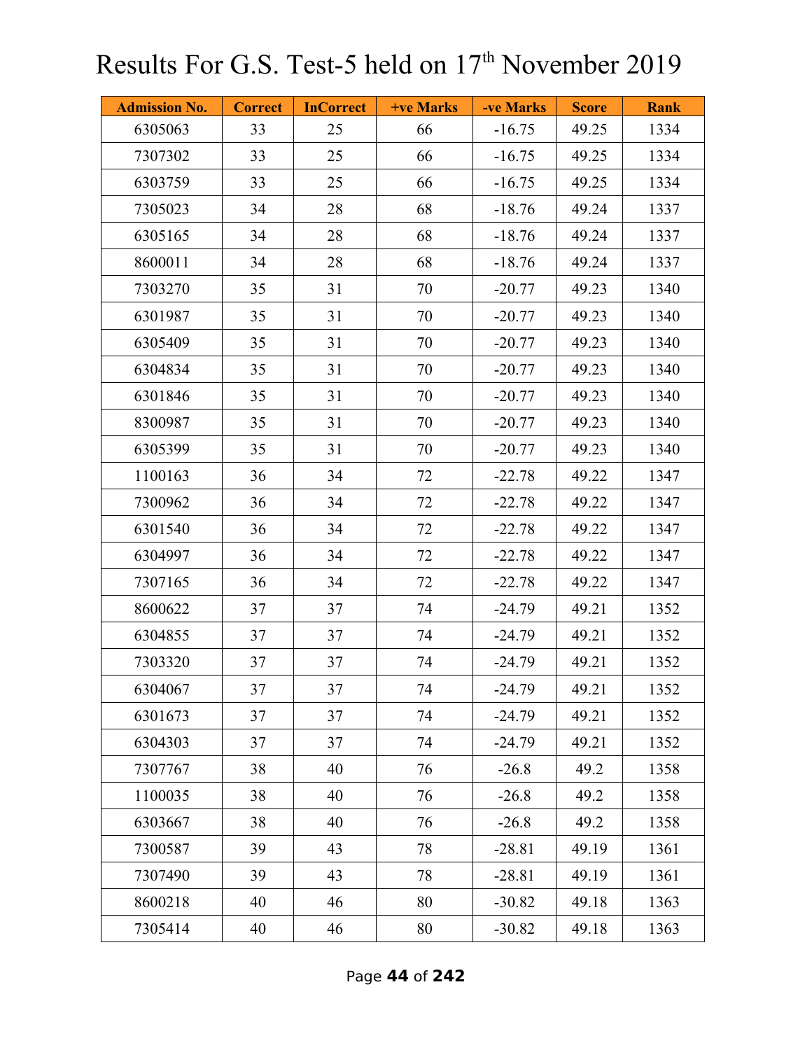# Results For G.S. Test-5 held on 17th November 2019

| Admission No. | Correct | InCorrect | +ve Marks | -ve Marks | Score | Rank |
|---|---|---|---|---|---|---|
| 6305063 | 33 | 25 | 66 | -16.75 | 49.25 | 1334 |
| 7307302 | 33 | 25 | 66 | -16.75 | 49.25 | 1334 |
| 6303759 | 33 | 25 | 66 | -16.75 | 49.25 | 1334 |
| 7305023 | 34 | 28 | 68 | -18.76 | 49.24 | 1337 |
| 6305165 | 34 | 28 | 68 | -18.76 | 49.24 | 1337 |
| 8600011 | 34 | 28 | 68 | -18.76 | 49.24 | 1337 |
| 7303270 | 35 | 31 | 70 | -20.77 | 49.23 | 1340 |
| 6301987 | 35 | 31 | 70 | -20.77 | 49.23 | 1340 |
| 6305409 | 35 | 31 | 70 | -20.77 | 49.23 | 1340 |
| 6304834 | 35 | 31 | 70 | -20.77 | 49.23 | 1340 |
| 6301846 | 35 | 31 | 70 | -20.77 | 49.23 | 1340 |
| 8300987 | 35 | 31 | 70 | -20.77 | 49.23 | 1340 |
| 6305399 | 35 | 31 | 70 | -20.77 | 49.23 | 1340 |
| 1100163 | 36 | 34 | 72 | -22.78 | 49.22 | 1347 |
| 7300962 | 36 | 34 | 72 | -22.78 | 49.22 | 1347 |
| 6301540 | 36 | 34 | 72 | -22.78 | 49.22 | 1347 |
| 6304997 | 36 | 34 | 72 | -22.78 | 49.22 | 1347 |
| 7307165 | 36 | 34 | 72 | -22.78 | 49.22 | 1347 |
| 8600622 | 37 | 37 | 74 | -24.79 | 49.21 | 1352 |
| 6304855 | 37 | 37 | 74 | -24.79 | 49.21 | 1352 |
| 7303320 | 37 | 37 | 74 | -24.79 | 49.21 | 1352 |
| 6304067 | 37 | 37 | 74 | -24.79 | 49.21 | 1352 |
| 6301673 | 37 | 37 | 74 | -24.79 | 49.21 | 1352 |
| 6304303 | 37 | 37 | 74 | -24.79 | 49.21 | 1352 |
| 7307767 | 38 | 40 | 76 | -26.8 | 49.2 | 1358 |
| 1100035 | 38 | 40 | 76 | -26.8 | 49.2 | 1358 |
| 6303667 | 38 | 40 | 76 | -26.8 | 49.2 | 1358 |
| 7300587 | 39 | 43 | 78 | -28.81 | 49.19 | 1361 |
| 7307490 | 39 | 43 | 78 | -28.81 | 49.19 | 1361 |
| 8600218 | 40 | 46 | 80 | -30.82 | 49.18 | 1363 |
| 7305414 | 40 | 46 | 80 | -30.82 | 49.18 | 1363 |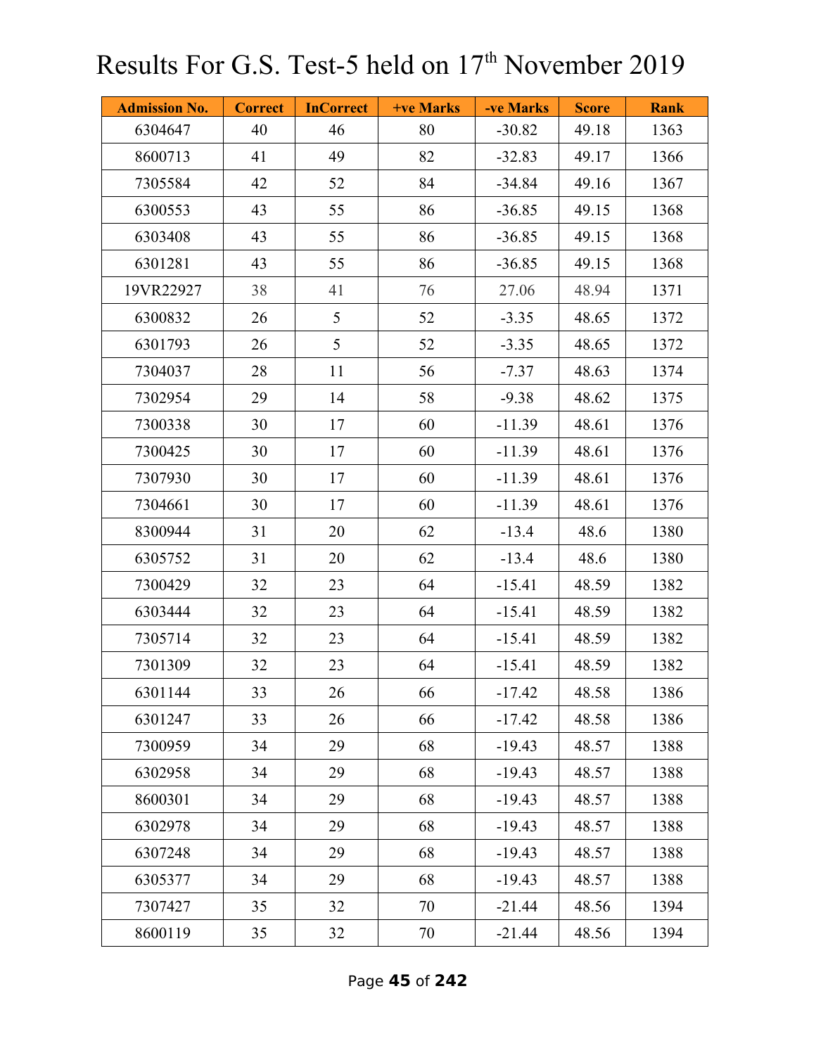# Results For G.S. Test-5 held on 17th November 2019

| Admission No. | Correct | InCorrect | +ve Marks | -ve Marks | Score | Rank |
|---|---|---|---|---|---|---|
| 6304647 | 40 | 46 | 80 | -30.82 | 49.18 | 1363 |
| 8600713 | 41 | 49 | 82 | -32.83 | 49.17 | 1366 |
| 7305584 | 42 | 52 | 84 | -34.84 | 49.16 | 1367 |
| 6300553 | 43 | 55 | 86 | -36.85 | 49.15 | 1368 |
| 6303408 | 43 | 55 | 86 | -36.85 | 49.15 | 1368 |
| 6301281 | 43 | 55 | 86 | -36.85 | 49.15 | 1368 |
| 19VR22927 | 38 | 41 | 76 | 27.06 | 48.94 | 1371 |
| 6300832 | 26 | 5 | 52 | -3.35 | 48.65 | 1372 |
| 6301793 | 26 | 5 | 52 | -3.35 | 48.65 | 1372 |
| 7304037 | 28 | 11 | 56 | -7.37 | 48.63 | 1374 |
| 7302954 | 29 | 14 | 58 | -9.38 | 48.62 | 1375 |
| 7300338 | 30 | 17 | 60 | -11.39 | 48.61 | 1376 |
| 7300425 | 30 | 17 | 60 | -11.39 | 48.61 | 1376 |
| 7307930 | 30 | 17 | 60 | -11.39 | 48.61 | 1376 |
| 7304661 | 30 | 17 | 60 | -11.39 | 48.61 | 1376 |
| 8300944 | 31 | 20 | 62 | -13.4 | 48.6 | 1380 |
| 6305752 | 31 | 20 | 62 | -13.4 | 48.6 | 1380 |
| 7300429 | 32 | 23 | 64 | -15.41 | 48.59 | 1382 |
| 6303444 | 32 | 23 | 64 | -15.41 | 48.59 | 1382 |
| 7305714 | 32 | 23 | 64 | -15.41 | 48.59 | 1382 |
| 7301309 | 32 | 23 | 64 | -15.41 | 48.59 | 1382 |
| 6301144 | 33 | 26 | 66 | -17.42 | 48.58 | 1386 |
| 6301247 | 33 | 26 | 66 | -17.42 | 48.58 | 1386 |
| 7300959 | 34 | 29 | 68 | -19.43 | 48.57 | 1388 |
| 6302958 | 34 | 29 | 68 | -19.43 | 48.57 | 1388 |
| 8600301 | 34 | 29 | 68 | -19.43 | 48.57 | 1388 |
| 6302978 | 34 | 29 | 68 | -19.43 | 48.57 | 1388 |
| 6307248 | 34 | 29 | 68 | -19.43 | 48.57 | 1388 |
| 6305377 | 34 | 29 | 68 | -19.43 | 48.57 | 1388 |
| 7307427 | 35 | 32 | 70 | -21.44 | 48.56 | 1394 |
| 8600119 | 35 | 32 | 70 | -21.44 | 48.56 | 1394 |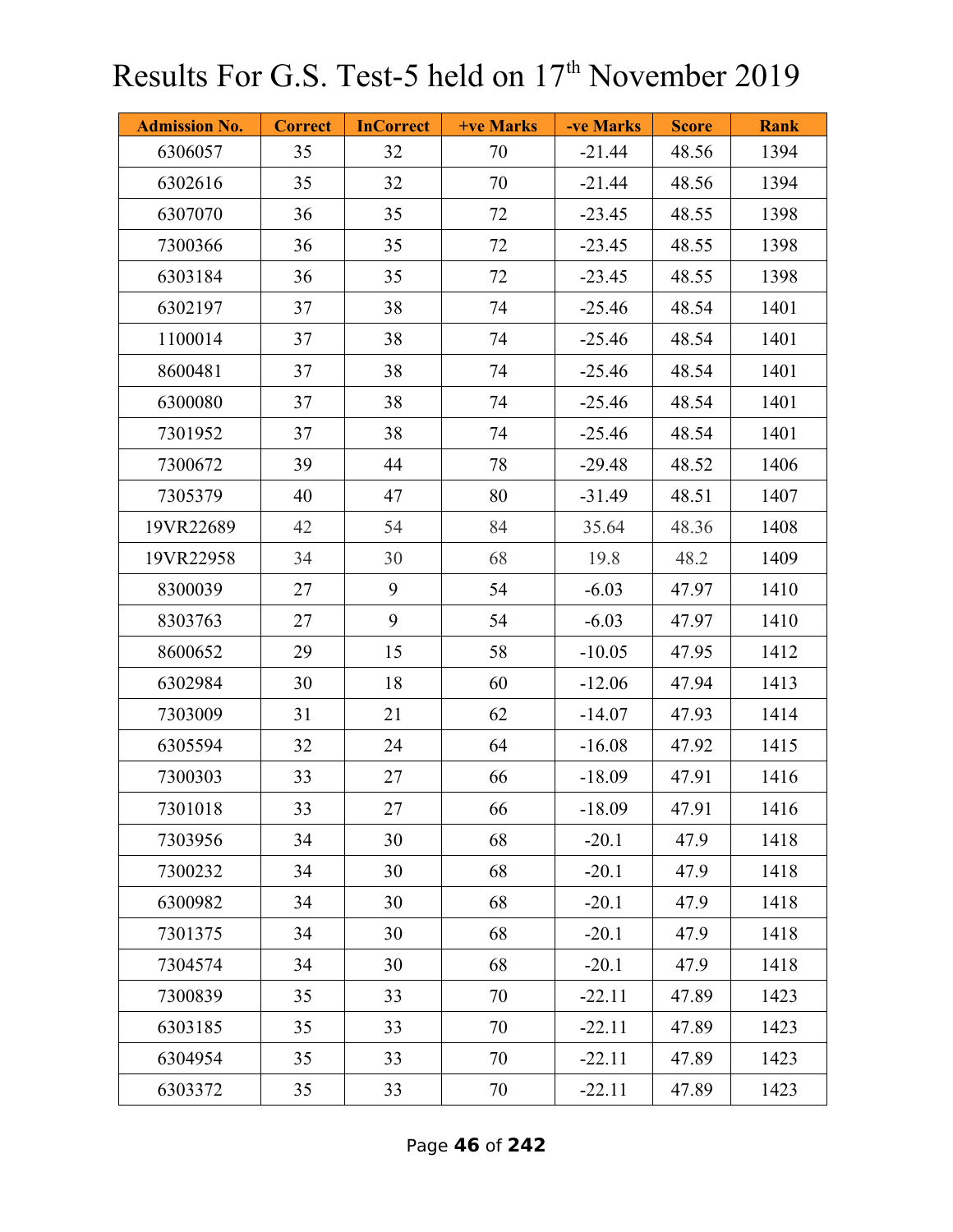# Results For G.S. Test-5 held on 17th November 2019

| Admission No. | Correct | InCorrect | +ve Marks | -ve Marks | Score | Rank |
|---|---|---|---|---|---|---|
| 6306057 | 35 | 32 | 70 | -21.44 | 48.56 | 1394 |
| 6302616 | 35 | 32 | 70 | -21.44 | 48.56 | 1394 |
| 6307070 | 36 | 35 | 72 | -23.45 | 48.55 | 1398 |
| 7300366 | 36 | 35 | 72 | -23.45 | 48.55 | 1398 |
| 6303184 | 36 | 35 | 72 | -23.45 | 48.55 | 1398 |
| 6302197 | 37 | 38 | 74 | -25.46 | 48.54 | 1401 |
| 1100014 | 37 | 38 | 74 | -25.46 | 48.54 | 1401 |
| 8600481 | 37 | 38 | 74 | -25.46 | 48.54 | 1401 |
| 6300080 | 37 | 38 | 74 | -25.46 | 48.54 | 1401 |
| 7301952 | 37 | 38 | 74 | -25.46 | 48.54 | 1401 |
| 7300672 | 39 | 44 | 78 | -29.48 | 48.52 | 1406 |
| 7305379 | 40 | 47 | 80 | -31.49 | 48.51 | 1407 |
| 19VR22689 | 42 | 54 | 84 | 35.64 | 48.36 | 1408 |
| 19VR22958 | 34 | 30 | 68 | 19.8 | 48.2 | 1409 |
| 8300039 | 27 | 9 | 54 | -6.03 | 47.97 | 1410 |
| 8303763 | 27 | 9 | 54 | -6.03 | 47.97 | 1410 |
| 8600652 | 29 | 15 | 58 | -10.05 | 47.95 | 1412 |
| 6302984 | 30 | 18 | 60 | -12.06 | 47.94 | 1413 |
| 7303009 | 31 | 21 | 62 | -14.07 | 47.93 | 1414 |
| 6305594 | 32 | 24 | 64 | -16.08 | 47.92 | 1415 |
| 7300303 | 33 | 27 | 66 | -18.09 | 47.91 | 1416 |
| 7301018 | 33 | 27 | 66 | -18.09 | 47.91 | 1416 |
| 7303956 | 34 | 30 | 68 | -20.1 | 47.9 | 1418 |
| 7300232 | 34 | 30 | 68 | -20.1 | 47.9 | 1418 |
| 6300982 | 34 | 30 | 68 | -20.1 | 47.9 | 1418 |
| 7301375 | 34 | 30 | 68 | -20.1 | 47.9 | 1418 |
| 7304574 | 34 | 30 | 68 | -20.1 | 47.9 | 1418 |
| 7300839 | 35 | 33 | 70 | -22.11 | 47.89 | 1423 |
| 6303185 | 35 | 33 | 70 | -22.11 | 47.89 | 1423 |
| 6304954 | 35 | 33 | 70 | -22.11 | 47.89 | 1423 |
| 6303372 | 35 | 33 | 70 | -22.11 | 47.89 | 1423 |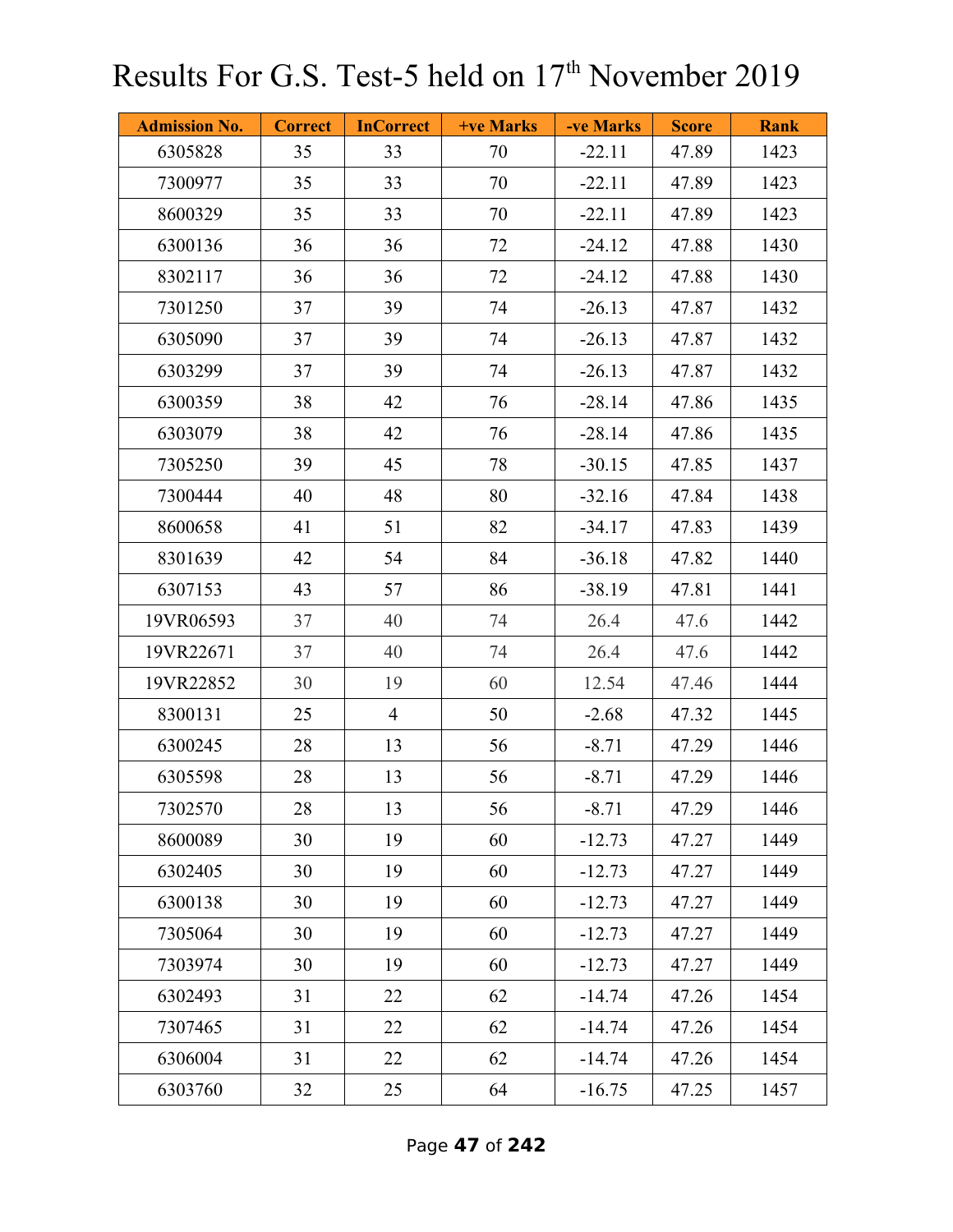# Results For G.S. Test-5 held on 17th November 2019

| Admission No. | Correct | InCorrect | +ve Marks | -ve Marks | Score | Rank |
|---|---|---|---|---|---|---|
| 6305828 | 35 | 33 | 70 | -22.11 | 47.89 | 1423 |
| 7300977 | 35 | 33 | 70 | -22.11 | 47.89 | 1423 |
| 8600329 | 35 | 33 | 70 | -22.11 | 47.89 | 1423 |
| 6300136 | 36 | 36 | 72 | -24.12 | 47.88 | 1430 |
| 8302117 | 36 | 36 | 72 | -24.12 | 47.88 | 1430 |
| 7301250 | 37 | 39 | 74 | -26.13 | 47.87 | 1432 |
| 6305090 | 37 | 39 | 74 | -26.13 | 47.87 | 1432 |
| 6303299 | 37 | 39 | 74 | -26.13 | 47.87 | 1432 |
| 6300359 | 38 | 42 | 76 | -28.14 | 47.86 | 1435 |
| 6303079 | 38 | 42 | 76 | -28.14 | 47.86 | 1435 |
| 7305250 | 39 | 45 | 78 | -30.15 | 47.85 | 1437 |
| 7300444 | 40 | 48 | 80 | -32.16 | 47.84 | 1438 |
| 8600658 | 41 | 51 | 82 | -34.17 | 47.83 | 1439 |
| 8301639 | 42 | 54 | 84 | -36.18 | 47.82 | 1440 |
| 6307153 | 43 | 57 | 86 | -38.19 | 47.81 | 1441 |
| 19VR06593 | 37 | 40 | 74 | 26.4 | 47.6 | 1442 |
| 19VR22671 | 37 | 40 | 74 | 26.4 | 47.6 | 1442 |
| 19VR22852 | 30 | 19 | 60 | 12.54 | 47.46 | 1444 |
| 8300131 | 25 | 4 | 50 | -2.68 | 47.32 | 1445 |
| 6300245 | 28 | 13 | 56 | -8.71 | 47.29 | 1446 |
| 6305598 | 28 | 13 | 56 | -8.71 | 47.29 | 1446 |
| 7302570 | 28 | 13 | 56 | -8.71 | 47.29 | 1446 |
| 8600089 | 30 | 19 | 60 | -12.73 | 47.27 | 1449 |
| 6302405 | 30 | 19 | 60 | -12.73 | 47.27 | 1449 |
| 6300138 | 30 | 19 | 60 | -12.73 | 47.27 | 1449 |
| 7305064 | 30 | 19 | 60 | -12.73 | 47.27 | 1449 |
| 7303974 | 30 | 19 | 60 | -12.73 | 47.27 | 1449 |
| 6302493 | 31 | 22 | 62 | -14.74 | 47.26 | 1454 |
| 7307465 | 31 | 22 | 62 | -14.74 | 47.26 | 1454 |
| 6306004 | 31 | 22 | 62 | -14.74 | 47.26 | 1454 |
| 6303760 | 32 | 25 | 64 | -16.75 | 47.25 | 1457 |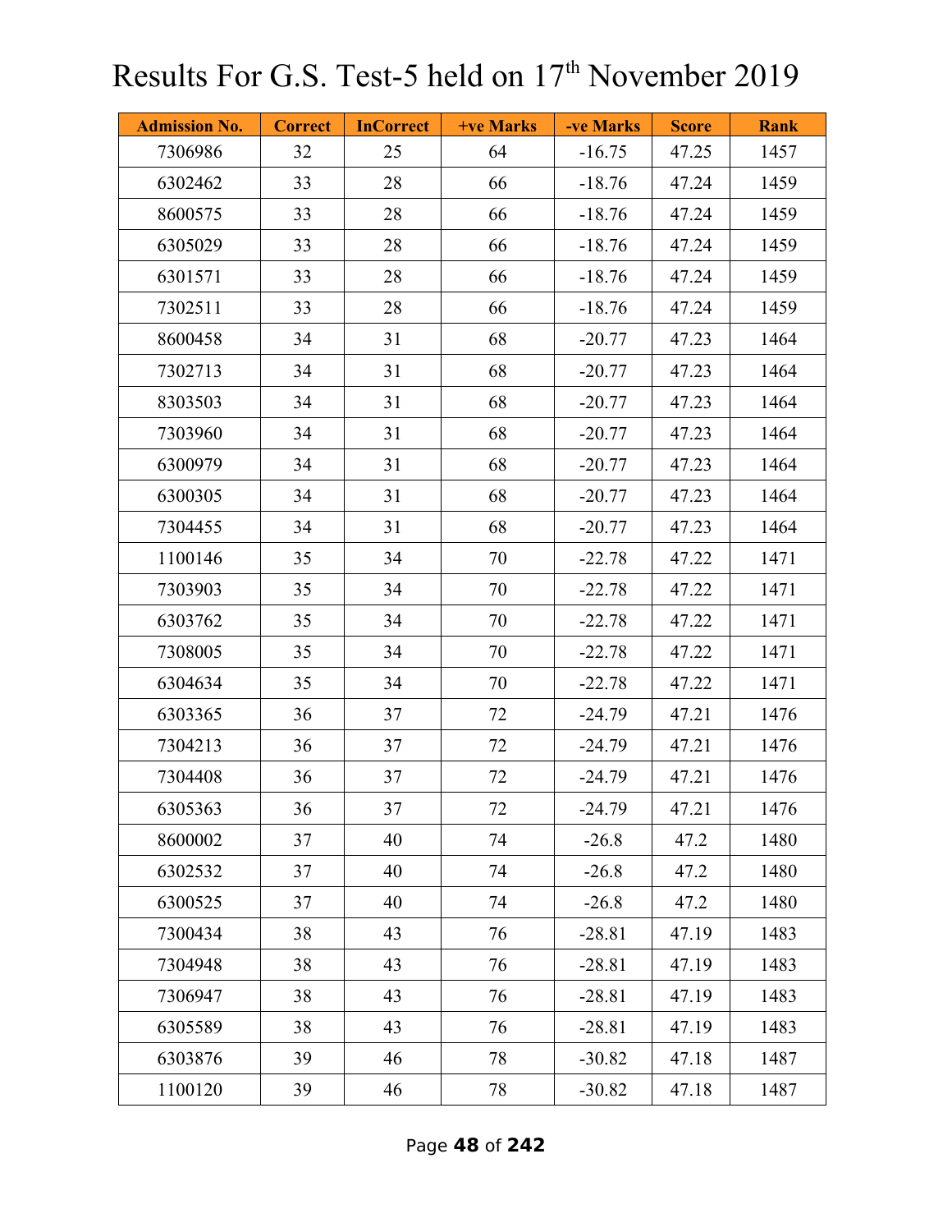# Results For G.S. Test-5 held on 17th November 2019

| Admission No. | Correct | InCorrect | +ve Marks | -ve Marks | Score | Rank |
|---|---|---|---|---|---|---|
| 7306986 | 32 | 25 | 64 | -16.75 | 47.25 | 1457 |
| 6302462 | 33 | 28 | 66 | -18.76 | 47.24 | 1459 |
| 8600575 | 33 | 28 | 66 | -18.76 | 47.24 | 1459 |
| 6305029 | 33 | 28 | 66 | -18.76 | 47.24 | 1459 |
| 6301571 | 33 | 28 | 66 | -18.76 | 47.24 | 1459 |
| 7302511 | 33 | 28 | 66 | -18.76 | 47.24 | 1459 |
| 8600458 | 34 | 31 | 68 | -20.77 | 47.23 | 1464 |
| 7302713 | 34 | 31 | 68 | -20.77 | 47.23 | 1464 |
| 8303503 | 34 | 31 | 68 | -20.77 | 47.23 | 1464 |
| 7303960 | 34 | 31 | 68 | -20.77 | 47.23 | 1464 |
| 6300979 | 34 | 31 | 68 | -20.77 | 47.23 | 1464 |
| 6300305 | 34 | 31 | 68 | -20.77 | 47.23 | 1464 |
| 7304455 | 34 | 31 | 68 | -20.77 | 47.23 | 1464 |
| 1100146 | 35 | 34 | 70 | -22.78 | 47.22 | 1471 |
| 7303903 | 35 | 34 | 70 | -22.78 | 47.22 | 1471 |
| 6303762 | 35 | 34 | 70 | -22.78 | 47.22 | 1471 |
| 7308005 | 35 | 34 | 70 | -22.78 | 47.22 | 1471 |
| 6304634 | 35 | 34 | 70 | -22.78 | 47.22 | 1471 |
| 6303365 | 36 | 37 | 72 | -24.79 | 47.21 | 1476 |
| 7304213 | 36 | 37 | 72 | -24.79 | 47.21 | 1476 |
| 7304408 | 36 | 37 | 72 | -24.79 | 47.21 | 1476 |
| 6305363 | 36 | 37 | 72 | -24.79 | 47.21 | 1476 |
| 8600002 | 37 | 40 | 74 | -26.8 | 47.2 | 1480 |
| 6302532 | 37 | 40 | 74 | -26.8 | 47.2 | 1480 |
| 6300525 | 37 | 40 | 74 | -26.8 | 47.2 | 1480 |
| 7300434 | 38 | 43 | 76 | -28.81 | 47.19 | 1483 |
| 7304948 | 38 | 43 | 76 | -28.81 | 47.19 | 1483 |
| 7306947 | 38 | 43 | 76 | -28.81 | 47.19 | 1483 |
| 6305589 | 38 | 43 | 76 | -28.81 | 47.19 | 1483 |
| 6303876 | 39 | 46 | 78 | -30.82 | 47.18 | 1487 |
| 1100120 | 39 | 46 | 78 | -30.82 | 47.18 | 1487 |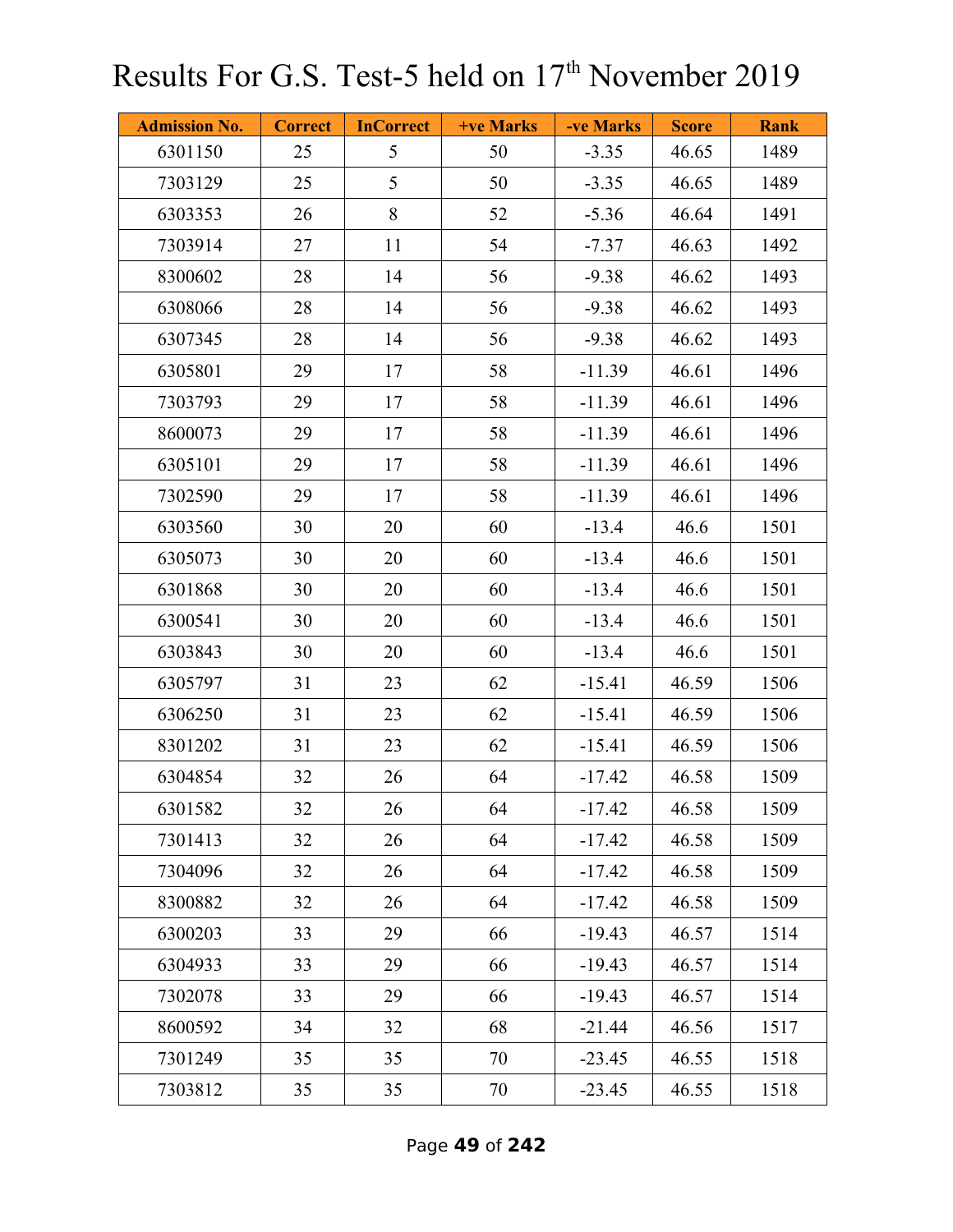# Results For G.S. Test-5 held on 17th November 2019

| Admission No. | Correct | InCorrect | +ve Marks | -ve Marks | Score | Rank |
|---|---|---|---|---|---|---|
| 6301150 | 25 | 5 | 50 | -3.35 | 46.65 | 1489 |
| 7303129 | 25 | 5 | 50 | -3.35 | 46.65 | 1489 |
| 6303353 | 26 | 8 | 52 | -5.36 | 46.64 | 1491 |
| 7303914 | 27 | 11 | 54 | -7.37 | 46.63 | 1492 |
| 8300602 | 28 | 14 | 56 | -9.38 | 46.62 | 1493 |
| 6308066 | 28 | 14 | 56 | -9.38 | 46.62 | 1493 |
| 6307345 | 28 | 14 | 56 | -9.38 | 46.62 | 1493 |
| 6305801 | 29 | 17 | 58 | -11.39 | 46.61 | 1496 |
| 7303793 | 29 | 17 | 58 | -11.39 | 46.61 | 1496 |
| 8600073 | 29 | 17 | 58 | -11.39 | 46.61 | 1496 |
| 6305101 | 29 | 17 | 58 | -11.39 | 46.61 | 1496 |
| 7302590 | 29 | 17 | 58 | -11.39 | 46.61 | 1496 |
| 6303560 | 30 | 20 | 60 | -13.4 | 46.6 | 1501 |
| 6305073 | 30 | 20 | 60 | -13.4 | 46.6 | 1501 |
| 6301868 | 30 | 20 | 60 | -13.4 | 46.6 | 1501 |
| 6300541 | 30 | 20 | 60 | -13.4 | 46.6 | 1501 |
| 6303843 | 30 | 20 | 60 | -13.4 | 46.6 | 1501 |
| 6305797 | 31 | 23 | 62 | -15.41 | 46.59 | 1506 |
| 6306250 | 31 | 23 | 62 | -15.41 | 46.59 | 1506 |
| 8301202 | 31 | 23 | 62 | -15.41 | 46.59 | 1506 |
| 6304854 | 32 | 26 | 64 | -17.42 | 46.58 | 1509 |
| 6301582 | 32 | 26 | 64 | -17.42 | 46.58 | 1509 |
| 7301413 | 32 | 26 | 64 | -17.42 | 46.58 | 1509 |
| 7304096 | 32 | 26 | 64 | -17.42 | 46.58 | 1509 |
| 8300882 | 32 | 26 | 64 | -17.42 | 46.58 | 1509 |
| 6300203 | 33 | 29 | 66 | -19.43 | 46.57 | 1514 |
| 6304933 | 33 | 29 | 66 | -19.43 | 46.57 | 1514 |
| 7302078 | 33 | 29 | 66 | -19.43 | 46.57 | 1514 |
| 8600592 | 34 | 32 | 68 | -21.44 | 46.56 | 1517 |
| 7301249 | 35 | 35 | 70 | -23.45 | 46.55 | 1518 |
| 7303812 | 35 | 35 | 70 | -23.45 | 46.55 | 1518 |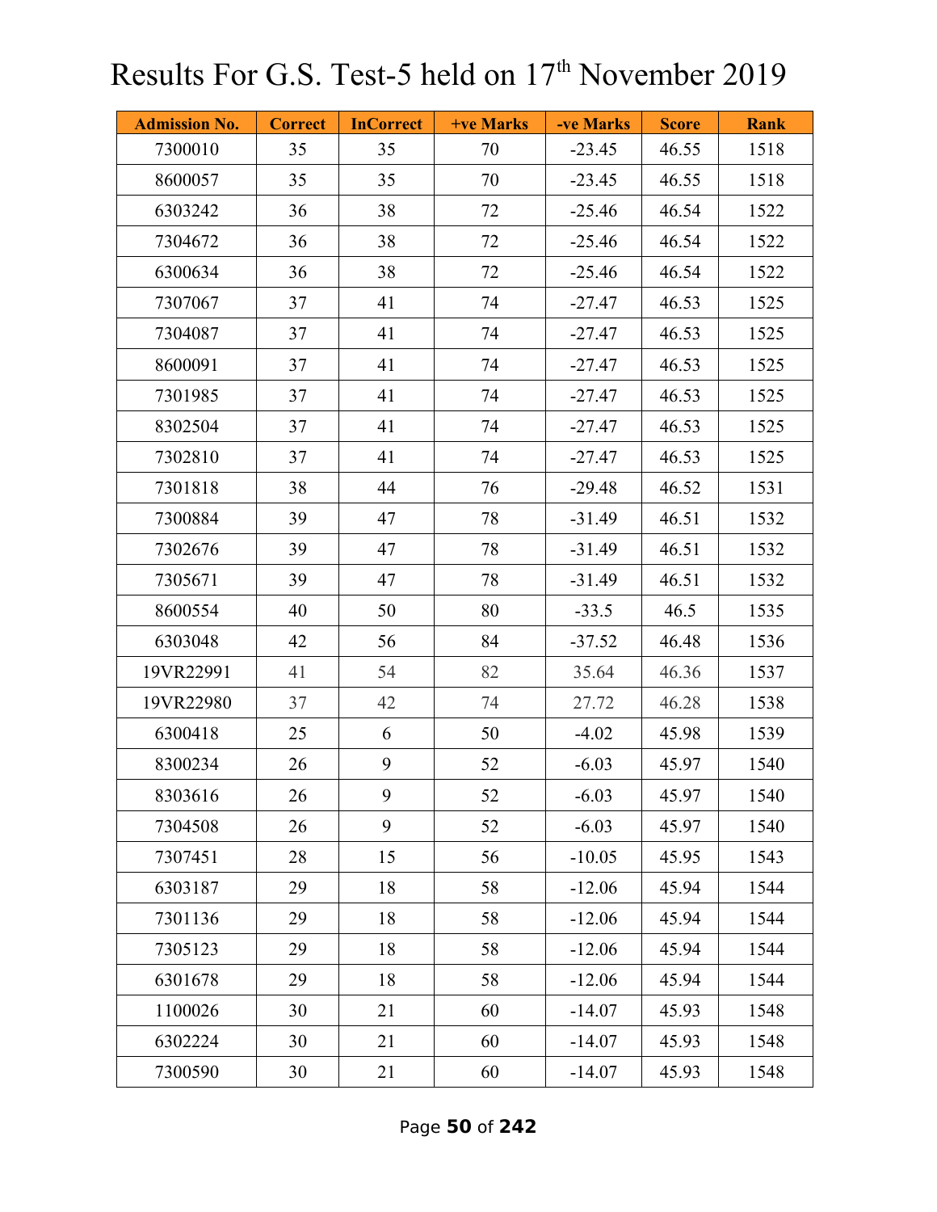# Results For G.S. Test-5 held on 17th November 2019

| Admission No. | Correct | InCorrect | +ve Marks | -ve Marks | Score | Rank |
|---|---|---|---|---|---|---|
| 7300010 | 35 | 35 | 70 | -23.45 | 46.55 | 1518 |
| 8600057 | 35 | 35 | 70 | -23.45 | 46.55 | 1518 |
| 6303242 | 36 | 38 | 72 | -25.46 | 46.54 | 1522 |
| 7304672 | 36 | 38 | 72 | -25.46 | 46.54 | 1522 |
| 6300634 | 36 | 38 | 72 | -25.46 | 46.54 | 1522 |
| 7307067 | 37 | 41 | 74 | -27.47 | 46.53 | 1525 |
| 7304087 | 37 | 41 | 74 | -27.47 | 46.53 | 1525 |
| 8600091 | 37 | 41 | 74 | -27.47 | 46.53 | 1525 |
| 7301985 | 37 | 41 | 74 | -27.47 | 46.53 | 1525 |
| 8302504 | 37 | 41 | 74 | -27.47 | 46.53 | 1525 |
| 7302810 | 37 | 41 | 74 | -27.47 | 46.53 | 1525 |
| 7301818 | 38 | 44 | 76 | -29.48 | 46.52 | 1531 |
| 7300884 | 39 | 47 | 78 | -31.49 | 46.51 | 1532 |
| 7302676 | 39 | 47 | 78 | -31.49 | 46.51 | 1532 |
| 7305671 | 39 | 47 | 78 | -31.49 | 46.51 | 1532 |
| 8600554 | 40 | 50 | 80 | -33.5 | 46.5 | 1535 |
| 6303048 | 42 | 56 | 84 | -37.52 | 46.48 | 1536 |
| 19VR22991 | 41 | 54 | 82 | 35.64 | 46.36 | 1537 |
| 19VR22980 | 37 | 42 | 74 | 27.72 | 46.28 | 1538 |
| 6300418 | 25 | 6 | 50 | -4.02 | 45.98 | 1539 |
| 8300234 | 26 | 9 | 52 | -6.03 | 45.97 | 1540 |
| 8303616 | 26 | 9 | 52 | -6.03 | 45.97 | 1540 |
| 7304508 | 26 | 9 | 52 | -6.03 | 45.97 | 1540 |
| 7307451 | 28 | 15 | 56 | -10.05 | 45.95 | 1543 |
| 6303187 | 29 | 18 | 58 | -12.06 | 45.94 | 1544 |
| 7301136 | 29 | 18 | 58 | -12.06 | 45.94 | 1544 |
| 7305123 | 29 | 18 | 58 | -12.06 | 45.94 | 1544 |
| 6301678 | 29 | 18 | 58 | -12.06 | 45.94 | 1544 |
| 1100026 | 30 | 21 | 60 | -14.07 | 45.93 | 1548 |
| 6302224 | 30 | 21 | 60 | -14.07 | 45.93 | 1548 |
| 7300590 | 30 | 21 | 60 | -14.07 | 45.93 | 1548 |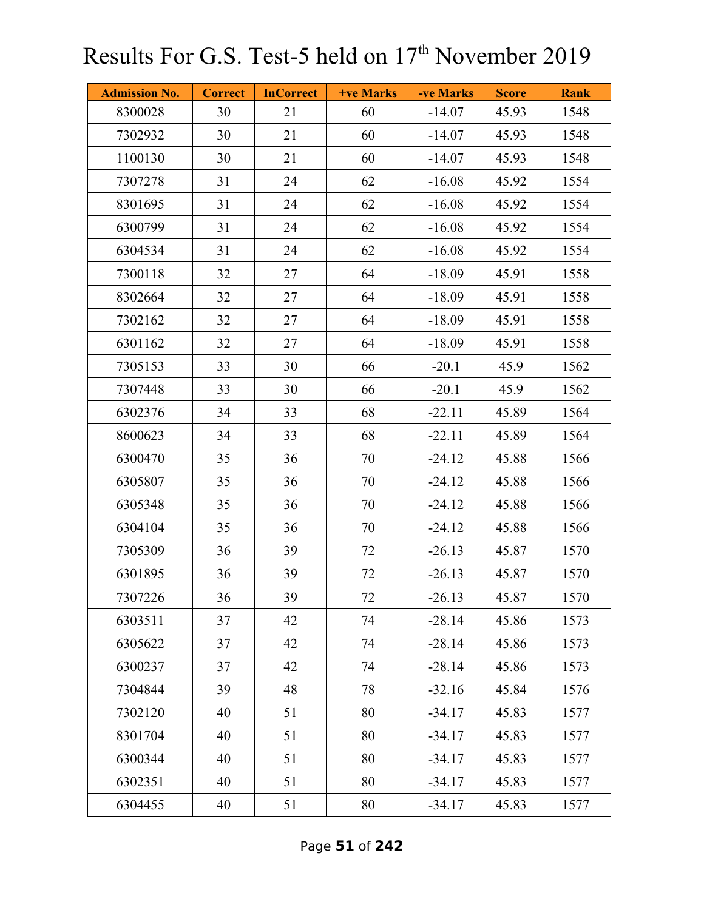# Results For G.S. Test-5 held on 17th November 2019

| Admission No. | Correct | InCorrect | +ve Marks | -ve Marks | Score | Rank |
|---|---|---|---|---|---|---|
| 8300028 | 30 | 21 | 60 | -14.07 | 45.93 | 1548 |
| 7302932 | 30 | 21 | 60 | -14.07 | 45.93 | 1548 |
| 1100130 | 30 | 21 | 60 | -14.07 | 45.93 | 1548 |
| 7307278 | 31 | 24 | 62 | -16.08 | 45.92 | 1554 |
| 8301695 | 31 | 24 | 62 | -16.08 | 45.92 | 1554 |
| 6300799 | 31 | 24 | 62 | -16.08 | 45.92 | 1554 |
| 6304534 | 31 | 24 | 62 | -16.08 | 45.92 | 1554 |
| 7300118 | 32 | 27 | 64 | -18.09 | 45.91 | 1558 |
| 8302664 | 32 | 27 | 64 | -18.09 | 45.91 | 1558 |
| 7302162 | 32 | 27 | 64 | -18.09 | 45.91 | 1558 |
| 6301162 | 32 | 27 | 64 | -18.09 | 45.91 | 1558 |
| 7305153 | 33 | 30 | 66 | -20.1 | 45.9 | 1562 |
| 7307448 | 33 | 30 | 66 | -20.1 | 45.9 | 1562 |
| 6302376 | 34 | 33 | 68 | -22.11 | 45.89 | 1564 |
| 8600623 | 34 | 33 | 68 | -22.11 | 45.89 | 1564 |
| 6300470 | 35 | 36 | 70 | -24.12 | 45.88 | 1566 |
| 6305807 | 35 | 36 | 70 | -24.12 | 45.88 | 1566 |
| 6305348 | 35 | 36 | 70 | -24.12 | 45.88 | 1566 |
| 6304104 | 35 | 36 | 70 | -24.12 | 45.88 | 1566 |
| 7305309 | 36 | 39 | 72 | -26.13 | 45.87 | 1570 |
| 6301895 | 36 | 39 | 72 | -26.13 | 45.87 | 1570 |
| 7307226 | 36 | 39 | 72 | -26.13 | 45.87 | 1570 |
| 6303511 | 37 | 42 | 74 | -28.14 | 45.86 | 1573 |
| 6305622 | 37 | 42 | 74 | -28.14 | 45.86 | 1573 |
| 6300237 | 37 | 42 | 74 | -28.14 | 45.86 | 1573 |
| 7304844 | 39 | 48 | 78 | -32.16 | 45.84 | 1576 |
| 7302120 | 40 | 51 | 80 | -34.17 | 45.83 | 1577 |
| 8301704 | 40 | 51 | 80 | -34.17 | 45.83 | 1577 |
| 6300344 | 40 | 51 | 80 | -34.17 | 45.83 | 1577 |
| 6302351 | 40 | 51 | 80 | -34.17 | 45.83 | 1577 |
| 6304455 | 40 | 51 | 80 | -34.17 | 45.83 | 1577 |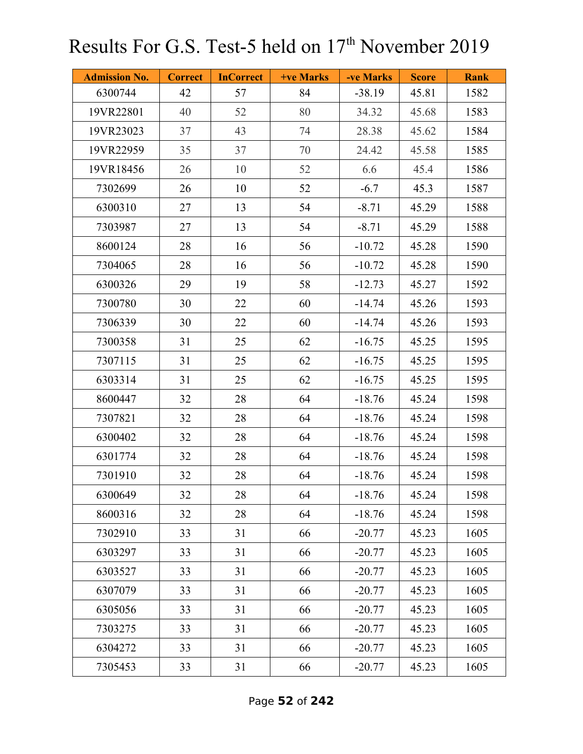# Results For G.S. Test-5 held on 17th November 2019

| Admission No. | Correct | InCorrect | +ve Marks | -ve Marks | Score | Rank |
|---|---|---|---|---|---|---|
| 6300744 | 42 | 57 | 84 | -38.19 | 45.81 | 1582 |
| 19VR22801 | 40 | 52 | 80 | 34.32 | 45.68 | 1583 |
| 19VR23023 | 37 | 43 | 74 | 28.38 | 45.62 | 1584 |
| 19VR22959 | 35 | 37 | 70 | 24.42 | 45.58 | 1585 |
| 19VR18456 | 26 | 10 | 52 | 6.6 | 45.4 | 1586 |
| 7302699 | 26 | 10 | 52 | -6.7 | 45.3 | 1587 |
| 6300310 | 27 | 13 | 54 | -8.71 | 45.29 | 1588 |
| 7303987 | 27 | 13 | 54 | -8.71 | 45.29 | 1588 |
| 8600124 | 28 | 16 | 56 | -10.72 | 45.28 | 1590 |
| 7304065 | 28 | 16 | 56 | -10.72 | 45.28 | 1590 |
| 6300326 | 29 | 19 | 58 | -12.73 | 45.27 | 1592 |
| 7300780 | 30 | 22 | 60 | -14.74 | 45.26 | 1593 |
| 7306339 | 30 | 22 | 60 | -14.74 | 45.26 | 1593 |
| 7300358 | 31 | 25 | 62 | -16.75 | 45.25 | 1595 |
| 7307115 | 31 | 25 | 62 | -16.75 | 45.25 | 1595 |
| 6303314 | 31 | 25 | 62 | -16.75 | 45.25 | 1595 |
| 8600447 | 32 | 28 | 64 | -18.76 | 45.24 | 1598 |
| 7307821 | 32 | 28 | 64 | -18.76 | 45.24 | 1598 |
| 6300402 | 32 | 28 | 64 | -18.76 | 45.24 | 1598 |
| 6301774 | 32 | 28 | 64 | -18.76 | 45.24 | 1598 |
| 7301910 | 32 | 28 | 64 | -18.76 | 45.24 | 1598 |
| 6300649 | 32 | 28 | 64 | -18.76 | 45.24 | 1598 |
| 8600316 | 32 | 28 | 64 | -18.76 | 45.24 | 1598 |
| 7302910 | 33 | 31 | 66 | -20.77 | 45.23 | 1605 |
| 6303297 | 33 | 31 | 66 | -20.77 | 45.23 | 1605 |
| 6303527 | 33 | 31 | 66 | -20.77 | 45.23 | 1605 |
| 6307079 | 33 | 31 | 66 | -20.77 | 45.23 | 1605 |
| 6305056 | 33 | 31 | 66 | -20.77 | 45.23 | 1605 |
| 7303275 | 33 | 31 | 66 | -20.77 | 45.23 | 1605 |
| 6304272 | 33 | 31 | 66 | -20.77 | 45.23 | 1605 |
| 7305453 | 33 | 31 | 66 | -20.77 | 45.23 | 1605 |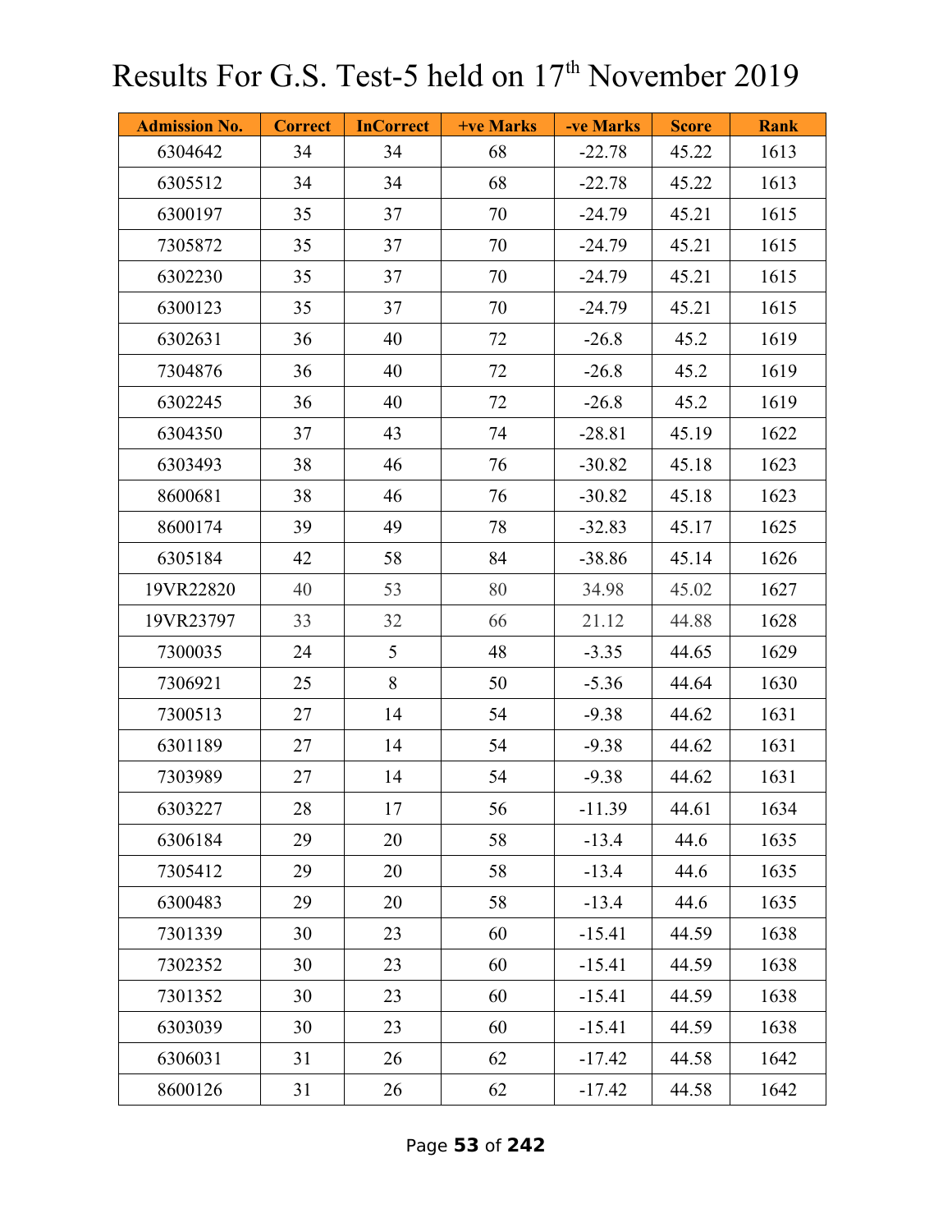# Results For G.S. Test-5 held on 17th November 2019

| Admission No. | Correct | InCorrect | +ve Marks | -ve Marks | Score | Rank |
|---|---|---|---|---|---|---|
| 6304642 | 34 | 34 | 68 | -22.78 | 45.22 | 1613 |
| 6305512 | 34 | 34 | 68 | -22.78 | 45.22 | 1613 |
| 6300197 | 35 | 37 | 70 | -24.79 | 45.21 | 1615 |
| 7305872 | 35 | 37 | 70 | -24.79 | 45.21 | 1615 |
| 6302230 | 35 | 37 | 70 | -24.79 | 45.21 | 1615 |
| 6300123 | 35 | 37 | 70 | -24.79 | 45.21 | 1615 |
| 6302631 | 36 | 40 | 72 | -26.8 | 45.2 | 1619 |
| 7304876 | 36 | 40 | 72 | -26.8 | 45.2 | 1619 |
| 6302245 | 36 | 40 | 72 | -26.8 | 45.2 | 1619 |
| 6304350 | 37 | 43 | 74 | -28.81 | 45.19 | 1622 |
| 6303493 | 38 | 46 | 76 | -30.82 | 45.18 | 1623 |
| 8600681 | 38 | 46 | 76 | -30.82 | 45.18 | 1623 |
| 8600174 | 39 | 49 | 78 | -32.83 | 45.17 | 1625 |
| 6305184 | 42 | 58 | 84 | -38.86 | 45.14 | 1626 |
| 19VR22820 | 40 | 53 | 80 | 34.98 | 45.02 | 1627 |
| 19VR23797 | 33 | 32 | 66 | 21.12 | 44.88 | 1628 |
| 7300035 | 24 | 5 | 48 | -3.35 | 44.65 | 1629 |
| 7306921 | 25 | 8 | 50 | -5.36 | 44.64 | 1630 |
| 7300513 | 27 | 14 | 54 | -9.38 | 44.62 | 1631 |
| 6301189 | 27 | 14 | 54 | -9.38 | 44.62 | 1631 |
| 7303989 | 27 | 14 | 54 | -9.38 | 44.62 | 1631 |
| 6303227 | 28 | 17 | 56 | -11.39 | 44.61 | 1634 |
| 6306184 | 29 | 20 | 58 | -13.4 | 44.6 | 1635 |
| 7305412 | 29 | 20 | 58 | -13.4 | 44.6 | 1635 |
| 6300483 | 29 | 20 | 58 | -13.4 | 44.6 | 1635 |
| 7301339 | 30 | 23 | 60 | -15.41 | 44.59 | 1638 |
| 7302352 | 30 | 23 | 60 | -15.41 | 44.59 | 1638 |
| 7301352 | 30 | 23 | 60 | -15.41 | 44.59 | 1638 |
| 6303039 | 30 | 23 | 60 | -15.41 | 44.59 | 1638 |
| 6306031 | 31 | 26 | 62 | -17.42 | 44.58 | 1642 |
| 8600126 | 31 | 26 | 62 | -17.42 | 44.58 | 1642 |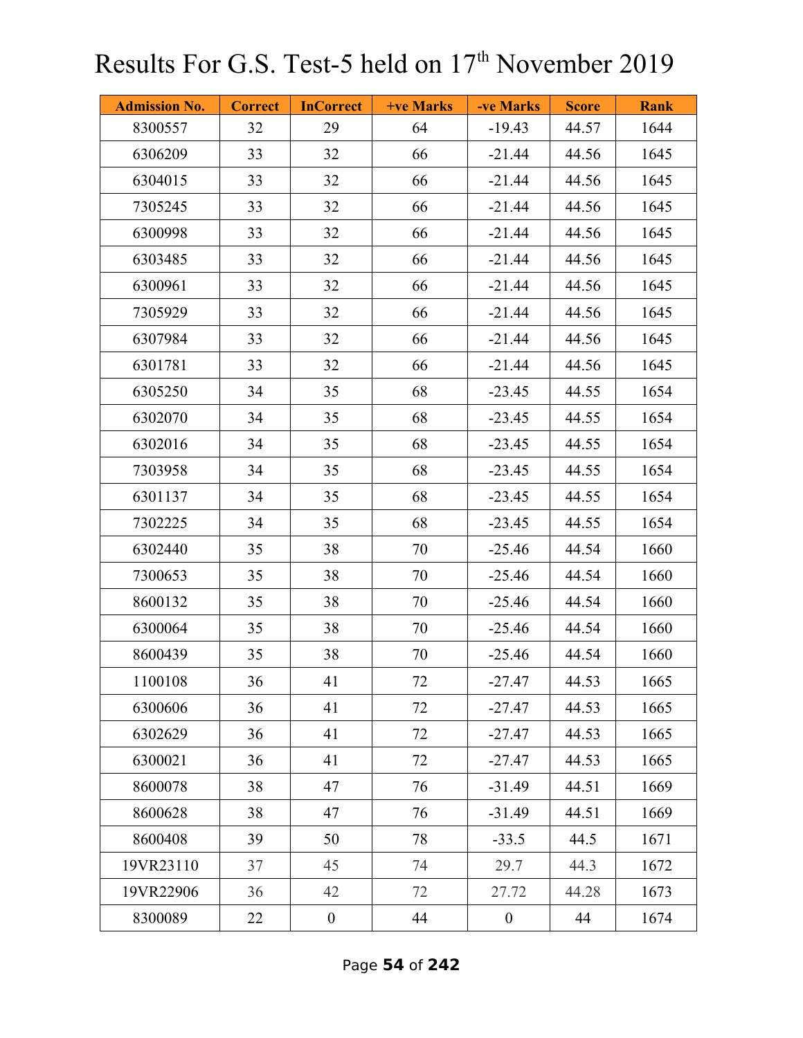# Results For G.S. Test-5 held on 17th November 2019

| Admission No. | Correct | InCorrect | +ve Marks | -ve Marks | Score | Rank |
|---|---|---|---|---|---|---|
| 8300557 | 32 | 29 | 64 | -19.43 | 44.57 | 1644 |
| 6306209 | 33 | 32 | 66 | -21.44 | 44.56 | 1645 |
| 6304015 | 33 | 32 | 66 | -21.44 | 44.56 | 1645 |
| 7305245 | 33 | 32 | 66 | -21.44 | 44.56 | 1645 |
| 6300998 | 33 | 32 | 66 | -21.44 | 44.56 | 1645 |
| 6303485 | 33 | 32 | 66 | -21.44 | 44.56 | 1645 |
| 6300961 | 33 | 32 | 66 | -21.44 | 44.56 | 1645 |
| 7305929 | 33 | 32 | 66 | -21.44 | 44.56 | 1645 |
| 6307984 | 33 | 32 | 66 | -21.44 | 44.56 | 1645 |
| 6301781 | 33 | 32 | 66 | -21.44 | 44.56 | 1645 |
| 6305250 | 34 | 35 | 68 | -23.45 | 44.55 | 1654 |
| 6302070 | 34 | 35 | 68 | -23.45 | 44.55 | 1654 |
| 6302016 | 34 | 35 | 68 | -23.45 | 44.55 | 1654 |
| 7303958 | 34 | 35 | 68 | -23.45 | 44.55 | 1654 |
| 6301137 | 34 | 35 | 68 | -23.45 | 44.55 | 1654 |
| 7302225 | 34 | 35 | 68 | -23.45 | 44.55 | 1654 |
| 6302440 | 35 | 38 | 70 | -25.46 | 44.54 | 1660 |
| 7300653 | 35 | 38 | 70 | -25.46 | 44.54 | 1660 |
| 8600132 | 35 | 38 | 70 | -25.46 | 44.54 | 1660 |
| 6300064 | 35 | 38 | 70 | -25.46 | 44.54 | 1660 |
| 8600439 | 35 | 38 | 70 | -25.46 | 44.54 | 1660 |
| 1100108 | 36 | 41 | 72 | -27.47 | 44.53 | 1665 |
| 6300606 | 36 | 41 | 72 | -27.47 | 44.53 | 1665 |
| 6302629 | 36 | 41 | 72 | -27.47 | 44.53 | 1665 |
| 6300021 | 36 | 41 | 72 | -27.47 | 44.53 | 1665 |
| 8600078 | 38 | 47 | 76 | -31.49 | 44.51 | 1669 |
| 8600628 | 38 | 47 | 76 | -31.49 | 44.51 | 1669 |
| 8600408 | 39 | 50 | 78 | -33.5 | 44.5 | 1671 |
| 19VR23110 | 37 | 45 | 74 | 29.7 | 44.3 | 1672 |
| 19VR22906 | 36 | 42 | 72 | 27.72 | 44.28 | 1673 |
| 8300089 | 22 | 0 | 44 | 0 | 44 | 1674 |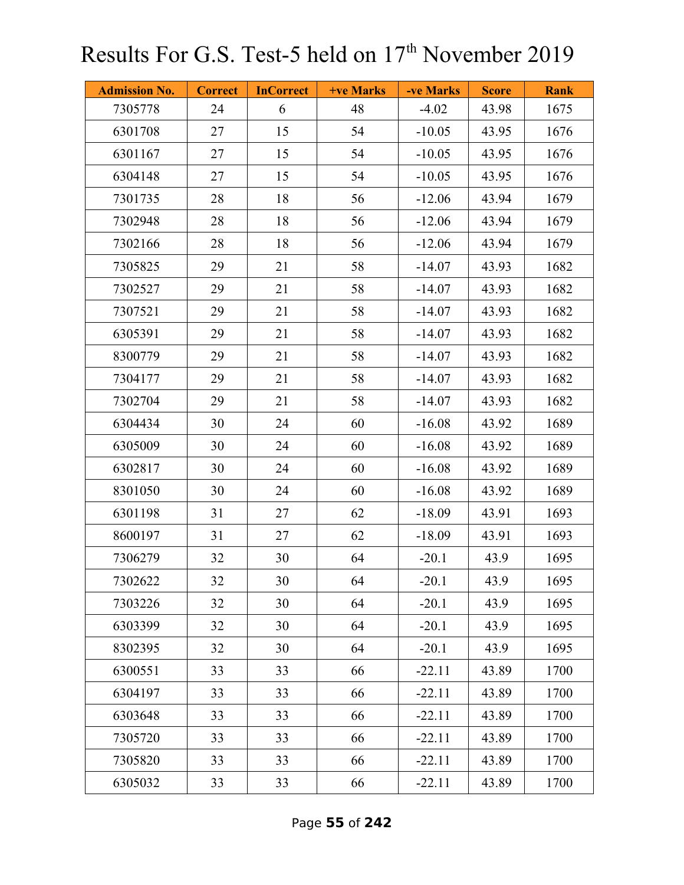# Results For G.S. Test-5 held on 17th November 2019

| Admission No. | Correct | InCorrect | +ve Marks | -ve Marks | Score | Rank |
|---|---|---|---|---|---|---|
| 7305778 | 24 | 6 | 48 | -4.02 | 43.98 | 1675 |
| 6301708 | 27 | 15 | 54 | -10.05 | 43.95 | 1676 |
| 6301167 | 27 | 15 | 54 | -10.05 | 43.95 | 1676 |
| 6304148 | 27 | 15 | 54 | -10.05 | 43.95 | 1676 |
| 7301735 | 28 | 18 | 56 | -12.06 | 43.94 | 1679 |
| 7302948 | 28 | 18 | 56 | -12.06 | 43.94 | 1679 |
| 7302166 | 28 | 18 | 56 | -12.06 | 43.94 | 1679 |
| 7305825 | 29 | 21 | 58 | -14.07 | 43.93 | 1682 |
| 7302527 | 29 | 21 | 58 | -14.07 | 43.93 | 1682 |
| 7307521 | 29 | 21 | 58 | -14.07 | 43.93 | 1682 |
| 6305391 | 29 | 21 | 58 | -14.07 | 43.93 | 1682 |
| 8300779 | 29 | 21 | 58 | -14.07 | 43.93 | 1682 |
| 7304177 | 29 | 21 | 58 | -14.07 | 43.93 | 1682 |
| 7302704 | 29 | 21 | 58 | -14.07 | 43.93 | 1682 |
| 6304434 | 30 | 24 | 60 | -16.08 | 43.92 | 1689 |
| 6305009 | 30 | 24 | 60 | -16.08 | 43.92 | 1689 |
| 6302817 | 30 | 24 | 60 | -16.08 | 43.92 | 1689 |
| 8301050 | 30 | 24 | 60 | -16.08 | 43.92 | 1689 |
| 6301198 | 31 | 27 | 62 | -18.09 | 43.91 | 1693 |
| 8600197 | 31 | 27 | 62 | -18.09 | 43.91 | 1693 |
| 7306279 | 32 | 30 | 64 | -20.1 | 43.9 | 1695 |
| 7302622 | 32 | 30 | 64 | -20.1 | 43.9 | 1695 |
| 7303226 | 32 | 30 | 64 | -20.1 | 43.9 | 1695 |
| 6303399 | 32 | 30 | 64 | -20.1 | 43.9 | 1695 |
| 8302395 | 32 | 30 | 64 | -20.1 | 43.9 | 1695 |
| 6300551 | 33 | 33 | 66 | -22.11 | 43.89 | 1700 |
| 6304197 | 33 | 33 | 66 | -22.11 | 43.89 | 1700 |
| 6303648 | 33 | 33 | 66 | -22.11 | 43.89 | 1700 |
| 7305720 | 33 | 33 | 66 | -22.11 | 43.89 | 1700 |
| 7305820 | 33 | 33 | 66 | -22.11 | 43.89 | 1700 |
| 6305032 | 33 | 33 | 66 | -22.11 | 43.89 | 1700 |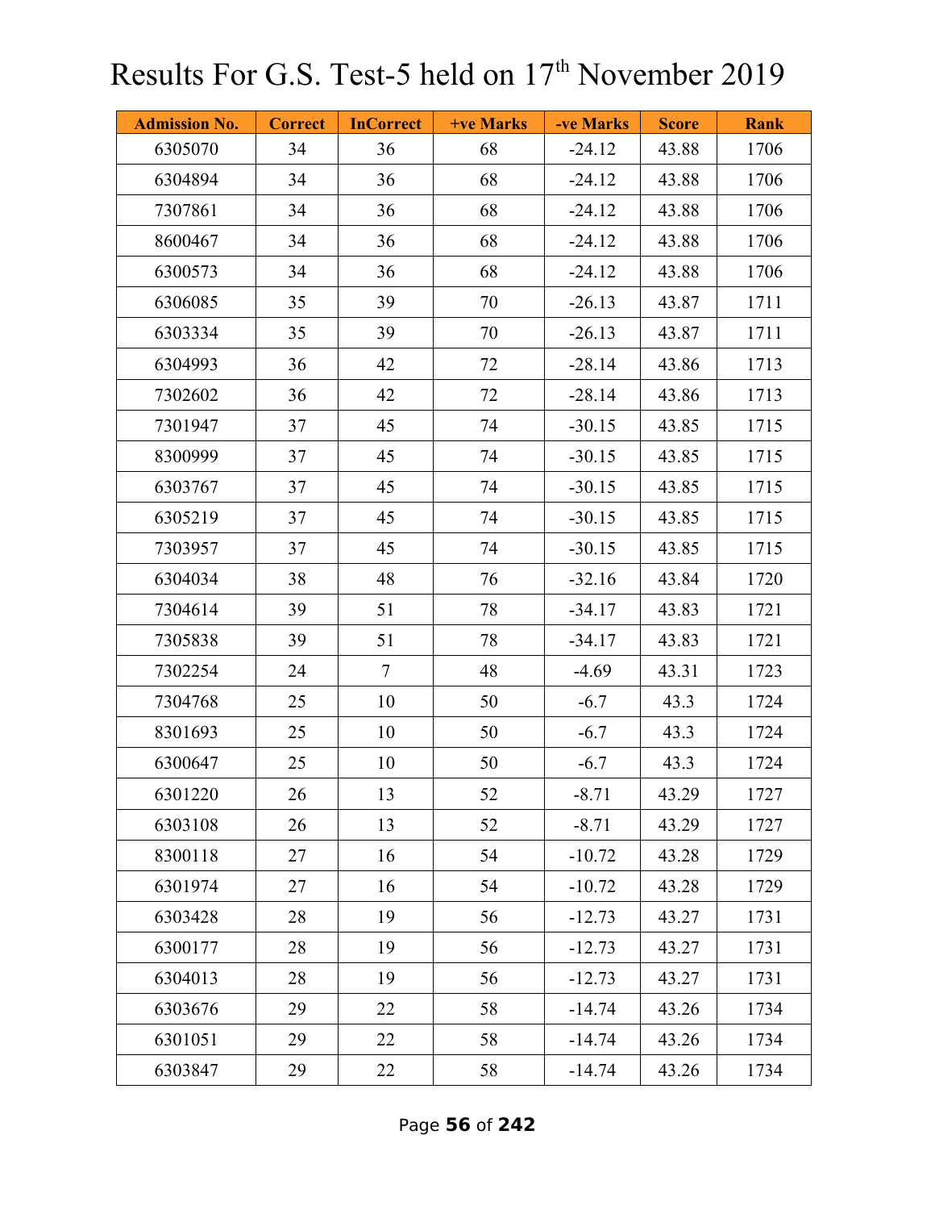# Results For G.S. Test-5 held on 17th November 2019

| Admission No. | Correct | InCorrect | +ve Marks | -ve Marks | Score | Rank |
|---|---|---|---|---|---|---|
| 6305070 | 34 | 36 | 68 | -24.12 | 43.88 | 1706 |
| 6304894 | 34 | 36 | 68 | -24.12 | 43.88 | 1706 |
| 7307861 | 34 | 36 | 68 | -24.12 | 43.88 | 1706 |
| 8600467 | 34 | 36 | 68 | -24.12 | 43.88 | 1706 |
| 6300573 | 34 | 36 | 68 | -24.12 | 43.88 | 1706 |
| 6306085 | 35 | 39 | 70 | -26.13 | 43.87 | 1711 |
| 6303334 | 35 | 39 | 70 | -26.13 | 43.87 | 1711 |
| 6304993 | 36 | 42 | 72 | -28.14 | 43.86 | 1713 |
| 7302602 | 36 | 42 | 72 | -28.14 | 43.86 | 1713 |
| 7301947 | 37 | 45 | 74 | -30.15 | 43.85 | 1715 |
| 8300999 | 37 | 45 | 74 | -30.15 | 43.85 | 1715 |
| 6303767 | 37 | 45 | 74 | -30.15 | 43.85 | 1715 |
| 6305219 | 37 | 45 | 74 | -30.15 | 43.85 | 1715 |
| 7303957 | 37 | 45 | 74 | -30.15 | 43.85 | 1715 |
| 6304034 | 38 | 48 | 76 | -32.16 | 43.84 | 1720 |
| 7304614 | 39 | 51 | 78 | -34.17 | 43.83 | 1721 |
| 7305838 | 39 | 51 | 78 | -34.17 | 43.83 | 1721 |
| 7302254 | 24 | 7 | 48 | -4.69 | 43.31 | 1723 |
| 7304768 | 25 | 10 | 50 | -6.7 | 43.3 | 1724 |
| 8301693 | 25 | 10 | 50 | -6.7 | 43.3 | 1724 |
| 6300647 | 25 | 10 | 50 | -6.7 | 43.3 | 1724 |
| 6301220 | 26 | 13 | 52 | -8.71 | 43.29 | 1727 |
| 6303108 | 26 | 13 | 52 | -8.71 | 43.29 | 1727 |
| 8300118 | 27 | 16 | 54 | -10.72 | 43.28 | 1729 |
| 6301974 | 27 | 16 | 54 | -10.72 | 43.28 | 1729 |
| 6303428 | 28 | 19 | 56 | -12.73 | 43.27 | 1731 |
| 6300177 | 28 | 19 | 56 | -12.73 | 43.27 | 1731 |
| 6304013 | 28 | 19 | 56 | -12.73 | 43.27 | 1731 |
| 6303676 | 29 | 22 | 58 | -14.74 | 43.26 | 1734 |
| 6301051 | 29 | 22 | 58 | -14.74 | 43.26 | 1734 |
| 6303847 | 29 | 22 | 58 | -14.74 | 43.26 | 1734 |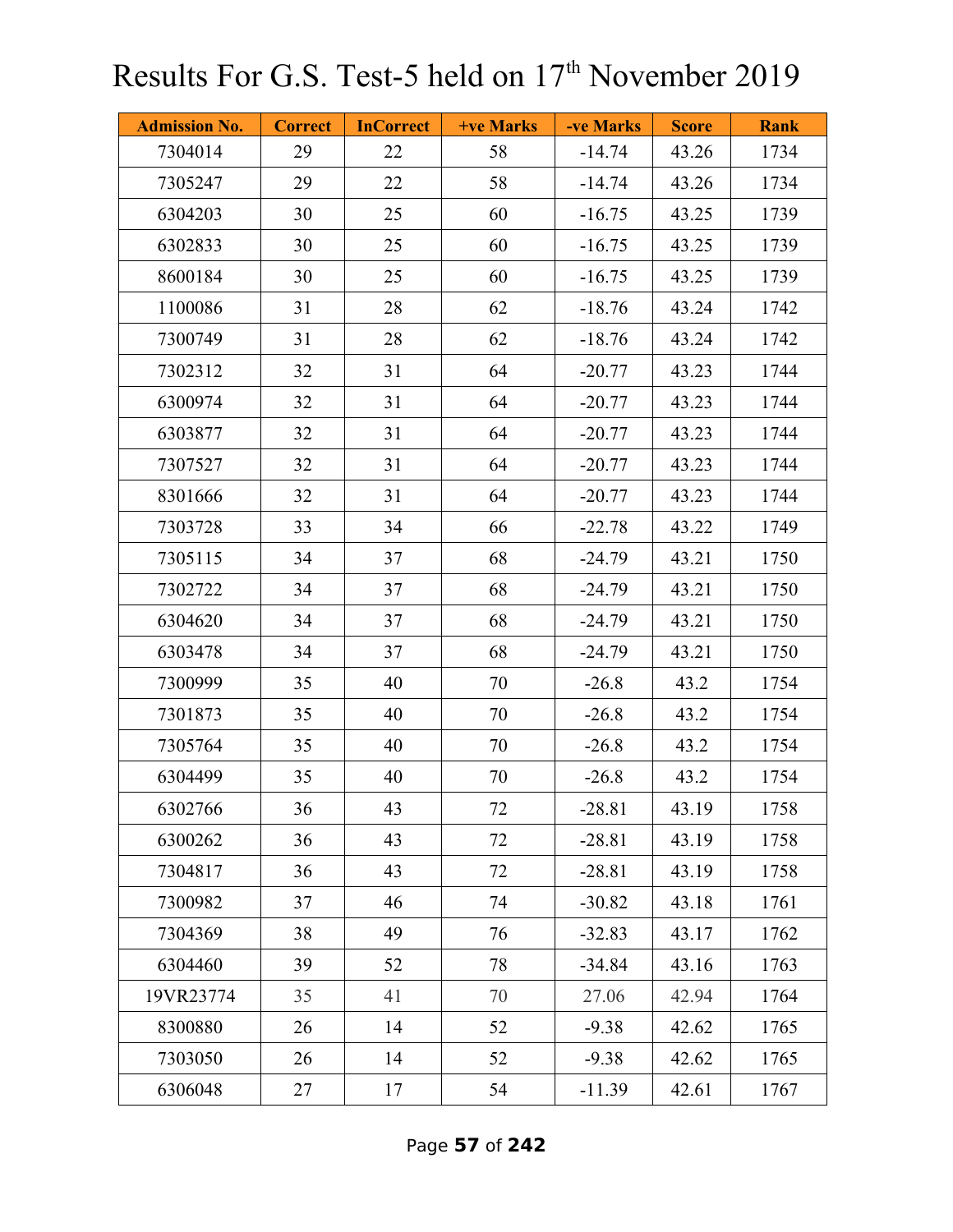# Results For G.S. Test-5 held on 17th November 2019

| Admission No. | Correct | InCorrect | +ve Marks | -ve Marks | Score | Rank |
|---|---|---|---|---|---|---|
| 7304014 | 29 | 22 | 58 | -14.74 | 43.26 | 1734 |
| 7305247 | 29 | 22 | 58 | -14.74 | 43.26 | 1734 |
| 6304203 | 30 | 25 | 60 | -16.75 | 43.25 | 1739 |
| 6302833 | 30 | 25 | 60 | -16.75 | 43.25 | 1739 |
| 8600184 | 30 | 25 | 60 | -16.75 | 43.25 | 1739 |
| 1100086 | 31 | 28 | 62 | -18.76 | 43.24 | 1742 |
| 7300749 | 31 | 28 | 62 | -18.76 | 43.24 | 1742 |
| 7302312 | 32 | 31 | 64 | -20.77 | 43.23 | 1744 |
| 6300974 | 32 | 31 | 64 | -20.77 | 43.23 | 1744 |
| 6303877 | 32 | 31 | 64 | -20.77 | 43.23 | 1744 |
| 7307527 | 32 | 31 | 64 | -20.77 | 43.23 | 1744 |
| 8301666 | 32 | 31 | 64 | -20.77 | 43.23 | 1744 |
| 7303728 | 33 | 34 | 66 | -22.78 | 43.22 | 1749 |
| 7305115 | 34 | 37 | 68 | -24.79 | 43.21 | 1750 |
| 7302722 | 34 | 37 | 68 | -24.79 | 43.21 | 1750 |
| 6304620 | 34 | 37 | 68 | -24.79 | 43.21 | 1750 |
| 6303478 | 34 | 37 | 68 | -24.79 | 43.21 | 1750 |
| 7300999 | 35 | 40 | 70 | -26.8 | 43.2 | 1754 |
| 7301873 | 35 | 40 | 70 | -26.8 | 43.2 | 1754 |
| 7305764 | 35 | 40 | 70 | -26.8 | 43.2 | 1754 |
| 6304499 | 35 | 40 | 70 | -26.8 | 43.2 | 1754 |
| 6302766 | 36 | 43 | 72 | -28.81 | 43.19 | 1758 |
| 6300262 | 36 | 43 | 72 | -28.81 | 43.19 | 1758 |
| 7304817 | 36 | 43 | 72 | -28.81 | 43.19 | 1758 |
| 7300982 | 37 | 46 | 74 | -30.82 | 43.18 | 1761 |
| 7304369 | 38 | 49 | 76 | -32.83 | 43.17 | 1762 |
| 6304460 | 39 | 52 | 78 | -34.84 | 43.16 | 1763 |
| 19VR23774 | 35 | 41 | 70 | 27.06 | 42.94 | 1764 |
| 8300880 | 26 | 14 | 52 | -9.38 | 42.62 | 1765 |
| 7303050 | 26 | 14 | 52 | -9.38 | 42.62 | 1765 |
| 6306048 | 27 | 17 | 54 | -11.39 | 42.61 | 1767 |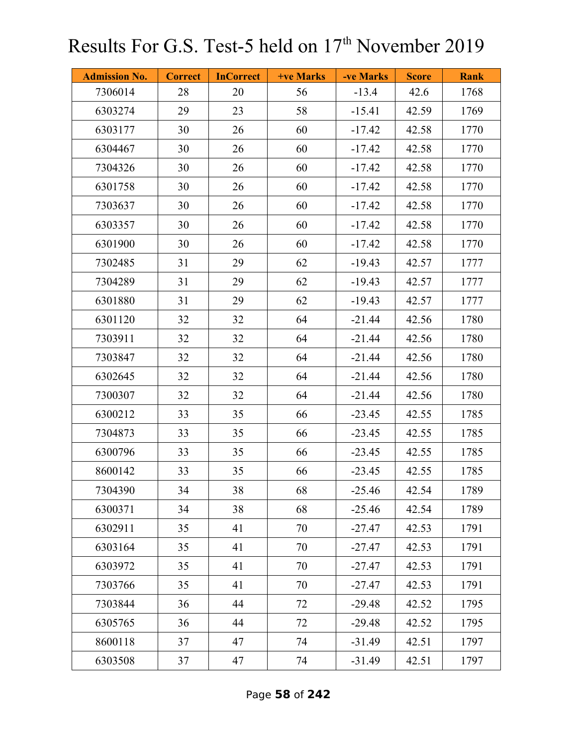# Results For G.S. Test-5 held on 17th November 2019

| Admission No. | Correct | InCorrect | +ve Marks | -ve Marks | Score | Rank |
|---|---|---|---|---|---|---|
| 7306014 | 28 | 20 | 56 | -13.4 | 42.6 | 1768 |
| 6303274 | 29 | 23 | 58 | -15.41 | 42.59 | 1769 |
| 6303177 | 30 | 26 | 60 | -17.42 | 42.58 | 1770 |
| 6304467 | 30 | 26 | 60 | -17.42 | 42.58 | 1770 |
| 7304326 | 30 | 26 | 60 | -17.42 | 42.58 | 1770 |
| 6301758 | 30 | 26 | 60 | -17.42 | 42.58 | 1770 |
| 7303637 | 30 | 26 | 60 | -17.42 | 42.58 | 1770 |
| 6303357 | 30 | 26 | 60 | -17.42 | 42.58 | 1770 |
| 6301900 | 30 | 26 | 60 | -17.42 | 42.58 | 1770 |
| 7302485 | 31 | 29 | 62 | -19.43 | 42.57 | 1777 |
| 7304289 | 31 | 29 | 62 | -19.43 | 42.57 | 1777 |
| 6301880 | 31 | 29 | 62 | -19.43 | 42.57 | 1777 |
| 6301120 | 32 | 32 | 64 | -21.44 | 42.56 | 1780 |
| 7303911 | 32 | 32 | 64 | -21.44 | 42.56 | 1780 |
| 7303847 | 32 | 32 | 64 | -21.44 | 42.56 | 1780 |
| 6302645 | 32 | 32 | 64 | -21.44 | 42.56 | 1780 |
| 7300307 | 32 | 32 | 64 | -21.44 | 42.56 | 1780 |
| 6300212 | 33 | 35 | 66 | -23.45 | 42.55 | 1785 |
| 7304873 | 33 | 35 | 66 | -23.45 | 42.55 | 1785 |
| 6300796 | 33 | 35 | 66 | -23.45 | 42.55 | 1785 |
| 8600142 | 33 | 35 | 66 | -23.45 | 42.55 | 1785 |
| 7304390 | 34 | 38 | 68 | -25.46 | 42.54 | 1789 |
| 6300371 | 34 | 38 | 68 | -25.46 | 42.54 | 1789 |
| 6302911 | 35 | 41 | 70 | -27.47 | 42.53 | 1791 |
| 6303164 | 35 | 41 | 70 | -27.47 | 42.53 | 1791 |
| 6303972 | 35 | 41 | 70 | -27.47 | 42.53 | 1791 |
| 7303766 | 35 | 41 | 70 | -27.47 | 42.53 | 1791 |
| 7303844 | 36 | 44 | 72 | -29.48 | 42.52 | 1795 |
| 6305765 | 36 | 44 | 72 | -29.48 | 42.52 | 1795 |
| 8600118 | 37 | 47 | 74 | -31.49 | 42.51 | 1797 |
| 6303508 | 37 | 47 | 74 | -31.49 | 42.51 | 1797 |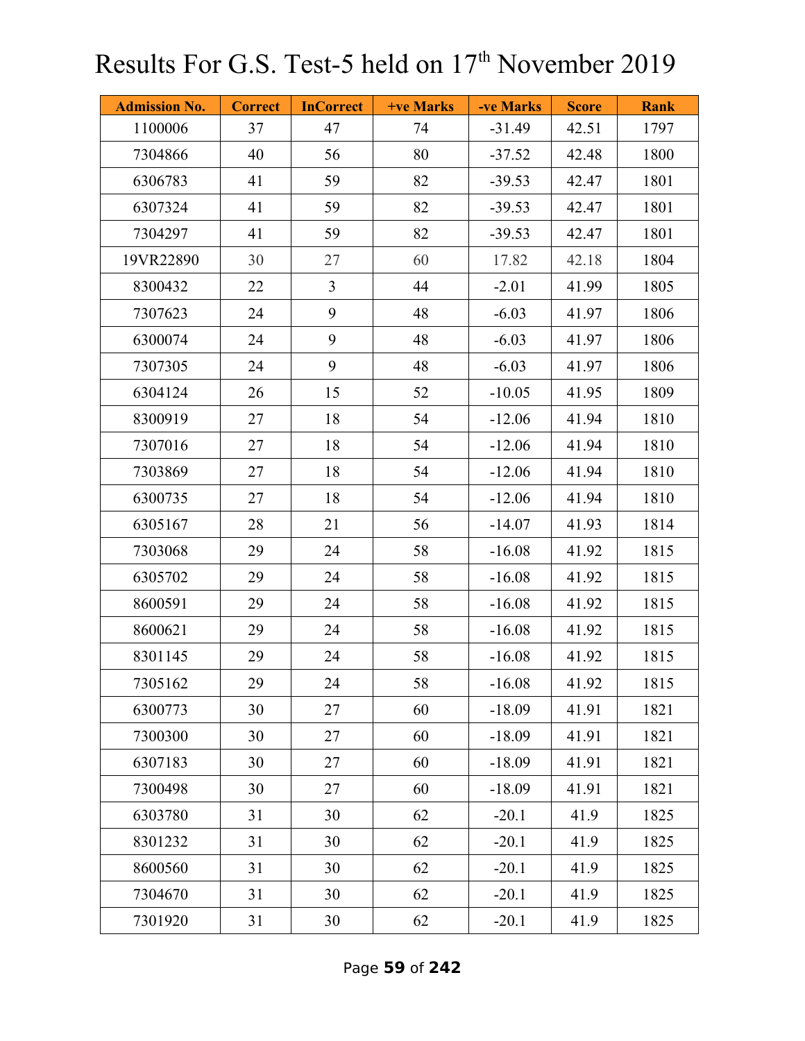# Results For G.S. Test-5 held on 17th November 2019

| Admission No. | Correct | InCorrect | +ve Marks | -ve Marks | Score | Rank |
|---|---|---|---|---|---|---|
| 1100006 | 37 | 47 | 74 | -31.49 | 42.51 | 1797 |
| 7304866 | 40 | 56 | 80 | -37.52 | 42.48 | 1800 |
| 6306783 | 41 | 59 | 82 | -39.53 | 42.47 | 1801 |
| 6307324 | 41 | 59 | 82 | -39.53 | 42.47 | 1801 |
| 7304297 | 41 | 59 | 82 | -39.53 | 42.47 | 1801 |
| 19VR22890 | 30 | 27 | 60 | 17.82 | 42.18 | 1804 |
| 8300432 | 22 | 3 | 44 | -2.01 | 41.99 | 1805 |
| 7307623 | 24 | 9 | 48 | -6.03 | 41.97 | 1806 |
| 6300074 | 24 | 9 | 48 | -6.03 | 41.97 | 1806 |
| 7307305 | 24 | 9 | 48 | -6.03 | 41.97 | 1806 |
| 6304124 | 26 | 15 | 52 | -10.05 | 41.95 | 1809 |
| 8300919 | 27 | 18 | 54 | -12.06 | 41.94 | 1810 |
| 7307016 | 27 | 18 | 54 | -12.06 | 41.94 | 1810 |
| 7303869 | 27 | 18 | 54 | -12.06 | 41.94 | 1810 |
| 6300735 | 27 | 18 | 54 | -12.06 | 41.94 | 1810 |
| 6305167 | 28 | 21 | 56 | -14.07 | 41.93 | 1814 |
| 7303068 | 29 | 24 | 58 | -16.08 | 41.92 | 1815 |
| 6305702 | 29 | 24 | 58 | -16.08 | 41.92 | 1815 |
| 8600591 | 29 | 24 | 58 | -16.08 | 41.92 | 1815 |
| 8600621 | 29 | 24 | 58 | -16.08 | 41.92 | 1815 |
| 8301145 | 29 | 24 | 58 | -16.08 | 41.92 | 1815 |
| 7305162 | 29 | 24 | 58 | -16.08 | 41.92 | 1815 |
| 6300773 | 30 | 27 | 60 | -18.09 | 41.91 | 1821 |
| 7300300 | 30 | 27 | 60 | -18.09 | 41.91 | 1821 |
| 6307183 | 30 | 27 | 60 | -18.09 | 41.91 | 1821 |
| 7300498 | 30 | 27 | 60 | -18.09 | 41.91 | 1821 |
| 6303780 | 31 | 30 | 62 | -20.1 | 41.9 | 1825 |
| 8301232 | 31 | 30 | 62 | -20.1 | 41.9 | 1825 |
| 8600560 | 31 | 30 | 62 | -20.1 | 41.9 | 1825 |
| 7304670 | 31 | 30 | 62 | -20.1 | 41.9 | 1825 |
| 7301920 | 31 | 30 | 62 | -20.1 | 41.9 | 1825 |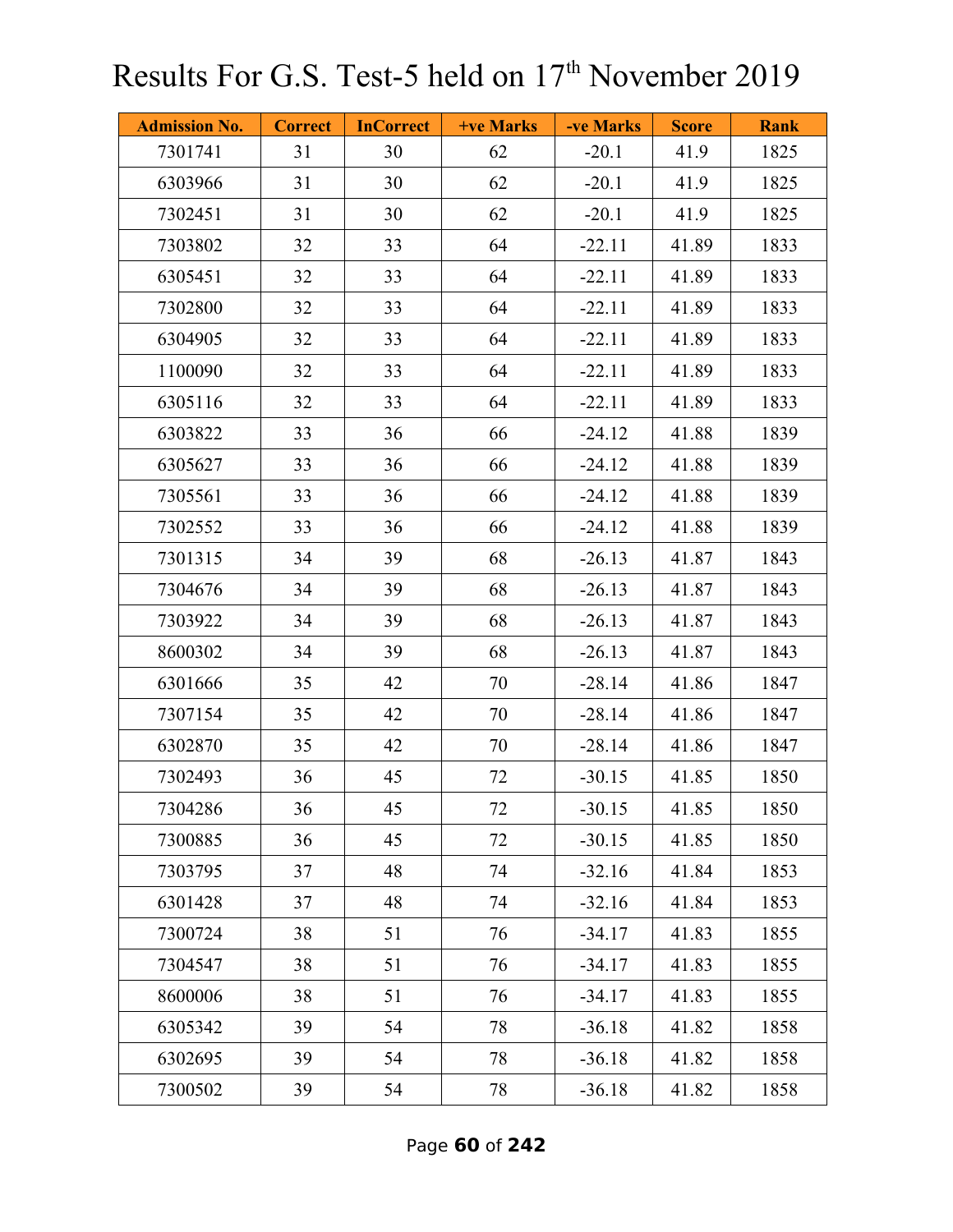# Results For G.S. Test-5 held on 17th November 2019

| Admission No. | Correct | InCorrect | +ve Marks | -ve Marks | Score | Rank |
|---|---|---|---|---|---|---|
| 7301741 | 31 | 30 | 62 | -20.1 | 41.9 | 1825 |
| 6303966 | 31 | 30 | 62 | -20.1 | 41.9 | 1825 |
| 7302451 | 31 | 30 | 62 | -20.1 | 41.9 | 1825 |
| 7303802 | 32 | 33 | 64 | -22.11 | 41.89 | 1833 |
| 6305451 | 32 | 33 | 64 | -22.11 | 41.89 | 1833 |
| 7302800 | 32 | 33 | 64 | -22.11 | 41.89 | 1833 |
| 6304905 | 32 | 33 | 64 | -22.11 | 41.89 | 1833 |
| 1100090 | 32 | 33 | 64 | -22.11 | 41.89 | 1833 |
| 6305116 | 32 | 33 | 64 | -22.11 | 41.89 | 1833 |
| 6303822 | 33 | 36 | 66 | -24.12 | 41.88 | 1839 |
| 6305627 | 33 | 36 | 66 | -24.12 | 41.88 | 1839 |
| 7305561 | 33 | 36 | 66 | -24.12 | 41.88 | 1839 |
| 7302552 | 33 | 36 | 66 | -24.12 | 41.88 | 1839 |
| 7301315 | 34 | 39 | 68 | -26.13 | 41.87 | 1843 |
| 7304676 | 34 | 39 | 68 | -26.13 | 41.87 | 1843 |
| 7303922 | 34 | 39 | 68 | -26.13 | 41.87 | 1843 |
| 8600302 | 34 | 39 | 68 | -26.13 | 41.87 | 1843 |
| 6301666 | 35 | 42 | 70 | -28.14 | 41.86 | 1847 |
| 7307154 | 35 | 42 | 70 | -28.14 | 41.86 | 1847 |
| 6302870 | 35 | 42 | 70 | -28.14 | 41.86 | 1847 |
| 7302493 | 36 | 45 | 72 | -30.15 | 41.85 | 1850 |
| 7304286 | 36 | 45 | 72 | -30.15 | 41.85 | 1850 |
| 7300885 | 36 | 45 | 72 | -30.15 | 41.85 | 1850 |
| 7303795 | 37 | 48 | 74 | -32.16 | 41.84 | 1853 |
| 6301428 | 37 | 48 | 74 | -32.16 | 41.84 | 1853 |
| 7300724 | 38 | 51 | 76 | -34.17 | 41.83 | 1855 |
| 7304547 | 38 | 51 | 76 | -34.17 | 41.83 | 1855 |
| 8600006 | 38 | 51 | 76 | -34.17 | 41.83 | 1855 |
| 6305342 | 39 | 54 | 78 | -36.18 | 41.82 | 1858 |
| 6302695 | 39 | 54 | 78 | -36.18 | 41.82 | 1858 |
| 7300502 | 39 | 54 | 78 | -36.18 | 41.82 | 1858 |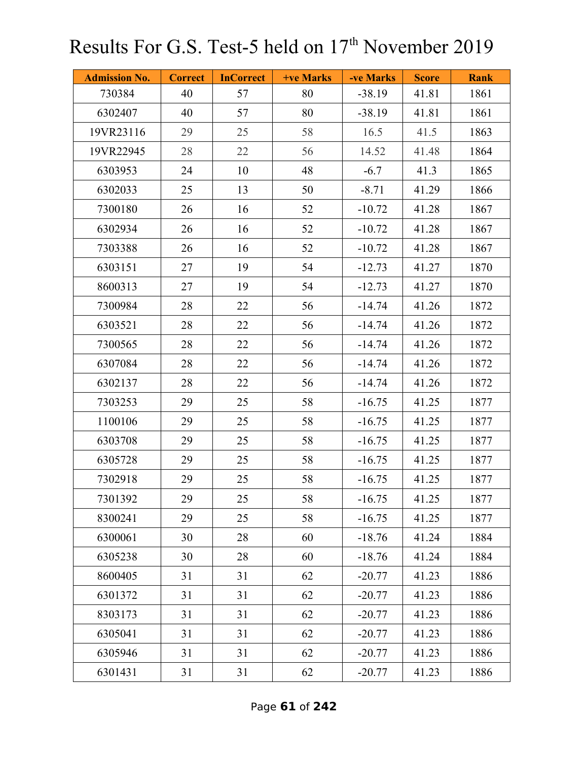# Results For G.S. Test-5 held on 17th November 2019

| Admission No. | Correct | InCorrect | +ve Marks | -ve Marks | Score | Rank |
|---|---|---|---|---|---|---|
| 730384 | 40 | 57 | 80 | -38.19 | 41.81 | 1861 |
| 6302407 | 40 | 57 | 80 | -38.19 | 41.81 | 1861 |
| 19VR23116 | 29 | 25 | 58 | 16.5 | 41.5 | 1863 |
| 19VR22945 | 28 | 22 | 56 | 14.52 | 41.48 | 1864 |
| 6303953 | 24 | 10 | 48 | -6.7 | 41.3 | 1865 |
| 6302033 | 25 | 13 | 50 | -8.71 | 41.29 | 1866 |
| 7300180 | 26 | 16 | 52 | -10.72 | 41.28 | 1867 |
| 6302934 | 26 | 16 | 52 | -10.72 | 41.28 | 1867 |
| 7303388 | 26 | 16 | 52 | -10.72 | 41.28 | 1867 |
| 6303151 | 27 | 19 | 54 | -12.73 | 41.27 | 1870 |
| 8600313 | 27 | 19 | 54 | -12.73 | 41.27 | 1870 |
| 7300984 | 28 | 22 | 56 | -14.74 | 41.26 | 1872 |
| 6303521 | 28 | 22 | 56 | -14.74 | 41.26 | 1872 |
| 7300565 | 28 | 22 | 56 | -14.74 | 41.26 | 1872 |
| 6307084 | 28 | 22 | 56 | -14.74 | 41.26 | 1872 |
| 6302137 | 28 | 22 | 56 | -14.74 | 41.26 | 1872 |
| 7303253 | 29 | 25 | 58 | -16.75 | 41.25 | 1877 |
| 1100106 | 29 | 25 | 58 | -16.75 | 41.25 | 1877 |
| 6303708 | 29 | 25 | 58 | -16.75 | 41.25 | 1877 |
| 6305728 | 29 | 25 | 58 | -16.75 | 41.25 | 1877 |
| 7302918 | 29 | 25 | 58 | -16.75 | 41.25 | 1877 |
| 7301392 | 29 | 25 | 58 | -16.75 | 41.25 | 1877 |
| 8300241 | 29 | 25 | 58 | -16.75 | 41.25 | 1877 |
| 6300061 | 30 | 28 | 60 | -18.76 | 41.24 | 1884 |
| 6305238 | 30 | 28 | 60 | -18.76 | 41.24 | 1884 |
| 8600405 | 31 | 31 | 62 | -20.77 | 41.23 | 1886 |
| 6301372 | 31 | 31 | 62 | -20.77 | 41.23 | 1886 |
| 8303173 | 31 | 31 | 62 | -20.77 | 41.23 | 1886 |
| 6305041 | 31 | 31 | 62 | -20.77 | 41.23 | 1886 |
| 6305946 | 31 | 31 | 62 | -20.77 | 41.23 | 1886 |
| 6301431 | 31 | 31 | 62 | -20.77 | 41.23 | 1886 |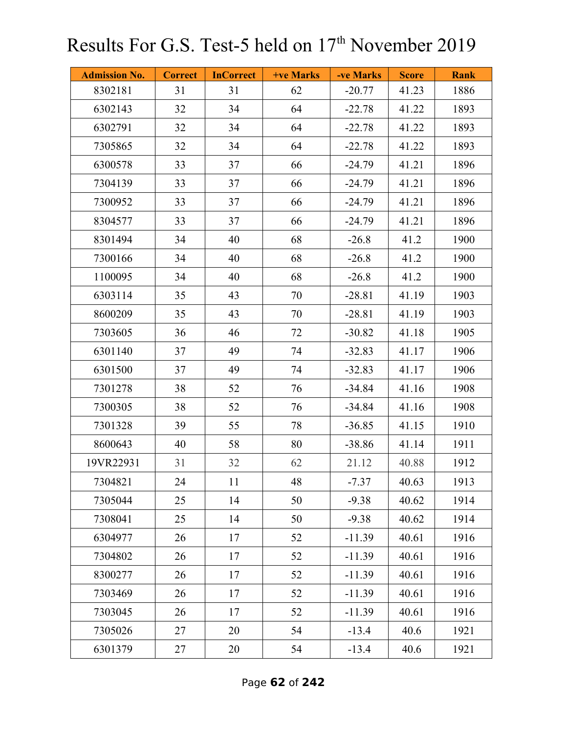# Results For G.S. Test-5 held on 17th November 2019

| Admission No. | Correct | InCorrect | +ve Marks | -ve Marks | Score | Rank |
|---|---|---|---|---|---|---|
| 8302181 | 31 | 31 | 62 | -20.77 | 41.23 | 1886 |
| 6302143 | 32 | 34 | 64 | -22.78 | 41.22 | 1893 |
| 6302791 | 32 | 34 | 64 | -22.78 | 41.22 | 1893 |
| 7305865 | 32 | 34 | 64 | -22.78 | 41.22 | 1893 |
| 6300578 | 33 | 37 | 66 | -24.79 | 41.21 | 1896 |
| 7304139 | 33 | 37 | 66 | -24.79 | 41.21 | 1896 |
| 7300952 | 33 | 37 | 66 | -24.79 | 41.21 | 1896 |
| 8304577 | 33 | 37 | 66 | -24.79 | 41.21 | 1896 |
| 8301494 | 34 | 40 | 68 | -26.8 | 41.2 | 1900 |
| 7300166 | 34 | 40 | 68 | -26.8 | 41.2 | 1900 |
| 1100095 | 34 | 40 | 68 | -26.8 | 41.2 | 1900 |
| 6303114 | 35 | 43 | 70 | -28.81 | 41.19 | 1903 |
| 8600209 | 35 | 43 | 70 | -28.81 | 41.19 | 1903 |
| 7303605 | 36 | 46 | 72 | -30.82 | 41.18 | 1905 |
| 6301140 | 37 | 49 | 74 | -32.83 | 41.17 | 1906 |
| 6301500 | 37 | 49 | 74 | -32.83 | 41.17 | 1906 |
| 7301278 | 38 | 52 | 76 | -34.84 | 41.16 | 1908 |
| 7300305 | 38 | 52 | 76 | -34.84 | 41.16 | 1908 |
| 7301328 | 39 | 55 | 78 | -36.85 | 41.15 | 1910 |
| 8600643 | 40 | 58 | 80 | -38.86 | 41.14 | 1911 |
| 19VR22931 | 31 | 32 | 62 | 21.12 | 40.88 | 1912 |
| 7304821 | 24 | 11 | 48 | -7.37 | 40.63 | 1913 |
| 7305044 | 25 | 14 | 50 | -9.38 | 40.62 | 1914 |
| 7308041 | 25 | 14 | 50 | -9.38 | 40.62 | 1914 |
| 6304977 | 26 | 17 | 52 | -11.39 | 40.61 | 1916 |
| 7304802 | 26 | 17 | 52 | -11.39 | 40.61 | 1916 |
| 8300277 | 26 | 17 | 52 | -11.39 | 40.61 | 1916 |
| 7303469 | 26 | 17 | 52 | -11.39 | 40.61 | 1916 |
| 7303045 | 26 | 17 | 52 | -11.39 | 40.61 | 1916 |
| 7305026 | 27 | 20 | 54 | -13.4 | 40.6 | 1921 |
| 6301379 | 27 | 20 | 54 | -13.4 | 40.6 | 1921 |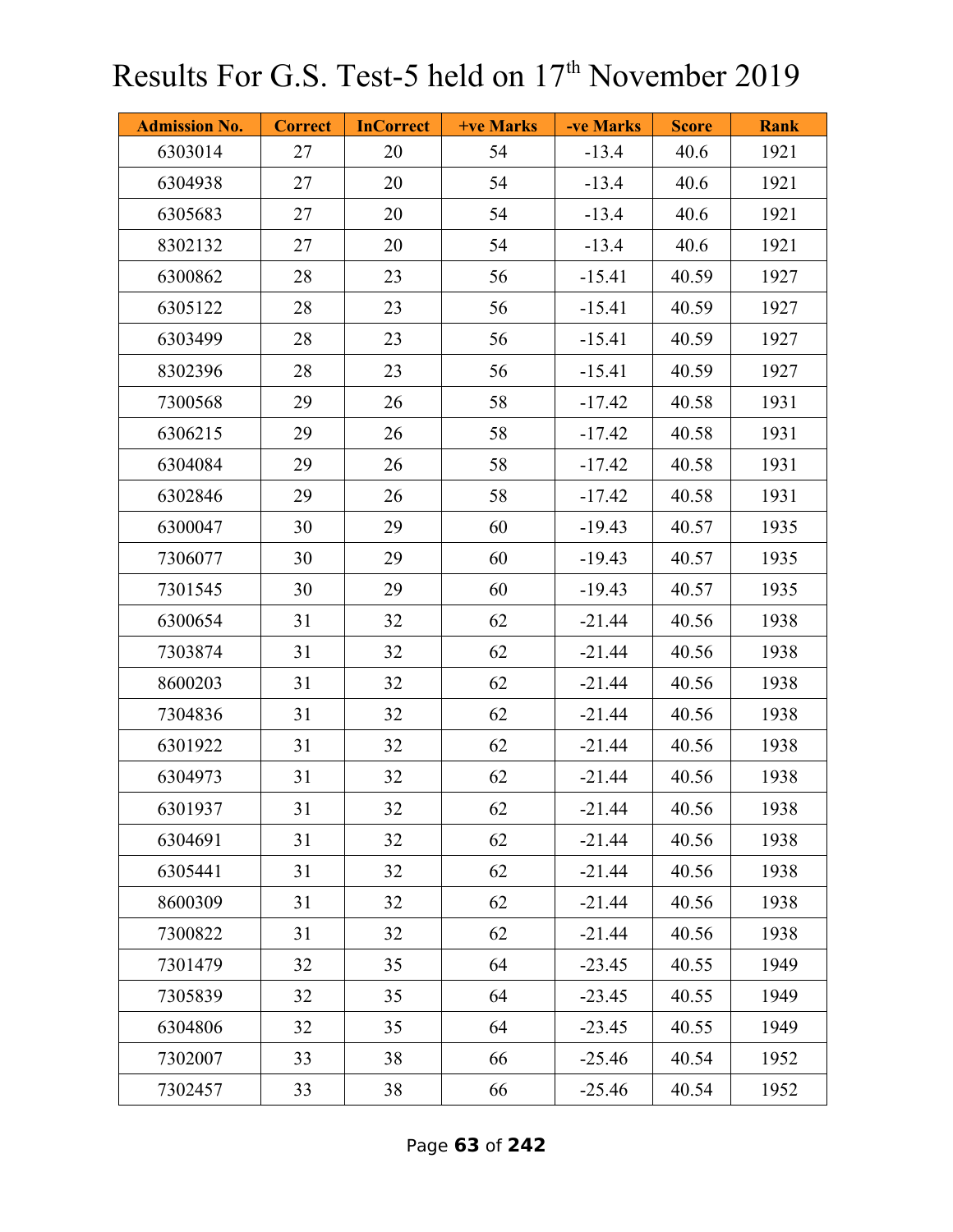# Results For G.S. Test-5 held on 17th November 2019

| Admission No. | Correct | InCorrect | +ve Marks | -ve Marks | Score | Rank |
|---|---|---|---|---|---|---|
| 6303014 | 27 | 20 | 54 | -13.4 | 40.6 | 1921 |
| 6304938 | 27 | 20 | 54 | -13.4 | 40.6 | 1921 |
| 6305683 | 27 | 20 | 54 | -13.4 | 40.6 | 1921 |
| 8302132 | 27 | 20 | 54 | -13.4 | 40.6 | 1921 |
| 6300862 | 28 | 23 | 56 | -15.41 | 40.59 | 1927 |
| 6305122 | 28 | 23 | 56 | -15.41 | 40.59 | 1927 |
| 6303499 | 28 | 23 | 56 | -15.41 | 40.59 | 1927 |
| 8302396 | 28 | 23 | 56 | -15.41 | 40.59 | 1927 |
| 7300568 | 29 | 26 | 58 | -17.42 | 40.58 | 1931 |
| 6306215 | 29 | 26 | 58 | -17.42 | 40.58 | 1931 |
| 6304084 | 29 | 26 | 58 | -17.42 | 40.58 | 1931 |
| 6302846 | 29 | 26 | 58 | -17.42 | 40.58 | 1931 |
| 6300047 | 30 | 29 | 60 | -19.43 | 40.57 | 1935 |
| 7306077 | 30 | 29 | 60 | -19.43 | 40.57 | 1935 |
| 7301545 | 30 | 29 | 60 | -19.43 | 40.57 | 1935 |
| 6300654 | 31 | 32 | 62 | -21.44 | 40.56 | 1938 |
| 7303874 | 31 | 32 | 62 | -21.44 | 40.56 | 1938 |
| 8600203 | 31 | 32 | 62 | -21.44 | 40.56 | 1938 |
| 7304836 | 31 | 32 | 62 | -21.44 | 40.56 | 1938 |
| 6301922 | 31 | 32 | 62 | -21.44 | 40.56 | 1938 |
| 6304973 | 31 | 32 | 62 | -21.44 | 40.56 | 1938 |
| 6301937 | 31 | 32 | 62 | -21.44 | 40.56 | 1938 |
| 6304691 | 31 | 32 | 62 | -21.44 | 40.56 | 1938 |
| 6305441 | 31 | 32 | 62 | -21.44 | 40.56 | 1938 |
| 8600309 | 31 | 32 | 62 | -21.44 | 40.56 | 1938 |
| 7300822 | 31 | 32 | 62 | -21.44 | 40.56 | 1938 |
| 7301479 | 32 | 35 | 64 | -23.45 | 40.55 | 1949 |
| 7305839 | 32 | 35 | 64 | -23.45 | 40.55 | 1949 |
| 6304806 | 32 | 35 | 64 | -23.45 | 40.55 | 1949 |
| 7302007 | 33 | 38 | 66 | -25.46 | 40.54 | 1952 |
| 7302457 | 33 | 38 | 66 | -25.46 | 40.54 | 1952 |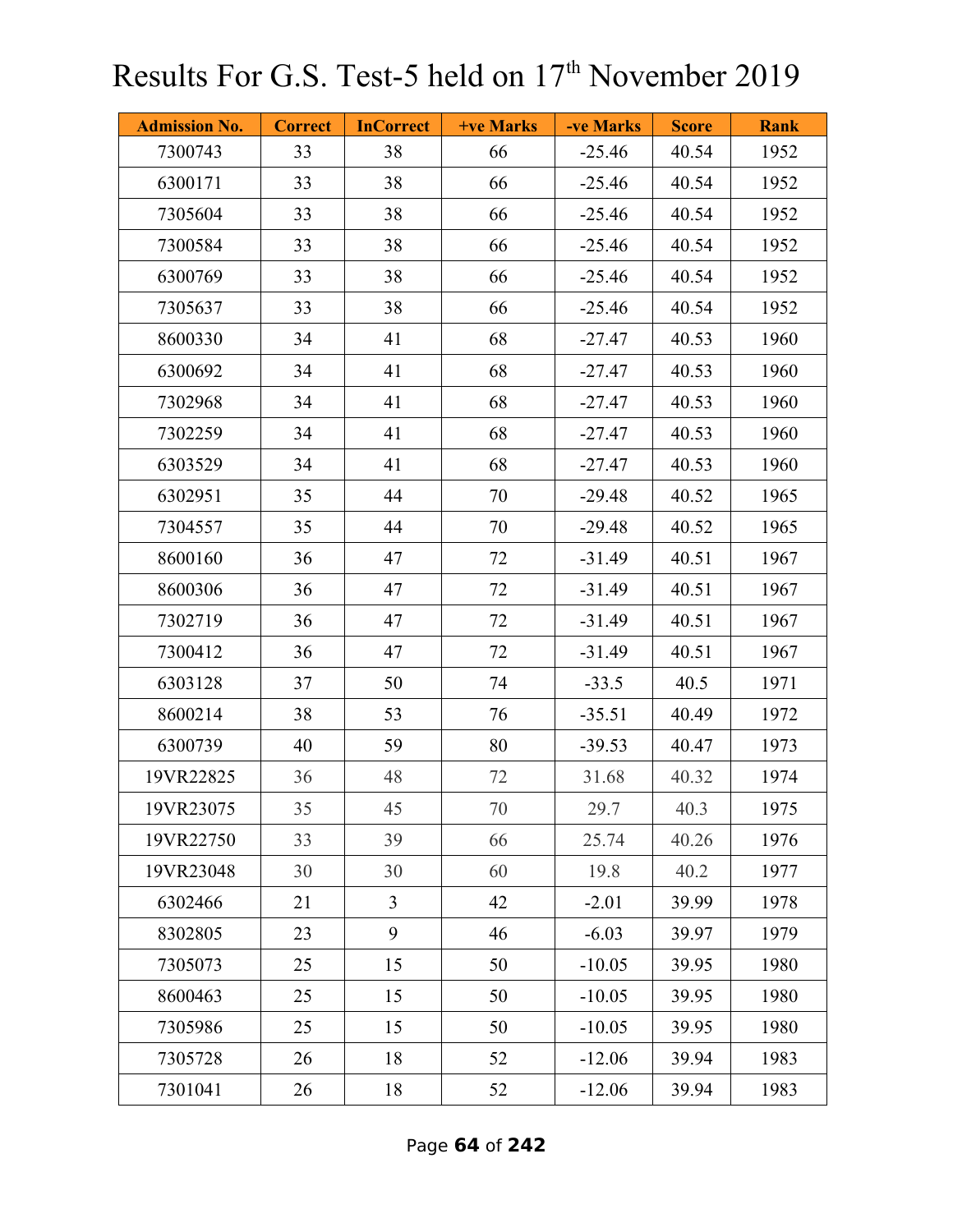# Results For G.S. Test-5 held on 17th November 2019

| Admission No. | Correct | InCorrect | +ve Marks | -ve Marks | Score | Rank |
|---|---|---|---|---|---|---|
| 7300743 | 33 | 38 | 66 | -25.46 | 40.54 | 1952 |
| 6300171 | 33 | 38 | 66 | -25.46 | 40.54 | 1952 |
| 7305604 | 33 | 38 | 66 | -25.46 | 40.54 | 1952 |
| 7300584 | 33 | 38 | 66 | -25.46 | 40.54 | 1952 |
| 6300769 | 33 | 38 | 66 | -25.46 | 40.54 | 1952 |
| 7305637 | 33 | 38 | 66 | -25.46 | 40.54 | 1952 |
| 8600330 | 34 | 41 | 68 | -27.47 | 40.53 | 1960 |
| 6300692 | 34 | 41 | 68 | -27.47 | 40.53 | 1960 |
| 7302968 | 34 | 41 | 68 | -27.47 | 40.53 | 1960 |
| 7302259 | 34 | 41 | 68 | -27.47 | 40.53 | 1960 |
| 6303529 | 34 | 41 | 68 | -27.47 | 40.53 | 1960 |
| 6302951 | 35 | 44 | 70 | -29.48 | 40.52 | 1965 |
| 7304557 | 35 | 44 | 70 | -29.48 | 40.52 | 1965 |
| 8600160 | 36 | 47 | 72 | -31.49 | 40.51 | 1967 |
| 8600306 | 36 | 47 | 72 | -31.49 | 40.51 | 1967 |
| 7302719 | 36 | 47 | 72 | -31.49 | 40.51 | 1967 |
| 7300412 | 36 | 47 | 72 | -31.49 | 40.51 | 1967 |
| 6303128 | 37 | 50 | 74 | -33.5 | 40.5 | 1971 |
| 8600214 | 38 | 53 | 76 | -35.51 | 40.49 | 1972 |
| 6300739 | 40 | 59 | 80 | -39.53 | 40.47 | 1973 |
| 19VR22825 | 36 | 48 | 72 | 31.68 | 40.32 | 1974 |
| 19VR23075 | 35 | 45 | 70 | 29.7 | 40.3 | 1975 |
| 19VR22750 | 33 | 39 | 66 | 25.74 | 40.26 | 1976 |
| 19VR23048 | 30 | 30 | 60 | 19.8 | 40.2 | 1977 |
| 6302466 | 21 | 3 | 42 | -2.01 | 39.99 | 1978 |
| 8302805 | 23 | 9 | 46 | -6.03 | 39.97 | 1979 |
| 7305073 | 25 | 15 | 50 | -10.05 | 39.95 | 1980 |
| 8600463 | 25 | 15 | 50 | -10.05 | 39.95 | 1980 |
| 7305986 | 25 | 15 | 50 | -10.05 | 39.95 | 1980 |
| 7305728 | 26 | 18 | 52 | -12.06 | 39.94 | 1983 |
| 7301041 | 26 | 18 | 52 | -12.06 | 39.94 | 1983 |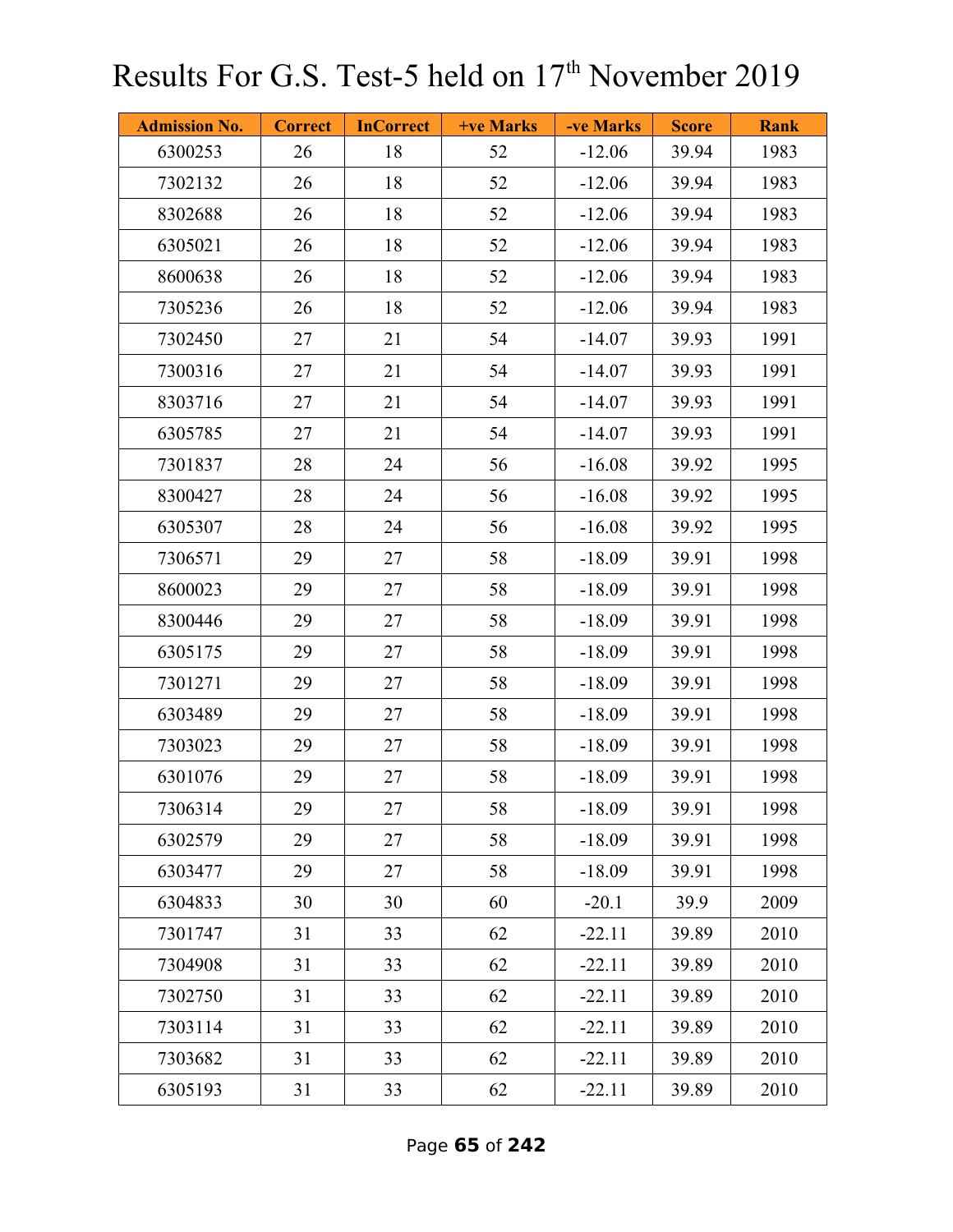# Results For G.S. Test-5 held on 17th November 2019

| Admission No. | Correct | InCorrect | +ve Marks | -ve Marks | Score | Rank |
|---|---|---|---|---|---|---|
| 6300253 | 26 | 18 | 52 | -12.06 | 39.94 | 1983 |
| 7302132 | 26 | 18 | 52 | -12.06 | 39.94 | 1983 |
| 8302688 | 26 | 18 | 52 | -12.06 | 39.94 | 1983 |
| 6305021 | 26 | 18 | 52 | -12.06 | 39.94 | 1983 |
| 8600638 | 26 | 18 | 52 | -12.06 | 39.94 | 1983 |
| 7305236 | 26 | 18 | 52 | -12.06 | 39.94 | 1983 |
| 7302450 | 27 | 21 | 54 | -14.07 | 39.93 | 1991 |
| 7300316 | 27 | 21 | 54 | -14.07 | 39.93 | 1991 |
| 8303716 | 27 | 21 | 54 | -14.07 | 39.93 | 1991 |
| 6305785 | 27 | 21 | 54 | -14.07 | 39.93 | 1991 |
| 7301837 | 28 | 24 | 56 | -16.08 | 39.92 | 1995 |
| 8300427 | 28 | 24 | 56 | -16.08 | 39.92 | 1995 |
| 6305307 | 28 | 24 | 56 | -16.08 | 39.92 | 1995 |
| 7306571 | 29 | 27 | 58 | -18.09 | 39.91 | 1998 |
| 8600023 | 29 | 27 | 58 | -18.09 | 39.91 | 1998 |
| 8300446 | 29 | 27 | 58 | -18.09 | 39.91 | 1998 |
| 6305175 | 29 | 27 | 58 | -18.09 | 39.91 | 1998 |
| 7301271 | 29 | 27 | 58 | -18.09 | 39.91 | 1998 |
| 6303489 | 29 | 27 | 58 | -18.09 | 39.91 | 1998 |
| 7303023 | 29 | 27 | 58 | -18.09 | 39.91 | 1998 |
| 6301076 | 29 | 27 | 58 | -18.09 | 39.91 | 1998 |
| 7306314 | 29 | 27 | 58 | -18.09 | 39.91 | 1998 |
| 6302579 | 29 | 27 | 58 | -18.09 | 39.91 | 1998 |
| 6303477 | 29 | 27 | 58 | -18.09 | 39.91 | 1998 |
| 6304833 | 30 | 30 | 60 | -20.1 | 39.9 | 2009 |
| 7301747 | 31 | 33 | 62 | -22.11 | 39.89 | 2010 |
| 7304908 | 31 | 33 | 62 | -22.11 | 39.89 | 2010 |
| 7302750 | 31 | 33 | 62 | -22.11 | 39.89 | 2010 |
| 7303114 | 31 | 33 | 62 | -22.11 | 39.89 | 2010 |
| 7303682 | 31 | 33 | 62 | -22.11 | 39.89 | 2010 |
| 6305193 | 31 | 33 | 62 | -22.11 | 39.89 | 2010 |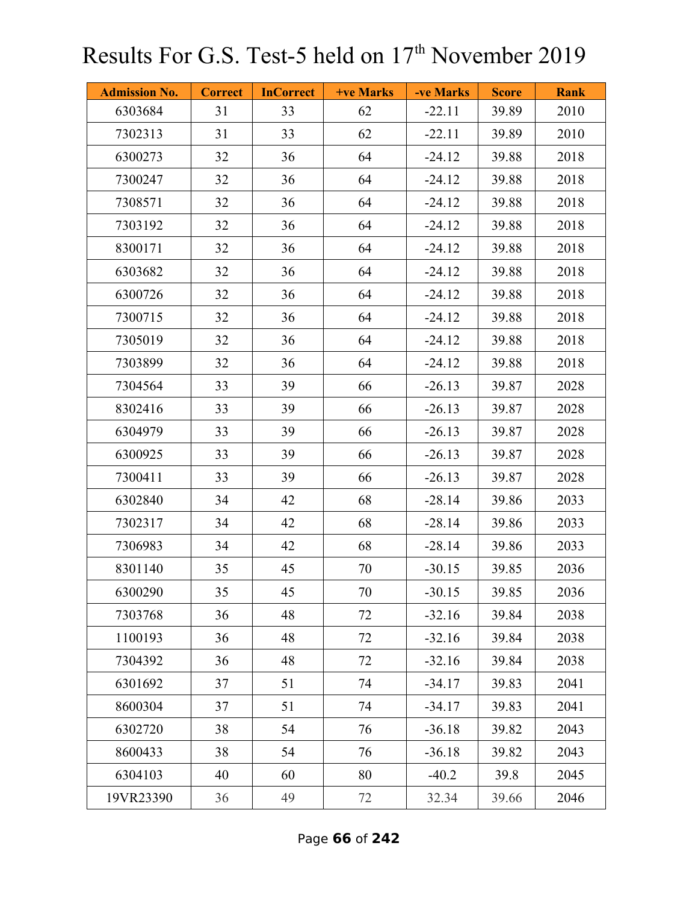# Results For G.S. Test-5 held on 17th November 2019

| Admission No. | Correct | InCorrect | +ve Marks | -ve Marks | Score | Rank |
|---|---|---|---|---|---|---|
| 6303684 | 31 | 33 | 62 | -22.11 | 39.89 | 2010 |
| 7302313 | 31 | 33 | 62 | -22.11 | 39.89 | 2010 |
| 6300273 | 32 | 36 | 64 | -24.12 | 39.88 | 2018 |
| 7300247 | 32 | 36 | 64 | -24.12 | 39.88 | 2018 |
| 7308571 | 32 | 36 | 64 | -24.12 | 39.88 | 2018 |
| 7303192 | 32 | 36 | 64 | -24.12 | 39.88 | 2018 |
| 8300171 | 32 | 36 | 64 | -24.12 | 39.88 | 2018 |
| 6303682 | 32 | 36 | 64 | -24.12 | 39.88 | 2018 |
| 6300726 | 32 | 36 | 64 | -24.12 | 39.88 | 2018 |
| 7300715 | 32 | 36 | 64 | -24.12 | 39.88 | 2018 |
| 7305019 | 32 | 36 | 64 | -24.12 | 39.88 | 2018 |
| 7303899 | 32 | 36 | 64 | -24.12 | 39.88 | 2018 |
| 7304564 | 33 | 39 | 66 | -26.13 | 39.87 | 2028 |
| 8302416 | 33 | 39 | 66 | -26.13 | 39.87 | 2028 |
| 6304979 | 33 | 39 | 66 | -26.13 | 39.87 | 2028 |
| 6300925 | 33 | 39 | 66 | -26.13 | 39.87 | 2028 |
| 7300411 | 33 | 39 | 66 | -26.13 | 39.87 | 2028 |
| 6302840 | 34 | 42 | 68 | -28.14 | 39.86 | 2033 |
| 7302317 | 34 | 42 | 68 | -28.14 | 39.86 | 2033 |
| 7306983 | 34 | 42 | 68 | -28.14 | 39.86 | 2033 |
| 8301140 | 35 | 45 | 70 | -30.15 | 39.85 | 2036 |
| 6300290 | 35 | 45 | 70 | -30.15 | 39.85 | 2036 |
| 7303768 | 36 | 48 | 72 | -32.16 | 39.84 | 2038 |
| 1100193 | 36 | 48 | 72 | -32.16 | 39.84 | 2038 |
| 7304392 | 36 | 48 | 72 | -32.16 | 39.84 | 2038 |
| 6301692 | 37 | 51 | 74 | -34.17 | 39.83 | 2041 |
| 8600304 | 37 | 51 | 74 | -34.17 | 39.83 | 2041 |
| 6302720 | 38 | 54 | 76 | -36.18 | 39.82 | 2043 |
| 8600433 | 38 | 54 | 76 | -36.18 | 39.82 | 2043 |
| 6304103 | 40 | 60 | 80 | -40.2 | 39.8 | 2045 |
| 19VR23390 | 36 | 49 | 72 | 32.34 | 39.66 | 2046 |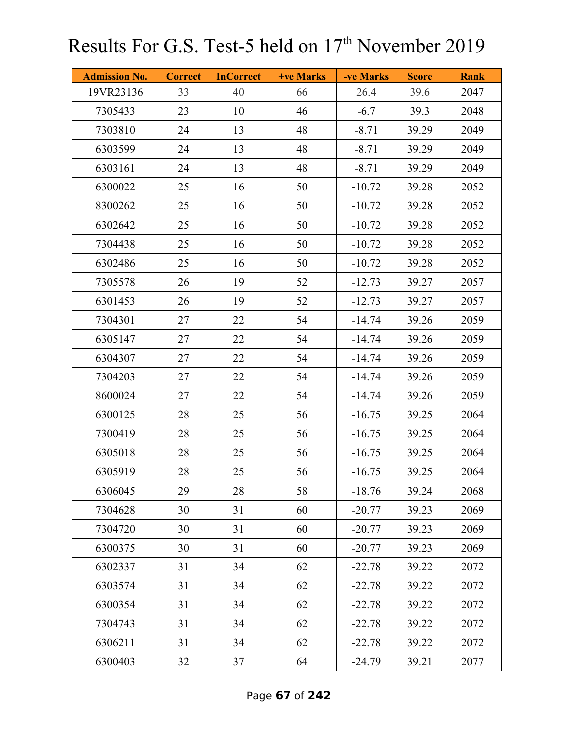# Results For G.S. Test-5 held on 17th November 2019

| Admission No. | Correct | InCorrect | +ve Marks | -ve Marks | Score | Rank |
|---|---|---|---|---|---|---|
| 19VR23136 | 33 | 40 | 66 | 26.4 | 39.6 | 2047 |
| 7305433 | 23 | 10 | 46 | -6.7 | 39.3 | 2048 |
| 7303810 | 24 | 13 | 48 | -8.71 | 39.29 | 2049 |
| 6303599 | 24 | 13 | 48 | -8.71 | 39.29 | 2049 |
| 6303161 | 24 | 13 | 48 | -8.71 | 39.29 | 2049 |
| 6300022 | 25 | 16 | 50 | -10.72 | 39.28 | 2052 |
| 8300262 | 25 | 16 | 50 | -10.72 | 39.28 | 2052 |
| 6302642 | 25 | 16 | 50 | -10.72 | 39.28 | 2052 |
| 7304438 | 25 | 16 | 50 | -10.72 | 39.28 | 2052 |
| 6302486 | 25 | 16 | 50 | -10.72 | 39.28 | 2052 |
| 7305578 | 26 | 19 | 52 | -12.73 | 39.27 | 2057 |
| 6301453 | 26 | 19 | 52 | -12.73 | 39.27 | 2057 |
| 7304301 | 27 | 22 | 54 | -14.74 | 39.26 | 2059 |
| 6305147 | 27 | 22 | 54 | -14.74 | 39.26 | 2059 |
| 6304307 | 27 | 22 | 54 | -14.74 | 39.26 | 2059 |
| 7304203 | 27 | 22 | 54 | -14.74 | 39.26 | 2059 |
| 8600024 | 27 | 22 | 54 | -14.74 | 39.26 | 2059 |
| 6300125 | 28 | 25 | 56 | -16.75 | 39.25 | 2064 |
| 7300419 | 28 | 25 | 56 | -16.75 | 39.25 | 2064 |
| 6305018 | 28 | 25 | 56 | -16.75 | 39.25 | 2064 |
| 6305919 | 28 | 25 | 56 | -16.75 | 39.25 | 2064 |
| 6306045 | 29 | 28 | 58 | -18.76 | 39.24 | 2068 |
| 7304628 | 30 | 31 | 60 | -20.77 | 39.23 | 2069 |
| 7304720 | 30 | 31 | 60 | -20.77 | 39.23 | 2069 |
| 6300375 | 30 | 31 | 60 | -20.77 | 39.23 | 2069 |
| 6302337 | 31 | 34 | 62 | -22.78 | 39.22 | 2072 |
| 6303574 | 31 | 34 | 62 | -22.78 | 39.22 | 2072 |
| 6300354 | 31 | 34 | 62 | -22.78 | 39.22 | 2072 |
| 7304743 | 31 | 34 | 62 | -22.78 | 39.22 | 2072 |
| 6306211 | 31 | 34 | 62 | -22.78 | 39.22 | 2072 |
| 6300403 | 32 | 37 | 64 | -24.79 | 39.21 | 2077 |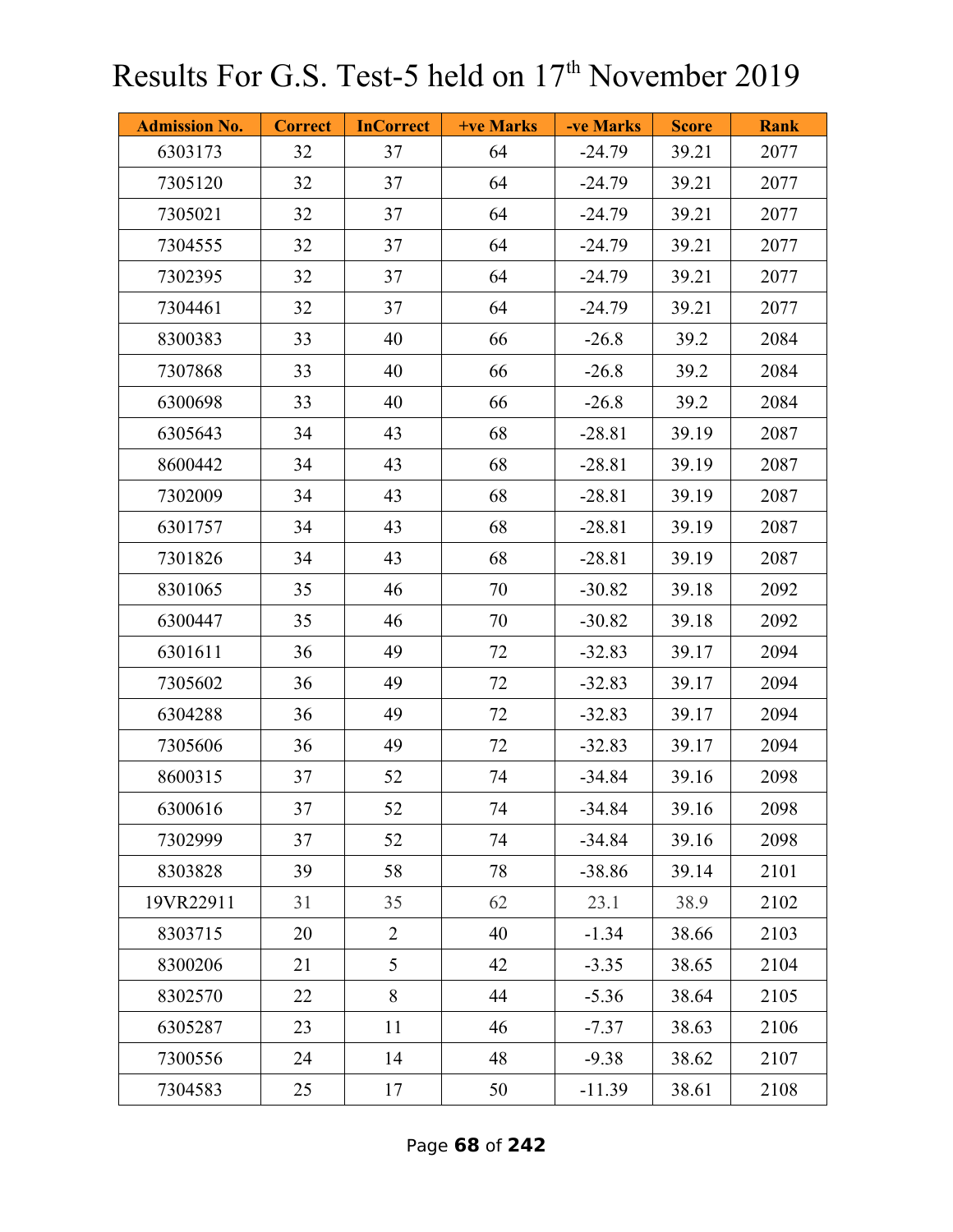# Results For G.S. Test-5 held on 17th November 2019

| Admission No. | Correct | InCorrect | +ve Marks | -ve Marks | Score | Rank |
|---|---|---|---|---|---|---|
| 6303173 | 32 | 37 | 64 | -24.79 | 39.21 | 2077 |
| 7305120 | 32 | 37 | 64 | -24.79 | 39.21 | 2077 |
| 7305021 | 32 | 37 | 64 | -24.79 | 39.21 | 2077 |
| 7304555 | 32 | 37 | 64 | -24.79 | 39.21 | 2077 |
| 7302395 | 32 | 37 | 64 | -24.79 | 39.21 | 2077 |
| 7304461 | 32 | 37 | 64 | -24.79 | 39.21 | 2077 |
| 8300383 | 33 | 40 | 66 | -26.8 | 39.2 | 2084 |
| 7307868 | 33 | 40 | 66 | -26.8 | 39.2 | 2084 |
| 6300698 | 33 | 40 | 66 | -26.8 | 39.2 | 2084 |
| 6305643 | 34 | 43 | 68 | -28.81 | 39.19 | 2087 |
| 8600442 | 34 | 43 | 68 | -28.81 | 39.19 | 2087 |
| 7302009 | 34 | 43 | 68 | -28.81 | 39.19 | 2087 |
| 6301757 | 34 | 43 | 68 | -28.81 | 39.19 | 2087 |
| 7301826 | 34 | 43 | 68 | -28.81 | 39.19 | 2087 |
| 8301065 | 35 | 46 | 70 | -30.82 | 39.18 | 2092 |
| 6300447 | 35 | 46 | 70 | -30.82 | 39.18 | 2092 |
| 6301611 | 36 | 49 | 72 | -32.83 | 39.17 | 2094 |
| 7305602 | 36 | 49 | 72 | -32.83 | 39.17 | 2094 |
| 6304288 | 36 | 49 | 72 | -32.83 | 39.17 | 2094 |
| 7305606 | 36 | 49 | 72 | -32.83 | 39.17 | 2094 |
| 8600315 | 37 | 52 | 74 | -34.84 | 39.16 | 2098 |
| 6300616 | 37 | 52 | 74 | -34.84 | 39.16 | 2098 |
| 7302999 | 37 | 52 | 74 | -34.84 | 39.16 | 2098 |
| 8303828 | 39 | 58 | 78 | -38.86 | 39.14 | 2101 |
| 19VR22911 | 31 | 35 | 62 | 23.1 | 38.9 | 2102 |
| 8303715 | 20 | 2 | 40 | -1.34 | 38.66 | 2103 |
| 8300206 | 21 | 5 | 42 | -3.35 | 38.65 | 2104 |
| 8302570 | 22 | 8 | 44 | -5.36 | 38.64 | 2105 |
| 6305287 | 23 | 11 | 46 | -7.37 | 38.63 | 2106 |
| 7300556 | 24 | 14 | 48 | -9.38 | 38.62 | 2107 |
| 7304583 | 25 | 17 | 50 | -11.39 | 38.61 | 2108 |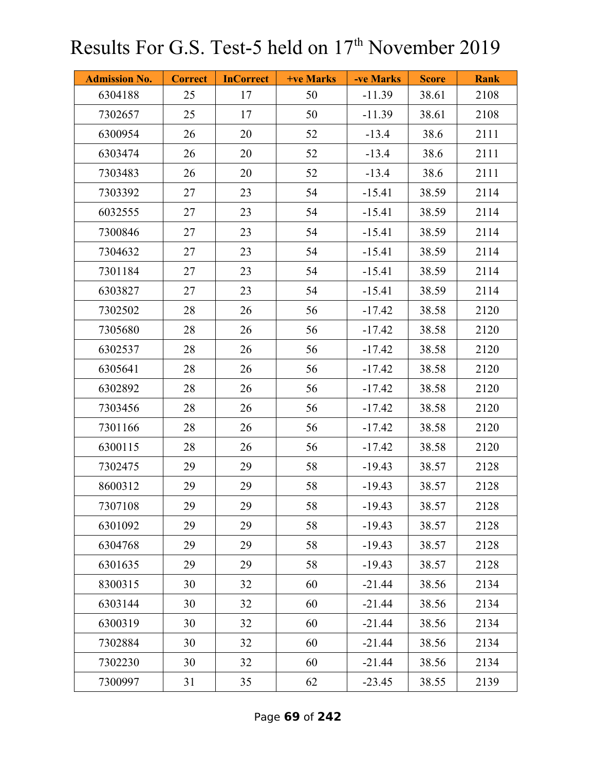# Results For G.S. Test-5 held on 17th November 2019

| Admission No. | Correct | InCorrect | +ve Marks | -ve Marks | Score | Rank |
|---|---|---|---|---|---|---|
| 6304188 | 25 | 17 | 50 | -11.39 | 38.61 | 2108 |
| 7302657 | 25 | 17 | 50 | -11.39 | 38.61 | 2108 |
| 6300954 | 26 | 20 | 52 | -13.4 | 38.6 | 2111 |
| 6303474 | 26 | 20 | 52 | -13.4 | 38.6 | 2111 |
| 7303483 | 26 | 20 | 52 | -13.4 | 38.6 | 2111 |
| 7303392 | 27 | 23 | 54 | -15.41 | 38.59 | 2114 |
| 6032555 | 27 | 23 | 54 | -15.41 | 38.59 | 2114 |
| 7300846 | 27 | 23 | 54 | -15.41 | 38.59 | 2114 |
| 7304632 | 27 | 23 | 54 | -15.41 | 38.59 | 2114 |
| 7301184 | 27 | 23 | 54 | -15.41 | 38.59 | 2114 |
| 6303827 | 27 | 23 | 54 | -15.41 | 38.59 | 2114 |
| 7302502 | 28 | 26 | 56 | -17.42 | 38.58 | 2120 |
| 7305680 | 28 | 26 | 56 | -17.42 | 38.58 | 2120 |
| 6302537 | 28 | 26 | 56 | -17.42 | 38.58 | 2120 |
| 6305641 | 28 | 26 | 56 | -17.42 | 38.58 | 2120 |
| 6302892 | 28 | 26 | 56 | -17.42 | 38.58 | 2120 |
| 7303456 | 28 | 26 | 56 | -17.42 | 38.58 | 2120 |
| 7301166 | 28 | 26 | 56 | -17.42 | 38.58 | 2120 |
| 6300115 | 28 | 26 | 56 | -17.42 | 38.58 | 2120 |
| 7302475 | 29 | 29 | 58 | -19.43 | 38.57 | 2128 |
| 8600312 | 29 | 29 | 58 | -19.43 | 38.57 | 2128 |
| 7307108 | 29 | 29 | 58 | -19.43 | 38.57 | 2128 |
| 6301092 | 29 | 29 | 58 | -19.43 | 38.57 | 2128 |
| 6304768 | 29 | 29 | 58 | -19.43 | 38.57 | 2128 |
| 6301635 | 29 | 29 | 58 | -19.43 | 38.57 | 2128 |
| 8300315 | 30 | 32 | 60 | -21.44 | 38.56 | 2134 |
| 6303144 | 30 | 32 | 60 | -21.44 | 38.56 | 2134 |
| 6300319 | 30 | 32 | 60 | -21.44 | 38.56 | 2134 |
| 7302884 | 30 | 32 | 60 | -21.44 | 38.56 | 2134 |
| 7302230 | 30 | 32 | 60 | -21.44 | 38.56 | 2134 |
| 7300997 | 31 | 35 | 62 | -23.45 | 38.55 | 2139 |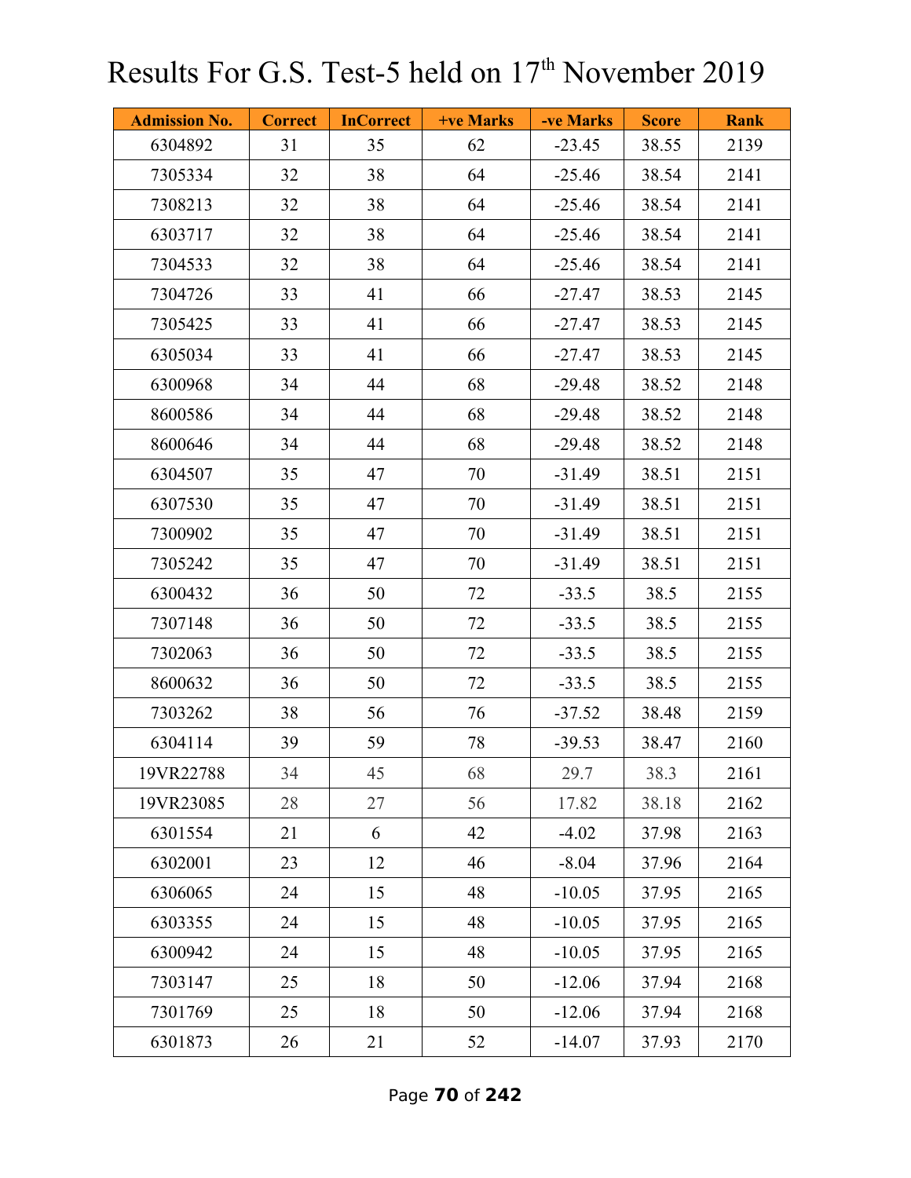# Results For G.S. Test-5 held on 17th November 2019

| Admission No. | Correct | InCorrect | +ve Marks | -ve Marks | Score | Rank |
|---|---|---|---|---|---|---|
| 6304892 | 31 | 35 | 62 | -23.45 | 38.55 | 2139 |
| 7305334 | 32 | 38 | 64 | -25.46 | 38.54 | 2141 |
| 7308213 | 32 | 38 | 64 | -25.46 | 38.54 | 2141 |
| 6303717 | 32 | 38 | 64 | -25.46 | 38.54 | 2141 |
| 7304533 | 32 | 38 | 64 | -25.46 | 38.54 | 2141 |
| 7304726 | 33 | 41 | 66 | -27.47 | 38.53 | 2145 |
| 7305425 | 33 | 41 | 66 | -27.47 | 38.53 | 2145 |
| 6305034 | 33 | 41 | 66 | -27.47 | 38.53 | 2145 |
| 6300968 | 34 | 44 | 68 | -29.48 | 38.52 | 2148 |
| 8600586 | 34 | 44 | 68 | -29.48 | 38.52 | 2148 |
| 8600646 | 34 | 44 | 68 | -29.48 | 38.52 | 2148 |
| 6304507 | 35 | 47 | 70 | -31.49 | 38.51 | 2151 |
| 6307530 | 35 | 47 | 70 | -31.49 | 38.51 | 2151 |
| 7300902 | 35 | 47 | 70 | -31.49 | 38.51 | 2151 |
| 7305242 | 35 | 47 | 70 | -31.49 | 38.51 | 2151 |
| 6300432 | 36 | 50 | 72 | -33.5 | 38.5 | 2155 |
| 7307148 | 36 | 50 | 72 | -33.5 | 38.5 | 2155 |
| 7302063 | 36 | 50 | 72 | -33.5 | 38.5 | 2155 |
| 8600632 | 36 | 50 | 72 | -33.5 | 38.5 | 2155 |
| 7303262 | 38 | 56 | 76 | -37.52 | 38.48 | 2159 |
| 6304114 | 39 | 59 | 78 | -39.53 | 38.47 | 2160 |
| 19VR22788 | 34 | 45 | 68 | 29.7 | 38.3 | 2161 |
| 19VR23085 | 28 | 27 | 56 | 17.82 | 38.18 | 2162 |
| 6301554 | 21 | 6 | 42 | -4.02 | 37.98 | 2163 |
| 6302001 | 23 | 12 | 46 | -8.04 | 37.96 | 2164 |
| 6306065 | 24 | 15 | 48 | -10.05 | 37.95 | 2165 |
| 6303355 | 24 | 15 | 48 | -10.05 | 37.95 | 2165 |
| 6300942 | 24 | 15 | 48 | -10.05 | 37.95 | 2165 |
| 7303147 | 25 | 18 | 50 | -12.06 | 37.94 | 2168 |
| 7301769 | 25 | 18 | 50 | -12.06 | 37.94 | 2168 |
| 6301873 | 26 | 21 | 52 | -14.07 | 37.93 | 2170 |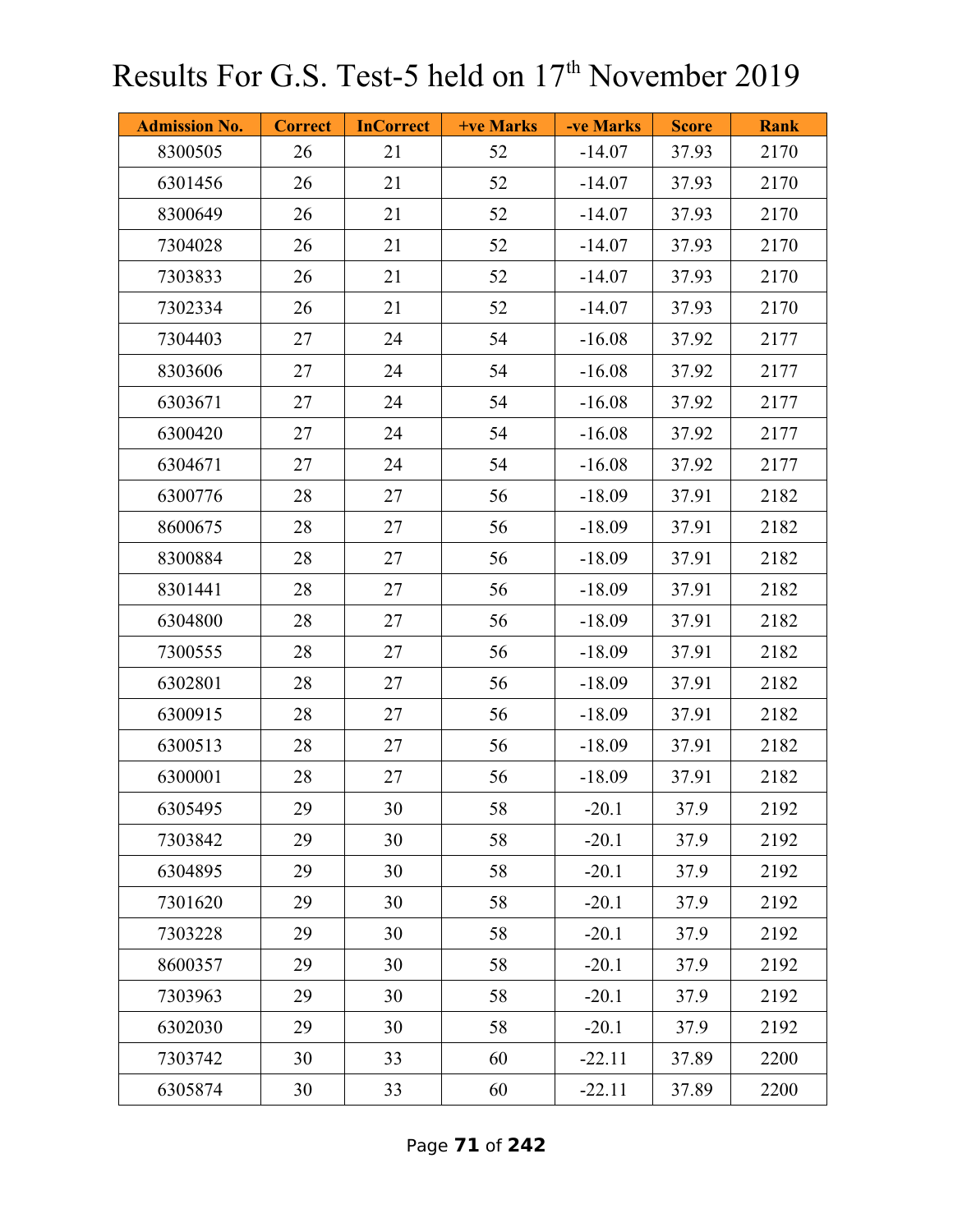# Results For G.S. Test-5 held on 17th November 2019

| Admission No. | Correct | InCorrect | +ve Marks | -ve Marks | Score | Rank |
|---|---|---|---|---|---|---|
| 8300505 | 26 | 21 | 52 | -14.07 | 37.93 | 2170 |
| 6301456 | 26 | 21 | 52 | -14.07 | 37.93 | 2170 |
| 8300649 | 26 | 21 | 52 | -14.07 | 37.93 | 2170 |
| 7304028 | 26 | 21 | 52 | -14.07 | 37.93 | 2170 |
| 7303833 | 26 | 21 | 52 | -14.07 | 37.93 | 2170 |
| 7302334 | 26 | 21 | 52 | -14.07 | 37.93 | 2170 |
| 7304403 | 27 | 24 | 54 | -16.08 | 37.92 | 2177 |
| 8303606 | 27 | 24 | 54 | -16.08 | 37.92 | 2177 |
| 6303671 | 27 | 24 | 54 | -16.08 | 37.92 | 2177 |
| 6300420 | 27 | 24 | 54 | -16.08 | 37.92 | 2177 |
| 6304671 | 27 | 24 | 54 | -16.08 | 37.92 | 2177 |
| 6300776 | 28 | 27 | 56 | -18.09 | 37.91 | 2182 |
| 8600675 | 28 | 27 | 56 | -18.09 | 37.91 | 2182 |
| 8300884 | 28 | 27 | 56 | -18.09 | 37.91 | 2182 |
| 8301441 | 28 | 27 | 56 | -18.09 | 37.91 | 2182 |
| 6304800 | 28 | 27 | 56 | -18.09 | 37.91 | 2182 |
| 7300555 | 28 | 27 | 56 | -18.09 | 37.91 | 2182 |
| 6302801 | 28 | 27 | 56 | -18.09 | 37.91 | 2182 |
| 6300915 | 28 | 27 | 56 | -18.09 | 37.91 | 2182 |
| 6300513 | 28 | 27 | 56 | -18.09 | 37.91 | 2182 |
| 6300001 | 28 | 27 | 56 | -18.09 | 37.91 | 2182 |
| 6305495 | 29 | 30 | 58 | -20.1 | 37.9 | 2192 |
| 7303842 | 29 | 30 | 58 | -20.1 | 37.9 | 2192 |
| 6304895 | 29 | 30 | 58 | -20.1 | 37.9 | 2192 |
| 7301620 | 29 | 30 | 58 | -20.1 | 37.9 | 2192 |
| 7303228 | 29 | 30 | 58 | -20.1 | 37.9 | 2192 |
| 8600357 | 29 | 30 | 58 | -20.1 | 37.9 | 2192 |
| 7303963 | 29 | 30 | 58 | -20.1 | 37.9 | 2192 |
| 6302030 | 29 | 30 | 58 | -20.1 | 37.9 | 2192 |
| 7303742 | 30 | 33 | 60 | -22.11 | 37.89 | 2200 |
| 6305874 | 30 | 33 | 60 | -22.11 | 37.89 | 2200 |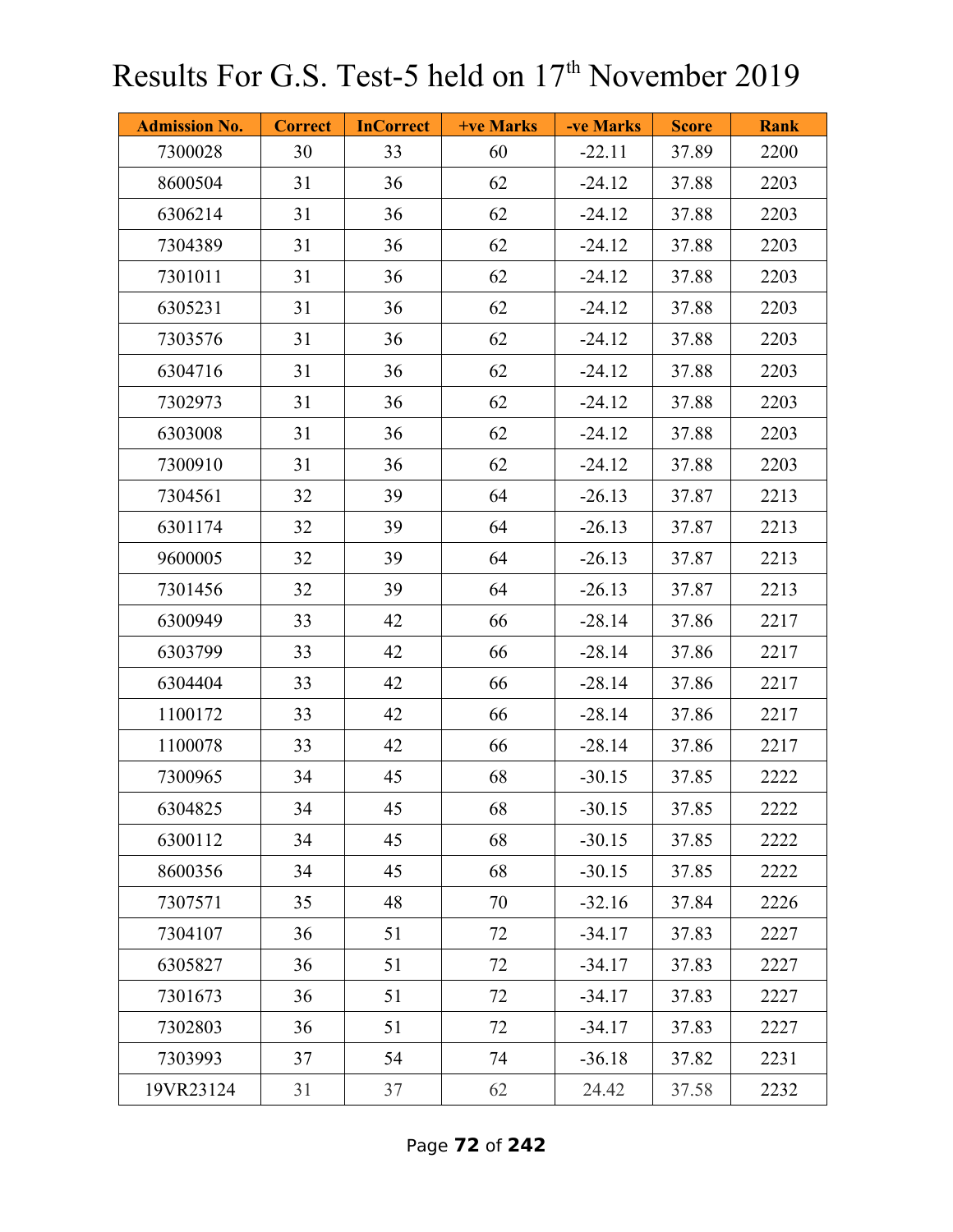# Results For G.S. Test-5 held on 17th November 2019

| Admission No. | Correct | InCorrect | +ve Marks | -ve Marks | Score | Rank |
|---|---|---|---|---|---|---|
| 7300028 | 30 | 33 | 60 | -22.11 | 37.89 | 2200 |
| 8600504 | 31 | 36 | 62 | -24.12 | 37.88 | 2203 |
| 6306214 | 31 | 36 | 62 | -24.12 | 37.88 | 2203 |
| 7304389 | 31 | 36 | 62 | -24.12 | 37.88 | 2203 |
| 7301011 | 31 | 36 | 62 | -24.12 | 37.88 | 2203 |
| 6305231 | 31 | 36 | 62 | -24.12 | 37.88 | 2203 |
| 7303576 | 31 | 36 | 62 | -24.12 | 37.88 | 2203 |
| 6304716 | 31 | 36 | 62 | -24.12 | 37.88 | 2203 |
| 7302973 | 31 | 36 | 62 | -24.12 | 37.88 | 2203 |
| 6303008 | 31 | 36 | 62 | -24.12 | 37.88 | 2203 |
| 7300910 | 31 | 36 | 62 | -24.12 | 37.88 | 2203 |
| 7304561 | 32 | 39 | 64 | -26.13 | 37.87 | 2213 |
| 6301174 | 32 | 39 | 64 | -26.13 | 37.87 | 2213 |
| 9600005 | 32 | 39 | 64 | -26.13 | 37.87 | 2213 |
| 7301456 | 32 | 39 | 64 | -26.13 | 37.87 | 2213 |
| 6300949 | 33 | 42 | 66 | -28.14 | 37.86 | 2217 |
| 6303799 | 33 | 42 | 66 | -28.14 | 37.86 | 2217 |
| 6304404 | 33 | 42 | 66 | -28.14 | 37.86 | 2217 |
| 1100172 | 33 | 42 | 66 | -28.14 | 37.86 | 2217 |
| 1100078 | 33 | 42 | 66 | -28.14 | 37.86 | 2217 |
| 7300965 | 34 | 45 | 68 | -30.15 | 37.85 | 2222 |
| 6304825 | 34 | 45 | 68 | -30.15 | 37.85 | 2222 |
| 6300112 | 34 | 45 | 68 | -30.15 | 37.85 | 2222 |
| 8600356 | 34 | 45 | 68 | -30.15 | 37.85 | 2222 |
| 7307571 | 35 | 48 | 70 | -32.16 | 37.84 | 2226 |
| 7304107 | 36 | 51 | 72 | -34.17 | 37.83 | 2227 |
| 6305827 | 36 | 51 | 72 | -34.17 | 37.83 | 2227 |
| 7301673 | 36 | 51 | 72 | -34.17 | 37.83 | 2227 |
| 7302803 | 36 | 51 | 72 | -34.17 | 37.83 | 2227 |
| 7303993 | 37 | 54 | 74 | -36.18 | 37.82 | 2231 |
| 19VR23124 | 31 | 37 | 62 | 24.42 | 37.58 | 2232 |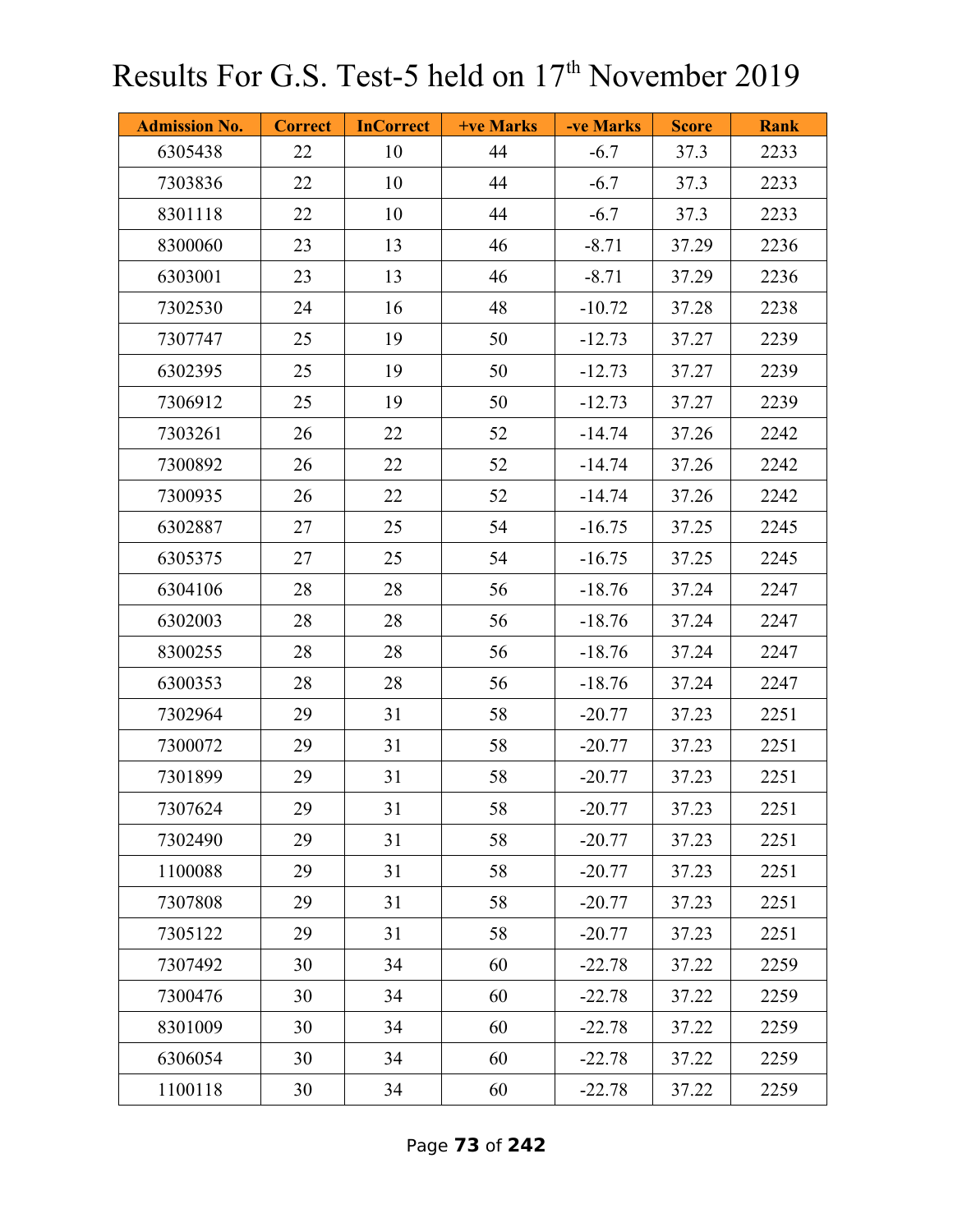# Results For G.S. Test-5 held on 17th November 2019

| Admission No. | Correct | InCorrect | +ve Marks | -ve Marks | Score | Rank |
|---|---|---|---|---|---|---|
| 6305438 | 22 | 10 | 44 | -6.7 | 37.3 | 2233 |
| 7303836 | 22 | 10 | 44 | -6.7 | 37.3 | 2233 |
| 8301118 | 22 | 10 | 44 | -6.7 | 37.3 | 2233 |
| 8300060 | 23 | 13 | 46 | -8.71 | 37.29 | 2236 |
| 6303001 | 23 | 13 | 46 | -8.71 | 37.29 | 2236 |
| 7302530 | 24 | 16 | 48 | -10.72 | 37.28 | 2238 |
| 7307747 | 25 | 19 | 50 | -12.73 | 37.27 | 2239 |
| 6302395 | 25 | 19 | 50 | -12.73 | 37.27 | 2239 |
| 7306912 | 25 | 19 | 50 | -12.73 | 37.27 | 2239 |
| 7303261 | 26 | 22 | 52 | -14.74 | 37.26 | 2242 |
| 7300892 | 26 | 22 | 52 | -14.74 | 37.26 | 2242 |
| 7300935 | 26 | 22 | 52 | -14.74 | 37.26 | 2242 |
| 6302887 | 27 | 25 | 54 | -16.75 | 37.25 | 2245 |
| 6305375 | 27 | 25 | 54 | -16.75 | 37.25 | 2245 |
| 6304106 | 28 | 28 | 56 | -18.76 | 37.24 | 2247 |
| 6302003 | 28 | 28 | 56 | -18.76 | 37.24 | 2247 |
| 8300255 | 28 | 28 | 56 | -18.76 | 37.24 | 2247 |
| 6300353 | 28 | 28 | 56 | -18.76 | 37.24 | 2247 |
| 7302964 | 29 | 31 | 58 | -20.77 | 37.23 | 2251 |
| 7300072 | 29 | 31 | 58 | -20.77 | 37.23 | 2251 |
| 7301899 | 29 | 31 | 58 | -20.77 | 37.23 | 2251 |
| 7307624 | 29 | 31 | 58 | -20.77 | 37.23 | 2251 |
| 7302490 | 29 | 31 | 58 | -20.77 | 37.23 | 2251 |
| 1100088 | 29 | 31 | 58 | -20.77 | 37.23 | 2251 |
| 7307808 | 29 | 31 | 58 | -20.77 | 37.23 | 2251 |
| 7305122 | 29 | 31 | 58 | -20.77 | 37.23 | 2251 |
| 7307492 | 30 | 34 | 60 | -22.78 | 37.22 | 2259 |
| 7300476 | 30 | 34 | 60 | -22.78 | 37.22 | 2259 |
| 8301009 | 30 | 34 | 60 | -22.78 | 37.22 | 2259 |
| 6306054 | 30 | 34 | 60 | -22.78 | 37.22 | 2259 |
| 1100118 | 30 | 34 | 60 | -22.78 | 37.22 | 2259 |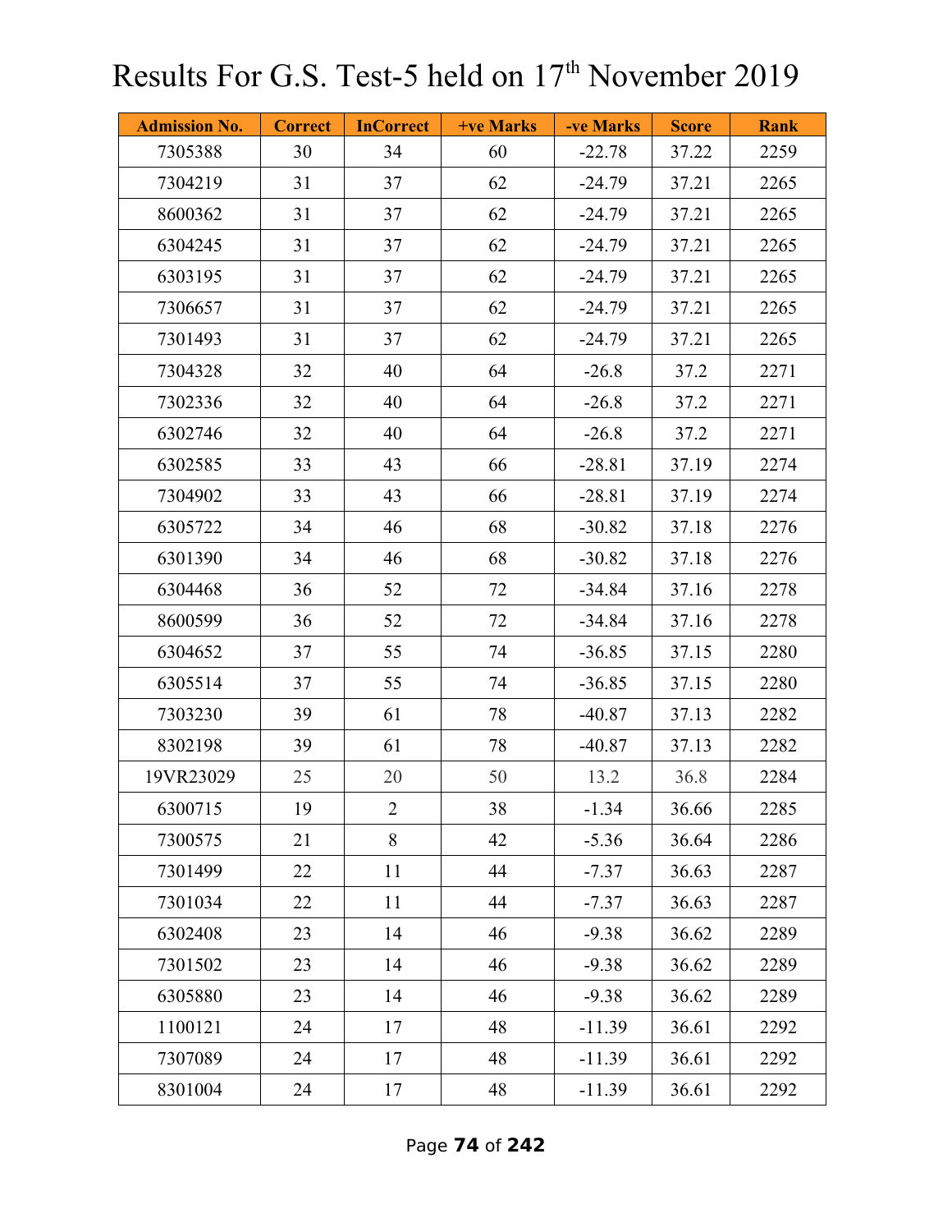# Results For G.S. Test-5 held on 17th November 2019

| Admission No. | Correct | InCorrect | +ve Marks | -ve Marks | Score | Rank |
|---|---|---|---|---|---|---|
| 7305388 | 30 | 34 | 60 | -22.78 | 37.22 | 2259 |
| 7304219 | 31 | 37 | 62 | -24.79 | 37.21 | 2265 |
| 8600362 | 31 | 37 | 62 | -24.79 | 37.21 | 2265 |
| 6304245 | 31 | 37 | 62 | -24.79 | 37.21 | 2265 |
| 6303195 | 31 | 37 | 62 | -24.79 | 37.21 | 2265 |
| 7306657 | 31 | 37 | 62 | -24.79 | 37.21 | 2265 |
| 7301493 | 31 | 37 | 62 | -24.79 | 37.21 | 2265 |
| 7304328 | 32 | 40 | 64 | -26.8 | 37.2 | 2271 |
| 7302336 | 32 | 40 | 64 | -26.8 | 37.2 | 2271 |
| 6302746 | 32 | 40 | 64 | -26.8 | 37.2 | 2271 |
| 6302585 | 33 | 43 | 66 | -28.81 | 37.19 | 2274 |
| 7304902 | 33 | 43 | 66 | -28.81 | 37.19 | 2274 |
| 6305722 | 34 | 46 | 68 | -30.82 | 37.18 | 2276 |
| 6301390 | 34 | 46 | 68 | -30.82 | 37.18 | 2276 |
| 6304468 | 36 | 52 | 72 | -34.84 | 37.16 | 2278 |
| 8600599 | 36 | 52 | 72 | -34.84 | 37.16 | 2278 |
| 6304652 | 37 | 55 | 74 | -36.85 | 37.15 | 2280 |
| 6305514 | 37 | 55 | 74 | -36.85 | 37.15 | 2280 |
| 7303230 | 39 | 61 | 78 | -40.87 | 37.13 | 2282 |
| 8302198 | 39 | 61 | 78 | -40.87 | 37.13 | 2282 |
| 19VR23029 | 25 | 20 | 50 | 13.2 | 36.8 | 2284 |
| 6300715 | 19 | 2 | 38 | -1.34 | 36.66 | 2285 |
| 7300575 | 21 | 8 | 42 | -5.36 | 36.64 | 2286 |
| 7301499 | 22 | 11 | 44 | -7.37 | 36.63 | 2287 |
| 7301034 | 22 | 11 | 44 | -7.37 | 36.63 | 2287 |
| 6302408 | 23 | 14 | 46 | -9.38 | 36.62 | 2289 |
| 7301502 | 23 | 14 | 46 | -9.38 | 36.62 | 2289 |
| 6305880 | 23 | 14 | 46 | -9.38 | 36.62 | 2289 |
| 1100121 | 24 | 17 | 48 | -11.39 | 36.61 | 2292 |
| 7307089 | 24 | 17 | 48 | -11.39 | 36.61 | 2292 |
| 8301004 | 24 | 17 | 48 | -11.39 | 36.61 | 2292 |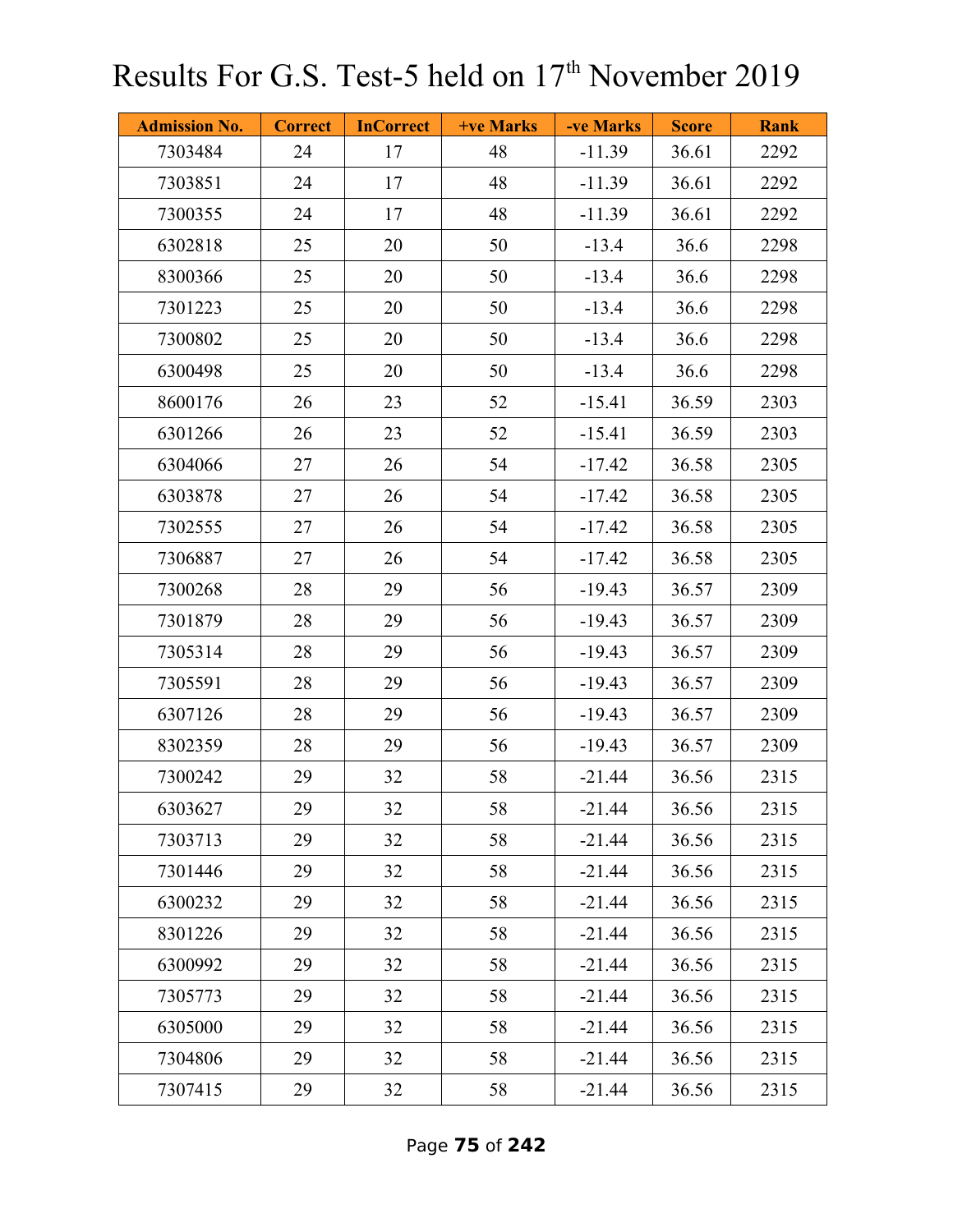# Results For G.S. Test-5 held on 17th November 2019

| Admission No. | Correct | InCorrect | +ve Marks | -ve Marks | Score | Rank |
|---|---|---|---|---|---|---|
| 7303484 | 24 | 17 | 48 | -11.39 | 36.61 | 2292 |
| 7303851 | 24 | 17 | 48 | -11.39 | 36.61 | 2292 |
| 7300355 | 24 | 17 | 48 | -11.39 | 36.61 | 2292 |
| 6302818 | 25 | 20 | 50 | -13.4 | 36.6 | 2298 |
| 8300366 | 25 | 20 | 50 | -13.4 | 36.6 | 2298 |
| 7301223 | 25 | 20 | 50 | -13.4 | 36.6 | 2298 |
| 7300802 | 25 | 20 | 50 | -13.4 | 36.6 | 2298 |
| 6300498 | 25 | 20 | 50 | -13.4 | 36.6 | 2298 |
| 8600176 | 26 | 23 | 52 | -15.41 | 36.59 | 2303 |
| 6301266 | 26 | 23 | 52 | -15.41 | 36.59 | 2303 |
| 6304066 | 27 | 26 | 54 | -17.42 | 36.58 | 2305 |
| 6303878 | 27 | 26 | 54 | -17.42 | 36.58 | 2305 |
| 7302555 | 27 | 26 | 54 | -17.42 | 36.58 | 2305 |
| 7306887 | 27 | 26 | 54 | -17.42 | 36.58 | 2305 |
| 7300268 | 28 | 29 | 56 | -19.43 | 36.57 | 2309 |
| 7301879 | 28 | 29 | 56 | -19.43 | 36.57 | 2309 |
| 7305314 | 28 | 29 | 56 | -19.43 | 36.57 | 2309 |
| 7305591 | 28 | 29 | 56 | -19.43 | 36.57 | 2309 |
| 6307126 | 28 | 29 | 56 | -19.43 | 36.57 | 2309 |
| 8302359 | 28 | 29 | 56 | -19.43 | 36.57 | 2309 |
| 7300242 | 29 | 32 | 58 | -21.44 | 36.56 | 2315 |
| 6303627 | 29 | 32 | 58 | -21.44 | 36.56 | 2315 |
| 7303713 | 29 | 32 | 58 | -21.44 | 36.56 | 2315 |
| 7301446 | 29 | 32 | 58 | -21.44 | 36.56 | 2315 |
| 6300232 | 29 | 32 | 58 | -21.44 | 36.56 | 2315 |
| 8301226 | 29 | 32 | 58 | -21.44 | 36.56 | 2315 |
| 6300992 | 29 | 32 | 58 | -21.44 | 36.56 | 2315 |
| 7305773 | 29 | 32 | 58 | -21.44 | 36.56 | 2315 |
| 6305000 | 29 | 32 | 58 | -21.44 | 36.56 | 2315 |
| 7304806 | 29 | 32 | 58 | -21.44 | 36.56 | 2315 |
| 7307415 | 29 | 32 | 58 | -21.44 | 36.56 | 2315 |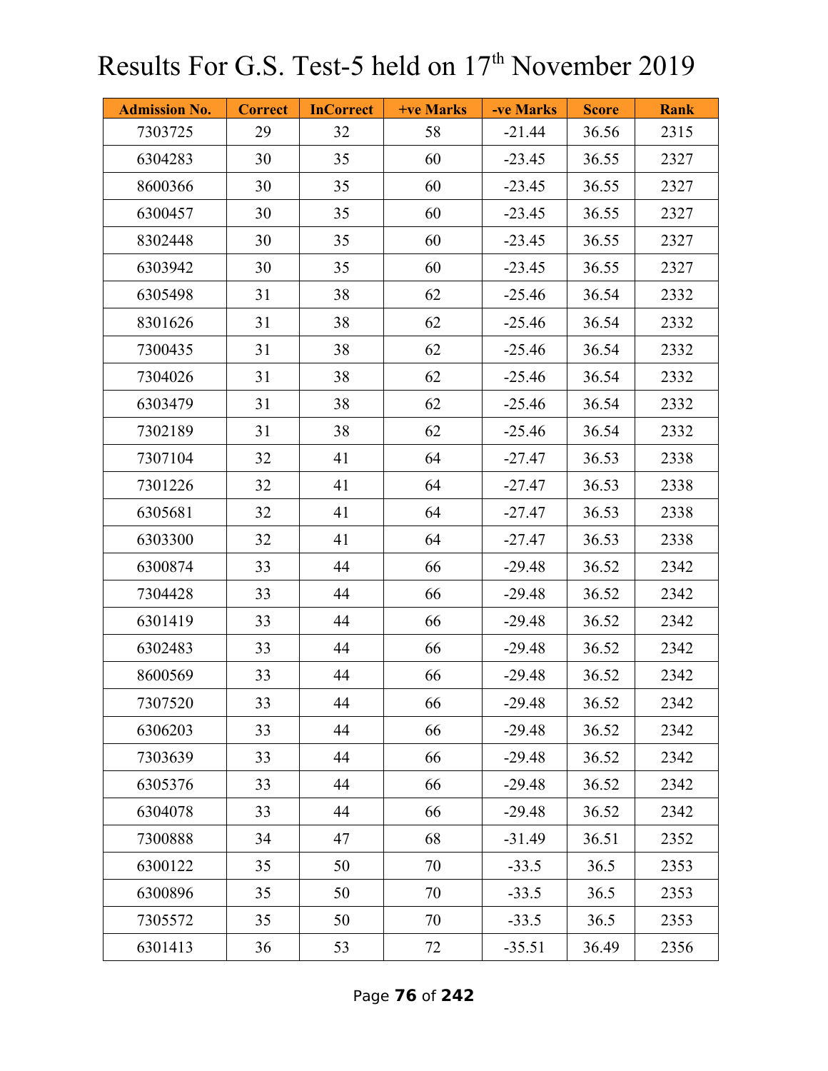# Results For G.S. Test-5 held on 17th November 2019

| Admission No. | Correct | InCorrect | +ve Marks | -ve Marks | Score | Rank |
|---|---|---|---|---|---|---|
| 7303725 | 29 | 32 | 58 | -21.44 | 36.56 | 2315 |
| 6304283 | 30 | 35 | 60 | -23.45 | 36.55 | 2327 |
| 8600366 | 30 | 35 | 60 | -23.45 | 36.55 | 2327 |
| 6300457 | 30 | 35 | 60 | -23.45 | 36.55 | 2327 |
| 8302448 | 30 | 35 | 60 | -23.45 | 36.55 | 2327 |
| 6303942 | 30 | 35 | 60 | -23.45 | 36.55 | 2327 |
| 6305498 | 31 | 38 | 62 | -25.46 | 36.54 | 2332 |
| 8301626 | 31 | 38 | 62 | -25.46 | 36.54 | 2332 |
| 7300435 | 31 | 38 | 62 | -25.46 | 36.54 | 2332 |
| 7304026 | 31 | 38 | 62 | -25.46 | 36.54 | 2332 |
| 6303479 | 31 | 38 | 62 | -25.46 | 36.54 | 2332 |
| 7302189 | 31 | 38 | 62 | -25.46 | 36.54 | 2332 |
| 7307104 | 32 | 41 | 64 | -27.47 | 36.53 | 2338 |
| 7301226 | 32 | 41 | 64 | -27.47 | 36.53 | 2338 |
| 6305681 | 32 | 41 | 64 | -27.47 | 36.53 | 2338 |
| 6303300 | 32 | 41 | 64 | -27.47 | 36.53 | 2338 |
| 6300874 | 33 | 44 | 66 | -29.48 | 36.52 | 2342 |
| 7304428 | 33 | 44 | 66 | -29.48 | 36.52 | 2342 |
| 6301419 | 33 | 44 | 66 | -29.48 | 36.52 | 2342 |
| 6302483 | 33 | 44 | 66 | -29.48 | 36.52 | 2342 |
| 8600569 | 33 | 44 | 66 | -29.48 | 36.52 | 2342 |
| 7307520 | 33 | 44 | 66 | -29.48 | 36.52 | 2342 |
| 6306203 | 33 | 44 | 66 | -29.48 | 36.52 | 2342 |
| 7303639 | 33 | 44 | 66 | -29.48 | 36.52 | 2342 |
| 6305376 | 33 | 44 | 66 | -29.48 | 36.52 | 2342 |
| 6304078 | 33 | 44 | 66 | -29.48 | 36.52 | 2342 |
| 7300888 | 34 | 47 | 68 | -31.49 | 36.51 | 2352 |
| 6300122 | 35 | 50 | 70 | -33.5 | 36.5 | 2353 |
| 6300896 | 35 | 50 | 70 | -33.5 | 36.5 | 2353 |
| 7305572 | 35 | 50 | 70 | -33.5 | 36.5 | 2353 |
| 6301413 | 36 | 53 | 72 | -35.51 | 36.49 | 2356 |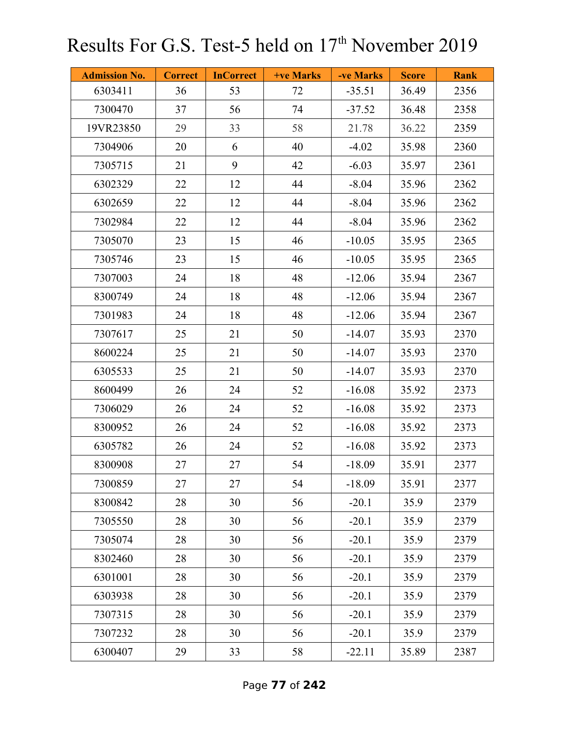# Results For G.S. Test-5 held on 17th November 2019

| Admission No. | Correct | InCorrect | +ve Marks | -ve Marks | Score | Rank |
|---|---|---|---|---|---|---|
| 6303411 | 36 | 53 | 72 | -35.51 | 36.49 | 2356 |
| 7300470 | 37 | 56 | 74 | -37.52 | 36.48 | 2358 |
| 19VR23850 | 29 | 33 | 58 | 21.78 | 36.22 | 2359 |
| 7304906 | 20 | 6 | 40 | -4.02 | 35.98 | 2360 |
| 7305715 | 21 | 9 | 42 | -6.03 | 35.97 | 2361 |
| 6302329 | 22 | 12 | 44 | -8.04 | 35.96 | 2362 |
| 6302659 | 22 | 12 | 44 | -8.04 | 35.96 | 2362 |
| 7302984 | 22 | 12 | 44 | -8.04 | 35.96 | 2362 |
| 7305070 | 23 | 15 | 46 | -10.05 | 35.95 | 2365 |
| 7305746 | 23 | 15 | 46 | -10.05 | 35.95 | 2365 |
| 7307003 | 24 | 18 | 48 | -12.06 | 35.94 | 2367 |
| 8300749 | 24 | 18 | 48 | -12.06 | 35.94 | 2367 |
| 7301983 | 24 | 18 | 48 | -12.06 | 35.94 | 2367 |
| 7307617 | 25 | 21 | 50 | -14.07 | 35.93 | 2370 |
| 8600224 | 25 | 21 | 50 | -14.07 | 35.93 | 2370 |
| 6305533 | 25 | 21 | 50 | -14.07 | 35.93 | 2370 |
| 8600499 | 26 | 24 | 52 | -16.08 | 35.92 | 2373 |
| 7306029 | 26 | 24 | 52 | -16.08 | 35.92 | 2373 |
| 8300952 | 26 | 24 | 52 | -16.08 | 35.92 | 2373 |
| 6305782 | 26 | 24 | 52 | -16.08 | 35.92 | 2373 |
| 8300908 | 27 | 27 | 54 | -18.09 | 35.91 | 2377 |
| 7300859 | 27 | 27 | 54 | -18.09 | 35.91 | 2377 |
| 8300842 | 28 | 30 | 56 | -20.1 | 35.9 | 2379 |
| 7305550 | 28 | 30 | 56 | -20.1 | 35.9 | 2379 |
| 7305074 | 28 | 30 | 56 | -20.1 | 35.9 | 2379 |
| 8302460 | 28 | 30 | 56 | -20.1 | 35.9 | 2379 |
| 6301001 | 28 | 30 | 56 | -20.1 | 35.9 | 2379 |
| 6303938 | 28 | 30 | 56 | -20.1 | 35.9 | 2379 |
| 7307315 | 28 | 30 | 56 | -20.1 | 35.9 | 2379 |
| 7307232 | 28 | 30 | 56 | -20.1 | 35.9 | 2379 |
| 6300407 | 29 | 33 | 58 | -22.11 | 35.89 | 2387 |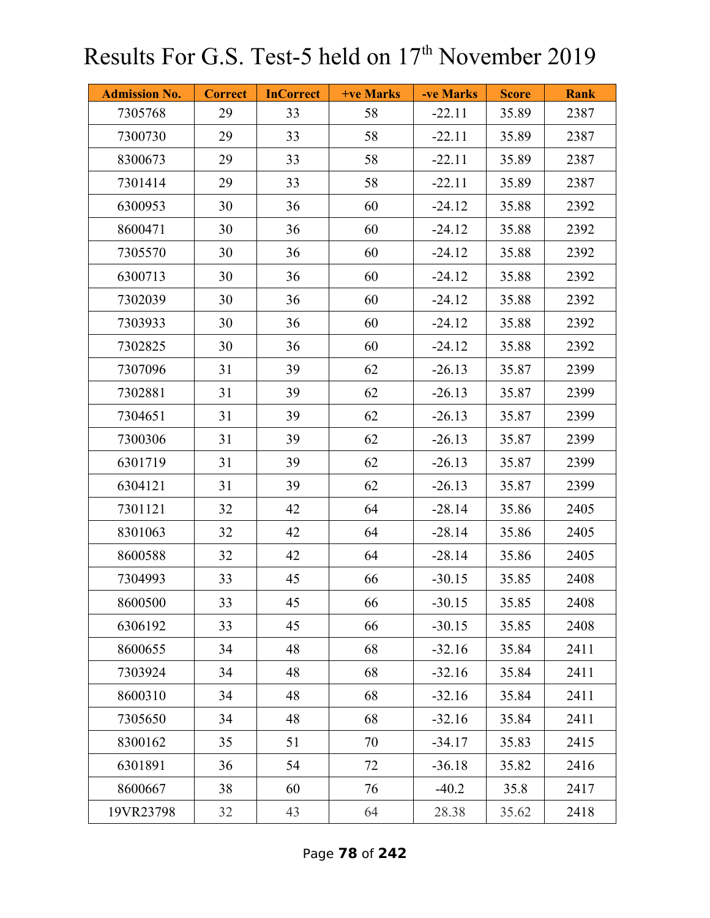# Results For G.S. Test-5 held on 17th November 2019

| Admission No. | Correct | InCorrect | +ve Marks | -ve Marks | Score | Rank |
|---|---|---|---|---|---|---|
| 7305768 | 29 | 33 | 58 | -22.11 | 35.89 | 2387 |
| 7300730 | 29 | 33 | 58 | -22.11 | 35.89 | 2387 |
| 8300673 | 29 | 33 | 58 | -22.11 | 35.89 | 2387 |
| 7301414 | 29 | 33 | 58 | -22.11 | 35.89 | 2387 |
| 6300953 | 30 | 36 | 60 | -24.12 | 35.88 | 2392 |
| 8600471 | 30 | 36 | 60 | -24.12 | 35.88 | 2392 |
| 7305570 | 30 | 36 | 60 | -24.12 | 35.88 | 2392 |
| 6300713 | 30 | 36 | 60 | -24.12 | 35.88 | 2392 |
| 7302039 | 30 | 36 | 60 | -24.12 | 35.88 | 2392 |
| 7303933 | 30 | 36 | 60 | -24.12 | 35.88 | 2392 |
| 7302825 | 30 | 36 | 60 | -24.12 | 35.88 | 2392 |
| 7307096 | 31 | 39 | 62 | -26.13 | 35.87 | 2399 |
| 7302881 | 31 | 39 | 62 | -26.13 | 35.87 | 2399 |
| 7304651 | 31 | 39 | 62 | -26.13 | 35.87 | 2399 |
| 7300306 | 31 | 39 | 62 | -26.13 | 35.87 | 2399 |
| 6301719 | 31 | 39 | 62 | -26.13 | 35.87 | 2399 |
| 6304121 | 31 | 39 | 62 | -26.13 | 35.87 | 2399 |
| 7301121 | 32 | 42 | 64 | -28.14 | 35.86 | 2405 |
| 8301063 | 32 | 42 | 64 | -28.14 | 35.86 | 2405 |
| 8600588 | 32 | 42 | 64 | -28.14 | 35.86 | 2405 |
| 7304993 | 33 | 45 | 66 | -30.15 | 35.85 | 2408 |
| 8600500 | 33 | 45 | 66 | -30.15 | 35.85 | 2408 |
| 6306192 | 33 | 45 | 66 | -30.15 | 35.85 | 2408 |
| 8600655 | 34 | 48 | 68 | -32.16 | 35.84 | 2411 |
| 7303924 | 34 | 48 | 68 | -32.16 | 35.84 | 2411 |
| 8600310 | 34 | 48 | 68 | -32.16 | 35.84 | 2411 |
| 7305650 | 34 | 48 | 68 | -32.16 | 35.84 | 2411 |
| 8300162 | 35 | 51 | 70 | -34.17 | 35.83 | 2415 |
| 6301891 | 36 | 54 | 72 | -36.18 | 35.82 | 2416 |
| 8600667 | 38 | 60 | 76 | -40.2 | 35.8 | 2417 |
| 19VR23798 | 32 | 43 | 64 | 28.38 | 35.62 | 2418 |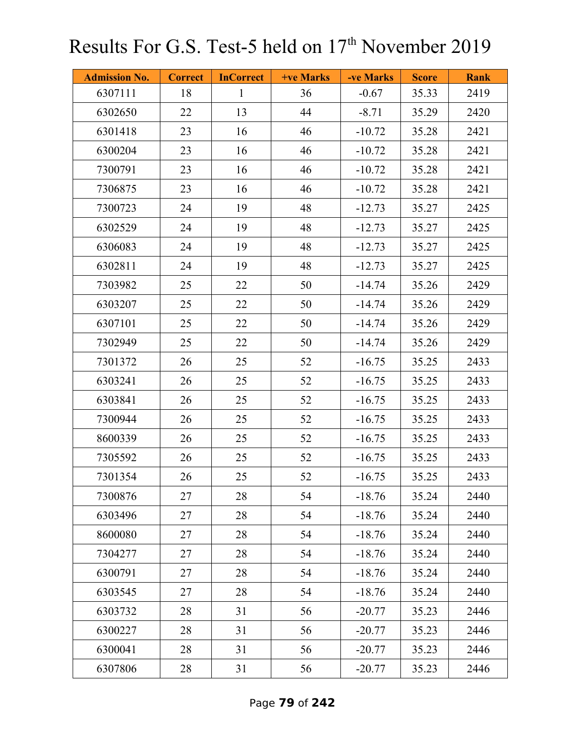# Results For G.S. Test-5 held on 17th November 2019

| Admission No. | Correct | InCorrect | +ve Marks | -ve Marks | Score | Rank |
|---|---|---|---|---|---|---|
| 6307111 | 18 | 1 | 36 | -0.67 | 35.33 | 2419 |
| 6302650 | 22 | 13 | 44 | -8.71 | 35.29 | 2420 |
| 6301418 | 23 | 16 | 46 | -10.72 | 35.28 | 2421 |
| 6300204 | 23 | 16 | 46 | -10.72 | 35.28 | 2421 |
| 7300791 | 23 | 16 | 46 | -10.72 | 35.28 | 2421 |
| 7306875 | 23 | 16 | 46 | -10.72 | 35.28 | 2421 |
| 7300723 | 24 | 19 | 48 | -12.73 | 35.27 | 2425 |
| 6302529 | 24 | 19 | 48 | -12.73 | 35.27 | 2425 |
| 6306083 | 24 | 19 | 48 | -12.73 | 35.27 | 2425 |
| 6302811 | 24 | 19 | 48 | -12.73 | 35.27 | 2425 |
| 7303982 | 25 | 22 | 50 | -14.74 | 35.26 | 2429 |
| 6303207 | 25 | 22 | 50 | -14.74 | 35.26 | 2429 |
| 6307101 | 25 | 22 | 50 | -14.74 | 35.26 | 2429 |
| 7302949 | 25 | 22 | 50 | -14.74 | 35.26 | 2429 |
| 7301372 | 26 | 25 | 52 | -16.75 | 35.25 | 2433 |
| 6303241 | 26 | 25 | 52 | -16.75 | 35.25 | 2433 |
| 6303841 | 26 | 25 | 52 | -16.75 | 35.25 | 2433 |
| 7300944 | 26 | 25 | 52 | -16.75 | 35.25 | 2433 |
| 8600339 | 26 | 25 | 52 | -16.75 | 35.25 | 2433 |
| 7305592 | 26 | 25 | 52 | -16.75 | 35.25 | 2433 |
| 7301354 | 26 | 25 | 52 | -16.75 | 35.25 | 2433 |
| 7300876 | 27 | 28 | 54 | -18.76 | 35.24 | 2440 |
| 6303496 | 27 | 28 | 54 | -18.76 | 35.24 | 2440 |
| 8600080 | 27 | 28 | 54 | -18.76 | 35.24 | 2440 |
| 7304277 | 27 | 28 | 54 | -18.76 | 35.24 | 2440 |
| 6300791 | 27 | 28 | 54 | -18.76 | 35.24 | 2440 |
| 6303545 | 27 | 28 | 54 | -18.76 | 35.24 | 2440 |
| 6303732 | 28 | 31 | 56 | -20.77 | 35.23 | 2446 |
| 6300227 | 28 | 31 | 56 | -20.77 | 35.23 | 2446 |
| 6300041 | 28 | 31 | 56 | -20.77 | 35.23 | 2446 |
| 6307806 | 28 | 31 | 56 | -20.77 | 35.23 | 2446 |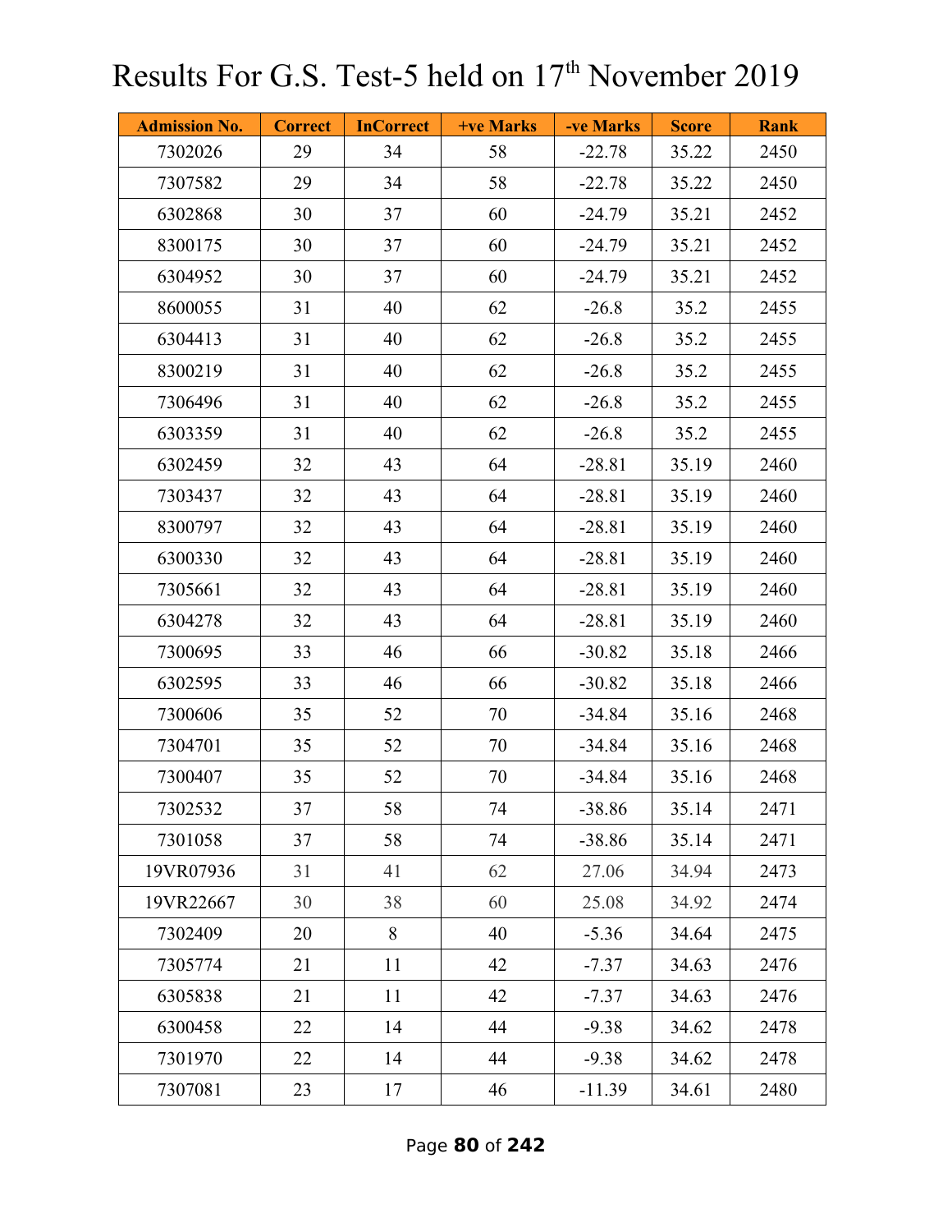# Results For G.S. Test-5 held on 17th November 2019

| Admission No. | Correct | InCorrect | +ve Marks | -ve Marks | Score | Rank |
|---|---|---|---|---|---|---|
| 7302026 | 29 | 34 | 58 | -22.78 | 35.22 | 2450 |
| 7307582 | 29 | 34 | 58 | -22.78 | 35.22 | 2450 |
| 6302868 | 30 | 37 | 60 | -24.79 | 35.21 | 2452 |
| 8300175 | 30 | 37 | 60 | -24.79 | 35.21 | 2452 |
| 6304952 | 30 | 37 | 60 | -24.79 | 35.21 | 2452 |
| 8600055 | 31 | 40 | 62 | -26.8 | 35.2 | 2455 |
| 6304413 | 31 | 40 | 62 | -26.8 | 35.2 | 2455 |
| 8300219 | 31 | 40 | 62 | -26.8 | 35.2 | 2455 |
| 7306496 | 31 | 40 | 62 | -26.8 | 35.2 | 2455 |
| 6303359 | 31 | 40 | 62 | -26.8 | 35.2 | 2455 |
| 6302459 | 32 | 43 | 64 | -28.81 | 35.19 | 2460 |
| 7303437 | 32 | 43 | 64 | -28.81 | 35.19 | 2460 |
| 8300797 | 32 | 43 | 64 | -28.81 | 35.19 | 2460 |
| 6300330 | 32 | 43 | 64 | -28.81 | 35.19 | 2460 |
| 7305661 | 32 | 43 | 64 | -28.81 | 35.19 | 2460 |
| 6304278 | 32 | 43 | 64 | -28.81 | 35.19 | 2460 |
| 7300695 | 33 | 46 | 66 | -30.82 | 35.18 | 2466 |
| 6302595 | 33 | 46 | 66 | -30.82 | 35.18 | 2466 |
| 7300606 | 35 | 52 | 70 | -34.84 | 35.16 | 2468 |
| 7304701 | 35 | 52 | 70 | -34.84 | 35.16 | 2468 |
| 7300407 | 35 | 52 | 70 | -34.84 | 35.16 | 2468 |
| 7302532 | 37 | 58 | 74 | -38.86 | 35.14 | 2471 |
| 7301058 | 37 | 58 | 74 | -38.86 | 35.14 | 2471 |
| 19VR07936 | 31 | 41 | 62 | 27.06 | 34.94 | 2473 |
| 19VR22667 | 30 | 38 | 60 | 25.08 | 34.92 | 2474 |
| 7302409 | 20 | 8 | 40 | -5.36 | 34.64 | 2475 |
| 7305774 | 21 | 11 | 42 | -7.37 | 34.63 | 2476 |
| 6305838 | 21 | 11 | 42 | -7.37 | 34.63 | 2476 |
| 6300458 | 22 | 14 | 44 | -9.38 | 34.62 | 2478 |
| 7301970 | 22 | 14 | 44 | -9.38 | 34.62 | 2478 |
| 7307081 | 23 | 17 | 46 | -11.39 | 34.61 | 2480 |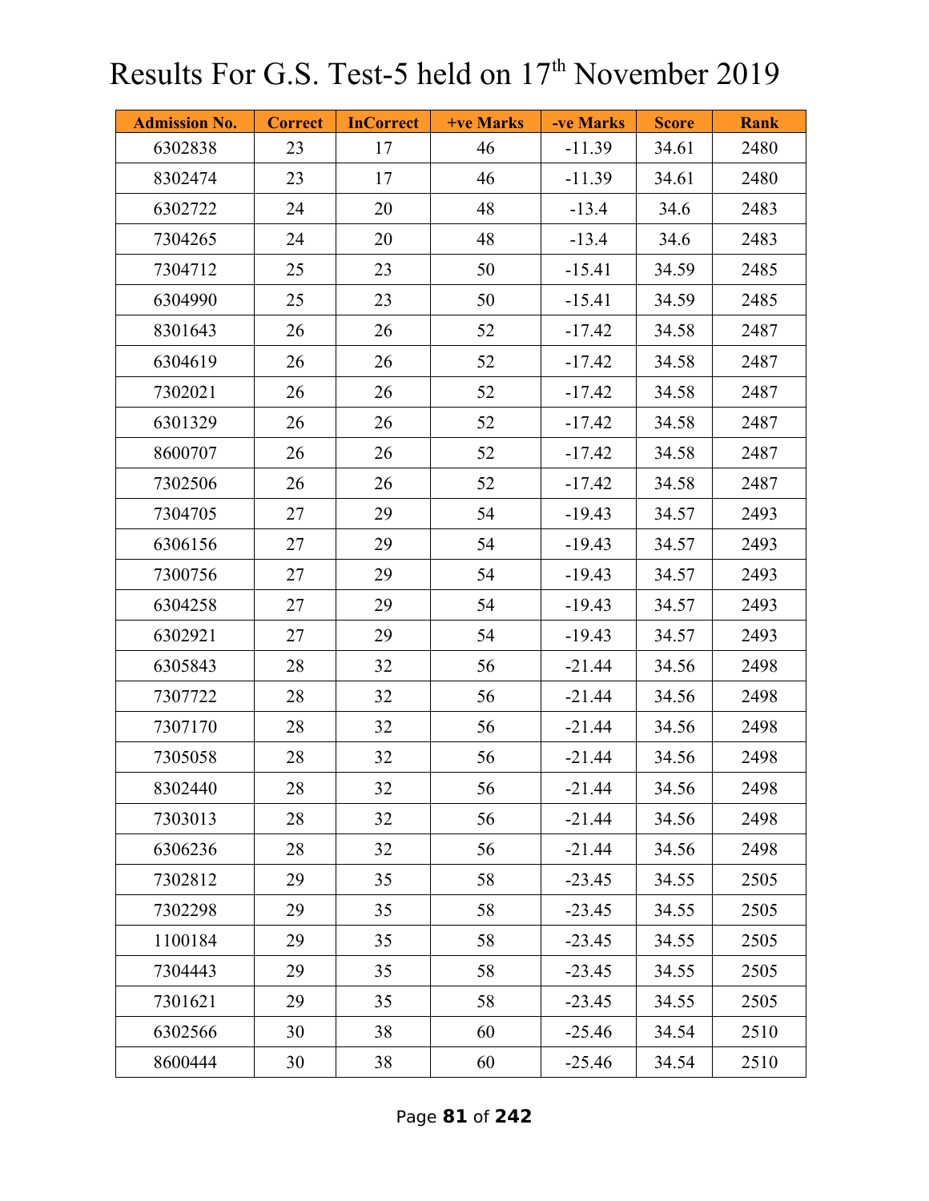# Results For G.S. Test-5 held on 17th November 2019

| Admission No. | Correct | InCorrect | +ve Marks | -ve Marks | Score | Rank |
|---|---|---|---|---|---|---|
| 6302838 | 23 | 17 | 46 | -11.39 | 34.61 | 2480 |
| 8302474 | 23 | 17 | 46 | -11.39 | 34.61 | 2480 |
| 6302722 | 24 | 20 | 48 | -13.4 | 34.6 | 2483 |
| 7304265 | 24 | 20 | 48 | -13.4 | 34.6 | 2483 |
| 7304712 | 25 | 23 | 50 | -15.41 | 34.59 | 2485 |
| 6304990 | 25 | 23 | 50 | -15.41 | 34.59 | 2485 |
| 8301643 | 26 | 26 | 52 | -17.42 | 34.58 | 2487 |
| 6304619 | 26 | 26 | 52 | -17.42 | 34.58 | 2487 |
| 7302021 | 26 | 26 | 52 | -17.42 | 34.58 | 2487 |
| 6301329 | 26 | 26 | 52 | -17.42 | 34.58 | 2487 |
| 8600707 | 26 | 26 | 52 | -17.42 | 34.58 | 2487 |
| 7302506 | 26 | 26 | 52 | -17.42 | 34.58 | 2487 |
| 7304705 | 27 | 29 | 54 | -19.43 | 34.57 | 2493 |
| 6306156 | 27 | 29 | 54 | -19.43 | 34.57 | 2493 |
| 7300756 | 27 | 29 | 54 | -19.43 | 34.57 | 2493 |
| 6304258 | 27 | 29 | 54 | -19.43 | 34.57 | 2493 |
| 6302921 | 27 | 29 | 54 | -19.43 | 34.57 | 2493 |
| 6305843 | 28 | 32 | 56 | -21.44 | 34.56 | 2498 |
| 7307722 | 28 | 32 | 56 | -21.44 | 34.56 | 2498 |
| 7307170 | 28 | 32 | 56 | -21.44 | 34.56 | 2498 |
| 7305058 | 28 | 32 | 56 | -21.44 | 34.56 | 2498 |
| 8302440 | 28 | 32 | 56 | -21.44 | 34.56 | 2498 |
| 7303013 | 28 | 32 | 56 | -21.44 | 34.56 | 2498 |
| 6306236 | 28 | 32 | 56 | -21.44 | 34.56 | 2498 |
| 7302812 | 29 | 35 | 58 | -23.45 | 34.55 | 2505 |
| 7302298 | 29 | 35 | 58 | -23.45 | 34.55 | 2505 |
| 1100184 | 29 | 35 | 58 | -23.45 | 34.55 | 2505 |
| 7304443 | 29 | 35 | 58 | -23.45 | 34.55 | 2505 |
| 7301621 | 29 | 35 | 58 | -23.45 | 34.55 | 2505 |
| 6302566 | 30 | 38 | 60 | -25.46 | 34.54 | 2510 |
| 8600444 | 30 | 38 | 60 | -25.46 | 34.54 | 2510 |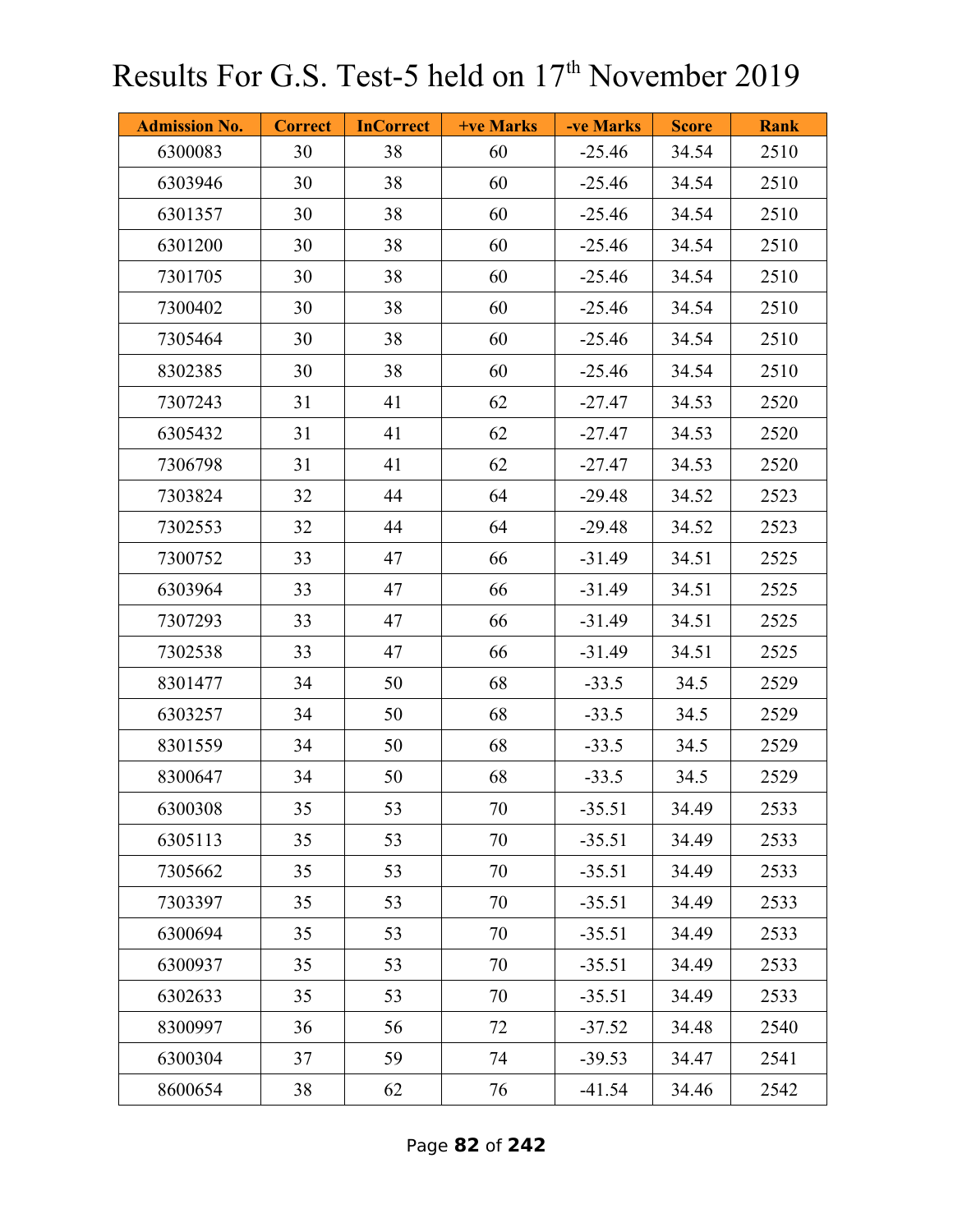# Results For G.S. Test-5 held on 17th November 2019

| Admission No. | Correct | InCorrect | +ve Marks | -ve Marks | Score | Rank |
|---|---|---|---|---|---|---|
| 6300083 | 30 | 38 | 60 | -25.46 | 34.54 | 2510 |
| 6303946 | 30 | 38 | 60 | -25.46 | 34.54 | 2510 |
| 6301357 | 30 | 38 | 60 | -25.46 | 34.54 | 2510 |
| 6301200 | 30 | 38 | 60 | -25.46 | 34.54 | 2510 |
| 7301705 | 30 | 38 | 60 | -25.46 | 34.54 | 2510 |
| 7300402 | 30 | 38 | 60 | -25.46 | 34.54 | 2510 |
| 7305464 | 30 | 38 | 60 | -25.46 | 34.54 | 2510 |
| 8302385 | 30 | 38 | 60 | -25.46 | 34.54 | 2510 |
| 7307243 | 31 | 41 | 62 | -27.47 | 34.53 | 2520 |
| 6305432 | 31 | 41 | 62 | -27.47 | 34.53 | 2520 |
| 7306798 | 31 | 41 | 62 | -27.47 | 34.53 | 2520 |
| 7303824 | 32 | 44 | 64 | -29.48 | 34.52 | 2523 |
| 7302553 | 32 | 44 | 64 | -29.48 | 34.52 | 2523 |
| 7300752 | 33 | 47 | 66 | -31.49 | 34.51 | 2525 |
| 6303964 | 33 | 47 | 66 | -31.49 | 34.51 | 2525 |
| 7307293 | 33 | 47 | 66 | -31.49 | 34.51 | 2525 |
| 7302538 | 33 | 47 | 66 | -31.49 | 34.51 | 2525 |
| 8301477 | 34 | 50 | 68 | -33.5 | 34.5 | 2529 |
| 6303257 | 34 | 50 | 68 | -33.5 | 34.5 | 2529 |
| 8301559 | 34 | 50 | 68 | -33.5 | 34.5 | 2529 |
| 8300647 | 34 | 50 | 68 | -33.5 | 34.5 | 2529 |
| 6300308 | 35 | 53 | 70 | -35.51 | 34.49 | 2533 |
| 6305113 | 35 | 53 | 70 | -35.51 | 34.49 | 2533 |
| 7305662 | 35 | 53 | 70 | -35.51 | 34.49 | 2533 |
| 7303397 | 35 | 53 | 70 | -35.51 | 34.49 | 2533 |
| 6300694 | 35 | 53 | 70 | -35.51 | 34.49 | 2533 |
| 6300937 | 35 | 53 | 70 | -35.51 | 34.49 | 2533 |
| 6302633 | 35 | 53 | 70 | -35.51 | 34.49 | 2533 |
| 8300997 | 36 | 56 | 72 | -37.52 | 34.48 | 2540 |
| 6300304 | 37 | 59 | 74 | -39.53 | 34.47 | 2541 |
| 8600654 | 38 | 62 | 76 | -41.54 | 34.46 | 2542 |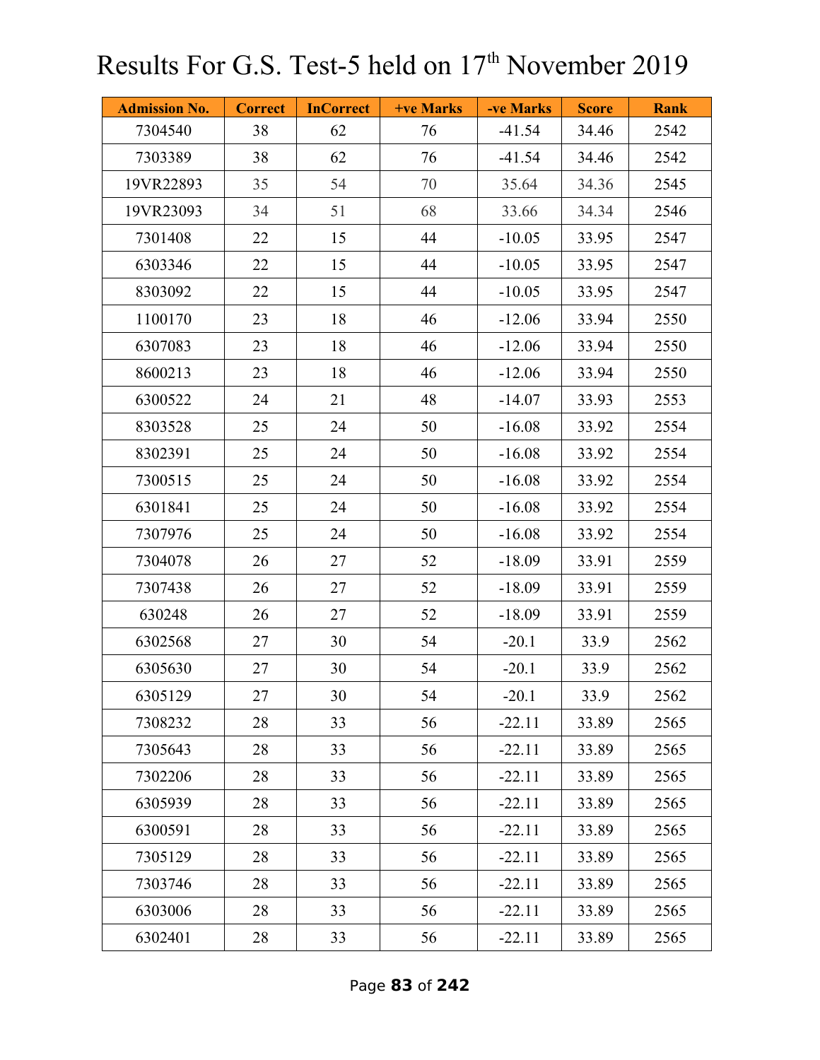# Results For G.S. Test-5 held on 17th November 2019

| Admission No. | Correct | InCorrect | +ve Marks | -ve Marks | Score | Rank |
|---|---|---|---|---|---|---|
| 7304540 | 38 | 62 | 76 | -41.54 | 34.46 | 2542 |
| 7303389 | 38 | 62 | 76 | -41.54 | 34.46 | 2542 |
| 19VR22893 | 35 | 54 | 70 | 35.64 | 34.36 | 2545 |
| 19VR23093 | 34 | 51 | 68 | 33.66 | 34.34 | 2546 |
| 7301408 | 22 | 15 | 44 | -10.05 | 33.95 | 2547 |
| 6303346 | 22 | 15 | 44 | -10.05 | 33.95 | 2547 |
| 8303092 | 22 | 15 | 44 | -10.05 | 33.95 | 2547 |
| 1100170 | 23 | 18 | 46 | -12.06 | 33.94 | 2550 |
| 6307083 | 23 | 18 | 46 | -12.06 | 33.94 | 2550 |
| 8600213 | 23 | 18 | 46 | -12.06 | 33.94 | 2550 |
| 6300522 | 24 | 21 | 48 | -14.07 | 33.93 | 2553 |
| 8303528 | 25 | 24 | 50 | -16.08 | 33.92 | 2554 |
| 8302391 | 25 | 24 | 50 | -16.08 | 33.92 | 2554 |
| 7300515 | 25 | 24 | 50 | -16.08 | 33.92 | 2554 |
| 6301841 | 25 | 24 | 50 | -16.08 | 33.92 | 2554 |
| 7307976 | 25 | 24 | 50 | -16.08 | 33.92 | 2554 |
| 7304078 | 26 | 27 | 52 | -18.09 | 33.91 | 2559 |
| 7307438 | 26 | 27 | 52 | -18.09 | 33.91 | 2559 |
| 630248 | 26 | 27 | 52 | -18.09 | 33.91 | 2559 |
| 6302568 | 27 | 30 | 54 | -20.1 | 33.9 | 2562 |
| 6305630 | 27 | 30 | 54 | -20.1 | 33.9 | 2562 |
| 6305129 | 27 | 30 | 54 | -20.1 | 33.9 | 2562 |
| 7308232 | 28 | 33 | 56 | -22.11 | 33.89 | 2565 |
| 7305643 | 28 | 33 | 56 | -22.11 | 33.89 | 2565 |
| 7302206 | 28 | 33 | 56 | -22.11 | 33.89 | 2565 |
| 6305939 | 28 | 33 | 56 | -22.11 | 33.89 | 2565 |
| 6300591 | 28 | 33 | 56 | -22.11 | 33.89 | 2565 |
| 7305129 | 28 | 33 | 56 | -22.11 | 33.89 | 2565 |
| 7303746 | 28 | 33 | 56 | -22.11 | 33.89 | 2565 |
| 6303006 | 28 | 33 | 56 | -22.11 | 33.89 | 2565 |
| 6302401 | 28 | 33 | 56 | -22.11 | 33.89 | 2565 |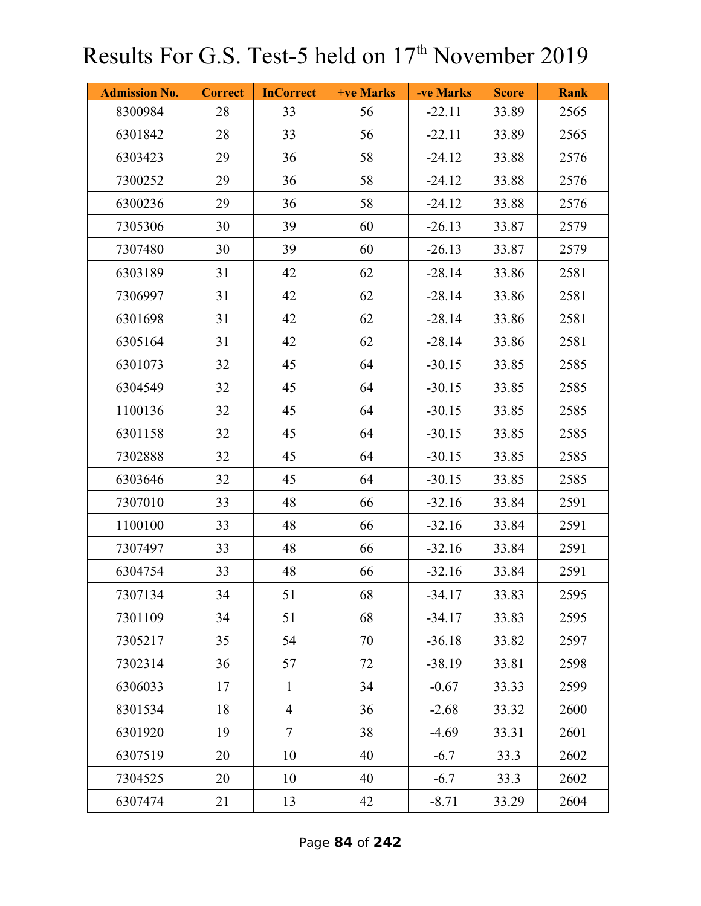# Results For G.S. Test-5 held on 17th November 2019

| Admission No. | Correct | InCorrect | +ve Marks | -ve Marks | Score | Rank |
|---|---|---|---|---|---|---|
| 8300984 | 28 | 33 | 56 | -22.11 | 33.89 | 2565 |
| 6301842 | 28 | 33 | 56 | -22.11 | 33.89 | 2565 |
| 6303423 | 29 | 36 | 58 | -24.12 | 33.88 | 2576 |
| 7300252 | 29 | 36 | 58 | -24.12 | 33.88 | 2576 |
| 6300236 | 29 | 36 | 58 | -24.12 | 33.88 | 2576 |
| 7305306 | 30 | 39 | 60 | -26.13 | 33.87 | 2579 |
| 7307480 | 30 | 39 | 60 | -26.13 | 33.87 | 2579 |
| 6303189 | 31 | 42 | 62 | -28.14 | 33.86 | 2581 |
| 7306997 | 31 | 42 | 62 | -28.14 | 33.86 | 2581 |
| 6301698 | 31 | 42 | 62 | -28.14 | 33.86 | 2581 |
| 6305164 | 31 | 42 | 62 | -28.14 | 33.86 | 2581 |
| 6301073 | 32 | 45 | 64 | -30.15 | 33.85 | 2585 |
| 6304549 | 32 | 45 | 64 | -30.15 | 33.85 | 2585 |
| 1100136 | 32 | 45 | 64 | -30.15 | 33.85 | 2585 |
| 6301158 | 32 | 45 | 64 | -30.15 | 33.85 | 2585 |
| 7302888 | 32 | 45 | 64 | -30.15 | 33.85 | 2585 |
| 6303646 | 32 | 45 | 64 | -30.15 | 33.85 | 2585 |
| 7307010 | 33 | 48 | 66 | -32.16 | 33.84 | 2591 |
| 1100100 | 33 | 48 | 66 | -32.16 | 33.84 | 2591 |
| 7307497 | 33 | 48 | 66 | -32.16 | 33.84 | 2591 |
| 6304754 | 33 | 48 | 66 | -32.16 | 33.84 | 2591 |
| 7307134 | 34 | 51 | 68 | -34.17 | 33.83 | 2595 |
| 7301109 | 34 | 51 | 68 | -34.17 | 33.83 | 2595 |
| 7305217 | 35 | 54 | 70 | -36.18 | 33.82 | 2597 |
| 7302314 | 36 | 57 | 72 | -38.19 | 33.81 | 2598 |
| 6306033 | 17 | 1 | 34 | -0.67 | 33.33 | 2599 |
| 8301534 | 18 | 4 | 36 | -2.68 | 33.32 | 2600 |
| 6301920 | 19 | 7 | 38 | -4.69 | 33.31 | 2601 |
| 6307519 | 20 | 10 | 40 | -6.7 | 33.3 | 2602 |
| 7304525 | 20 | 10 | 40 | -6.7 | 33.3 | 2602 |
| 6307474 | 21 | 13 | 42 | -8.71 | 33.29 | 2604 |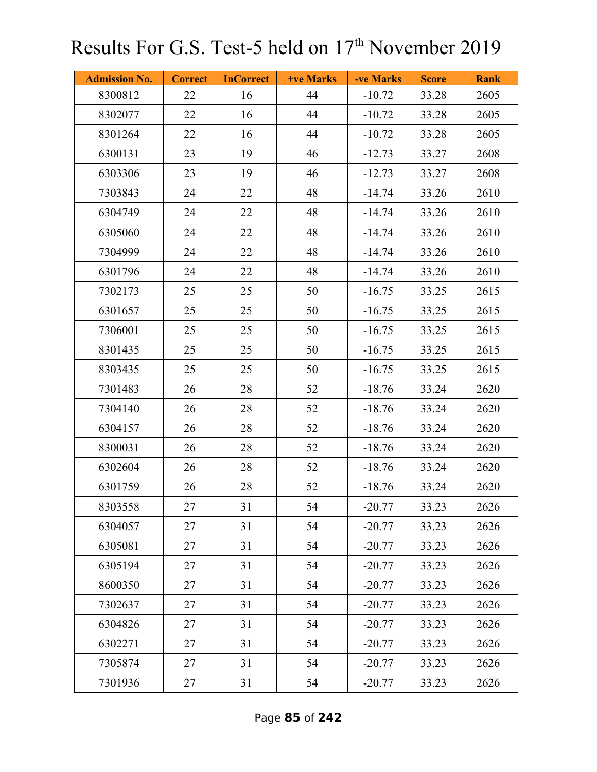# Results For G.S. Test-5 held on 17th November 2019

| Admission No. | Correct | InCorrect | +ve Marks | -ve Marks | Score | Rank |
|---|---|---|---|---|---|---|
| 8300812 | 22 | 16 | 44 | -10.72 | 33.28 | 2605 |
| 8302077 | 22 | 16 | 44 | -10.72 | 33.28 | 2605 |
| 8301264 | 22 | 16 | 44 | -10.72 | 33.28 | 2605 |
| 6300131 | 23 | 19 | 46 | -12.73 | 33.27 | 2608 |
| 6303306 | 23 | 19 | 46 | -12.73 | 33.27 | 2608 |
| 7303843 | 24 | 22 | 48 | -14.74 | 33.26 | 2610 |
| 6304749 | 24 | 22 | 48 | -14.74 | 33.26 | 2610 |
| 6305060 | 24 | 22 | 48 | -14.74 | 33.26 | 2610 |
| 7304999 | 24 | 22 | 48 | -14.74 | 33.26 | 2610 |
| 6301796 | 24 | 22 | 48 | -14.74 | 33.26 | 2610 |
| 7302173 | 25 | 25 | 50 | -16.75 | 33.25 | 2615 |
| 6301657 | 25 | 25 | 50 | -16.75 | 33.25 | 2615 |
| 7306001 | 25 | 25 | 50 | -16.75 | 33.25 | 2615 |
| 8301435 | 25 | 25 | 50 | -16.75 | 33.25 | 2615 |
| 8303435 | 25 | 25 | 50 | -16.75 | 33.25 | 2615 |
| 7301483 | 26 | 28 | 52 | -18.76 | 33.24 | 2620 |
| 7304140 | 26 | 28 | 52 | -18.76 | 33.24 | 2620 |
| 6304157 | 26 | 28 | 52 | -18.76 | 33.24 | 2620 |
| 8300031 | 26 | 28 | 52 | -18.76 | 33.24 | 2620 |
| 6302604 | 26 | 28 | 52 | -18.76 | 33.24 | 2620 |
| 6301759 | 26 | 28 | 52 | -18.76 | 33.24 | 2620 |
| 8303558 | 27 | 31 | 54 | -20.77 | 33.23 | 2626 |
| 6304057 | 27 | 31 | 54 | -20.77 | 33.23 | 2626 |
| 6305081 | 27 | 31 | 54 | -20.77 | 33.23 | 2626 |
| 6305194 | 27 | 31 | 54 | -20.77 | 33.23 | 2626 |
| 8600350 | 27 | 31 | 54 | -20.77 | 33.23 | 2626 |
| 7302637 | 27 | 31 | 54 | -20.77 | 33.23 | 2626 |
| 6304826 | 27 | 31 | 54 | -20.77 | 33.23 | 2626 |
| 6302271 | 27 | 31 | 54 | -20.77 | 33.23 | 2626 |
| 7305874 | 27 | 31 | 54 | -20.77 | 33.23 | 2626 |
| 7301936 | 27 | 31 | 54 | -20.77 | 33.23 | 2626 |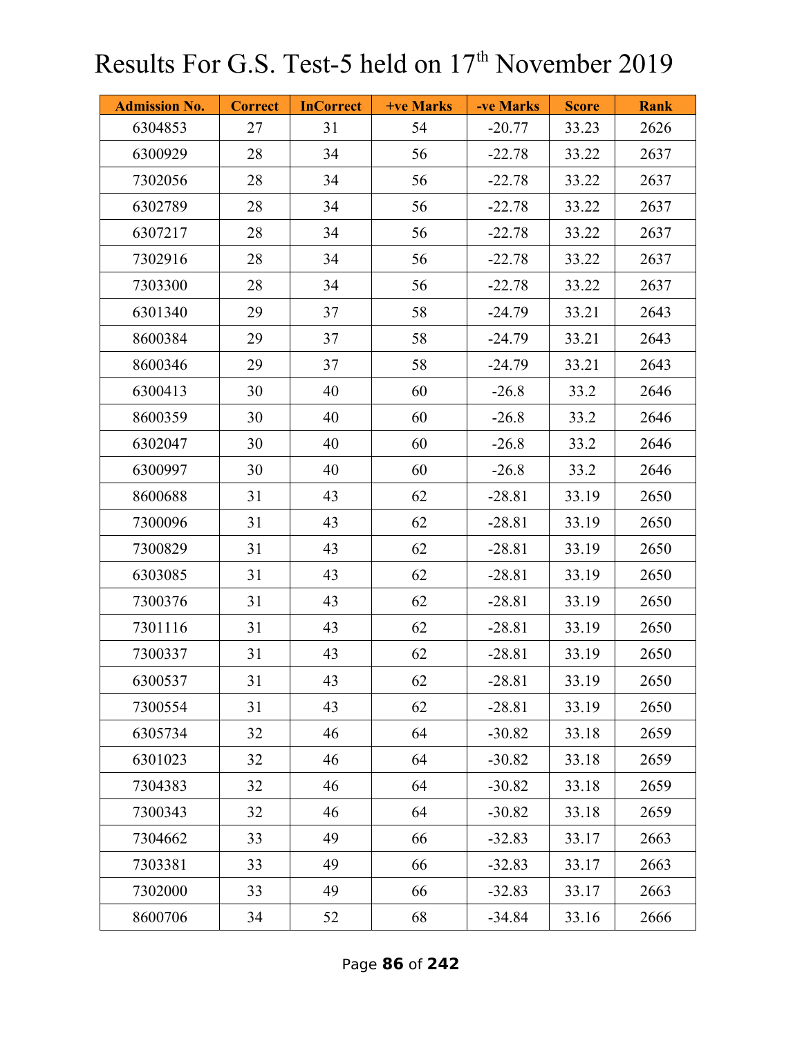# Results For G.S. Test-5 held on 17th November 2019

| Admission No. | Correct | InCorrect | +ve Marks | -ve Marks | Score | Rank |
|---|---|---|---|---|---|---|
| 6304853 | 27 | 31 | 54 | -20.77 | 33.23 | 2626 |
| 6300929 | 28 | 34 | 56 | -22.78 | 33.22 | 2637 |
| 7302056 | 28 | 34 | 56 | -22.78 | 33.22 | 2637 |
| 6302789 | 28 | 34 | 56 | -22.78 | 33.22 | 2637 |
| 6307217 | 28 | 34 | 56 | -22.78 | 33.22 | 2637 |
| 7302916 | 28 | 34 | 56 | -22.78 | 33.22 | 2637 |
| 7303300 | 28 | 34 | 56 | -22.78 | 33.22 | 2637 |
| 6301340 | 29 | 37 | 58 | -24.79 | 33.21 | 2643 |
| 8600384 | 29 | 37 | 58 | -24.79 | 33.21 | 2643 |
| 8600346 | 29 | 37 | 58 | -24.79 | 33.21 | 2643 |
| 6300413 | 30 | 40 | 60 | -26.8 | 33.2 | 2646 |
| 8600359 | 30 | 40 | 60 | -26.8 | 33.2 | 2646 |
| 6302047 | 30 | 40 | 60 | -26.8 | 33.2 | 2646 |
| 6300997 | 30 | 40 | 60 | -26.8 | 33.2 | 2646 |
| 8600688 | 31 | 43 | 62 | -28.81 | 33.19 | 2650 |
| 7300096 | 31 | 43 | 62 | -28.81 | 33.19 | 2650 |
| 7300829 | 31 | 43 | 62 | -28.81 | 33.19 | 2650 |
| 6303085 | 31 | 43 | 62 | -28.81 | 33.19 | 2650 |
| 7300376 | 31 | 43 | 62 | -28.81 | 33.19 | 2650 |
| 7301116 | 31 | 43 | 62 | -28.81 | 33.19 | 2650 |
| 7300337 | 31 | 43 | 62 | -28.81 | 33.19 | 2650 |
| 6300537 | 31 | 43 | 62 | -28.81 | 33.19 | 2650 |
| 7300554 | 31 | 43 | 62 | -28.81 | 33.19 | 2650 |
| 6305734 | 32 | 46 | 64 | -30.82 | 33.18 | 2659 |
| 6301023 | 32 | 46 | 64 | -30.82 | 33.18 | 2659 |
| 7304383 | 32 | 46 | 64 | -30.82 | 33.18 | 2659 |
| 7300343 | 32 | 46 | 64 | -30.82 | 33.18 | 2659 |
| 7304662 | 33 | 49 | 66 | -32.83 | 33.17 | 2663 |
| 7303381 | 33 | 49 | 66 | -32.83 | 33.17 | 2663 |
| 7302000 | 33 | 49 | 66 | -32.83 | 33.17 | 2663 |
| 8600706 | 34 | 52 | 68 | -34.84 | 33.16 | 2666 |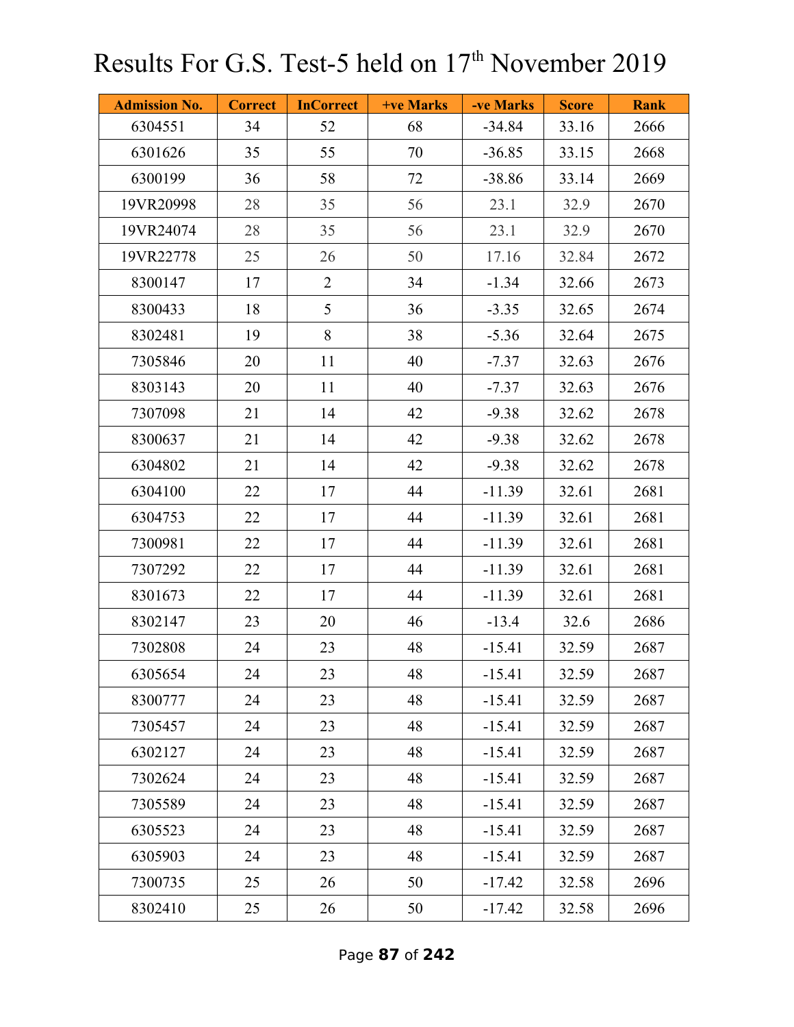# Results For G.S. Test-5 held on 17th November 2019

| Admission No. | Correct | InCorrect | +ve Marks | -ve Marks | Score | Rank |
|---|---|---|---|---|---|---|
| 6304551 | 34 | 52 | 68 | -34.84 | 33.16 | 2666 |
| 6301626 | 35 | 55 | 70 | -36.85 | 33.15 | 2668 |
| 6300199 | 36 | 58 | 72 | -38.86 | 33.14 | 2669 |
| 19VR20998 | 28 | 35 | 56 | 23.1 | 32.9 | 2670 |
| 19VR24074 | 28 | 35 | 56 | 23.1 | 32.9 | 2670 |
| 19VR22778 | 25 | 26 | 50 | 17.16 | 32.84 | 2672 |
| 8300147 | 17 | 2 | 34 | -1.34 | 32.66 | 2673 |
| 8300433 | 18 | 5 | 36 | -3.35 | 32.65 | 2674 |
| 8302481 | 19 | 8 | 38 | -5.36 | 32.64 | 2675 |
| 7305846 | 20 | 11 | 40 | -7.37 | 32.63 | 2676 |
| 8303143 | 20 | 11 | 40 | -7.37 | 32.63 | 2676 |
| 7307098 | 21 | 14 | 42 | -9.38 | 32.62 | 2678 |
| 8300637 | 21 | 14 | 42 | -9.38 | 32.62 | 2678 |
| 6304802 | 21 | 14 | 42 | -9.38 | 32.62 | 2678 |
| 6304100 | 22 | 17 | 44 | -11.39 | 32.61 | 2681 |
| 6304753 | 22 | 17 | 44 | -11.39 | 32.61 | 2681 |
| 7300981 | 22 | 17 | 44 | -11.39 | 32.61 | 2681 |
| 7307292 | 22 | 17 | 44 | -11.39 | 32.61 | 2681 |
| 8301673 | 22 | 17 | 44 | -11.39 | 32.61 | 2681 |
| 8302147 | 23 | 20 | 46 | -13.4 | 32.6 | 2686 |
| 7302808 | 24 | 23 | 48 | -15.41 | 32.59 | 2687 |
| 6305654 | 24 | 23 | 48 | -15.41 | 32.59 | 2687 |
| 8300777 | 24 | 23 | 48 | -15.41 | 32.59 | 2687 |
| 7305457 | 24 | 23 | 48 | -15.41 | 32.59 | 2687 |
| 6302127 | 24 | 23 | 48 | -15.41 | 32.59 | 2687 |
| 7302624 | 24 | 23 | 48 | -15.41 | 32.59 | 2687 |
| 7305589 | 24 | 23 | 48 | -15.41 | 32.59 | 2687 |
| 6305523 | 24 | 23 | 48 | -15.41 | 32.59 | 2687 |
| 6305903 | 24 | 23 | 48 | -15.41 | 32.59 | 2687 |
| 7300735 | 25 | 26 | 50 | -17.42 | 32.58 | 2696 |
| 8302410 | 25 | 26 | 50 | -17.42 | 32.58 | 2696 |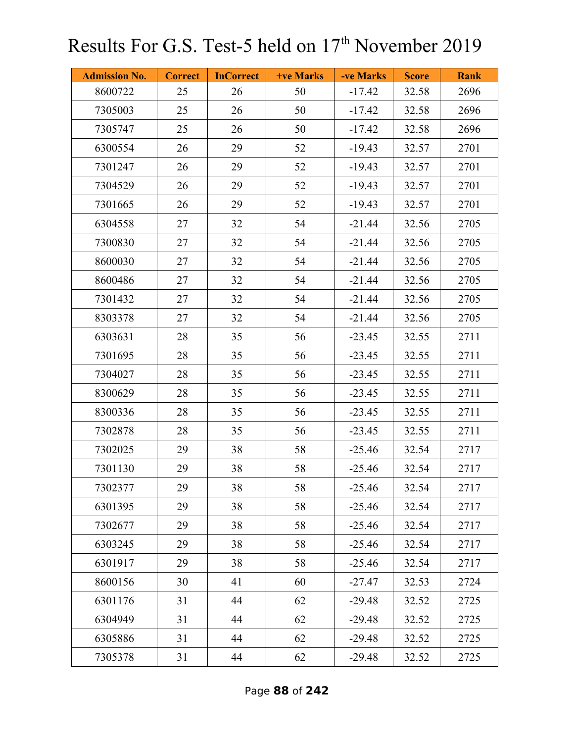# Results For G.S. Test-5 held on 17th November 2019

| Admission No. | Correct | InCorrect | +ve Marks | -ve Marks | Score | Rank |
|---|---|---|---|---|---|---|
| 8600722 | 25 | 26 | 50 | -17.42 | 32.58 | 2696 |
| 7305003 | 25 | 26 | 50 | -17.42 | 32.58 | 2696 |
| 7305747 | 25 | 26 | 50 | -17.42 | 32.58 | 2696 |
| 6300554 | 26 | 29 | 52 | -19.43 | 32.57 | 2701 |
| 7301247 | 26 | 29 | 52 | -19.43 | 32.57 | 2701 |
| 7304529 | 26 | 29 | 52 | -19.43 | 32.57 | 2701 |
| 7301665 | 26 | 29 | 52 | -19.43 | 32.57 | 2701 |
| 6304558 | 27 | 32 | 54 | -21.44 | 32.56 | 2705 |
| 7300830 | 27 | 32 | 54 | -21.44 | 32.56 | 2705 |
| 8600030 | 27 | 32 | 54 | -21.44 | 32.56 | 2705 |
| 8600486 | 27 | 32 | 54 | -21.44 | 32.56 | 2705 |
| 7301432 | 27 | 32 | 54 | -21.44 | 32.56 | 2705 |
| 8303378 | 27 | 32 | 54 | -21.44 | 32.56 | 2705 |
| 6303631 | 28 | 35 | 56 | -23.45 | 32.55 | 2711 |
| 7301695 | 28 | 35 | 56 | -23.45 | 32.55 | 2711 |
| 7304027 | 28 | 35 | 56 | -23.45 | 32.55 | 2711 |
| 8300629 | 28 | 35 | 56 | -23.45 | 32.55 | 2711 |
| 8300336 | 28 | 35 | 56 | -23.45 | 32.55 | 2711 |
| 7302878 | 28 | 35 | 56 | -23.45 | 32.55 | 2711 |
| 7302025 | 29 | 38 | 58 | -25.46 | 32.54 | 2717 |
| 7301130 | 29 | 38 | 58 | -25.46 | 32.54 | 2717 |
| 7302377 | 29 | 38 | 58 | -25.46 | 32.54 | 2717 |
| 6301395 | 29 | 38 | 58 | -25.46 | 32.54 | 2717 |
| 7302677 | 29 | 38 | 58 | -25.46 | 32.54 | 2717 |
| 6303245 | 29 | 38 | 58 | -25.46 | 32.54 | 2717 |
| 6301917 | 29 | 38 | 58 | -25.46 | 32.54 | 2717 |
| 8600156 | 30 | 41 | 60 | -27.47 | 32.53 | 2724 |
| 6301176 | 31 | 44 | 62 | -29.48 | 32.52 | 2725 |
| 6304949 | 31 | 44 | 62 | -29.48 | 32.52 | 2725 |
| 6305886 | 31 | 44 | 62 | -29.48 | 32.52 | 2725 |
| 7305378 | 31 | 44 | 62 | -29.48 | 32.52 | 2725 |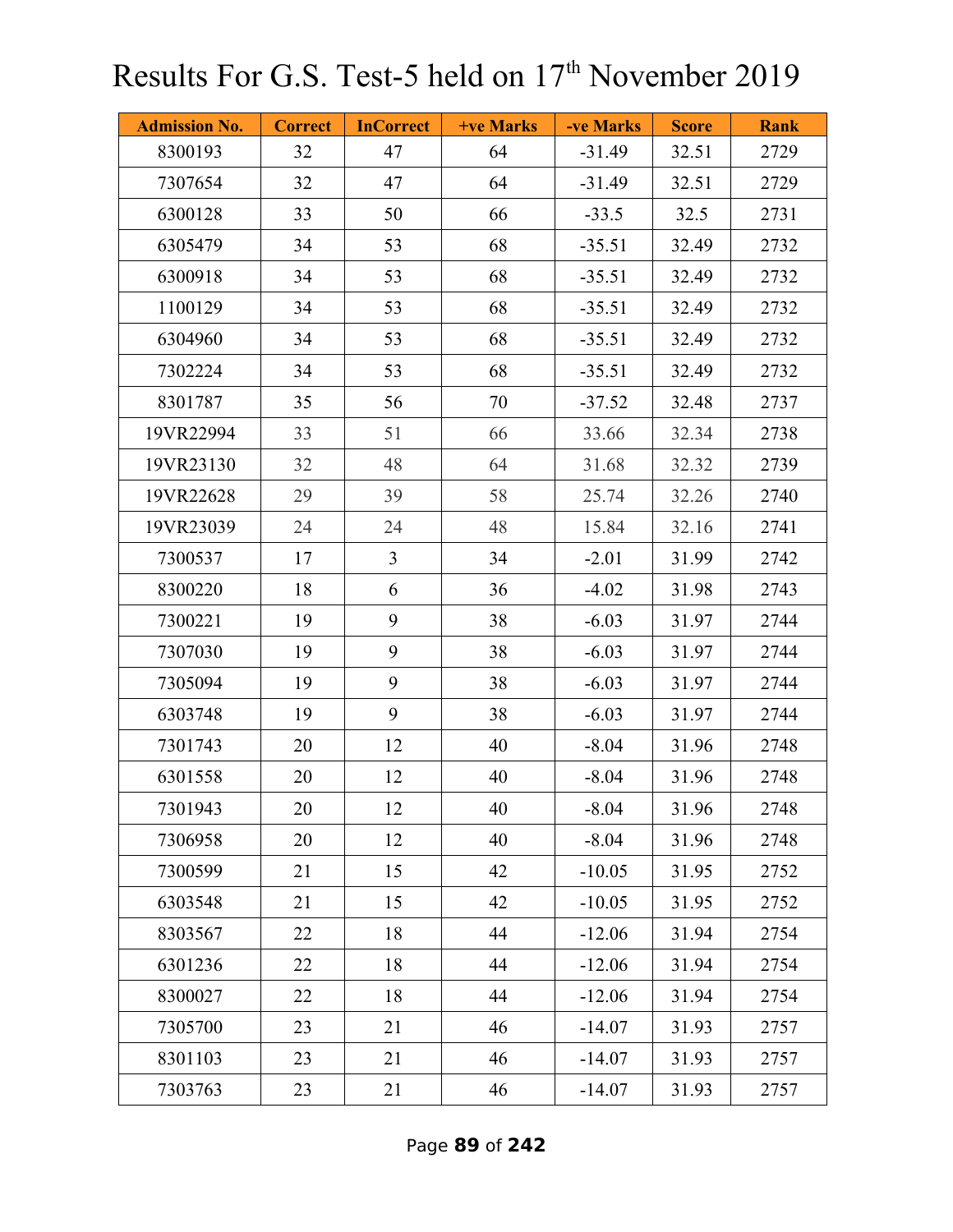# Results For G.S. Test-5 held on 17th November 2019

| Admission No. | Correct | InCorrect | +ve Marks | -ve Marks | Score | Rank |
|---|---|---|---|---|---|---|
| 8300193 | 32 | 47 | 64 | -31.49 | 32.51 | 2729 |
| 7307654 | 32 | 47 | 64 | -31.49 | 32.51 | 2729 |
| 6300128 | 33 | 50 | 66 | -33.5 | 32.5 | 2731 |
| 6305479 | 34 | 53 | 68 | -35.51 | 32.49 | 2732 |
| 6300918 | 34 | 53 | 68 | -35.51 | 32.49 | 2732 |
| 1100129 | 34 | 53 | 68 | -35.51 | 32.49 | 2732 |
| 6304960 | 34 | 53 | 68 | -35.51 | 32.49 | 2732 |
| 7302224 | 34 | 53 | 68 | -35.51 | 32.49 | 2732 |
| 8301787 | 35 | 56 | 70 | -37.52 | 32.48 | 2737 |
| 19VR22994 | 33 | 51 | 66 | 33.66 | 32.34 | 2738 |
| 19VR23130 | 32 | 48 | 64 | 31.68 | 32.32 | 2739 |
| 19VR22628 | 29 | 39 | 58 | 25.74 | 32.26 | 2740 |
| 19VR23039 | 24 | 24 | 48 | 15.84 | 32.16 | 2741 |
| 7300537 | 17 | 3 | 34 | -2.01 | 31.99 | 2742 |
| 8300220 | 18 | 6 | 36 | -4.02 | 31.98 | 2743 |
| 7300221 | 19 | 9 | 38 | -6.03 | 31.97 | 2744 |
| 7307030 | 19 | 9 | 38 | -6.03 | 31.97 | 2744 |
| 7305094 | 19 | 9 | 38 | -6.03 | 31.97 | 2744 |
| 6303748 | 19 | 9 | 38 | -6.03 | 31.97 | 2744 |
| 7301743 | 20 | 12 | 40 | -8.04 | 31.96 | 2748 |
| 6301558 | 20 | 12 | 40 | -8.04 | 31.96 | 2748 |
| 7301943 | 20 | 12 | 40 | -8.04 | 31.96 | 2748 |
| 7306958 | 20 | 12 | 40 | -8.04 | 31.96 | 2748 |
| 7300599 | 21 | 15 | 42 | -10.05 | 31.95 | 2752 |
| 6303548 | 21 | 15 | 42 | -10.05 | 31.95 | 2752 |
| 8303567 | 22 | 18 | 44 | -12.06 | 31.94 | 2754 |
| 6301236 | 22 | 18 | 44 | -12.06 | 31.94 | 2754 |
| 8300027 | 22 | 18 | 44 | -12.06 | 31.94 | 2754 |
| 7305700 | 23 | 21 | 46 | -14.07 | 31.93 | 2757 |
| 8301103 | 23 | 21 | 46 | -14.07 | 31.93 | 2757 |
| 7303763 | 23 | 21 | 46 | -14.07 | 31.93 | 2757 |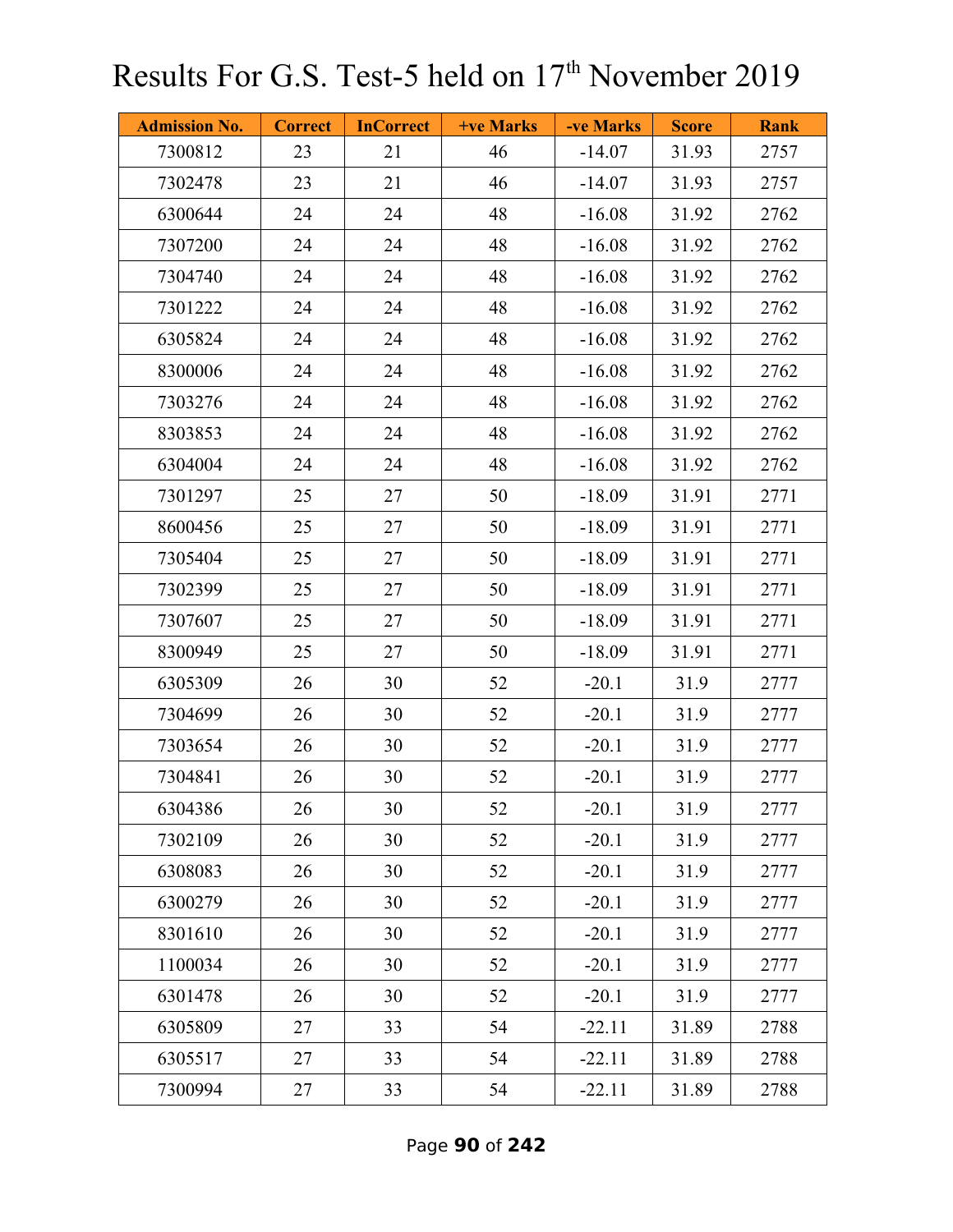# Results For G.S. Test-5 held on 17th November 2019

| Admission No. | Correct | InCorrect | +ve Marks | -ve Marks | Score | Rank |
|---|---|---|---|---|---|---|
| 7300812 | 23 | 21 | 46 | -14.07 | 31.93 | 2757 |
| 7302478 | 23 | 21 | 46 | -14.07 | 31.93 | 2757 |
| 6300644 | 24 | 24 | 48 | -16.08 | 31.92 | 2762 |
| 7307200 | 24 | 24 | 48 | -16.08 | 31.92 | 2762 |
| 7304740 | 24 | 24 | 48 | -16.08 | 31.92 | 2762 |
| 7301222 | 24 | 24 | 48 | -16.08 | 31.92 | 2762 |
| 6305824 | 24 | 24 | 48 | -16.08 | 31.92 | 2762 |
| 8300006 | 24 | 24 | 48 | -16.08 | 31.92 | 2762 |
| 7303276 | 24 | 24 | 48 | -16.08 | 31.92 | 2762 |
| 8303853 | 24 | 24 | 48 | -16.08 | 31.92 | 2762 |
| 6304004 | 24 | 24 | 48 | -16.08 | 31.92 | 2762 |
| 7301297 | 25 | 27 | 50 | -18.09 | 31.91 | 2771 |
| 8600456 | 25 | 27 | 50 | -18.09 | 31.91 | 2771 |
| 7305404 | 25 | 27 | 50 | -18.09 | 31.91 | 2771 |
| 7302399 | 25 | 27 | 50 | -18.09 | 31.91 | 2771 |
| 7307607 | 25 | 27 | 50 | -18.09 | 31.91 | 2771 |
| 8300949 | 25 | 27 | 50 | -18.09 | 31.91 | 2771 |
| 6305309 | 26 | 30 | 52 | -20.1 | 31.9 | 2777 |
| 7304699 | 26 | 30 | 52 | -20.1 | 31.9 | 2777 |
| 7303654 | 26 | 30 | 52 | -20.1 | 31.9 | 2777 |
| 7304841 | 26 | 30 | 52 | -20.1 | 31.9 | 2777 |
| 6304386 | 26 | 30 | 52 | -20.1 | 31.9 | 2777 |
| 7302109 | 26 | 30 | 52 | -20.1 | 31.9 | 2777 |
| 6308083 | 26 | 30 | 52 | -20.1 | 31.9 | 2777 |
| 6300279 | 26 | 30 | 52 | -20.1 | 31.9 | 2777 |
| 8301610 | 26 | 30 | 52 | -20.1 | 31.9 | 2777 |
| 1100034 | 26 | 30 | 52 | -20.1 | 31.9 | 2777 |
| 6301478 | 26 | 30 | 52 | -20.1 | 31.9 | 2777 |
| 6305809 | 27 | 33 | 54 | -22.11 | 31.89 | 2788 |
| 6305517 | 27 | 33 | 54 | -22.11 | 31.89 | 2788 |
| 7300994 | 27 | 33 | 54 | -22.11 | 31.89 | 2788 |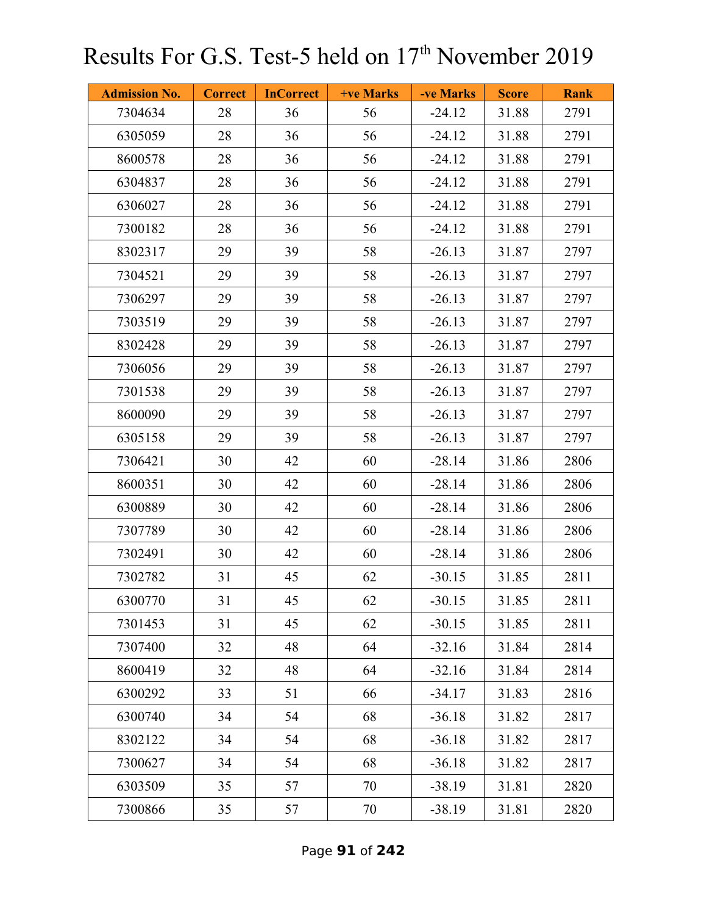# Results For G.S. Test-5 held on 17th November 2019

| Admission No. | Correct | InCorrect | +ve Marks | -ve Marks | Score | Rank |
|---|---|---|---|---|---|---|
| 7304634 | 28 | 36 | 56 | -24.12 | 31.88 | 2791 |
| 6305059 | 28 | 36 | 56 | -24.12 | 31.88 | 2791 |
| 8600578 | 28 | 36 | 56 | -24.12 | 31.88 | 2791 |
| 6304837 | 28 | 36 | 56 | -24.12 | 31.88 | 2791 |
| 6306027 | 28 | 36 | 56 | -24.12 | 31.88 | 2791 |
| 7300182 | 28 | 36 | 56 | -24.12 | 31.88 | 2791 |
| 8302317 | 29 | 39 | 58 | -26.13 | 31.87 | 2797 |
| 7304521 | 29 | 39 | 58 | -26.13 | 31.87 | 2797 |
| 7306297 | 29 | 39 | 58 | -26.13 | 31.87 | 2797 |
| 7303519 | 29 | 39 | 58 | -26.13 | 31.87 | 2797 |
| 8302428 | 29 | 39 | 58 | -26.13 | 31.87 | 2797 |
| 7306056 | 29 | 39 | 58 | -26.13 | 31.87 | 2797 |
| 7301538 | 29 | 39 | 58 | -26.13 | 31.87 | 2797 |
| 8600090 | 29 | 39 | 58 | -26.13 | 31.87 | 2797 |
| 6305158 | 29 | 39 | 58 | -26.13 | 31.87 | 2797 |
| 7306421 | 30 | 42 | 60 | -28.14 | 31.86 | 2806 |
| 8600351 | 30 | 42 | 60 | -28.14 | 31.86 | 2806 |
| 6300889 | 30 | 42 | 60 | -28.14 | 31.86 | 2806 |
| 7307789 | 30 | 42 | 60 | -28.14 | 31.86 | 2806 |
| 7302491 | 30 | 42 | 60 | -28.14 | 31.86 | 2806 |
| 7302782 | 31 | 45 | 62 | -30.15 | 31.85 | 2811 |
| 6300770 | 31 | 45 | 62 | -30.15 | 31.85 | 2811 |
| 7301453 | 31 | 45 | 62 | -30.15 | 31.85 | 2811 |
| 7307400 | 32 | 48 | 64 | -32.16 | 31.84 | 2814 |
| 8600419 | 32 | 48 | 64 | -32.16 | 31.84 | 2814 |
| 6300292 | 33 | 51 | 66 | -34.17 | 31.83 | 2816 |
| 6300740 | 34 | 54 | 68 | -36.18 | 31.82 | 2817 |
| 8302122 | 34 | 54 | 68 | -36.18 | 31.82 | 2817 |
| 7300627 | 34 | 54 | 68 | -36.18 | 31.82 | 2817 |
| 6303509 | 35 | 57 | 70 | -38.19 | 31.81 | 2820 |
| 7300866 | 35 | 57 | 70 | -38.19 | 31.81 | 2820 |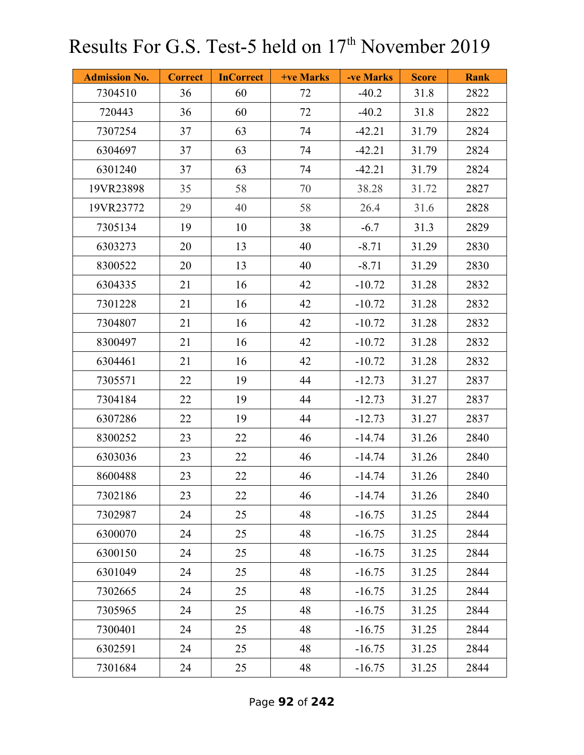# Results For G.S. Test-5 held on 17th November 2019

| Admission No. | Correct | InCorrect | +ve Marks | -ve Marks | Score | Rank |
|---|---|---|---|---|---|---|
| 7304510 | 36 | 60 | 72 | -40.2 | 31.8 | 2822 |
| 720443 | 36 | 60 | 72 | -40.2 | 31.8 | 2822 |
| 7307254 | 37 | 63 | 74 | -42.21 | 31.79 | 2824 |
| 6304697 | 37 | 63 | 74 | -42.21 | 31.79 | 2824 |
| 6301240 | 37 | 63 | 74 | -42.21 | 31.79 | 2824 |
| 19VR23898 | 35 | 58 | 70 | 38.28 | 31.72 | 2827 |
| 19VR23772 | 29 | 40 | 58 | 26.4 | 31.6 | 2828 |
| 7305134 | 19 | 10 | 38 | -6.7 | 31.3 | 2829 |
| 6303273 | 20 | 13 | 40 | -8.71 | 31.29 | 2830 |
| 8300522 | 20 | 13 | 40 | -8.71 | 31.29 | 2830 |
| 6304335 | 21 | 16 | 42 | -10.72 | 31.28 | 2832 |
| 7301228 | 21 | 16 | 42 | -10.72 | 31.28 | 2832 |
| 7304807 | 21 | 16 | 42 | -10.72 | 31.28 | 2832 |
| 8300497 | 21 | 16 | 42 | -10.72 | 31.28 | 2832 |
| 6304461 | 21 | 16 | 42 | -10.72 | 31.28 | 2832 |
| 7305571 | 22 | 19 | 44 | -12.73 | 31.27 | 2837 |
| 7304184 | 22 | 19 | 44 | -12.73 | 31.27 | 2837 |
| 6307286 | 22 | 19 | 44 | -12.73 | 31.27 | 2837 |
| 8300252 | 23 | 22 | 46 | -14.74 | 31.26 | 2840 |
| 6303036 | 23 | 22 | 46 | -14.74 | 31.26 | 2840 |
| 8600488 | 23 | 22 | 46 | -14.74 | 31.26 | 2840 |
| 7302186 | 23 | 22 | 46 | -14.74 | 31.26 | 2840 |
| 7302987 | 24 | 25 | 48 | -16.75 | 31.25 | 2844 |
| 6300070 | 24 | 25 | 48 | -16.75 | 31.25 | 2844 |
| 6300150 | 24 | 25 | 48 | -16.75 | 31.25 | 2844 |
| 6301049 | 24 | 25 | 48 | -16.75 | 31.25 | 2844 |
| 7302665 | 24 | 25 | 48 | -16.75 | 31.25 | 2844 |
| 7305965 | 24 | 25 | 48 | -16.75 | 31.25 | 2844 |
| 7300401 | 24 | 25 | 48 | -16.75 | 31.25 | 2844 |
| 6302591 | 24 | 25 | 48 | -16.75 | 31.25 | 2844 |
| 7301684 | 24 | 25 | 48 | -16.75 | 31.25 | 2844 |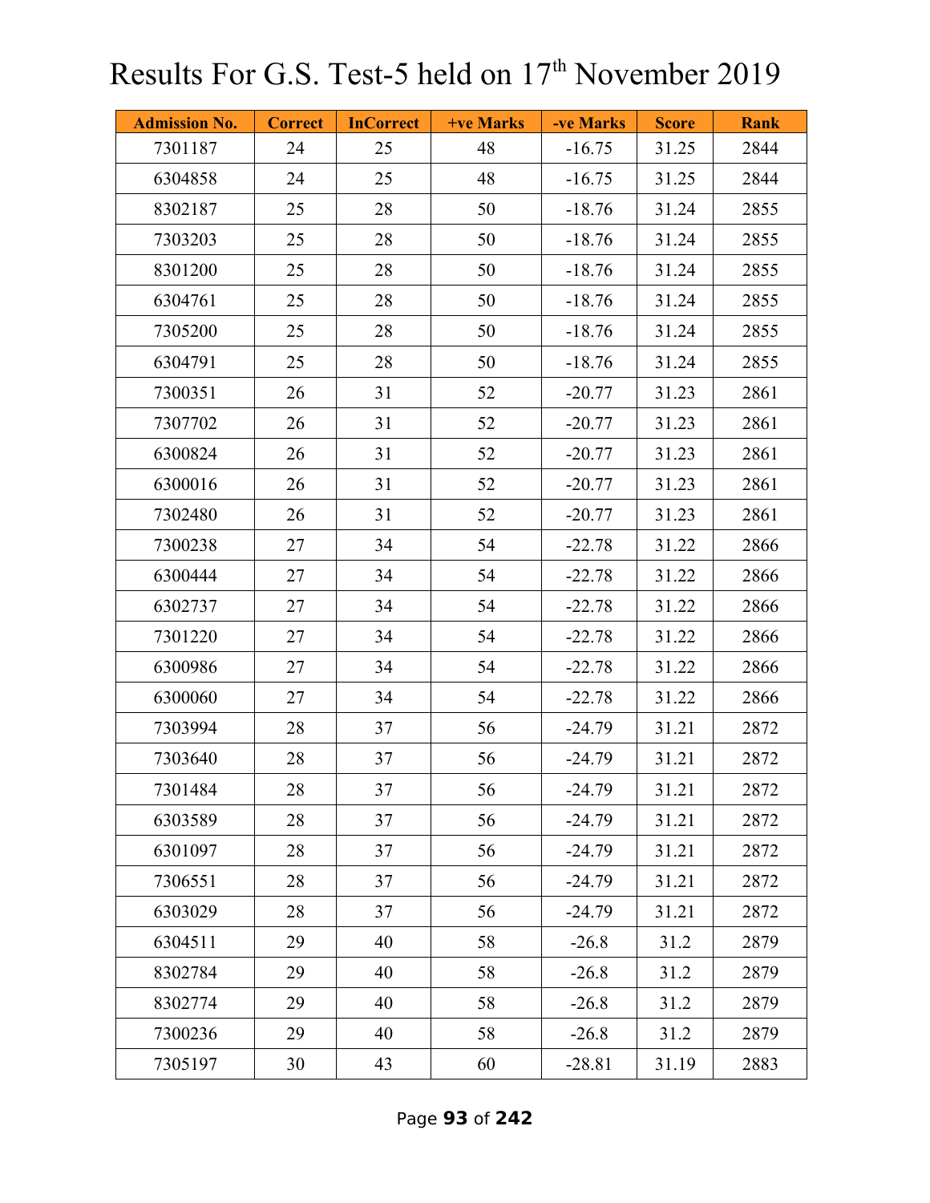# Results For G.S. Test-5 held on 17th November 2019

| Admission No. | Correct | InCorrect | +ve Marks | -ve Marks | Score | Rank |
|---|---|---|---|---|---|---|
| 7301187 | 24 | 25 | 48 | -16.75 | 31.25 | 2844 |
| 6304858 | 24 | 25 | 48 | -16.75 | 31.25 | 2844 |
| 8302187 | 25 | 28 | 50 | -18.76 | 31.24 | 2855 |
| 7303203 | 25 | 28 | 50 | -18.76 | 31.24 | 2855 |
| 8301200 | 25 | 28 | 50 | -18.76 | 31.24 | 2855 |
| 6304761 | 25 | 28 | 50 | -18.76 | 31.24 | 2855 |
| 7305200 | 25 | 28 | 50 | -18.76 | 31.24 | 2855 |
| 6304791 | 25 | 28 | 50 | -18.76 | 31.24 | 2855 |
| 7300351 | 26 | 31 | 52 | -20.77 | 31.23 | 2861 |
| 7307702 | 26 | 31 | 52 | -20.77 | 31.23 | 2861 |
| 6300824 | 26 | 31 | 52 | -20.77 | 31.23 | 2861 |
| 6300016 | 26 | 31 | 52 | -20.77 | 31.23 | 2861 |
| 7302480 | 26 | 31 | 52 | -20.77 | 31.23 | 2861 |
| 7300238 | 27 | 34 | 54 | -22.78 | 31.22 | 2866 |
| 6300444 | 27 | 34 | 54 | -22.78 | 31.22 | 2866 |
| 6302737 | 27 | 34 | 54 | -22.78 | 31.22 | 2866 |
| 7301220 | 27 | 34 | 54 | -22.78 | 31.22 | 2866 |
| 6300986 | 27 | 34 | 54 | -22.78 | 31.22 | 2866 |
| 6300060 | 27 | 34 | 54 | -22.78 | 31.22 | 2866 |
| 7303994 | 28 | 37 | 56 | -24.79 | 31.21 | 2872 |
| 7303640 | 28 | 37 | 56 | -24.79 | 31.21 | 2872 |
| 7301484 | 28 | 37 | 56 | -24.79 | 31.21 | 2872 |
| 6303589 | 28 | 37 | 56 | -24.79 | 31.21 | 2872 |
| 6301097 | 28 | 37 | 56 | -24.79 | 31.21 | 2872 |
| 7306551 | 28 | 37 | 56 | -24.79 | 31.21 | 2872 |
| 6303029 | 28 | 37 | 56 | -24.79 | 31.21 | 2872 |
| 6304511 | 29 | 40 | 58 | -26.8 | 31.2 | 2879 |
| 8302784 | 29 | 40 | 58 | -26.8 | 31.2 | 2879 |
| 8302774 | 29 | 40 | 58 | -26.8 | 31.2 | 2879 |
| 7300236 | 29 | 40 | 58 | -26.8 | 31.2 | 2879 |
| 7305197 | 30 | 43 | 60 | -28.81 | 31.19 | 2883 |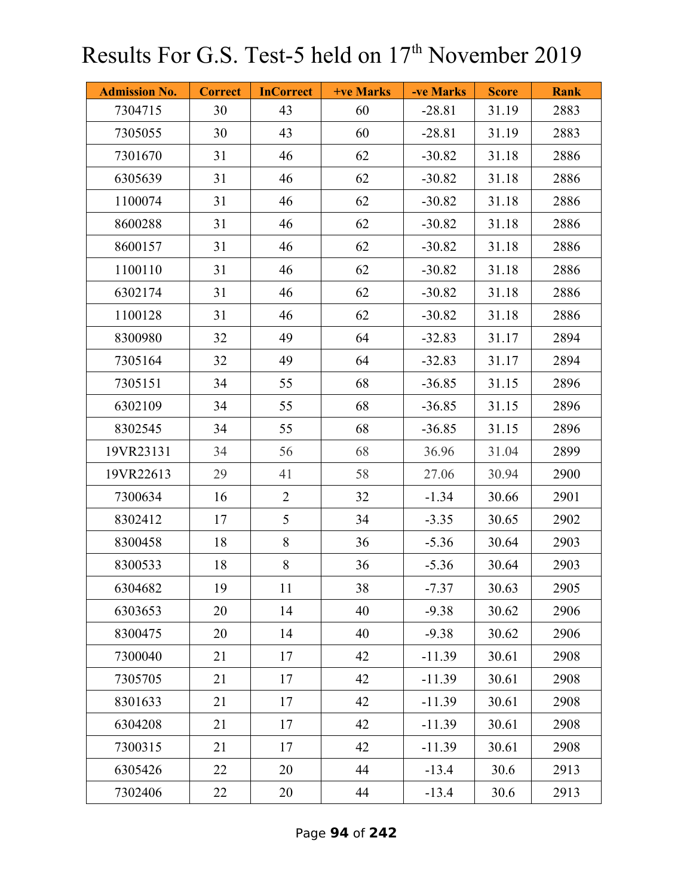# Results For G.S. Test-5 held on 17th November 2019

| Admission No. | Correct | InCorrect | +ve Marks | -ve Marks | Score | Rank |
|---|---|---|---|---|---|---|
| 7304715 | 30 | 43 | 60 | -28.81 | 31.19 | 2883 |
| 7305055 | 30 | 43 | 60 | -28.81 | 31.19 | 2883 |
| 7301670 | 31 | 46 | 62 | -30.82 | 31.18 | 2886 |
| 6305639 | 31 | 46 | 62 | -30.82 | 31.18 | 2886 |
| 1100074 | 31 | 46 | 62 | -30.82 | 31.18 | 2886 |
| 8600288 | 31 | 46 | 62 | -30.82 | 31.18 | 2886 |
| 8600157 | 31 | 46 | 62 | -30.82 | 31.18 | 2886 |
| 1100110 | 31 | 46 | 62 | -30.82 | 31.18 | 2886 |
| 6302174 | 31 | 46 | 62 | -30.82 | 31.18 | 2886 |
| 1100128 | 31 | 46 | 62 | -30.82 | 31.18 | 2886 |
| 8300980 | 32 | 49 | 64 | -32.83 | 31.17 | 2894 |
| 7305164 | 32 | 49 | 64 | -32.83 | 31.17 | 2894 |
| 7305151 | 34 | 55 | 68 | -36.85 | 31.15 | 2896 |
| 6302109 | 34 | 55 | 68 | -36.85 | 31.15 | 2896 |
| 8302545 | 34 | 55 | 68 | -36.85 | 31.15 | 2896 |
| 19VR23131 | 34 | 56 | 68 | 36.96 | 31.04 | 2899 |
| 19VR22613 | 29 | 41 | 58 | 27.06 | 30.94 | 2900 |
| 7300634 | 16 | 2 | 32 | -1.34 | 30.66 | 2901 |
| 8302412 | 17 | 5 | 34 | -3.35 | 30.65 | 2902 |
| 8300458 | 18 | 8 | 36 | -5.36 | 30.64 | 2903 |
| 8300533 | 18 | 8 | 36 | -5.36 | 30.64 | 2903 |
| 6304682 | 19 | 11 | 38 | -7.37 | 30.63 | 2905 |
| 6303653 | 20 | 14 | 40 | -9.38 | 30.62 | 2906 |
| 8300475 | 20 | 14 | 40 | -9.38 | 30.62 | 2906 |
| 7300040 | 21 | 17 | 42 | -11.39 | 30.61 | 2908 |
| 7305705 | 21 | 17 | 42 | -11.39 | 30.61 | 2908 |
| 8301633 | 21 | 17 | 42 | -11.39 | 30.61 | 2908 |
| 6304208 | 21 | 17 | 42 | -11.39 | 30.61 | 2908 |
| 7300315 | 21 | 17 | 42 | -11.39 | 30.61 | 2908 |
| 6305426 | 22 | 20 | 44 | -13.4 | 30.6 | 2913 |
| 7302406 | 22 | 20 | 44 | -13.4 | 30.6 | 2913 |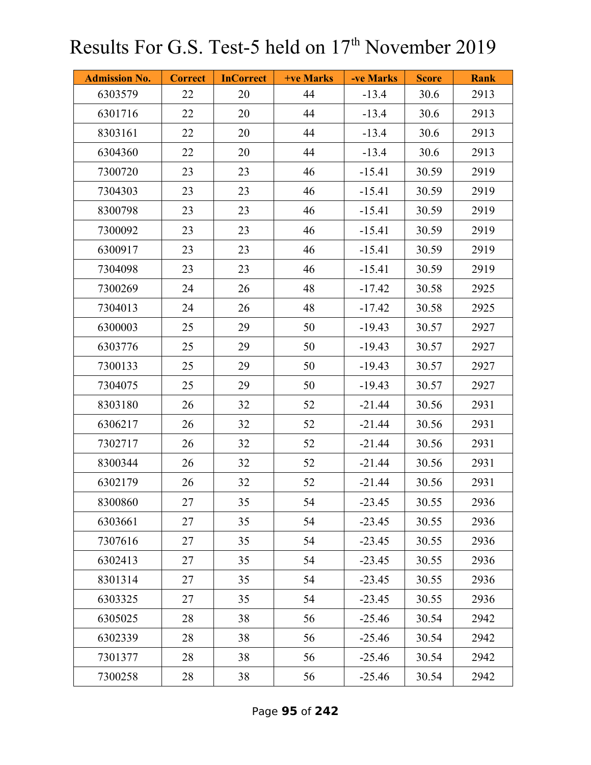# Results For G.S. Test-5 held on 17th November 2019

| Admission No. | Correct | InCorrect | +ve Marks | -ve Marks | Score | Rank |
|---|---|---|---|---|---|---|
| 6303579 | 22 | 20 | 44 | -13.4 | 30.6 | 2913 |
| 6301716 | 22 | 20 | 44 | -13.4 | 30.6 | 2913 |
| 8303161 | 22 | 20 | 44 | -13.4 | 30.6 | 2913 |
| 6304360 | 22 | 20 | 44 | -13.4 | 30.6 | 2913 |
| 7300720 | 23 | 23 | 46 | -15.41 | 30.59 | 2919 |
| 7304303 | 23 | 23 | 46 | -15.41 | 30.59 | 2919 |
| 8300798 | 23 | 23 | 46 | -15.41 | 30.59 | 2919 |
| 7300092 | 23 | 23 | 46 | -15.41 | 30.59 | 2919 |
| 6300917 | 23 | 23 | 46 | -15.41 | 30.59 | 2919 |
| 7304098 | 23 | 23 | 46 | -15.41 | 30.59 | 2919 |
| 7300269 | 24 | 26 | 48 | -17.42 | 30.58 | 2925 |
| 7304013 | 24 | 26 | 48 | -17.42 | 30.58 | 2925 |
| 6300003 | 25 | 29 | 50 | -19.43 | 30.57 | 2927 |
| 6303776 | 25 | 29 | 50 | -19.43 | 30.57 | 2927 |
| 7300133 | 25 | 29 | 50 | -19.43 | 30.57 | 2927 |
| 7304075 | 25 | 29 | 50 | -19.43 | 30.57 | 2927 |
| 8303180 | 26 | 32 | 52 | -21.44 | 30.56 | 2931 |
| 6306217 | 26 | 32 | 52 | -21.44 | 30.56 | 2931 |
| 7302717 | 26 | 32 | 52 | -21.44 | 30.56 | 2931 |
| 8300344 | 26 | 32 | 52 | -21.44 | 30.56 | 2931 |
| 6302179 | 26 | 32 | 52 | -21.44 | 30.56 | 2931 |
| 8300860 | 27 | 35 | 54 | -23.45 | 30.55 | 2936 |
| 6303661 | 27 | 35 | 54 | -23.45 | 30.55 | 2936 |
| 7307616 | 27 | 35 | 54 | -23.45 | 30.55 | 2936 |
| 6302413 | 27 | 35 | 54 | -23.45 | 30.55 | 2936 |
| 8301314 | 27 | 35 | 54 | -23.45 | 30.55 | 2936 |
| 6303325 | 27 | 35 | 54 | -23.45 | 30.55 | 2936 |
| 6305025 | 28 | 38 | 56 | -25.46 | 30.54 | 2942 |
| 6302339 | 28 | 38 | 56 | -25.46 | 30.54 | 2942 |
| 7301377 | 28 | 38 | 56 | -25.46 | 30.54 | 2942 |
| 7300258 | 28 | 38 | 56 | -25.46 | 30.54 | 2942 |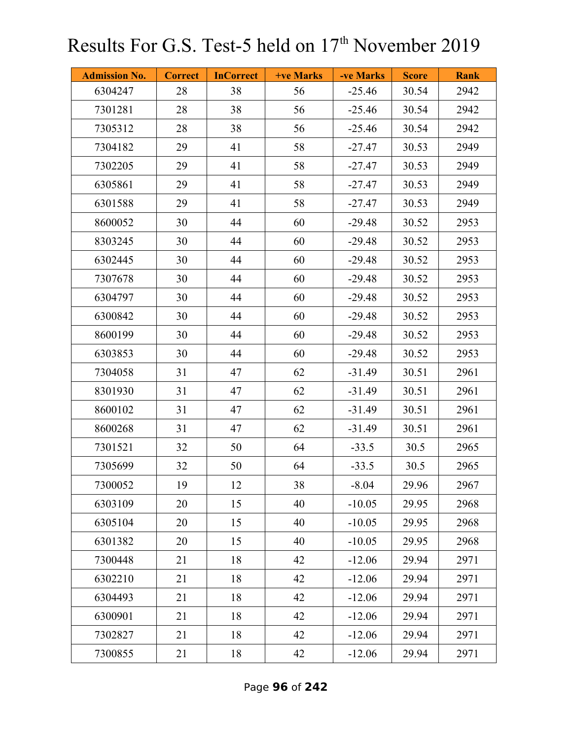# Results For G.S. Test-5 held on 17th November 2019

| Admission No. | Correct | InCorrect | +ve Marks | -ve Marks | Score | Rank |
|---|---|---|---|---|---|---|
| 6304247 | 28 | 38 | 56 | -25.46 | 30.54 | 2942 |
| 7301281 | 28 | 38 | 56 | -25.46 | 30.54 | 2942 |
| 7305312 | 28 | 38 | 56 | -25.46 | 30.54 | 2942 |
| 7304182 | 29 | 41 | 58 | -27.47 | 30.53 | 2949 |
| 7302205 | 29 | 41 | 58 | -27.47 | 30.53 | 2949 |
| 6305861 | 29 | 41 | 58 | -27.47 | 30.53 | 2949 |
| 6301588 | 29 | 41 | 58 | -27.47 | 30.53 | 2949 |
| 8600052 | 30 | 44 | 60 | -29.48 | 30.52 | 2953 |
| 8303245 | 30 | 44 | 60 | -29.48 | 30.52 | 2953 |
| 6302445 | 30 | 44 | 60 | -29.48 | 30.52 | 2953 |
| 7307678 | 30 | 44 | 60 | -29.48 | 30.52 | 2953 |
| 6304797 | 30 | 44 | 60 | -29.48 | 30.52 | 2953 |
| 6300842 | 30 | 44 | 60 | -29.48 | 30.52 | 2953 |
| 8600199 | 30 | 44 | 60 | -29.48 | 30.52 | 2953 |
| 6303853 | 30 | 44 | 60 | -29.48 | 30.52 | 2953 |
| 7304058 | 31 | 47 | 62 | -31.49 | 30.51 | 2961 |
| 8301930 | 31 | 47 | 62 | -31.49 | 30.51 | 2961 |
| 8600102 | 31 | 47 | 62 | -31.49 | 30.51 | 2961 |
| 8600268 | 31 | 47 | 62 | -31.49 | 30.51 | 2961 |
| 7301521 | 32 | 50 | 64 | -33.5 | 30.5 | 2965 |
| 7305699 | 32 | 50 | 64 | -33.5 | 30.5 | 2965 |
| 7300052 | 19 | 12 | 38 | -8.04 | 29.96 | 2967 |
| 6303109 | 20 | 15 | 40 | -10.05 | 29.95 | 2968 |
| 6305104 | 20 | 15 | 40 | -10.05 | 29.95 | 2968 |
| 6301382 | 20 | 15 | 40 | -10.05 | 29.95 | 2968 |
| 7300448 | 21 | 18 | 42 | -12.06 | 29.94 | 2971 |
| 6302210 | 21 | 18 | 42 | -12.06 | 29.94 | 2971 |
| 6304493 | 21 | 18 | 42 | -12.06 | 29.94 | 2971 |
| 6300901 | 21 | 18 | 42 | -12.06 | 29.94 | 2971 |
| 7302827 | 21 | 18 | 42 | -12.06 | 29.94 | 2971 |
| 7300855 | 21 | 18 | 42 | -12.06 | 29.94 | 2971 |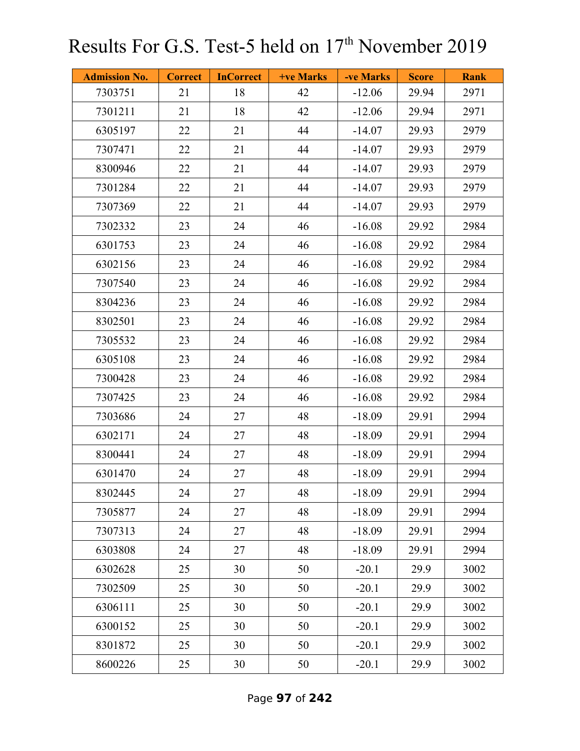# Results For G.S. Test-5 held on 17th November 2019

| Admission No. | Correct | InCorrect | +ve Marks | -ve Marks | Score | Rank |
|---|---|---|---|---|---|---|
| 7303751 | 21 | 18 | 42 | -12.06 | 29.94 | 2971 |
| 7301211 | 21 | 18 | 42 | -12.06 | 29.94 | 2971 |
| 6305197 | 22 | 21 | 44 | -14.07 | 29.93 | 2979 |
| 7307471 | 22 | 21 | 44 | -14.07 | 29.93 | 2979 |
| 8300946 | 22 | 21 | 44 | -14.07 | 29.93 | 2979 |
| 7301284 | 22 | 21 | 44 | -14.07 | 29.93 | 2979 |
| 7307369 | 22 | 21 | 44 | -14.07 | 29.93 | 2979 |
| 7302332 | 23 | 24 | 46 | -16.08 | 29.92 | 2984 |
| 6301753 | 23 | 24 | 46 | -16.08 | 29.92 | 2984 |
| 6302156 | 23 | 24 | 46 | -16.08 | 29.92 | 2984 |
| 7307540 | 23 | 24 | 46 | -16.08 | 29.92 | 2984 |
| 8304236 | 23 | 24 | 46 | -16.08 | 29.92 | 2984 |
| 8302501 | 23 | 24 | 46 | -16.08 | 29.92 | 2984 |
| 7305532 | 23 | 24 | 46 | -16.08 | 29.92 | 2984 |
| 6305108 | 23 | 24 | 46 | -16.08 | 29.92 | 2984 |
| 7300428 | 23 | 24 | 46 | -16.08 | 29.92 | 2984 |
| 7307425 | 23 | 24 | 46 | -16.08 | 29.92 | 2984 |
| 7303686 | 24 | 27 | 48 | -18.09 | 29.91 | 2994 |
| 6302171 | 24 | 27 | 48 | -18.09 | 29.91 | 2994 |
| 8300441 | 24 | 27 | 48 | -18.09 | 29.91 | 2994 |
| 6301470 | 24 | 27 | 48 | -18.09 | 29.91 | 2994 |
| 8302445 | 24 | 27 | 48 | -18.09 | 29.91 | 2994 |
| 7305877 | 24 | 27 | 48 | -18.09 | 29.91 | 2994 |
| 7307313 | 24 | 27 | 48 | -18.09 | 29.91 | 2994 |
| 6303808 | 24 | 27 | 48 | -18.09 | 29.91 | 2994 |
| 6302628 | 25 | 30 | 50 | -20.1 | 29.9 | 3002 |
| 7302509 | 25 | 30 | 50 | -20.1 | 29.9 | 3002 |
| 6306111 | 25 | 30 | 50 | -20.1 | 29.9 | 3002 |
| 6300152 | 25 | 30 | 50 | -20.1 | 29.9 | 3002 |
| 8301872 | 25 | 30 | 50 | -20.1 | 29.9 | 3002 |
| 8600226 | 25 | 30 | 50 | -20.1 | 29.9 | 3002 |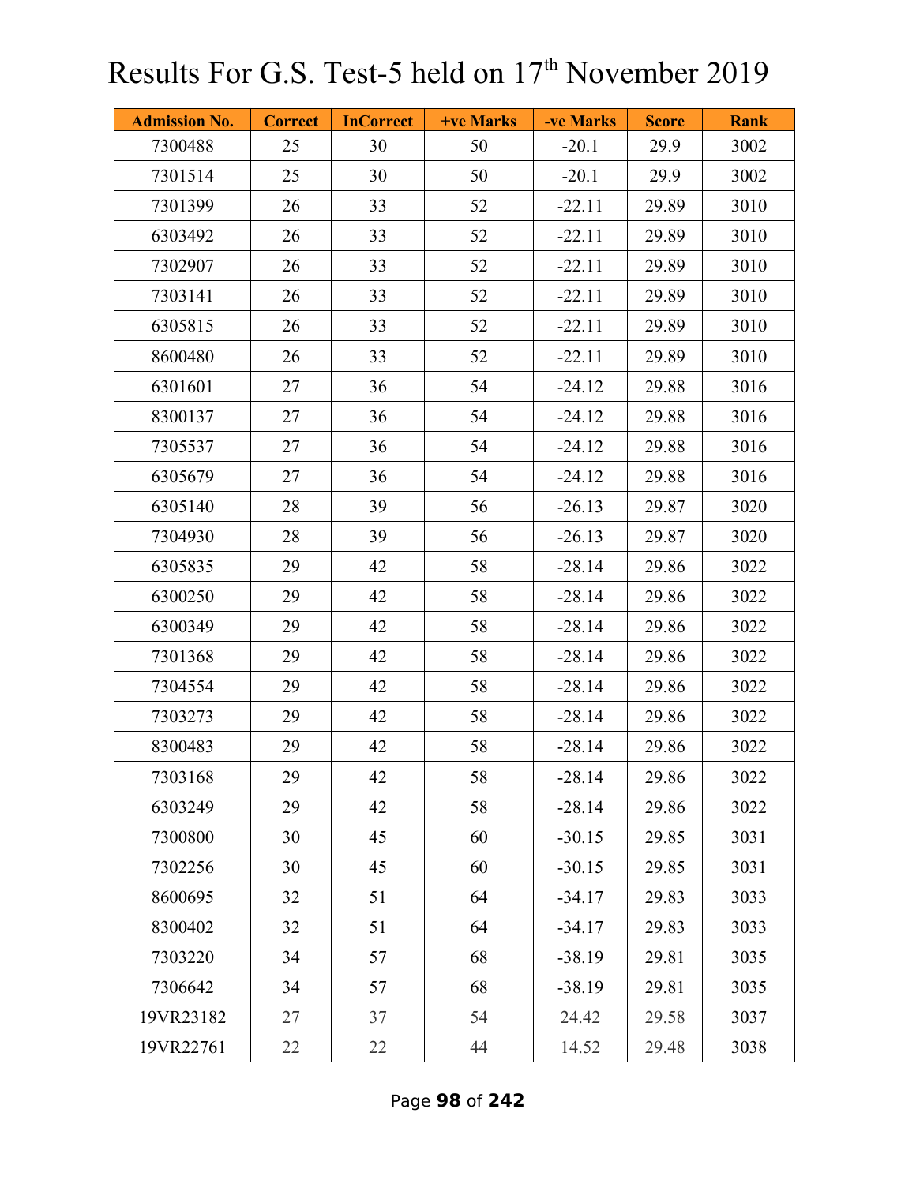# Results For G.S. Test-5 held on 17th November 2019

| Admission No. | Correct | InCorrect | +ve Marks | -ve Marks | Score | Rank |
|---|---|---|---|---|---|---|
| 7300488 | 25 | 30 | 50 | -20.1 | 29.9 | 3002 |
| 7301514 | 25 | 30 | 50 | -20.1 | 29.9 | 3002 |
| 7301399 | 26 | 33 | 52 | -22.11 | 29.89 | 3010 |
| 6303492 | 26 | 33 | 52 | -22.11 | 29.89 | 3010 |
| 7302907 | 26 | 33 | 52 | -22.11 | 29.89 | 3010 |
| 7303141 | 26 | 33 | 52 | -22.11 | 29.89 | 3010 |
| 6305815 | 26 | 33 | 52 | -22.11 | 29.89 | 3010 |
| 8600480 | 26 | 33 | 52 | -22.11 | 29.89 | 3010 |
| 6301601 | 27 | 36 | 54 | -24.12 | 29.88 | 3016 |
| 8300137 | 27 | 36 | 54 | -24.12 | 29.88 | 3016 |
| 7305537 | 27 | 36 | 54 | -24.12 | 29.88 | 3016 |
| 6305679 | 27 | 36 | 54 | -24.12 | 29.88 | 3016 |
| 6305140 | 28 | 39 | 56 | -26.13 | 29.87 | 3020 |
| 7304930 | 28 | 39 | 56 | -26.13 | 29.87 | 3020 |
| 6305835 | 29 | 42 | 58 | -28.14 | 29.86 | 3022 |
| 6300250 | 29 | 42 | 58 | -28.14 | 29.86 | 3022 |
| 6300349 | 29 | 42 | 58 | -28.14 | 29.86 | 3022 |
| 7301368 | 29 | 42 | 58 | -28.14 | 29.86 | 3022 |
| 7304554 | 29 | 42 | 58 | -28.14 | 29.86 | 3022 |
| 7303273 | 29 | 42 | 58 | -28.14 | 29.86 | 3022 |
| 8300483 | 29 | 42 | 58 | -28.14 | 29.86 | 3022 |
| 7303168 | 29 | 42 | 58 | -28.14 | 29.86 | 3022 |
| 6303249 | 29 | 42 | 58 | -28.14 | 29.86 | 3022 |
| 7300800 | 30 | 45 | 60 | -30.15 | 29.85 | 3031 |
| 7302256 | 30 | 45 | 60 | -30.15 | 29.85 | 3031 |
| 8600695 | 32 | 51 | 64 | -34.17 | 29.83 | 3033 |
| 8300402 | 32 | 51 | 64 | -34.17 | 29.83 | 3033 |
| 7303220 | 34 | 57 | 68 | -38.19 | 29.81 | 3035 |
| 7306642 | 34 | 57 | 68 | -38.19 | 29.81 | 3035 |
| 19VR23182 | 27 | 37 | 54 | 24.42 | 29.58 | 3037 |
| 19VR22761 | 22 | 22 | 44 | 14.52 | 29.48 | 3038 |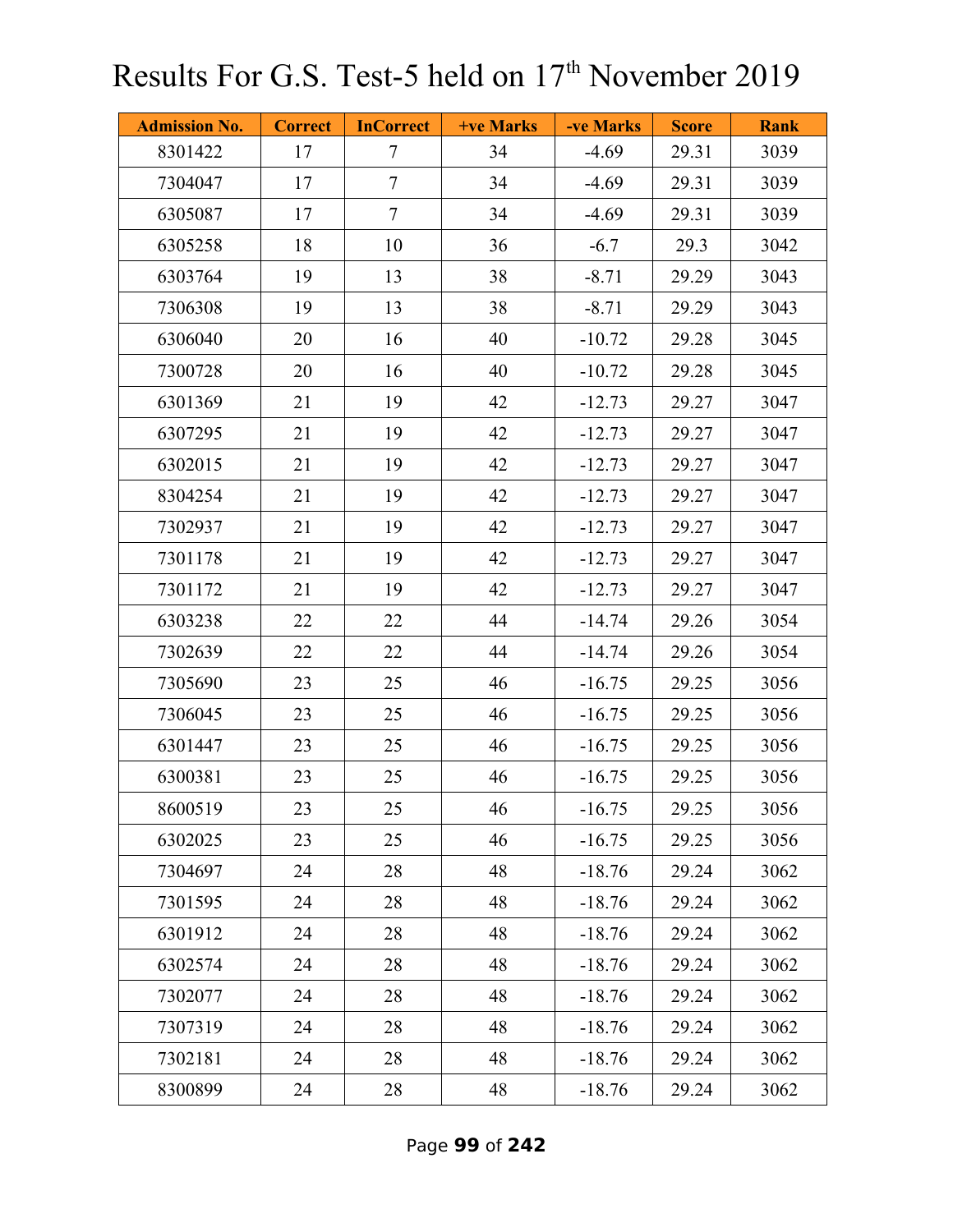# Results For G.S. Test-5 held on 17th November 2019

| Admission No. | Correct | InCorrect | +ve Marks | -ve Marks | Score | Rank |
|---|---|---|---|---|---|---|
| 8301422 | 17 | 7 | 34 | -4.69 | 29.31 | 3039 |
| 7304047 | 17 | 7 | 34 | -4.69 | 29.31 | 3039 |
| 6305087 | 17 | 7 | 34 | -4.69 | 29.31 | 3039 |
| 6305258 | 18 | 10 | 36 | -6.7 | 29.3 | 3042 |
| 6303764 | 19 | 13 | 38 | -8.71 | 29.29 | 3043 |
| 7306308 | 19 | 13 | 38 | -8.71 | 29.29 | 3043 |
| 6306040 | 20 | 16 | 40 | -10.72 | 29.28 | 3045 |
| 7300728 | 20 | 16 | 40 | -10.72 | 29.28 | 3045 |
| 6301369 | 21 | 19 | 42 | -12.73 | 29.27 | 3047 |
| 6307295 | 21 | 19 | 42 | -12.73 | 29.27 | 3047 |
| 6302015 | 21 | 19 | 42 | -12.73 | 29.27 | 3047 |
| 8304254 | 21 | 19 | 42 | -12.73 | 29.27 | 3047 |
| 7302937 | 21 | 19 | 42 | -12.73 | 29.27 | 3047 |
| 7301178 | 21 | 19 | 42 | -12.73 | 29.27 | 3047 |
| 7301172 | 21 | 19 | 42 | -12.73 | 29.27 | 3047 |
| 6303238 | 22 | 22 | 44 | -14.74 | 29.26 | 3054 |
| 7302639 | 22 | 22 | 44 | -14.74 | 29.26 | 3054 |
| 7305690 | 23 | 25 | 46 | -16.75 | 29.25 | 3056 |
| 7306045 | 23 | 25 | 46 | -16.75 | 29.25 | 3056 |
| 6301447 | 23 | 25 | 46 | -16.75 | 29.25 | 3056 |
| 6300381 | 23 | 25 | 46 | -16.75 | 29.25 | 3056 |
| 8600519 | 23 | 25 | 46 | -16.75 | 29.25 | 3056 |
| 6302025 | 23 | 25 | 46 | -16.75 | 29.25 | 3056 |
| 7304697 | 24 | 28 | 48 | -18.76 | 29.24 | 3062 |
| 7301595 | 24 | 28 | 48 | -18.76 | 29.24 | 3062 |
| 6301912 | 24 | 28 | 48 | -18.76 | 29.24 | 3062 |
| 6302574 | 24 | 28 | 48 | -18.76 | 29.24 | 3062 |
| 7302077 | 24 | 28 | 48 | -18.76 | 29.24 | 3062 |
| 7307319 | 24 | 28 | 48 | -18.76 | 29.24 | 3062 |
| 7302181 | 24 | 28 | 48 | -18.76 | 29.24 | 3062 |
| 8300899 | 24 | 28 | 48 | -18.76 | 29.24 | 3062 |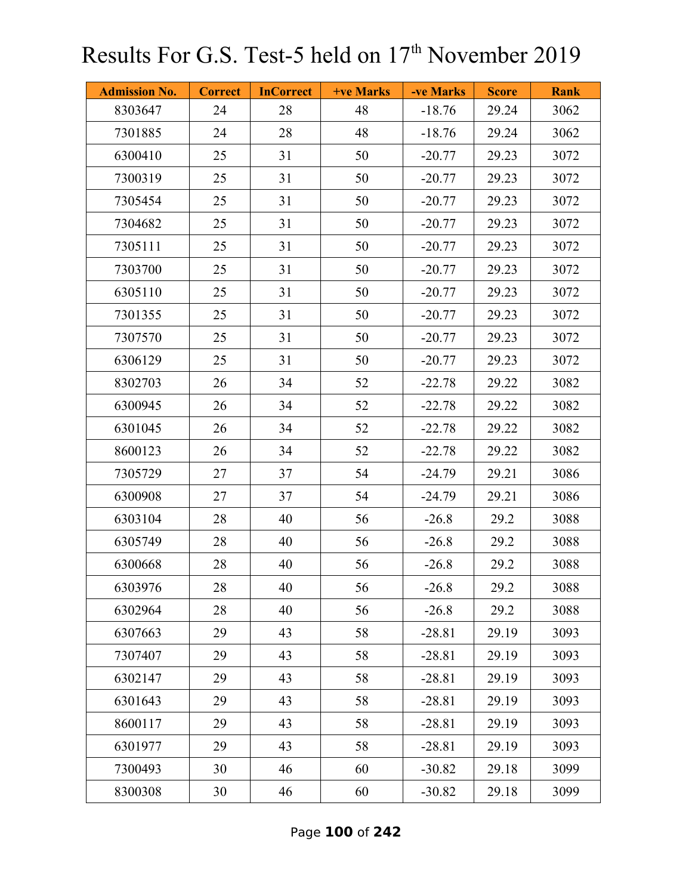# Results For G.S. Test-5 held on 17th November 2019

| Admission No. | Correct | InCorrect | +ve Marks | -ve Marks | Score | Rank |
|---|---|---|---|---|---|---|
| 8303647 | 24 | 28 | 48 | -18.76 | 29.24 | 3062 |
| 7301885 | 24 | 28 | 48 | -18.76 | 29.24 | 3062 |
| 6300410 | 25 | 31 | 50 | -20.77 | 29.23 | 3072 |
| 7300319 | 25 | 31 | 50 | -20.77 | 29.23 | 3072 |
| 7305454 | 25 | 31 | 50 | -20.77 | 29.23 | 3072 |
| 7304682 | 25 | 31 | 50 | -20.77 | 29.23 | 3072 |
| 7305111 | 25 | 31 | 50 | -20.77 | 29.23 | 3072 |
| 7303700 | 25 | 31 | 50 | -20.77 | 29.23 | 3072 |
| 6305110 | 25 | 31 | 50 | -20.77 | 29.23 | 3072 |
| 7301355 | 25 | 31 | 50 | -20.77 | 29.23 | 3072 |
| 7307570 | 25 | 31 | 50 | -20.77 | 29.23 | 3072 |
| 6306129 | 25 | 31 | 50 | -20.77 | 29.23 | 3072 |
| 8302703 | 26 | 34 | 52 | -22.78 | 29.22 | 3082 |
| 6300945 | 26 | 34 | 52 | -22.78 | 29.22 | 3082 |
| 6301045 | 26 | 34 | 52 | -22.78 | 29.22 | 3082 |
| 8600123 | 26 | 34 | 52 | -22.78 | 29.22 | 3082 |
| 7305729 | 27 | 37 | 54 | -24.79 | 29.21 | 3086 |
| 6300908 | 27 | 37 | 54 | -24.79 | 29.21 | 3086 |
| 6303104 | 28 | 40 | 56 | -26.8 | 29.2 | 3088 |
| 6305749 | 28 | 40 | 56 | -26.8 | 29.2 | 3088 |
| 6300668 | 28 | 40 | 56 | -26.8 | 29.2 | 3088 |
| 6303976 | 28 | 40 | 56 | -26.8 | 29.2 | 3088 |
| 6302964 | 28 | 40 | 56 | -26.8 | 29.2 | 3088 |
| 6307663 | 29 | 43 | 58 | -28.81 | 29.19 | 3093 |
| 7307407 | 29 | 43 | 58 | -28.81 | 29.19 | 3093 |
| 6302147 | 29 | 43 | 58 | -28.81 | 29.19 | 3093 |
| 6301643 | 29 | 43 | 58 | -28.81 | 29.19 | 3093 |
| 8600117 | 29 | 43 | 58 | -28.81 | 29.19 | 3093 |
| 6301977 | 29 | 43 | 58 | -28.81 | 29.19 | 3093 |
| 7300493 | 30 | 46 | 60 | -30.82 | 29.18 | 3099 |
| 8300308 | 30 | 46 | 60 | -30.82 | 29.18 | 3099 |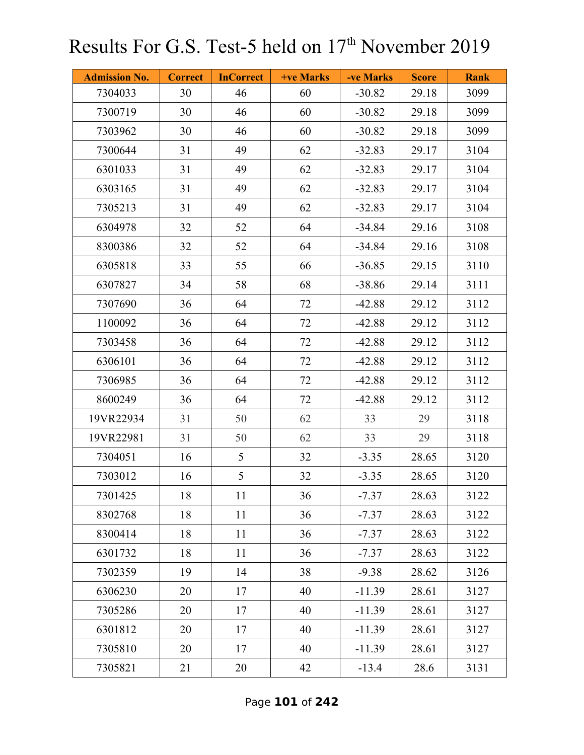# Results For G.S. Test-5 held on 17th November 2019

| Admission No. | Correct | InCorrect | +ve Marks | -ve Marks | Score | Rank |
|---|---|---|---|---|---|---|
| 7304033 | 30 | 46 | 60 | -30.82 | 29.18 | 3099 |
| 7300719 | 30 | 46 | 60 | -30.82 | 29.18 | 3099 |
| 7303962 | 30 | 46 | 60 | -30.82 | 29.18 | 3099 |
| 7300644 | 31 | 49 | 62 | -32.83 | 29.17 | 3104 |
| 6301033 | 31 | 49 | 62 | -32.83 | 29.17 | 3104 |
| 6303165 | 31 | 49 | 62 | -32.83 | 29.17 | 3104 |
| 7305213 | 31 | 49 | 62 | -32.83 | 29.17 | 3104 |
| 6304978 | 32 | 52 | 64 | -34.84 | 29.16 | 3108 |
| 8300386 | 32 | 52 | 64 | -34.84 | 29.16 | 3108 |
| 6305818 | 33 | 55 | 66 | -36.85 | 29.15 | 3110 |
| 6307827 | 34 | 58 | 68 | -38.86 | 29.14 | 3111 |
| 7307690 | 36 | 64 | 72 | -42.88 | 29.12 | 3112 |
| 1100092 | 36 | 64 | 72 | -42.88 | 29.12 | 3112 |
| 7303458 | 36 | 64 | 72 | -42.88 | 29.12 | 3112 |
| 6306101 | 36 | 64 | 72 | -42.88 | 29.12 | 3112 |
| 7306985 | 36 | 64 | 72 | -42.88 | 29.12 | 3112 |
| 8600249 | 36 | 64 | 72 | -42.88 | 29.12 | 3112 |
| 19VR22934 | 31 | 50 | 62 | 33 | 29 | 3118 |
| 19VR22981 | 31 | 50 | 62 | 33 | 29 | 3118 |
| 7304051 | 16 | 5 | 32 | -3.35 | 28.65 | 3120 |
| 7303012 | 16 | 5 | 32 | -3.35 | 28.65 | 3120 |
| 7301425 | 18 | 11 | 36 | -7.37 | 28.63 | 3122 |
| 8302768 | 18 | 11 | 36 | -7.37 | 28.63 | 3122 |
| 8300414 | 18 | 11 | 36 | -7.37 | 28.63 | 3122 |
| 6301732 | 18 | 11 | 36 | -7.37 | 28.63 | 3122 |
| 7302359 | 19 | 14 | 38 | -9.38 | 28.62 | 3126 |
| 6306230 | 20 | 17 | 40 | -11.39 | 28.61 | 3127 |
| 7305286 | 20 | 17 | 40 | -11.39 | 28.61 | 3127 |
| 6301812 | 20 | 17 | 40 | -11.39 | 28.61 | 3127 |
| 7305810 | 20 | 17 | 40 | -11.39 | 28.61 | 3127 |
| 7305821 | 21 | 20 | 42 | -13.4 | 28.6 | 3131 |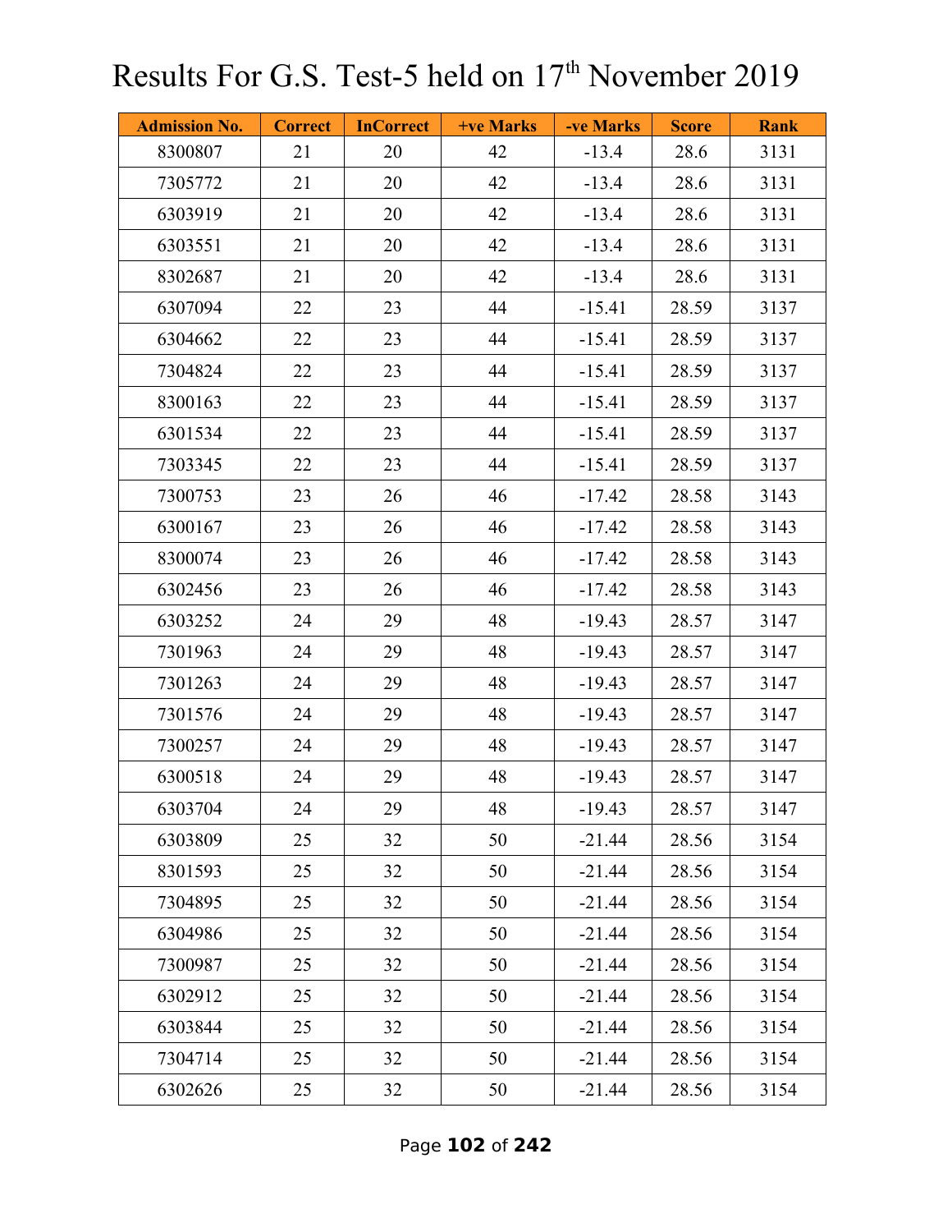# Results For G.S. Test-5 held on 17th November 2019

| Admission No. | Correct | InCorrect | +ve Marks | -ve Marks | Score | Rank |
|---|---|---|---|---|---|---|
| 8300807 | 21 | 20 | 42 | -13.4 | 28.6 | 3131 |
| 7305772 | 21 | 20 | 42 | -13.4 | 28.6 | 3131 |
| 6303919 | 21 | 20 | 42 | -13.4 | 28.6 | 3131 |
| 6303551 | 21 | 20 | 42 | -13.4 | 28.6 | 3131 |
| 8302687 | 21 | 20 | 42 | -13.4 | 28.6 | 3131 |
| 6307094 | 22 | 23 | 44 | -15.41 | 28.59 | 3137 |
| 6304662 | 22 | 23 | 44 | -15.41 | 28.59 | 3137 |
| 7304824 | 22 | 23 | 44 | -15.41 | 28.59 | 3137 |
| 8300163 | 22 | 23 | 44 | -15.41 | 28.59 | 3137 |
| 6301534 | 22 | 23 | 44 | -15.41 | 28.59 | 3137 |
| 7303345 | 22 | 23 | 44 | -15.41 | 28.59 | 3137 |
| 7300753 | 23 | 26 | 46 | -17.42 | 28.58 | 3143 |
| 6300167 | 23 | 26 | 46 | -17.42 | 28.58 | 3143 |
| 8300074 | 23 | 26 | 46 | -17.42 | 28.58 | 3143 |
| 6302456 | 23 | 26 | 46 | -17.42 | 28.58 | 3143 |
| 6303252 | 24 | 29 | 48 | -19.43 | 28.57 | 3147 |
| 7301963 | 24 | 29 | 48 | -19.43 | 28.57 | 3147 |
| 7301263 | 24 | 29 | 48 | -19.43 | 28.57 | 3147 |
| 7301576 | 24 | 29 | 48 | -19.43 | 28.57 | 3147 |
| 7300257 | 24 | 29 | 48 | -19.43 | 28.57 | 3147 |
| 6300518 | 24 | 29 | 48 | -19.43 | 28.57 | 3147 |
| 6303704 | 24 | 29 | 48 | -19.43 | 28.57 | 3147 |
| 6303809 | 25 | 32 | 50 | -21.44 | 28.56 | 3154 |
| 8301593 | 25 | 32 | 50 | -21.44 | 28.56 | 3154 |
| 7304895 | 25 | 32 | 50 | -21.44 | 28.56 | 3154 |
| 6304986 | 25 | 32 | 50 | -21.44 | 28.56 | 3154 |
| 7300987 | 25 | 32 | 50 | -21.44 | 28.56 | 3154 |
| 6302912 | 25 | 32 | 50 | -21.44 | 28.56 | 3154 |
| 6303844 | 25 | 32 | 50 | -21.44 | 28.56 | 3154 |
| 7304714 | 25 | 32 | 50 | -21.44 | 28.56 | 3154 |
| 6302626 | 25 | 32 | 50 | -21.44 | 28.56 | 3154 |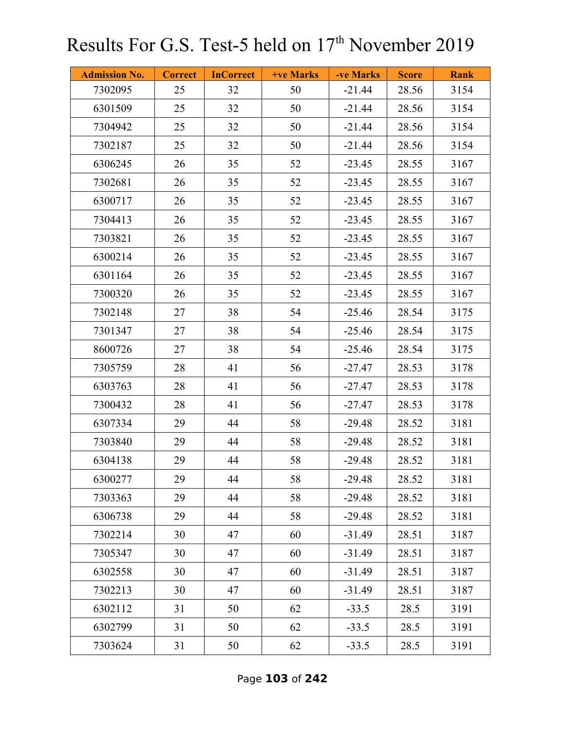# Results For G.S. Test-5 held on 17th November 2019

| Admission No. | Correct | InCorrect | +ve Marks | -ve Marks | Score | Rank |
|---|---|---|---|---|---|---|
| 7302095 | 25 | 32 | 50 | -21.44 | 28.56 | 3154 |
| 6301509 | 25 | 32 | 50 | -21.44 | 28.56 | 3154 |
| 7304942 | 25 | 32 | 50 | -21.44 | 28.56 | 3154 |
| 7302187 | 25 | 32 | 50 | -21.44 | 28.56 | 3154 |
| 6306245 | 26 | 35 | 52 | -23.45 | 28.55 | 3167 |
| 7302681 | 26 | 35 | 52 | -23.45 | 28.55 | 3167 |
| 6300717 | 26 | 35 | 52 | -23.45 | 28.55 | 3167 |
| 7304413 | 26 | 35 | 52 | -23.45 | 28.55 | 3167 |
| 7303821 | 26 | 35 | 52 | -23.45 | 28.55 | 3167 |
| 6300214 | 26 | 35 | 52 | -23.45 | 28.55 | 3167 |
| 6301164 | 26 | 35 | 52 | -23.45 | 28.55 | 3167 |
| 7300320 | 26 | 35 | 52 | -23.45 | 28.55 | 3167 |
| 7302148 | 27 | 38 | 54 | -25.46 | 28.54 | 3175 |
| 7301347 | 27 | 38 | 54 | -25.46 | 28.54 | 3175 |
| 8600726 | 27 | 38 | 54 | -25.46 | 28.54 | 3175 |
| 7305759 | 28 | 41 | 56 | -27.47 | 28.53 | 3178 |
| 6303763 | 28 | 41 | 56 | -27.47 | 28.53 | 3178 |
| 7300432 | 28 | 41 | 56 | -27.47 | 28.53 | 3178 |
| 6307334 | 29 | 44 | 58 | -29.48 | 28.52 | 3181 |
| 7303840 | 29 | 44 | 58 | -29.48 | 28.52 | 3181 |
| 6304138 | 29 | 44 | 58 | -29.48 | 28.52 | 3181 |
| 6300277 | 29 | 44 | 58 | -29.48 | 28.52 | 3181 |
| 7303363 | 29 | 44 | 58 | -29.48 | 28.52 | 3181 |
| 6306738 | 29 | 44 | 58 | -29.48 | 28.52 | 3181 |
| 7302214 | 30 | 47 | 60 | -31.49 | 28.51 | 3187 |
| 7305347 | 30 | 47 | 60 | -31.49 | 28.51 | 3187 |
| 6302558 | 30 | 47 | 60 | -31.49 | 28.51 | 3187 |
| 7302213 | 30 | 47 | 60 | -31.49 | 28.51 | 3187 |
| 6302112 | 31 | 50 | 62 | -33.5 | 28.5 | 3191 |
| 6302799 | 31 | 50 | 62 | -33.5 | 28.5 | 3191 |
| 7303624 | 31 | 50 | 62 | -33.5 | 28.5 | 3191 |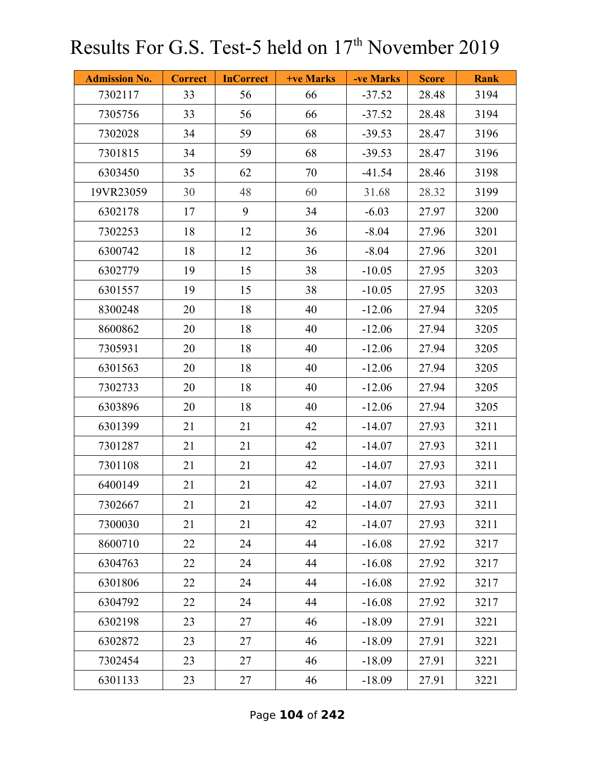# Results For G.S. Test-5 held on 17th November 2019

| Admission No. | Correct | InCorrect | +ve Marks | -ve Marks | Score | Rank |
|---|---|---|---|---|---|---|
| 7302117 | 33 | 56 | 66 | -37.52 | 28.48 | 3194 |
| 7305756 | 33 | 56 | 66 | -37.52 | 28.48 | 3194 |
| 7302028 | 34 | 59 | 68 | -39.53 | 28.47 | 3196 |
| 7301815 | 34 | 59 | 68 | -39.53 | 28.47 | 3196 |
| 6303450 | 35 | 62 | 70 | -41.54 | 28.46 | 3198 |
| 19VR23059 | 30 | 48 | 60 | 31.68 | 28.32 | 3199 |
| 6302178 | 17 | 9 | 34 | -6.03 | 27.97 | 3200 |
| 7302253 | 18 | 12 | 36 | -8.04 | 27.96 | 3201 |
| 6300742 | 18 | 12 | 36 | -8.04 | 27.96 | 3201 |
| 6302779 | 19 | 15 | 38 | -10.05 | 27.95 | 3203 |
| 6301557 | 19 | 15 | 38 | -10.05 | 27.95 | 3203 |
| 8300248 | 20 | 18 | 40 | -12.06 | 27.94 | 3205 |
| 8600862 | 20 | 18 | 40 | -12.06 | 27.94 | 3205 |
| 7305931 | 20 | 18 | 40 | -12.06 | 27.94 | 3205 |
| 6301563 | 20 | 18 | 40 | -12.06 | 27.94 | 3205 |
| 7302733 | 20 | 18 | 40 | -12.06 | 27.94 | 3205 |
| 6303896 | 20 | 18 | 40 | -12.06 | 27.94 | 3205 |
| 6301399 | 21 | 21 | 42 | -14.07 | 27.93 | 3211 |
| 7301287 | 21 | 21 | 42 | -14.07 | 27.93 | 3211 |
| 7301108 | 21 | 21 | 42 | -14.07 | 27.93 | 3211 |
| 6400149 | 21 | 21 | 42 | -14.07 | 27.93 | 3211 |
| 7302667 | 21 | 21 | 42 | -14.07 | 27.93 | 3211 |
| 7300030 | 21 | 21 | 42 | -14.07 | 27.93 | 3211 |
| 8600710 | 22 | 24 | 44 | -16.08 | 27.92 | 3217 |
| 6304763 | 22 | 24 | 44 | -16.08 | 27.92 | 3217 |
| 6301806 | 22 | 24 | 44 | -16.08 | 27.92 | 3217 |
| 6304792 | 22 | 24 | 44 | -16.08 | 27.92 | 3217 |
| 6302198 | 23 | 27 | 46 | -18.09 | 27.91 | 3221 |
| 6302872 | 23 | 27 | 46 | -18.09 | 27.91 | 3221 |
| 7302454 | 23 | 27 | 46 | -18.09 | 27.91 | 3221 |
| 6301133 | 23 | 27 | 46 | -18.09 | 27.91 | 3221 |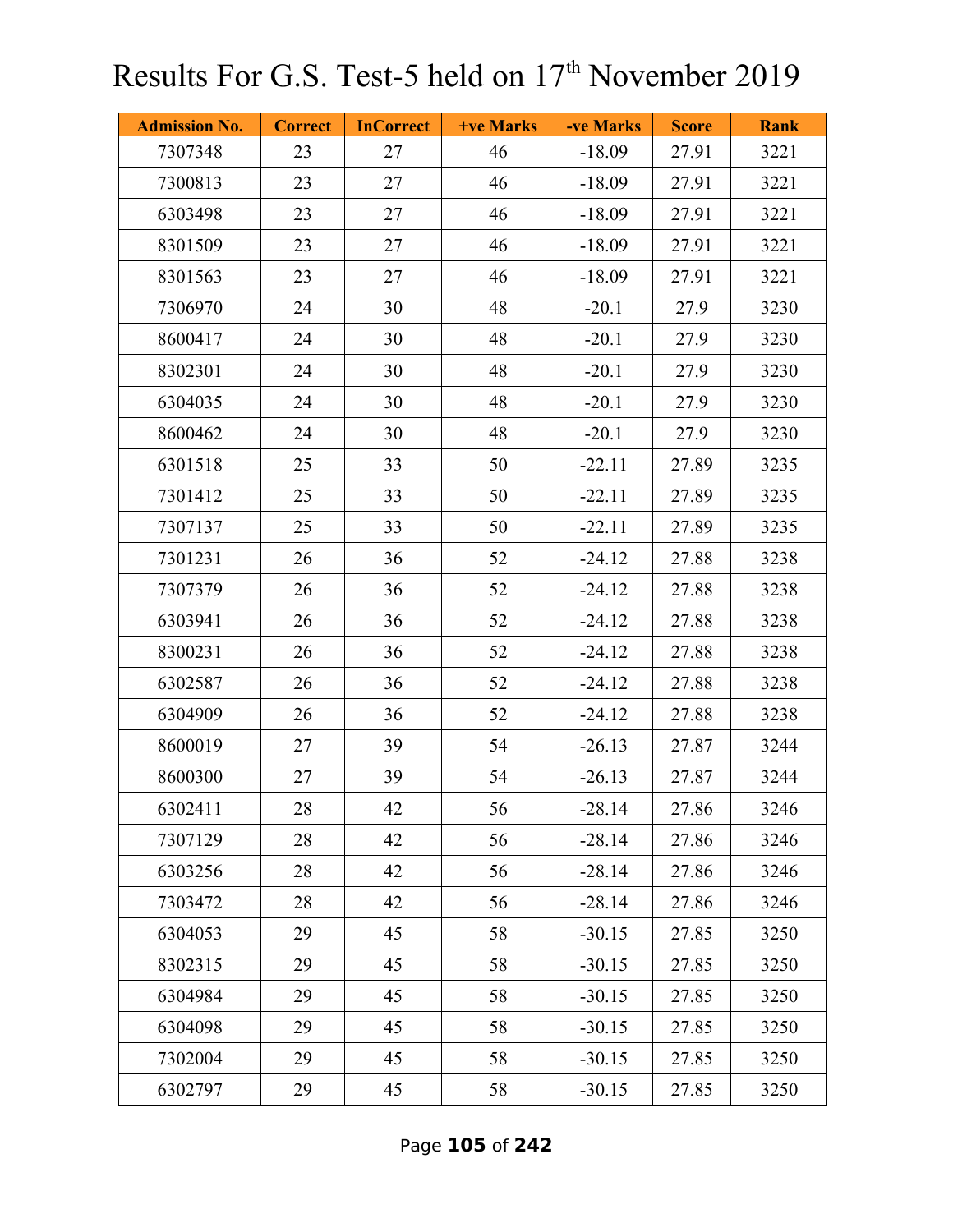# Results For G.S. Test-5 held on 17th November 2019

| Admission No. | Correct | InCorrect | +ve Marks | -ve Marks | Score | Rank |
|---|---|---|---|---|---|---|
| 7307348 | 23 | 27 | 46 | -18.09 | 27.91 | 3221 |
| 7300813 | 23 | 27 | 46 | -18.09 | 27.91 | 3221 |
| 6303498 | 23 | 27 | 46 | -18.09 | 27.91 | 3221 |
| 8301509 | 23 | 27 | 46 | -18.09 | 27.91 | 3221 |
| 8301563 | 23 | 27 | 46 | -18.09 | 27.91 | 3221 |
| 7306970 | 24 | 30 | 48 | -20.1 | 27.9 | 3230 |
| 8600417 | 24 | 30 | 48 | -20.1 | 27.9 | 3230 |
| 8302301 | 24 | 30 | 48 | -20.1 | 27.9 | 3230 |
| 6304035 | 24 | 30 | 48 | -20.1 | 27.9 | 3230 |
| 8600462 | 24 | 30 | 48 | -20.1 | 27.9 | 3230 |
| 6301518 | 25 | 33 | 50 | -22.11 | 27.89 | 3235 |
| 7301412 | 25 | 33 | 50 | -22.11 | 27.89 | 3235 |
| 7307137 | 25 | 33 | 50 | -22.11 | 27.89 | 3235 |
| 7301231 | 26 | 36 | 52 | -24.12 | 27.88 | 3238 |
| 7307379 | 26 | 36 | 52 | -24.12 | 27.88 | 3238 |
| 6303941 | 26 | 36 | 52 | -24.12 | 27.88 | 3238 |
| 8300231 | 26 | 36 | 52 | -24.12 | 27.88 | 3238 |
| 6302587 | 26 | 36 | 52 | -24.12 | 27.88 | 3238 |
| 6304909 | 26 | 36 | 52 | -24.12 | 27.88 | 3238 |
| 8600019 | 27 | 39 | 54 | -26.13 | 27.87 | 3244 |
| 8600300 | 27 | 39 | 54 | -26.13 | 27.87 | 3244 |
| 6302411 | 28 | 42 | 56 | -28.14 | 27.86 | 3246 |
| 7307129 | 28 | 42 | 56 | -28.14 | 27.86 | 3246 |
| 6303256 | 28 | 42 | 56 | -28.14 | 27.86 | 3246 |
| 7303472 | 28 | 42 | 56 | -28.14 | 27.86 | 3246 |
| 6304053 | 29 | 45 | 58 | -30.15 | 27.85 | 3250 |
| 8302315 | 29 | 45 | 58 | -30.15 | 27.85 | 3250 |
| 6304984 | 29 | 45 | 58 | -30.15 | 27.85 | 3250 |
| 6304098 | 29 | 45 | 58 | -30.15 | 27.85 | 3250 |
| 7302004 | 29 | 45 | 58 | -30.15 | 27.85 | 3250 |
| 6302797 | 29 | 45 | 58 | -30.15 | 27.85 | 3250 |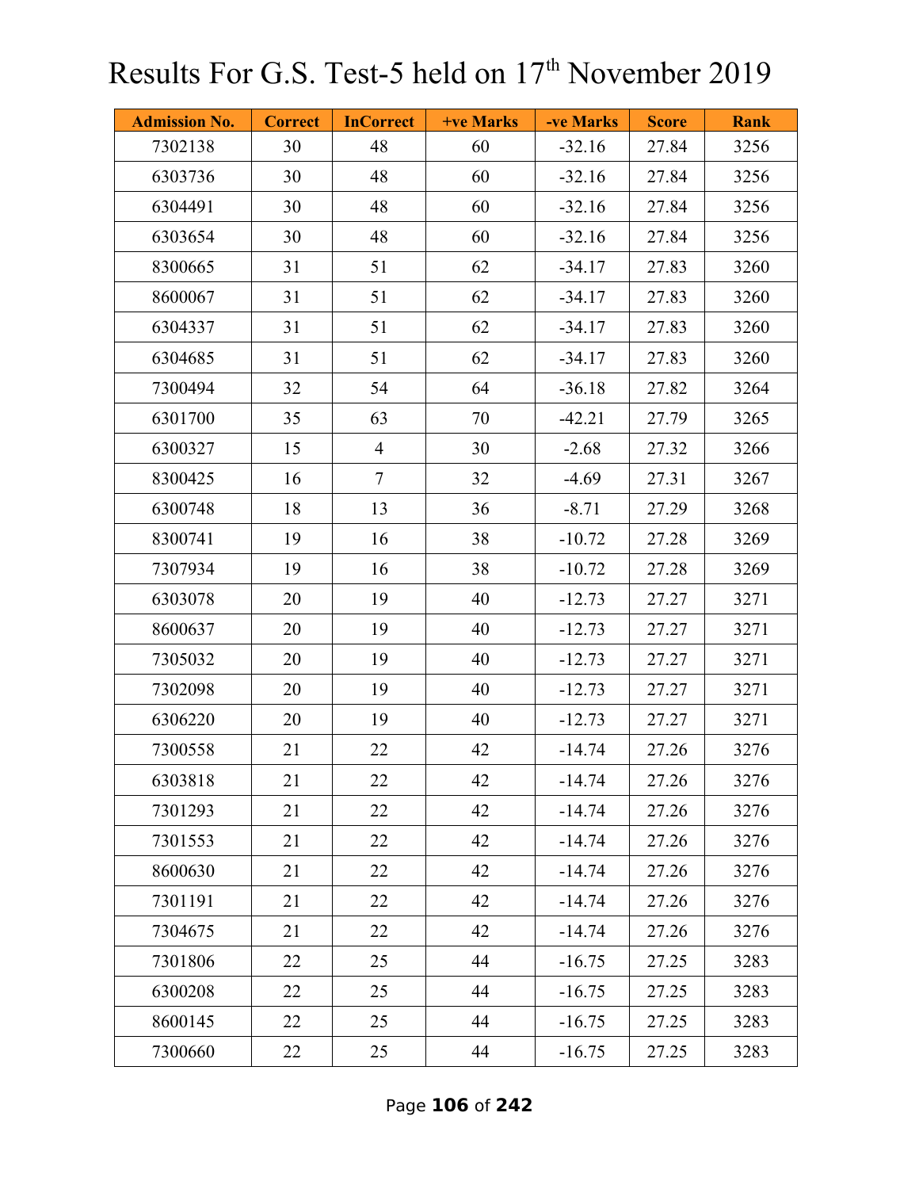# Results For G.S. Test-5 held on 17th November 2019

| Admission No. | Correct | InCorrect | +ve Marks | -ve Marks | Score | Rank |
|---|---|---|---|---|---|---|
| 7302138 | 30 | 48 | 60 | -32.16 | 27.84 | 3256 |
| 6303736 | 30 | 48 | 60 | -32.16 | 27.84 | 3256 |
| 6304491 | 30 | 48 | 60 | -32.16 | 27.84 | 3256 |
| 6303654 | 30 | 48 | 60 | -32.16 | 27.84 | 3256 |
| 8300665 | 31 | 51 | 62 | -34.17 | 27.83 | 3260 |
| 8600067 | 31 | 51 | 62 | -34.17 | 27.83 | 3260 |
| 6304337 | 31 | 51 | 62 | -34.17 | 27.83 | 3260 |
| 6304685 | 31 | 51 | 62 | -34.17 | 27.83 | 3260 |
| 7300494 | 32 | 54 | 64 | -36.18 | 27.82 | 3264 |
| 6301700 | 35 | 63 | 70 | -42.21 | 27.79 | 3265 |
| 6300327 | 15 | 4 | 30 | -2.68 | 27.32 | 3266 |
| 8300425 | 16 | 7 | 32 | -4.69 | 27.31 | 3267 |
| 6300748 | 18 | 13 | 36 | -8.71 | 27.29 | 3268 |
| 8300741 | 19 | 16 | 38 | -10.72 | 27.28 | 3269 |
| 7307934 | 19 | 16 | 38 | -10.72 | 27.28 | 3269 |
| 6303078 | 20 | 19 | 40 | -12.73 | 27.27 | 3271 |
| 8600637 | 20 | 19 | 40 | -12.73 | 27.27 | 3271 |
| 7305032 | 20 | 19 | 40 | -12.73 | 27.27 | 3271 |
| 7302098 | 20 | 19 | 40 | -12.73 | 27.27 | 3271 |
| 6306220 | 20 | 19 | 40 | -12.73 | 27.27 | 3271 |
| 7300558 | 21 | 22 | 42 | -14.74 | 27.26 | 3276 |
| 6303818 | 21 | 22 | 42 | -14.74 | 27.26 | 3276 |
| 7301293 | 21 | 22 | 42 | -14.74 | 27.26 | 3276 |
| 7301553 | 21 | 22 | 42 | -14.74 | 27.26 | 3276 |
| 8600630 | 21 | 22 | 42 | -14.74 | 27.26 | 3276 |
| 7301191 | 21 | 22 | 42 | -14.74 | 27.26 | 3276 |
| 7304675 | 21 | 22 | 42 | -14.74 | 27.26 | 3276 |
| 7301806 | 22 | 25 | 44 | -16.75 | 27.25 | 3283 |
| 6300208 | 22 | 25 | 44 | -16.75 | 27.25 | 3283 |
| 8600145 | 22 | 25 | 44 | -16.75 | 27.25 | 3283 |
| 7300660 | 22 | 25 | 44 | -16.75 | 27.25 | 3283 |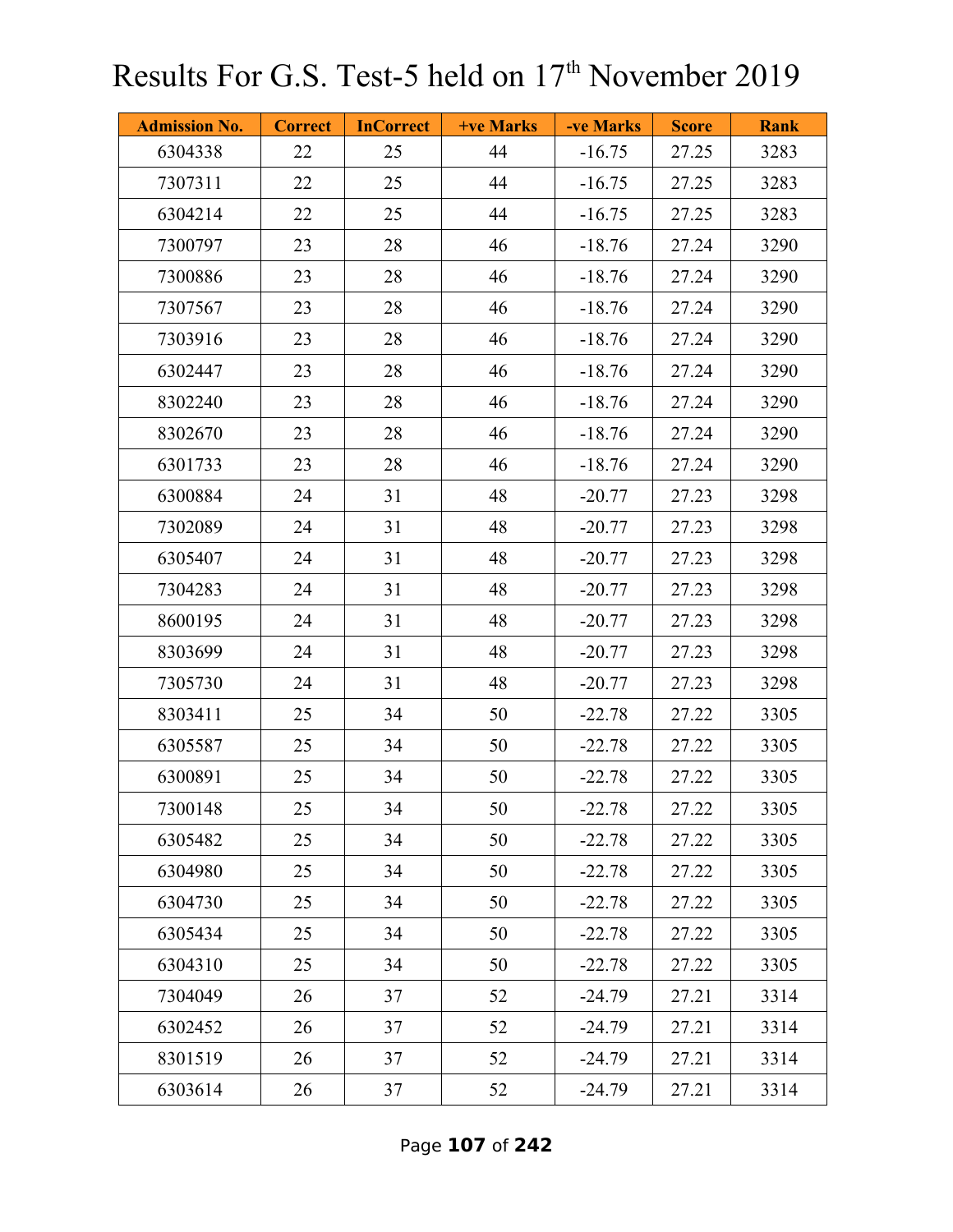# Results For G.S. Test-5 held on 17th November 2019

| Admission No. | Correct | InCorrect | +ve Marks | -ve Marks | Score | Rank |
|---|---|---|---|---|---|---|
| 6304338 | 22 | 25 | 44 | -16.75 | 27.25 | 3283 |
| 7307311 | 22 | 25 | 44 | -16.75 | 27.25 | 3283 |
| 6304214 | 22 | 25 | 44 | -16.75 | 27.25 | 3283 |
| 7300797 | 23 | 28 | 46 | -18.76 | 27.24 | 3290 |
| 7300886 | 23 | 28 | 46 | -18.76 | 27.24 | 3290 |
| 7307567 | 23 | 28 | 46 | -18.76 | 27.24 | 3290 |
| 7303916 | 23 | 28 | 46 | -18.76 | 27.24 | 3290 |
| 6302447 | 23 | 28 | 46 | -18.76 | 27.24 | 3290 |
| 8302240 | 23 | 28 | 46 | -18.76 | 27.24 | 3290 |
| 8302670 | 23 | 28 | 46 | -18.76 | 27.24 | 3290 |
| 6301733 | 23 | 28 | 46 | -18.76 | 27.24 | 3290 |
| 6300884 | 24 | 31 | 48 | -20.77 | 27.23 | 3298 |
| 7302089 | 24 | 31 | 48 | -20.77 | 27.23 | 3298 |
| 6305407 | 24 | 31 | 48 | -20.77 | 27.23 | 3298 |
| 7304283 | 24 | 31 | 48 | -20.77 | 27.23 | 3298 |
| 8600195 | 24 | 31 | 48 | -20.77 | 27.23 | 3298 |
| 8303699 | 24 | 31 | 48 | -20.77 | 27.23 | 3298 |
| 7305730 | 24 | 31 | 48 | -20.77 | 27.23 | 3298 |
| 8303411 | 25 | 34 | 50 | -22.78 | 27.22 | 3305 |
| 6305587 | 25 | 34 | 50 | -22.78 | 27.22 | 3305 |
| 6300891 | 25 | 34 | 50 | -22.78 | 27.22 | 3305 |
| 7300148 | 25 | 34 | 50 | -22.78 | 27.22 | 3305 |
| 6305482 | 25 | 34 | 50 | -22.78 | 27.22 | 3305 |
| 6304980 | 25 | 34 | 50 | -22.78 | 27.22 | 3305 |
| 6304730 | 25 | 34 | 50 | -22.78 | 27.22 | 3305 |
| 6305434 | 25 | 34 | 50 | -22.78 | 27.22 | 3305 |
| 6304310 | 25 | 34 | 50 | -22.78 | 27.22 | 3305 |
| 7304049 | 26 | 37 | 52 | -24.79 | 27.21 | 3314 |
| 6302452 | 26 | 37 | 52 | -24.79 | 27.21 | 3314 |
| 8301519 | 26 | 37 | 52 | -24.79 | 27.21 | 3314 |
| 6303614 | 26 | 37 | 52 | -24.79 | 27.21 | 3314 |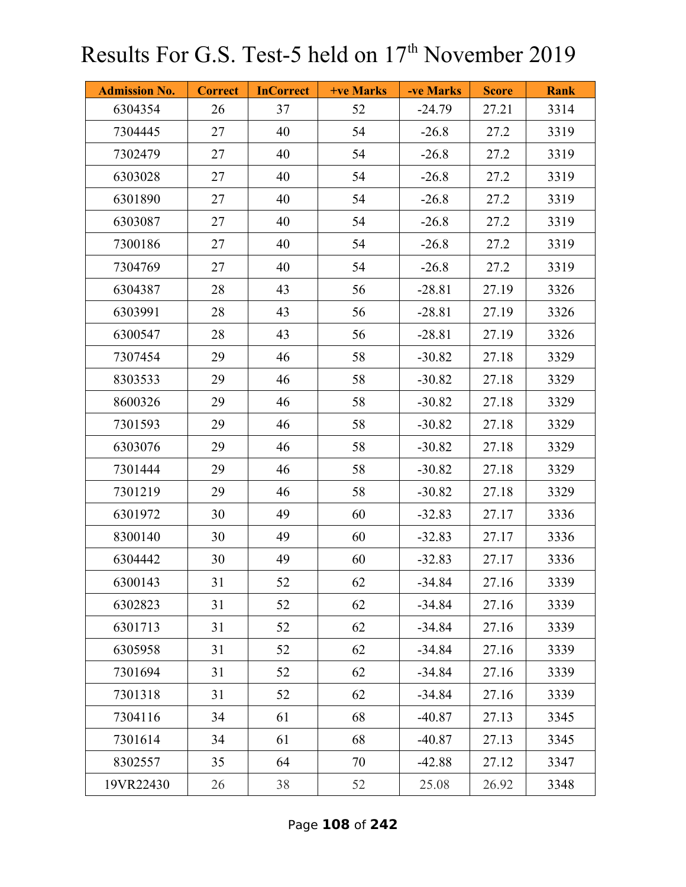# Results For G.S. Test-5 held on 17th November 2019

| Admission No. | Correct | InCorrect | +ve Marks | -ve Marks | Score | Rank |
|---|---|---|---|---|---|---|
| 6304354 | 26 | 37 | 52 | -24.79 | 27.21 | 3314 |
| 7304445 | 27 | 40 | 54 | -26.8 | 27.2 | 3319 |
| 7302479 | 27 | 40 | 54 | -26.8 | 27.2 | 3319 |
| 6303028 | 27 | 40 | 54 | -26.8 | 27.2 | 3319 |
| 6301890 | 27 | 40 | 54 | -26.8 | 27.2 | 3319 |
| 6303087 | 27 | 40 | 54 | -26.8 | 27.2 | 3319 |
| 7300186 | 27 | 40 | 54 | -26.8 | 27.2 | 3319 |
| 7304769 | 27 | 40 | 54 | -26.8 | 27.2 | 3319 |
| 6304387 | 28 | 43 | 56 | -28.81 | 27.19 | 3326 |
| 6303991 | 28 | 43 | 56 | -28.81 | 27.19 | 3326 |
| 6300547 | 28 | 43 | 56 | -28.81 | 27.19 | 3326 |
| 7307454 | 29 | 46 | 58 | -30.82 | 27.18 | 3329 |
| 8303533 | 29 | 46 | 58 | -30.82 | 27.18 | 3329 |
| 8600326 | 29 | 46 | 58 | -30.82 | 27.18 | 3329 |
| 7301593 | 29 | 46 | 58 | -30.82 | 27.18 | 3329 |
| 6303076 | 29 | 46 | 58 | -30.82 | 27.18 | 3329 |
| 7301444 | 29 | 46 | 58 | -30.82 | 27.18 | 3329 |
| 7301219 | 29 | 46 | 58 | -30.82 | 27.18 | 3329 |
| 6301972 | 30 | 49 | 60 | -32.83 | 27.17 | 3336 |
| 8300140 | 30 | 49 | 60 | -32.83 | 27.17 | 3336 |
| 6304442 | 30 | 49 | 60 | -32.83 | 27.17 | 3336 |
| 6300143 | 31 | 52 | 62 | -34.84 | 27.16 | 3339 |
| 6302823 | 31 | 52 | 62 | -34.84 | 27.16 | 3339 |
| 6301713 | 31 | 52 | 62 | -34.84 | 27.16 | 3339 |
| 6305958 | 31 | 52 | 62 | -34.84 | 27.16 | 3339 |
| 7301694 | 31 | 52 | 62 | -34.84 | 27.16 | 3339 |
| 7301318 | 31 | 52 | 62 | -34.84 | 27.16 | 3339 |
| 7304116 | 34 | 61 | 68 | -40.87 | 27.13 | 3345 |
| 7301614 | 34 | 61 | 68 | -40.87 | 27.13 | 3345 |
| 8302557 | 35 | 64 | 70 | -42.88 | 27.12 | 3347 |
| 19VR22430 | 26 | 38 | 52 | 25.08 | 26.92 | 3348 |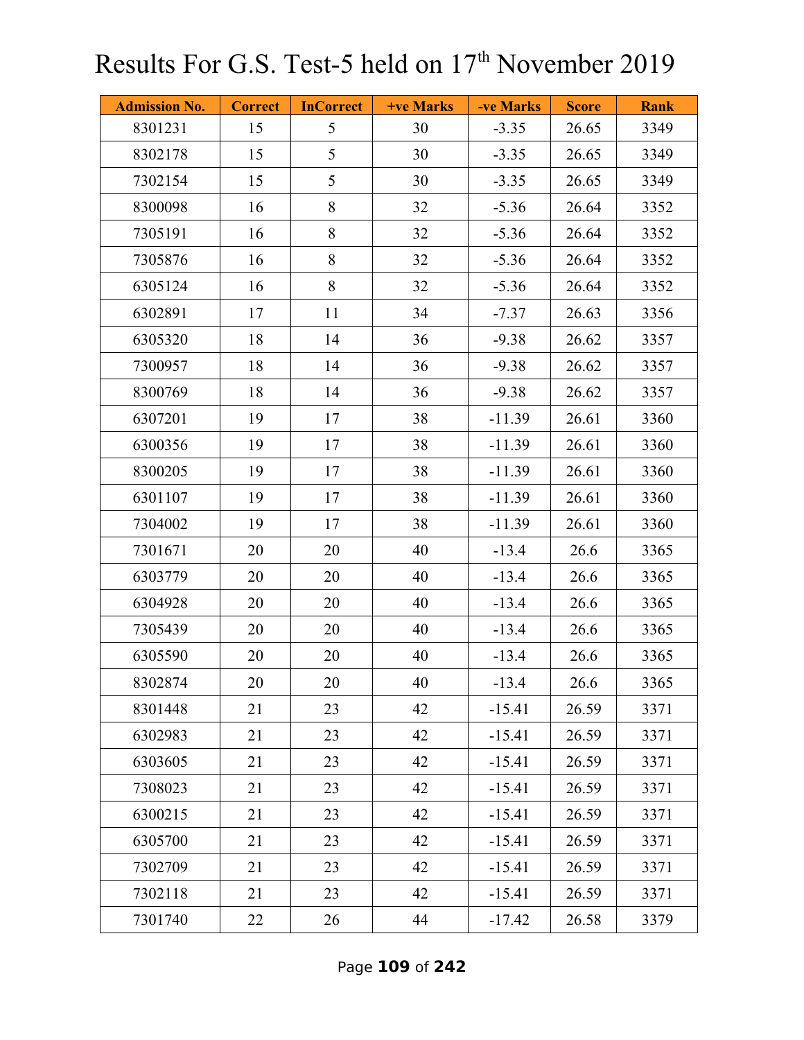# Results For G.S. Test-5 held on 17th November 2019

| Admission No. | Correct | InCorrect | +ve Marks | -ve Marks | Score | Rank |
|---|---|---|---|---|---|---|
| 8301231 | 15 | 5 | 30 | -3.35 | 26.65 | 3349 |
| 8302178 | 15 | 5 | 30 | -3.35 | 26.65 | 3349 |
| 7302154 | 15 | 5 | 30 | -3.35 | 26.65 | 3349 |
| 8300098 | 16 | 8 | 32 | -5.36 | 26.64 | 3352 |
| 7305191 | 16 | 8 | 32 | -5.36 | 26.64 | 3352 |
| 7305876 | 16 | 8 | 32 | -5.36 | 26.64 | 3352 |
| 6305124 | 16 | 8 | 32 | -5.36 | 26.64 | 3352 |
| 6302891 | 17 | 11 | 34 | -7.37 | 26.63 | 3356 |
| 6305320 | 18 | 14 | 36 | -9.38 | 26.62 | 3357 |
| 7300957 | 18 | 14 | 36 | -9.38 | 26.62 | 3357 |
| 8300769 | 18 | 14 | 36 | -9.38 | 26.62 | 3357 |
| 6307201 | 19 | 17 | 38 | -11.39 | 26.61 | 3360 |
| 6300356 | 19 | 17 | 38 | -11.39 | 26.61 | 3360 |
| 8300205 | 19 | 17 | 38 | -11.39 | 26.61 | 3360 |
| 6301107 | 19 | 17 | 38 | -11.39 | 26.61 | 3360 |
| 7304002 | 19 | 17 | 38 | -11.39 | 26.61 | 3360 |
| 7301671 | 20 | 20 | 40 | -13.4 | 26.6 | 3365 |
| 6303779 | 20 | 20 | 40 | -13.4 | 26.6 | 3365 |
| 6304928 | 20 | 20 | 40 | -13.4 | 26.6 | 3365 |
| 7305439 | 20 | 20 | 40 | -13.4 | 26.6 | 3365 |
| 6305590 | 20 | 20 | 40 | -13.4 | 26.6 | 3365 |
| 8302874 | 20 | 20 | 40 | -13.4 | 26.6 | 3365 |
| 8301448 | 21 | 23 | 42 | -15.41 | 26.59 | 3371 |
| 6302983 | 21 | 23 | 42 | -15.41 | 26.59 | 3371 |
| 6303605 | 21 | 23 | 42 | -15.41 | 26.59 | 3371 |
| 7308023 | 21 | 23 | 42 | -15.41 | 26.59 | 3371 |
| 6300215 | 21 | 23 | 42 | -15.41 | 26.59 | 3371 |
| 6305700 | 21 | 23 | 42 | -15.41 | 26.59 | 3371 |
| 7302709 | 21 | 23 | 42 | -15.41 | 26.59 | 3371 |
| 7302118 | 21 | 23 | 42 | -15.41 | 26.59 | 3371 |
| 7301740 | 22 | 26 | 44 | -17.42 | 26.58 | 3379 |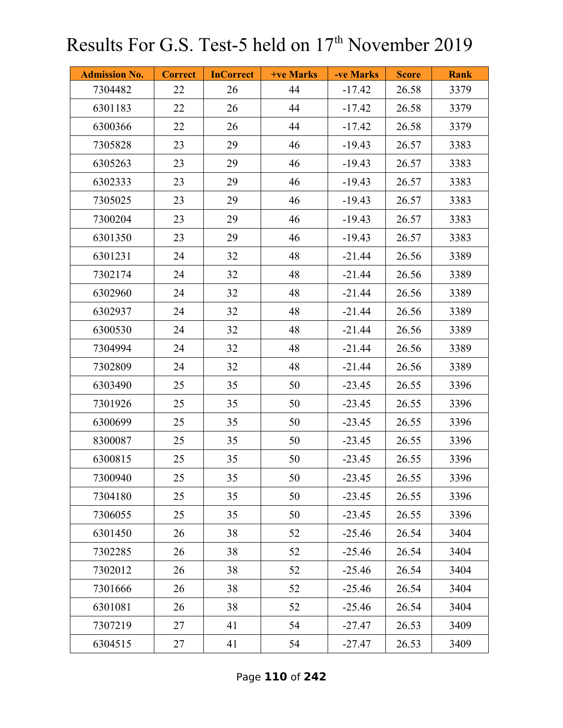# Results For G.S. Test-5 held on 17th November 2019

| Admission No. | Correct | InCorrect | +ve Marks | -ve Marks | Score | Rank |
|---|---|---|---|---|---|---|
| 7304482 | 22 | 26 | 44 | -17.42 | 26.58 | 3379 |
| 6301183 | 22 | 26 | 44 | -17.42 | 26.58 | 3379 |
| 6300366 | 22 | 26 | 44 | -17.42 | 26.58 | 3379 |
| 7305828 | 23 | 29 | 46 | -19.43 | 26.57 | 3383 |
| 6305263 | 23 | 29 | 46 | -19.43 | 26.57 | 3383 |
| 6302333 | 23 | 29 | 46 | -19.43 | 26.57 | 3383 |
| 7305025 | 23 | 29 | 46 | -19.43 | 26.57 | 3383 |
| 7300204 | 23 | 29 | 46 | -19.43 | 26.57 | 3383 |
| 6301350 | 23 | 29 | 46 | -19.43 | 26.57 | 3383 |
| 6301231 | 24 | 32 | 48 | -21.44 | 26.56 | 3389 |
| 7302174 | 24 | 32 | 48 | -21.44 | 26.56 | 3389 |
| 6302960 | 24 | 32 | 48 | -21.44 | 26.56 | 3389 |
| 6302937 | 24 | 32 | 48 | -21.44 | 26.56 | 3389 |
| 6300530 | 24 | 32 | 48 | -21.44 | 26.56 | 3389 |
| 7304994 | 24 | 32 | 48 | -21.44 | 26.56 | 3389 |
| 7302809 | 24 | 32 | 48 | -21.44 | 26.56 | 3389 |
| 6303490 | 25 | 35 | 50 | -23.45 | 26.55 | 3396 |
| 7301926 | 25 | 35 | 50 | -23.45 | 26.55 | 3396 |
| 6300699 | 25 | 35 | 50 | -23.45 | 26.55 | 3396 |
| 8300087 | 25 | 35 | 50 | -23.45 | 26.55 | 3396 |
| 6300815 | 25 | 35 | 50 | -23.45 | 26.55 | 3396 |
| 7300940 | 25 | 35 | 50 | -23.45 | 26.55 | 3396 |
| 7304180 | 25 | 35 | 50 | -23.45 | 26.55 | 3396 |
| 7306055 | 25 | 35 | 50 | -23.45 | 26.55 | 3396 |
| 6301450 | 26 | 38 | 52 | -25.46 | 26.54 | 3404 |
| 7302285 | 26 | 38 | 52 | -25.46 | 26.54 | 3404 |
| 7302012 | 26 | 38 | 52 | -25.46 | 26.54 | 3404 |
| 7301666 | 26 | 38 | 52 | -25.46 | 26.54 | 3404 |
| 6301081 | 26 | 38 | 52 | -25.46 | 26.54 | 3404 |
| 7307219 | 27 | 41 | 54 | -27.47 | 26.53 | 3409 |
| 6304515 | 27 | 41 | 54 | -27.47 | 26.53 | 3409 |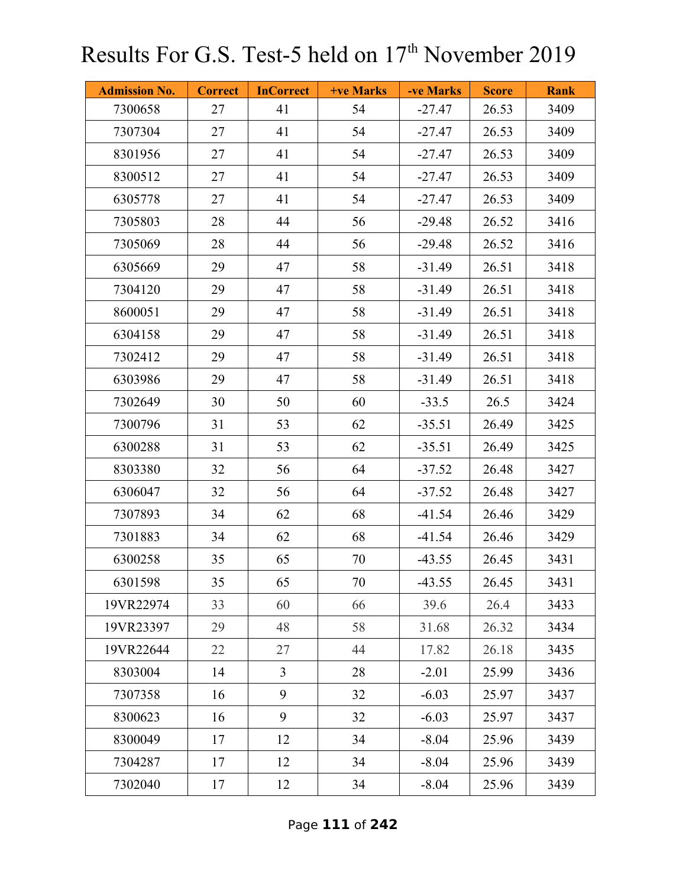# Results For G.S. Test-5 held on 17th November 2019

| Admission No. | Correct | InCorrect | +ve Marks | -ve Marks | Score | Rank |
|---|---|---|---|---|---|---|
| 7300658 | 27 | 41 | 54 | -27.47 | 26.53 | 3409 |
| 7307304 | 27 | 41 | 54 | -27.47 | 26.53 | 3409 |
| 8301956 | 27 | 41 | 54 | -27.47 | 26.53 | 3409 |
| 8300512 | 27 | 41 | 54 | -27.47 | 26.53 | 3409 |
| 6305778 | 27 | 41 | 54 | -27.47 | 26.53 | 3409 |
| 7305803 | 28 | 44 | 56 | -29.48 | 26.52 | 3416 |
| 7305069 | 28 | 44 | 56 | -29.48 | 26.52 | 3416 |
| 6305669 | 29 | 47 | 58 | -31.49 | 26.51 | 3418 |
| 7304120 | 29 | 47 | 58 | -31.49 | 26.51 | 3418 |
| 8600051 | 29 | 47 | 58 | -31.49 | 26.51 | 3418 |
| 6304158 | 29 | 47 | 58 | -31.49 | 26.51 | 3418 |
| 7302412 | 29 | 47 | 58 | -31.49 | 26.51 | 3418 |
| 6303986 | 29 | 47 | 58 | -31.49 | 26.51 | 3418 |
| 7302649 | 30 | 50 | 60 | -33.5 | 26.5 | 3424 |
| 7300796 | 31 | 53 | 62 | -35.51 | 26.49 | 3425 |
| 6300288 | 31 | 53 | 62 | -35.51 | 26.49 | 3425 |
| 8303380 | 32 | 56 | 64 | -37.52 | 26.48 | 3427 |
| 6306047 | 32 | 56 | 64 | -37.52 | 26.48 | 3427 |
| 7307893 | 34 | 62 | 68 | -41.54 | 26.46 | 3429 |
| 7301883 | 34 | 62 | 68 | -41.54 | 26.46 | 3429 |
| 6300258 | 35 | 65 | 70 | -43.55 | 26.45 | 3431 |
| 6301598 | 35 | 65 | 70 | -43.55 | 26.45 | 3431 |
| 19VR22974 | 33 | 60 | 66 | 39.6 | 26.4 | 3433 |
| 19VR23397 | 29 | 48 | 58 | 31.68 | 26.32 | 3434 |
| 19VR22644 | 22 | 27 | 44 | 17.82 | 26.18 | 3435 |
| 8303004 | 14 | 3 | 28 | -2.01 | 25.99 | 3436 |
| 7307358 | 16 | 9 | 32 | -6.03 | 25.97 | 3437 |
| 8300623 | 16 | 9 | 32 | -6.03 | 25.97 | 3437 |
| 8300049 | 17 | 12 | 34 | -8.04 | 25.96 | 3439 |
| 7304287 | 17 | 12 | 34 | -8.04 | 25.96 | 3439 |
| 7302040 | 17 | 12 | 34 | -8.04 | 25.96 | 3439 |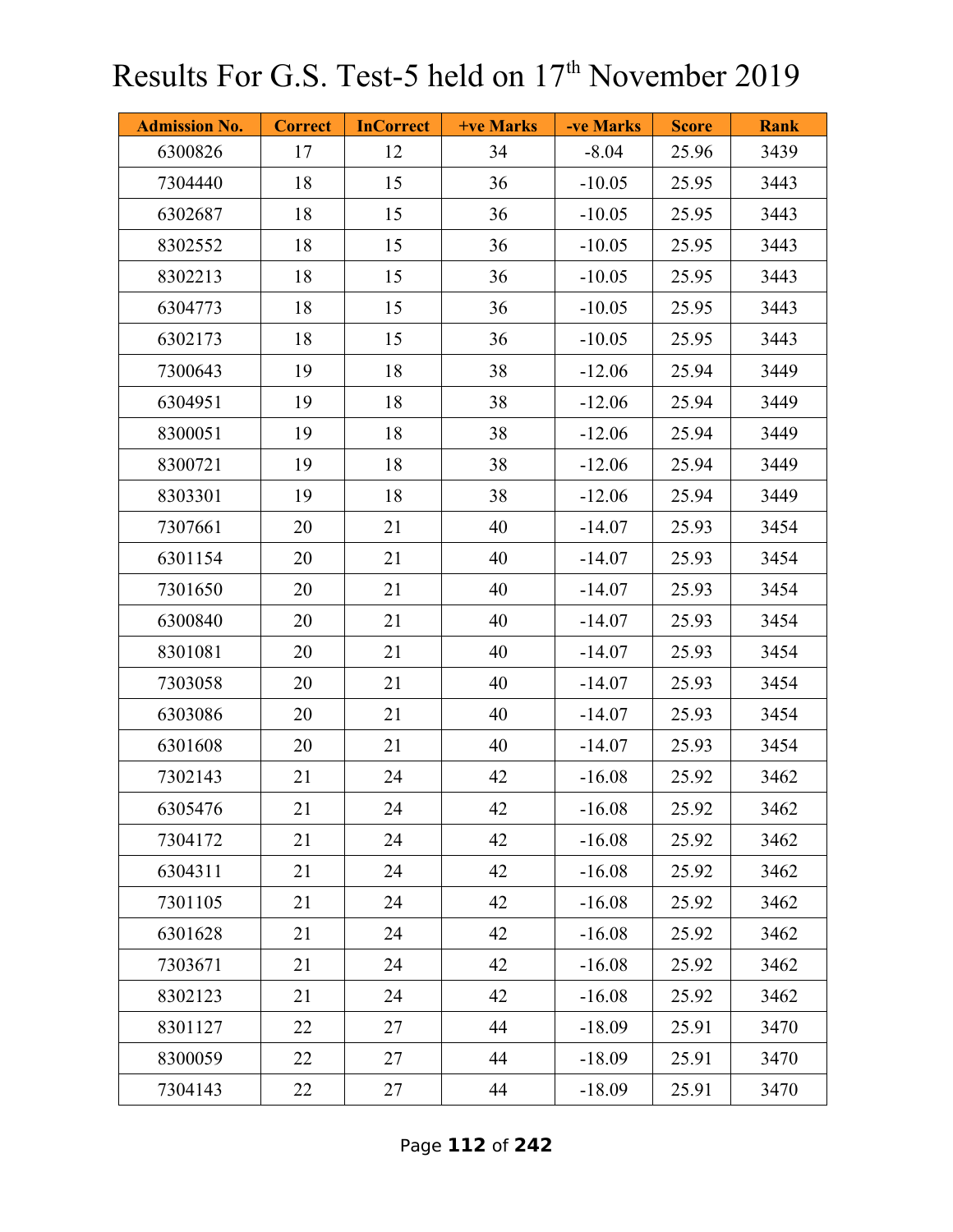# Results For G.S. Test-5 held on 17th November 2019

| Admission No. | Correct | InCorrect | +ve Marks | -ve Marks | Score | Rank |
|---|---|---|---|---|---|---|
| 6300826 | 17 | 12 | 34 | -8.04 | 25.96 | 3439 |
| 7304440 | 18 | 15 | 36 | -10.05 | 25.95 | 3443 |
| 6302687 | 18 | 15 | 36 | -10.05 | 25.95 | 3443 |
| 8302552 | 18 | 15 | 36 | -10.05 | 25.95 | 3443 |
| 8302213 | 18 | 15 | 36 | -10.05 | 25.95 | 3443 |
| 6304773 | 18 | 15 | 36 | -10.05 | 25.95 | 3443 |
| 6302173 | 18 | 15 | 36 | -10.05 | 25.95 | 3443 |
| 7300643 | 19 | 18 | 38 | -12.06 | 25.94 | 3449 |
| 6304951 | 19 | 18 | 38 | -12.06 | 25.94 | 3449 |
| 8300051 | 19 | 18 | 38 | -12.06 | 25.94 | 3449 |
| 8300721 | 19 | 18 | 38 | -12.06 | 25.94 | 3449 |
| 8303301 | 19 | 18 | 38 | -12.06 | 25.94 | 3449 |
| 7307661 | 20 | 21 | 40 | -14.07 | 25.93 | 3454 |
| 6301154 | 20 | 21 | 40 | -14.07 | 25.93 | 3454 |
| 7301650 | 20 | 21 | 40 | -14.07 | 25.93 | 3454 |
| 6300840 | 20 | 21 | 40 | -14.07 | 25.93 | 3454 |
| 8301081 | 20 | 21 | 40 | -14.07 | 25.93 | 3454 |
| 7303058 | 20 | 21 | 40 | -14.07 | 25.93 | 3454 |
| 6303086 | 20 | 21 | 40 | -14.07 | 25.93 | 3454 |
| 6301608 | 20 | 21 | 40 | -14.07 | 25.93 | 3454 |
| 7302143 | 21 | 24 | 42 | -16.08 | 25.92 | 3462 |
| 6305476 | 21 | 24 | 42 | -16.08 | 25.92 | 3462 |
| 7304172 | 21 | 24 | 42 | -16.08 | 25.92 | 3462 |
| 6304311 | 21 | 24 | 42 | -16.08 | 25.92 | 3462 |
| 7301105 | 21 | 24 | 42 | -16.08 | 25.92 | 3462 |
| 6301628 | 21 | 24 | 42 | -16.08 | 25.92 | 3462 |
| 7303671 | 21 | 24 | 42 | -16.08 | 25.92 | 3462 |
| 8302123 | 21 | 24 | 42 | -16.08 | 25.92 | 3462 |
| 8301127 | 22 | 27 | 44 | -18.09 | 25.91 | 3470 |
| 8300059 | 22 | 27 | 44 | -18.09 | 25.91 | 3470 |
| 7304143 | 22 | 27 | 44 | -18.09 | 25.91 | 3470 |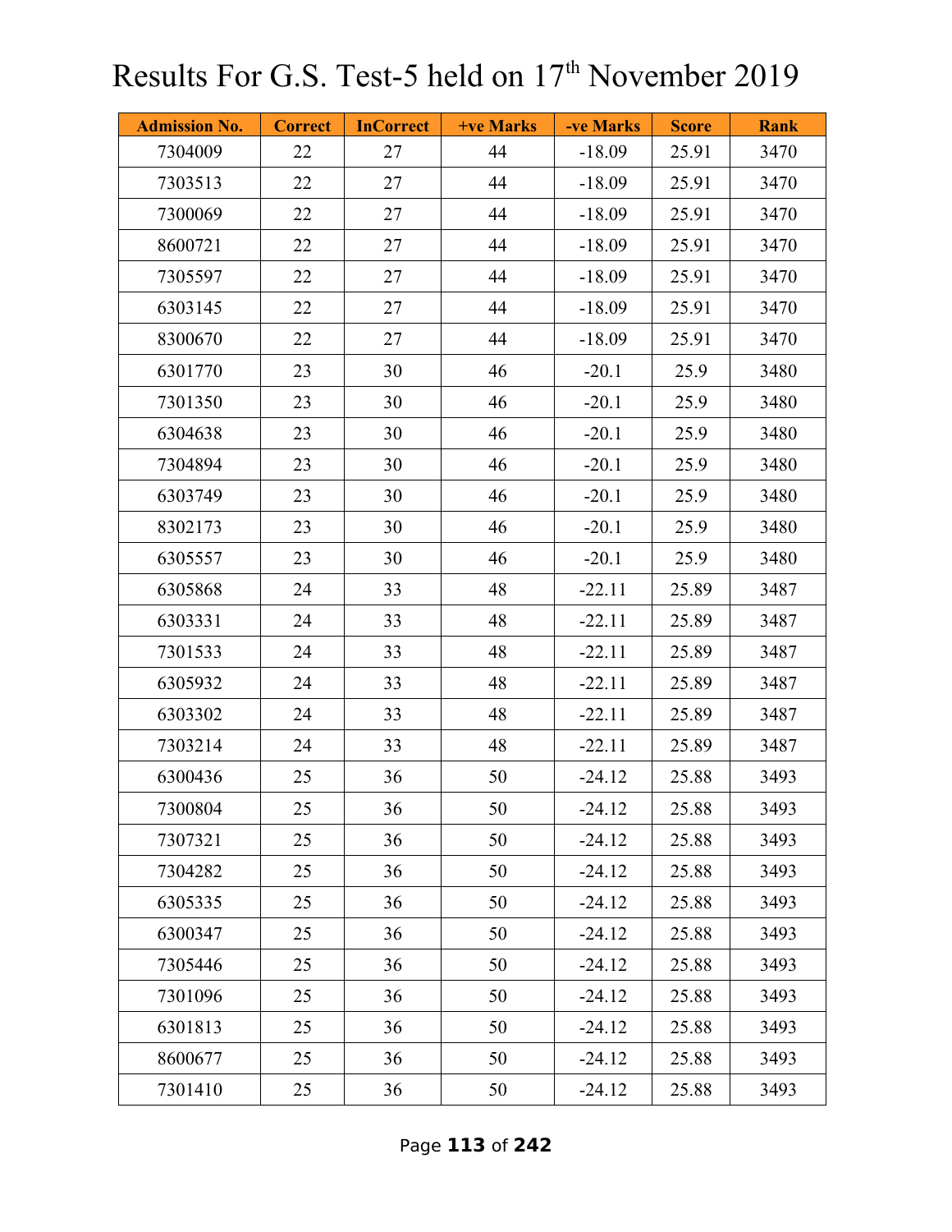# Results For G.S. Test-5 held on 17th November 2019

| Admission No. | Correct | InCorrect | +ve Marks | -ve Marks | Score | Rank |
|---|---|---|---|---|---|---|
| 7304009 | 22 | 27 | 44 | -18.09 | 25.91 | 3470 |
| 7303513 | 22 | 27 | 44 | -18.09 | 25.91 | 3470 |
| 7300069 | 22 | 27 | 44 | -18.09 | 25.91 | 3470 |
| 8600721 | 22 | 27 | 44 | -18.09 | 25.91 | 3470 |
| 7305597 | 22 | 27 | 44 | -18.09 | 25.91 | 3470 |
| 6303145 | 22 | 27 | 44 | -18.09 | 25.91 | 3470 |
| 8300670 | 22 | 27 | 44 | -18.09 | 25.91 | 3470 |
| 6301770 | 23 | 30 | 46 | -20.1 | 25.9 | 3480 |
| 7301350 | 23 | 30 | 46 | -20.1 | 25.9 | 3480 |
| 6304638 | 23 | 30 | 46 | -20.1 | 25.9 | 3480 |
| 7304894 | 23 | 30 | 46 | -20.1 | 25.9 | 3480 |
| 6303749 | 23 | 30 | 46 | -20.1 | 25.9 | 3480 |
| 8302173 | 23 | 30 | 46 | -20.1 | 25.9 | 3480 |
| 6305557 | 23 | 30 | 46 | -20.1 | 25.9 | 3480 |
| 6305868 | 24 | 33 | 48 | -22.11 | 25.89 | 3487 |
| 6303331 | 24 | 33 | 48 | -22.11 | 25.89 | 3487 |
| 7301533 | 24 | 33 | 48 | -22.11 | 25.89 | 3487 |
| 6305932 | 24 | 33 | 48 | -22.11 | 25.89 | 3487 |
| 6303302 | 24 | 33 | 48 | -22.11 | 25.89 | 3487 |
| 7303214 | 24 | 33 | 48 | -22.11 | 25.89 | 3487 |
| 6300436 | 25 | 36 | 50 | -24.12 | 25.88 | 3493 |
| 7300804 | 25 | 36 | 50 | -24.12 | 25.88 | 3493 |
| 7307321 | 25 | 36 | 50 | -24.12 | 25.88 | 3493 |
| 7304282 | 25 | 36 | 50 | -24.12 | 25.88 | 3493 |
| 6305335 | 25 | 36 | 50 | -24.12 | 25.88 | 3493 |
| 6300347 | 25 | 36 | 50 | -24.12 | 25.88 | 3493 |
| 7305446 | 25 | 36 | 50 | -24.12 | 25.88 | 3493 |
| 7301096 | 25 | 36 | 50 | -24.12 | 25.88 | 3493 |
| 6301813 | 25 | 36 | 50 | -24.12 | 25.88 | 3493 |
| 8600677 | 25 | 36 | 50 | -24.12 | 25.88 | 3493 |
| 7301410 | 25 | 36 | 50 | -24.12 | 25.88 | 3493 |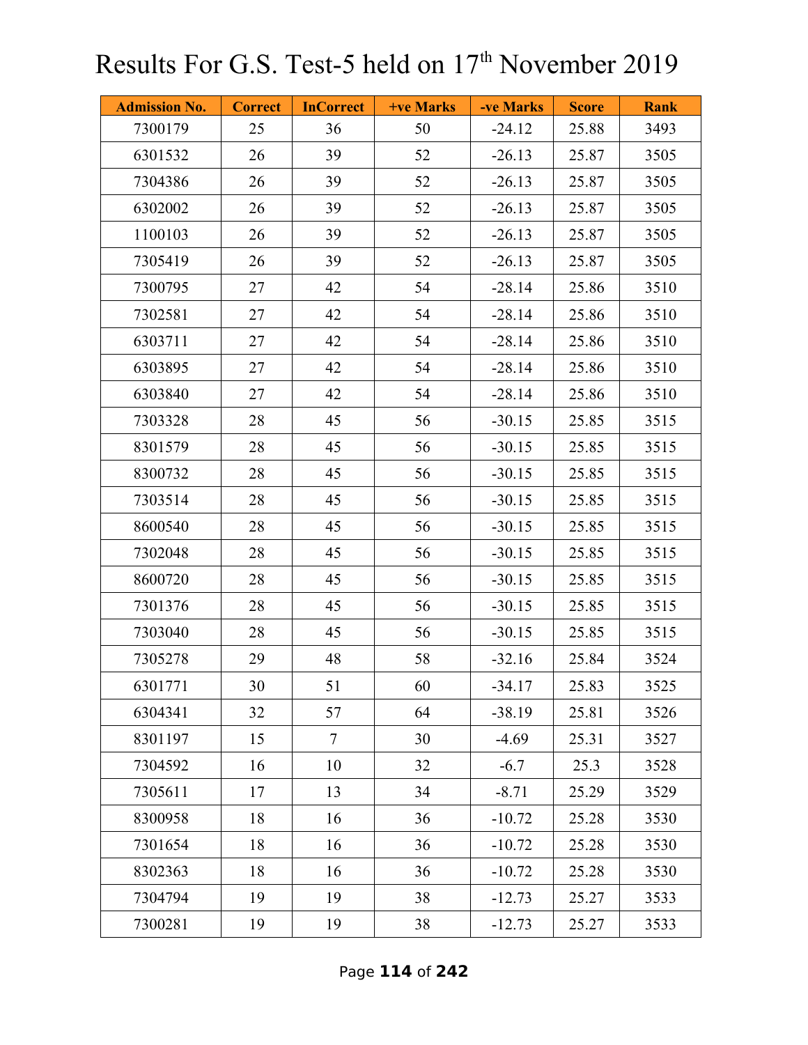# Results For G.S. Test-5 held on 17th November 2019

| Admission No. | Correct | InCorrect | +ve Marks | -ve Marks | Score | Rank |
|---|---|---|---|---|---|---|
| 7300179 | 25 | 36 | 50 | -24.12 | 25.88 | 3493 |
| 6301532 | 26 | 39 | 52 | -26.13 | 25.87 | 3505 |
| 7304386 | 26 | 39 | 52 | -26.13 | 25.87 | 3505 |
| 6302002 | 26 | 39 | 52 | -26.13 | 25.87 | 3505 |
| 1100103 | 26 | 39 | 52 | -26.13 | 25.87 | 3505 |
| 7305419 | 26 | 39 | 52 | -26.13 | 25.87 | 3505 |
| 7300795 | 27 | 42 | 54 | -28.14 | 25.86 | 3510 |
| 7302581 | 27 | 42 | 54 | -28.14 | 25.86 | 3510 |
| 6303711 | 27 | 42 | 54 | -28.14 | 25.86 | 3510 |
| 6303895 | 27 | 42 | 54 | -28.14 | 25.86 | 3510 |
| 6303840 | 27 | 42 | 54 | -28.14 | 25.86 | 3510 |
| 7303328 | 28 | 45 | 56 | -30.15 | 25.85 | 3515 |
| 8301579 | 28 | 45 | 56 | -30.15 | 25.85 | 3515 |
| 8300732 | 28 | 45 | 56 | -30.15 | 25.85 | 3515 |
| 7303514 | 28 | 45 | 56 | -30.15 | 25.85 | 3515 |
| 8600540 | 28 | 45 | 56 | -30.15 | 25.85 | 3515 |
| 7302048 | 28 | 45 | 56 | -30.15 | 25.85 | 3515 |
| 8600720 | 28 | 45 | 56 | -30.15 | 25.85 | 3515 |
| 7301376 | 28 | 45 | 56 | -30.15 | 25.85 | 3515 |
| 7303040 | 28 | 45 | 56 | -30.15 | 25.85 | 3515 |
| 7305278 | 29 | 48 | 58 | -32.16 | 25.84 | 3524 |
| 6301771 | 30 | 51 | 60 | -34.17 | 25.83 | 3525 |
| 6304341 | 32 | 57 | 64 | -38.19 | 25.81 | 3526 |
| 8301197 | 15 | 7 | 30 | -4.69 | 25.31 | 3527 |
| 7304592 | 16 | 10 | 32 | -6.7 | 25.3 | 3528 |
| 7305611 | 17 | 13 | 34 | -8.71 | 25.29 | 3529 |
| 8300958 | 18 | 16 | 36 | -10.72 | 25.28 | 3530 |
| 7301654 | 18 | 16 | 36 | -10.72 | 25.28 | 3530 |
| 8302363 | 18 | 16 | 36 | -10.72 | 25.28 | 3530 |
| 7304794 | 19 | 19 | 38 | -12.73 | 25.27 | 3533 |
| 7300281 | 19 | 19 | 38 | -12.73 | 25.27 | 3533 |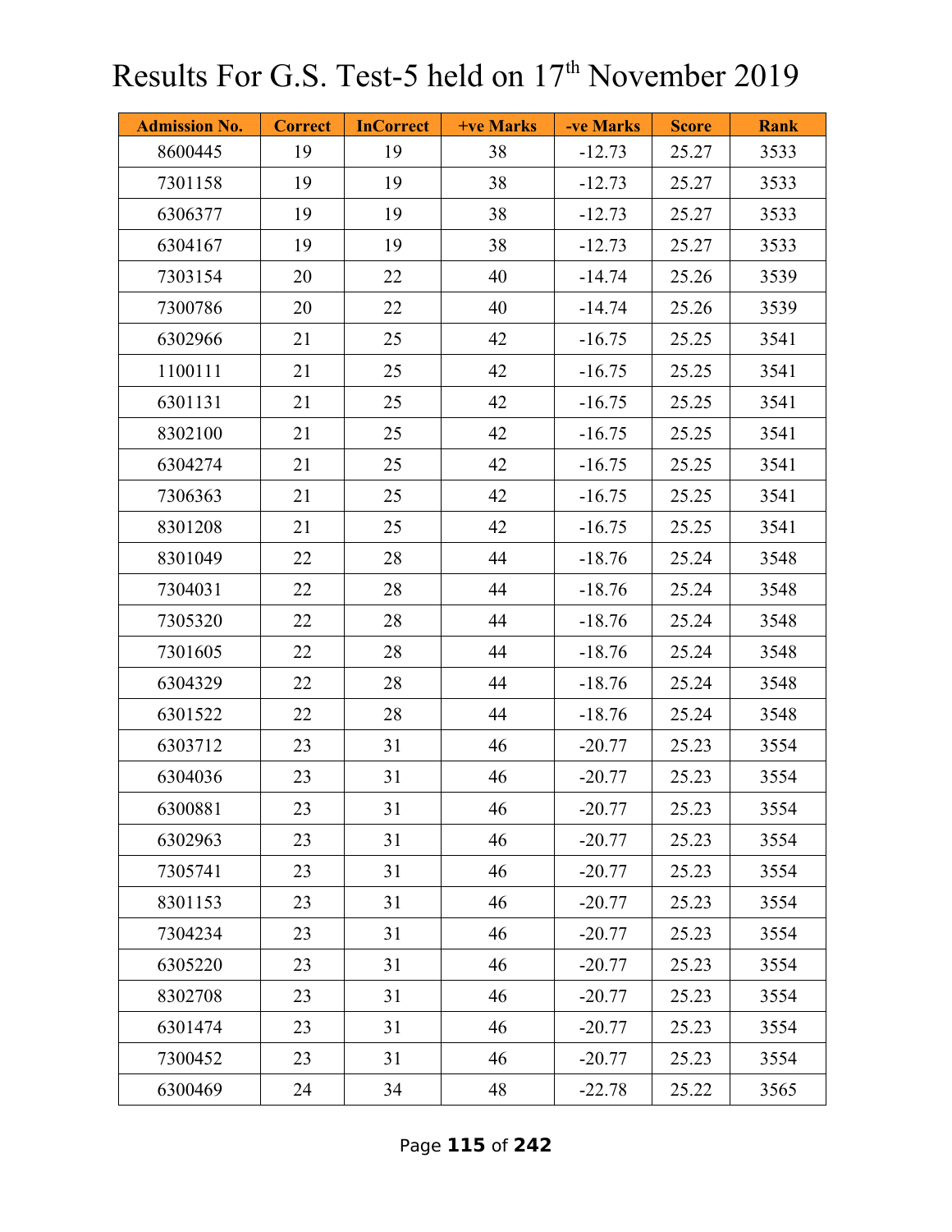# Results For G.S. Test-5 held on 17th November 2019

| Admission No. | Correct | InCorrect | +ve Marks | -ve Marks | Score | Rank |
|---|---|---|---|---|---|---|
| 8600445 | 19 | 19 | 38 | -12.73 | 25.27 | 3533 |
| 7301158 | 19 | 19 | 38 | -12.73 | 25.27 | 3533 |
| 6306377 | 19 | 19 | 38 | -12.73 | 25.27 | 3533 |
| 6304167 | 19 | 19 | 38 | -12.73 | 25.27 | 3533 |
| 7303154 | 20 | 22 | 40 | -14.74 | 25.26 | 3539 |
| 7300786 | 20 | 22 | 40 | -14.74 | 25.26 | 3539 |
| 6302966 | 21 | 25 | 42 | -16.75 | 25.25 | 3541 |
| 1100111 | 21 | 25 | 42 | -16.75 | 25.25 | 3541 |
| 6301131 | 21 | 25 | 42 | -16.75 | 25.25 | 3541 |
| 8302100 | 21 | 25 | 42 | -16.75 | 25.25 | 3541 |
| 6304274 | 21 | 25 | 42 | -16.75 | 25.25 | 3541 |
| 7306363 | 21 | 25 | 42 | -16.75 | 25.25 | 3541 |
| 8301208 | 21 | 25 | 42 | -16.75 | 25.25 | 3541 |
| 8301049 | 22 | 28 | 44 | -18.76 | 25.24 | 3548 |
| 7304031 | 22 | 28 | 44 | -18.76 | 25.24 | 3548 |
| 7305320 | 22 | 28 | 44 | -18.76 | 25.24 | 3548 |
| 7301605 | 22 | 28 | 44 | -18.76 | 25.24 | 3548 |
| 6304329 | 22 | 28 | 44 | -18.76 | 25.24 | 3548 |
| 6301522 | 22 | 28 | 44 | -18.76 | 25.24 | 3548 |
| 6303712 | 23 | 31 | 46 | -20.77 | 25.23 | 3554 |
| 6304036 | 23 | 31 | 46 | -20.77 | 25.23 | 3554 |
| 6300881 | 23 | 31 | 46 | -20.77 | 25.23 | 3554 |
| 6302963 | 23 | 31 | 46 | -20.77 | 25.23 | 3554 |
| 7305741 | 23 | 31 | 46 | -20.77 | 25.23 | 3554 |
| 8301153 | 23 | 31 | 46 | -20.77 | 25.23 | 3554 |
| 7304234 | 23 | 31 | 46 | -20.77 | 25.23 | 3554 |
| 6305220 | 23 | 31 | 46 | -20.77 | 25.23 | 3554 |
| 8302708 | 23 | 31 | 46 | -20.77 | 25.23 | 3554 |
| 6301474 | 23 | 31 | 46 | -20.77 | 25.23 | 3554 |
| 7300452 | 23 | 31 | 46 | -20.77 | 25.23 | 3554 |
| 6300469 | 24 | 34 | 48 | -22.78 | 25.22 | 3565 |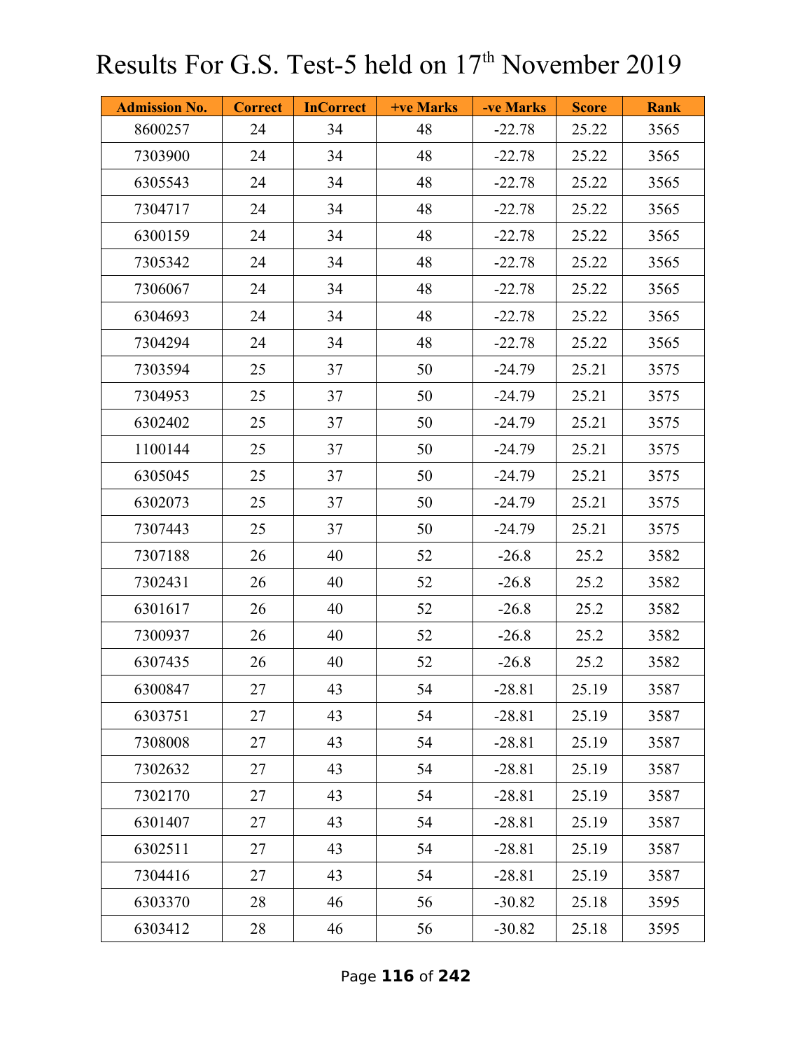# Results For G.S. Test-5 held on 17th November 2019

| Admission No. | Correct | InCorrect | +ve Marks | -ve Marks | Score | Rank |
|---|---|---|---|---|---|---|
| 8600257 | 24 | 34 | 48 | -22.78 | 25.22 | 3565 |
| 7303900 | 24 | 34 | 48 | -22.78 | 25.22 | 3565 |
| 6305543 | 24 | 34 | 48 | -22.78 | 25.22 | 3565 |
| 7304717 | 24 | 34 | 48 | -22.78 | 25.22 | 3565 |
| 6300159 | 24 | 34 | 48 | -22.78 | 25.22 | 3565 |
| 7305342 | 24 | 34 | 48 | -22.78 | 25.22 | 3565 |
| 7306067 | 24 | 34 | 48 | -22.78 | 25.22 | 3565 |
| 6304693 | 24 | 34 | 48 | -22.78 | 25.22 | 3565 |
| 7304294 | 24 | 34 | 48 | -22.78 | 25.22 | 3565 |
| 7303594 | 25 | 37 | 50 | -24.79 | 25.21 | 3575 |
| 7304953 | 25 | 37 | 50 | -24.79 | 25.21 | 3575 |
| 6302402 | 25 | 37 | 50 | -24.79 | 25.21 | 3575 |
| 1100144 | 25 | 37 | 50 | -24.79 | 25.21 | 3575 |
| 6305045 | 25 | 37 | 50 | -24.79 | 25.21 | 3575 |
| 6302073 | 25 | 37 | 50 | -24.79 | 25.21 | 3575 |
| 7307443 | 25 | 37 | 50 | -24.79 | 25.21 | 3575 |
| 7307188 | 26 | 40 | 52 | -26.8 | 25.2 | 3582 |
| 7302431 | 26 | 40 | 52 | -26.8 | 25.2 | 3582 |
| 6301617 | 26 | 40 | 52 | -26.8 | 25.2 | 3582 |
| 7300937 | 26 | 40 | 52 | -26.8 | 25.2 | 3582 |
| 6307435 | 26 | 40 | 52 | -26.8 | 25.2 | 3582 |
| 6300847 | 27 | 43 | 54 | -28.81 | 25.19 | 3587 |
| 6303751 | 27 | 43 | 54 | -28.81 | 25.19 | 3587 |
| 7308008 | 27 | 43 | 54 | -28.81 | 25.19 | 3587 |
| 7302632 | 27 | 43 | 54 | -28.81 | 25.19 | 3587 |
| 7302170 | 27 | 43 | 54 | -28.81 | 25.19 | 3587 |
| 6301407 | 27 | 43 | 54 | -28.81 | 25.19 | 3587 |
| 6302511 | 27 | 43 | 54 | -28.81 | 25.19 | 3587 |
| 7304416 | 27 | 43 | 54 | -28.81 | 25.19 | 3587 |
| 6303370 | 28 | 46 | 56 | -30.82 | 25.18 | 3595 |
| 6303412 | 28 | 46 | 56 | -30.82 | 25.18 | 3595 |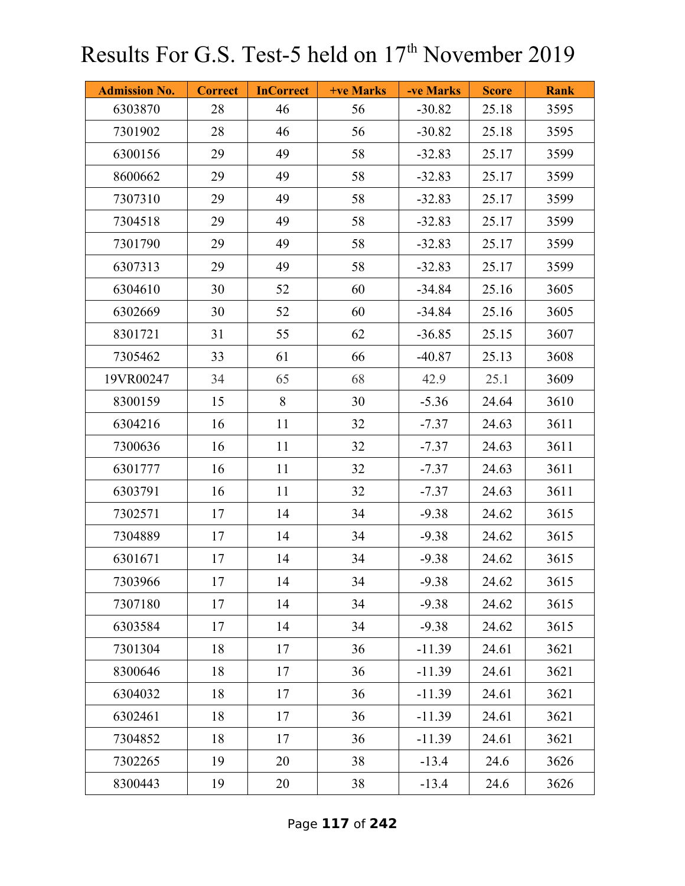# Results For G.S. Test-5 held on 17th November 2019

| Admission No. | Correct | InCorrect | +ve Marks | -ve Marks | Score | Rank |
|---|---|---|---|---|---|---|
| 6303870 | 28 | 46 | 56 | -30.82 | 25.18 | 3595 |
| 7301902 | 28 | 46 | 56 | -30.82 | 25.18 | 3595 |
| 6300156 | 29 | 49 | 58 | -32.83 | 25.17 | 3599 |
| 8600662 | 29 | 49 | 58 | -32.83 | 25.17 | 3599 |
| 7307310 | 29 | 49 | 58 | -32.83 | 25.17 | 3599 |
| 7304518 | 29 | 49 | 58 | -32.83 | 25.17 | 3599 |
| 7301790 | 29 | 49 | 58 | -32.83 | 25.17 | 3599 |
| 6307313 | 29 | 49 | 58 | -32.83 | 25.17 | 3599 |
| 6304610 | 30 | 52 | 60 | -34.84 | 25.16 | 3605 |
| 6302669 | 30 | 52 | 60 | -34.84 | 25.16 | 3605 |
| 8301721 | 31 | 55 | 62 | -36.85 | 25.15 | 3607 |
| 7305462 | 33 | 61 | 66 | -40.87 | 25.13 | 3608 |
| 19VR00247 | 34 | 65 | 68 | 42.9 | 25.1 | 3609 |
| 8300159 | 15 | 8 | 30 | -5.36 | 24.64 | 3610 |
| 6304216 | 16 | 11 | 32 | -7.37 | 24.63 | 3611 |
| 7300636 | 16 | 11 | 32 | -7.37 | 24.63 | 3611 |
| 6301777 | 16 | 11 | 32 | -7.37 | 24.63 | 3611 |
| 6303791 | 16 | 11 | 32 | -7.37 | 24.63 | 3611 |
| 7302571 | 17 | 14 | 34 | -9.38 | 24.62 | 3615 |
| 7304889 | 17 | 14 | 34 | -9.38 | 24.62 | 3615 |
| 6301671 | 17 | 14 | 34 | -9.38 | 24.62 | 3615 |
| 7303966 | 17 | 14 | 34 | -9.38 | 24.62 | 3615 |
| 7307180 | 17 | 14 | 34 | -9.38 | 24.62 | 3615 |
| 6303584 | 17 | 14 | 34 | -9.38 | 24.62 | 3615 |
| 7301304 | 18 | 17 | 36 | -11.39 | 24.61 | 3621 |
| 8300646 | 18 | 17 | 36 | -11.39 | 24.61 | 3621 |
| 6304032 | 18 | 17 | 36 | -11.39 | 24.61 | 3621 |
| 6302461 | 18 | 17 | 36 | -11.39 | 24.61 | 3621 |
| 7304852 | 18 | 17 | 36 | -11.39 | 24.61 | 3621 |
| 7302265 | 19 | 20 | 38 | -13.4 | 24.6 | 3626 |
| 8300443 | 19 | 20 | 38 | -13.4 | 24.6 | 3626 |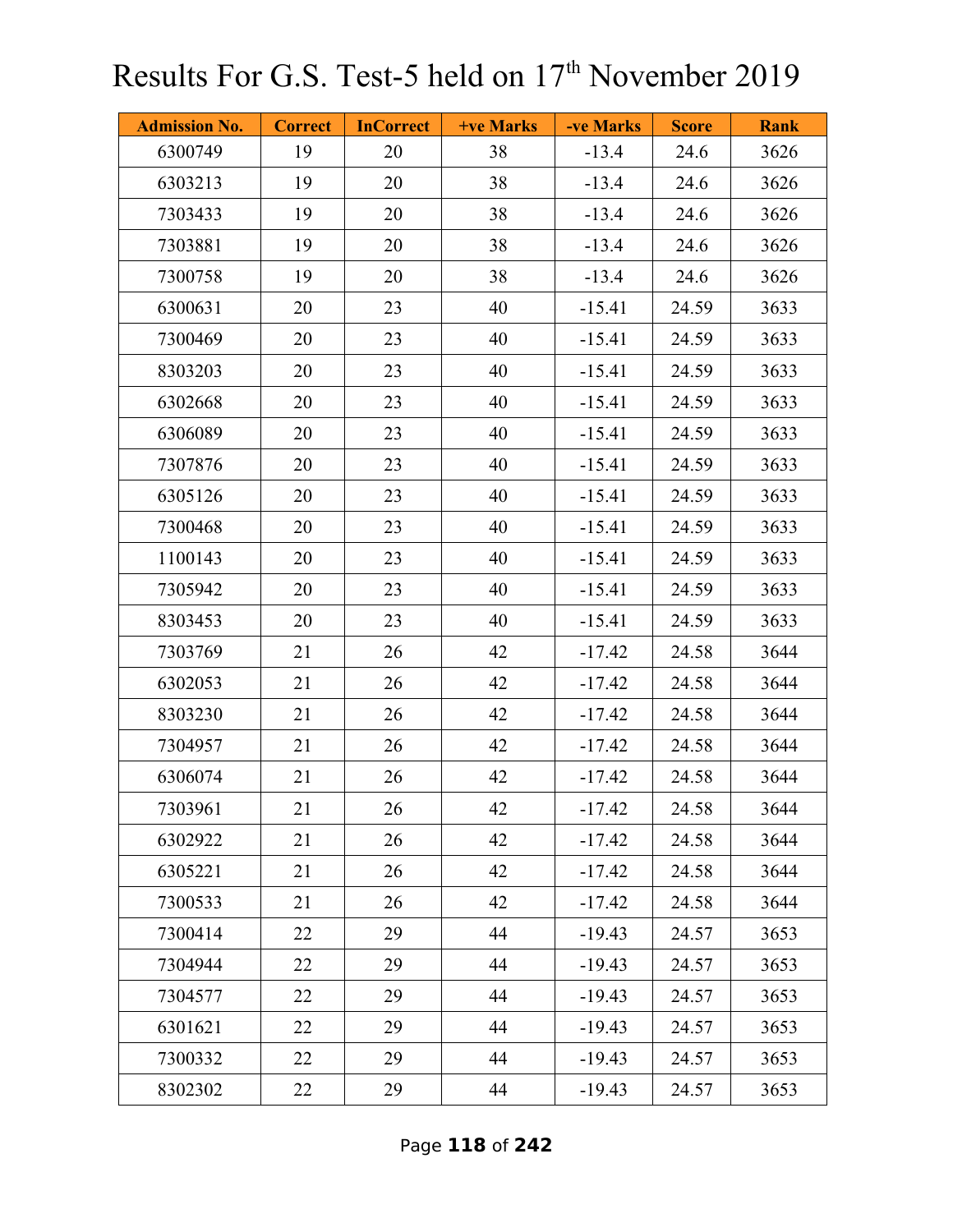# Results For G.S. Test-5 held on 17th November 2019

| Admission No. | Correct | InCorrect | +ve Marks | -ve Marks | Score | Rank |
|---|---|---|---|---|---|---|
| 6300749 | 19 | 20 | 38 | -13.4 | 24.6 | 3626 |
| 6303213 | 19 | 20 | 38 | -13.4 | 24.6 | 3626 |
| 7303433 | 19 | 20 | 38 | -13.4 | 24.6 | 3626 |
| 7303881 | 19 | 20 | 38 | -13.4 | 24.6 | 3626 |
| 7300758 | 19 | 20 | 38 | -13.4 | 24.6 | 3626 |
| 6300631 | 20 | 23 | 40 | -15.41 | 24.59 | 3633 |
| 7300469 | 20 | 23 | 40 | -15.41 | 24.59 | 3633 |
| 8303203 | 20 | 23 | 40 | -15.41 | 24.59 | 3633 |
| 6302668 | 20 | 23 | 40 | -15.41 | 24.59 | 3633 |
| 6306089 | 20 | 23 | 40 | -15.41 | 24.59 | 3633 |
| 7307876 | 20 | 23 | 40 | -15.41 | 24.59 | 3633 |
| 6305126 | 20 | 23 | 40 | -15.41 | 24.59 | 3633 |
| 7300468 | 20 | 23 | 40 | -15.41 | 24.59 | 3633 |
| 1100143 | 20 | 23 | 40 | -15.41 | 24.59 | 3633 |
| 7305942 | 20 | 23 | 40 | -15.41 | 24.59 | 3633 |
| 8303453 | 20 | 23 | 40 | -15.41 | 24.59 | 3633 |
| 7303769 | 21 | 26 | 42 | -17.42 | 24.58 | 3644 |
| 6302053 | 21 | 26 | 42 | -17.42 | 24.58 | 3644 |
| 8303230 | 21 | 26 | 42 | -17.42 | 24.58 | 3644 |
| 7304957 | 21 | 26 | 42 | -17.42 | 24.58 | 3644 |
| 6306074 | 21 | 26 | 42 | -17.42 | 24.58 | 3644 |
| 7303961 | 21 | 26 | 42 | -17.42 | 24.58 | 3644 |
| 6302922 | 21 | 26 | 42 | -17.42 | 24.58 | 3644 |
| 6305221 | 21 | 26 | 42 | -17.42 | 24.58 | 3644 |
| 7300533 | 21 | 26 | 42 | -17.42 | 24.58 | 3644 |
| 7300414 | 22 | 29 | 44 | -19.43 | 24.57 | 3653 |
| 7304944 | 22 | 29 | 44 | -19.43 | 24.57 | 3653 |
| 7304577 | 22 | 29 | 44 | -19.43 | 24.57 | 3653 |
| 6301621 | 22 | 29 | 44 | -19.43 | 24.57 | 3653 |
| 7300332 | 22 | 29 | 44 | -19.43 | 24.57 | 3653 |
| 8302302 | 22 | 29 | 44 | -19.43 | 24.57 | 3653 |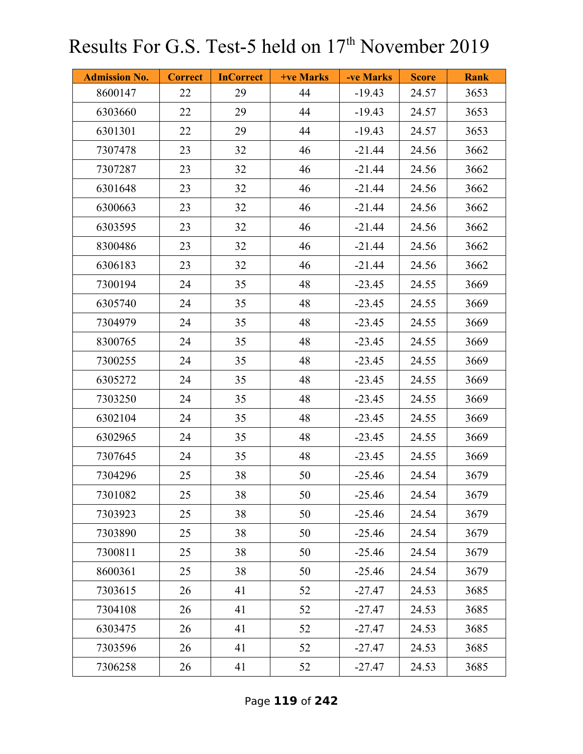# Results For G.S. Test-5 held on 17th November 2019

| Admission No. | Correct | InCorrect | +ve Marks | -ve Marks | Score | Rank |
|---|---|---|---|---|---|---|
| 8600147 | 22 | 29 | 44 | -19.43 | 24.57 | 3653 |
| 6303660 | 22 | 29 | 44 | -19.43 | 24.57 | 3653 |
| 6301301 | 22 | 29 | 44 | -19.43 | 24.57 | 3653 |
| 7307478 | 23 | 32 | 46 | -21.44 | 24.56 | 3662 |
| 7307287 | 23 | 32 | 46 | -21.44 | 24.56 | 3662 |
| 6301648 | 23 | 32 | 46 | -21.44 | 24.56 | 3662 |
| 6300663 | 23 | 32 | 46 | -21.44 | 24.56 | 3662 |
| 6303595 | 23 | 32 | 46 | -21.44 | 24.56 | 3662 |
| 8300486 | 23 | 32 | 46 | -21.44 | 24.56 | 3662 |
| 6306183 | 23 | 32 | 46 | -21.44 | 24.56 | 3662 |
| 7300194 | 24 | 35 | 48 | -23.45 | 24.55 | 3669 |
| 6305740 | 24 | 35 | 48 | -23.45 | 24.55 | 3669 |
| 7304979 | 24 | 35 | 48 | -23.45 | 24.55 | 3669 |
| 8300765 | 24 | 35 | 48 | -23.45 | 24.55 | 3669 |
| 7300255 | 24 | 35 | 48 | -23.45 | 24.55 | 3669 |
| 6305272 | 24 | 35 | 48 | -23.45 | 24.55 | 3669 |
| 7303250 | 24 | 35 | 48 | -23.45 | 24.55 | 3669 |
| 6302104 | 24 | 35 | 48 | -23.45 | 24.55 | 3669 |
| 6302965 | 24 | 35 | 48 | -23.45 | 24.55 | 3669 |
| 7307645 | 24 | 35 | 48 | -23.45 | 24.55 | 3669 |
| 7304296 | 25 | 38 | 50 | -25.46 | 24.54 | 3679 |
| 7301082 | 25 | 38 | 50 | -25.46 | 24.54 | 3679 |
| 7303923 | 25 | 38 | 50 | -25.46 | 24.54 | 3679 |
| 7303890 | 25 | 38 | 50 | -25.46 | 24.54 | 3679 |
| 7300811 | 25 | 38 | 50 | -25.46 | 24.54 | 3679 |
| 8600361 | 25 | 38 | 50 | -25.46 | 24.54 | 3679 |
| 7303615 | 26 | 41 | 52 | -27.47 | 24.53 | 3685 |
| 7304108 | 26 | 41 | 52 | -27.47 | 24.53 | 3685 |
| 6303475 | 26 | 41 | 52 | -27.47 | 24.53 | 3685 |
| 7303596 | 26 | 41 | 52 | -27.47 | 24.53 | 3685 |
| 7306258 | 26 | 41 | 52 | -27.47 | 24.53 | 3685 |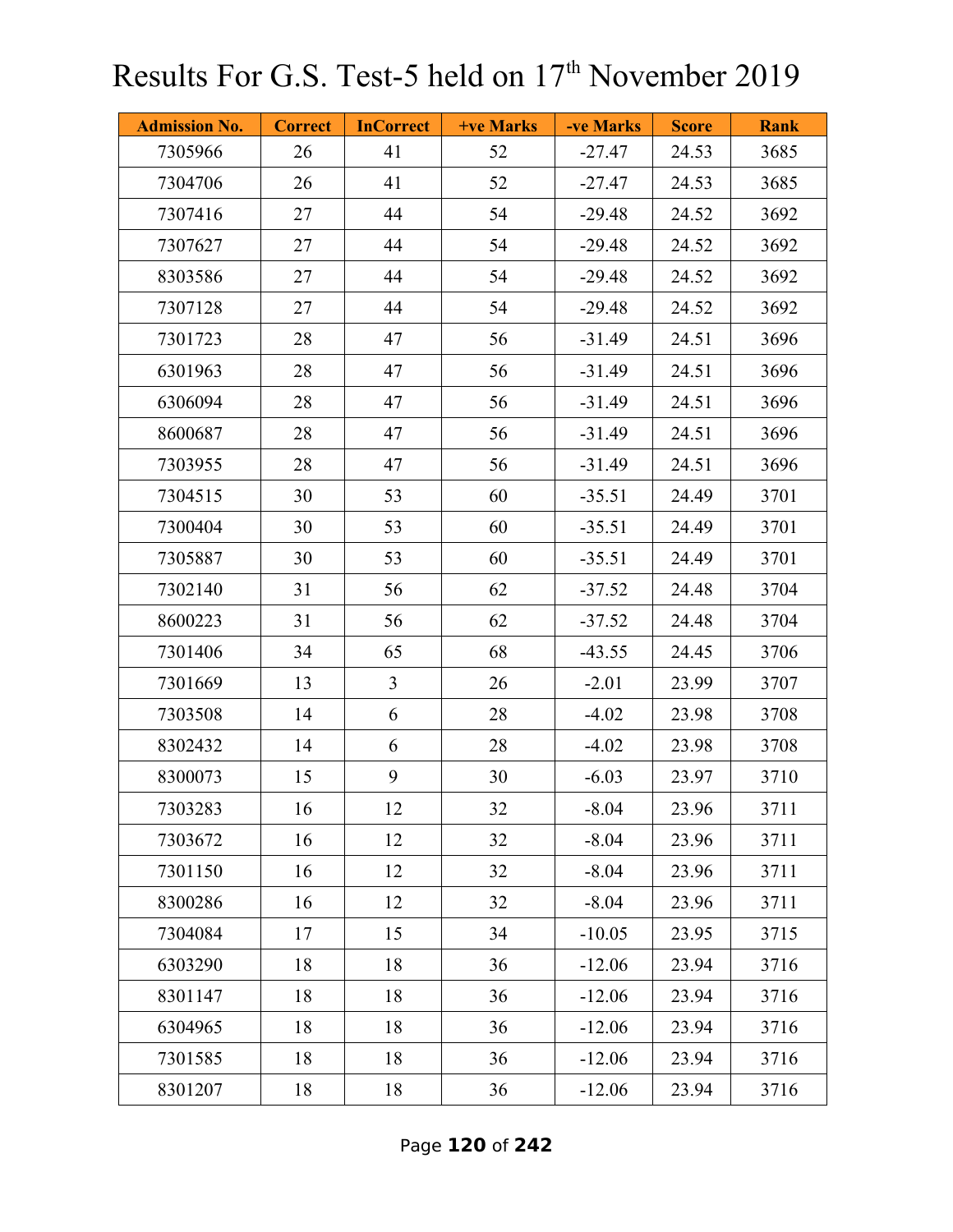# Results For G.S. Test-5 held on 17th November 2019

| Admission No. | Correct | InCorrect | +ve Marks | -ve Marks | Score | Rank |
|---|---|---|---|---|---|---|
| 7305966 | 26 | 41 | 52 | -27.47 | 24.53 | 3685 |
| 7304706 | 26 | 41 | 52 | -27.47 | 24.53 | 3685 |
| 7307416 | 27 | 44 | 54 | -29.48 | 24.52 | 3692 |
| 7307627 | 27 | 44 | 54 | -29.48 | 24.52 | 3692 |
| 8303586 | 27 | 44 | 54 | -29.48 | 24.52 | 3692 |
| 7307128 | 27 | 44 | 54 | -29.48 | 24.52 | 3692 |
| 7301723 | 28 | 47 | 56 | -31.49 | 24.51 | 3696 |
| 6301963 | 28 | 47 | 56 | -31.49 | 24.51 | 3696 |
| 6306094 | 28 | 47 | 56 | -31.49 | 24.51 | 3696 |
| 8600687 | 28 | 47 | 56 | -31.49 | 24.51 | 3696 |
| 7303955 | 28 | 47 | 56 | -31.49 | 24.51 | 3696 |
| 7304515 | 30 | 53 | 60 | -35.51 | 24.49 | 3701 |
| 7300404 | 30 | 53 | 60 | -35.51 | 24.49 | 3701 |
| 7305887 | 30 | 53 | 60 | -35.51 | 24.49 | 3701 |
| 7302140 | 31 | 56 | 62 | -37.52 | 24.48 | 3704 |
| 8600223 | 31 | 56 | 62 | -37.52 | 24.48 | 3704 |
| 7301406 | 34 | 65 | 68 | -43.55 | 24.45 | 3706 |
| 7301669 | 13 | 3 | 26 | -2.01 | 23.99 | 3707 |
| 7303508 | 14 | 6 | 28 | -4.02 | 23.98 | 3708 |
| 8302432 | 14 | 6 | 28 | -4.02 | 23.98 | 3708 |
| 8300073 | 15 | 9 | 30 | -6.03 | 23.97 | 3710 |
| 7303283 | 16 | 12 | 32 | -8.04 | 23.96 | 3711 |
| 7303672 | 16 | 12 | 32 | -8.04 | 23.96 | 3711 |
| 7301150 | 16 | 12 | 32 | -8.04 | 23.96 | 3711 |
| 8300286 | 16 | 12 | 32 | -8.04 | 23.96 | 3711 |
| 7304084 | 17 | 15 | 34 | -10.05 | 23.95 | 3715 |
| 6303290 | 18 | 18 | 36 | -12.06 | 23.94 | 3716 |
| 8301147 | 18 | 18 | 36 | -12.06 | 23.94 | 3716 |
| 6304965 | 18 | 18 | 36 | -12.06 | 23.94 | 3716 |
| 7301585 | 18 | 18 | 36 | -12.06 | 23.94 | 3716 |
| 8301207 | 18 | 18 | 36 | -12.06 | 23.94 | 3716 |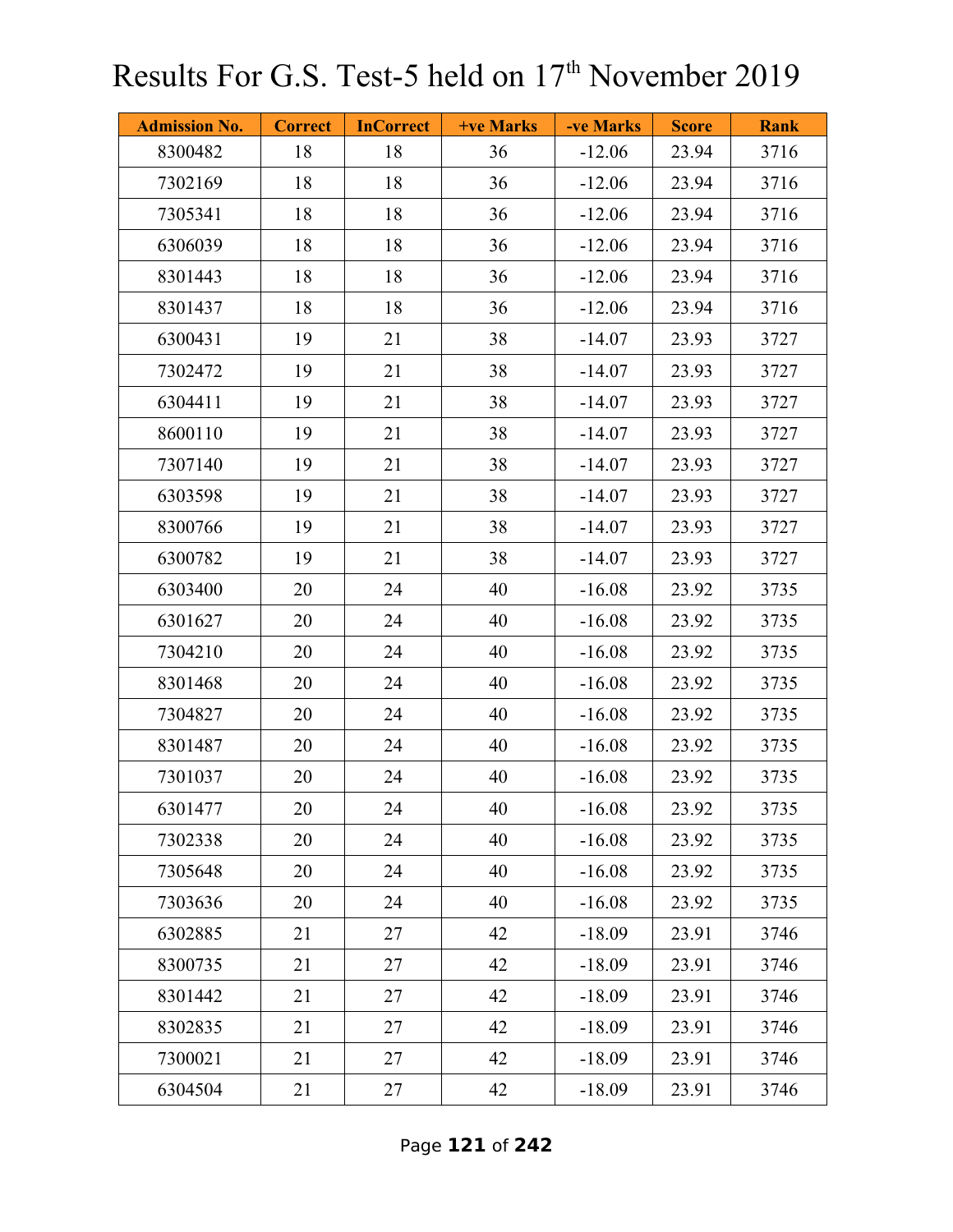# Results For G.S. Test-5 held on 17th November 2019

| Admission No. | Correct | InCorrect | +ve Marks | -ve Marks | Score | Rank |
|---|---|---|---|---|---|---|
| 8300482 | 18 | 18 | 36 | -12.06 | 23.94 | 3716 |
| 7302169 | 18 | 18 | 36 | -12.06 | 23.94 | 3716 |
| 7305341 | 18 | 18 | 36 | -12.06 | 23.94 | 3716 |
| 6306039 | 18 | 18 | 36 | -12.06 | 23.94 | 3716 |
| 8301443 | 18 | 18 | 36 | -12.06 | 23.94 | 3716 |
| 8301437 | 18 | 18 | 36 | -12.06 | 23.94 | 3716 |
| 6300431 | 19 | 21 | 38 | -14.07 | 23.93 | 3727 |
| 7302472 | 19 | 21 | 38 | -14.07 | 23.93 | 3727 |
| 6304411 | 19 | 21 | 38 | -14.07 | 23.93 | 3727 |
| 8600110 | 19 | 21 | 38 | -14.07 | 23.93 | 3727 |
| 7307140 | 19 | 21 | 38 | -14.07 | 23.93 | 3727 |
| 6303598 | 19 | 21 | 38 | -14.07 | 23.93 | 3727 |
| 8300766 | 19 | 21 | 38 | -14.07 | 23.93 | 3727 |
| 6300782 | 19 | 21 | 38 | -14.07 | 23.93 | 3727 |
| 6303400 | 20 | 24 | 40 | -16.08 | 23.92 | 3735 |
| 6301627 | 20 | 24 | 40 | -16.08 | 23.92 | 3735 |
| 7304210 | 20 | 24 | 40 | -16.08 | 23.92 | 3735 |
| 8301468 | 20 | 24 | 40 | -16.08 | 23.92 | 3735 |
| 7304827 | 20 | 24 | 40 | -16.08 | 23.92 | 3735 |
| 8301487 | 20 | 24 | 40 | -16.08 | 23.92 | 3735 |
| 7301037 | 20 | 24 | 40 | -16.08 | 23.92 | 3735 |
| 6301477 | 20 | 24 | 40 | -16.08 | 23.92 | 3735 |
| 7302338 | 20 | 24 | 40 | -16.08 | 23.92 | 3735 |
| 7305648 | 20 | 24 | 40 | -16.08 | 23.92 | 3735 |
| 7303636 | 20 | 24 | 40 | -16.08 | 23.92 | 3735 |
| 6302885 | 21 | 27 | 42 | -18.09 | 23.91 | 3746 |
| 8300735 | 21 | 27 | 42 | -18.09 | 23.91 | 3746 |
| 8301442 | 21 | 27 | 42 | -18.09 | 23.91 | 3746 |
| 8302835 | 21 | 27 | 42 | -18.09 | 23.91 | 3746 |
| 7300021 | 21 | 27 | 42 | -18.09 | 23.91 | 3746 |
| 6304504 | 21 | 27 | 42 | -18.09 | 23.91 | 3746 |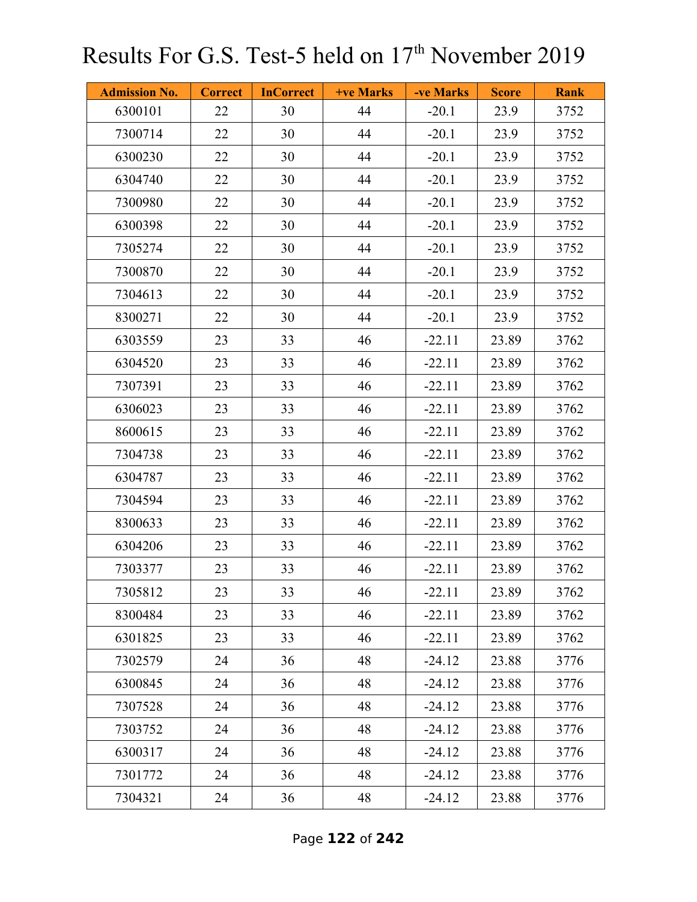# Results For G.S. Test-5 held on 17th November 2019

| Admission No. | Correct | InCorrect | +ve Marks | -ve Marks | Score | Rank |
|---|---|---|---|---|---|---|
| 6300101 | 22 | 30 | 44 | -20.1 | 23.9 | 3752 |
| 7300714 | 22 | 30 | 44 | -20.1 | 23.9 | 3752 |
| 6300230 | 22 | 30 | 44 | -20.1 | 23.9 | 3752 |
| 6304740 | 22 | 30 | 44 | -20.1 | 23.9 | 3752 |
| 7300980 | 22 | 30 | 44 | -20.1 | 23.9 | 3752 |
| 6300398 | 22 | 30 | 44 | -20.1 | 23.9 | 3752 |
| 7305274 | 22 | 30 | 44 | -20.1 | 23.9 | 3752 |
| 7300870 | 22 | 30 | 44 | -20.1 | 23.9 | 3752 |
| 7304613 | 22 | 30 | 44 | -20.1 | 23.9 | 3752 |
| 8300271 | 22 | 30 | 44 | -20.1 | 23.9 | 3752 |
| 6303559 | 23 | 33 | 46 | -22.11 | 23.89 | 3762 |
| 6304520 | 23 | 33 | 46 | -22.11 | 23.89 | 3762 |
| 7307391 | 23 | 33 | 46 | -22.11 | 23.89 | 3762 |
| 6306023 | 23 | 33 | 46 | -22.11 | 23.89 | 3762 |
| 8600615 | 23 | 33 | 46 | -22.11 | 23.89 | 3762 |
| 7304738 | 23 | 33 | 46 | -22.11 | 23.89 | 3762 |
| 6304787 | 23 | 33 | 46 | -22.11 | 23.89 | 3762 |
| 7304594 | 23 | 33 | 46 | -22.11 | 23.89 | 3762 |
| 8300633 | 23 | 33 | 46 | -22.11 | 23.89 | 3762 |
| 6304206 | 23 | 33 | 46 | -22.11 | 23.89 | 3762 |
| 7303377 | 23 | 33 | 46 | -22.11 | 23.89 | 3762 |
| 7305812 | 23 | 33 | 46 | -22.11 | 23.89 | 3762 |
| 8300484 | 23 | 33 | 46 | -22.11 | 23.89 | 3762 |
| 6301825 | 23 | 33 | 46 | -22.11 | 23.89 | 3762 |
| 7302579 | 24 | 36 | 48 | -24.12 | 23.88 | 3776 |
| 6300845 | 24 | 36 | 48 | -24.12 | 23.88 | 3776 |
| 7307528 | 24 | 36 | 48 | -24.12 | 23.88 | 3776 |
| 7303752 | 24 | 36 | 48 | -24.12 | 23.88 | 3776 |
| 6300317 | 24 | 36 | 48 | -24.12 | 23.88 | 3776 |
| 7301772 | 24 | 36 | 48 | -24.12 | 23.88 | 3776 |
| 7304321 | 24 | 36 | 48 | -24.12 | 23.88 | 3776 |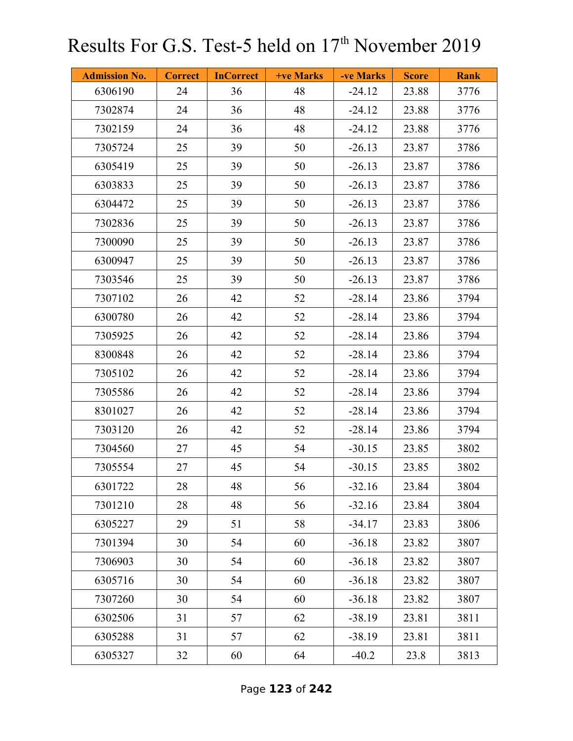# Results For G.S. Test-5 held on 17th November 2019

| Admission No. | Correct | InCorrect | +ve Marks | -ve Marks | Score | Rank |
|---|---|---|---|---|---|---|
| 6306190 | 24 | 36 | 48 | -24.12 | 23.88 | 3776 |
| 7302874 | 24 | 36 | 48 | -24.12 | 23.88 | 3776 |
| 7302159 | 24 | 36 | 48 | -24.12 | 23.88 | 3776 |
| 7305724 | 25 | 39 | 50 | -26.13 | 23.87 | 3786 |
| 6305419 | 25 | 39 | 50 | -26.13 | 23.87 | 3786 |
| 6303833 | 25 | 39 | 50 | -26.13 | 23.87 | 3786 |
| 6304472 | 25 | 39 | 50 | -26.13 | 23.87 | 3786 |
| 7302836 | 25 | 39 | 50 | -26.13 | 23.87 | 3786 |
| 7300090 | 25 | 39 | 50 | -26.13 | 23.87 | 3786 |
| 6300947 | 25 | 39 | 50 | -26.13 | 23.87 | 3786 |
| 7303546 | 25 | 39 | 50 | -26.13 | 23.87 | 3786 |
| 7307102 | 26 | 42 | 52 | -28.14 | 23.86 | 3794 |
| 6300780 | 26 | 42 | 52 | -28.14 | 23.86 | 3794 |
| 7305925 | 26 | 42 | 52 | -28.14 | 23.86 | 3794 |
| 8300848 | 26 | 42 | 52 | -28.14 | 23.86 | 3794 |
| 7305102 | 26 | 42 | 52 | -28.14 | 23.86 | 3794 |
| 7305586 | 26 | 42 | 52 | -28.14 | 23.86 | 3794 |
| 8301027 | 26 | 42 | 52 | -28.14 | 23.86 | 3794 |
| 7303120 | 26 | 42 | 52 | -28.14 | 23.86 | 3794 |
| 7304560 | 27 | 45 | 54 | -30.15 | 23.85 | 3802 |
| 7305554 | 27 | 45 | 54 | -30.15 | 23.85 | 3802 |
| 6301722 | 28 | 48 | 56 | -32.16 | 23.84 | 3804 |
| 7301210 | 28 | 48 | 56 | -32.16 | 23.84 | 3804 |
| 6305227 | 29 | 51 | 58 | -34.17 | 23.83 | 3806 |
| 7301394 | 30 | 54 | 60 | -36.18 | 23.82 | 3807 |
| 7306903 | 30 | 54 | 60 | -36.18 | 23.82 | 3807 |
| 6305716 | 30 | 54 | 60 | -36.18 | 23.82 | 3807 |
| 7307260 | 30 | 54 | 60 | -36.18 | 23.82 | 3807 |
| 6302506 | 31 | 57 | 62 | -38.19 | 23.81 | 3811 |
| 6305288 | 31 | 57 | 62 | -38.19 | 23.81 | 3811 |
| 6305327 | 32 | 60 | 64 | -40.2 | 23.8 | 3813 |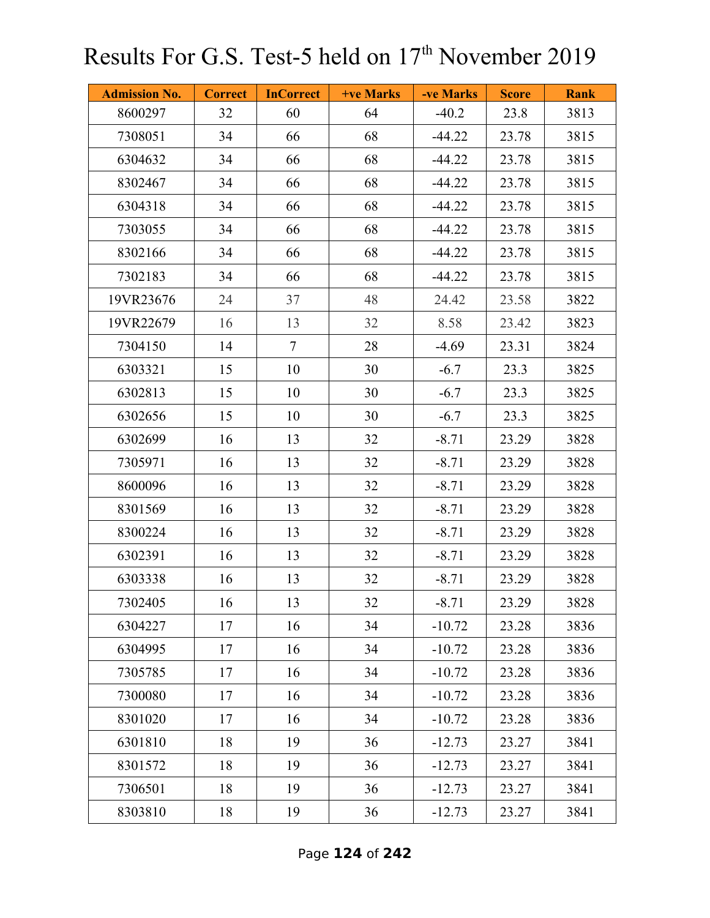# Results For G.S. Test-5 held on 17th November 2019

| Admission No. | Correct | InCorrect | +ve Marks | -ve Marks | Score | Rank |
|---|---|---|---|---|---|---|
| 8600297 | 32 | 60 | 64 | -40.2 | 23.8 | 3813 |
| 7308051 | 34 | 66 | 68 | -44.22 | 23.78 | 3815 |
| 6304632 | 34 | 66 | 68 | -44.22 | 23.78 | 3815 |
| 8302467 | 34 | 66 | 68 | -44.22 | 23.78 | 3815 |
| 6304318 | 34 | 66 | 68 | -44.22 | 23.78 | 3815 |
| 7303055 | 34 | 66 | 68 | -44.22 | 23.78 | 3815 |
| 8302166 | 34 | 66 | 68 | -44.22 | 23.78 | 3815 |
| 7302183 | 34 | 66 | 68 | -44.22 | 23.78 | 3815 |
| 19VR23676 | 24 | 37 | 48 | 24.42 | 23.58 | 3822 |
| 19VR22679 | 16 | 13 | 32 | 8.58 | 23.42 | 3823 |
| 7304150 | 14 | 7 | 28 | -4.69 | 23.31 | 3824 |
| 6303321 | 15 | 10 | 30 | -6.7 | 23.3 | 3825 |
| 6302813 | 15 | 10 | 30 | -6.7 | 23.3 | 3825 |
| 6302656 | 15 | 10 | 30 | -6.7 | 23.3 | 3825 |
| 6302699 | 16 | 13 | 32 | -8.71 | 23.29 | 3828 |
| 7305971 | 16 | 13 | 32 | -8.71 | 23.29 | 3828 |
| 8600096 | 16 | 13 | 32 | -8.71 | 23.29 | 3828 |
| 8301569 | 16 | 13 | 32 | -8.71 | 23.29 | 3828 |
| 8300224 | 16 | 13 | 32 | -8.71 | 23.29 | 3828 |
| 6302391 | 16 | 13 | 32 | -8.71 | 23.29 | 3828 |
| 6303338 | 16 | 13 | 32 | -8.71 | 23.29 | 3828 |
| 7302405 | 16 | 13 | 32 | -8.71 | 23.29 | 3828 |
| 6304227 | 17 | 16 | 34 | -10.72 | 23.28 | 3836 |
| 6304995 | 17 | 16 | 34 | -10.72 | 23.28 | 3836 |
| 7305785 | 17 | 16 | 34 | -10.72 | 23.28 | 3836 |
| 7300080 | 17 | 16 | 34 | -10.72 | 23.28 | 3836 |
| 8301020 | 17 | 16 | 34 | -10.72 | 23.28 | 3836 |
| 6301810 | 18 | 19 | 36 | -12.73 | 23.27 | 3841 |
| 8301572 | 18 | 19 | 36 | -12.73 | 23.27 | 3841 |
| 7306501 | 18 | 19 | 36 | -12.73 | 23.27 | 3841 |
| 8303810 | 18 | 19 | 36 | -12.73 | 23.27 | 3841 |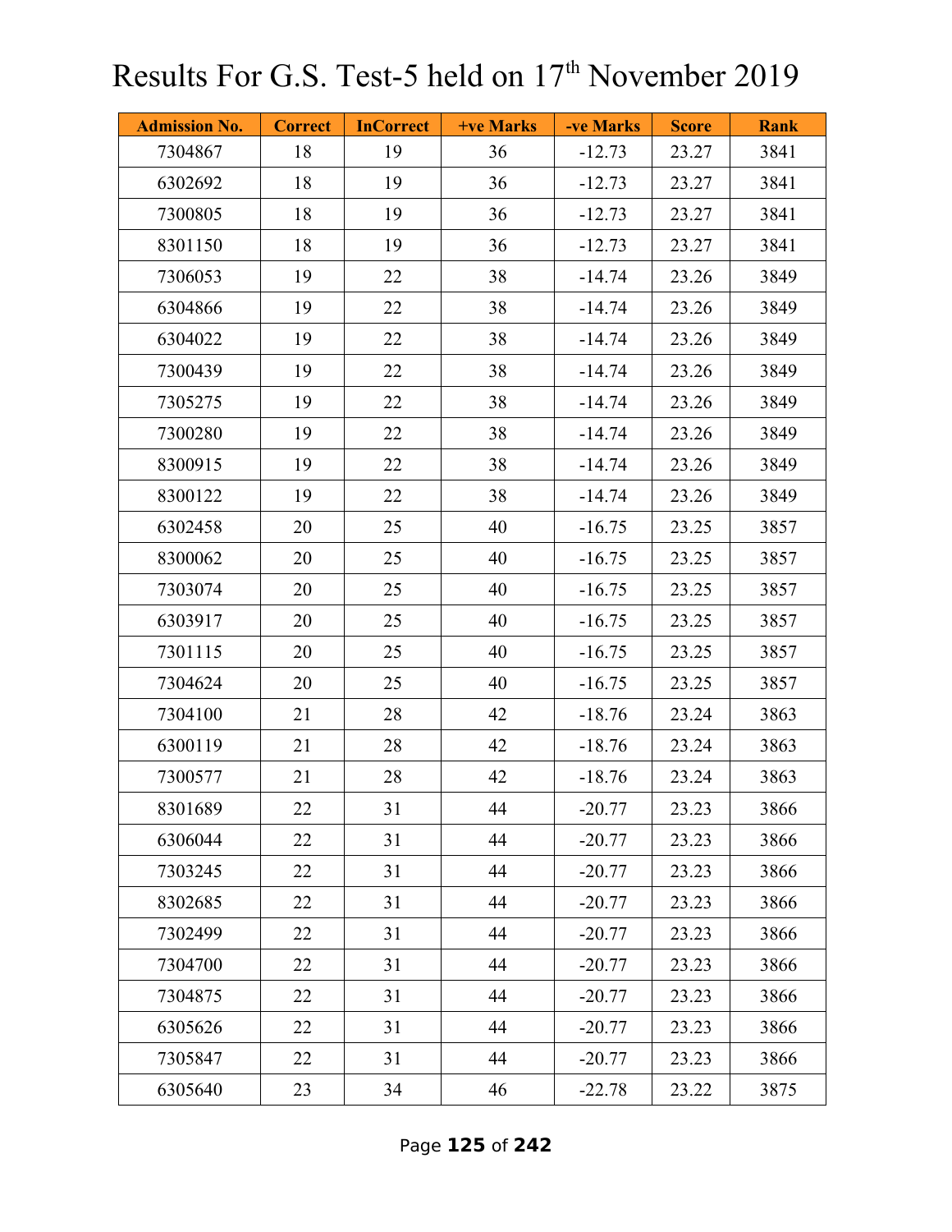# Results For G.S. Test-5 held on 17th November 2019

| Admission No. | Correct | InCorrect | +ve Marks | -ve Marks | Score | Rank |
|---|---|---|---|---|---|---|
| 7304867 | 18 | 19 | 36 | -12.73 | 23.27 | 3841 |
| 6302692 | 18 | 19 | 36 | -12.73 | 23.27 | 3841 |
| 7300805 | 18 | 19 | 36 | -12.73 | 23.27 | 3841 |
| 8301150 | 18 | 19 | 36 | -12.73 | 23.27 | 3841 |
| 7306053 | 19 | 22 | 38 | -14.74 | 23.26 | 3849 |
| 6304866 | 19 | 22 | 38 | -14.74 | 23.26 | 3849 |
| 6304022 | 19 | 22 | 38 | -14.74 | 23.26 | 3849 |
| 7300439 | 19 | 22 | 38 | -14.74 | 23.26 | 3849 |
| 7305275 | 19 | 22 | 38 | -14.74 | 23.26 | 3849 |
| 7300280 | 19 | 22 | 38 | -14.74 | 23.26 | 3849 |
| 8300915 | 19 | 22 | 38 | -14.74 | 23.26 | 3849 |
| 8300122 | 19 | 22 | 38 | -14.74 | 23.26 | 3849 |
| 6302458 | 20 | 25 | 40 | -16.75 | 23.25 | 3857 |
| 8300062 | 20 | 25 | 40 | -16.75 | 23.25 | 3857 |
| 7303074 | 20 | 25 | 40 | -16.75 | 23.25 | 3857 |
| 6303917 | 20 | 25 | 40 | -16.75 | 23.25 | 3857 |
| 7301115 | 20 | 25 | 40 | -16.75 | 23.25 | 3857 |
| 7304624 | 20 | 25 | 40 | -16.75 | 23.25 | 3857 |
| 7304100 | 21 | 28 | 42 | -18.76 | 23.24 | 3863 |
| 6300119 | 21 | 28 | 42 | -18.76 | 23.24 | 3863 |
| 7300577 | 21 | 28 | 42 | -18.76 | 23.24 | 3863 |
| 8301689 | 22 | 31 | 44 | -20.77 | 23.23 | 3866 |
| 6306044 | 22 | 31 | 44 | -20.77 | 23.23 | 3866 |
| 7303245 | 22 | 31 | 44 | -20.77 | 23.23 | 3866 |
| 8302685 | 22 | 31 | 44 | -20.77 | 23.23 | 3866 |
| 7302499 | 22 | 31 | 44 | -20.77 | 23.23 | 3866 |
| 7304700 | 22 | 31 | 44 | -20.77 | 23.23 | 3866 |
| 7304875 | 22 | 31 | 44 | -20.77 | 23.23 | 3866 |
| 6305626 | 22 | 31 | 44 | -20.77 | 23.23 | 3866 |
| 7305847 | 22 | 31 | 44 | -20.77 | 23.23 | 3866 |
| 6305640 | 23 | 34 | 46 | -22.78 | 23.22 | 3875 |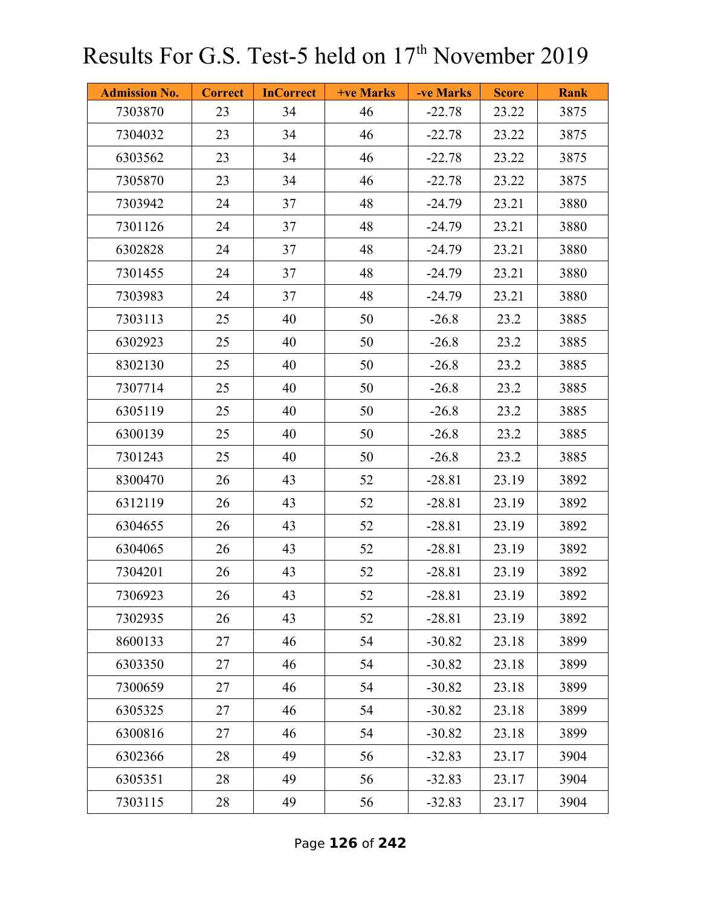# Results For G.S. Test-5 held on 17th November 2019

| Admission No. | Correct | InCorrect | +ve Marks | -ve Marks | Score | Rank |
|---|---|---|---|---|---|---|
| 7303870 | 23 | 34 | 46 | -22.78 | 23.22 | 3875 |
| 7304032 | 23 | 34 | 46 | -22.78 | 23.22 | 3875 |
| 6303562 | 23 | 34 | 46 | -22.78 | 23.22 | 3875 |
| 7305870 | 23 | 34 | 46 | -22.78 | 23.22 | 3875 |
| 7303942 | 24 | 37 | 48 | -24.79 | 23.21 | 3880 |
| 7301126 | 24 | 37 | 48 | -24.79 | 23.21 | 3880 |
| 6302828 | 24 | 37 | 48 | -24.79 | 23.21 | 3880 |
| 7301455 | 24 | 37 | 48 | -24.79 | 23.21 | 3880 |
| 7303983 | 24 | 37 | 48 | -24.79 | 23.21 | 3880 |
| 7303113 | 25 | 40 | 50 | -26.8 | 23.2 | 3885 |
| 6302923 | 25 | 40 | 50 | -26.8 | 23.2 | 3885 |
| 8302130 | 25 | 40 | 50 | -26.8 | 23.2 | 3885 |
| 7307714 | 25 | 40 | 50 | -26.8 | 23.2 | 3885 |
| 6305119 | 25 | 40 | 50 | -26.8 | 23.2 | 3885 |
| 6300139 | 25 | 40 | 50 | -26.8 | 23.2 | 3885 |
| 7301243 | 25 | 40 | 50 | -26.8 | 23.2 | 3885 |
| 8300470 | 26 | 43 | 52 | -28.81 | 23.19 | 3892 |
| 6312119 | 26 | 43 | 52 | -28.81 | 23.19 | 3892 |
| 6304655 | 26 | 43 | 52 | -28.81 | 23.19 | 3892 |
| 6304065 | 26 | 43 | 52 | -28.81 | 23.19 | 3892 |
| 7304201 | 26 | 43 | 52 | -28.81 | 23.19 | 3892 |
| 7306923 | 26 | 43 | 52 | -28.81 | 23.19 | 3892 |
| 7302935 | 26 | 43 | 52 | -28.81 | 23.19 | 3892 |
| 8600133 | 27 | 46 | 54 | -30.82 | 23.18 | 3899 |
| 6303350 | 27 | 46 | 54 | -30.82 | 23.18 | 3899 |
| 7300659 | 27 | 46 | 54 | -30.82 | 23.18 | 3899 |
| 6305325 | 27 | 46 | 54 | -30.82 | 23.18 | 3899 |
| 6300816 | 27 | 46 | 54 | -30.82 | 23.18 | 3899 |
| 6302366 | 28 | 49 | 56 | -32.83 | 23.17 | 3904 |
| 6305351 | 28 | 49 | 56 | -32.83 | 23.17 | 3904 |
| 7303115 | 28 | 49 | 56 | -32.83 | 23.17 | 3904 |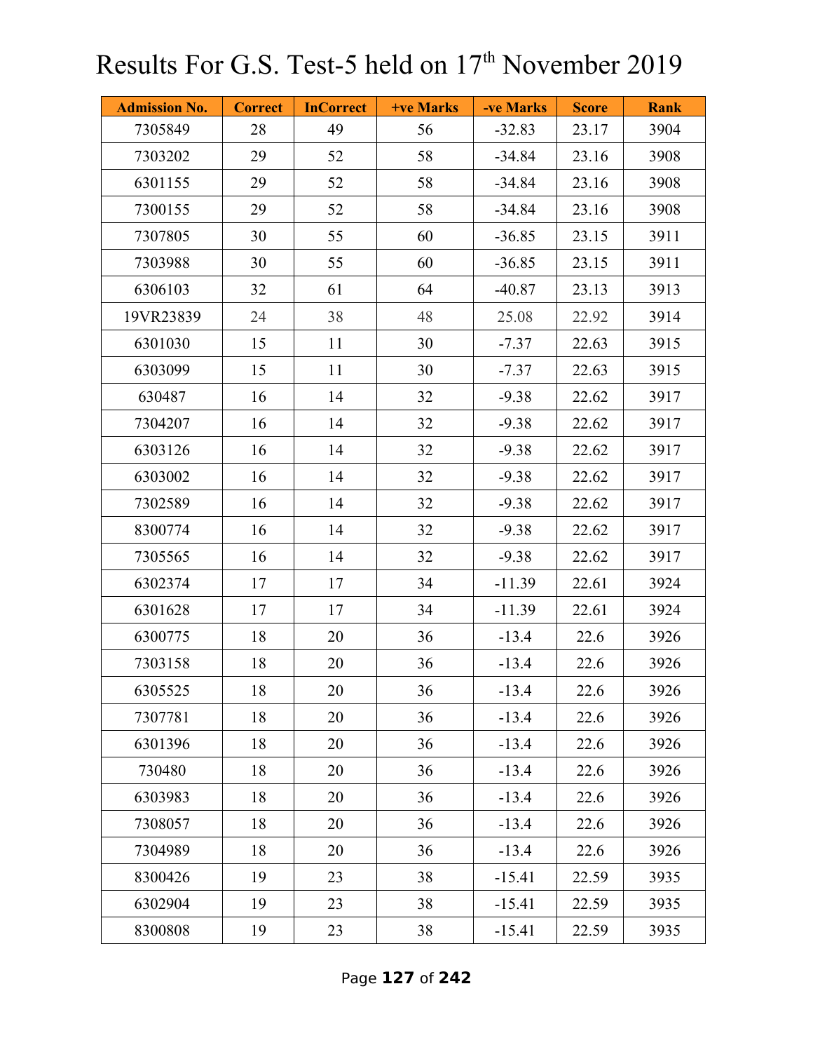# Results For G.S. Test-5 held on 17th November 2019

| Admission No. | Correct | InCorrect | +ve Marks | -ve Marks | Score | Rank |
|---|---|---|---|---|---|---|
| 7305849 | 28 | 49 | 56 | -32.83 | 23.17 | 3904 |
| 7303202 | 29 | 52 | 58 | -34.84 | 23.16 | 3908 |
| 6301155 | 29 | 52 | 58 | -34.84 | 23.16 | 3908 |
| 7300155 | 29 | 52 | 58 | -34.84 | 23.16 | 3908 |
| 7307805 | 30 | 55 | 60 | -36.85 | 23.15 | 3911 |
| 7303988 | 30 | 55 | 60 | -36.85 | 23.15 | 3911 |
| 6306103 | 32 | 61 | 64 | -40.87 | 23.13 | 3913 |
| 19VR23839 | 24 | 38 | 48 | 25.08 | 22.92 | 3914 |
| 6301030 | 15 | 11 | 30 | -7.37 | 22.63 | 3915 |
| 6303099 | 15 | 11 | 30 | -7.37 | 22.63 | 3915 |
| 630487 | 16 | 14 | 32 | -9.38 | 22.62 | 3917 |
| 7304207 | 16 | 14 | 32 | -9.38 | 22.62 | 3917 |
| 6303126 | 16 | 14 | 32 | -9.38 | 22.62 | 3917 |
| 6303002 | 16 | 14 | 32 | -9.38 | 22.62 | 3917 |
| 7302589 | 16 | 14 | 32 | -9.38 | 22.62 | 3917 |
| 8300774 | 16 | 14 | 32 | -9.38 | 22.62 | 3917 |
| 7305565 | 16 | 14 | 32 | -9.38 | 22.62 | 3917 |
| 6302374 | 17 | 17 | 34 | -11.39 | 22.61 | 3924 |
| 6301628 | 17 | 17 | 34 | -11.39 | 22.61 | 3924 |
| 6300775 | 18 | 20 | 36 | -13.4 | 22.6 | 3926 |
| 7303158 | 18 | 20 | 36 | -13.4 | 22.6 | 3926 |
| 6305525 | 18 | 20 | 36 | -13.4 | 22.6 | 3926 |
| 7307781 | 18 | 20 | 36 | -13.4 | 22.6 | 3926 |
| 6301396 | 18 | 20 | 36 | -13.4 | 22.6 | 3926 |
| 730480 | 18 | 20 | 36 | -13.4 | 22.6 | 3926 |
| 6303983 | 18 | 20 | 36 | -13.4 | 22.6 | 3926 |
| 7308057 | 18 | 20 | 36 | -13.4 | 22.6 | 3926 |
| 7304989 | 18 | 20 | 36 | -13.4 | 22.6 | 3926 |
| 8300426 | 19 | 23 | 38 | -15.41 | 22.59 | 3935 |
| 6302904 | 19 | 23 | 38 | -15.41 | 22.59 | 3935 |
| 8300808 | 19 | 23 | 38 | -15.41 | 22.59 | 3935 |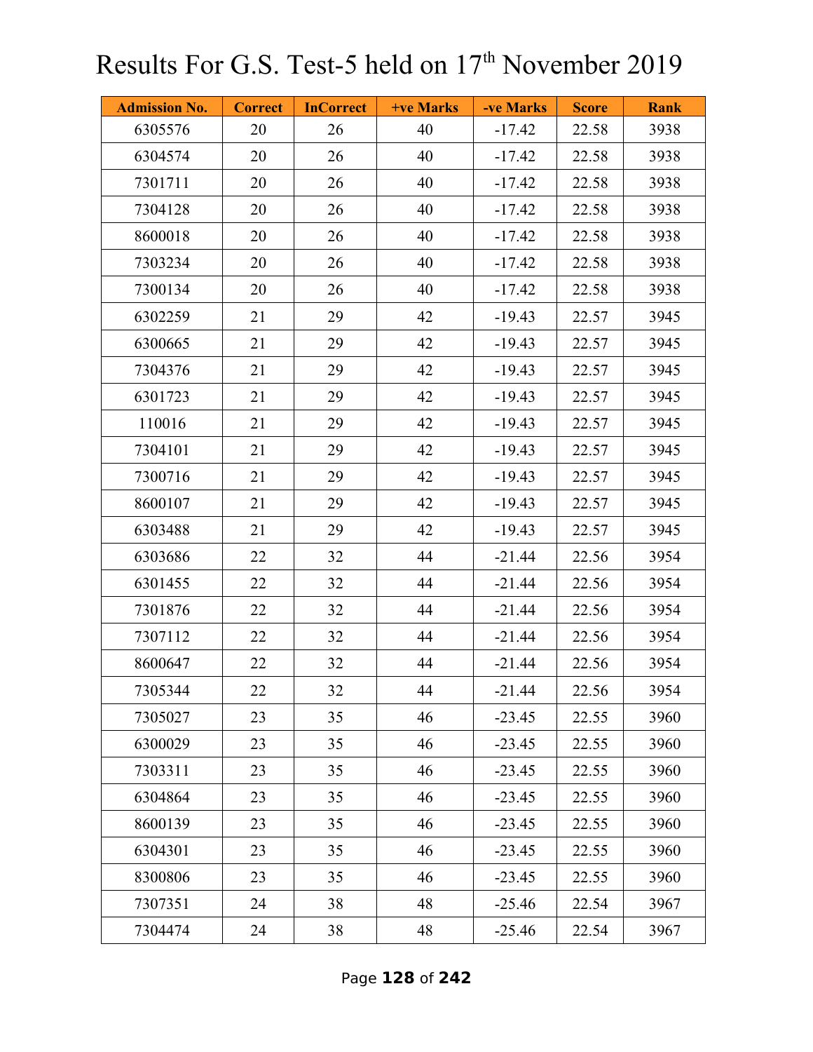# Results For G.S. Test-5 held on 17th November 2019

| Admission No. | Correct | InCorrect | +ve Marks | -ve Marks | Score | Rank |
|---|---|---|---|---|---|---|
| 6305576 | 20 | 26 | 40 | -17.42 | 22.58 | 3938 |
| 6304574 | 20 | 26 | 40 | -17.42 | 22.58 | 3938 |
| 7301711 | 20 | 26 | 40 | -17.42 | 22.58 | 3938 |
| 7304128 | 20 | 26 | 40 | -17.42 | 22.58 | 3938 |
| 8600018 | 20 | 26 | 40 | -17.42 | 22.58 | 3938 |
| 7303234 | 20 | 26 | 40 | -17.42 | 22.58 | 3938 |
| 7300134 | 20 | 26 | 40 | -17.42 | 22.58 | 3938 |
| 6302259 | 21 | 29 | 42 | -19.43 | 22.57 | 3945 |
| 6300665 | 21 | 29 | 42 | -19.43 | 22.57 | 3945 |
| 7304376 | 21 | 29 | 42 | -19.43 | 22.57 | 3945 |
| 6301723 | 21 | 29 | 42 | -19.43 | 22.57 | 3945 |
| 110016 | 21 | 29 | 42 | -19.43 | 22.57 | 3945 |
| 7304101 | 21 | 29 | 42 | -19.43 | 22.57 | 3945 |
| 7300716 | 21 | 29 | 42 | -19.43 | 22.57 | 3945 |
| 8600107 | 21 | 29 | 42 | -19.43 | 22.57 | 3945 |
| 6303488 | 21 | 29 | 42 | -19.43 | 22.57 | 3945 |
| 6303686 | 22 | 32 | 44 | -21.44 | 22.56 | 3954 |
| 6301455 | 22 | 32 | 44 | -21.44 | 22.56 | 3954 |
| 7301876 | 22 | 32 | 44 | -21.44 | 22.56 | 3954 |
| 7307112 | 22 | 32 | 44 | -21.44 | 22.56 | 3954 |
| 8600647 | 22 | 32 | 44 | -21.44 | 22.56 | 3954 |
| 7305344 | 22 | 32 | 44 | -21.44 | 22.56 | 3954 |
| 7305027 | 23 | 35 | 46 | -23.45 | 22.55 | 3960 |
| 6300029 | 23 | 35 | 46 | -23.45 | 22.55 | 3960 |
| 7303311 | 23 | 35 | 46 | -23.45 | 22.55 | 3960 |
| 6304864 | 23 | 35 | 46 | -23.45 | 22.55 | 3960 |
| 8600139 | 23 | 35 | 46 | -23.45 | 22.55 | 3960 |
| 6304301 | 23 | 35 | 46 | -23.45 | 22.55 | 3960 |
| 8300806 | 23 | 35 | 46 | -23.45 | 22.55 | 3960 |
| 7307351 | 24 | 38 | 48 | -25.46 | 22.54 | 3967 |
| 7304474 | 24 | 38 | 48 | -25.46 | 22.54 | 3967 |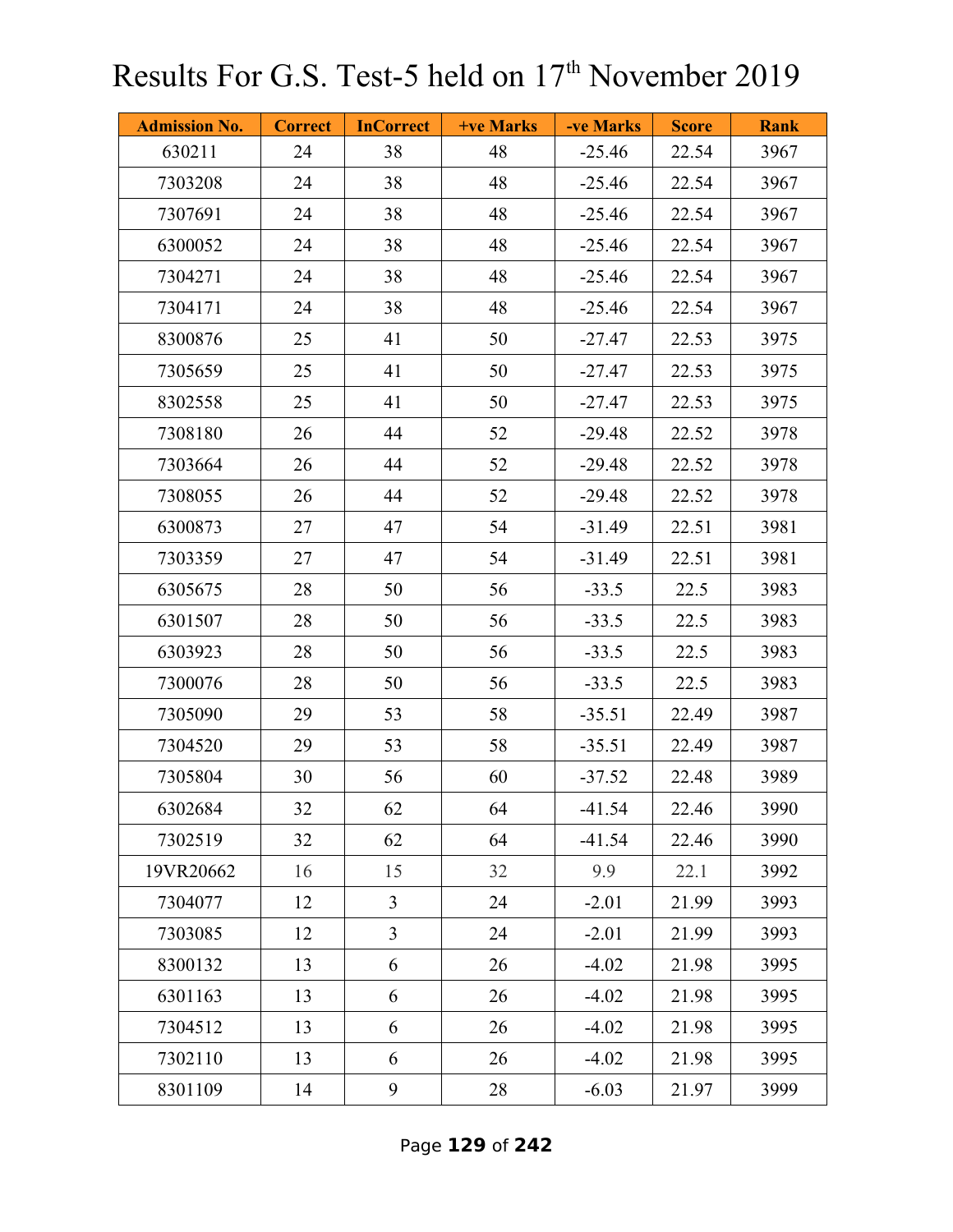# Results For G.S. Test-5 held on 17th November 2019

| Admission No. | Correct | InCorrect | +ve Marks | -ve Marks | Score | Rank |
|---|---|---|---|---|---|---|
| 630211 | 24 | 38 | 48 | -25.46 | 22.54 | 3967 |
| 7303208 | 24 | 38 | 48 | -25.46 | 22.54 | 3967 |
| 7307691 | 24 | 38 | 48 | -25.46 | 22.54 | 3967 |
| 6300052 | 24 | 38 | 48 | -25.46 | 22.54 | 3967 |
| 7304271 | 24 | 38 | 48 | -25.46 | 22.54 | 3967 |
| 7304171 | 24 | 38 | 48 | -25.46 | 22.54 | 3967 |
| 8300876 | 25 | 41 | 50 | -27.47 | 22.53 | 3975 |
| 7305659 | 25 | 41 | 50 | -27.47 | 22.53 | 3975 |
| 8302558 | 25 | 41 | 50 | -27.47 | 22.53 | 3975 |
| 7308180 | 26 | 44 | 52 | -29.48 | 22.52 | 3978 |
| 7303664 | 26 | 44 | 52 | -29.48 | 22.52 | 3978 |
| 7308055 | 26 | 44 | 52 | -29.48 | 22.52 | 3978 |
| 6300873 | 27 | 47 | 54 | -31.49 | 22.51 | 3981 |
| 7303359 | 27 | 47 | 54 | -31.49 | 22.51 | 3981 |
| 6305675 | 28 | 50 | 56 | -33.5 | 22.5 | 3983 |
| 6301507 | 28 | 50 | 56 | -33.5 | 22.5 | 3983 |
| 6303923 | 28 | 50 | 56 | -33.5 | 22.5 | 3983 |
| 7300076 | 28 | 50 | 56 | -33.5 | 22.5 | 3983 |
| 7305090 | 29 | 53 | 58 | -35.51 | 22.49 | 3987 |
| 7304520 | 29 | 53 | 58 | -35.51 | 22.49 | 3987 |
| 7305804 | 30 | 56 | 60 | -37.52 | 22.48 | 3989 |
| 6302684 | 32 | 62 | 64 | -41.54 | 22.46 | 3990 |
| 7302519 | 32 | 62 | 64 | -41.54 | 22.46 | 3990 |
| 19VR20662 | 16 | 15 | 32 | 9.9 | 22.1 | 3992 |
| 7304077 | 12 | 3 | 24 | -2.01 | 21.99 | 3993 |
| 7303085 | 12 | 3 | 24 | -2.01 | 21.99 | 3993 |
| 8300132 | 13 | 6 | 26 | -4.02 | 21.98 | 3995 |
| 6301163 | 13 | 6 | 26 | -4.02 | 21.98 | 3995 |
| 7304512 | 13 | 6 | 26 | -4.02 | 21.98 | 3995 |
| 7302110 | 13 | 6 | 26 | -4.02 | 21.98 | 3995 |
| 8301109 | 14 | 9 | 28 | -6.03 | 21.97 | 3999 |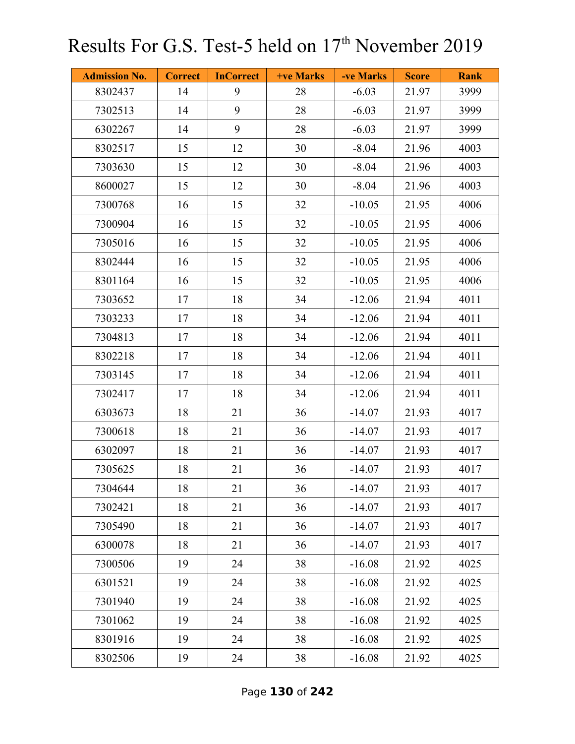# Results For G.S. Test-5 held on 17th November 2019

| Admission No. | Correct | InCorrect | +ve Marks | -ve Marks | Score | Rank |
|---|---|---|---|---|---|---|
| 8302437 | 14 | 9 | 28 | -6.03 | 21.97 | 3999 |
| 7302513 | 14 | 9 | 28 | -6.03 | 21.97 | 3999 |
| 6302267 | 14 | 9 | 28 | -6.03 | 21.97 | 3999 |
| 8302517 | 15 | 12 | 30 | -8.04 | 21.96 | 4003 |
| 7303630 | 15 | 12 | 30 | -8.04 | 21.96 | 4003 |
| 8600027 | 15 | 12 | 30 | -8.04 | 21.96 | 4003 |
| 7300768 | 16 | 15 | 32 | -10.05 | 21.95 | 4006 |
| 7300904 | 16 | 15 | 32 | -10.05 | 21.95 | 4006 |
| 7305016 | 16 | 15 | 32 | -10.05 | 21.95 | 4006 |
| 8302444 | 16 | 15 | 32 | -10.05 | 21.95 | 4006 |
| 8301164 | 16 | 15 | 32 | -10.05 | 21.95 | 4006 |
| 7303652 | 17 | 18 | 34 | -12.06 | 21.94 | 4011 |
| 7303233 | 17 | 18 | 34 | -12.06 | 21.94 | 4011 |
| 7304813 | 17 | 18 | 34 | -12.06 | 21.94 | 4011 |
| 8302218 | 17 | 18 | 34 | -12.06 | 21.94 | 4011 |
| 7303145 | 17 | 18 | 34 | -12.06 | 21.94 | 4011 |
| 7302417 | 17 | 18 | 34 | -12.06 | 21.94 | 4011 |
| 6303673 | 18 | 21 | 36 | -14.07 | 21.93 | 4017 |
| 7300618 | 18 | 21 | 36 | -14.07 | 21.93 | 4017 |
| 6302097 | 18 | 21 | 36 | -14.07 | 21.93 | 4017 |
| 7305625 | 18 | 21 | 36 | -14.07 | 21.93 | 4017 |
| 7304644 | 18 | 21 | 36 | -14.07 | 21.93 | 4017 |
| 7302421 | 18 | 21 | 36 | -14.07 | 21.93 | 4017 |
| 7305490 | 18 | 21 | 36 | -14.07 | 21.93 | 4017 |
| 6300078 | 18 | 21 | 36 | -14.07 | 21.93 | 4017 |
| 7300506 | 19 | 24 | 38 | -16.08 | 21.92 | 4025 |
| 6301521 | 19 | 24 | 38 | -16.08 | 21.92 | 4025 |
| 7301940 | 19 | 24 | 38 | -16.08 | 21.92 | 4025 |
| 7301062 | 19 | 24 | 38 | -16.08 | 21.92 | 4025 |
| 8301916 | 19 | 24 | 38 | -16.08 | 21.92 | 4025 |
| 8302506 | 19 | 24 | 38 | -16.08 | 21.92 | 4025 |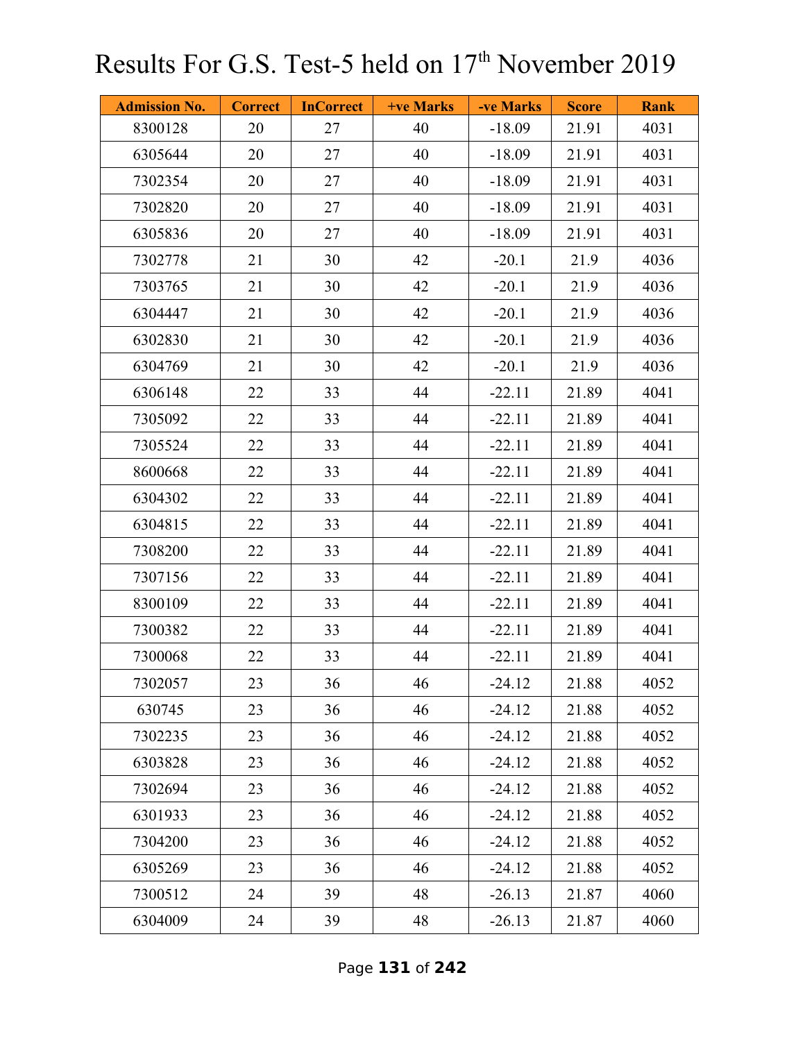# Results For G.S. Test-5 held on 17th November 2019

| Admission No. | Correct | InCorrect | +ve Marks | -ve Marks | Score | Rank |
|---|---|---|---|---|---|---|
| 8300128 | 20 | 27 | 40 | -18.09 | 21.91 | 4031 |
| 6305644 | 20 | 27 | 40 | -18.09 | 21.91 | 4031 |
| 7302354 | 20 | 27 | 40 | -18.09 | 21.91 | 4031 |
| 7302820 | 20 | 27 | 40 | -18.09 | 21.91 | 4031 |
| 6305836 | 20 | 27 | 40 | -18.09 | 21.91 | 4031 |
| 7302778 | 21 | 30 | 42 | -20.1 | 21.9 | 4036 |
| 7303765 | 21 | 30 | 42 | -20.1 | 21.9 | 4036 |
| 6304447 | 21 | 30 | 42 | -20.1 | 21.9 | 4036 |
| 6302830 | 21 | 30 | 42 | -20.1 | 21.9 | 4036 |
| 6304769 | 21 | 30 | 42 | -20.1 | 21.9 | 4036 |
| 6306148 | 22 | 33 | 44 | -22.11 | 21.89 | 4041 |
| 7305092 | 22 | 33 | 44 | -22.11 | 21.89 | 4041 |
| 7305524 | 22 | 33 | 44 | -22.11 | 21.89 | 4041 |
| 8600668 | 22 | 33 | 44 | -22.11 | 21.89 | 4041 |
| 6304302 | 22 | 33 | 44 | -22.11 | 21.89 | 4041 |
| 6304815 | 22 | 33 | 44 | -22.11 | 21.89 | 4041 |
| 7308200 | 22 | 33 | 44 | -22.11 | 21.89 | 4041 |
| 7307156 | 22 | 33 | 44 | -22.11 | 21.89 | 4041 |
| 8300109 | 22 | 33 | 44 | -22.11 | 21.89 | 4041 |
| 7300382 | 22 | 33 | 44 | -22.11 | 21.89 | 4041 |
| 7300068 | 22 | 33 | 44 | -22.11 | 21.89 | 4041 |
| 7302057 | 23 | 36 | 46 | -24.12 | 21.88 | 4052 |
| 630745 | 23 | 36 | 46 | -24.12 | 21.88 | 4052 |
| 7302235 | 23 | 36 | 46 | -24.12 | 21.88 | 4052 |
| 6303828 | 23 | 36 | 46 | -24.12 | 21.88 | 4052 |
| 7302694 | 23 | 36 | 46 | -24.12 | 21.88 | 4052 |
| 6301933 | 23 | 36 | 46 | -24.12 | 21.88 | 4052 |
| 7304200 | 23 | 36 | 46 | -24.12 | 21.88 | 4052 |
| 6305269 | 23 | 36 | 46 | -24.12 | 21.88 | 4052 |
| 7300512 | 24 | 39 | 48 | -26.13 | 21.87 | 4060 |
| 6304009 | 24 | 39 | 48 | -26.13 | 21.87 | 4060 |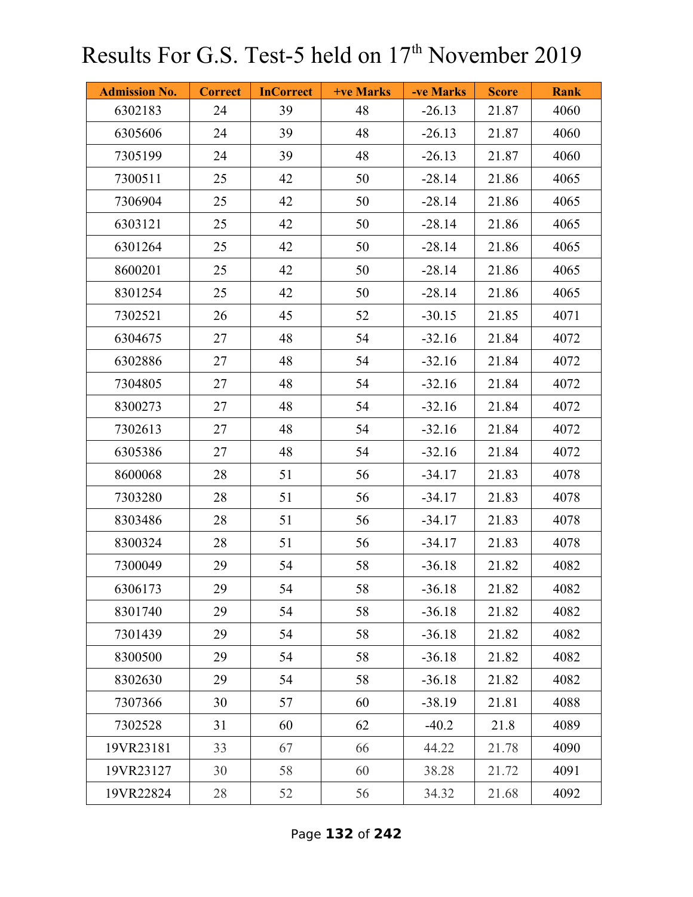# Results For G.S. Test-5 held on 17th November 2019

| Admission No. | Correct | InCorrect | +ve Marks | -ve Marks | Score | Rank |
|---|---|---|---|---|---|---|
| 6302183 | 24 | 39 | 48 | -26.13 | 21.87 | 4060 |
| 6305606 | 24 | 39 | 48 | -26.13 | 21.87 | 4060 |
| 7305199 | 24 | 39 | 48 | -26.13 | 21.87 | 4060 |
| 7300511 | 25 | 42 | 50 | -28.14 | 21.86 | 4065 |
| 7306904 | 25 | 42 | 50 | -28.14 | 21.86 | 4065 |
| 6303121 | 25 | 42 | 50 | -28.14 | 21.86 | 4065 |
| 6301264 | 25 | 42 | 50 | -28.14 | 21.86 | 4065 |
| 8600201 | 25 | 42 | 50 | -28.14 | 21.86 | 4065 |
| 8301254 | 25 | 42 | 50 | -28.14 | 21.86 | 4065 |
| 7302521 | 26 | 45 | 52 | -30.15 | 21.85 | 4071 |
| 6304675 | 27 | 48 | 54 | -32.16 | 21.84 | 4072 |
| 6302886 | 27 | 48 | 54 | -32.16 | 21.84 | 4072 |
| 7304805 | 27 | 48 | 54 | -32.16 | 21.84 | 4072 |
| 8300273 | 27 | 48 | 54 | -32.16 | 21.84 | 4072 |
| 7302613 | 27 | 48 | 54 | -32.16 | 21.84 | 4072 |
| 6305386 | 27 | 48 | 54 | -32.16 | 21.84 | 4072 |
| 8600068 | 28 | 51 | 56 | -34.17 | 21.83 | 4078 |
| 7303280 | 28 | 51 | 56 | -34.17 | 21.83 | 4078 |
| 8303486 | 28 | 51 | 56 | -34.17 | 21.83 | 4078 |
| 8300324 | 28 | 51 | 56 | -34.17 | 21.83 | 4078 |
| 7300049 | 29 | 54 | 58 | -36.18 | 21.82 | 4082 |
| 6306173 | 29 | 54 | 58 | -36.18 | 21.82 | 4082 |
| 8301740 | 29 | 54 | 58 | -36.18 | 21.82 | 4082 |
| 7301439 | 29 | 54 | 58 | -36.18 | 21.82 | 4082 |
| 8300500 | 29 | 54 | 58 | -36.18 | 21.82 | 4082 |
| 8302630 | 29 | 54 | 58 | -36.18 | 21.82 | 4082 |
| 7307366 | 30 | 57 | 60 | -38.19 | 21.81 | 4088 |
| 7302528 | 31 | 60 | 62 | -40.2 | 21.8 | 4089 |
| 19VR23181 | 33 | 67 | 66 | 44.22 | 21.78 | 4090 |
| 19VR23127 | 30 | 58 | 60 | 38.28 | 21.72 | 4091 |
| 19VR22824 | 28 | 52 | 56 | 34.32 | 21.68 | 4092 |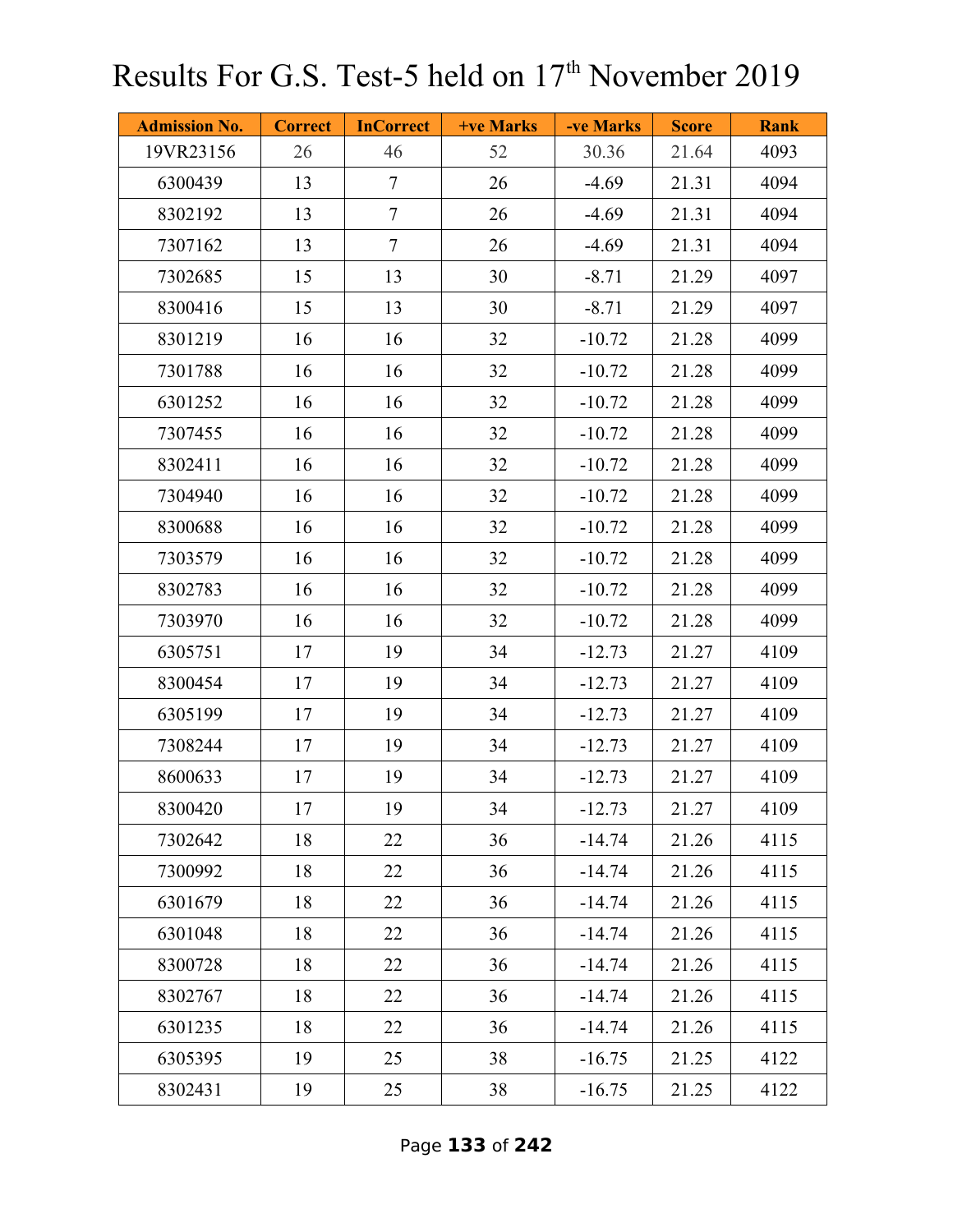# Results For G.S. Test-5 held on 17th November 2019

| Admission No. | Correct | InCorrect | +ve Marks | -ve Marks | Score | Rank |
|---|---|---|---|---|---|---|
| 19VR23156 | 26 | 46 | 52 | 30.36 | 21.64 | 4093 |
| 6300439 | 13 | 7 | 26 | -4.69 | 21.31 | 4094 |
| 8302192 | 13 | 7 | 26 | -4.69 | 21.31 | 4094 |
| 7307162 | 13 | 7 | 26 | -4.69 | 21.31 | 4094 |
| 7302685 | 15 | 13 | 30 | -8.71 | 21.29 | 4097 |
| 8300416 | 15 | 13 | 30 | -8.71 | 21.29 | 4097 |
| 8301219 | 16 | 16 | 32 | -10.72 | 21.28 | 4099 |
| 7301788 | 16 | 16 | 32 | -10.72 | 21.28 | 4099 |
| 6301252 | 16 | 16 | 32 | -10.72 | 21.28 | 4099 |
| 7307455 | 16 | 16 | 32 | -10.72 | 21.28 | 4099 |
| 8302411 | 16 | 16 | 32 | -10.72 | 21.28 | 4099 |
| 7304940 | 16 | 16 | 32 | -10.72 | 21.28 | 4099 |
| 8300688 | 16 | 16 | 32 | -10.72 | 21.28 | 4099 |
| 7303579 | 16 | 16 | 32 | -10.72 | 21.28 | 4099 |
| 8302783 | 16 | 16 | 32 | -10.72 | 21.28 | 4099 |
| 7303970 | 16 | 16 | 32 | -10.72 | 21.28 | 4099 |
| 6305751 | 17 | 19 | 34 | -12.73 | 21.27 | 4109 |
| 8300454 | 17 | 19 | 34 | -12.73 | 21.27 | 4109 |
| 6305199 | 17 | 19 | 34 | -12.73 | 21.27 | 4109 |
| 7308244 | 17 | 19 | 34 | -12.73 | 21.27 | 4109 |
| 8600633 | 17 | 19 | 34 | -12.73 | 21.27 | 4109 |
| 8300420 | 17 | 19 | 34 | -12.73 | 21.27 | 4109 |
| 7302642 | 18 | 22 | 36 | -14.74 | 21.26 | 4115 |
| 7300992 | 18 | 22 | 36 | -14.74 | 21.26 | 4115 |
| 6301679 | 18 | 22 | 36 | -14.74 | 21.26 | 4115 |
| 6301048 | 18 | 22 | 36 | -14.74 | 21.26 | 4115 |
| 8300728 | 18 | 22 | 36 | -14.74 | 21.26 | 4115 |
| 8302767 | 18 | 22 | 36 | -14.74 | 21.26 | 4115 |
| 6301235 | 18 | 22 | 36 | -14.74 | 21.26 | 4115 |
| 6305395 | 19 | 25 | 38 | -16.75 | 21.25 | 4122 |
| 8302431 | 19 | 25 | 38 | -16.75 | 21.25 | 4122 |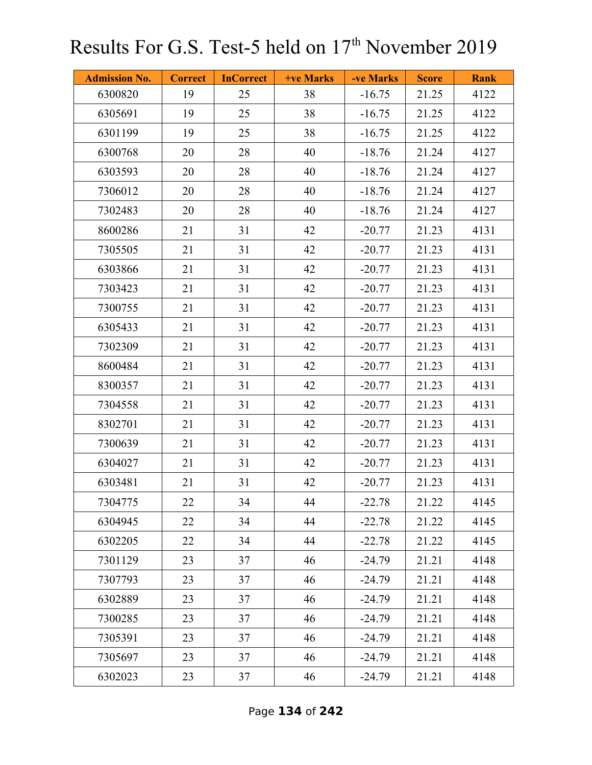# Results For G.S. Test-5 held on 17th November 2019

| Admission No. | Correct | InCorrect | +ve Marks | -ve Marks | Score | Rank |
|---|---|---|---|---|---|---|
| 6300820 | 19 | 25 | 38 | -16.75 | 21.25 | 4122 |
| 6305691 | 19 | 25 | 38 | -16.75 | 21.25 | 4122 |
| 6301199 | 19 | 25 | 38 | -16.75 | 21.25 | 4122 |
| 6300768 | 20 | 28 | 40 | -18.76 | 21.24 | 4127 |
| 6303593 | 20 | 28 | 40 | -18.76 | 21.24 | 4127 |
| 7306012 | 20 | 28 | 40 | -18.76 | 21.24 | 4127 |
| 7302483 | 20 | 28 | 40 | -18.76 | 21.24 | 4127 |
| 8600286 | 21 | 31 | 42 | -20.77 | 21.23 | 4131 |
| 7305505 | 21 | 31 | 42 | -20.77 | 21.23 | 4131 |
| 6303866 | 21 | 31 | 42 | -20.77 | 21.23 | 4131 |
| 7303423 | 21 | 31 | 42 | -20.77 | 21.23 | 4131 |
| 7300755 | 21 | 31 | 42 | -20.77 | 21.23 | 4131 |
| 6305433 | 21 | 31 | 42 | -20.77 | 21.23 | 4131 |
| 7302309 | 21 | 31 | 42 | -20.77 | 21.23 | 4131 |
| 8600484 | 21 | 31 | 42 | -20.77 | 21.23 | 4131 |
| 8300357 | 21 | 31 | 42 | -20.77 | 21.23 | 4131 |
| 7304558 | 21 | 31 | 42 | -20.77 | 21.23 | 4131 |
| 8302701 | 21 | 31 | 42 | -20.77 | 21.23 | 4131 |
| 7300639 | 21 | 31 | 42 | -20.77 | 21.23 | 4131 |
| 6304027 | 21 | 31 | 42 | -20.77 | 21.23 | 4131 |
| 6303481 | 21 | 31 | 42 | -20.77 | 21.23 | 4131 |
| 7304775 | 22 | 34 | 44 | -22.78 | 21.22 | 4145 |
| 6304945 | 22 | 34 | 44 | -22.78 | 21.22 | 4145 |
| 6302205 | 22 | 34 | 44 | -22.78 | 21.22 | 4145 |
| 7301129 | 23 | 37 | 46 | -24.79 | 21.21 | 4148 |
| 7307793 | 23 | 37 | 46 | -24.79 | 21.21 | 4148 |
| 6302889 | 23 | 37 | 46 | -24.79 | 21.21 | 4148 |
| 7300285 | 23 | 37 | 46 | -24.79 | 21.21 | 4148 |
| 7305391 | 23 | 37 | 46 | -24.79 | 21.21 | 4148 |
| 7305697 | 23 | 37 | 46 | -24.79 | 21.21 | 4148 |
| 6302023 | 23 | 37 | 46 | -24.79 | 21.21 | 4148 |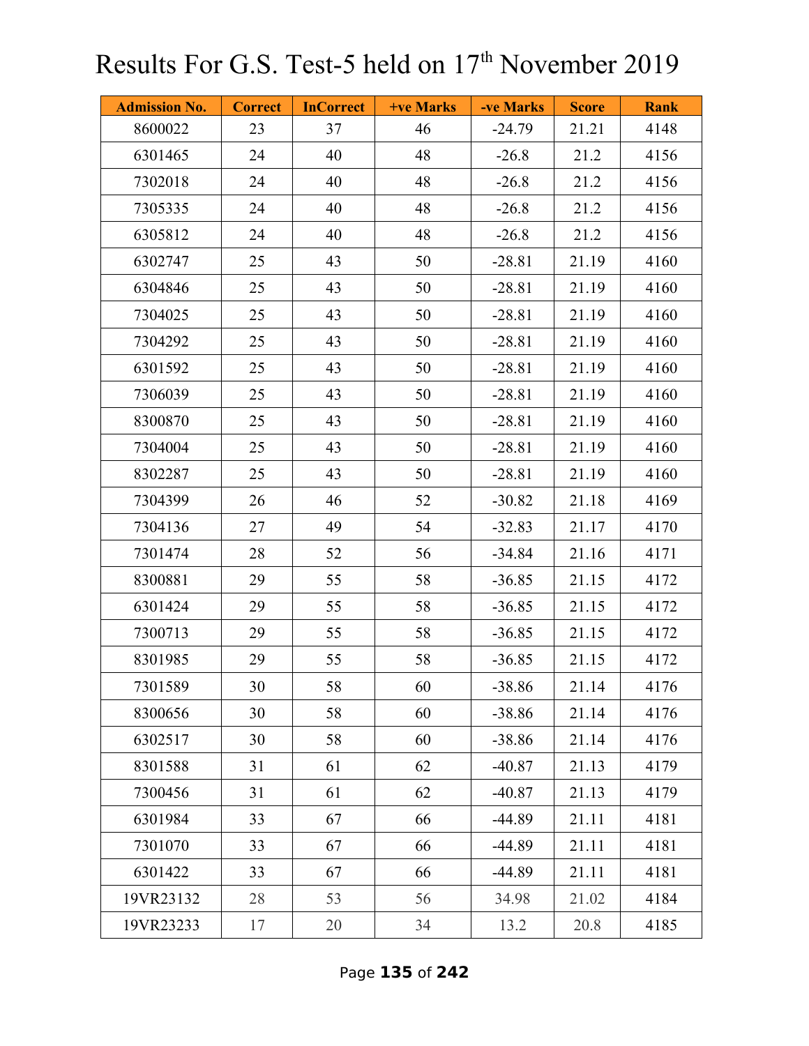# Results For G.S. Test-5 held on 17th November 2019

| Admission No. | Correct | InCorrect | +ve Marks | -ve Marks | Score | Rank |
|---|---|---|---|---|---|---|
| 8600022 | 23 | 37 | 46 | -24.79 | 21.21 | 4148 |
| 6301465 | 24 | 40 | 48 | -26.8 | 21.2 | 4156 |
| 7302018 | 24 | 40 | 48 | -26.8 | 21.2 | 4156 |
| 7305335 | 24 | 40 | 48 | -26.8 | 21.2 | 4156 |
| 6305812 | 24 | 40 | 48 | -26.8 | 21.2 | 4156 |
| 6302747 | 25 | 43 | 50 | -28.81 | 21.19 | 4160 |
| 6304846 | 25 | 43 | 50 | -28.81 | 21.19 | 4160 |
| 7304025 | 25 | 43 | 50 | -28.81 | 21.19 | 4160 |
| 7304292 | 25 | 43 | 50 | -28.81 | 21.19 | 4160 |
| 6301592 | 25 | 43 | 50 | -28.81 | 21.19 | 4160 |
| 7306039 | 25 | 43 | 50 | -28.81 | 21.19 | 4160 |
| 8300870 | 25 | 43 | 50 | -28.81 | 21.19 | 4160 |
| 7304004 | 25 | 43 | 50 | -28.81 | 21.19 | 4160 |
| 8302287 | 25 | 43 | 50 | -28.81 | 21.19 | 4160 |
| 7304399 | 26 | 46 | 52 | -30.82 | 21.18 | 4169 |
| 7304136 | 27 | 49 | 54 | -32.83 | 21.17 | 4170 |
| 7301474 | 28 | 52 | 56 | -34.84 | 21.16 | 4171 |
| 8300881 | 29 | 55 | 58 | -36.85 | 21.15 | 4172 |
| 6301424 | 29 | 55 | 58 | -36.85 | 21.15 | 4172 |
| 7300713 | 29 | 55 | 58 | -36.85 | 21.15 | 4172 |
| 8301985 | 29 | 55 | 58 | -36.85 | 21.15 | 4172 |
| 7301589 | 30 | 58 | 60 | -38.86 | 21.14 | 4176 |
| 8300656 | 30 | 58 | 60 | -38.86 | 21.14 | 4176 |
| 6302517 | 30 | 58 | 60 | -38.86 | 21.14 | 4176 |
| 8301588 | 31 | 61 | 62 | -40.87 | 21.13 | 4179 |
| 7300456 | 31 | 61 | 62 | -40.87 | 21.13 | 4179 |
| 6301984 | 33 | 67 | 66 | -44.89 | 21.11 | 4181 |
| 7301070 | 33 | 67 | 66 | -44.89 | 21.11 | 4181 |
| 6301422 | 33 | 67 | 66 | -44.89 | 21.11 | 4181 |
| 19VR23132 | 28 | 53 | 56 | 34.98 | 21.02 | 4184 |
| 19VR23233 | 17 | 20 | 34 | 13.2 | 20.8 | 4185 |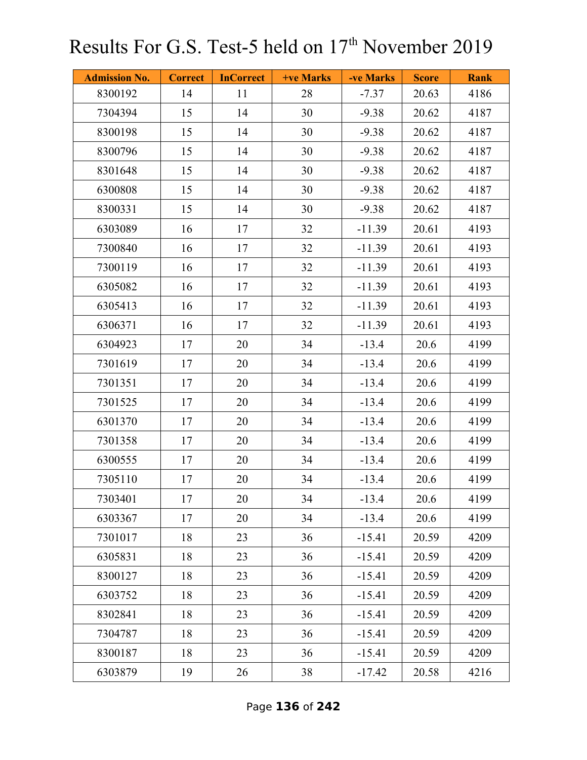# Results For G.S. Test-5 held on 17th November 2019

| Admission No. | Correct | InCorrect | +ve Marks | -ve Marks | Score | Rank |
|---|---|---|---|---|---|---|
| 8300192 | 14 | 11 | 28 | -7.37 | 20.63 | 4186 |
| 7304394 | 15 | 14 | 30 | -9.38 | 20.62 | 4187 |
| 8300198 | 15 | 14 | 30 | -9.38 | 20.62 | 4187 |
| 8300796 | 15 | 14 | 30 | -9.38 | 20.62 | 4187 |
| 8301648 | 15 | 14 | 30 | -9.38 | 20.62 | 4187 |
| 6300808 | 15 | 14 | 30 | -9.38 | 20.62 | 4187 |
| 8300331 | 15 | 14 | 30 | -9.38 | 20.62 | 4187 |
| 6303089 | 16 | 17 | 32 | -11.39 | 20.61 | 4193 |
| 7300840 | 16 | 17 | 32 | -11.39 | 20.61 | 4193 |
| 7300119 | 16 | 17 | 32 | -11.39 | 20.61 | 4193 |
| 6305082 | 16 | 17 | 32 | -11.39 | 20.61 | 4193 |
| 6305413 | 16 | 17 | 32 | -11.39 | 20.61 | 4193 |
| 6306371 | 16 | 17 | 32 | -11.39 | 20.61 | 4193 |
| 6304923 | 17 | 20 | 34 | -13.4 | 20.6 | 4199 |
| 7301619 | 17 | 20 | 34 | -13.4 | 20.6 | 4199 |
| 7301351 | 17 | 20 | 34 | -13.4 | 20.6 | 4199 |
| 7301525 | 17 | 20 | 34 | -13.4 | 20.6 | 4199 |
| 6301370 | 17 | 20 | 34 | -13.4 | 20.6 | 4199 |
| 7301358 | 17 | 20 | 34 | -13.4 | 20.6 | 4199 |
| 6300555 | 17 | 20 | 34 | -13.4 | 20.6 | 4199 |
| 7305110 | 17 | 20 | 34 | -13.4 | 20.6 | 4199 |
| 7303401 | 17 | 20 | 34 | -13.4 | 20.6 | 4199 |
| 6303367 | 17 | 20 | 34 | -13.4 | 20.6 | 4199 |
| 7301017 | 18 | 23 | 36 | -15.41 | 20.59 | 4209 |
| 6305831 | 18 | 23 | 36 | -15.41 | 20.59 | 4209 |
| 8300127 | 18 | 23 | 36 | -15.41 | 20.59 | 4209 |
| 6303752 | 18 | 23 | 36 | -15.41 | 20.59 | 4209 |
| 8302841 | 18 | 23 | 36 | -15.41 | 20.59 | 4209 |
| 7304787 | 18 | 23 | 36 | -15.41 | 20.59 | 4209 |
| 8300187 | 18 | 23 | 36 | -15.41 | 20.59 | 4209 |
| 6303879 | 19 | 26 | 38 | -17.42 | 20.58 | 4216 |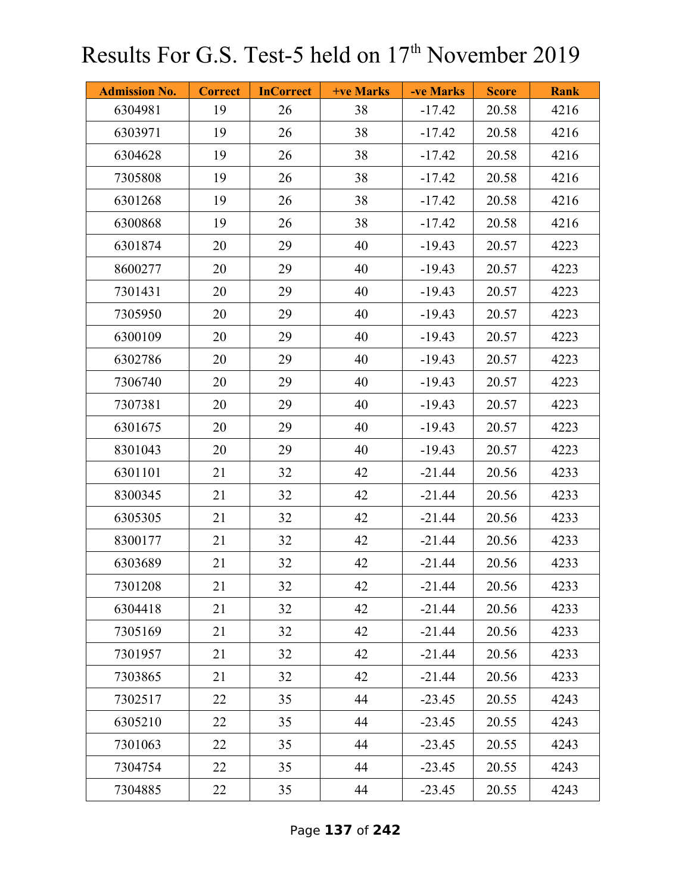# Results For G.S. Test-5 held on 17th November 2019

| Admission No. | Correct | InCorrect | +ve Marks | -ve Marks | Score | Rank |
|---|---|---|---|---|---|---|
| 6304981 | 19 | 26 | 38 | -17.42 | 20.58 | 4216 |
| 6303971 | 19 | 26 | 38 | -17.42 | 20.58 | 4216 |
| 6304628 | 19 | 26 | 38 | -17.42 | 20.58 | 4216 |
| 7305808 | 19 | 26 | 38 | -17.42 | 20.58 | 4216 |
| 6301268 | 19 | 26 | 38 | -17.42 | 20.58 | 4216 |
| 6300868 | 19 | 26 | 38 | -17.42 | 20.58 | 4216 |
| 6301874 | 20 | 29 | 40 | -19.43 | 20.57 | 4223 |
| 8600277 | 20 | 29 | 40 | -19.43 | 20.57 | 4223 |
| 7301431 | 20 | 29 | 40 | -19.43 | 20.57 | 4223 |
| 7305950 | 20 | 29 | 40 | -19.43 | 20.57 | 4223 |
| 6300109 | 20 | 29 | 40 | -19.43 | 20.57 | 4223 |
| 6302786 | 20 | 29 | 40 | -19.43 | 20.57 | 4223 |
| 7306740 | 20 | 29 | 40 | -19.43 | 20.57 | 4223 |
| 7307381 | 20 | 29 | 40 | -19.43 | 20.57 | 4223 |
| 6301675 | 20 | 29 | 40 | -19.43 | 20.57 | 4223 |
| 8301043 | 20 | 29 | 40 | -19.43 | 20.57 | 4223 |
| 6301101 | 21 | 32 | 42 | -21.44 | 20.56 | 4233 |
| 8300345 | 21 | 32 | 42 | -21.44 | 20.56 | 4233 |
| 6305305 | 21 | 32 | 42 | -21.44 | 20.56 | 4233 |
| 8300177 | 21 | 32 | 42 | -21.44 | 20.56 | 4233 |
| 6303689 | 21 | 32 | 42 | -21.44 | 20.56 | 4233 |
| 7301208 | 21 | 32 | 42 | -21.44 | 20.56 | 4233 |
| 6304418 | 21 | 32 | 42 | -21.44 | 20.56 | 4233 |
| 7305169 | 21 | 32 | 42 | -21.44 | 20.56 | 4233 |
| 7301957 | 21 | 32 | 42 | -21.44 | 20.56 | 4233 |
| 7303865 | 21 | 32 | 42 | -21.44 | 20.56 | 4233 |
| 7302517 | 22 | 35 | 44 | -23.45 | 20.55 | 4243 |
| 6305210 | 22 | 35 | 44 | -23.45 | 20.55 | 4243 |
| 7301063 | 22 | 35 | 44 | -23.45 | 20.55 | 4243 |
| 7304754 | 22 | 35 | 44 | -23.45 | 20.55 | 4243 |
| 7304885 | 22 | 35 | 44 | -23.45 | 20.55 | 4243 |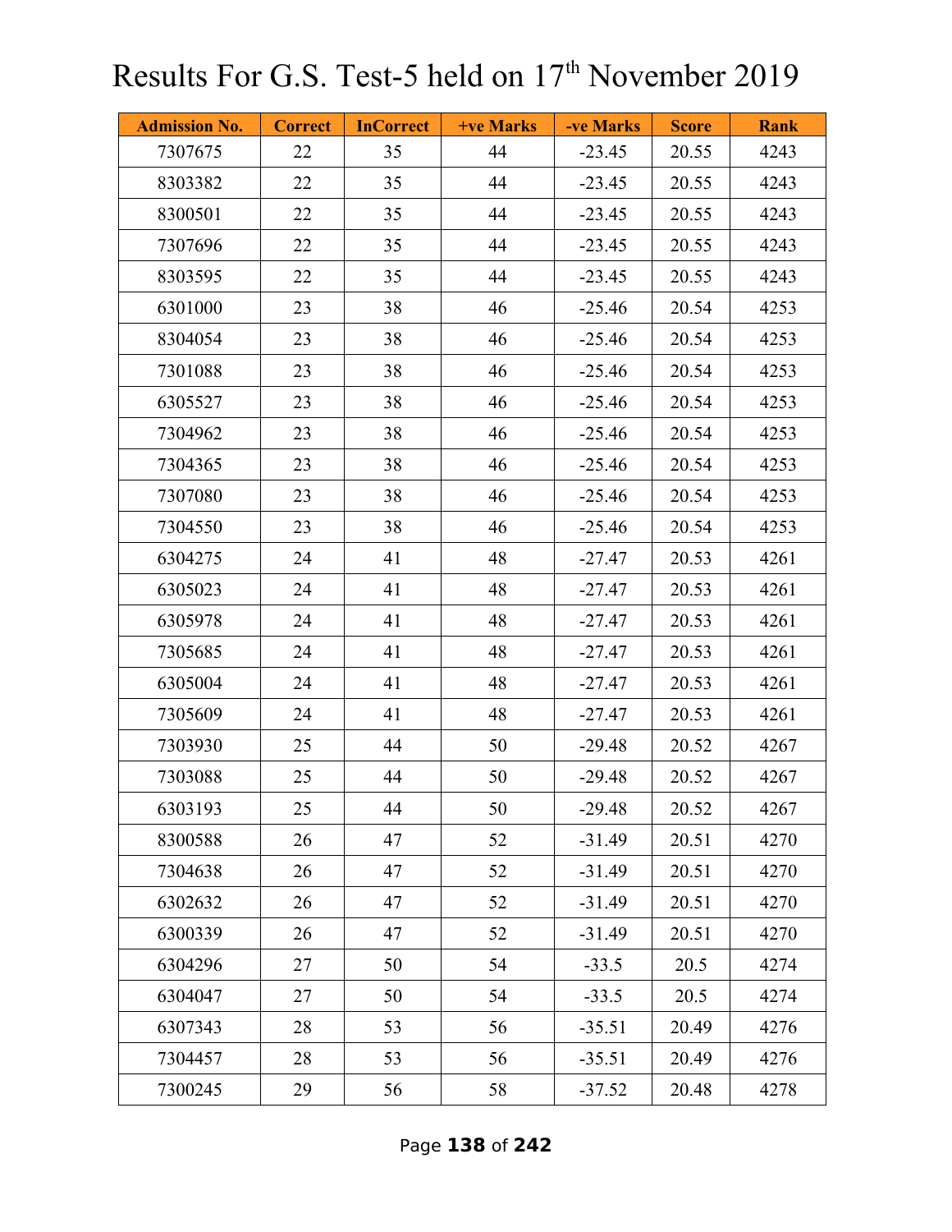# Results For G.S. Test-5 held on 17th November 2019

| Admission No. | Correct | InCorrect | +ve Marks | -ve Marks | Score | Rank |
|---|---|---|---|---|---|---|
| 7307675 | 22 | 35 | 44 | -23.45 | 20.55 | 4243 |
| 8303382 | 22 | 35 | 44 | -23.45 | 20.55 | 4243 |
| 8300501 | 22 | 35 | 44 | -23.45 | 20.55 | 4243 |
| 7307696 | 22 | 35 | 44 | -23.45 | 20.55 | 4243 |
| 8303595 | 22 | 35 | 44 | -23.45 | 20.55 | 4243 |
| 6301000 | 23 | 38 | 46 | -25.46 | 20.54 | 4253 |
| 8304054 | 23 | 38 | 46 | -25.46 | 20.54 | 4253 |
| 7301088 | 23 | 38 | 46 | -25.46 | 20.54 | 4253 |
| 6305527 | 23 | 38 | 46 | -25.46 | 20.54 | 4253 |
| 7304962 | 23 | 38 | 46 | -25.46 | 20.54 | 4253 |
| 7304365 | 23 | 38 | 46 | -25.46 | 20.54 | 4253 |
| 7307080 | 23 | 38 | 46 | -25.46 | 20.54 | 4253 |
| 7304550 | 23 | 38 | 46 | -25.46 | 20.54 | 4253 |
| 6304275 | 24 | 41 | 48 | -27.47 | 20.53 | 4261 |
| 6305023 | 24 | 41 | 48 | -27.47 | 20.53 | 4261 |
| 6305978 | 24 | 41 | 48 | -27.47 | 20.53 | 4261 |
| 7305685 | 24 | 41 | 48 | -27.47 | 20.53 | 4261 |
| 6305004 | 24 | 41 | 48 | -27.47 | 20.53 | 4261 |
| 7305609 | 24 | 41 | 48 | -27.47 | 20.53 | 4261 |
| 7303930 | 25 | 44 | 50 | -29.48 | 20.52 | 4267 |
| 7303088 | 25 | 44 | 50 | -29.48 | 20.52 | 4267 |
| 6303193 | 25 | 44 | 50 | -29.48 | 20.52 | 4267 |
| 8300588 | 26 | 47 | 52 | -31.49 | 20.51 | 4270 |
| 7304638 | 26 | 47 | 52 | -31.49 | 20.51 | 4270 |
| 6302632 | 26 | 47 | 52 | -31.49 | 20.51 | 4270 |
| 6300339 | 26 | 47 | 52 | -31.49 | 20.51 | 4270 |
| 6304296 | 27 | 50 | 54 | -33.5 | 20.5 | 4274 |
| 6304047 | 27 | 50 | 54 | -33.5 | 20.5 | 4274 |
| 6307343 | 28 | 53 | 56 | -35.51 | 20.49 | 4276 |
| 7304457 | 28 | 53 | 56 | -35.51 | 20.49 | 4276 |
| 7300245 | 29 | 56 | 58 | -37.52 | 20.48 | 4278 |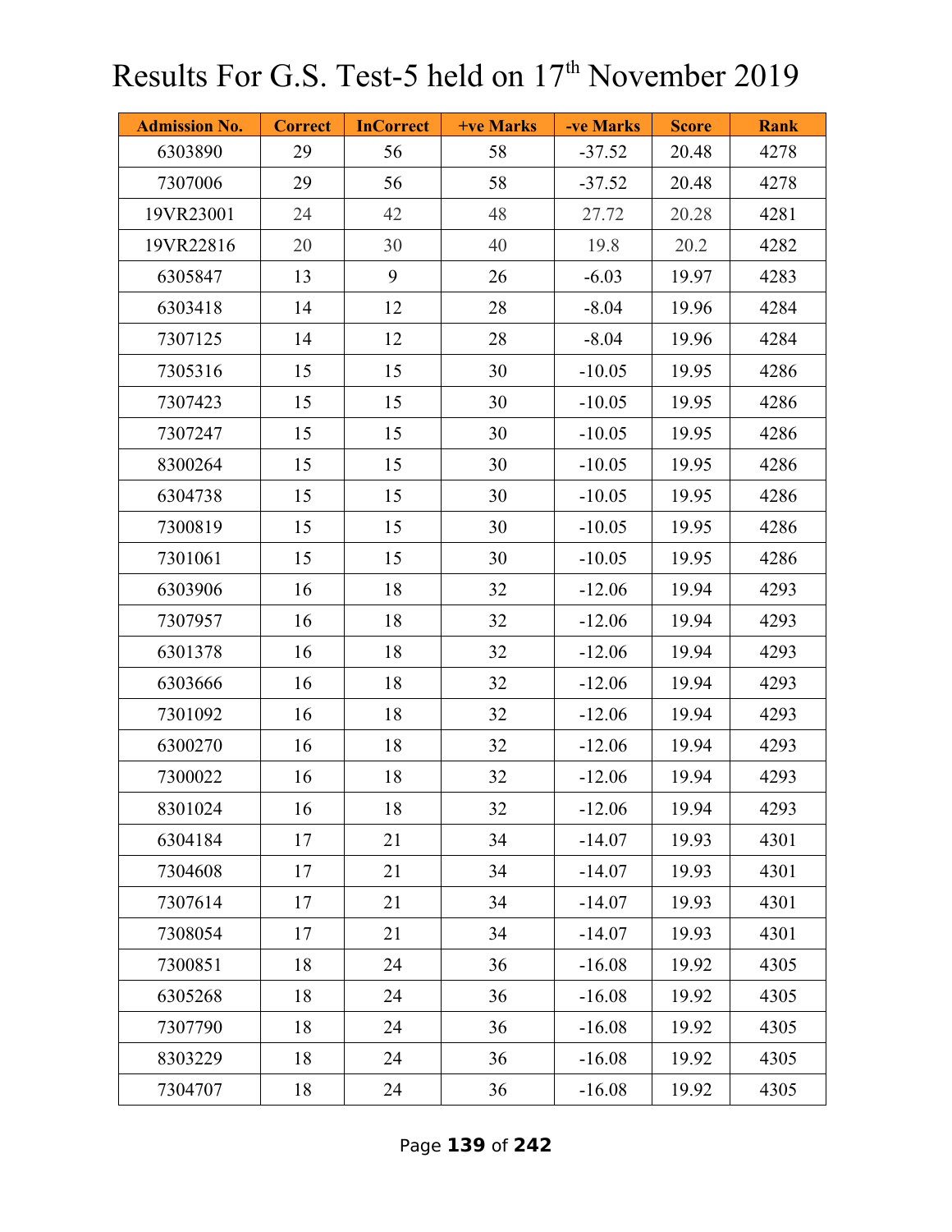# Results For G.S. Test-5 held on 17th November 2019

| Admission No. | Correct | InCorrect | +ve Marks | -ve Marks | Score | Rank |
|---|---|---|---|---|---|---|
| 6303890 | 29 | 56 | 58 | -37.52 | 20.48 | 4278 |
| 7307006 | 29 | 56 | 58 | -37.52 | 20.48 | 4278 |
| 19VR23001 | 24 | 42 | 48 | 27.72 | 20.28 | 4281 |
| 19VR22816 | 20 | 30 | 40 | 19.8 | 20.2 | 4282 |
| 6305847 | 13 | 9 | 26 | -6.03 | 19.97 | 4283 |
| 6303418 | 14 | 12 | 28 | -8.04 | 19.96 | 4284 |
| 7307125 | 14 | 12 | 28 | -8.04 | 19.96 | 4284 |
| 7305316 | 15 | 15 | 30 | -10.05 | 19.95 | 4286 |
| 7307423 | 15 | 15 | 30 | -10.05 | 19.95 | 4286 |
| 7307247 | 15 | 15 | 30 | -10.05 | 19.95 | 4286 |
| 8300264 | 15 | 15 | 30 | -10.05 | 19.95 | 4286 |
| 6304738 | 15 | 15 | 30 | -10.05 | 19.95 | 4286 |
| 7300819 | 15 | 15 | 30 | -10.05 | 19.95 | 4286 |
| 7301061 | 15 | 15 | 30 | -10.05 | 19.95 | 4286 |
| 6303906 | 16 | 18 | 32 | -12.06 | 19.94 | 4293 |
| 7307957 | 16 | 18 | 32 | -12.06 | 19.94 | 4293 |
| 6301378 | 16 | 18 | 32 | -12.06 | 19.94 | 4293 |
| 6303666 | 16 | 18 | 32 | -12.06 | 19.94 | 4293 |
| 7301092 | 16 | 18 | 32 | -12.06 | 19.94 | 4293 |
| 6300270 | 16 | 18 | 32 | -12.06 | 19.94 | 4293 |
| 7300022 | 16 | 18 | 32 | -12.06 | 19.94 | 4293 |
| 8301024 | 16 | 18 | 32 | -12.06 | 19.94 | 4293 |
| 6304184 | 17 | 21 | 34 | -14.07 | 19.93 | 4301 |
| 7304608 | 17 | 21 | 34 | -14.07 | 19.93 | 4301 |
| 7307614 | 17 | 21 | 34 | -14.07 | 19.93 | 4301 |
| 7308054 | 17 | 21 | 34 | -14.07 | 19.93 | 4301 |
| 7300851 | 18 | 24 | 36 | -16.08 | 19.92 | 4305 |
| 6305268 | 18 | 24 | 36 | -16.08 | 19.92 | 4305 |
| 7307790 | 18 | 24 | 36 | -16.08 | 19.92 | 4305 |
| 8303229 | 18 | 24 | 36 | -16.08 | 19.92 | 4305 |
| 7304707 | 18 | 24 | 36 | -16.08 | 19.92 | 4305 |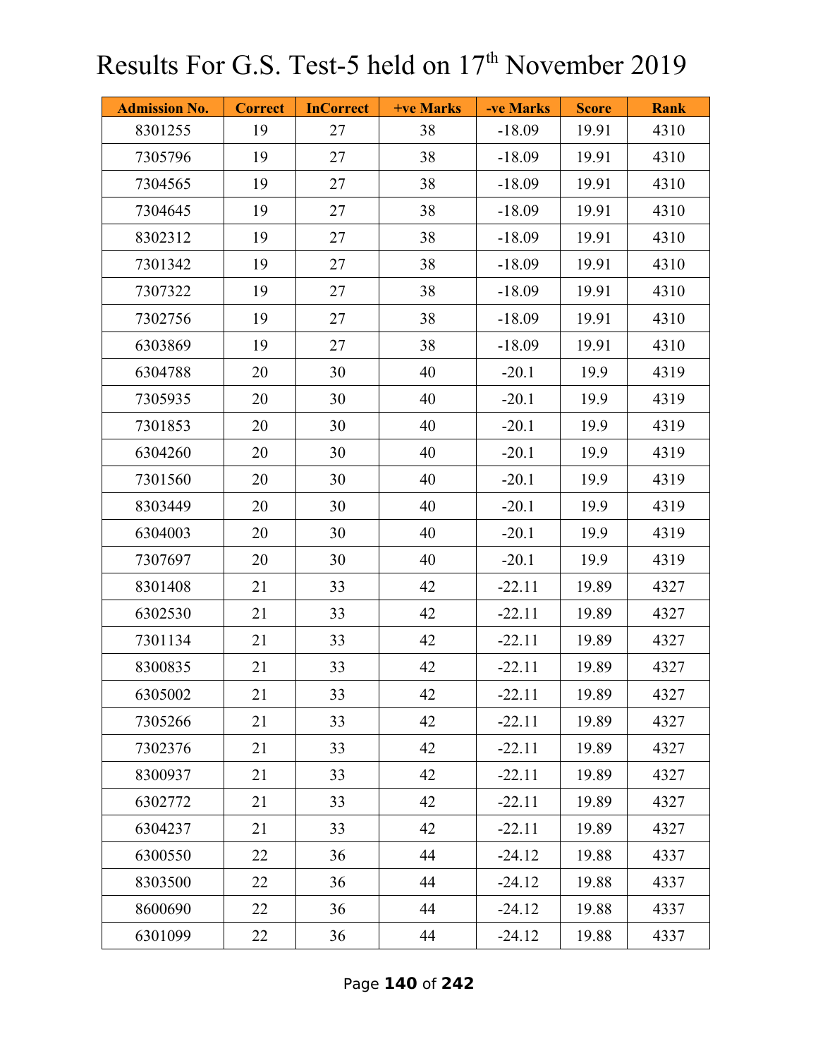# Results For G.S. Test-5 held on 17th November 2019

| Admission No. | Correct | InCorrect | +ve Marks | -ve Marks | Score | Rank |
|---|---|---|---|---|---|---|
| 8301255 | 19 | 27 | 38 | -18.09 | 19.91 | 4310 |
| 7305796 | 19 | 27 | 38 | -18.09 | 19.91 | 4310 |
| 7304565 | 19 | 27 | 38 | -18.09 | 19.91 | 4310 |
| 7304645 | 19 | 27 | 38 | -18.09 | 19.91 | 4310 |
| 8302312 | 19 | 27 | 38 | -18.09 | 19.91 | 4310 |
| 7301342 | 19 | 27 | 38 | -18.09 | 19.91 | 4310 |
| 7307322 | 19 | 27 | 38 | -18.09 | 19.91 | 4310 |
| 7302756 | 19 | 27 | 38 | -18.09 | 19.91 | 4310 |
| 6303869 | 19 | 27 | 38 | -18.09 | 19.91 | 4310 |
| 6304788 | 20 | 30 | 40 | -20.1 | 19.9 | 4319 |
| 7305935 | 20 | 30 | 40 | -20.1 | 19.9 | 4319 |
| 7301853 | 20 | 30 | 40 | -20.1 | 19.9 | 4319 |
| 6304260 | 20 | 30 | 40 | -20.1 | 19.9 | 4319 |
| 7301560 | 20 | 30 | 40 | -20.1 | 19.9 | 4319 |
| 8303449 | 20 | 30 | 40 | -20.1 | 19.9 | 4319 |
| 6304003 | 20 | 30 | 40 | -20.1 | 19.9 | 4319 |
| 7307697 | 20 | 30 | 40 | -20.1 | 19.9 | 4319 |
| 8301408 | 21 | 33 | 42 | -22.11 | 19.89 | 4327 |
| 6302530 | 21 | 33 | 42 | -22.11 | 19.89 | 4327 |
| 7301134 | 21 | 33 | 42 | -22.11 | 19.89 | 4327 |
| 8300835 | 21 | 33 | 42 | -22.11 | 19.89 | 4327 |
| 6305002 | 21 | 33 | 42 | -22.11 | 19.89 | 4327 |
| 7305266 | 21 | 33 | 42 | -22.11 | 19.89 | 4327 |
| 7302376 | 21 | 33 | 42 | -22.11 | 19.89 | 4327 |
| 8300937 | 21 | 33 | 42 | -22.11 | 19.89 | 4327 |
| 6302772 | 21 | 33 | 42 | -22.11 | 19.89 | 4327 |
| 6304237 | 21 | 33 | 42 | -22.11 | 19.89 | 4327 |
| 6300550 | 22 | 36 | 44 | -24.12 | 19.88 | 4337 |
| 8303500 | 22 | 36 | 44 | -24.12 | 19.88 | 4337 |
| 8600690 | 22 | 36 | 44 | -24.12 | 19.88 | 4337 |
| 6301099 | 22 | 36 | 44 | -24.12 | 19.88 | 4337 |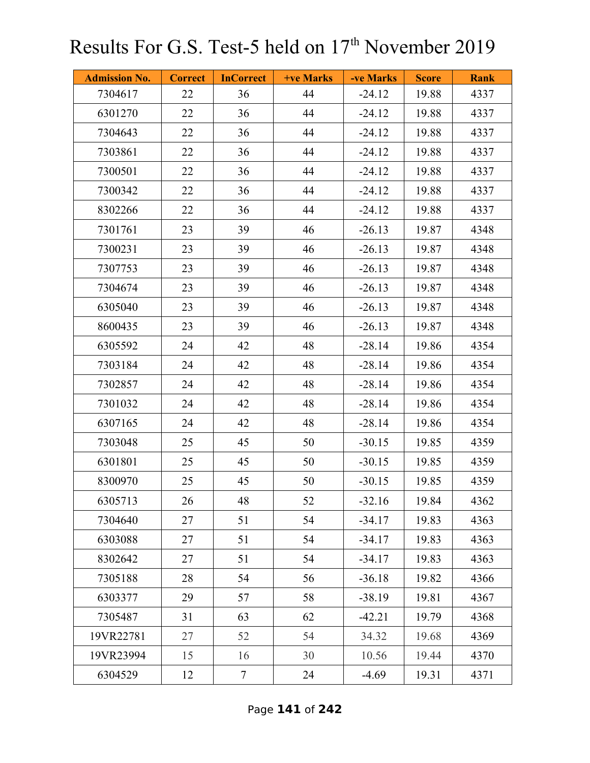# Results For G.S. Test-5 held on 17th November 2019

| Admission No. | Correct | InCorrect | +ve Marks | -ve Marks | Score | Rank |
|---|---|---|---|---|---|---|
| 7304617 | 22 | 36 | 44 | -24.12 | 19.88 | 4337 |
| 6301270 | 22 | 36 | 44 | -24.12 | 19.88 | 4337 |
| 7304643 | 22 | 36 | 44 | -24.12 | 19.88 | 4337 |
| 7303861 | 22 | 36 | 44 | -24.12 | 19.88 | 4337 |
| 7300501 | 22 | 36 | 44 | -24.12 | 19.88 | 4337 |
| 7300342 | 22 | 36 | 44 | -24.12 | 19.88 | 4337 |
| 8302266 | 22 | 36 | 44 | -24.12 | 19.88 | 4337 |
| 7301761 | 23 | 39 | 46 | -26.13 | 19.87 | 4348 |
| 7300231 | 23 | 39 | 46 | -26.13 | 19.87 | 4348 |
| 7307753 | 23 | 39 | 46 | -26.13 | 19.87 | 4348 |
| 7304674 | 23 | 39 | 46 | -26.13 | 19.87 | 4348 |
| 6305040 | 23 | 39 | 46 | -26.13 | 19.87 | 4348 |
| 8600435 | 23 | 39 | 46 | -26.13 | 19.87 | 4348 |
| 6305592 | 24 | 42 | 48 | -28.14 | 19.86 | 4354 |
| 7303184 | 24 | 42 | 48 | -28.14 | 19.86 | 4354 |
| 7302857 | 24 | 42 | 48 | -28.14 | 19.86 | 4354 |
| 7301032 | 24 | 42 | 48 | -28.14 | 19.86 | 4354 |
| 6307165 | 24 | 42 | 48 | -28.14 | 19.86 | 4354 |
| 7303048 | 25 | 45 | 50 | -30.15 | 19.85 | 4359 |
| 6301801 | 25 | 45 | 50 | -30.15 | 19.85 | 4359 |
| 8300970 | 25 | 45 | 50 | -30.15 | 19.85 | 4359 |
| 6305713 | 26 | 48 | 52 | -32.16 | 19.84 | 4362 |
| 7304640 | 27 | 51 | 54 | -34.17 | 19.83 | 4363 |
| 6303088 | 27 | 51 | 54 | -34.17 | 19.83 | 4363 |
| 8302642 | 27 | 51 | 54 | -34.17 | 19.83 | 4363 |
| 7305188 | 28 | 54 | 56 | -36.18 | 19.82 | 4366 |
| 6303377 | 29 | 57 | 58 | -38.19 | 19.81 | 4367 |
| 7305487 | 31 | 63 | 62 | -42.21 | 19.79 | 4368 |
| 19VR22781 | 27 | 52 | 54 | 34.32 | 19.68 | 4369 |
| 19VR23994 | 15 | 16 | 30 | 10.56 | 19.44 | 4370 |
| 6304529 | 12 | 7 | 24 | -4.69 | 19.31 | 4371 |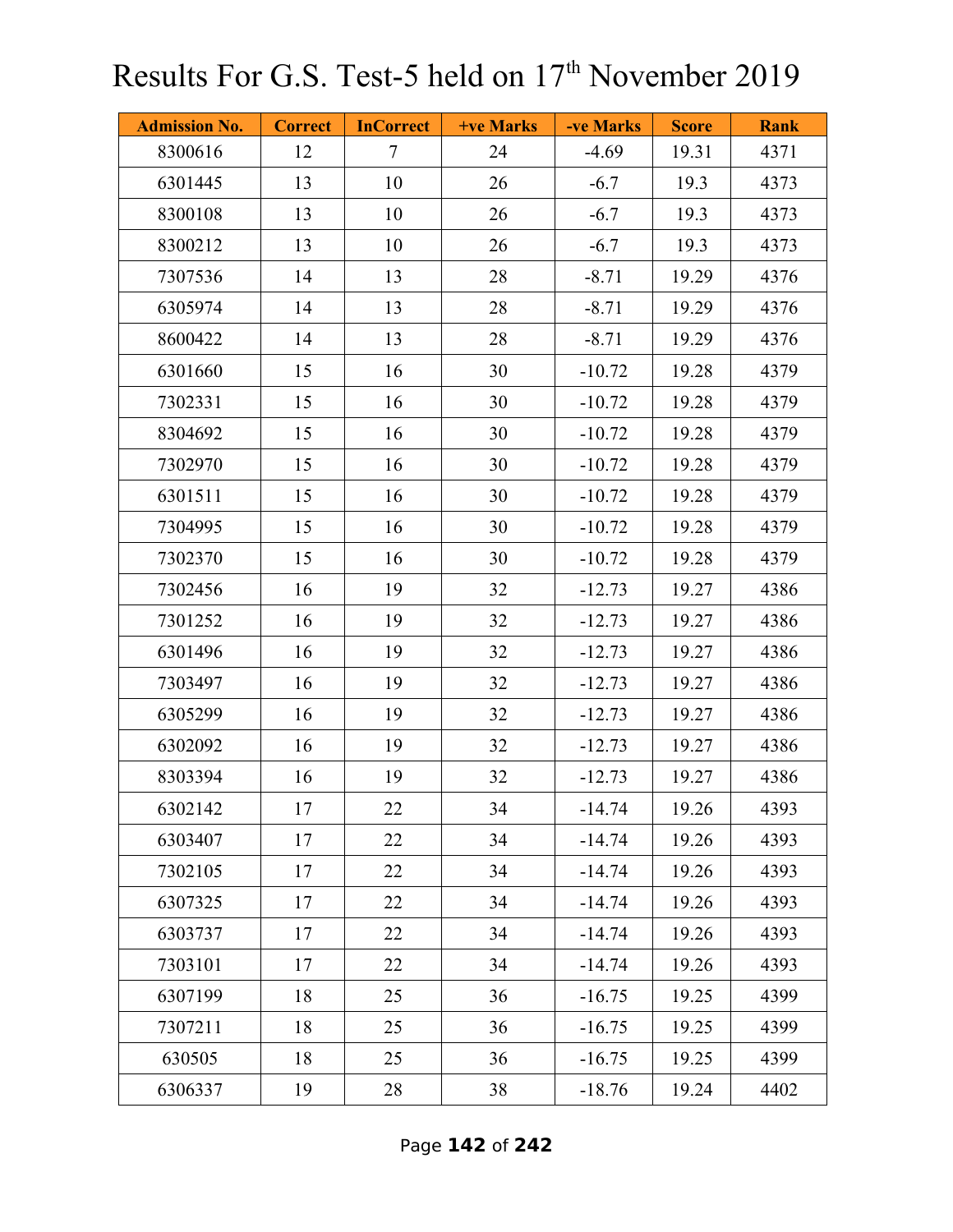# Results For G.S. Test-5 held on 17th November 2019

| Admission No. | Correct | InCorrect | +ve Marks | -ve Marks | Score | Rank |
|---|---|---|---|---|---|---|
| 8300616 | 12 | 7 | 24 | -4.69 | 19.31 | 4371 |
| 6301445 | 13 | 10 | 26 | -6.7 | 19.3 | 4373 |
| 8300108 | 13 | 10 | 26 | -6.7 | 19.3 | 4373 |
| 8300212 | 13 | 10 | 26 | -6.7 | 19.3 | 4373 |
| 7307536 | 14 | 13 | 28 | -8.71 | 19.29 | 4376 |
| 6305974 | 14 | 13 | 28 | -8.71 | 19.29 | 4376 |
| 8600422 | 14 | 13 | 28 | -8.71 | 19.29 | 4376 |
| 6301660 | 15 | 16 | 30 | -10.72 | 19.28 | 4379 |
| 7302331 | 15 | 16 | 30 | -10.72 | 19.28 | 4379 |
| 8304692 | 15 | 16 | 30 | -10.72 | 19.28 | 4379 |
| 7302970 | 15 | 16 | 30 | -10.72 | 19.28 | 4379 |
| 6301511 | 15 | 16 | 30 | -10.72 | 19.28 | 4379 |
| 7304995 | 15 | 16 | 30 | -10.72 | 19.28 | 4379 |
| 7302370 | 15 | 16 | 30 | -10.72 | 19.28 | 4379 |
| 7302456 | 16 | 19 | 32 | -12.73 | 19.27 | 4386 |
| 7301252 | 16 | 19 | 32 | -12.73 | 19.27 | 4386 |
| 6301496 | 16 | 19 | 32 | -12.73 | 19.27 | 4386 |
| 7303497 | 16 | 19 | 32 | -12.73 | 19.27 | 4386 |
| 6305299 | 16 | 19 | 32 | -12.73 | 19.27 | 4386 |
| 6302092 | 16 | 19 | 32 | -12.73 | 19.27 | 4386 |
| 8303394 | 16 | 19 | 32 | -12.73 | 19.27 | 4386 |
| 6302142 | 17 | 22 | 34 | -14.74 | 19.26 | 4393 |
| 6303407 | 17 | 22 | 34 | -14.74 | 19.26 | 4393 |
| 7302105 | 17 | 22 | 34 | -14.74 | 19.26 | 4393 |
| 6307325 | 17 | 22 | 34 | -14.74 | 19.26 | 4393 |
| 6303737 | 17 | 22 | 34 | -14.74 | 19.26 | 4393 |
| 7303101 | 17 | 22 | 34 | -14.74 | 19.26 | 4393 |
| 6307199 | 18 | 25 | 36 | -16.75 | 19.25 | 4399 |
| 7307211 | 18 | 25 | 36 | -16.75 | 19.25 | 4399 |
| 630505 | 18 | 25 | 36 | -16.75 | 19.25 | 4399 |
| 6306337 | 19 | 28 | 38 | -18.76 | 19.24 | 4402 |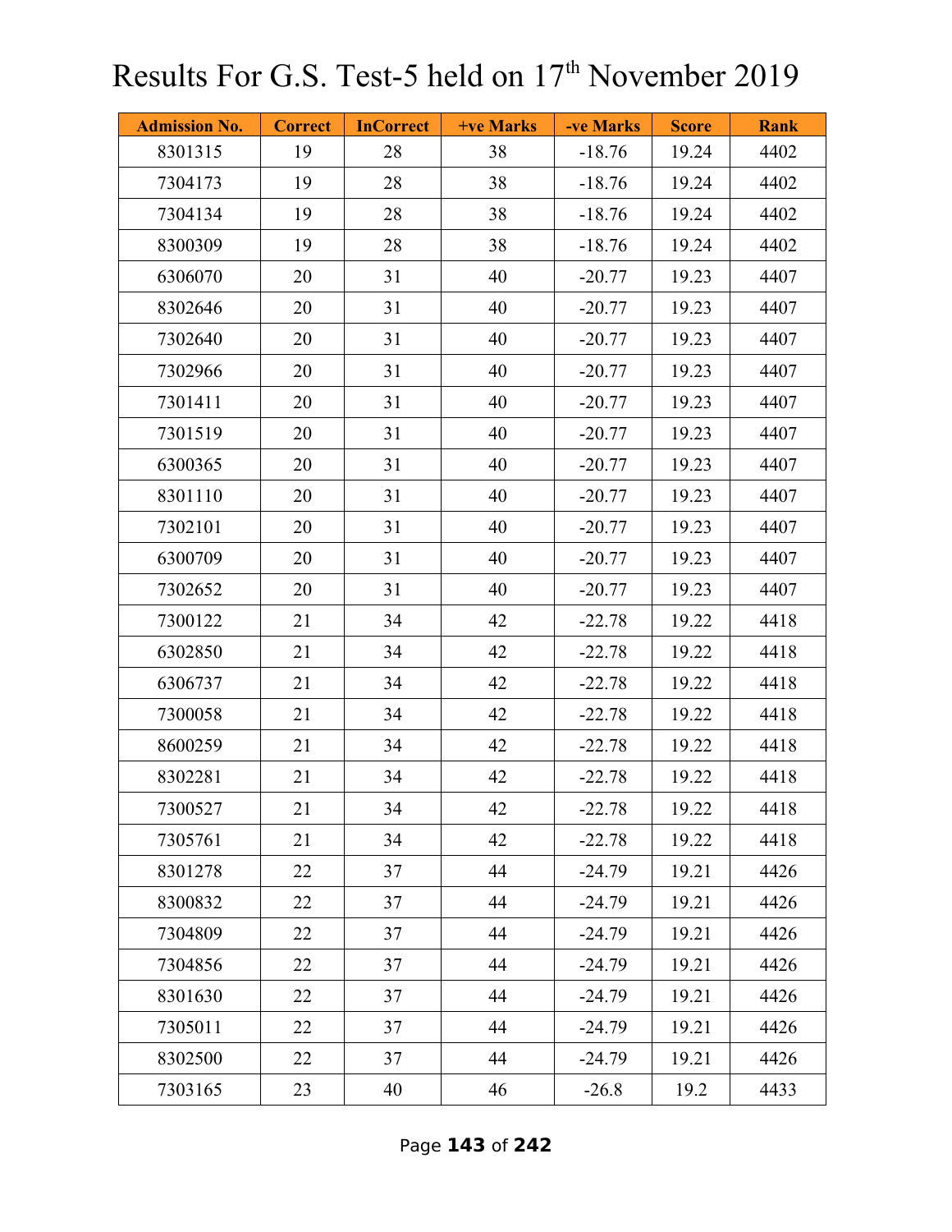# Results For G.S. Test-5 held on 17th November 2019

| Admission No. | Correct | InCorrect | +ve Marks | -ve Marks | Score | Rank |
|---|---|---|---|---|---|---|
| 8301315 | 19 | 28 | 38 | -18.76 | 19.24 | 4402 |
| 7304173 | 19 | 28 | 38 | -18.76 | 19.24 | 4402 |
| 7304134 | 19 | 28 | 38 | -18.76 | 19.24 | 4402 |
| 8300309 | 19 | 28 | 38 | -18.76 | 19.24 | 4402 |
| 6306070 | 20 | 31 | 40 | -20.77 | 19.23 | 4407 |
| 8302646 | 20 | 31 | 40 | -20.77 | 19.23 | 4407 |
| 7302640 | 20 | 31 | 40 | -20.77 | 19.23 | 4407 |
| 7302966 | 20 | 31 | 40 | -20.77 | 19.23 | 4407 |
| 7301411 | 20 | 31 | 40 | -20.77 | 19.23 | 4407 |
| 7301519 | 20 | 31 | 40 | -20.77 | 19.23 | 4407 |
| 6300365 | 20 | 31 | 40 | -20.77 | 19.23 | 4407 |
| 8301110 | 20 | 31 | 40 | -20.77 | 19.23 | 4407 |
| 7302101 | 20 | 31 | 40 | -20.77 | 19.23 | 4407 |
| 6300709 | 20 | 31 | 40 | -20.77 | 19.23 | 4407 |
| 7302652 | 20 | 31 | 40 | -20.77 | 19.23 | 4407 |
| 7300122 | 21 | 34 | 42 | -22.78 | 19.22 | 4418 |
| 6302850 | 21 | 34 | 42 | -22.78 | 19.22 | 4418 |
| 6306737 | 21 | 34 | 42 | -22.78 | 19.22 | 4418 |
| 7300058 | 21 | 34 | 42 | -22.78 | 19.22 | 4418 |
| 8600259 | 21 | 34 | 42 | -22.78 | 19.22 | 4418 |
| 8302281 | 21 | 34 | 42 | -22.78 | 19.22 | 4418 |
| 7300527 | 21 | 34 | 42 | -22.78 | 19.22 | 4418 |
| 7305761 | 21 | 34 | 42 | -22.78 | 19.22 | 4418 |
| 8301278 | 22 | 37 | 44 | -24.79 | 19.21 | 4426 |
| 8300832 | 22 | 37 | 44 | -24.79 | 19.21 | 4426 |
| 7304809 | 22 | 37 | 44 | -24.79 | 19.21 | 4426 |
| 7304856 | 22 | 37 | 44 | -24.79 | 19.21 | 4426 |
| 8301630 | 22 | 37 | 44 | -24.79 | 19.21 | 4426 |
| 7305011 | 22 | 37 | 44 | -24.79 | 19.21 | 4426 |
| 8302500 | 22 | 37 | 44 | -24.79 | 19.21 | 4426 |
| 7303165 | 23 | 40 | 46 | -26.8 | 19.2 | 4433 |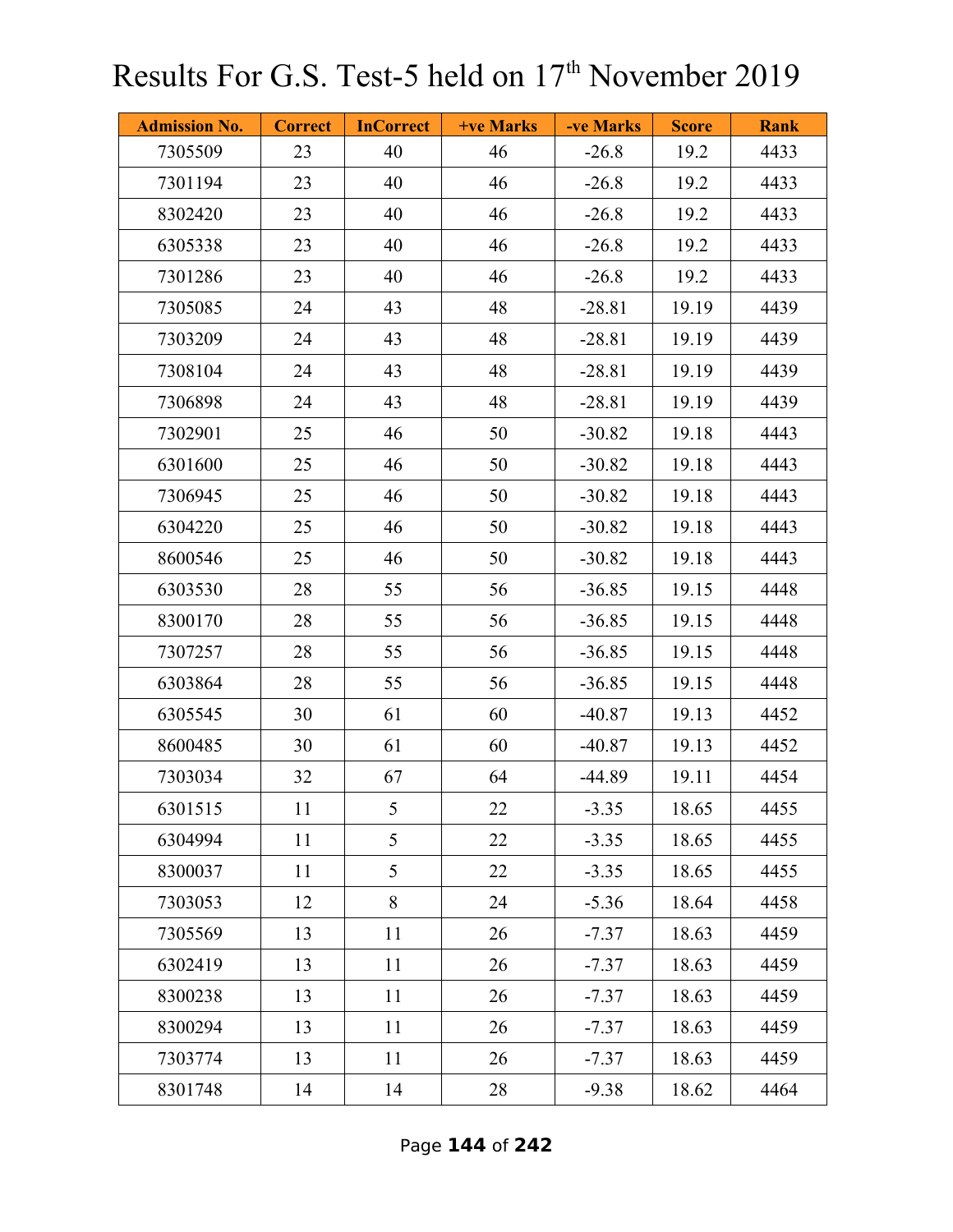# Results For G.S. Test-5 held on 17th November 2019

| Admission No. | Correct | InCorrect | +ve Marks | -ve Marks | Score | Rank |
|---|---|---|---|---|---|---|
| 7305509 | 23 | 40 | 46 | -26.8 | 19.2 | 4433 |
| 7301194 | 23 | 40 | 46 | -26.8 | 19.2 | 4433 |
| 8302420 | 23 | 40 | 46 | -26.8 | 19.2 | 4433 |
| 6305338 | 23 | 40 | 46 | -26.8 | 19.2 | 4433 |
| 7301286 | 23 | 40 | 46 | -26.8 | 19.2 | 4433 |
| 7305085 | 24 | 43 | 48 | -28.81 | 19.19 | 4439 |
| 7303209 | 24 | 43 | 48 | -28.81 | 19.19 | 4439 |
| 7308104 | 24 | 43 | 48 | -28.81 | 19.19 | 4439 |
| 7306898 | 24 | 43 | 48 | -28.81 | 19.19 | 4439 |
| 7302901 | 25 | 46 | 50 | -30.82 | 19.18 | 4443 |
| 6301600 | 25 | 46 | 50 | -30.82 | 19.18 | 4443 |
| 7306945 | 25 | 46 | 50 | -30.82 | 19.18 | 4443 |
| 6304220 | 25 | 46 | 50 | -30.82 | 19.18 | 4443 |
| 8600546 | 25 | 46 | 50 | -30.82 | 19.18 | 4443 |
| 6303530 | 28 | 55 | 56 | -36.85 | 19.15 | 4448 |
| 8300170 | 28 | 55 | 56 | -36.85 | 19.15 | 4448 |
| 7307257 | 28 | 55 | 56 | -36.85 | 19.15 | 4448 |
| 6303864 | 28 | 55 | 56 | -36.85 | 19.15 | 4448 |
| 6305545 | 30 | 61 | 60 | -40.87 | 19.13 | 4452 |
| 8600485 | 30 | 61 | 60 | -40.87 | 19.13 | 4452 |
| 7303034 | 32 | 67 | 64 | -44.89 | 19.11 | 4454 |
| 6301515 | 11 | 5 | 22 | -3.35 | 18.65 | 4455 |
| 6304994 | 11 | 5 | 22 | -3.35 | 18.65 | 4455 |
| 8300037 | 11 | 5 | 22 | -3.35 | 18.65 | 4455 |
| 7303053 | 12 | 8 | 24 | -5.36 | 18.64 | 4458 |
| 7305569 | 13 | 11 | 26 | -7.37 | 18.63 | 4459 |
| 6302419 | 13 | 11 | 26 | -7.37 | 18.63 | 4459 |
| 8300238 | 13 | 11 | 26 | -7.37 | 18.63 | 4459 |
| 8300294 | 13 | 11 | 26 | -7.37 | 18.63 | 4459 |
| 7303774 | 13 | 11 | 26 | -7.37 | 18.63 | 4459 |
| 8301748 | 14 | 14 | 28 | -9.38 | 18.62 | 4464 |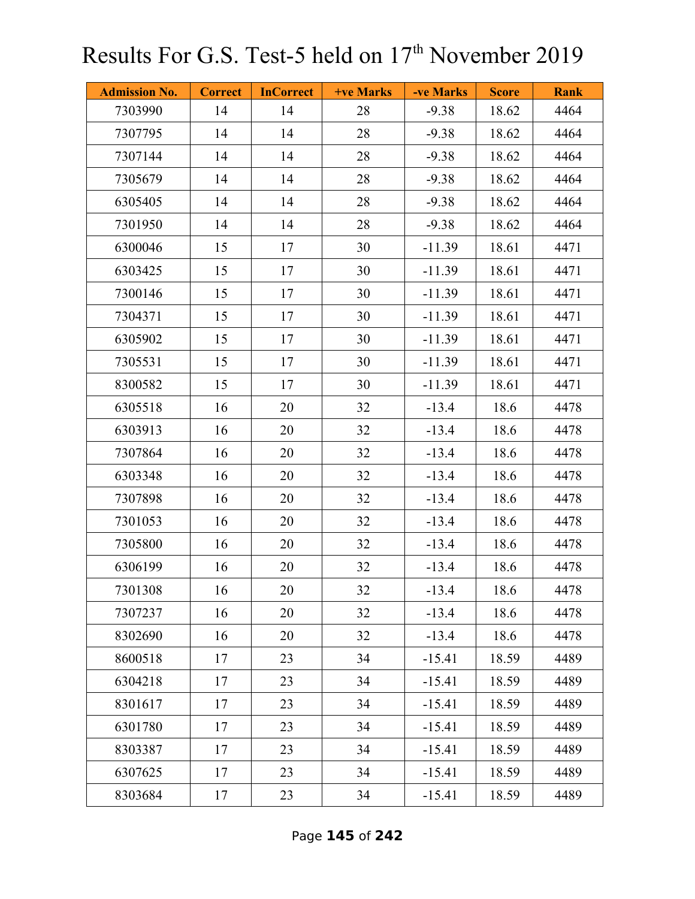# Results For G.S. Test-5 held on 17th November 2019

| Admission No. | Correct | InCorrect | +ve Marks | -ve Marks | Score | Rank |
|---|---|---|---|---|---|---|
| 7303990 | 14 | 14 | 28 | -9.38 | 18.62 | 4464 |
| 7307795 | 14 | 14 | 28 | -9.38 | 18.62 | 4464 |
| 7307144 | 14 | 14 | 28 | -9.38 | 18.62 | 4464 |
| 7305679 | 14 | 14 | 28 | -9.38 | 18.62 | 4464 |
| 6305405 | 14 | 14 | 28 | -9.38 | 18.62 | 4464 |
| 7301950 | 14 | 14 | 28 | -9.38 | 18.62 | 4464 |
| 6300046 | 15 | 17 | 30 | -11.39 | 18.61 | 4471 |
| 6303425 | 15 | 17 | 30 | -11.39 | 18.61 | 4471 |
| 7300146 | 15 | 17 | 30 | -11.39 | 18.61 | 4471 |
| 7304371 | 15 | 17 | 30 | -11.39 | 18.61 | 4471 |
| 6305902 | 15 | 17 | 30 | -11.39 | 18.61 | 4471 |
| 7305531 | 15 | 17 | 30 | -11.39 | 18.61 | 4471 |
| 8300582 | 15 | 17 | 30 | -11.39 | 18.61 | 4471 |
| 6305518 | 16 | 20 | 32 | -13.4 | 18.6 | 4478 |
| 6303913 | 16 | 20 | 32 | -13.4 | 18.6 | 4478 |
| 7307864 | 16 | 20 | 32 | -13.4 | 18.6 | 4478 |
| 6303348 | 16 | 20 | 32 | -13.4 | 18.6 | 4478 |
| 7307898 | 16 | 20 | 32 | -13.4 | 18.6 | 4478 |
| 7301053 | 16 | 20 | 32 | -13.4 | 18.6 | 4478 |
| 7305800 | 16 | 20 | 32 | -13.4 | 18.6 | 4478 |
| 6306199 | 16 | 20 | 32 | -13.4 | 18.6 | 4478 |
| 7301308 | 16 | 20 | 32 | -13.4 | 18.6 | 4478 |
| 7307237 | 16 | 20 | 32 | -13.4 | 18.6 | 4478 |
| 8302690 | 16 | 20 | 32 | -13.4 | 18.6 | 4478 |
| 8600518 | 17 | 23 | 34 | -15.41 | 18.59 | 4489 |
| 6304218 | 17 | 23 | 34 | -15.41 | 18.59 | 4489 |
| 8301617 | 17 | 23 | 34 | -15.41 | 18.59 | 4489 |
| 6301780 | 17 | 23 | 34 | -15.41 | 18.59 | 4489 |
| 8303387 | 17 | 23 | 34 | -15.41 | 18.59 | 4489 |
| 6307625 | 17 | 23 | 34 | -15.41 | 18.59 | 4489 |
| 8303684 | 17 | 23 | 34 | -15.41 | 18.59 | 4489 |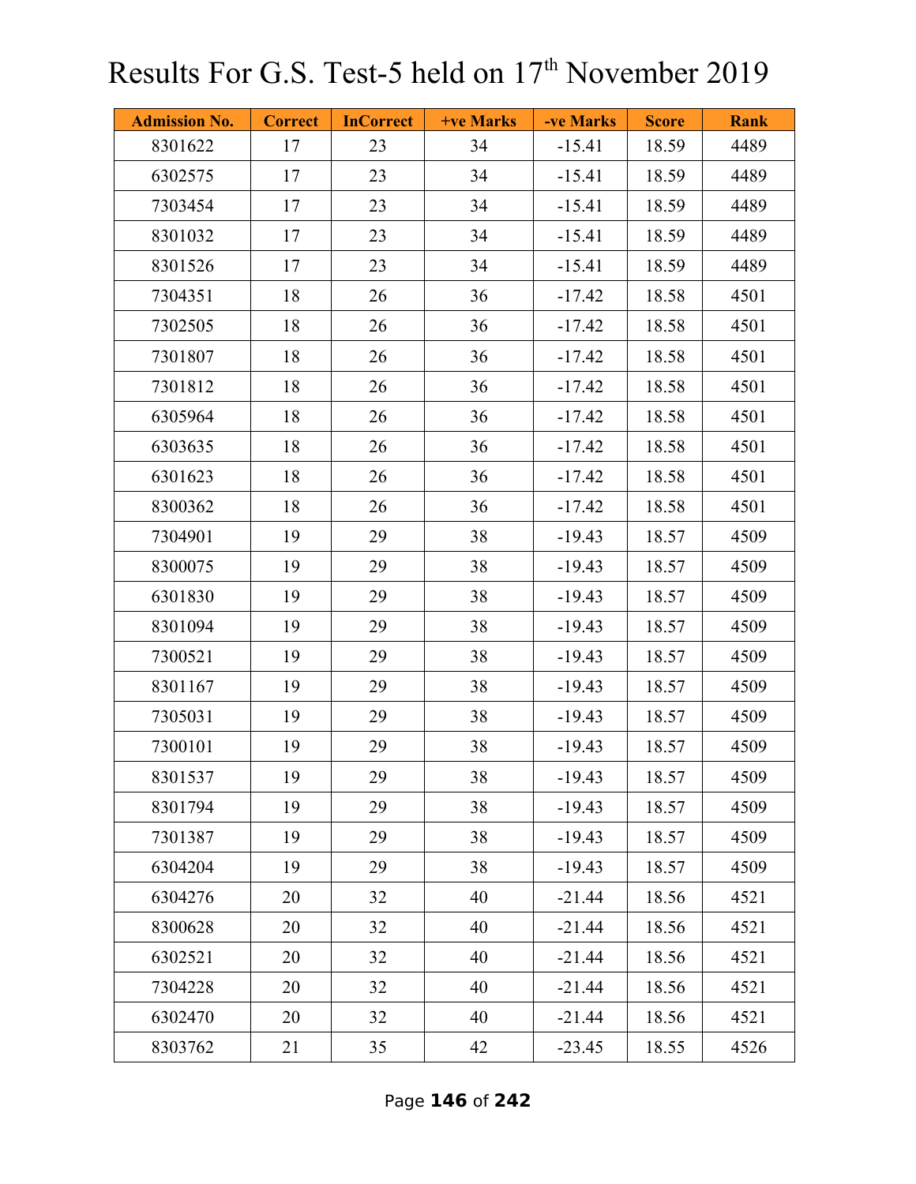# Results For G.S. Test-5 held on 17th November 2019

| Admission No. | Correct | InCorrect | +ve Marks | -ve Marks | Score | Rank |
|---|---|---|---|---|---|---|
| 8301622 | 17 | 23 | 34 | -15.41 | 18.59 | 4489 |
| 6302575 | 17 | 23 | 34 | -15.41 | 18.59 | 4489 |
| 7303454 | 17 | 23 | 34 | -15.41 | 18.59 | 4489 |
| 8301032 | 17 | 23 | 34 | -15.41 | 18.59 | 4489 |
| 8301526 | 17 | 23 | 34 | -15.41 | 18.59 | 4489 |
| 7304351 | 18 | 26 | 36 | -17.42 | 18.58 | 4501 |
| 7302505 | 18 | 26 | 36 | -17.42 | 18.58 | 4501 |
| 7301807 | 18 | 26 | 36 | -17.42 | 18.58 | 4501 |
| 7301812 | 18 | 26 | 36 | -17.42 | 18.58 | 4501 |
| 6305964 | 18 | 26 | 36 | -17.42 | 18.58 | 4501 |
| 6303635 | 18 | 26 | 36 | -17.42 | 18.58 | 4501 |
| 6301623 | 18 | 26 | 36 | -17.42 | 18.58 | 4501 |
| 8300362 | 18 | 26 | 36 | -17.42 | 18.58 | 4501 |
| 7304901 | 19 | 29 | 38 | -19.43 | 18.57 | 4509 |
| 8300075 | 19 | 29 | 38 | -19.43 | 18.57 | 4509 |
| 6301830 | 19 | 29 | 38 | -19.43 | 18.57 | 4509 |
| 8301094 | 19 | 29 | 38 | -19.43 | 18.57 | 4509 |
| 7300521 | 19 | 29 | 38 | -19.43 | 18.57 | 4509 |
| 8301167 | 19 | 29 | 38 | -19.43 | 18.57 | 4509 |
| 7305031 | 19 | 29 | 38 | -19.43 | 18.57 | 4509 |
| 7300101 | 19 | 29 | 38 | -19.43 | 18.57 | 4509 |
| 8301537 | 19 | 29 | 38 | -19.43 | 18.57 | 4509 |
| 8301794 | 19 | 29 | 38 | -19.43 | 18.57 | 4509 |
| 7301387 | 19 | 29 | 38 | -19.43 | 18.57 | 4509 |
| 6304204 | 19 | 29 | 38 | -19.43 | 18.57 | 4509 |
| 6304276 | 20 | 32 | 40 | -21.44 | 18.56 | 4521 |
| 8300628 | 20 | 32 | 40 | -21.44 | 18.56 | 4521 |
| 6302521 | 20 | 32 | 40 | -21.44 | 18.56 | 4521 |
| 7304228 | 20 | 32 | 40 | -21.44 | 18.56 | 4521 |
| 6302470 | 20 | 32 | 40 | -21.44 | 18.56 | 4521 |
| 8303762 | 21 | 35 | 42 | -23.45 | 18.55 | 4526 |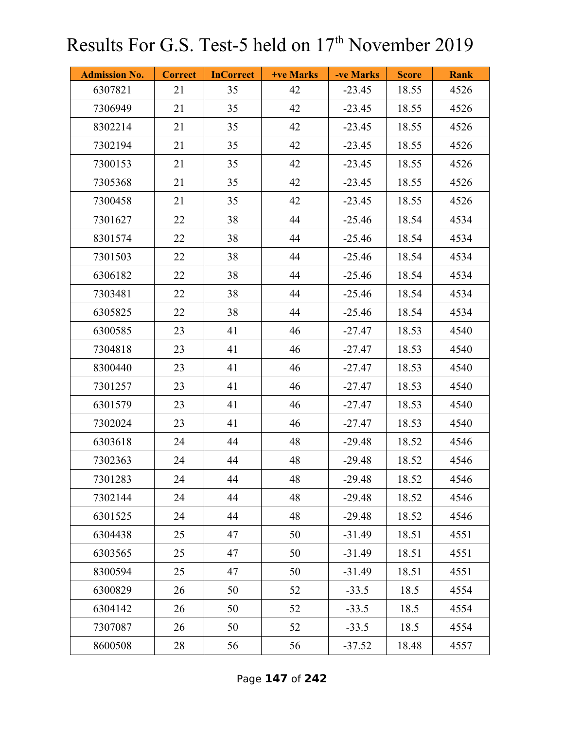# Results For G.S. Test-5 held on 17th November 2019

| Admission No. | Correct | InCorrect | +ve Marks | -ve Marks | Score | Rank |
|---|---|---|---|---|---|---|
| 6307821 | 21 | 35 | 42 | -23.45 | 18.55 | 4526 |
| 7306949 | 21 | 35 | 42 | -23.45 | 18.55 | 4526 |
| 8302214 | 21 | 35 | 42 | -23.45 | 18.55 | 4526 |
| 7302194 | 21 | 35 | 42 | -23.45 | 18.55 | 4526 |
| 7300153 | 21 | 35 | 42 | -23.45 | 18.55 | 4526 |
| 7305368 | 21 | 35 | 42 | -23.45 | 18.55 | 4526 |
| 7300458 | 21 | 35 | 42 | -23.45 | 18.55 | 4526 |
| 7301627 | 22 | 38 | 44 | -25.46 | 18.54 | 4534 |
| 8301574 | 22 | 38 | 44 | -25.46 | 18.54 | 4534 |
| 7301503 | 22 | 38 | 44 | -25.46 | 18.54 | 4534 |
| 6306182 | 22 | 38 | 44 | -25.46 | 18.54 | 4534 |
| 7303481 | 22 | 38 | 44 | -25.46 | 18.54 | 4534 |
| 6305825 | 22 | 38 | 44 | -25.46 | 18.54 | 4534 |
| 6300585 | 23 | 41 | 46 | -27.47 | 18.53 | 4540 |
| 7304818 | 23 | 41 | 46 | -27.47 | 18.53 | 4540 |
| 8300440 | 23 | 41 | 46 | -27.47 | 18.53 | 4540 |
| 7301257 | 23 | 41 | 46 | -27.47 | 18.53 | 4540 |
| 6301579 | 23 | 41 | 46 | -27.47 | 18.53 | 4540 |
| 7302024 | 23 | 41 | 46 | -27.47 | 18.53 | 4540 |
| 6303618 | 24 | 44 | 48 | -29.48 | 18.52 | 4546 |
| 7302363 | 24 | 44 | 48 | -29.48 | 18.52 | 4546 |
| 7301283 | 24 | 44 | 48 | -29.48 | 18.52 | 4546 |
| 7302144 | 24 | 44 | 48 | -29.48 | 18.52 | 4546 |
| 6301525 | 24 | 44 | 48 | -29.48 | 18.52 | 4546 |
| 6304438 | 25 | 47 | 50 | -31.49 | 18.51 | 4551 |
| 6303565 | 25 | 47 | 50 | -31.49 | 18.51 | 4551 |
| 8300594 | 25 | 47 | 50 | -31.49 | 18.51 | 4551 |
| 6300829 | 26 | 50 | 52 | -33.5 | 18.5 | 4554 |
| 6304142 | 26 | 50 | 52 | -33.5 | 18.5 | 4554 |
| 7307087 | 26 | 50 | 52 | -33.5 | 18.5 | 4554 |
| 8600508 | 28 | 56 | 56 | -37.52 | 18.48 | 4557 |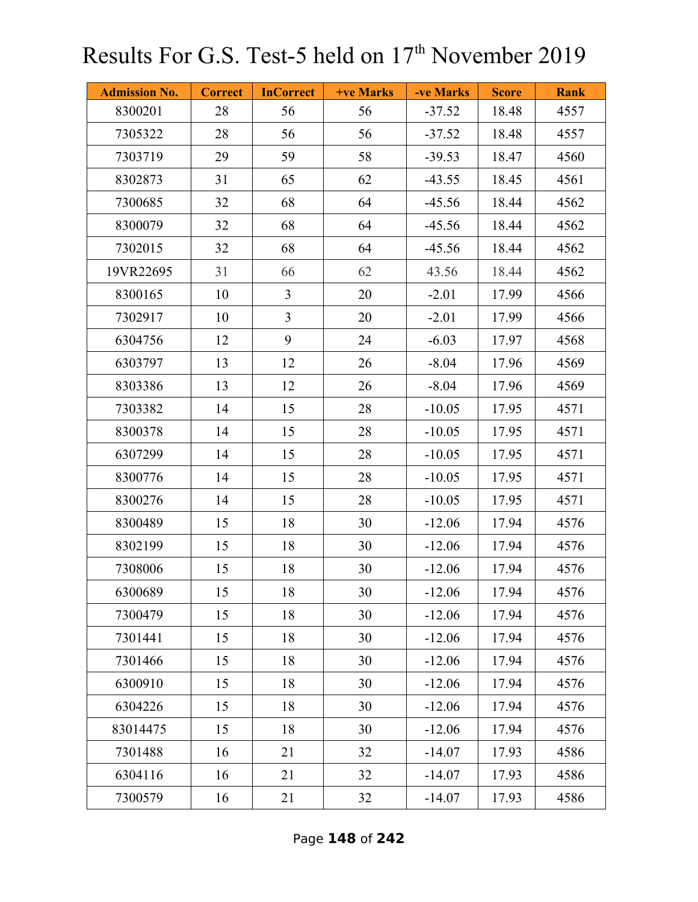# Results For G.S. Test-5 held on 17th November 2019

| Admission No. | Correct | InCorrect | +ve Marks | -ve Marks | Score | Rank |
|---|---|---|---|---|---|---|
| 8300201 | 28 | 56 | 56 | -37.52 | 18.48 | 4557 |
| 7305322 | 28 | 56 | 56 | -37.52 | 18.48 | 4557 |
| 7303719 | 29 | 59 | 58 | -39.53 | 18.47 | 4560 |
| 8302873 | 31 | 65 | 62 | -43.55 | 18.45 | 4561 |
| 7300685 | 32 | 68 | 64 | -45.56 | 18.44 | 4562 |
| 8300079 | 32 | 68 | 64 | -45.56 | 18.44 | 4562 |
| 7302015 | 32 | 68 | 64 | -45.56 | 18.44 | 4562 |
| 19VR22695 | 31 | 66 | 62 | 43.56 | 18.44 | 4562 |
| 8300165 | 10 | 3 | 20 | -2.01 | 17.99 | 4566 |
| 7302917 | 10 | 3 | 20 | -2.01 | 17.99 | 4566 |
| 6304756 | 12 | 9 | 24 | -6.03 | 17.97 | 4568 |
| 6303797 | 13 | 12 | 26 | -8.04 | 17.96 | 4569 |
| 8303386 | 13 | 12 | 26 | -8.04 | 17.96 | 4569 |
| 7303382 | 14 | 15 | 28 | -10.05 | 17.95 | 4571 |
| 8300378 | 14 | 15 | 28 | -10.05 | 17.95 | 4571 |
| 6307299 | 14 | 15 | 28 | -10.05 | 17.95 | 4571 |
| 8300776 | 14 | 15 | 28 | -10.05 | 17.95 | 4571 |
| 8300276 | 14 | 15 | 28 | -10.05 | 17.95 | 4571 |
| 8300489 | 15 | 18 | 30 | -12.06 | 17.94 | 4576 |
| 8302199 | 15 | 18 | 30 | -12.06 | 17.94 | 4576 |
| 7308006 | 15 | 18 | 30 | -12.06 | 17.94 | 4576 |
| 6300689 | 15 | 18 | 30 | -12.06 | 17.94 | 4576 |
| 7300479 | 15 | 18 | 30 | -12.06 | 17.94 | 4576 |
| 7301441 | 15 | 18 | 30 | -12.06 | 17.94 | 4576 |
| 7301466 | 15 | 18 | 30 | -12.06 | 17.94 | 4576 |
| 6300910 | 15 | 18 | 30 | -12.06 | 17.94 | 4576 |
| 6304226 | 15 | 18 | 30 | -12.06 | 17.94 | 4576 |
| 83014475 | 15 | 18 | 30 | -12.06 | 17.94 | 4576 |
| 7301488 | 16 | 21 | 32 | -14.07 | 17.93 | 4586 |
| 6304116 | 16 | 21 | 32 | -14.07 | 17.93 | 4586 |
| 7300579 | 16 | 21 | 32 | -14.07 | 17.93 | 4586 |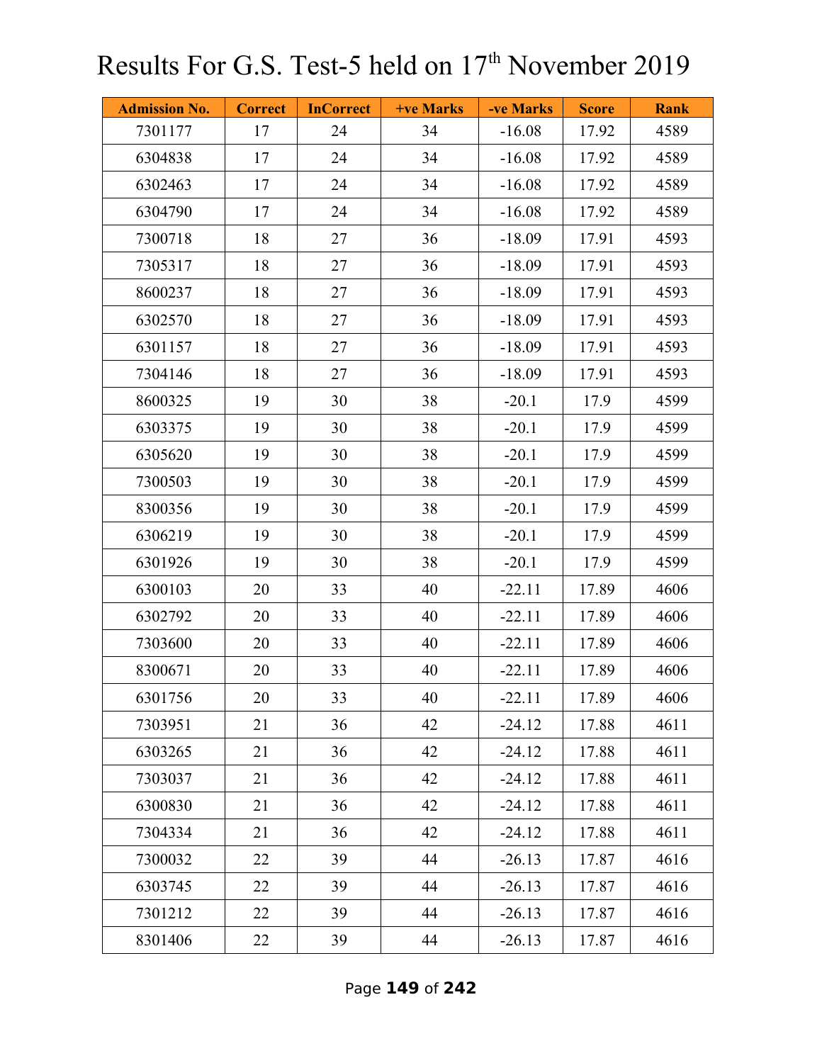# Results For G.S. Test-5 held on 17th November 2019

| Admission No. | Correct | InCorrect | +ve Marks | -ve Marks | Score | Rank |
|---|---|---|---|---|---|---|
| 7301177 | 17 | 24 | 34 | -16.08 | 17.92 | 4589 |
| 6304838 | 17 | 24 | 34 | -16.08 | 17.92 | 4589 |
| 6302463 | 17 | 24 | 34 | -16.08 | 17.92 | 4589 |
| 6304790 | 17 | 24 | 34 | -16.08 | 17.92 | 4589 |
| 7300718 | 18 | 27 | 36 | -18.09 | 17.91 | 4593 |
| 7305317 | 18 | 27 | 36 | -18.09 | 17.91 | 4593 |
| 8600237 | 18 | 27 | 36 | -18.09 | 17.91 | 4593 |
| 6302570 | 18 | 27 | 36 | -18.09 | 17.91 | 4593 |
| 6301157 | 18 | 27 | 36 | -18.09 | 17.91 | 4593 |
| 7304146 | 18 | 27 | 36 | -18.09 | 17.91 | 4593 |
| 8600325 | 19 | 30 | 38 | -20.1 | 17.9 | 4599 |
| 6303375 | 19 | 30 | 38 | -20.1 | 17.9 | 4599 |
| 6305620 | 19 | 30 | 38 | -20.1 | 17.9 | 4599 |
| 7300503 | 19 | 30 | 38 | -20.1 | 17.9 | 4599 |
| 8300356 | 19 | 30 | 38 | -20.1 | 17.9 | 4599 |
| 6306219 | 19 | 30 | 38 | -20.1 | 17.9 | 4599 |
| 6301926 | 19 | 30 | 38 | -20.1 | 17.9 | 4599 |
| 6300103 | 20 | 33 | 40 | -22.11 | 17.89 | 4606 |
| 6302792 | 20 | 33 | 40 | -22.11 | 17.89 | 4606 |
| 7303600 | 20 | 33 | 40 | -22.11 | 17.89 | 4606 |
| 8300671 | 20 | 33 | 40 | -22.11 | 17.89 | 4606 |
| 6301756 | 20 | 33 | 40 | -22.11 | 17.89 | 4606 |
| 7303951 | 21 | 36 | 42 | -24.12 | 17.88 | 4611 |
| 6303265 | 21 | 36 | 42 | -24.12 | 17.88 | 4611 |
| 7303037 | 21 | 36 | 42 | -24.12 | 17.88 | 4611 |
| 6300830 | 21 | 36 | 42 | -24.12 | 17.88 | 4611 |
| 7304334 | 21 | 36 | 42 | -24.12 | 17.88 | 4611 |
| 7300032 | 22 | 39 | 44 | -26.13 | 17.87 | 4616 |
| 6303745 | 22 | 39 | 44 | -26.13 | 17.87 | 4616 |
| 7301212 | 22 | 39 | 44 | -26.13 | 17.87 | 4616 |
| 8301406 | 22 | 39 | 44 | -26.13 | 17.87 | 4616 |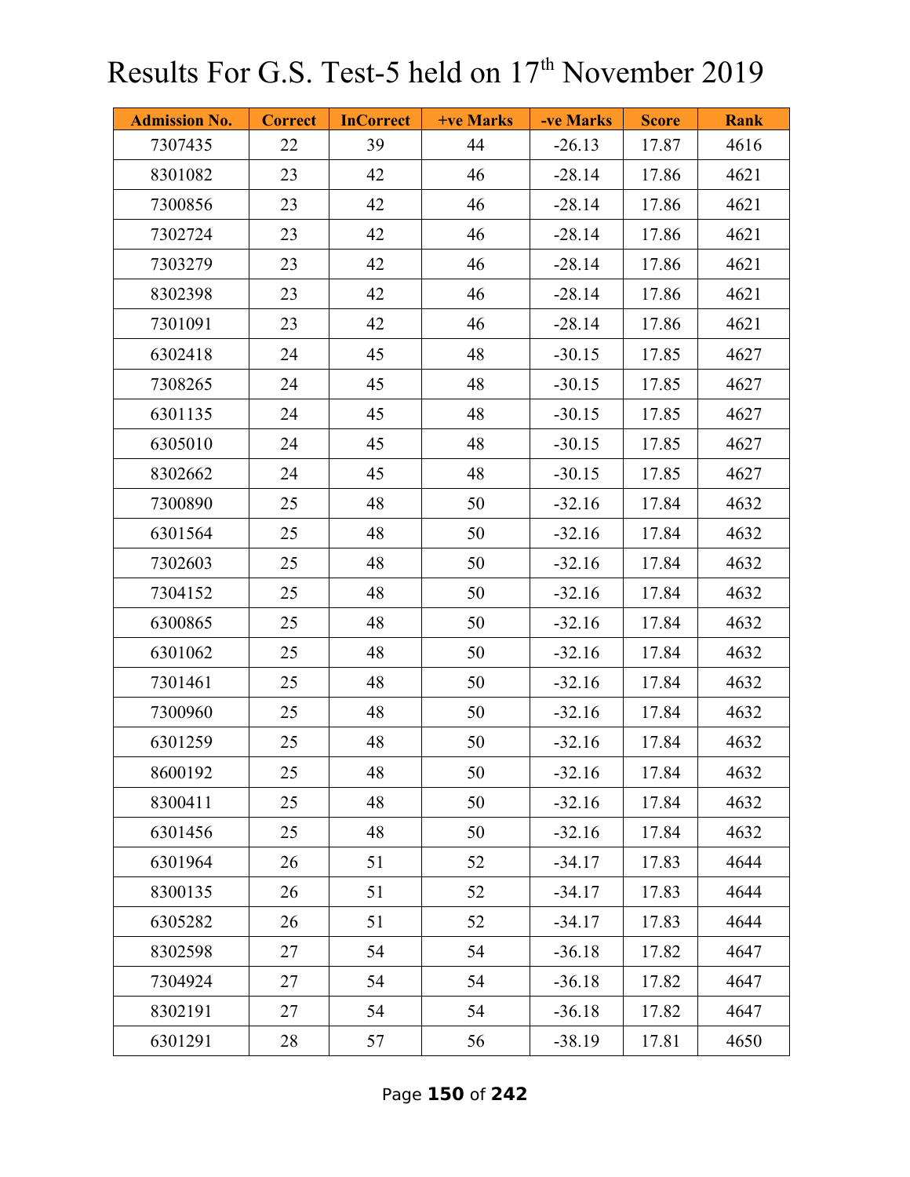# Results For G.S. Test-5 held on 17th November 2019

| Admission No. | Correct | InCorrect | +ve Marks | -ve Marks | Score | Rank |
|---|---|---|---|---|---|---|
| 7307435 | 22 | 39 | 44 | -26.13 | 17.87 | 4616 |
| 8301082 | 23 | 42 | 46 | -28.14 | 17.86 | 4621 |
| 7300856 | 23 | 42 | 46 | -28.14 | 17.86 | 4621 |
| 7302724 | 23 | 42 | 46 | -28.14 | 17.86 | 4621 |
| 7303279 | 23 | 42 | 46 | -28.14 | 17.86 | 4621 |
| 8302398 | 23 | 42 | 46 | -28.14 | 17.86 | 4621 |
| 7301091 | 23 | 42 | 46 | -28.14 | 17.86 | 4621 |
| 6302418 | 24 | 45 | 48 | -30.15 | 17.85 | 4627 |
| 7308265 | 24 | 45 | 48 | -30.15 | 17.85 | 4627 |
| 6301135 | 24 | 45 | 48 | -30.15 | 17.85 | 4627 |
| 6305010 | 24 | 45 | 48 | -30.15 | 17.85 | 4627 |
| 8302662 | 24 | 45 | 48 | -30.15 | 17.85 | 4627 |
| 7300890 | 25 | 48 | 50 | -32.16 | 17.84 | 4632 |
| 6301564 | 25 | 48 | 50 | -32.16 | 17.84 | 4632 |
| 7302603 | 25 | 48 | 50 | -32.16 | 17.84 | 4632 |
| 7304152 | 25 | 48 | 50 | -32.16 | 17.84 | 4632 |
| 6300865 | 25 | 48 | 50 | -32.16 | 17.84 | 4632 |
| 6301062 | 25 | 48 | 50 | -32.16 | 17.84 | 4632 |
| 7301461 | 25 | 48 | 50 | -32.16 | 17.84 | 4632 |
| 7300960 | 25 | 48 | 50 | -32.16 | 17.84 | 4632 |
| 6301259 | 25 | 48 | 50 | -32.16 | 17.84 | 4632 |
| 8600192 | 25 | 48 | 50 | -32.16 | 17.84 | 4632 |
| 8300411 | 25 | 48 | 50 | -32.16 | 17.84 | 4632 |
| 6301456 | 25 | 48 | 50 | -32.16 | 17.84 | 4632 |
| 6301964 | 26 | 51 | 52 | -34.17 | 17.83 | 4644 |
| 8300135 | 26 | 51 | 52 | -34.17 | 17.83 | 4644 |
| 6305282 | 26 | 51 | 52 | -34.17 | 17.83 | 4644 |
| 8302598 | 27 | 54 | 54 | -36.18 | 17.82 | 4647 |
| 7304924 | 27 | 54 | 54 | -36.18 | 17.82 | 4647 |
| 8302191 | 27 | 54 | 54 | -36.18 | 17.82 | 4647 |
| 6301291 | 28 | 57 | 56 | -38.19 | 17.81 | 4650 |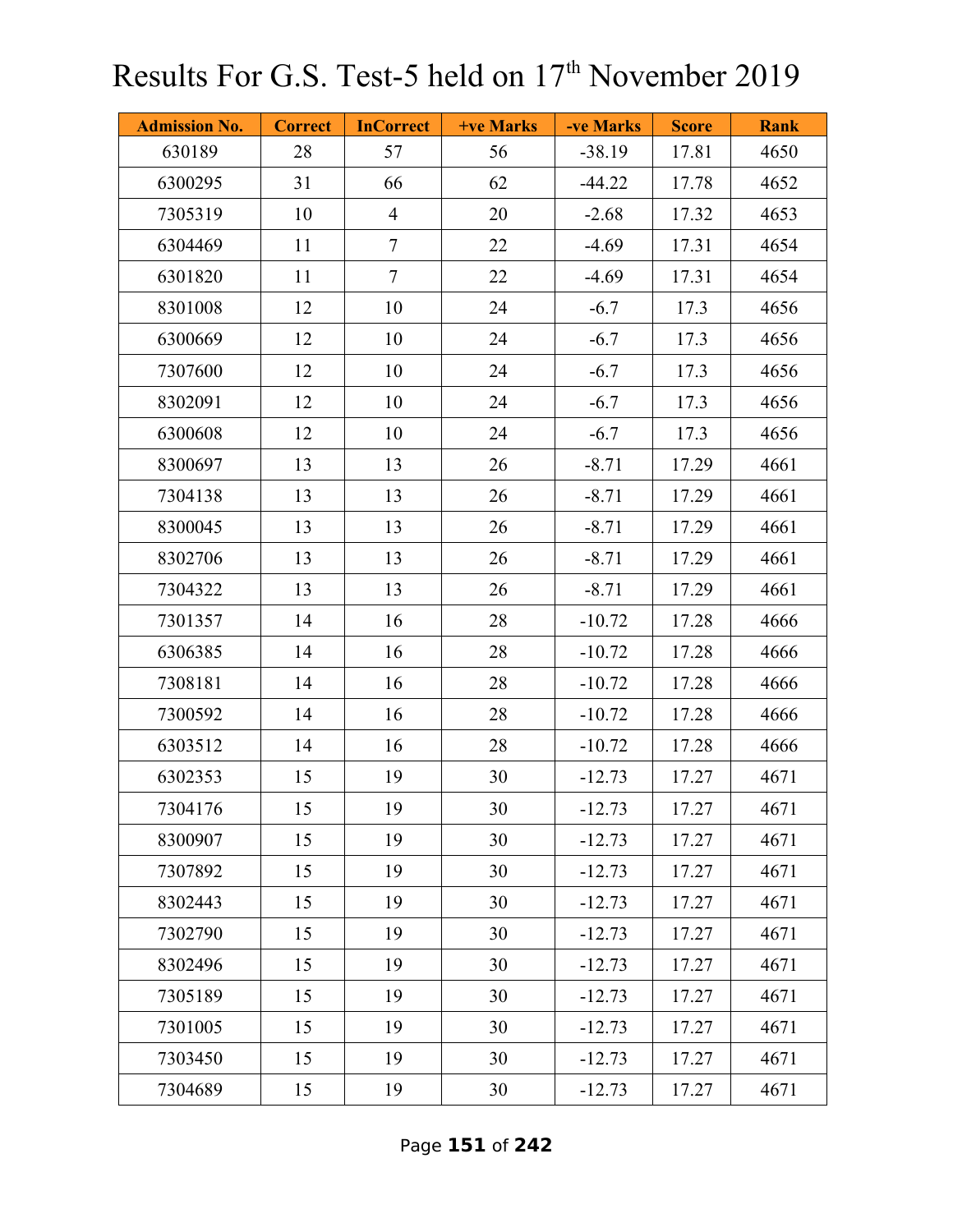# Results For G.S. Test-5 held on 17th November 2019

| Admission No. | Correct | InCorrect | +ve Marks | -ve Marks | Score | Rank |
|---|---|---|---|---|---|---|
| 630189 | 28 | 57 | 56 | -38.19 | 17.81 | 4650 |
| 6300295 | 31 | 66 | 62 | -44.22 | 17.78 | 4652 |
| 7305319 | 10 | 4 | 20 | -2.68 | 17.32 | 4653 |
| 6304469 | 11 | 7 | 22 | -4.69 | 17.31 | 4654 |
| 6301820 | 11 | 7 | 22 | -4.69 | 17.31 | 4654 |
| 8301008 | 12 | 10 | 24 | -6.7 | 17.3 | 4656 |
| 6300669 | 12 | 10 | 24 | -6.7 | 17.3 | 4656 |
| 7307600 | 12 | 10 | 24 | -6.7 | 17.3 | 4656 |
| 8302091 | 12 | 10 | 24 | -6.7 | 17.3 | 4656 |
| 6300608 | 12 | 10 | 24 | -6.7 | 17.3 | 4656 |
| 8300697 | 13 | 13 | 26 | -8.71 | 17.29 | 4661 |
| 7304138 | 13 | 13 | 26 | -8.71 | 17.29 | 4661 |
| 8300045 | 13 | 13 | 26 | -8.71 | 17.29 | 4661 |
| 8302706 | 13 | 13 | 26 | -8.71 | 17.29 | 4661 |
| 7304322 | 13 | 13 | 26 | -8.71 | 17.29 | 4661 |
| 7301357 | 14 | 16 | 28 | -10.72 | 17.28 | 4666 |
| 6306385 | 14 | 16 | 28 | -10.72 | 17.28 | 4666 |
| 7308181 | 14 | 16 | 28 | -10.72 | 17.28 | 4666 |
| 7300592 | 14 | 16 | 28 | -10.72 | 17.28 | 4666 |
| 6303512 | 14 | 16 | 28 | -10.72 | 17.28 | 4666 |
| 6302353 | 15 | 19 | 30 | -12.73 | 17.27 | 4671 |
| 7304176 | 15 | 19 | 30 | -12.73 | 17.27 | 4671 |
| 8300907 | 15 | 19 | 30 | -12.73 | 17.27 | 4671 |
| 7307892 | 15 | 19 | 30 | -12.73 | 17.27 | 4671 |
| 8302443 | 15 | 19 | 30 | -12.73 | 17.27 | 4671 |
| 7302790 | 15 | 19 | 30 | -12.73 | 17.27 | 4671 |
| 8302496 | 15 | 19 | 30 | -12.73 | 17.27 | 4671 |
| 7305189 | 15 | 19 | 30 | -12.73 | 17.27 | 4671 |
| 7301005 | 15 | 19 | 30 | -12.73 | 17.27 | 4671 |
| 7303450 | 15 | 19 | 30 | -12.73 | 17.27 | 4671 |
| 7304689 | 15 | 19 | 30 | -12.73 | 17.27 | 4671 |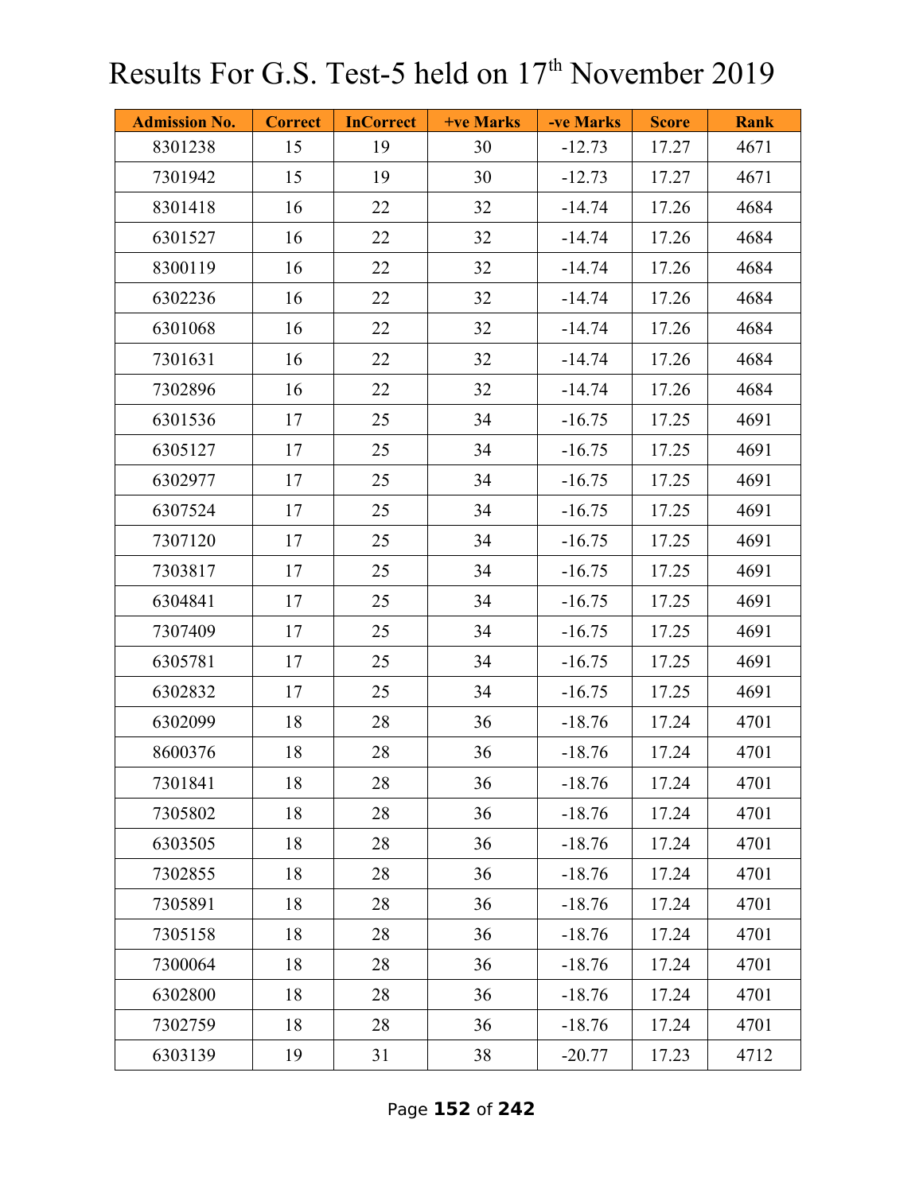# Results For G.S. Test-5 held on 17th November 2019

| Admission No. | Correct | InCorrect | +ve Marks | -ve Marks | Score | Rank |
|---|---|---|---|---|---|---|
| 8301238 | 15 | 19 | 30 | -12.73 | 17.27 | 4671 |
| 7301942 | 15 | 19 | 30 | -12.73 | 17.27 | 4671 |
| 8301418 | 16 | 22 | 32 | -14.74 | 17.26 | 4684 |
| 6301527 | 16 | 22 | 32 | -14.74 | 17.26 | 4684 |
| 8300119 | 16 | 22 | 32 | -14.74 | 17.26 | 4684 |
| 6302236 | 16 | 22 | 32 | -14.74 | 17.26 | 4684 |
| 6301068 | 16 | 22 | 32 | -14.74 | 17.26 | 4684 |
| 7301631 | 16 | 22 | 32 | -14.74 | 17.26 | 4684 |
| 7302896 | 16 | 22 | 32 | -14.74 | 17.26 | 4684 |
| 6301536 | 17 | 25 | 34 | -16.75 | 17.25 | 4691 |
| 6305127 | 17 | 25 | 34 | -16.75 | 17.25 | 4691 |
| 6302977 | 17 | 25 | 34 | -16.75 | 17.25 | 4691 |
| 6307524 | 17 | 25 | 34 | -16.75 | 17.25 | 4691 |
| 7307120 | 17 | 25 | 34 | -16.75 | 17.25 | 4691 |
| 7303817 | 17 | 25 | 34 | -16.75 | 17.25 | 4691 |
| 6304841 | 17 | 25 | 34 | -16.75 | 17.25 | 4691 |
| 7307409 | 17 | 25 | 34 | -16.75 | 17.25 | 4691 |
| 6305781 | 17 | 25 | 34 | -16.75 | 17.25 | 4691 |
| 6302832 | 17 | 25 | 34 | -16.75 | 17.25 | 4691 |
| 6302099 | 18 | 28 | 36 | -18.76 | 17.24 | 4701 |
| 8600376 | 18 | 28 | 36 | -18.76 | 17.24 | 4701 |
| 7301841 | 18 | 28 | 36 | -18.76 | 17.24 | 4701 |
| 7305802 | 18 | 28 | 36 | -18.76 | 17.24 | 4701 |
| 6303505 | 18 | 28 | 36 | -18.76 | 17.24 | 4701 |
| 7302855 | 18 | 28 | 36 | -18.76 | 17.24 | 4701 |
| 7305891 | 18 | 28 | 36 | -18.76 | 17.24 | 4701 |
| 7305158 | 18 | 28 | 36 | -18.76 | 17.24 | 4701 |
| 7300064 | 18 | 28 | 36 | -18.76 | 17.24 | 4701 |
| 6302800 | 18 | 28 | 36 | -18.76 | 17.24 | 4701 |
| 7302759 | 18 | 28 | 36 | -18.76 | 17.24 | 4701 |
| 6303139 | 19 | 31 | 38 | -20.77 | 17.23 | 4712 |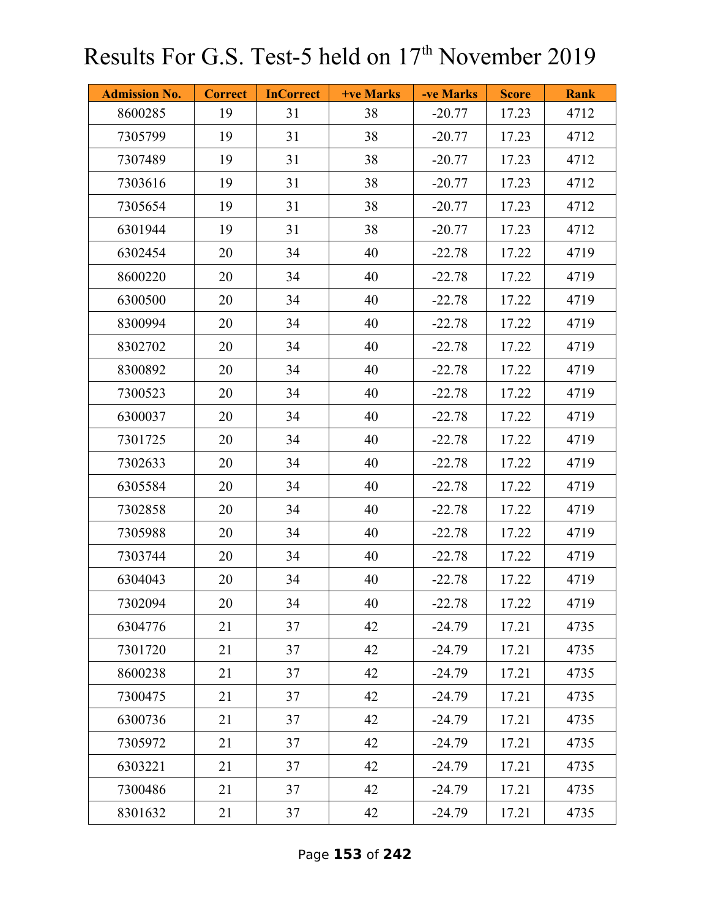# Results For G.S. Test-5 held on 17th November 2019

| Admission No. | Correct | InCorrect | +ve Marks | -ve Marks | Score | Rank |
|---|---|---|---|---|---|---|
| 8600285 | 19 | 31 | 38 | -20.77 | 17.23 | 4712 |
| 7305799 | 19 | 31 | 38 | -20.77 | 17.23 | 4712 |
| 7307489 | 19 | 31 | 38 | -20.77 | 17.23 | 4712 |
| 7303616 | 19 | 31 | 38 | -20.77 | 17.23 | 4712 |
| 7305654 | 19 | 31 | 38 | -20.77 | 17.23 | 4712 |
| 6301944 | 19 | 31 | 38 | -20.77 | 17.23 | 4712 |
| 6302454 | 20 | 34 | 40 | -22.78 | 17.22 | 4719 |
| 8600220 | 20 | 34 | 40 | -22.78 | 17.22 | 4719 |
| 6300500 | 20 | 34 | 40 | -22.78 | 17.22 | 4719 |
| 8300994 | 20 | 34 | 40 | -22.78 | 17.22 | 4719 |
| 8302702 | 20 | 34 | 40 | -22.78 | 17.22 | 4719 |
| 8300892 | 20 | 34 | 40 | -22.78 | 17.22 | 4719 |
| 7300523 | 20 | 34 | 40 | -22.78 | 17.22 | 4719 |
| 6300037 | 20 | 34 | 40 | -22.78 | 17.22 | 4719 |
| 7301725 | 20 | 34 | 40 | -22.78 | 17.22 | 4719 |
| 7302633 | 20 | 34 | 40 | -22.78 | 17.22 | 4719 |
| 6305584 | 20 | 34 | 40 | -22.78 | 17.22 | 4719 |
| 7302858 | 20 | 34 | 40 | -22.78 | 17.22 | 4719 |
| 7305988 | 20 | 34 | 40 | -22.78 | 17.22 | 4719 |
| 7303744 | 20 | 34 | 40 | -22.78 | 17.22 | 4719 |
| 6304043 | 20 | 34 | 40 | -22.78 | 17.22 | 4719 |
| 7302094 | 20 | 34 | 40 | -22.78 | 17.22 | 4719 |
| 6304776 | 21 | 37 | 42 | -24.79 | 17.21 | 4735 |
| 7301720 | 21 | 37 | 42 | -24.79 | 17.21 | 4735 |
| 8600238 | 21 | 37 | 42 | -24.79 | 17.21 | 4735 |
| 7300475 | 21 | 37 | 42 | -24.79 | 17.21 | 4735 |
| 6300736 | 21 | 37 | 42 | -24.79 | 17.21 | 4735 |
| 7305972 | 21 | 37 | 42 | -24.79 | 17.21 | 4735 |
| 6303221 | 21 | 37 | 42 | -24.79 | 17.21 | 4735 |
| 7300486 | 21 | 37 | 42 | -24.79 | 17.21 | 4735 |
| 8301632 | 21 | 37 | 42 | -24.79 | 17.21 | 4735 |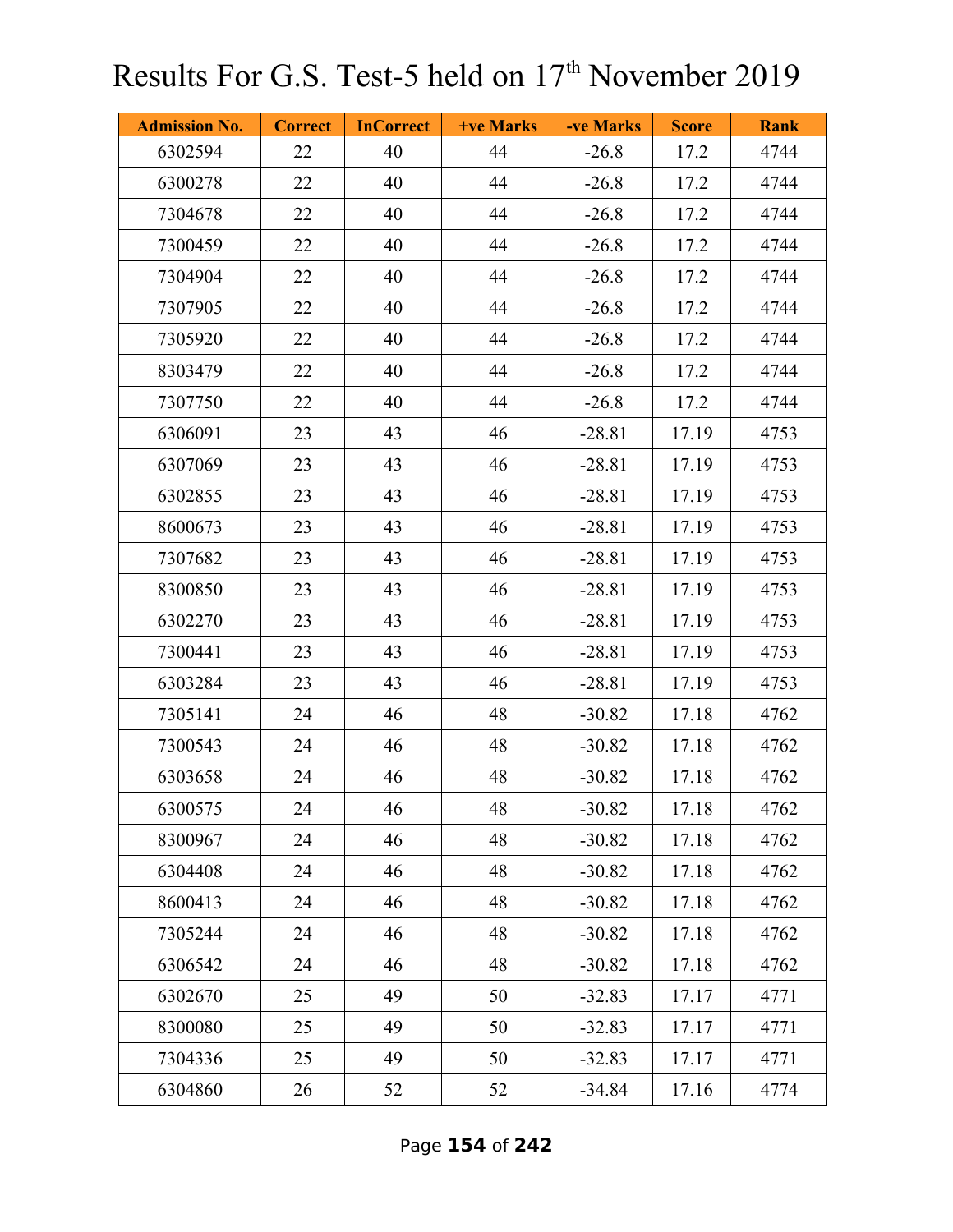# Results For G.S. Test-5 held on 17th November 2019

| Admission No. | Correct | InCorrect | +ve Marks | -ve Marks | Score | Rank |
|---|---|---|---|---|---|---|
| 6302594 | 22 | 40 | 44 | -26.8 | 17.2 | 4744 |
| 6300278 | 22 | 40 | 44 | -26.8 | 17.2 | 4744 |
| 7304678 | 22 | 40 | 44 | -26.8 | 17.2 | 4744 |
| 7300459 | 22 | 40 | 44 | -26.8 | 17.2 | 4744 |
| 7304904 | 22 | 40 | 44 | -26.8 | 17.2 | 4744 |
| 7307905 | 22 | 40 | 44 | -26.8 | 17.2 | 4744 |
| 7305920 | 22 | 40 | 44 | -26.8 | 17.2 | 4744 |
| 8303479 | 22 | 40 | 44 | -26.8 | 17.2 | 4744 |
| 7307750 | 22 | 40 | 44 | -26.8 | 17.2 | 4744 |
| 6306091 | 23 | 43 | 46 | -28.81 | 17.19 | 4753 |
| 6307069 | 23 | 43 | 46 | -28.81 | 17.19 | 4753 |
| 6302855 | 23 | 43 | 46 | -28.81 | 17.19 | 4753 |
| 8600673 | 23 | 43 | 46 | -28.81 | 17.19 | 4753 |
| 7307682 | 23 | 43 | 46 | -28.81 | 17.19 | 4753 |
| 8300850 | 23 | 43 | 46 | -28.81 | 17.19 | 4753 |
| 6302270 | 23 | 43 | 46 | -28.81 | 17.19 | 4753 |
| 7300441 | 23 | 43 | 46 | -28.81 | 17.19 | 4753 |
| 6303284 | 23 | 43 | 46 | -28.81 | 17.19 | 4753 |
| 7305141 | 24 | 46 | 48 | -30.82 | 17.18 | 4762 |
| 7300543 | 24 | 46 | 48 | -30.82 | 17.18 | 4762 |
| 6303658 | 24 | 46 | 48 | -30.82 | 17.18 | 4762 |
| 6300575 | 24 | 46 | 48 | -30.82 | 17.18 | 4762 |
| 8300967 | 24 | 46 | 48 | -30.82 | 17.18 | 4762 |
| 6304408 | 24 | 46 | 48 | -30.82 | 17.18 | 4762 |
| 8600413 | 24 | 46 | 48 | -30.82 | 17.18 | 4762 |
| 7305244 | 24 | 46 | 48 | -30.82 | 17.18 | 4762 |
| 6306542 | 24 | 46 | 48 | -30.82 | 17.18 | 4762 |
| 6302670 | 25 | 49 | 50 | -32.83 | 17.17 | 4771 |
| 8300080 | 25 | 49 | 50 | -32.83 | 17.17 | 4771 |
| 7304336 | 25 | 49 | 50 | -32.83 | 17.17 | 4771 |
| 6304860 | 26 | 52 | 52 | -34.84 | 17.16 | 4774 |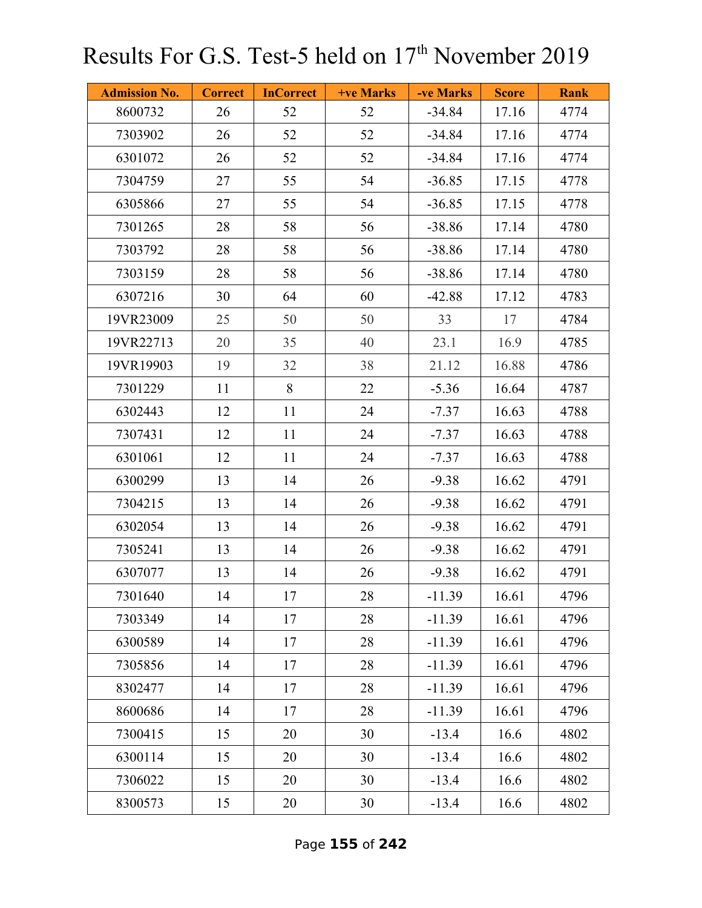# Results For G.S. Test-5 held on 17th November 2019

| Admission No. | Correct | InCorrect | +ve Marks | -ve Marks | Score | Rank |
|---|---|---|---|---|---|---|
| 8600732 | 26 | 52 | 52 | -34.84 | 17.16 | 4774 |
| 7303902 | 26 | 52 | 52 | -34.84 | 17.16 | 4774 |
| 6301072 | 26 | 52 | 52 | -34.84 | 17.16 | 4774 |
| 7304759 | 27 | 55 | 54 | -36.85 | 17.15 | 4778 |
| 6305866 | 27 | 55 | 54 | -36.85 | 17.15 | 4778 |
| 7301265 | 28 | 58 | 56 | -38.86 | 17.14 | 4780 |
| 7303792 | 28 | 58 | 56 | -38.86 | 17.14 | 4780 |
| 7303159 | 28 | 58 | 56 | -38.86 | 17.14 | 4780 |
| 6307216 | 30 | 64 | 60 | -42.88 | 17.12 | 4783 |
| 19VR23009 | 25 | 50 | 50 | 33 | 17 | 4784 |
| 19VR22713 | 20 | 35 | 40 | 23.1 | 16.9 | 4785 |
| 19VR19903 | 19 | 32 | 38 | 21.12 | 16.88 | 4786 |
| 7301229 | 11 | 8 | 22 | -5.36 | 16.64 | 4787 |
| 6302443 | 12 | 11 | 24 | -7.37 | 16.63 | 4788 |
| 7307431 | 12 | 11 | 24 | -7.37 | 16.63 | 4788 |
| 6301061 | 12 | 11 | 24 | -7.37 | 16.63 | 4788 |
| 6300299 | 13 | 14 | 26 | -9.38 | 16.62 | 4791 |
| 7304215 | 13 | 14 | 26 | -9.38 | 16.62 | 4791 |
| 6302054 | 13 | 14 | 26 | -9.38 | 16.62 | 4791 |
| 7305241 | 13 | 14 | 26 | -9.38 | 16.62 | 4791 |
| 6307077 | 13 | 14 | 26 | -9.38 | 16.62 | 4791 |
| 7301640 | 14 | 17 | 28 | -11.39 | 16.61 | 4796 |
| 7303349 | 14 | 17 | 28 | -11.39 | 16.61 | 4796 |
| 6300589 | 14 | 17 | 28 | -11.39 | 16.61 | 4796 |
| 7305856 | 14 | 17 | 28 | -11.39 | 16.61 | 4796 |
| 8302477 | 14 | 17 | 28 | -11.39 | 16.61 | 4796 |
| 8600686 | 14 | 17 | 28 | -11.39 | 16.61 | 4796 |
| 7300415 | 15 | 20 | 30 | -13.4 | 16.6 | 4802 |
| 6300114 | 15 | 20 | 30 | -13.4 | 16.6 | 4802 |
| 7306022 | 15 | 20 | 30 | -13.4 | 16.6 | 4802 |
| 8300573 | 15 | 20 | 30 | -13.4 | 16.6 | 4802 |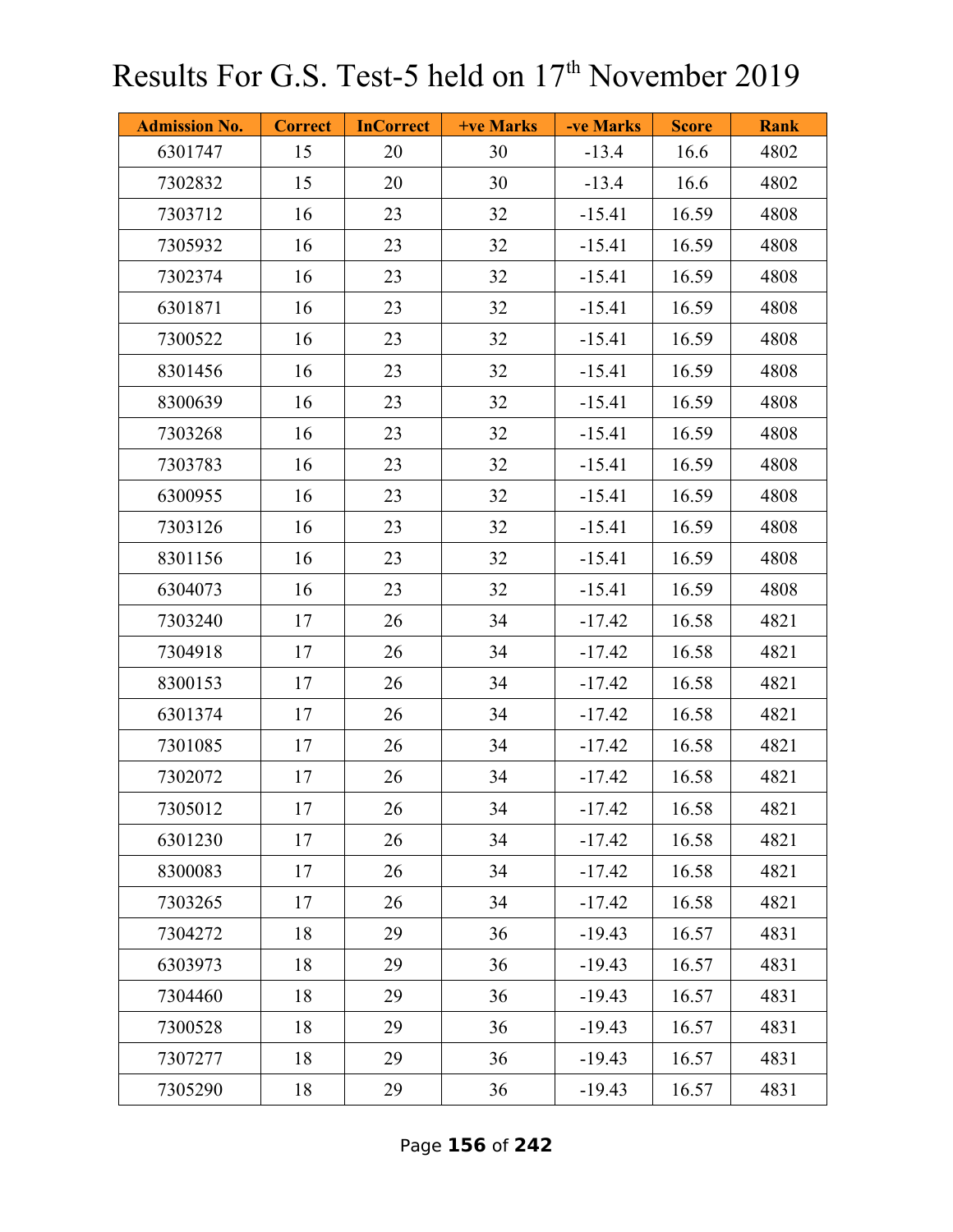# Results For G.S. Test-5 held on 17th November 2019

| Admission No. | Correct | InCorrect | +ve Marks | -ve Marks | Score | Rank |
|---|---|---|---|---|---|---|
| 6301747 | 15 | 20 | 30 | -13.4 | 16.6 | 4802 |
| 7302832 | 15 | 20 | 30 | -13.4 | 16.6 | 4802 |
| 7303712 | 16 | 23 | 32 | -15.41 | 16.59 | 4808 |
| 7305932 | 16 | 23 | 32 | -15.41 | 16.59 | 4808 |
| 7302374 | 16 | 23 | 32 | -15.41 | 16.59 | 4808 |
| 6301871 | 16 | 23 | 32 | -15.41 | 16.59 | 4808 |
| 7300522 | 16 | 23 | 32 | -15.41 | 16.59 | 4808 |
| 8301456 | 16 | 23 | 32 | -15.41 | 16.59 | 4808 |
| 8300639 | 16 | 23 | 32 | -15.41 | 16.59 | 4808 |
| 7303268 | 16 | 23 | 32 | -15.41 | 16.59 | 4808 |
| 7303783 | 16 | 23 | 32 | -15.41 | 16.59 | 4808 |
| 6300955 | 16 | 23 | 32 | -15.41 | 16.59 | 4808 |
| 7303126 | 16 | 23 | 32 | -15.41 | 16.59 | 4808 |
| 8301156 | 16 | 23 | 32 | -15.41 | 16.59 | 4808 |
| 6304073 | 16 | 23 | 32 | -15.41 | 16.59 | 4808 |
| 7303240 | 17 | 26 | 34 | -17.42 | 16.58 | 4821 |
| 7304918 | 17 | 26 | 34 | -17.42 | 16.58 | 4821 |
| 8300153 | 17 | 26 | 34 | -17.42 | 16.58 | 4821 |
| 6301374 | 17 | 26 | 34 | -17.42 | 16.58 | 4821 |
| 7301085 | 17 | 26 | 34 | -17.42 | 16.58 | 4821 |
| 7302072 | 17 | 26 | 34 | -17.42 | 16.58 | 4821 |
| 7305012 | 17 | 26 | 34 | -17.42 | 16.58 | 4821 |
| 6301230 | 17 | 26 | 34 | -17.42 | 16.58 | 4821 |
| 8300083 | 17 | 26 | 34 | -17.42 | 16.58 | 4821 |
| 7303265 | 17 | 26 | 34 | -17.42 | 16.58 | 4821 |
| 7304272 | 18 | 29 | 36 | -19.43 | 16.57 | 4831 |
| 6303973 | 18 | 29 | 36 | -19.43 | 16.57 | 4831 |
| 7304460 | 18 | 29 | 36 | -19.43 | 16.57 | 4831 |
| 7300528 | 18 | 29 | 36 | -19.43 | 16.57 | 4831 |
| 7307277 | 18 | 29 | 36 | -19.43 | 16.57 | 4831 |
| 7305290 | 18 | 29 | 36 | -19.43 | 16.57 | 4831 |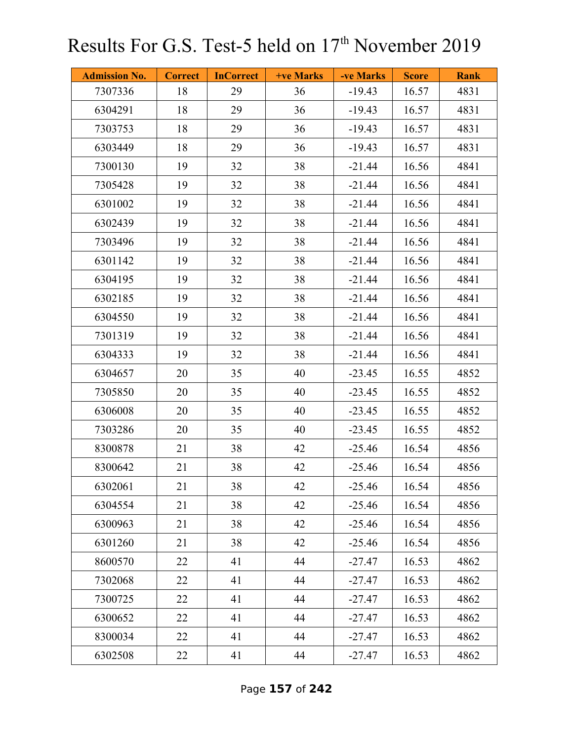# Results For G.S. Test-5 held on 17th November 2019

| Admission No. | Correct | InCorrect | +ve Marks | -ve Marks | Score | Rank |
|---|---|---|---|---|---|---|
| 7307336 | 18 | 29 | 36 | -19.43 | 16.57 | 4831 |
| 6304291 | 18 | 29 | 36 | -19.43 | 16.57 | 4831 |
| 7303753 | 18 | 29 | 36 | -19.43 | 16.57 | 4831 |
| 6303449 | 18 | 29 | 36 | -19.43 | 16.57 | 4831 |
| 7300130 | 19 | 32 | 38 | -21.44 | 16.56 | 4841 |
| 7305428 | 19 | 32 | 38 | -21.44 | 16.56 | 4841 |
| 6301002 | 19 | 32 | 38 | -21.44 | 16.56 | 4841 |
| 6302439 | 19 | 32 | 38 | -21.44 | 16.56 | 4841 |
| 7303496 | 19 | 32 | 38 | -21.44 | 16.56 | 4841 |
| 6301142 | 19 | 32 | 38 | -21.44 | 16.56 | 4841 |
| 6304195 | 19 | 32 | 38 | -21.44 | 16.56 | 4841 |
| 6302185 | 19 | 32 | 38 | -21.44 | 16.56 | 4841 |
| 6304550 | 19 | 32 | 38 | -21.44 | 16.56 | 4841 |
| 7301319 | 19 | 32 | 38 | -21.44 | 16.56 | 4841 |
| 6304333 | 19 | 32 | 38 | -21.44 | 16.56 | 4841 |
| 6304657 | 20 | 35 | 40 | -23.45 | 16.55 | 4852 |
| 7305850 | 20 | 35 | 40 | -23.45 | 16.55 | 4852 |
| 6306008 | 20 | 35 | 40 | -23.45 | 16.55 | 4852 |
| 7303286 | 20 | 35 | 40 | -23.45 | 16.55 | 4852 |
| 8300878 | 21 | 38 | 42 | -25.46 | 16.54 | 4856 |
| 8300642 | 21 | 38 | 42 | -25.46 | 16.54 | 4856 |
| 6302061 | 21 | 38 | 42 | -25.46 | 16.54 | 4856 |
| 6304554 | 21 | 38 | 42 | -25.46 | 16.54 | 4856 |
| 6300963 | 21 | 38 | 42 | -25.46 | 16.54 | 4856 |
| 6301260 | 21 | 38 | 42 | -25.46 | 16.54 | 4856 |
| 8600570 | 22 | 41 | 44 | -27.47 | 16.53 | 4862 |
| 7302068 | 22 | 41 | 44 | -27.47 | 16.53 | 4862 |
| 7300725 | 22 | 41 | 44 | -27.47 | 16.53 | 4862 |
| 6300652 | 22 | 41 | 44 | -27.47 | 16.53 | 4862 |
| 8300034 | 22 | 41 | 44 | -27.47 | 16.53 | 4862 |
| 6302508 | 22 | 41 | 44 | -27.47 | 16.53 | 4862 |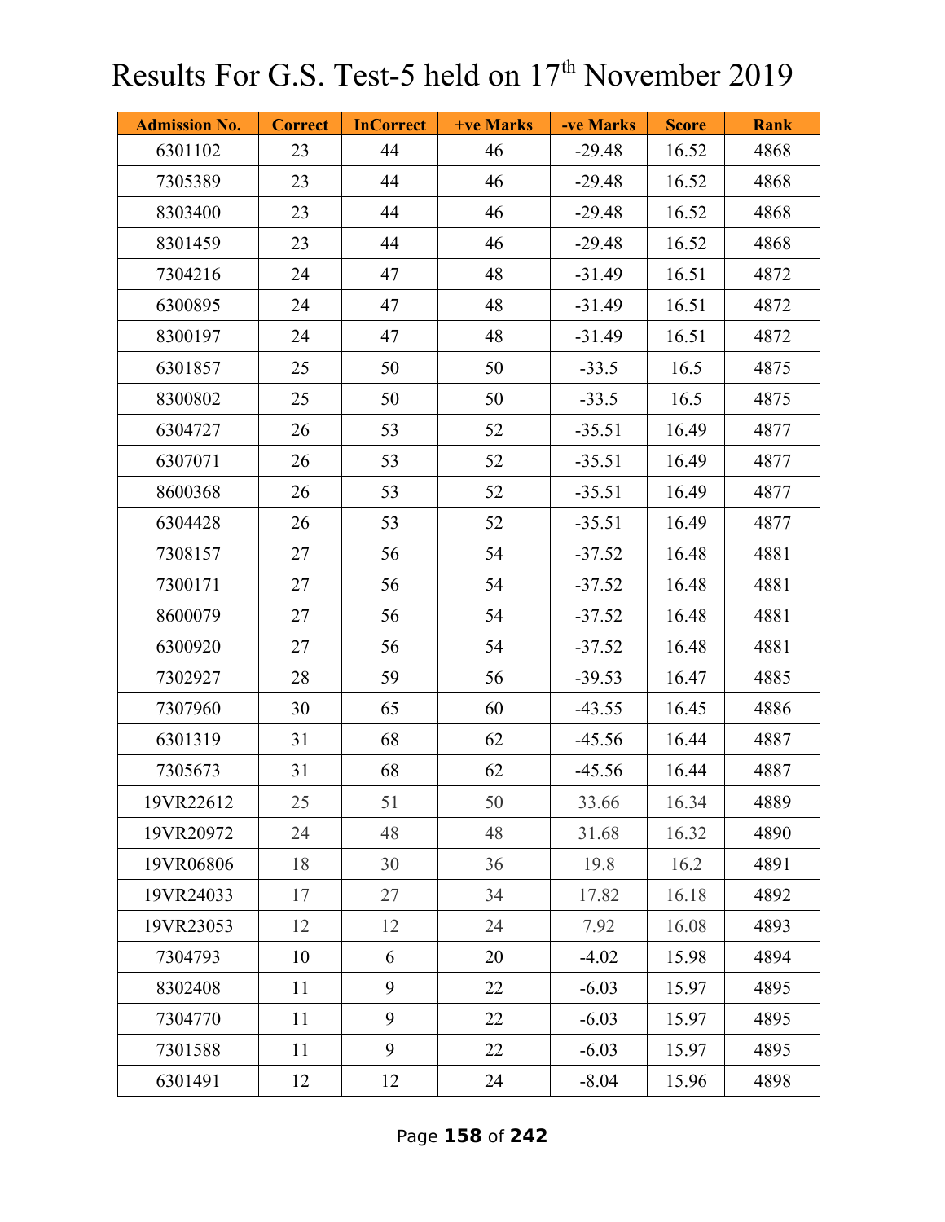# Results For G.S. Test-5 held on 17th November 2019

| Admission No. | Correct | InCorrect | +ve Marks | -ve Marks | Score | Rank |
|---|---|---|---|---|---|---|
| 6301102 | 23 | 44 | 46 | -29.48 | 16.52 | 4868 |
| 7305389 | 23 | 44 | 46 | -29.48 | 16.52 | 4868 |
| 8303400 | 23 | 44 | 46 | -29.48 | 16.52 | 4868 |
| 8301459 | 23 | 44 | 46 | -29.48 | 16.52 | 4868 |
| 7304216 | 24 | 47 | 48 | -31.49 | 16.51 | 4872 |
| 6300895 | 24 | 47 | 48 | -31.49 | 16.51 | 4872 |
| 8300197 | 24 | 47 | 48 | -31.49 | 16.51 | 4872 |
| 6301857 | 25 | 50 | 50 | -33.5 | 16.5 | 4875 |
| 8300802 | 25 | 50 | 50 | -33.5 | 16.5 | 4875 |
| 6304727 | 26 | 53 | 52 | -35.51 | 16.49 | 4877 |
| 6307071 | 26 | 53 | 52 | -35.51 | 16.49 | 4877 |
| 8600368 | 26 | 53 | 52 | -35.51 | 16.49 | 4877 |
| 6304428 | 26 | 53 | 52 | -35.51 | 16.49 | 4877 |
| 7308157 | 27 | 56 | 54 | -37.52 | 16.48 | 4881 |
| 7300171 | 27 | 56 | 54 | -37.52 | 16.48 | 4881 |
| 8600079 | 27 | 56 | 54 | -37.52 | 16.48 | 4881 |
| 6300920 | 27 | 56 | 54 | -37.52 | 16.48 | 4881 |
| 7302927 | 28 | 59 | 56 | -39.53 | 16.47 | 4885 |
| 7307960 | 30 | 65 | 60 | -43.55 | 16.45 | 4886 |
| 6301319 | 31 | 68 | 62 | -45.56 | 16.44 | 4887 |
| 7305673 | 31 | 68 | 62 | -45.56 | 16.44 | 4887 |
| 19VR22612 | 25 | 51 | 50 | 33.66 | 16.34 | 4889 |
| 19VR20972 | 24 | 48 | 48 | 31.68 | 16.32 | 4890 |
| 19VR06806 | 18 | 30 | 36 | 19.8 | 16.2 | 4891 |
| 19VR24033 | 17 | 27 | 34 | 17.82 | 16.18 | 4892 |
| 19VR23053 | 12 | 12 | 24 | 7.92 | 16.08 | 4893 |
| 7304793 | 10 | 6 | 20 | -4.02 | 15.98 | 4894 |
| 8302408 | 11 | 9 | 22 | -6.03 | 15.97 | 4895 |
| 7304770 | 11 | 9 | 22 | -6.03 | 15.97 | 4895 |
| 7301588 | 11 | 9 | 22 | -6.03 | 15.97 | 4895 |
| 6301491 | 12 | 12 | 24 | -8.04 | 15.96 | 4898 |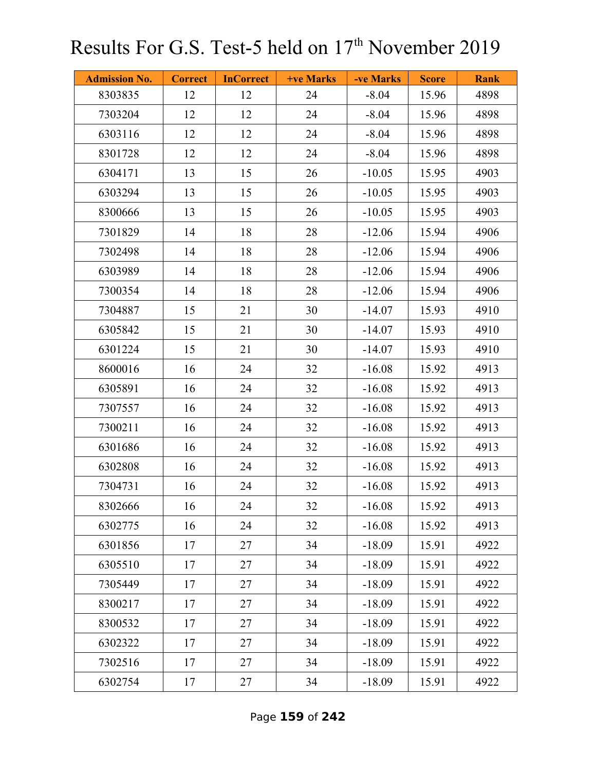# Results For G.S. Test-5 held on 17th November 2019

| Admission No. | Correct | InCorrect | +ve Marks | -ve Marks | Score | Rank |
|---|---|---|---|---|---|---|
| 8303835 | 12 | 12 | 24 | -8.04 | 15.96 | 4898 |
| 7303204 | 12 | 12 | 24 | -8.04 | 15.96 | 4898 |
| 6303116 | 12 | 12 | 24 | -8.04 | 15.96 | 4898 |
| 8301728 | 12 | 12 | 24 | -8.04 | 15.96 | 4898 |
| 6304171 | 13 | 15 | 26 | -10.05 | 15.95 | 4903 |
| 6303294 | 13 | 15 | 26 | -10.05 | 15.95 | 4903 |
| 8300666 | 13 | 15 | 26 | -10.05 | 15.95 | 4903 |
| 7301829 | 14 | 18 | 28 | -12.06 | 15.94 | 4906 |
| 7302498 | 14 | 18 | 28 | -12.06 | 15.94 | 4906 |
| 6303989 | 14 | 18 | 28 | -12.06 | 15.94 | 4906 |
| 7300354 | 14 | 18 | 28 | -12.06 | 15.94 | 4906 |
| 7304887 | 15 | 21 | 30 | -14.07 | 15.93 | 4910 |
| 6305842 | 15 | 21 | 30 | -14.07 | 15.93 | 4910 |
| 6301224 | 15 | 21 | 30 | -14.07 | 15.93 | 4910 |
| 8600016 | 16 | 24 | 32 | -16.08 | 15.92 | 4913 |
| 6305891 | 16 | 24 | 32 | -16.08 | 15.92 | 4913 |
| 7307557 | 16 | 24 | 32 | -16.08 | 15.92 | 4913 |
| 7300211 | 16 | 24 | 32 | -16.08 | 15.92 | 4913 |
| 6301686 | 16 | 24 | 32 | -16.08 | 15.92 | 4913 |
| 6302808 | 16 | 24 | 32 | -16.08 | 15.92 | 4913 |
| 7304731 | 16 | 24 | 32 | -16.08 | 15.92 | 4913 |
| 8302666 | 16 | 24 | 32 | -16.08 | 15.92 | 4913 |
| 6302775 | 16 | 24 | 32 | -16.08 | 15.92 | 4913 |
| 6301856 | 17 | 27 | 34 | -18.09 | 15.91 | 4922 |
| 6305510 | 17 | 27 | 34 | -18.09 | 15.91 | 4922 |
| 7305449 | 17 | 27 | 34 | -18.09 | 15.91 | 4922 |
| 8300217 | 17 | 27 | 34 | -18.09 | 15.91 | 4922 |
| 8300532 | 17 | 27 | 34 | -18.09 | 15.91 | 4922 |
| 6302322 | 17 | 27 | 34 | -18.09 | 15.91 | 4922 |
| 7302516 | 17 | 27 | 34 | -18.09 | 15.91 | 4922 |
| 6302754 | 17 | 27 | 34 | -18.09 | 15.91 | 4922 |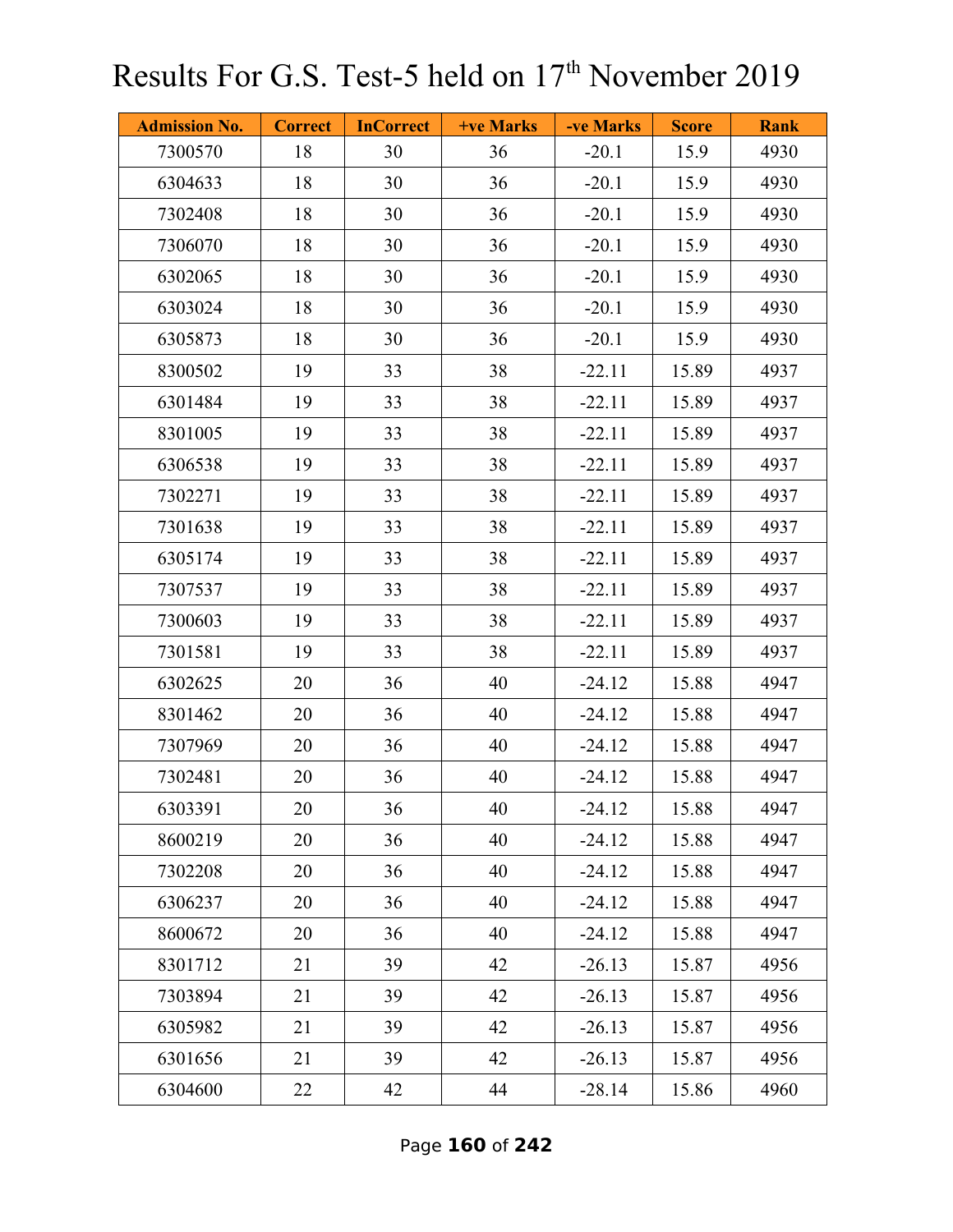# Results For G.S. Test-5 held on 17th November 2019

| Admission No. | Correct | InCorrect | +ve Marks | -ve Marks | Score | Rank |
|---|---|---|---|---|---|---|
| 7300570 | 18 | 30 | 36 | -20.1 | 15.9 | 4930 |
| 6304633 | 18 | 30 | 36 | -20.1 | 15.9 | 4930 |
| 7302408 | 18 | 30 | 36 | -20.1 | 15.9 | 4930 |
| 7306070 | 18 | 30 | 36 | -20.1 | 15.9 | 4930 |
| 6302065 | 18 | 30 | 36 | -20.1 | 15.9 | 4930 |
| 6303024 | 18 | 30 | 36 | -20.1 | 15.9 | 4930 |
| 6305873 | 18 | 30 | 36 | -20.1 | 15.9 | 4930 |
| 8300502 | 19 | 33 | 38 | -22.11 | 15.89 | 4937 |
| 6301484 | 19 | 33 | 38 | -22.11 | 15.89 | 4937 |
| 8301005 | 19 | 33 | 38 | -22.11 | 15.89 | 4937 |
| 6306538 | 19 | 33 | 38 | -22.11 | 15.89 | 4937 |
| 7302271 | 19 | 33 | 38 | -22.11 | 15.89 | 4937 |
| 7301638 | 19 | 33 | 38 | -22.11 | 15.89 | 4937 |
| 6305174 | 19 | 33 | 38 | -22.11 | 15.89 | 4937 |
| 7307537 | 19 | 33 | 38 | -22.11 | 15.89 | 4937 |
| 7300603 | 19 | 33 | 38 | -22.11 | 15.89 | 4937 |
| 7301581 | 19 | 33 | 38 | -22.11 | 15.89 | 4937 |
| 6302625 | 20 | 36 | 40 | -24.12 | 15.88 | 4947 |
| 8301462 | 20 | 36 | 40 | -24.12 | 15.88 | 4947 |
| 7307969 | 20 | 36 | 40 | -24.12 | 15.88 | 4947 |
| 7302481 | 20 | 36 | 40 | -24.12 | 15.88 | 4947 |
| 6303391 | 20 | 36 | 40 | -24.12 | 15.88 | 4947 |
| 8600219 | 20 | 36 | 40 | -24.12 | 15.88 | 4947 |
| 7302208 | 20 | 36 | 40 | -24.12 | 15.88 | 4947 |
| 6306237 | 20 | 36 | 40 | -24.12 | 15.88 | 4947 |
| 8600672 | 20 | 36 | 40 | -24.12 | 15.88 | 4947 |
| 8301712 | 21 | 39 | 42 | -26.13 | 15.87 | 4956 |
| 7303894 | 21 | 39 | 42 | -26.13 | 15.87 | 4956 |
| 6305982 | 21 | 39 | 42 | -26.13 | 15.87 | 4956 |
| 6301656 | 21 | 39 | 42 | -26.13 | 15.87 | 4956 |
| 6304600 | 22 | 42 | 44 | -28.14 | 15.86 | 4960 |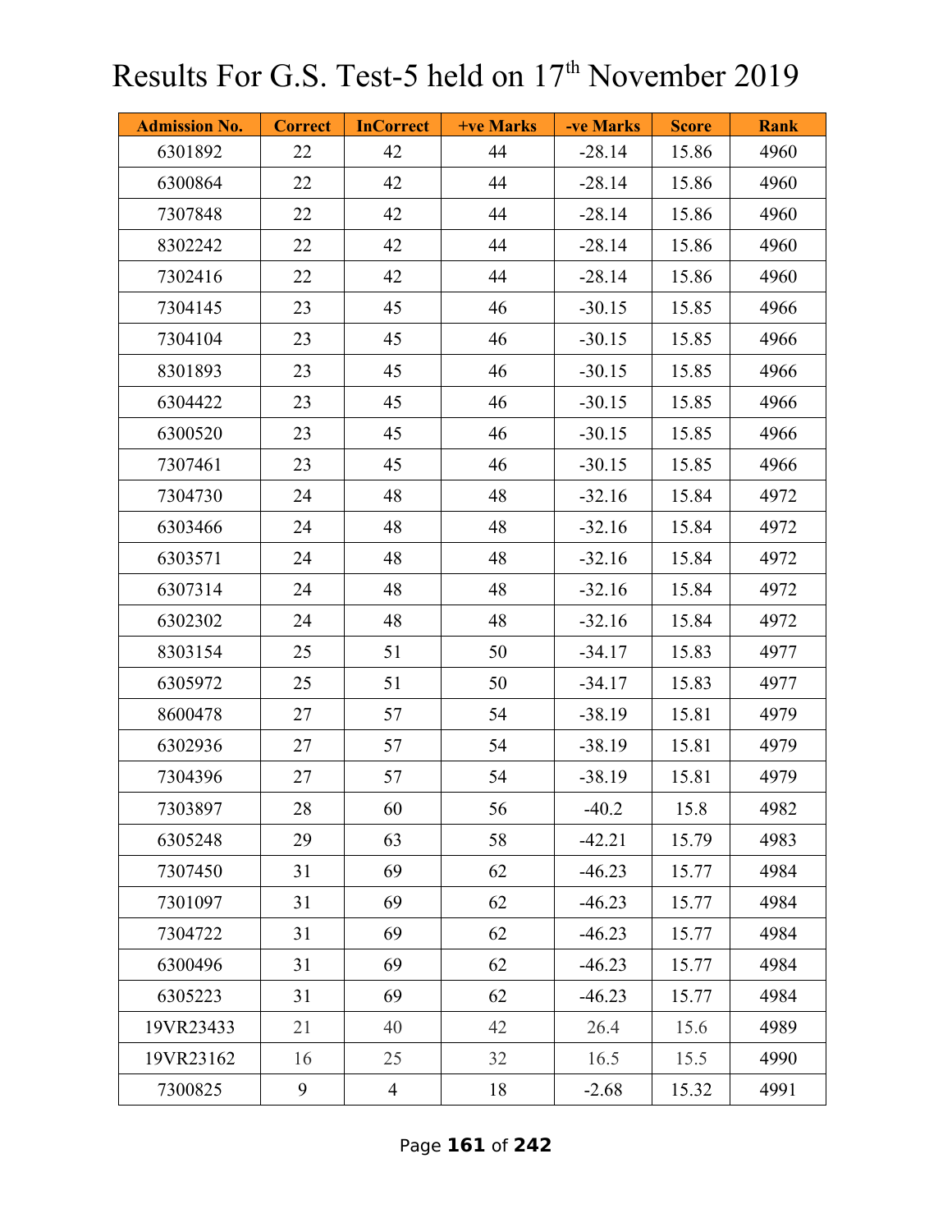# Results For G.S. Test-5 held on 17th November 2019

| Admission No. | Correct | InCorrect | +ve Marks | -ve Marks | Score | Rank |
|---|---|---|---|---|---|---|
| 6301892 | 22 | 42 | 44 | -28.14 | 15.86 | 4960 |
| 6300864 | 22 | 42 | 44 | -28.14 | 15.86 | 4960 |
| 7307848 | 22 | 42 | 44 | -28.14 | 15.86 | 4960 |
| 8302242 | 22 | 42 | 44 | -28.14 | 15.86 | 4960 |
| 7302416 | 22 | 42 | 44 | -28.14 | 15.86 | 4960 |
| 7304145 | 23 | 45 | 46 | -30.15 | 15.85 | 4966 |
| 7304104 | 23 | 45 | 46 | -30.15 | 15.85 | 4966 |
| 8301893 | 23 | 45 | 46 | -30.15 | 15.85 | 4966 |
| 6304422 | 23 | 45 | 46 | -30.15 | 15.85 | 4966 |
| 6300520 | 23 | 45 | 46 | -30.15 | 15.85 | 4966 |
| 7307461 | 23 | 45 | 46 | -30.15 | 15.85 | 4966 |
| 7304730 | 24 | 48 | 48 | -32.16 | 15.84 | 4972 |
| 6303466 | 24 | 48 | 48 | -32.16 | 15.84 | 4972 |
| 6303571 | 24 | 48 | 48 | -32.16 | 15.84 | 4972 |
| 6307314 | 24 | 48 | 48 | -32.16 | 15.84 | 4972 |
| 6302302 | 24 | 48 | 48 | -32.16 | 15.84 | 4972 |
| 8303154 | 25 | 51 | 50 | -34.17 | 15.83 | 4977 |
| 6305972 | 25 | 51 | 50 | -34.17 | 15.83 | 4977 |
| 8600478 | 27 | 57 | 54 | -38.19 | 15.81 | 4979 |
| 6302936 | 27 | 57 | 54 | -38.19 | 15.81 | 4979 |
| 7304396 | 27 | 57 | 54 | -38.19 | 15.81 | 4979 |
| 7303897 | 28 | 60 | 56 | -40.2 | 15.8 | 4982 |
| 6305248 | 29 | 63 | 58 | -42.21 | 15.79 | 4983 |
| 7307450 | 31 | 69 | 62 | -46.23 | 15.77 | 4984 |
| 7301097 | 31 | 69 | 62 | -46.23 | 15.77 | 4984 |
| 7304722 | 31 | 69 | 62 | -46.23 | 15.77 | 4984 |
| 6300496 | 31 | 69 | 62 | -46.23 | 15.77 | 4984 |
| 6305223 | 31 | 69 | 62 | -46.23 | 15.77 | 4984 |
| 19VR23433 | 21 | 40 | 42 | 26.4 | 15.6 | 4989 |
| 19VR23162 | 16 | 25 | 32 | 16.5 | 15.5 | 4990 |
| 7300825 | 9 | 4 | 18 | -2.68 | 15.32 | 4991 |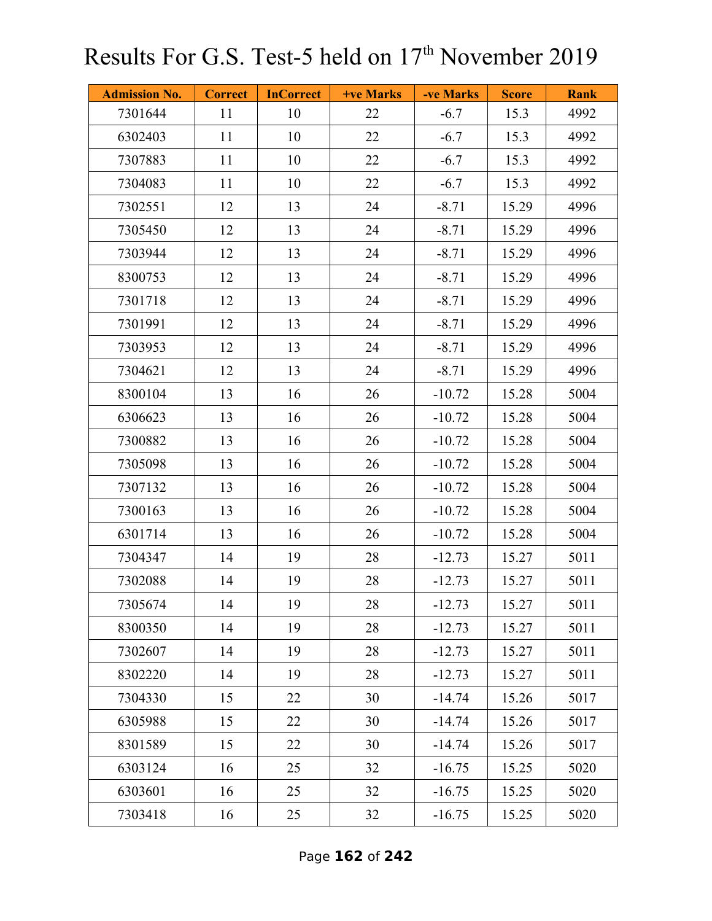# Results For G.S. Test-5 held on 17th November 2019

| Admission No. | Correct | InCorrect | +ve Marks | -ve Marks | Score | Rank |
|---|---|---|---|---|---|---|
| 7301644 | 11 | 10 | 22 | -6.7 | 15.3 | 4992 |
| 6302403 | 11 | 10 | 22 | -6.7 | 15.3 | 4992 |
| 7307883 | 11 | 10 | 22 | -6.7 | 15.3 | 4992 |
| 7304083 | 11 | 10 | 22 | -6.7 | 15.3 | 4992 |
| 7302551 | 12 | 13 | 24 | -8.71 | 15.29 | 4996 |
| 7305450 | 12 | 13 | 24 | -8.71 | 15.29 | 4996 |
| 7303944 | 12 | 13 | 24 | -8.71 | 15.29 | 4996 |
| 8300753 | 12 | 13 | 24 | -8.71 | 15.29 | 4996 |
| 7301718 | 12 | 13 | 24 | -8.71 | 15.29 | 4996 |
| 7301991 | 12 | 13 | 24 | -8.71 | 15.29 | 4996 |
| 7303953 | 12 | 13 | 24 | -8.71 | 15.29 | 4996 |
| 7304621 | 12 | 13 | 24 | -8.71 | 15.29 | 4996 |
| 8300104 | 13 | 16 | 26 | -10.72 | 15.28 | 5004 |
| 6306623 | 13 | 16 | 26 | -10.72 | 15.28 | 5004 |
| 7300882 | 13 | 16 | 26 | -10.72 | 15.28 | 5004 |
| 7305098 | 13 | 16 | 26 | -10.72 | 15.28 | 5004 |
| 7307132 | 13 | 16 | 26 | -10.72 | 15.28 | 5004 |
| 7300163 | 13 | 16 | 26 | -10.72 | 15.28 | 5004 |
| 6301714 | 13 | 16 | 26 | -10.72 | 15.28 | 5004 |
| 7304347 | 14 | 19 | 28 | -12.73 | 15.27 | 5011 |
| 7302088 | 14 | 19 | 28 | -12.73 | 15.27 | 5011 |
| 7305674 | 14 | 19 | 28 | -12.73 | 15.27 | 5011 |
| 8300350 | 14 | 19 | 28 | -12.73 | 15.27 | 5011 |
| 7302607 | 14 | 19 | 28 | -12.73 | 15.27 | 5011 |
| 8302220 | 14 | 19 | 28 | -12.73 | 15.27 | 5011 |
| 7304330 | 15 | 22 | 30 | -14.74 | 15.26 | 5017 |
| 6305988 | 15 | 22 | 30 | -14.74 | 15.26 | 5017 |
| 8301589 | 15 | 22 | 30 | -14.74 | 15.26 | 5017 |
| 6303124 | 16 | 25 | 32 | -16.75 | 15.25 | 5020 |
| 6303601 | 16 | 25 | 32 | -16.75 | 15.25 | 5020 |
| 7303418 | 16 | 25 | 32 | -16.75 | 15.25 | 5020 |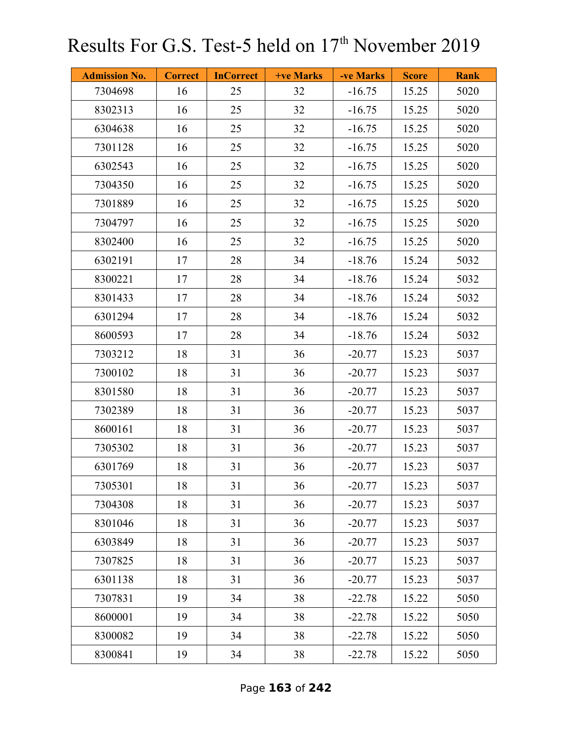# Results For G.S. Test-5 held on 17th November 2019

| Admission No. | Correct | InCorrect | +ve Marks | -ve Marks | Score | Rank |
|---|---|---|---|---|---|---|
| 7304698 | 16 | 25 | 32 | -16.75 | 15.25 | 5020 |
| 8302313 | 16 | 25 | 32 | -16.75 | 15.25 | 5020 |
| 6304638 | 16 | 25 | 32 | -16.75 | 15.25 | 5020 |
| 7301128 | 16 | 25 | 32 | -16.75 | 15.25 | 5020 |
| 6302543 | 16 | 25 | 32 | -16.75 | 15.25 | 5020 |
| 7304350 | 16 | 25 | 32 | -16.75 | 15.25 | 5020 |
| 7301889 | 16 | 25 | 32 | -16.75 | 15.25 | 5020 |
| 7304797 | 16 | 25 | 32 | -16.75 | 15.25 | 5020 |
| 8302400 | 16 | 25 | 32 | -16.75 | 15.25 | 5020 |
| 6302191 | 17 | 28 | 34 | -18.76 | 15.24 | 5032 |
| 8300221 | 17 | 28 | 34 | -18.76 | 15.24 | 5032 |
| 8301433 | 17 | 28 | 34 | -18.76 | 15.24 | 5032 |
| 6301294 | 17 | 28 | 34 | -18.76 | 15.24 | 5032 |
| 8600593 | 17 | 28 | 34 | -18.76 | 15.24 | 5032 |
| 7303212 | 18 | 31 | 36 | -20.77 | 15.23 | 5037 |
| 7300102 | 18 | 31 | 36 | -20.77 | 15.23 | 5037 |
| 8301580 | 18 | 31 | 36 | -20.77 | 15.23 | 5037 |
| 7302389 | 18 | 31 | 36 | -20.77 | 15.23 | 5037 |
| 8600161 | 18 | 31 | 36 | -20.77 | 15.23 | 5037 |
| 7305302 | 18 | 31 | 36 | -20.77 | 15.23 | 5037 |
| 6301769 | 18 | 31 | 36 | -20.77 | 15.23 | 5037 |
| 7305301 | 18 | 31 | 36 | -20.77 | 15.23 | 5037 |
| 7304308 | 18 | 31 | 36 | -20.77 | 15.23 | 5037 |
| 8301046 | 18 | 31 | 36 | -20.77 | 15.23 | 5037 |
| 6303849 | 18 | 31 | 36 | -20.77 | 15.23 | 5037 |
| 7307825 | 18 | 31 | 36 | -20.77 | 15.23 | 5037 |
| 6301138 | 18 | 31 | 36 | -20.77 | 15.23 | 5037 |
| 7307831 | 19 | 34 | 38 | -22.78 | 15.22 | 5050 |
| 8600001 | 19 | 34 | 38 | -22.78 | 15.22 | 5050 |
| 8300082 | 19 | 34 | 38 | -22.78 | 15.22 | 5050 |
| 8300841 | 19 | 34 | 38 | -22.78 | 15.22 | 5050 |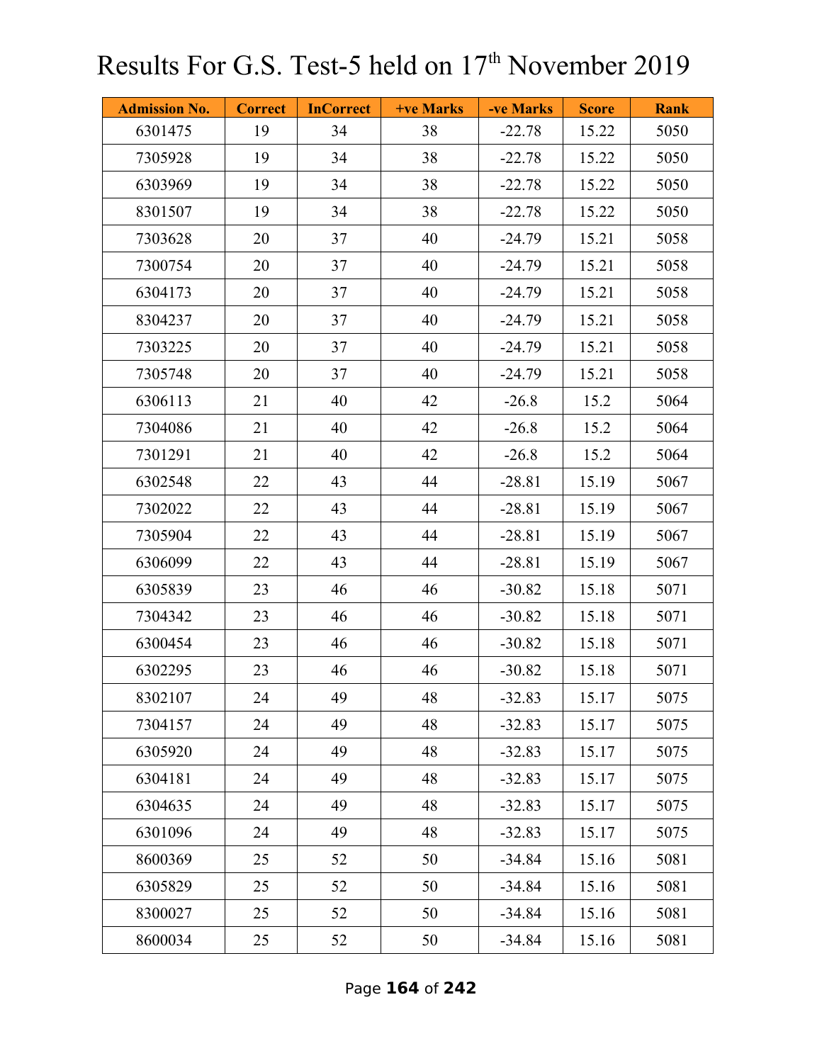# Results For G.S. Test-5 held on 17th November 2019

| Admission No. | Correct | InCorrect | +ve Marks | -ve Marks | Score | Rank |
|---|---|---|---|---|---|---|
| 6301475 | 19 | 34 | 38 | -22.78 | 15.22 | 5050 |
| 7305928 | 19 | 34 | 38 | -22.78 | 15.22 | 5050 |
| 6303969 | 19 | 34 | 38 | -22.78 | 15.22 | 5050 |
| 8301507 | 19 | 34 | 38 | -22.78 | 15.22 | 5050 |
| 7303628 | 20 | 37 | 40 | -24.79 | 15.21 | 5058 |
| 7300754 | 20 | 37 | 40 | -24.79 | 15.21 | 5058 |
| 6304173 | 20 | 37 | 40 | -24.79 | 15.21 | 5058 |
| 8304237 | 20 | 37 | 40 | -24.79 | 15.21 | 5058 |
| 7303225 | 20 | 37 | 40 | -24.79 | 15.21 | 5058 |
| 7305748 | 20 | 37 | 40 | -24.79 | 15.21 | 5058 |
| 6306113 | 21 | 40 | 42 | -26.8 | 15.2 | 5064 |
| 7304086 | 21 | 40 | 42 | -26.8 | 15.2 | 5064 |
| 7301291 | 21 | 40 | 42 | -26.8 | 15.2 | 5064 |
| 6302548 | 22 | 43 | 44 | -28.81 | 15.19 | 5067 |
| 7302022 | 22 | 43 | 44 | -28.81 | 15.19 | 5067 |
| 7305904 | 22 | 43 | 44 | -28.81 | 15.19 | 5067 |
| 6306099 | 22 | 43 | 44 | -28.81 | 15.19 | 5067 |
| 6305839 | 23 | 46 | 46 | -30.82 | 15.18 | 5071 |
| 7304342 | 23 | 46 | 46 | -30.82 | 15.18 | 5071 |
| 6300454 | 23 | 46 | 46 | -30.82 | 15.18 | 5071 |
| 6302295 | 23 | 46 | 46 | -30.82 | 15.18 | 5071 |
| 8302107 | 24 | 49 | 48 | -32.83 | 15.17 | 5075 |
| 7304157 | 24 | 49 | 48 | -32.83 | 15.17 | 5075 |
| 6305920 | 24 | 49 | 48 | -32.83 | 15.17 | 5075 |
| 6304181 | 24 | 49 | 48 | -32.83 | 15.17 | 5075 |
| 6304635 | 24 | 49 | 48 | -32.83 | 15.17 | 5075 |
| 6301096 | 24 | 49 | 48 | -32.83 | 15.17 | 5075 |
| 8600369 | 25 | 52 | 50 | -34.84 | 15.16 | 5081 |
| 6305829 | 25 | 52 | 50 | -34.84 | 15.16 | 5081 |
| 8300027 | 25 | 52 | 50 | -34.84 | 15.16 | 5081 |
| 8600034 | 25 | 52 | 50 | -34.84 | 15.16 | 5081 |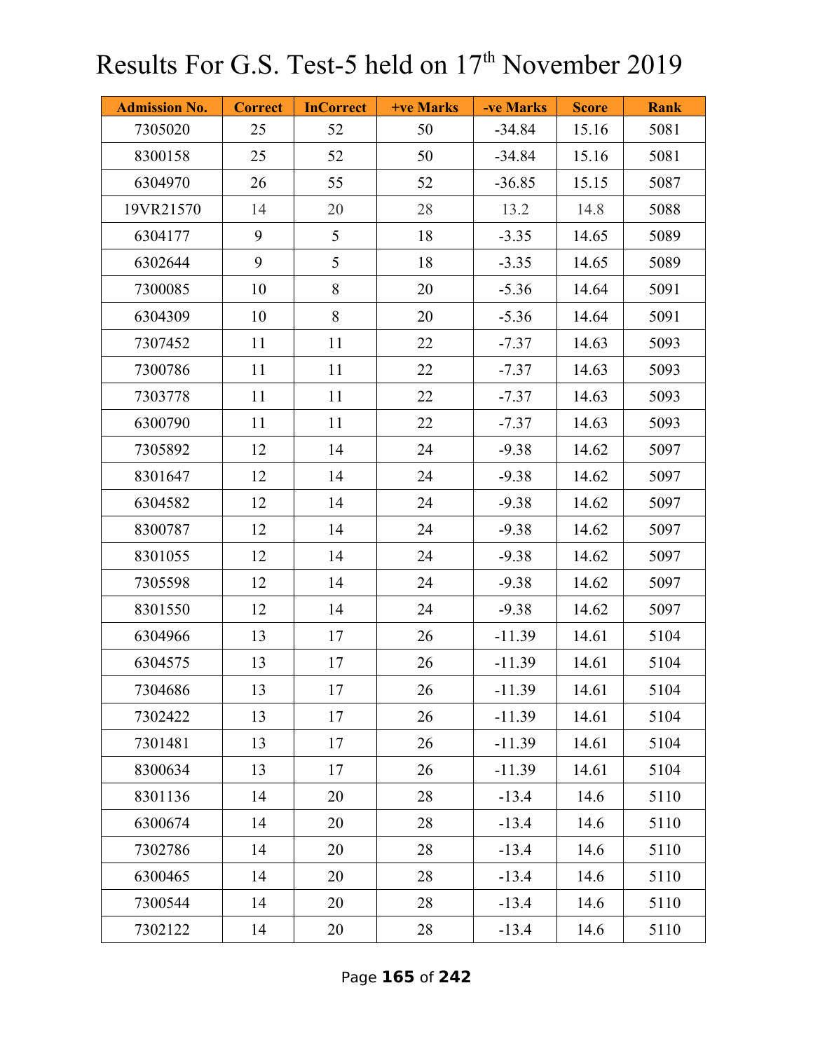# Results For G.S. Test-5 held on 17th November 2019

| Admission No. | Correct | InCorrect | +ve Marks | -ve Marks | Score | Rank |
|---|---|---|---|---|---|---|
| 7305020 | 25 | 52 | 50 | -34.84 | 15.16 | 5081 |
| 8300158 | 25 | 52 | 50 | -34.84 | 15.16 | 5081 |
| 6304970 | 26 | 55 | 52 | -36.85 | 15.15 | 5087 |
| 19VR21570 | 14 | 20 | 28 | 13.2 | 14.8 | 5088 |
| 6304177 | 9 | 5 | 18 | -3.35 | 14.65 | 5089 |
| 6302644 | 9 | 5 | 18 | -3.35 | 14.65 | 5089 |
| 7300085 | 10 | 8 | 20 | -5.36 | 14.64 | 5091 |
| 6304309 | 10 | 8 | 20 | -5.36 | 14.64 | 5091 |
| 7307452 | 11 | 11 | 22 | -7.37 | 14.63 | 5093 |
| 7300786 | 11 | 11 | 22 | -7.37 | 14.63 | 5093 |
| 7303778 | 11 | 11 | 22 | -7.37 | 14.63 | 5093 |
| 6300790 | 11 | 11 | 22 | -7.37 | 14.63 | 5093 |
| 7305892 | 12 | 14 | 24 | -9.38 | 14.62 | 5097 |
| 8301647 | 12 | 14 | 24 | -9.38 | 14.62 | 5097 |
| 6304582 | 12 | 14 | 24 | -9.38 | 14.62 | 5097 |
| 8300787 | 12 | 14 | 24 | -9.38 | 14.62 | 5097 |
| 8301055 | 12 | 14 | 24 | -9.38 | 14.62 | 5097 |
| 7305598 | 12 | 14 | 24 | -9.38 | 14.62 | 5097 |
| 8301550 | 12 | 14 | 24 | -9.38 | 14.62 | 5097 |
| 6304966 | 13 | 17 | 26 | -11.39 | 14.61 | 5104 |
| 6304575 | 13 | 17 | 26 | -11.39 | 14.61 | 5104 |
| 7304686 | 13 | 17 | 26 | -11.39 | 14.61 | 5104 |
| 7302422 | 13 | 17 | 26 | -11.39 | 14.61 | 5104 |
| 7301481 | 13 | 17 | 26 | -11.39 | 14.61 | 5104 |
| 8300634 | 13 | 17 | 26 | -11.39 | 14.61 | 5104 |
| 8301136 | 14 | 20 | 28 | -13.4 | 14.6 | 5110 |
| 6300674 | 14 | 20 | 28 | -13.4 | 14.6 | 5110 |
| 7302786 | 14 | 20 | 28 | -13.4 | 14.6 | 5110 |
| 6300465 | 14 | 20 | 28 | -13.4 | 14.6 | 5110 |
| 7300544 | 14 | 20 | 28 | -13.4 | 14.6 | 5110 |
| 7302122 | 14 | 20 | 28 | -13.4 | 14.6 | 5110 |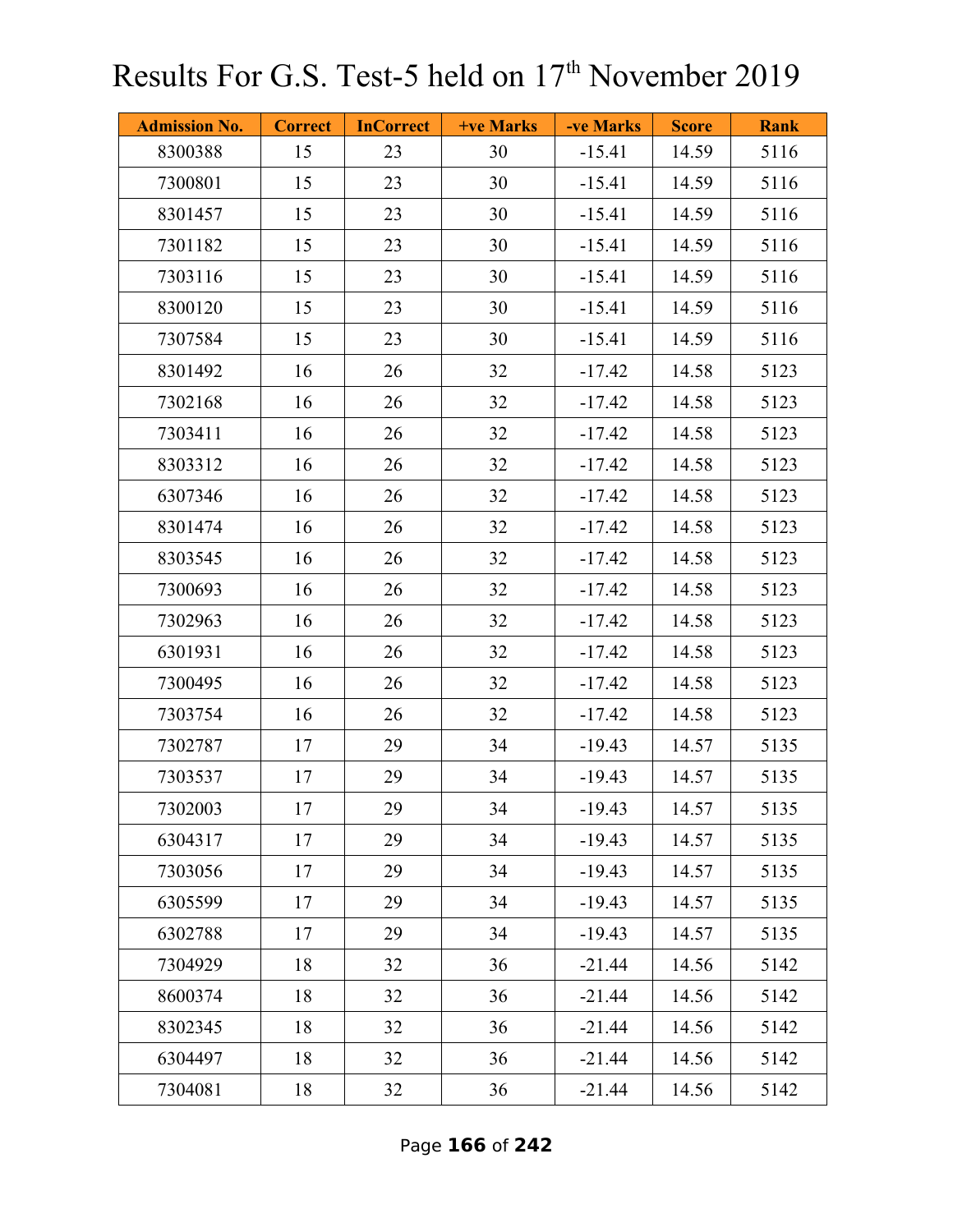# Results For G.S. Test-5 held on 17th November 2019

| Admission No. | Correct | InCorrect | +ve Marks | -ve Marks | Score | Rank |
|---|---|---|---|---|---|---|
| 8300388 | 15 | 23 | 30 | -15.41 | 14.59 | 5116 |
| 7300801 | 15 | 23 | 30 | -15.41 | 14.59 | 5116 |
| 8301457 | 15 | 23 | 30 | -15.41 | 14.59 | 5116 |
| 7301182 | 15 | 23 | 30 | -15.41 | 14.59 | 5116 |
| 7303116 | 15 | 23 | 30 | -15.41 | 14.59 | 5116 |
| 8300120 | 15 | 23 | 30 | -15.41 | 14.59 | 5116 |
| 7307584 | 15 | 23 | 30 | -15.41 | 14.59 | 5116 |
| 8301492 | 16 | 26 | 32 | -17.42 | 14.58 | 5123 |
| 7302168 | 16 | 26 | 32 | -17.42 | 14.58 | 5123 |
| 7303411 | 16 | 26 | 32 | -17.42 | 14.58 | 5123 |
| 8303312 | 16 | 26 | 32 | -17.42 | 14.58 | 5123 |
| 6307346 | 16 | 26 | 32 | -17.42 | 14.58 | 5123 |
| 8301474 | 16 | 26 | 32 | -17.42 | 14.58 | 5123 |
| 8303545 | 16 | 26 | 32 | -17.42 | 14.58 | 5123 |
| 7300693 | 16 | 26 | 32 | -17.42 | 14.58 | 5123 |
| 7302963 | 16 | 26 | 32 | -17.42 | 14.58 | 5123 |
| 6301931 | 16 | 26 | 32 | -17.42 | 14.58 | 5123 |
| 7300495 | 16 | 26 | 32 | -17.42 | 14.58 | 5123 |
| 7303754 | 16 | 26 | 32 | -17.42 | 14.58 | 5123 |
| 7302787 | 17 | 29 | 34 | -19.43 | 14.57 | 5135 |
| 7303537 | 17 | 29 | 34 | -19.43 | 14.57 | 5135 |
| 7302003 | 17 | 29 | 34 | -19.43 | 14.57 | 5135 |
| 6304317 | 17 | 29 | 34 | -19.43 | 14.57 | 5135 |
| 7303056 | 17 | 29 | 34 | -19.43 | 14.57 | 5135 |
| 6305599 | 17 | 29 | 34 | -19.43 | 14.57 | 5135 |
| 6302788 | 17 | 29 | 34 | -19.43 | 14.57 | 5135 |
| 7304929 | 18 | 32 | 36 | -21.44 | 14.56 | 5142 |
| 8600374 | 18 | 32 | 36 | -21.44 | 14.56 | 5142 |
| 8302345 | 18 | 32 | 36 | -21.44 | 14.56 | 5142 |
| 6304497 | 18 | 32 | 36 | -21.44 | 14.56 | 5142 |
| 7304081 | 18 | 32 | 36 | -21.44 | 14.56 | 5142 |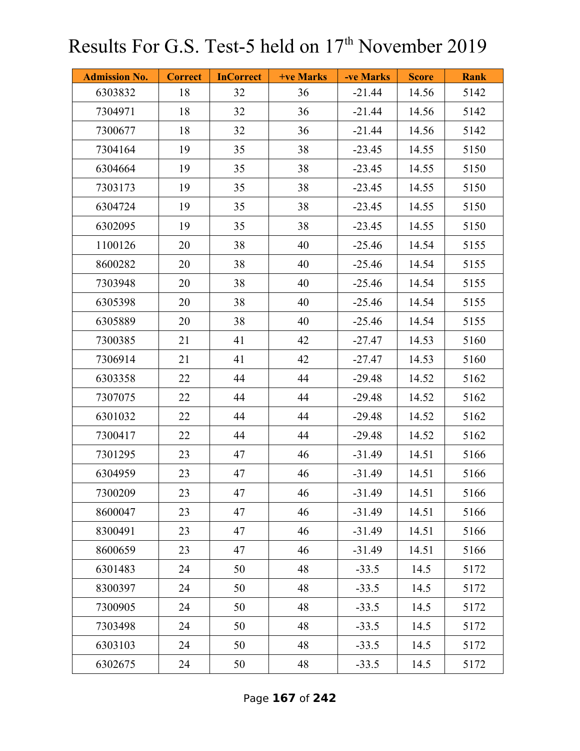# Results For G.S. Test-5 held on $17^{th}$ November 2019

| Admission No. | Correct | InCorrect | +ve Marks | -ve Marks | Score | Rank |
|---|---|---|---|---|---|---|
| 6303832 | 18 | 32 | 36 | -21.44 | 14.56 | 5142 |
| 7304971 | 18 | 32 | 36 | -21.44 | 14.56 | 5142 |
| 7300677 | 18 | 32 | 36 | -21.44 | 14.56 | 5142 |
| 7304164 | 19 | 35 | 38 | -23.45 | 14.55 | 5150 |
| 6304664 | 19 | 35 | 38 | -23.45 | 14.55 | 5150 |
| 7303173 | 19 | 35 | 38 | -23.45 | 14.55 | 5150 |
| 6304724 | 19 | 35 | 38 | -23.45 | 14.55 | 5150 |
| 6302095 | 19 | 35 | 38 | -23.45 | 14.55 | 5150 |
| 1100126 | 20 | 38 | 40 | -25.46 | 14.54 | 5155 |
| 8600282 | 20 | 38 | 40 | -25.46 | 14.54 | 5155 |
| 7303948 | 20 | 38 | 40 | -25.46 | 14.54 | 5155 |
| 6305398 | 20 | 38 | 40 | -25.46 | 14.54 | 5155 |
| 6305889 | 20 | 38 | 40 | -25.46 | 14.54 | 5155 |
| 7300385 | 21 | 41 | 42 | -27.47 | 14.53 | 5160 |
| 7306914 | 21 | 41 | 42 | -27.47 | 14.53 | 5160 |
| 6303358 | 22 | 44 | 44 | -29.48 | 14.52 | 5162 |
| 7307075 | 22 | 44 | 44 | -29.48 | 14.52 | 5162 |
| 6301032 | 22 | 44 | 44 | -29.48 | 14.52 | 5162 |
| 7300417 | 22 | 44 | 44 | -29.48 | 14.52 | 5162 |
| 7301295 | 23 | 47 | 46 | -31.49 | 14.51 | 5166 |
| 6304959 | 23 | 47 | 46 | -31.49 | 14.51 | 5166 |
| 7300209 | 23 | 47 | 46 | -31.49 | 14.51 | 5166 |
| 8600047 | 23 | 47 | 46 | -31.49 | 14.51 | 5166 |
| 8300491 | 23 | 47 | 46 | -31.49 | 14.51 | 5166 |
| 8600659 | 23 | 47 | 46 | -31.49 | 14.51 | 5166 |
| 6301483 | 24 | 50 | 48 | -33.5 | 14.5 | 5172 |
| 8300397 | 24 | 50 | 48 | -33.5 | 14.5 | 5172 |
| 7300905 | 24 | 50 | 48 | -33.5 | 14.5 | 5172 |
| 7303498 | 24 | 50 | 48 | -33.5 | 14.5 | 5172 |
| 6303103 | 24 | 50 | 48 | -33.5 | 14.5 | 5172 |
| 6302675 | 24 | 50 | 48 | -33.5 | 14.5 | 5172 |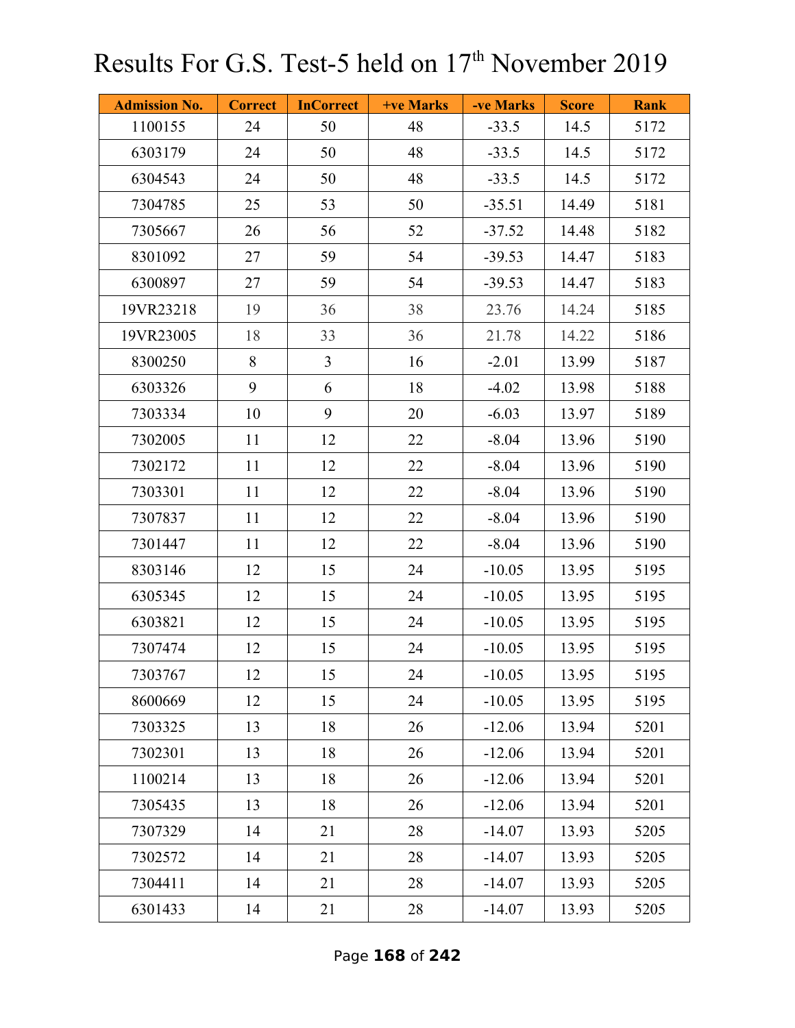# Results For G.S. Test-5 held on 17th November 2019

| Admission No. | Correct | InCorrect | +ve Marks | -ve Marks | Score | Rank |
|---|---|---|---|---|---|---|
| 1100155 | 24 | 50 | 48 | -33.5 | 14.5 | 5172 |
| 6303179 | 24 | 50 | 48 | -33.5 | 14.5 | 5172 |
| 6304543 | 24 | 50 | 48 | -33.5 | 14.5 | 5172 |
| 7304785 | 25 | 53 | 50 | -35.51 | 14.49 | 5181 |
| 7305667 | 26 | 56 | 52 | -37.52 | 14.48 | 5182 |
| 8301092 | 27 | 59 | 54 | -39.53 | 14.47 | 5183 |
| 6300897 | 27 | 59 | 54 | -39.53 | 14.47 | 5183 |
| 19VR23218 | 19 | 36 | 38 | 23.76 | 14.24 | 5185 |
| 19VR23005 | 18 | 33 | 36 | 21.78 | 14.22 | 5186 |
| 8300250 | 8 | 3 | 16 | -2.01 | 13.99 | 5187 |
| 6303326 | 9 | 6 | 18 | -4.02 | 13.98 | 5188 |
| 7303334 | 10 | 9 | 20 | -6.03 | 13.97 | 5189 |
| 7302005 | 11 | 12 | 22 | -8.04 | 13.96 | 5190 |
| 7302172 | 11 | 12 | 22 | -8.04 | 13.96 | 5190 |
| 7303301 | 11 | 12 | 22 | -8.04 | 13.96 | 5190 |
| 7307837 | 11 | 12 | 22 | -8.04 | 13.96 | 5190 |
| 7301447 | 11 | 12 | 22 | -8.04 | 13.96 | 5190 |
| 8303146 | 12 | 15 | 24 | -10.05 | 13.95 | 5195 |
| 6305345 | 12 | 15 | 24 | -10.05 | 13.95 | 5195 |
| 6303821 | 12 | 15 | 24 | -10.05 | 13.95 | 5195 |
| 7307474 | 12 | 15 | 24 | -10.05 | 13.95 | 5195 |
| 7303767 | 12 | 15 | 24 | -10.05 | 13.95 | 5195 |
| 8600669 | 12 | 15 | 24 | -10.05 | 13.95 | 5195 |
| 7303325 | 13 | 18 | 26 | -12.06 | 13.94 | 5201 |
| 7302301 | 13 | 18 | 26 | -12.06 | 13.94 | 5201 |
| 1100214 | 13 | 18 | 26 | -12.06 | 13.94 | 5201 |
| 7305435 | 13 | 18 | 26 | -12.06 | 13.94 | 5201 |
| 7307329 | 14 | 21 | 28 | -14.07 | 13.93 | 5205 |
| 7302572 | 14 | 21 | 28 | -14.07 | 13.93 | 5205 |
| 7304411 | 14 | 21 | 28 | -14.07 | 13.93 | 5205 |
| 6301433 | 14 | 21 | 28 | -14.07 | 13.93 | 5205 |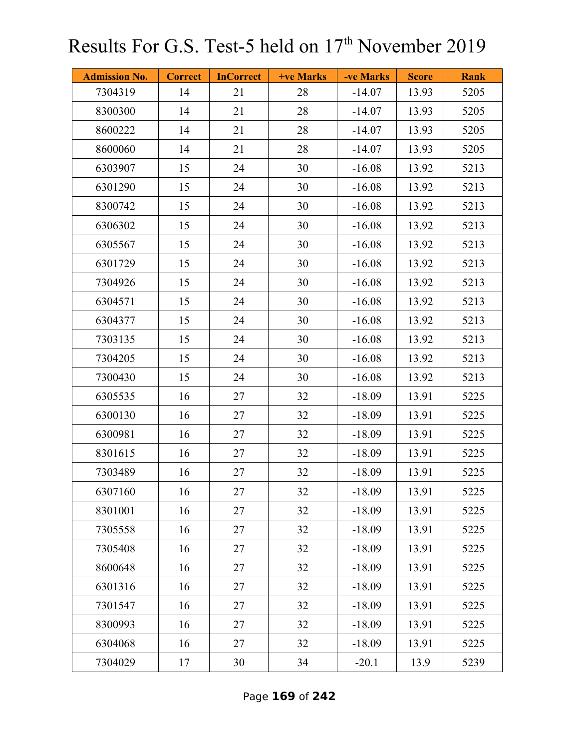# Results For G.S. Test-5 held on 17th November 2019

| Admission No. | Correct | InCorrect | +ve Marks | -ve Marks | Score | Rank |
|---|---|---|---|---|---|---|
| 7304319 | 14 | 21 | 28 | -14.07 | 13.93 | 5205 |
| 8300300 | 14 | 21 | 28 | -14.07 | 13.93 | 5205 |
| 8600222 | 14 | 21 | 28 | -14.07 | 13.93 | 5205 |
| 8600060 | 14 | 21 | 28 | -14.07 | 13.93 | 5205 |
| 6303907 | 15 | 24 | 30 | -16.08 | 13.92 | 5213 |
| 6301290 | 15 | 24 | 30 | -16.08 | 13.92 | 5213 |
| 8300742 | 15 | 24 | 30 | -16.08 | 13.92 | 5213 |
| 6306302 | 15 | 24 | 30 | -16.08 | 13.92 | 5213 |
| 6305567 | 15 | 24 | 30 | -16.08 | 13.92 | 5213 |
| 6301729 | 15 | 24 | 30 | -16.08 | 13.92 | 5213 |
| 7304926 | 15 | 24 | 30 | -16.08 | 13.92 | 5213 |
| 6304571 | 15 | 24 | 30 | -16.08 | 13.92 | 5213 |
| 6304377 | 15 | 24 | 30 | -16.08 | 13.92 | 5213 |
| 7303135 | 15 | 24 | 30 | -16.08 | 13.92 | 5213 |
| 7304205 | 15 | 24 | 30 | -16.08 | 13.92 | 5213 |
| 7300430 | 15 | 24 | 30 | -16.08 | 13.92 | 5213 |
| 6305535 | 16 | 27 | 32 | -18.09 | 13.91 | 5225 |
| 6300130 | 16 | 27 | 32 | -18.09 | 13.91 | 5225 |
| 6300981 | 16 | 27 | 32 | -18.09 | 13.91 | 5225 |
| 8301615 | 16 | 27 | 32 | -18.09 | 13.91 | 5225 |
| 7303489 | 16 | 27 | 32 | -18.09 | 13.91 | 5225 |
| 6307160 | 16 | 27 | 32 | -18.09 | 13.91 | 5225 |
| 8301001 | 16 | 27 | 32 | -18.09 | 13.91 | 5225 |
| 7305558 | 16 | 27 | 32 | -18.09 | 13.91 | 5225 |
| 7305408 | 16 | 27 | 32 | -18.09 | 13.91 | 5225 |
| 8600648 | 16 | 27 | 32 | -18.09 | 13.91 | 5225 |
| 6301316 | 16 | 27 | 32 | -18.09 | 13.91 | 5225 |
| 7301547 | 16 | 27 | 32 | -18.09 | 13.91 | 5225 |
| 8300993 | 16 | 27 | 32 | -18.09 | 13.91 | 5225 |
| 6304068 | 16 | 27 | 32 | -18.09 | 13.91 | 5225 |
| 7304029 | 17 | 30 | 34 | -20.1 | 13.9 | 5239 |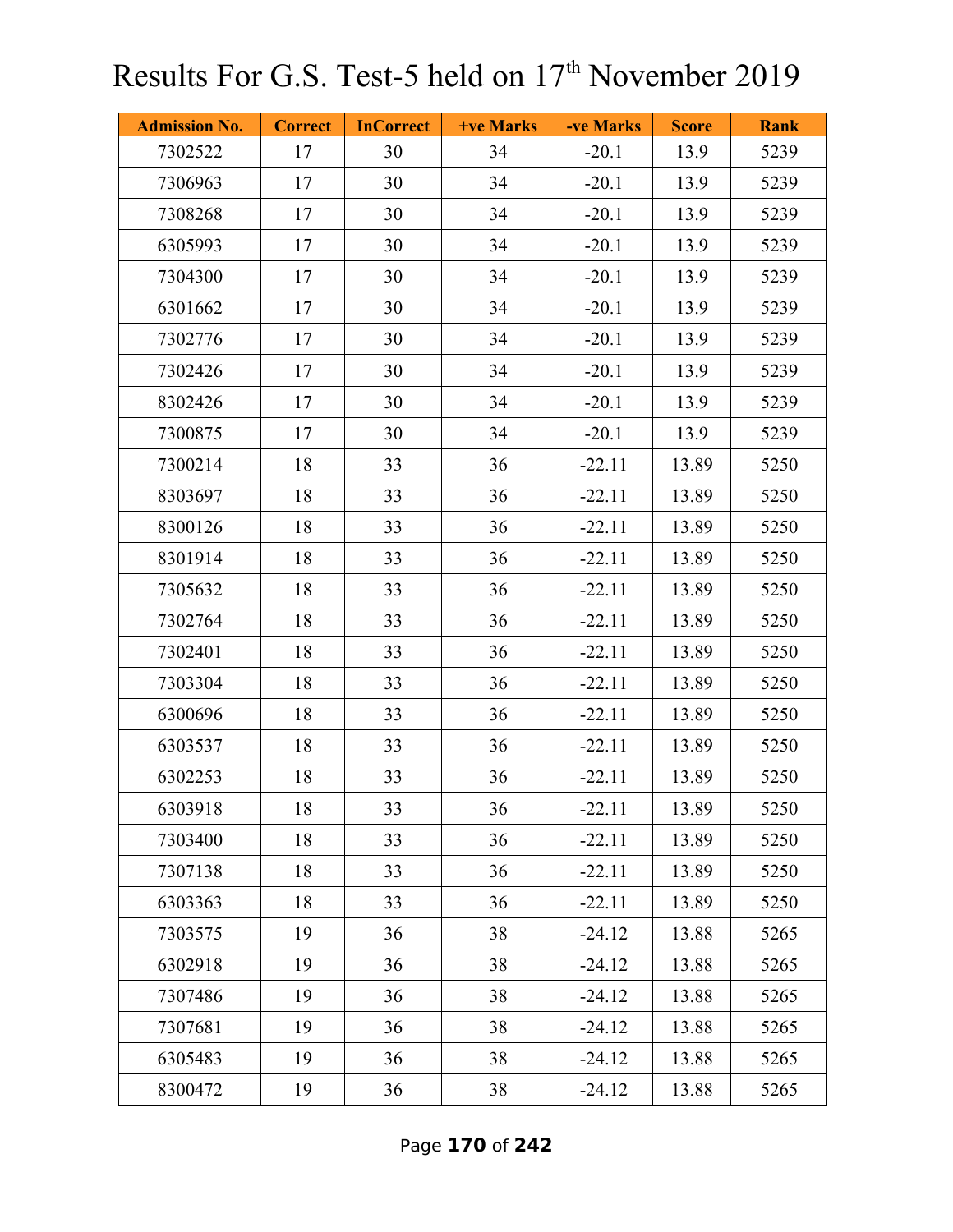# Results For G.S. Test-5 held on 17th November 2019

| Admission No. | Correct | InCorrect | +ve Marks | -ve Marks | Score | Rank |
|---|---|---|---|---|---|---|
| 7302522 | 17 | 30 | 34 | -20.1 | 13.9 | 5239 |
| 7306963 | 17 | 30 | 34 | -20.1 | 13.9 | 5239 |
| 7308268 | 17 | 30 | 34 | -20.1 | 13.9 | 5239 |
| 6305993 | 17 | 30 | 34 | -20.1 | 13.9 | 5239 |
| 7304300 | 17 | 30 | 34 | -20.1 | 13.9 | 5239 |
| 6301662 | 17 | 30 | 34 | -20.1 | 13.9 | 5239 |
| 7302776 | 17 | 30 | 34 | -20.1 | 13.9 | 5239 |
| 7302426 | 17 | 30 | 34 | -20.1 | 13.9 | 5239 |
| 8302426 | 17 | 30 | 34 | -20.1 | 13.9 | 5239 |
| 7300875 | 17 | 30 | 34 | -20.1 | 13.9 | 5239 |
| 7300214 | 18 | 33 | 36 | -22.11 | 13.89 | 5250 |
| 8303697 | 18 | 33 | 36 | -22.11 | 13.89 | 5250 |
| 8300126 | 18 | 33 | 36 | -22.11 | 13.89 | 5250 |
| 8301914 | 18 | 33 | 36 | -22.11 | 13.89 | 5250 |
| 7305632 | 18 | 33 | 36 | -22.11 | 13.89 | 5250 |
| 7302764 | 18 | 33 | 36 | -22.11 | 13.89 | 5250 |
| 7302401 | 18 | 33 | 36 | -22.11 | 13.89 | 5250 |
| 7303304 | 18 | 33 | 36 | -22.11 | 13.89 | 5250 |
| 6300696 | 18 | 33 | 36 | -22.11 | 13.89 | 5250 |
| 6303537 | 18 | 33 | 36 | -22.11 | 13.89 | 5250 |
| 6302253 | 18 | 33 | 36 | -22.11 | 13.89 | 5250 |
| 6303918 | 18 | 33 | 36 | -22.11 | 13.89 | 5250 |
| 7303400 | 18 | 33 | 36 | -22.11 | 13.89 | 5250 |
| 7307138 | 18 | 33 | 36 | -22.11 | 13.89 | 5250 |
| 6303363 | 18 | 33 | 36 | -22.11 | 13.89 | 5250 |
| 7303575 | 19 | 36 | 38 | -24.12 | 13.88 | 5265 |
| 6302918 | 19 | 36 | 38 | -24.12 | 13.88 | 5265 |
| 7307486 | 19 | 36 | 38 | -24.12 | 13.88 | 5265 |
| 7307681 | 19 | 36 | 38 | -24.12 | 13.88 | 5265 |
| 6305483 | 19 | 36 | 38 | -24.12 | 13.88 | 5265 |
| 8300472 | 19 | 36 | 38 | -24.12 | 13.88 | 5265 |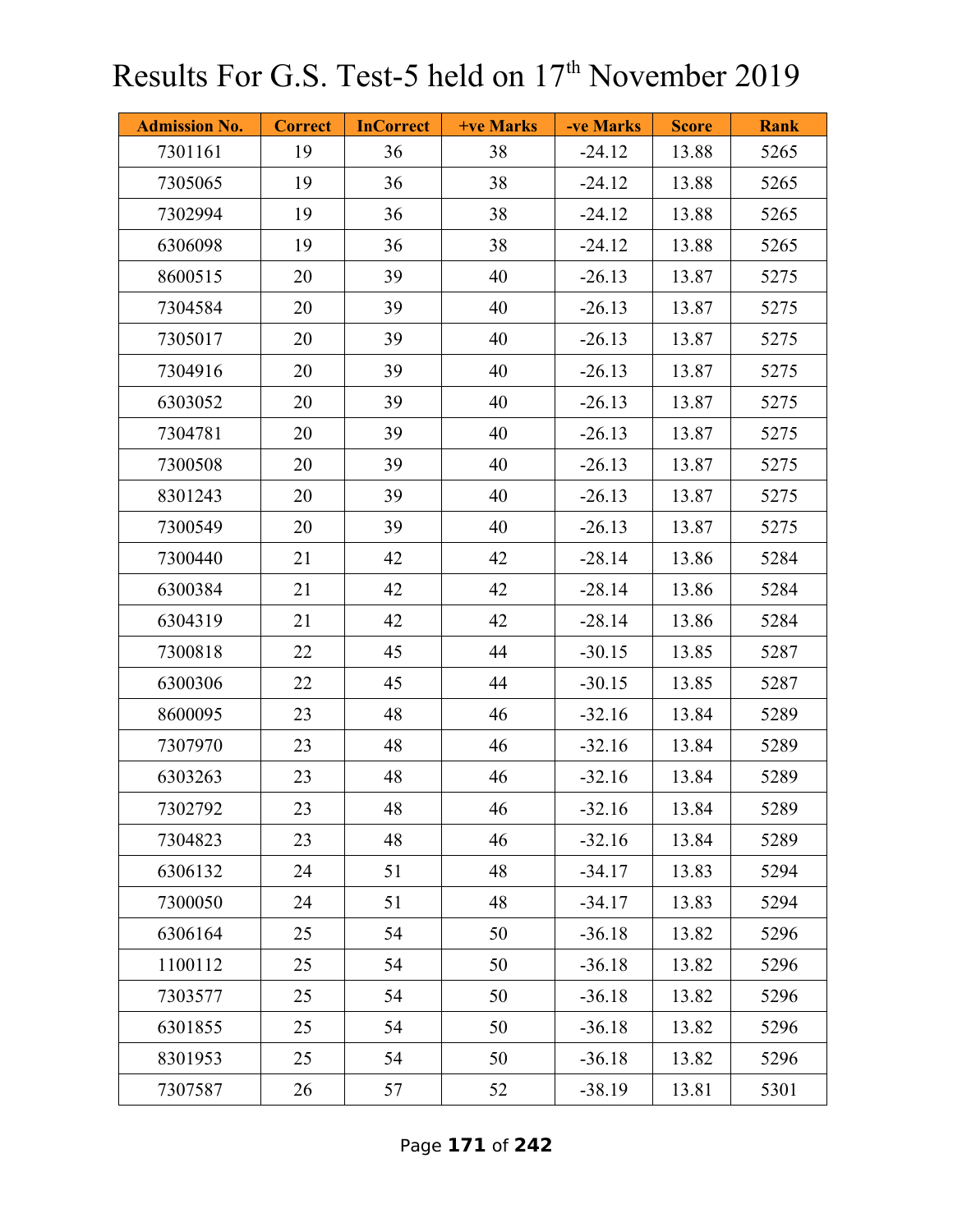# Results For G.S. Test-5 held on 17th November 2019

| Admission No. | Correct | InCorrect | +ve Marks | -ve Marks | Score | Rank |
|---|---|---|---|---|---|---|
| 7301161 | 19 | 36 | 38 | -24.12 | 13.88 | 5265 |
| 7305065 | 19 | 36 | 38 | -24.12 | 13.88 | 5265 |
| 7302994 | 19 | 36 | 38 | -24.12 | 13.88 | 5265 |
| 6306098 | 19 | 36 | 38 | -24.12 | 13.88 | 5265 |
| 8600515 | 20 | 39 | 40 | -26.13 | 13.87 | 5275 |
| 7304584 | 20 | 39 | 40 | -26.13 | 13.87 | 5275 |
| 7305017 | 20 | 39 | 40 | -26.13 | 13.87 | 5275 |
| 7304916 | 20 | 39 | 40 | -26.13 | 13.87 | 5275 |
| 6303052 | 20 | 39 | 40 | -26.13 | 13.87 | 5275 |
| 7304781 | 20 | 39 | 40 | -26.13 | 13.87 | 5275 |
| 7300508 | 20 | 39 | 40 | -26.13 | 13.87 | 5275 |
| 8301243 | 20 | 39 | 40 | -26.13 | 13.87 | 5275 |
| 7300549 | 20 | 39 | 40 | -26.13 | 13.87 | 5275 |
| 7300440 | 21 | 42 | 42 | -28.14 | 13.86 | 5284 |
| 6300384 | 21 | 42 | 42 | -28.14 | 13.86 | 5284 |
| 6304319 | 21 | 42 | 42 | -28.14 | 13.86 | 5284 |
| 7300818 | 22 | 45 | 44 | -30.15 | 13.85 | 5287 |
| 6300306 | 22 | 45 | 44 | -30.15 | 13.85 | 5287 |
| 8600095 | 23 | 48 | 46 | -32.16 | 13.84 | 5289 |
| 7307970 | 23 | 48 | 46 | -32.16 | 13.84 | 5289 |
| 6303263 | 23 | 48 | 46 | -32.16 | 13.84 | 5289 |
| 7302792 | 23 | 48 | 46 | -32.16 | 13.84 | 5289 |
| 7304823 | 23 | 48 | 46 | -32.16 | 13.84 | 5289 |
| 6306132 | 24 | 51 | 48 | -34.17 | 13.83 | 5294 |
| 7300050 | 24 | 51 | 48 | -34.17 | 13.83 | 5294 |
| 6306164 | 25 | 54 | 50 | -36.18 | 13.82 | 5296 |
| 1100112 | 25 | 54 | 50 | -36.18 | 13.82 | 5296 |
| 7303577 | 25 | 54 | 50 | -36.18 | 13.82 | 5296 |
| 6301855 | 25 | 54 | 50 | -36.18 | 13.82 | 5296 |
| 8301953 | 25 | 54 | 50 | -36.18 | 13.82 | 5296 |
| 7307587 | 26 | 57 | 52 | -38.19 | 13.81 | 5301 |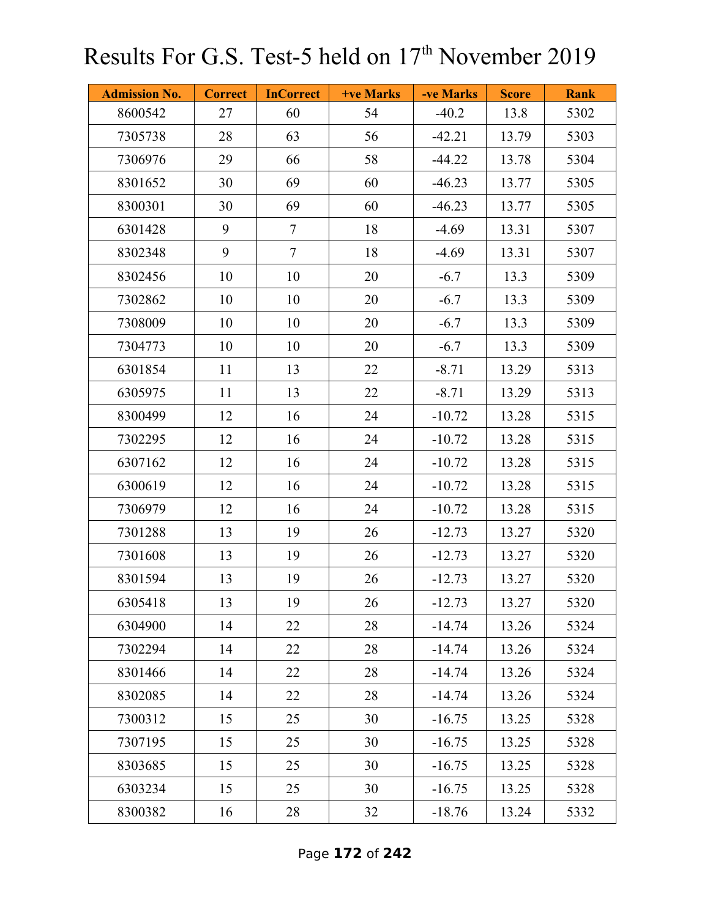# Results For G.S. Test-5 held on 17th November 2019

| Admission No. | Correct | InCorrect | +ve Marks | -ve Marks | Score | Rank |
|---|---|---|---|---|---|---|
| 8600542 | 27 | 60 | 54 | -40.2 | 13.8 | 5302 |
| 7305738 | 28 | 63 | 56 | -42.21 | 13.79 | 5303 |
| 7306976 | 29 | 66 | 58 | -44.22 | 13.78 | 5304 |
| 8301652 | 30 | 69 | 60 | -46.23 | 13.77 | 5305 |
| 8300301 | 30 | 69 | 60 | -46.23 | 13.77 | 5305 |
| 6301428 | 9 | 7 | 18 | -4.69 | 13.31 | 5307 |
| 8302348 | 9 | 7 | 18 | -4.69 | 13.31 | 5307 |
| 8302456 | 10 | 10 | 20 | -6.7 | 13.3 | 5309 |
| 7302862 | 10 | 10 | 20 | -6.7 | 13.3 | 5309 |
| 7308009 | 10 | 10 | 20 | -6.7 | 13.3 | 5309 |
| 7304773 | 10 | 10 | 20 | -6.7 | 13.3 | 5309 |
| 6301854 | 11 | 13 | 22 | -8.71 | 13.29 | 5313 |
| 6305975 | 11 | 13 | 22 | -8.71 | 13.29 | 5313 |
| 8300499 | 12 | 16 | 24 | -10.72 | 13.28 | 5315 |
| 7302295 | 12 | 16 | 24 | -10.72 | 13.28 | 5315 |
| 6307162 | 12 | 16 | 24 | -10.72 | 13.28 | 5315 |
| 6300619 | 12 | 16 | 24 | -10.72 | 13.28 | 5315 |
| 7306979 | 12 | 16 | 24 | -10.72 | 13.28 | 5315 |
| 7301288 | 13 | 19 | 26 | -12.73 | 13.27 | 5320 |
| 7301608 | 13 | 19 | 26 | -12.73 | 13.27 | 5320 |
| 8301594 | 13 | 19 | 26 | -12.73 | 13.27 | 5320 |
| 6305418 | 13 | 19 | 26 | -12.73 | 13.27 | 5320 |
| 6304900 | 14 | 22 | 28 | -14.74 | 13.26 | 5324 |
| 7302294 | 14 | 22 | 28 | -14.74 | 13.26 | 5324 |
| 8301466 | 14 | 22 | 28 | -14.74 | 13.26 | 5324 |
| 8302085 | 14 | 22 | 28 | -14.74 | 13.26 | 5324 |
| 7300312 | 15 | 25 | 30 | -16.75 | 13.25 | 5328 |
| 7307195 | 15 | 25 | 30 | -16.75 | 13.25 | 5328 |
| 8303685 | 15 | 25 | 30 | -16.75 | 13.25 | 5328 |
| 6303234 | 15 | 25 | 30 | -16.75 | 13.25 | 5328 |
| 8300382 | 16 | 28 | 32 | -18.76 | 13.24 | 5332 |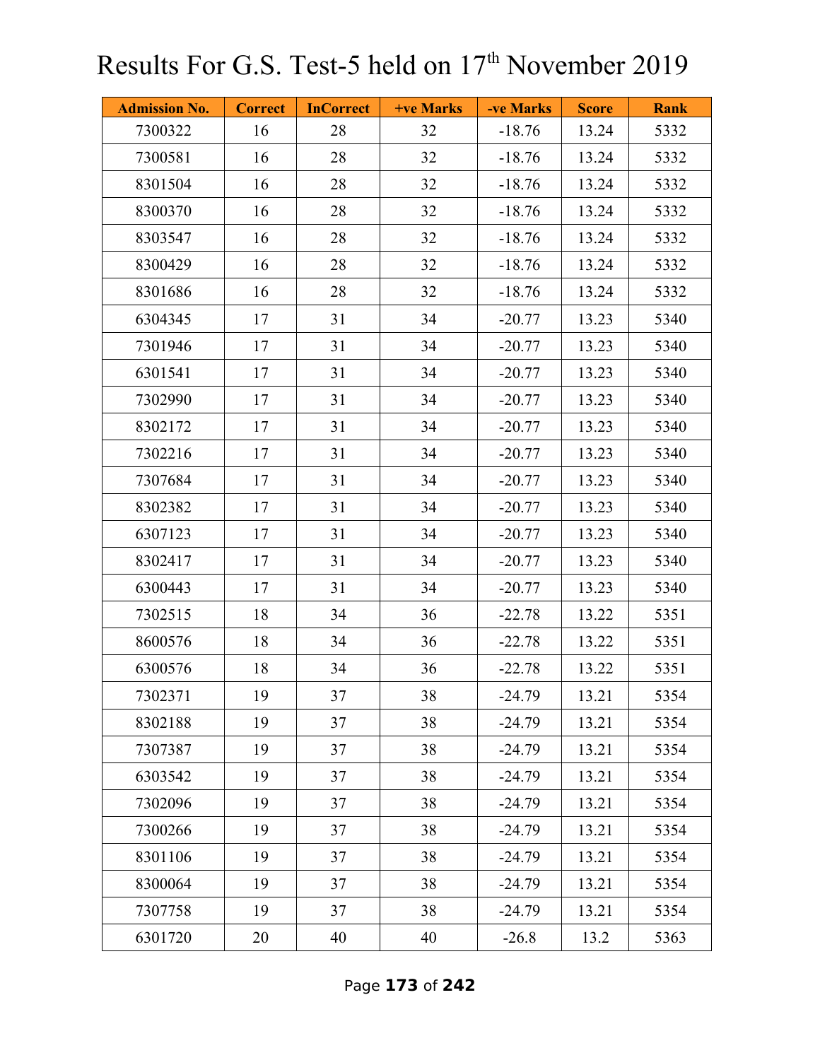# Results For G.S. Test-5 held on 17th November 2019

| Admission No. | Correct | InCorrect | +ve Marks | -ve Marks | Score | Rank |
|---|---|---|---|---|---|---|
| 7300322 | 16 | 28 | 32 | -18.76 | 13.24 | 5332 |
| 7300581 | 16 | 28 | 32 | -18.76 | 13.24 | 5332 |
| 8301504 | 16 | 28 | 32 | -18.76 | 13.24 | 5332 |
| 8300370 | 16 | 28 | 32 | -18.76 | 13.24 | 5332 |
| 8303547 | 16 | 28 | 32 | -18.76 | 13.24 | 5332 |
| 8300429 | 16 | 28 | 32 | -18.76 | 13.24 | 5332 |
| 8301686 | 16 | 28 | 32 | -18.76 | 13.24 | 5332 |
| 6304345 | 17 | 31 | 34 | -20.77 | 13.23 | 5340 |
| 7301946 | 17 | 31 | 34 | -20.77 | 13.23 | 5340 |
| 6301541 | 17 | 31 | 34 | -20.77 | 13.23 | 5340 |
| 7302990 | 17 | 31 | 34 | -20.77 | 13.23 | 5340 |
| 8302172 | 17 | 31 | 34 | -20.77 | 13.23 | 5340 |
| 7302216 | 17 | 31 | 34 | -20.77 | 13.23 | 5340 |
| 7307684 | 17 | 31 | 34 | -20.77 | 13.23 | 5340 |
| 8302382 | 17 | 31 | 34 | -20.77 | 13.23 | 5340 |
| 6307123 | 17 | 31 | 34 | -20.77 | 13.23 | 5340 |
| 8302417 | 17 | 31 | 34 | -20.77 | 13.23 | 5340 |
| 6300443 | 17 | 31 | 34 | -20.77 | 13.23 | 5340 |
| 7302515 | 18 | 34 | 36 | -22.78 | 13.22 | 5351 |
| 8600576 | 18 | 34 | 36 | -22.78 | 13.22 | 5351 |
| 6300576 | 18 | 34 | 36 | -22.78 | 13.22 | 5351 |
| 7302371 | 19 | 37 | 38 | -24.79 | 13.21 | 5354 |
| 8302188 | 19 | 37 | 38 | -24.79 | 13.21 | 5354 |
| 7307387 | 19 | 37 | 38 | -24.79 | 13.21 | 5354 |
| 6303542 | 19 | 37 | 38 | -24.79 | 13.21 | 5354 |
| 7302096 | 19 | 37 | 38 | -24.79 | 13.21 | 5354 |
| 7300266 | 19 | 37 | 38 | -24.79 | 13.21 | 5354 |
| 8301106 | 19 | 37 | 38 | -24.79 | 13.21 | 5354 |
| 8300064 | 19 | 37 | 38 | -24.79 | 13.21 | 5354 |
| 7307758 | 19 | 37 | 38 | -24.79 | 13.21 | 5354 |
| 6301720 | 20 | 40 | 40 | -26.8 | 13.2 | 5363 |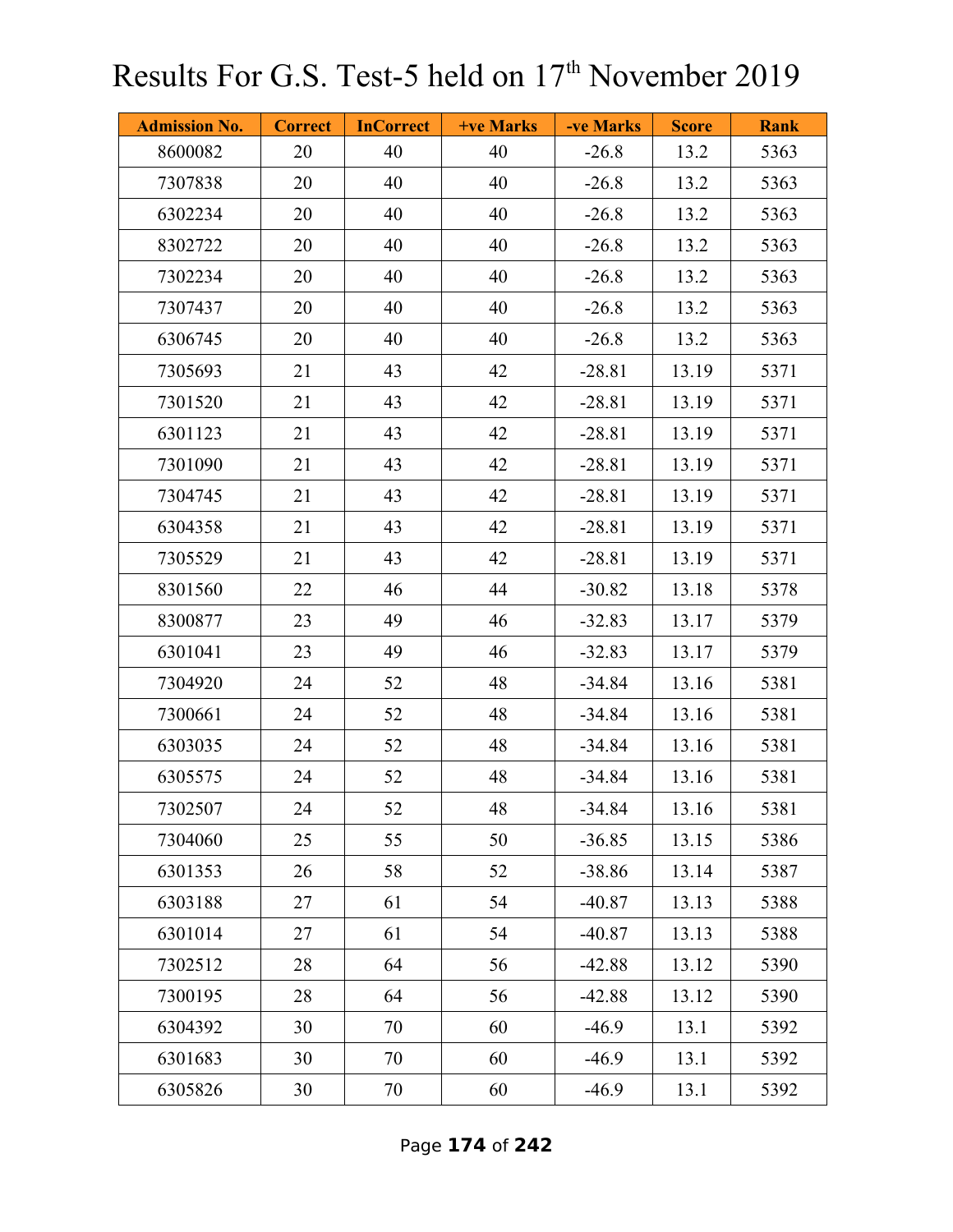# Results For G.S. Test-5 held on 17th November 2019

| Admission No. | Correct | InCorrect | +ve Marks | -ve Marks | Score | Rank |
|---|---|---|---|---|---|---|
| 8600082 | 20 | 40 | 40 | -26.8 | 13.2 | 5363 |
| 7307838 | 20 | 40 | 40 | -26.8 | 13.2 | 5363 |
| 6302234 | 20 | 40 | 40 | -26.8 | 13.2 | 5363 |
| 8302722 | 20 | 40 | 40 | -26.8 | 13.2 | 5363 |
| 7302234 | 20 | 40 | 40 | -26.8 | 13.2 | 5363 |
| 7307437 | 20 | 40 | 40 | -26.8 | 13.2 | 5363 |
| 6306745 | 20 | 40 | 40 | -26.8 | 13.2 | 5363 |
| 7305693 | 21 | 43 | 42 | -28.81 | 13.19 | 5371 |
| 7301520 | 21 | 43 | 42 | -28.81 | 13.19 | 5371 |
| 6301123 | 21 | 43 | 42 | -28.81 | 13.19 | 5371 |
| 7301090 | 21 | 43 | 42 | -28.81 | 13.19 | 5371 |
| 7304745 | 21 | 43 | 42 | -28.81 | 13.19 | 5371 |
| 6304358 | 21 | 43 | 42 | -28.81 | 13.19 | 5371 |
| 7305529 | 21 | 43 | 42 | -28.81 | 13.19 | 5371 |
| 8301560 | 22 | 46 | 44 | -30.82 | 13.18 | 5378 |
| 8300877 | 23 | 49 | 46 | -32.83 | 13.17 | 5379 |
| 6301041 | 23 | 49 | 46 | -32.83 | 13.17 | 5379 |
| 7304920 | 24 | 52 | 48 | -34.84 | 13.16 | 5381 |
| 7300661 | 24 | 52 | 48 | -34.84 | 13.16 | 5381 |
| 6303035 | 24 | 52 | 48 | -34.84 | 13.16 | 5381 |
| 6305575 | 24 | 52 | 48 | -34.84 | 13.16 | 5381 |
| 7302507 | 24 | 52 | 48 | -34.84 | 13.16 | 5381 |
| 7304060 | 25 | 55 | 50 | -36.85 | 13.15 | 5386 |
| 6301353 | 26 | 58 | 52 | -38.86 | 13.14 | 5387 |
| 6303188 | 27 | 61 | 54 | -40.87 | 13.13 | 5388 |
| 6301014 | 27 | 61 | 54 | -40.87 | 13.13 | 5388 |
| 7302512 | 28 | 64 | 56 | -42.88 | 13.12 | 5390 |
| 7300195 | 28 | 64 | 56 | -42.88 | 13.12 | 5390 |
| 6304392 | 30 | 70 | 60 | -46.9 | 13.1 | 5392 |
| 6301683 | 30 | 70 | 60 | -46.9 | 13.1 | 5392 |
| 6305826 | 30 | 70 | 60 | -46.9 | 13.1 | 5392 |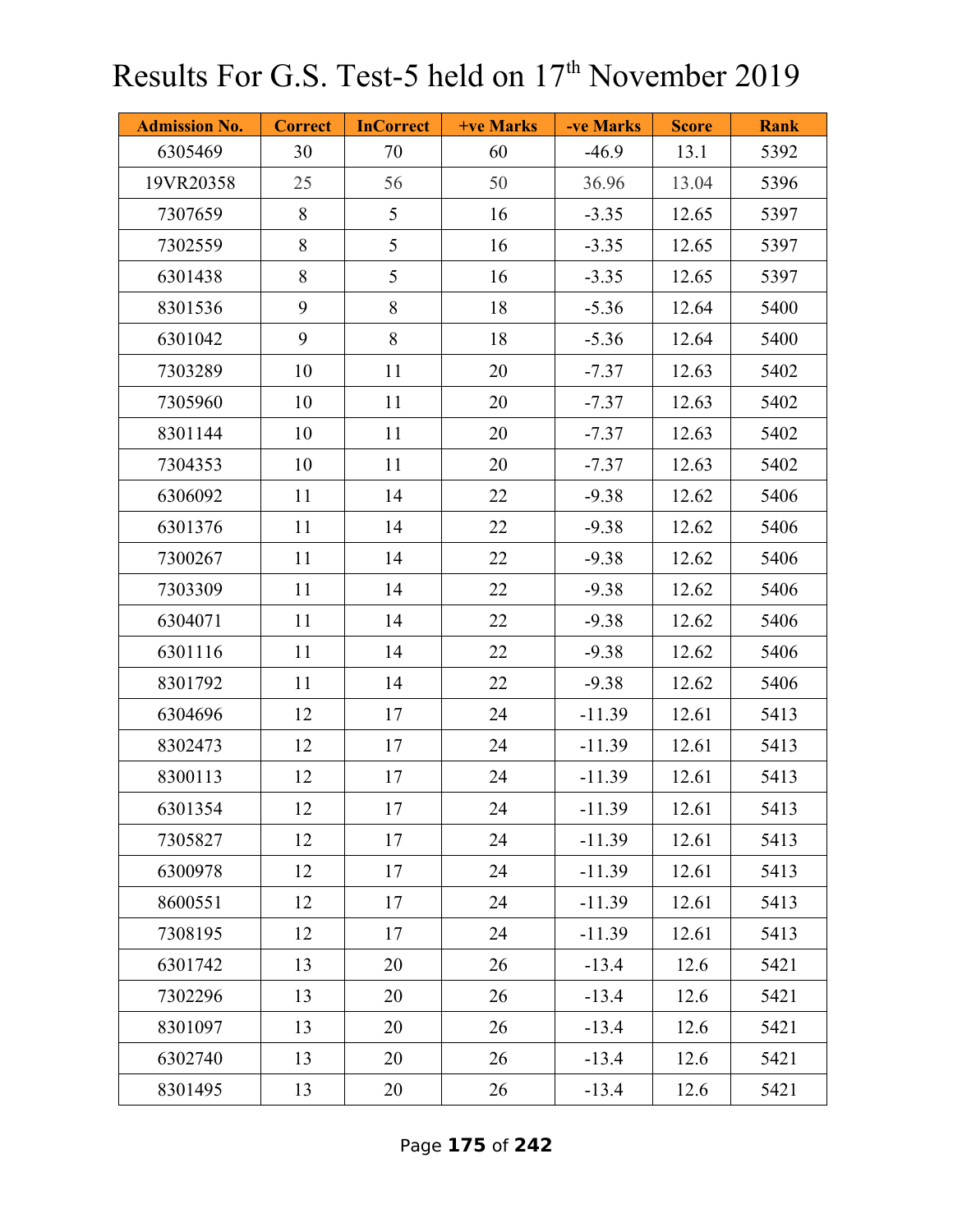# Results For G.S. Test-5 held on 17th November 2019

| Admission No. | Correct | InCorrect | +ve Marks | -ve Marks | Score | Rank |
|---|---|---|---|---|---|---|
| 6305469 | 30 | 70 | 60 | -46.9 | 13.1 | 5392 |
| 19VR20358 | 25 | 56 | 50 | 36.96 | 13.04 | 5396 |
| 7307659 | 8 | 5 | 16 | -3.35 | 12.65 | 5397 |
| 7302559 | 8 | 5 | 16 | -3.35 | 12.65 | 5397 |
| 6301438 | 8 | 5 | 16 | -3.35 | 12.65 | 5397 |
| 8301536 | 9 | 8 | 18 | -5.36 | 12.64 | 5400 |
| 6301042 | 9 | 8 | 18 | -5.36 | 12.64 | 5400 |
| 7303289 | 10 | 11 | 20 | -7.37 | 12.63 | 5402 |
| 7305960 | 10 | 11 | 20 | -7.37 | 12.63 | 5402 |
| 8301144 | 10 | 11 | 20 | -7.37 | 12.63 | 5402 |
| 7304353 | 10 | 11 | 20 | -7.37 | 12.63 | 5402 |
| 6306092 | 11 | 14 | 22 | -9.38 | 12.62 | 5406 |
| 6301376 | 11 | 14 | 22 | -9.38 | 12.62 | 5406 |
| 7300267 | 11 | 14 | 22 | -9.38 | 12.62 | 5406 |
| 7303309 | 11 | 14 | 22 | -9.38 | 12.62 | 5406 |
| 6304071 | 11 | 14 | 22 | -9.38 | 12.62 | 5406 |
| 6301116 | 11 | 14 | 22 | -9.38 | 12.62 | 5406 |
| 8301792 | 11 | 14 | 22 | -9.38 | 12.62 | 5406 |
| 6304696 | 12 | 17 | 24 | -11.39 | 12.61 | 5413 |
| 8302473 | 12 | 17 | 24 | -11.39 | 12.61 | 5413 |
| 8300113 | 12 | 17 | 24 | -11.39 | 12.61 | 5413 |
| 6301354 | 12 | 17 | 24 | -11.39 | 12.61 | 5413 |
| 7305827 | 12 | 17 | 24 | -11.39 | 12.61 | 5413 |
| 6300978 | 12 | 17 | 24 | -11.39 | 12.61 | 5413 |
| 8600551 | 12 | 17 | 24 | -11.39 | 12.61 | 5413 |
| 7308195 | 12 | 17 | 24 | -11.39 | 12.61 | 5413 |
| 6301742 | 13 | 20 | 26 | -13.4 | 12.6 | 5421 |
| 7302296 | 13 | 20 | 26 | -13.4 | 12.6 | 5421 |
| 8301097 | 13 | 20 | 26 | -13.4 | 12.6 | 5421 |
| 6302740 | 13 | 20 | 26 | -13.4 | 12.6 | 5421 |
| 8301495 | 13 | 20 | 26 | -13.4 | 12.6 | 5421 |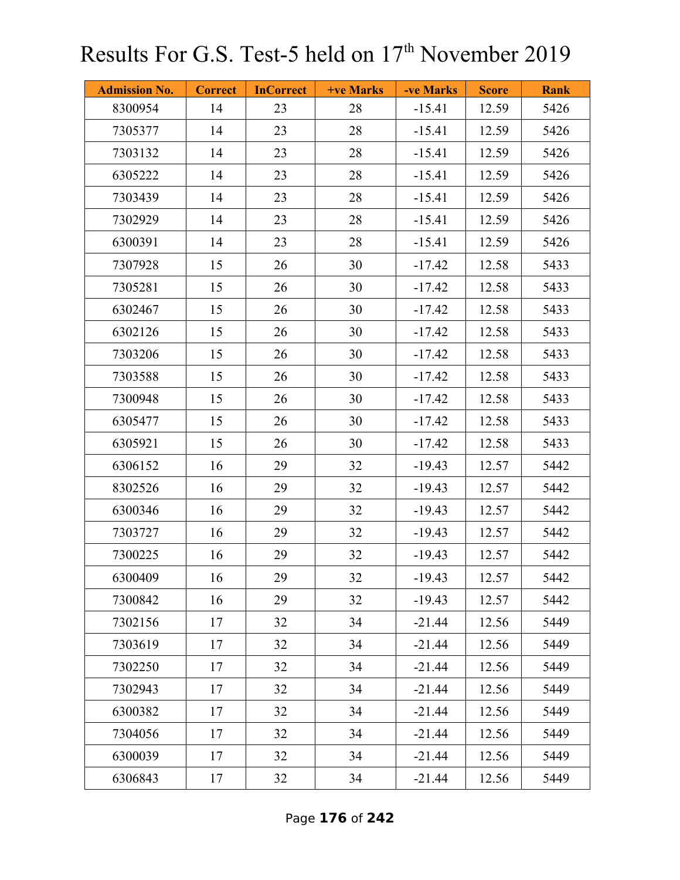# Results For G.S. Test-5 held on 17th November 2019

| Admission No. | Correct | InCorrect | +ve Marks | -ve Marks | Score | Rank |
|---|---|---|---|---|---|---|
| 8300954 | 14 | 23 | 28 | -15.41 | 12.59 | 5426 |
| 7305377 | 14 | 23 | 28 | -15.41 | 12.59 | 5426 |
| 7303132 | 14 | 23 | 28 | -15.41 | 12.59 | 5426 |
| 6305222 | 14 | 23 | 28 | -15.41 | 12.59 | 5426 |
| 7303439 | 14 | 23 | 28 | -15.41 | 12.59 | 5426 |
| 7302929 | 14 | 23 | 28 | -15.41 | 12.59 | 5426 |
| 6300391 | 14 | 23 | 28 | -15.41 | 12.59 | 5426 |
| 7307928 | 15 | 26 | 30 | -17.42 | 12.58 | 5433 |
| 7305281 | 15 | 26 | 30 | -17.42 | 12.58 | 5433 |
| 6302467 | 15 | 26 | 30 | -17.42 | 12.58 | 5433 |
| 6302126 | 15 | 26 | 30 | -17.42 | 12.58 | 5433 |
| 7303206 | 15 | 26 | 30 | -17.42 | 12.58 | 5433 |
| 7303588 | 15 | 26 | 30 | -17.42 | 12.58 | 5433 |
| 7300948 | 15 | 26 | 30 | -17.42 | 12.58 | 5433 |
| 6305477 | 15 | 26 | 30 | -17.42 | 12.58 | 5433 |
| 6305921 | 15 | 26 | 30 | -17.42 | 12.58 | 5433 |
| 6306152 | 16 | 29 | 32 | -19.43 | 12.57 | 5442 |
| 8302526 | 16 | 29 | 32 | -19.43 | 12.57 | 5442 |
| 6300346 | 16 | 29 | 32 | -19.43 | 12.57 | 5442 |
| 7303727 | 16 | 29 | 32 | -19.43 | 12.57 | 5442 |
| 7300225 | 16 | 29 | 32 | -19.43 | 12.57 | 5442 |
| 6300409 | 16 | 29 | 32 | -19.43 | 12.57 | 5442 |
| 7300842 | 16 | 29 | 32 | -19.43 | 12.57 | 5442 |
| 7302156 | 17 | 32 | 34 | -21.44 | 12.56 | 5449 |
| 7303619 | 17 | 32 | 34 | -21.44 | 12.56 | 5449 |
| 7302250 | 17 | 32 | 34 | -21.44 | 12.56 | 5449 |
| 7302943 | 17 | 32 | 34 | -21.44 | 12.56 | 5449 |
| 6300382 | 17 | 32 | 34 | -21.44 | 12.56 | 5449 |
| 7304056 | 17 | 32 | 34 | -21.44 | 12.56 | 5449 |
| 6300039 | 17 | 32 | 34 | -21.44 | 12.56 | 5449 |
| 6306843 | 17 | 32 | 34 | -21.44 | 12.56 | 5449 |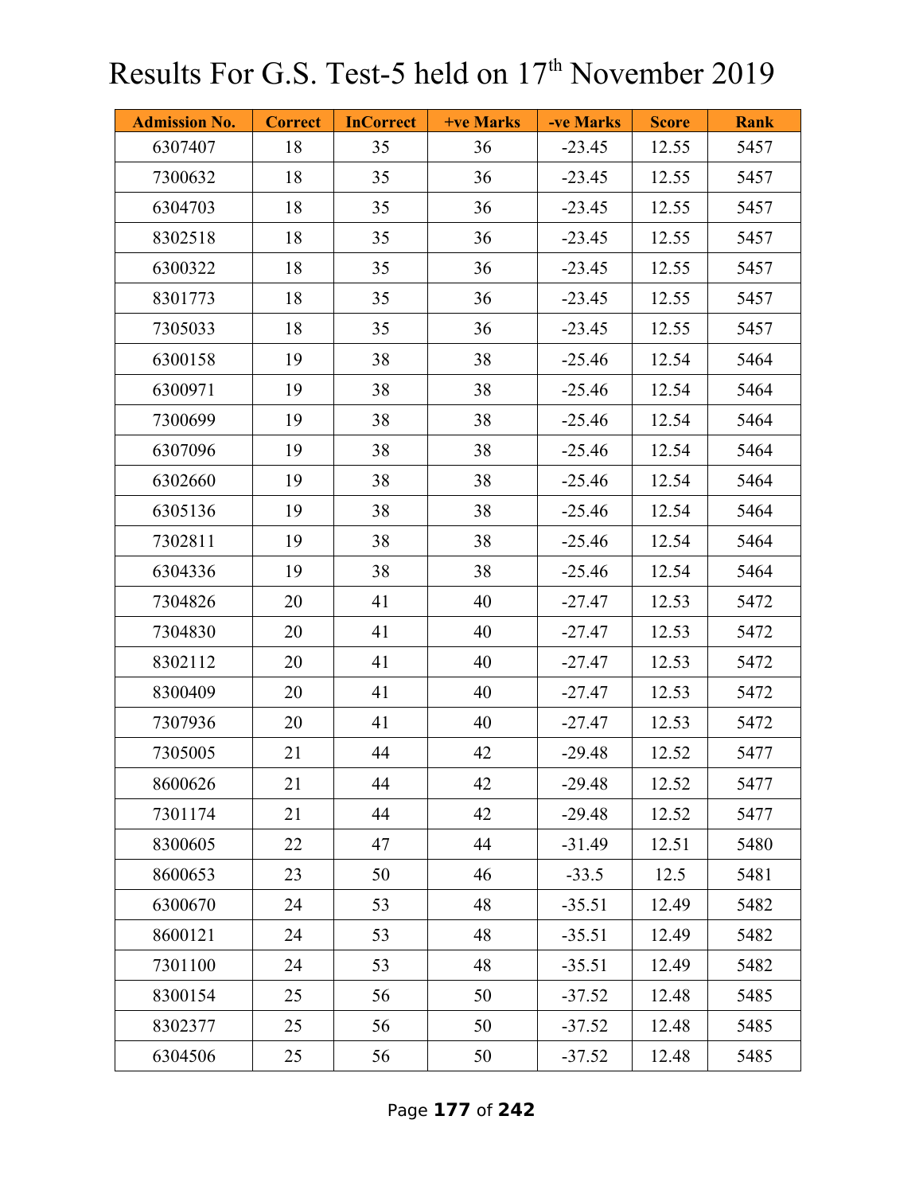# Results For G.S. Test-5 held on 17th November 2019

| Admission No. | Correct | InCorrect | +ve Marks | -ve Marks | Score | Rank |
|---|---|---|---|---|---|---|
| 6307407 | 18 | 35 | 36 | -23.45 | 12.55 | 5457 |
| 7300632 | 18 | 35 | 36 | -23.45 | 12.55 | 5457 |
| 6304703 | 18 | 35 | 36 | -23.45 | 12.55 | 5457 |
| 8302518 | 18 | 35 | 36 | -23.45 | 12.55 | 5457 |
| 6300322 | 18 | 35 | 36 | -23.45 | 12.55 | 5457 |
| 8301773 | 18 | 35 | 36 | -23.45 | 12.55 | 5457 |
| 7305033 | 18 | 35 | 36 | -23.45 | 12.55 | 5457 |
| 6300158 | 19 | 38 | 38 | -25.46 | 12.54 | 5464 |
| 6300971 | 19 | 38 | 38 | -25.46 | 12.54 | 5464 |
| 7300699 | 19 | 38 | 38 | -25.46 | 12.54 | 5464 |
| 6307096 | 19 | 38 | 38 | -25.46 | 12.54 | 5464 |
| 6302660 | 19 | 38 | 38 | -25.46 | 12.54 | 5464 |
| 6305136 | 19 | 38 | 38 | -25.46 | 12.54 | 5464 |
| 7302811 | 19 | 38 | 38 | -25.46 | 12.54 | 5464 |
| 6304336 | 19 | 38 | 38 | -25.46 | 12.54 | 5464 |
| 7304826 | 20 | 41 | 40 | -27.47 | 12.53 | 5472 |
| 7304830 | 20 | 41 | 40 | -27.47 | 12.53 | 5472 |
| 8302112 | 20 | 41 | 40 | -27.47 | 12.53 | 5472 |
| 8300409 | 20 | 41 | 40 | -27.47 | 12.53 | 5472 |
| 7307936 | 20 | 41 | 40 | -27.47 | 12.53 | 5472 |
| 7305005 | 21 | 44 | 42 | -29.48 | 12.52 | 5477 |
| 8600626 | 21 | 44 | 42 | -29.48 | 12.52 | 5477 |
| 7301174 | 21 | 44 | 42 | -29.48 | 12.52 | 5477 |
| 8300605 | 22 | 47 | 44 | -31.49 | 12.51 | 5480 |
| 8600653 | 23 | 50 | 46 | -33.5 | 12.5 | 5481 |
| 6300670 | 24 | 53 | 48 | -35.51 | 12.49 | 5482 |
| 8600121 | 24 | 53 | 48 | -35.51 | 12.49 | 5482 |
| 7301100 | 24 | 53 | 48 | -35.51 | 12.49 | 5482 |
| 8300154 | 25 | 56 | 50 | -37.52 | 12.48 | 5485 |
| 8302377 | 25 | 56 | 50 | -37.52 | 12.48 | 5485 |
| 6304506 | 25 | 56 | 50 | -37.52 | 12.48 | 5485 |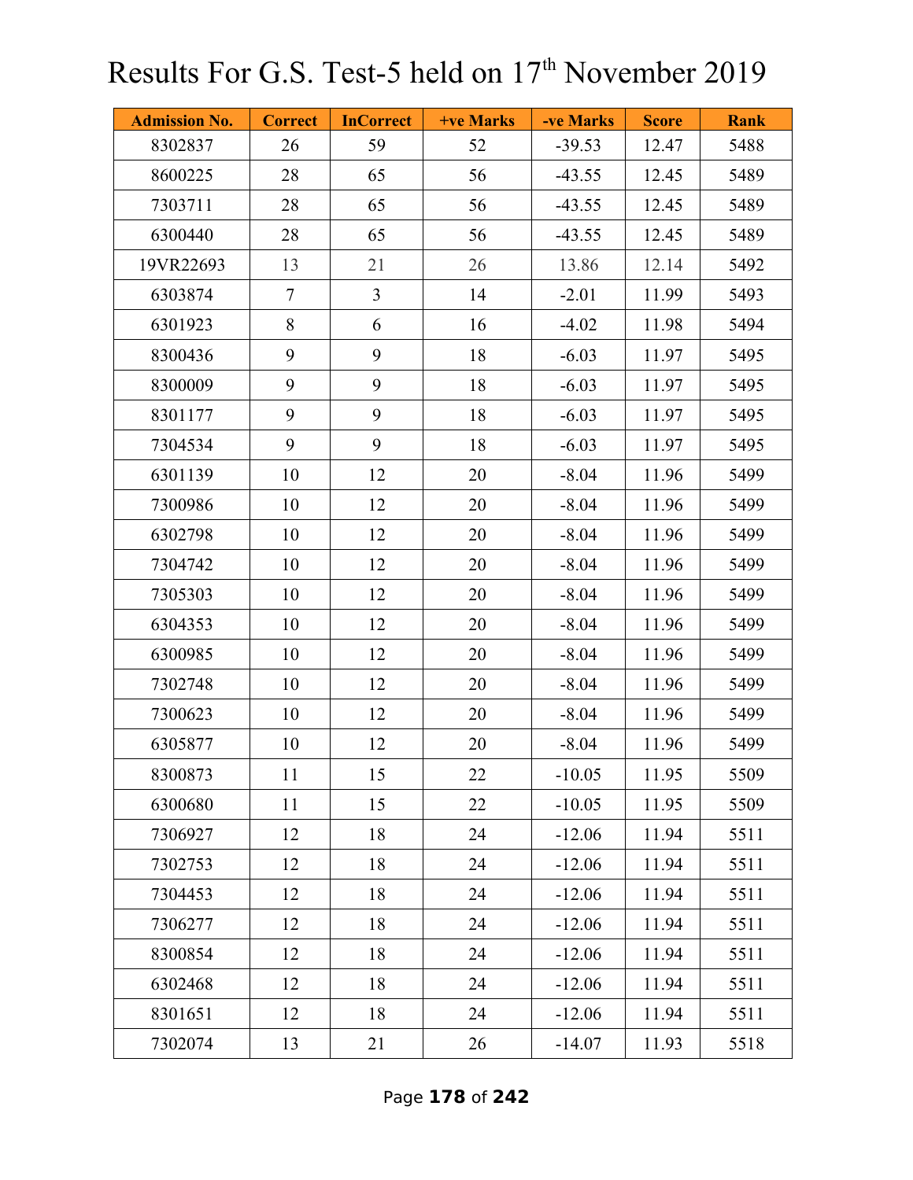# Results For G.S. Test-5 held on 17th November 2019

| Admission No. | Correct | InCorrect | +ve Marks | -ve Marks | Score | Rank |
|---|---|---|---|---|---|---|
| 8302837 | 26 | 59 | 52 | -39.53 | 12.47 | 5488 |
| 8600225 | 28 | 65 | 56 | -43.55 | 12.45 | 5489 |
| 7303711 | 28 | 65 | 56 | -43.55 | 12.45 | 5489 |
| 6300440 | 28 | 65 | 56 | -43.55 | 12.45 | 5489 |
| 19VR22693 | 13 | 21 | 26 | 13.86 | 12.14 | 5492 |
| 6303874 | 7 | 3 | 14 | -2.01 | 11.99 | 5493 |
| 6301923 | 8 | 6 | 16 | -4.02 | 11.98 | 5494 |
| 8300436 | 9 | 9 | 18 | -6.03 | 11.97 | 5495 |
| 8300009 | 9 | 9 | 18 | -6.03 | 11.97 | 5495 |
| 8301177 | 9 | 9 | 18 | -6.03 | 11.97 | 5495 |
| 7304534 | 9 | 9 | 18 | -6.03 | 11.97 | 5495 |
| 6301139 | 10 | 12 | 20 | -8.04 | 11.96 | 5499 |
| 7300986 | 10 | 12 | 20 | -8.04 | 11.96 | 5499 |
| 6302798 | 10 | 12 | 20 | -8.04 | 11.96 | 5499 |
| 7304742 | 10 | 12 | 20 | -8.04 | 11.96 | 5499 |
| 7305303 | 10 | 12 | 20 | -8.04 | 11.96 | 5499 |
| 6304353 | 10 | 12 | 20 | -8.04 | 11.96 | 5499 |
| 6300985 | 10 | 12 | 20 | -8.04 | 11.96 | 5499 |
| 7302748 | 10 | 12 | 20 | -8.04 | 11.96 | 5499 |
| 7300623 | 10 | 12 | 20 | -8.04 | 11.96 | 5499 |
| 6305877 | 10 | 12 | 20 | -8.04 | 11.96 | 5499 |
| 8300873 | 11 | 15 | 22 | -10.05 | 11.95 | 5509 |
| 6300680 | 11 | 15 | 22 | -10.05 | 11.95 | 5509 |
| 7306927 | 12 | 18 | 24 | -12.06 | 11.94 | 5511 |
| 7302753 | 12 | 18 | 24 | -12.06 | 11.94 | 5511 |
| 7304453 | 12 | 18 | 24 | -12.06 | 11.94 | 5511 |
| 7306277 | 12 | 18 | 24 | -12.06 | 11.94 | 5511 |
| 8300854 | 12 | 18 | 24 | -12.06 | 11.94 | 5511 |
| 6302468 | 12 | 18 | 24 | -12.06 | 11.94 | 5511 |
| 8301651 | 12 | 18 | 24 | -12.06 | 11.94 | 5511 |
| 7302074 | 13 | 21 | 26 | -14.07 | 11.93 | 5518 |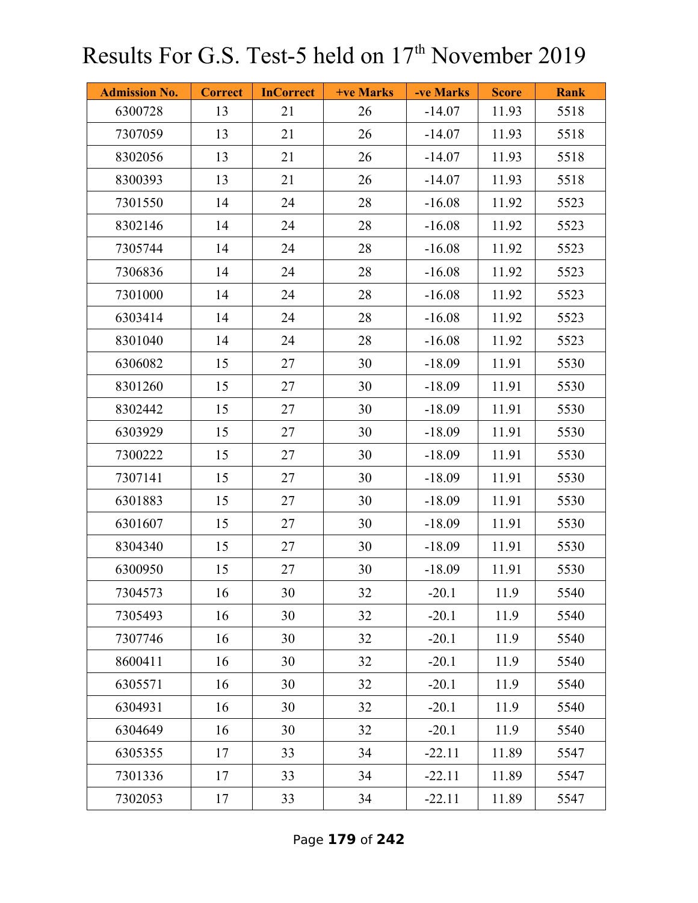# Results For G.S. Test-5 held on 17th November 2019

| Admission No. | Correct | InCorrect | +ve Marks | -ve Marks | Score | Rank |
|---|---|---|---|---|---|---|
| 6300728 | 13 | 21 | 26 | -14.07 | 11.93 | 5518 |
| 7307059 | 13 | 21 | 26 | -14.07 | 11.93 | 5518 |
| 8302056 | 13 | 21 | 26 | -14.07 | 11.93 | 5518 |
| 8300393 | 13 | 21 | 26 | -14.07 | 11.93 | 5518 |
| 7301550 | 14 | 24 | 28 | -16.08 | 11.92 | 5523 |
| 8302146 | 14 | 24 | 28 | -16.08 | 11.92 | 5523 |
| 7305744 | 14 | 24 | 28 | -16.08 | 11.92 | 5523 |
| 7306836 | 14 | 24 | 28 | -16.08 | 11.92 | 5523 |
| 7301000 | 14 | 24 | 28 | -16.08 | 11.92 | 5523 |
| 6303414 | 14 | 24 | 28 | -16.08 | 11.92 | 5523 |
| 8301040 | 14 | 24 | 28 | -16.08 | 11.92 | 5523 |
| 6306082 | 15 | 27 | 30 | -18.09 | 11.91 | 5530 |
| 8301260 | 15 | 27 | 30 | -18.09 | 11.91 | 5530 |
| 8302442 | 15 | 27 | 30 | -18.09 | 11.91 | 5530 |
| 6303929 | 15 | 27 | 30 | -18.09 | 11.91 | 5530 |
| 7300222 | 15 | 27 | 30 | -18.09 | 11.91 | 5530 |
| 7307141 | 15 | 27 | 30 | -18.09 | 11.91 | 5530 |
| 6301883 | 15 | 27 | 30 | -18.09 | 11.91 | 5530 |
| 6301607 | 15 | 27 | 30 | -18.09 | 11.91 | 5530 |
| 8304340 | 15 | 27 | 30 | -18.09 | 11.91 | 5530 |
| 6300950 | 15 | 27 | 30 | -18.09 | 11.91 | 5530 |
| 7304573 | 16 | 30 | 32 | -20.1 | 11.9 | 5540 |
| 7305493 | 16 | 30 | 32 | -20.1 | 11.9 | 5540 |
| 7307746 | 16 | 30 | 32 | -20.1 | 11.9 | 5540 |
| 8600411 | 16 | 30 | 32 | -20.1 | 11.9 | 5540 |
| 6305571 | 16 | 30 | 32 | -20.1 | 11.9 | 5540 |
| 6304931 | 16 | 30 | 32 | -20.1 | 11.9 | 5540 |
| 6304649 | 16 | 30 | 32 | -20.1 | 11.9 | 5540 |
| 6305355 | 17 | 33 | 34 | -22.11 | 11.89 | 5547 |
| 7301336 | 17 | 33 | 34 | -22.11 | 11.89 | 5547 |
| 7302053 | 17 | 33 | 34 | -22.11 | 11.89 | 5547 |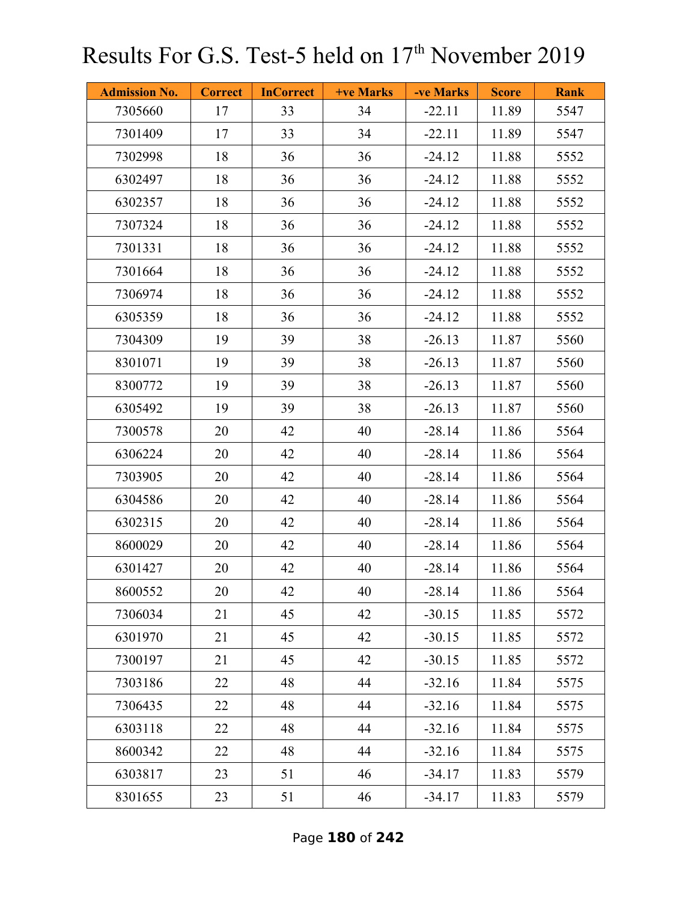# Results For G.S. Test-5 held on 17th November 2019

| Admission No. | Correct | InCorrect | +ve Marks | -ve Marks | Score | Rank |
|---|---|---|---|---|---|---|
| 7305660 | 17 | 33 | 34 | -22.11 | 11.89 | 5547 |
| 7301409 | 17 | 33 | 34 | -22.11 | 11.89 | 5547 |
| 7302998 | 18 | 36 | 36 | -24.12 | 11.88 | 5552 |
| 6302497 | 18 | 36 | 36 | -24.12 | 11.88 | 5552 |
| 6302357 | 18 | 36 | 36 | -24.12 | 11.88 | 5552 |
| 7307324 | 18 | 36 | 36 | -24.12 | 11.88 | 5552 |
| 7301331 | 18 | 36 | 36 | -24.12 | 11.88 | 5552 |
| 7301664 | 18 | 36 | 36 | -24.12 | 11.88 | 5552 |
| 7306974 | 18 | 36 | 36 | -24.12 | 11.88 | 5552 |
| 6305359 | 18 | 36 | 36 | -24.12 | 11.88 | 5552 |
| 7304309 | 19 | 39 | 38 | -26.13 | 11.87 | 5560 |
| 8301071 | 19 | 39 | 38 | -26.13 | 11.87 | 5560 |
| 8300772 | 19 | 39 | 38 | -26.13 | 11.87 | 5560 |
| 6305492 | 19 | 39 | 38 | -26.13 | 11.87 | 5560 |
| 7300578 | 20 | 42 | 40 | -28.14 | 11.86 | 5564 |
| 6306224 | 20 | 42 | 40 | -28.14 | 11.86 | 5564 |
| 7303905 | 20 | 42 | 40 | -28.14 | 11.86 | 5564 |
| 6304586 | 20 | 42 | 40 | -28.14 | 11.86 | 5564 |
| 6302315 | 20 | 42 | 40 | -28.14 | 11.86 | 5564 |
| 8600029 | 20 | 42 | 40 | -28.14 | 11.86 | 5564 |
| 6301427 | 20 | 42 | 40 | -28.14 | 11.86 | 5564 |
| 8600552 | 20 | 42 | 40 | -28.14 | 11.86 | 5564 |
| 7306034 | 21 | 45 | 42 | -30.15 | 11.85 | 5572 |
| 6301970 | 21 | 45 | 42 | -30.15 | 11.85 | 5572 |
| 7300197 | 21 | 45 | 42 | -30.15 | 11.85 | 5572 |
| 7303186 | 22 | 48 | 44 | -32.16 | 11.84 | 5575 |
| 7306435 | 22 | 48 | 44 | -32.16 | 11.84 | 5575 |
| 6303118 | 22 | 48 | 44 | -32.16 | 11.84 | 5575 |
| 8600342 | 22 | 48 | 44 | -32.16 | 11.84 | 5575 |
| 6303817 | 23 | 51 | 46 | -34.17 | 11.83 | 5579 |
| 8301655 | 23 | 51 | 46 | -34.17 | 11.83 | 5579 |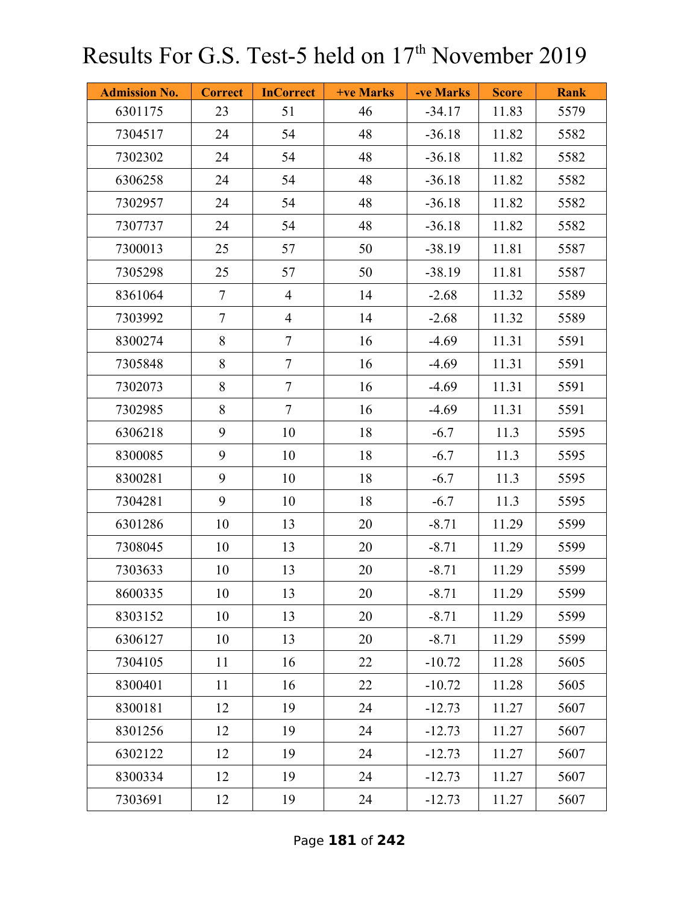# Results For G.S. Test-5 held on 17th November 2019

| Admission No. | Correct | InCorrect | +ve Marks | -ve Marks | Score | Rank |
|---|---|---|---|---|---|---|
| 6301175 | 23 | 51 | 46 | -34.17 | 11.83 | 5579 |
| 7304517 | 24 | 54 | 48 | -36.18 | 11.82 | 5582 |
| 7302302 | 24 | 54 | 48 | -36.18 | 11.82 | 5582 |
| 6306258 | 24 | 54 | 48 | -36.18 | 11.82 | 5582 |
| 7302957 | 24 | 54 | 48 | -36.18 | 11.82 | 5582 |
| 7307737 | 24 | 54 | 48 | -36.18 | 11.82 | 5582 |
| 7300013 | 25 | 57 | 50 | -38.19 | 11.81 | 5587 |
| 7305298 | 25 | 57 | 50 | -38.19 | 11.81 | 5587 |
| 8361064 | 7 | 4 | 14 | -2.68 | 11.32 | 5589 |
| 7303992 | 7 | 4 | 14 | -2.68 | 11.32 | 5589 |
| 8300274 | 8 | 7 | 16 | -4.69 | 11.31 | 5591 |
| 7305848 | 8 | 7 | 16 | -4.69 | 11.31 | 5591 |
| 7302073 | 8 | 7 | 16 | -4.69 | 11.31 | 5591 |
| 7302985 | 8 | 7 | 16 | -4.69 | 11.31 | 5591 |
| 6306218 | 9 | 10 | 18 | -6.7 | 11.3 | 5595 |
| 8300085 | 9 | 10 | 18 | -6.7 | 11.3 | 5595 |
| 8300281 | 9 | 10 | 18 | -6.7 | 11.3 | 5595 |
| 7304281 | 9 | 10 | 18 | -6.7 | 11.3 | 5595 |
| 6301286 | 10 | 13 | 20 | -8.71 | 11.29 | 5599 |
| 7308045 | 10 | 13 | 20 | -8.71 | 11.29 | 5599 |
| 7303633 | 10 | 13 | 20 | -8.71 | 11.29 | 5599 |
| 8600335 | 10 | 13 | 20 | -8.71 | 11.29 | 5599 |
| 8303152 | 10 | 13 | 20 | -8.71 | 11.29 | 5599 |
| 6306127 | 10 | 13 | 20 | -8.71 | 11.29 | 5599 |
| 7304105 | 11 | 16 | 22 | -10.72 | 11.28 | 5605 |
| 8300401 | 11 | 16 | 22 | -10.72 | 11.28 | 5605 |
| 8300181 | 12 | 19 | 24 | -12.73 | 11.27 | 5607 |
| 8301256 | 12 | 19 | 24 | -12.73 | 11.27 | 5607 |
| 6302122 | 12 | 19 | 24 | -12.73 | 11.27 | 5607 |
| 8300334 | 12 | 19 | 24 | -12.73 | 11.27 | 5607 |
| 7303691 | 12 | 19 | 24 | -12.73 | 11.27 | 5607 |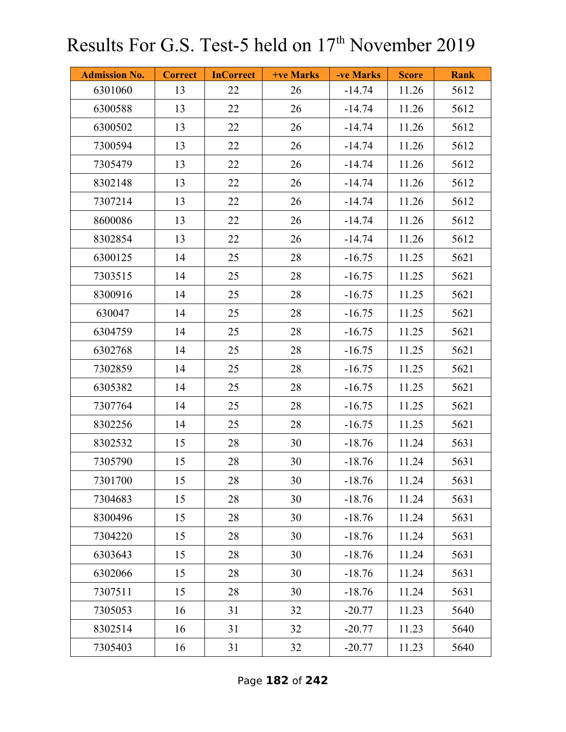# Results For G.S. Test-5 held on 17th November 2019

| Admission No. | Correct | InCorrect | +ve Marks | -ve Marks | Score | Rank |
|---|---|---|---|---|---|---|
| 6301060 | 13 | 22 | 26 | -14.74 | 11.26 | 5612 |
| 6300588 | 13 | 22 | 26 | -14.74 | 11.26 | 5612 |
| 6300502 | 13 | 22 | 26 | -14.74 | 11.26 | 5612 |
| 7300594 | 13 | 22 | 26 | -14.74 | 11.26 | 5612 |
| 7305479 | 13 | 22 | 26 | -14.74 | 11.26 | 5612 |
| 8302148 | 13 | 22 | 26 | -14.74 | 11.26 | 5612 |
| 7307214 | 13 | 22 | 26 | -14.74 | 11.26 | 5612 |
| 8600086 | 13 | 22 | 26 | -14.74 | 11.26 | 5612 |
| 8302854 | 13 | 22 | 26 | -14.74 | 11.26 | 5612 |
| 6300125 | 14 | 25 | 28 | -16.75 | 11.25 | 5621 |
| 7303515 | 14 | 25 | 28 | -16.75 | 11.25 | 5621 |
| 8300916 | 14 | 25 | 28 | -16.75 | 11.25 | 5621 |
| 630047 | 14 | 25 | 28 | -16.75 | 11.25 | 5621 |
| 6304759 | 14 | 25 | 28 | -16.75 | 11.25 | 5621 |
| 6302768 | 14 | 25 | 28 | -16.75 | 11.25 | 5621 |
| 7302859 | 14 | 25 | 28 | -16.75 | 11.25 | 5621 |
| 6305382 | 14 | 25 | 28 | -16.75 | 11.25 | 5621 |
| 7307764 | 14 | 25 | 28 | -16.75 | 11.25 | 5621 |
| 8302256 | 14 | 25 | 28 | -16.75 | 11.25 | 5621 |
| 8302532 | 15 | 28 | 30 | -18.76 | 11.24 | 5631 |
| 7305790 | 15 | 28 | 30 | -18.76 | 11.24 | 5631 |
| 7301700 | 15 | 28 | 30 | -18.76 | 11.24 | 5631 |
| 7304683 | 15 | 28 | 30 | -18.76 | 11.24 | 5631 |
| 8300496 | 15 | 28 | 30 | -18.76 | 11.24 | 5631 |
| 7304220 | 15 | 28 | 30 | -18.76 | 11.24 | 5631 |
| 6303643 | 15 | 28 | 30 | -18.76 | 11.24 | 5631 |
| 6302066 | 15 | 28 | 30 | -18.76 | 11.24 | 5631 |
| 7307511 | 15 | 28 | 30 | -18.76 | 11.24 | 5631 |
| 7305053 | 16 | 31 | 32 | -20.77 | 11.23 | 5640 |
| 8302514 | 16 | 31 | 32 | -20.77 | 11.23 | 5640 |
| 7305403 | 16 | 31 | 32 | -20.77 | 11.23 | 5640 |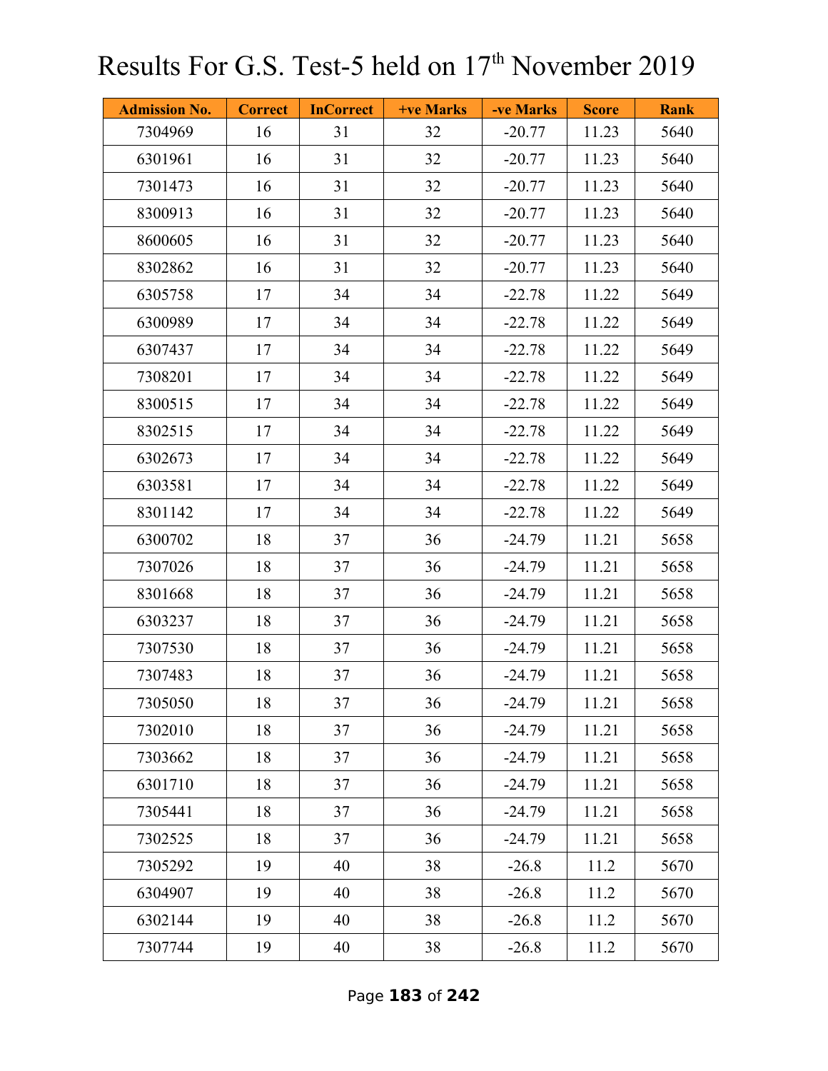# Results For G.S. Test-5 held on 17th November 2019

| Admission No. | Correct | InCorrect | +ve Marks | -ve Marks | Score | Rank |
|---|---|---|---|---|---|---|
| 7304969 | 16 | 31 | 32 | -20.77 | 11.23 | 5640 |
| 6301961 | 16 | 31 | 32 | -20.77 | 11.23 | 5640 |
| 7301473 | 16 | 31 | 32 | -20.77 | 11.23 | 5640 |
| 8300913 | 16 | 31 | 32 | -20.77 | 11.23 | 5640 |
| 8600605 | 16 | 31 | 32 | -20.77 | 11.23 | 5640 |
| 8302862 | 16 | 31 | 32 | -20.77 | 11.23 | 5640 |
| 6305758 | 17 | 34 | 34 | -22.78 | 11.22 | 5649 |
| 6300989 | 17 | 34 | 34 | -22.78 | 11.22 | 5649 |
| 6307437 | 17 | 34 | 34 | -22.78 | 11.22 | 5649 |
| 7308201 | 17 | 34 | 34 | -22.78 | 11.22 | 5649 |
| 8300515 | 17 | 34 | 34 | -22.78 | 11.22 | 5649 |
| 8302515 | 17 | 34 | 34 | -22.78 | 11.22 | 5649 |
| 6302673 | 17 | 34 | 34 | -22.78 | 11.22 | 5649 |
| 6303581 | 17 | 34 | 34 | -22.78 | 11.22 | 5649 |
| 8301142 | 17 | 34 | 34 | -22.78 | 11.22 | 5649 |
| 6300702 | 18 | 37 | 36 | -24.79 | 11.21 | 5658 |
| 7307026 | 18 | 37 | 36 | -24.79 | 11.21 | 5658 |
| 8301668 | 18 | 37 | 36 | -24.79 | 11.21 | 5658 |
| 6303237 | 18 | 37 | 36 | -24.79 | 11.21 | 5658 |
| 7307530 | 18 | 37 | 36 | -24.79 | 11.21 | 5658 |
| 7307483 | 18 | 37 | 36 | -24.79 | 11.21 | 5658 |
| 7305050 | 18 | 37 | 36 | -24.79 | 11.21 | 5658 |
| 7302010 | 18 | 37 | 36 | -24.79 | 11.21 | 5658 |
| 7303662 | 18 | 37 | 36 | -24.79 | 11.21 | 5658 |
| 6301710 | 18 | 37 | 36 | -24.79 | 11.21 | 5658 |
| 7305441 | 18 | 37 | 36 | -24.79 | 11.21 | 5658 |
| 7302525 | 18 | 37 | 36 | -24.79 | 11.21 | 5658 |
| 7305292 | 19 | 40 | 38 | -26.8 | 11.2 | 5670 |
| 6304907 | 19 | 40 | 38 | -26.8 | 11.2 | 5670 |
| 6302144 | 19 | 40 | 38 | -26.8 | 11.2 | 5670 |
| 7307744 | 19 | 40 | 38 | -26.8 | 11.2 | 5670 |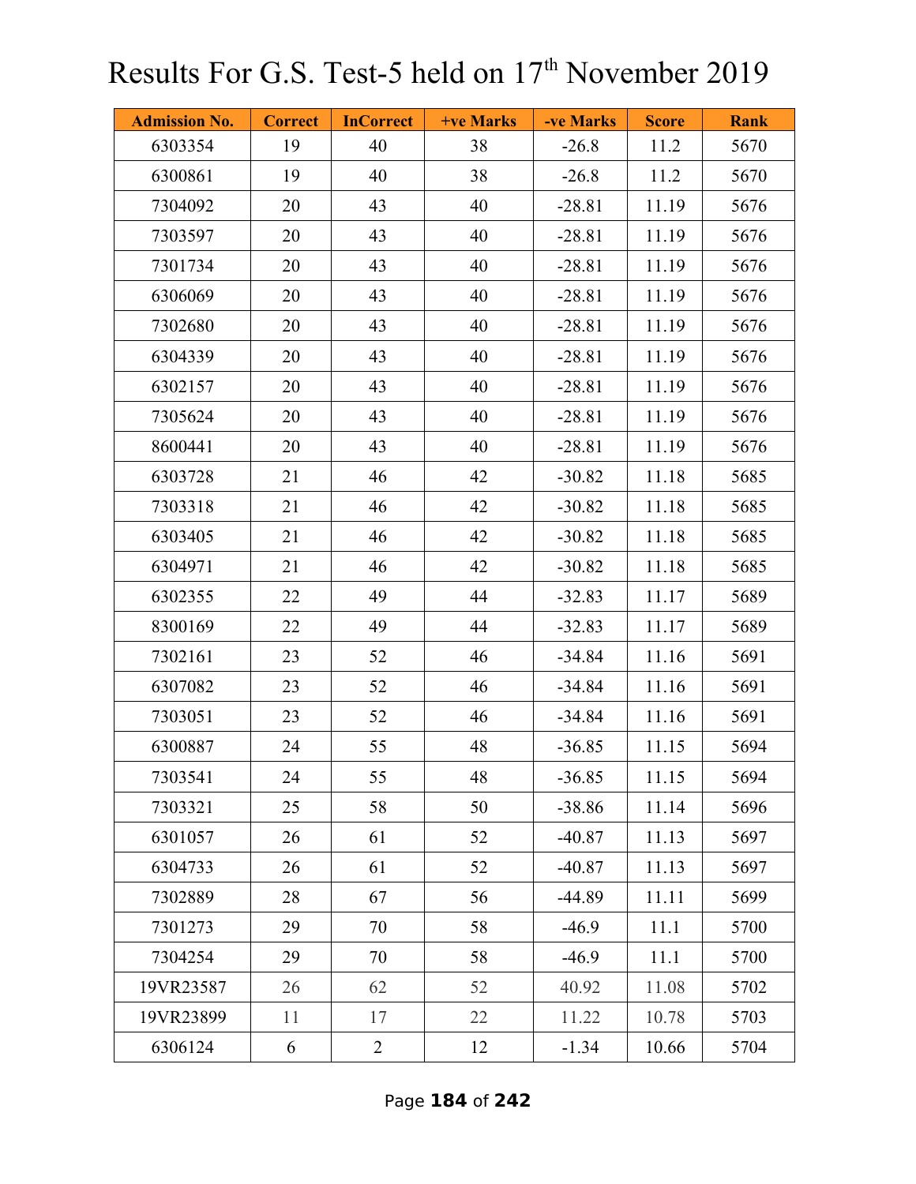# Results For G.S. Test-5 held on 17th November 2019

| Admission No. | Correct | InCorrect | +ve Marks | -ve Marks | Score | Rank |
|---|---|---|---|---|---|---|
| 6303354 | 19 | 40 | 38 | -26.8 | 11.2 | 5670 |
| 6300861 | 19 | 40 | 38 | -26.8 | 11.2 | 5670 |
| 7304092 | 20 | 43 | 40 | -28.81 | 11.19 | 5676 |
| 7303597 | 20 | 43 | 40 | -28.81 | 11.19 | 5676 |
| 7301734 | 20 | 43 | 40 | -28.81 | 11.19 | 5676 |
| 6306069 | 20 | 43 | 40 | -28.81 | 11.19 | 5676 |
| 7302680 | 20 | 43 | 40 | -28.81 | 11.19 | 5676 |
| 6304339 | 20 | 43 | 40 | -28.81 | 11.19 | 5676 |
| 6302157 | 20 | 43 | 40 | -28.81 | 11.19 | 5676 |
| 7305624 | 20 | 43 | 40 | -28.81 | 11.19 | 5676 |
| 8600441 | 20 | 43 | 40 | -28.81 | 11.19 | 5676 |
| 6303728 | 21 | 46 | 42 | -30.82 | 11.18 | 5685 |
| 7303318 | 21 | 46 | 42 | -30.82 | 11.18 | 5685 |
| 6303405 | 21 | 46 | 42 | -30.82 | 11.18 | 5685 |
| 6304971 | 21 | 46 | 42 | -30.82 | 11.18 | 5685 |
| 6302355 | 22 | 49 | 44 | -32.83 | 11.17 | 5689 |
| 8300169 | 22 | 49 | 44 | -32.83 | 11.17 | 5689 |
| 7302161 | 23 | 52 | 46 | -34.84 | 11.16 | 5691 |
| 6307082 | 23 | 52 | 46 | -34.84 | 11.16 | 5691 |
| 7303051 | 23 | 52 | 46 | -34.84 | 11.16 | 5691 |
| 6300887 | 24 | 55 | 48 | -36.85 | 11.15 | 5694 |
| 7303541 | 24 | 55 | 48 | -36.85 | 11.15 | 5694 |
| 7303321 | 25 | 58 | 50 | -38.86 | 11.14 | 5696 |
| 6301057 | 26 | 61 | 52 | -40.87 | 11.13 | 5697 |
| 6304733 | 26 | 61 | 52 | -40.87 | 11.13 | 5697 |
| 7302889 | 28 | 67 | 56 | -44.89 | 11.11 | 5699 |
| 7301273 | 29 | 70 | 58 | -46.9 | 11.1 | 5700 |
| 7304254 | 29 | 70 | 58 | -46.9 | 11.1 | 5700 |
| 19VR23587 | 26 | 62 | 52 | 40.92 | 11.08 | 5702 |
| 19VR23899 | 11 | 17 | 22 | 11.22 | 10.78 | 5703 |
| 6306124 | 6 | 2 | 12 | -1.34 | 10.66 | 5704 |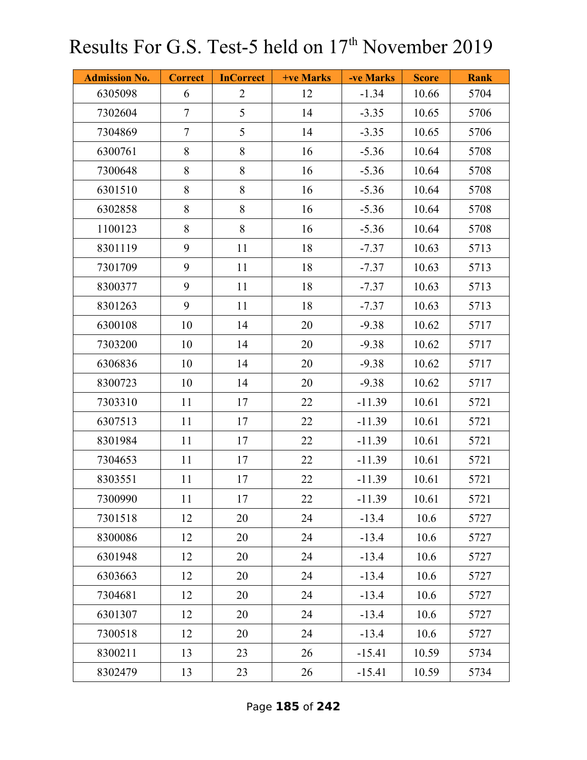# Results For G.S. Test-5 held on 17th November 2019

| Admission No. | Correct | InCorrect | +ve Marks | -ve Marks | Score | Rank |
|---|---|---|---|---|---|---|
| 6305098 | 6 | 2 | 12 | -1.34 | 10.66 | 5704 |
| 7302604 | 7 | 5 | 14 | -3.35 | 10.65 | 5706 |
| 7304869 | 7 | 5 | 14 | -3.35 | 10.65 | 5706 |
| 6300761 | 8 | 8 | 16 | -5.36 | 10.64 | 5708 |
| 7300648 | 8 | 8 | 16 | -5.36 | 10.64 | 5708 |
| 6301510 | 8 | 8 | 16 | -5.36 | 10.64 | 5708 |
| 6302858 | 8 | 8 | 16 | -5.36 | 10.64 | 5708 |
| 1100123 | 8 | 8 | 16 | -5.36 | 10.64 | 5708 |
| 8301119 | 9 | 11 | 18 | -7.37 | 10.63 | 5713 |
| 7301709 | 9 | 11 | 18 | -7.37 | 10.63 | 5713 |
| 8300377 | 9 | 11 | 18 | -7.37 | 10.63 | 5713 |
| 8301263 | 9 | 11 | 18 | -7.37 | 10.63 | 5713 |
| 6300108 | 10 | 14 | 20 | -9.38 | 10.62 | 5717 |
| 7303200 | 10 | 14 | 20 | -9.38 | 10.62 | 5717 |
| 6306836 | 10 | 14 | 20 | -9.38 | 10.62 | 5717 |
| 8300723 | 10 | 14 | 20 | -9.38 | 10.62 | 5717 |
| 7303310 | 11 | 17 | 22 | -11.39 | 10.61 | 5721 |
| 6307513 | 11 | 17 | 22 | -11.39 | 10.61 | 5721 |
| 8301984 | 11 | 17 | 22 | -11.39 | 10.61 | 5721 |
| 7304653 | 11 | 17 | 22 | -11.39 | 10.61 | 5721 |
| 8303551 | 11 | 17 | 22 | -11.39 | 10.61 | 5721 |
| 7300990 | 11 | 17 | 22 | -11.39 | 10.61 | 5721 |
| 7301518 | 12 | 20 | 24 | -13.4 | 10.6 | 5727 |
| 8300086 | 12 | 20 | 24 | -13.4 | 10.6 | 5727 |
| 6301948 | 12 | 20 | 24 | -13.4 | 10.6 | 5727 |
| 6303663 | 12 | 20 | 24 | -13.4 | 10.6 | 5727 |
| 7304681 | 12 | 20 | 24 | -13.4 | 10.6 | 5727 |
| 6301307 | 12 | 20 | 24 | -13.4 | 10.6 | 5727 |
| 7300518 | 12 | 20 | 24 | -13.4 | 10.6 | 5727 |
| 8300211 | 13 | 23 | 26 | -15.41 | 10.59 | 5734 |
| 8302479 | 13 | 23 | 26 | -15.41 | 10.59 | 5734 |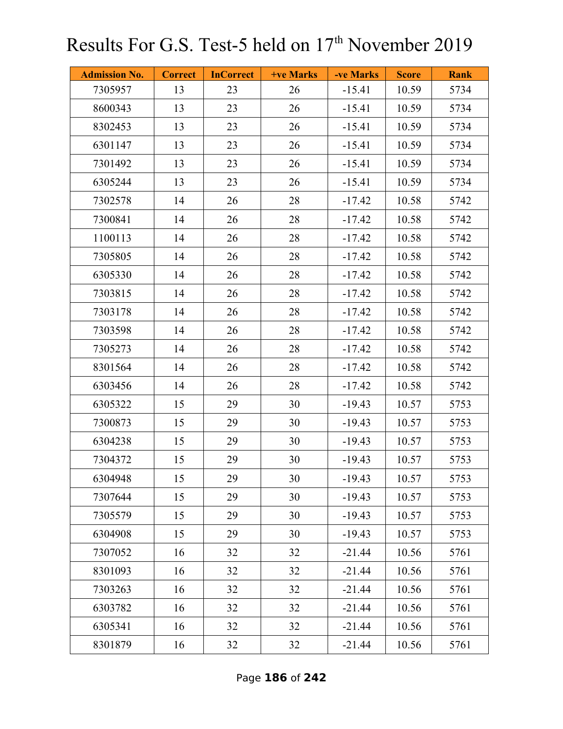# Results For G.S. Test-5 held on 17th November 2019

| Admission No. | Correct | InCorrect | +ve Marks | -ve Marks | Score | Rank |
|---|---|---|---|---|---|---|
| 7305957 | 13 | 23 | 26 | -15.41 | 10.59 | 5734 |
| 8600343 | 13 | 23 | 26 | -15.41 | 10.59 | 5734 |
| 8302453 | 13 | 23 | 26 | -15.41 | 10.59 | 5734 |
| 6301147 | 13 | 23 | 26 | -15.41 | 10.59 | 5734 |
| 7301492 | 13 | 23 | 26 | -15.41 | 10.59 | 5734 |
| 6305244 | 13 | 23 | 26 | -15.41 | 10.59 | 5734 |
| 7302578 | 14 | 26 | 28 | -17.42 | 10.58 | 5742 |
| 7300841 | 14 | 26 | 28 | -17.42 | 10.58 | 5742 |
| 1100113 | 14 | 26 | 28 | -17.42 | 10.58 | 5742 |
| 7305805 | 14 | 26 | 28 | -17.42 | 10.58 | 5742 |
| 6305330 | 14 | 26 | 28 | -17.42 | 10.58 | 5742 |
| 7303815 | 14 | 26 | 28 | -17.42 | 10.58 | 5742 |
| 7303178 | 14 | 26 | 28 | -17.42 | 10.58 | 5742 |
| 7303598 | 14 | 26 | 28 | -17.42 | 10.58 | 5742 |
| 7305273 | 14 | 26 | 28 | -17.42 | 10.58 | 5742 |
| 8301564 | 14 | 26 | 28 | -17.42 | 10.58 | 5742 |
| 6303456 | 14 | 26 | 28 | -17.42 | 10.58 | 5742 |
| 6305322 | 15 | 29 | 30 | -19.43 | 10.57 | 5753 |
| 7300873 | 15 | 29 | 30 | -19.43 | 10.57 | 5753 |
| 6304238 | 15 | 29 | 30 | -19.43 | 10.57 | 5753 |
| 7304372 | 15 | 29 | 30 | -19.43 | 10.57 | 5753 |
| 6304948 | 15 | 29 | 30 | -19.43 | 10.57 | 5753 |
| 7307644 | 15 | 29 | 30 | -19.43 | 10.57 | 5753 |
| 7305579 | 15 | 29 | 30 | -19.43 | 10.57 | 5753 |
| 6304908 | 15 | 29 | 30 | -19.43 | 10.57 | 5753 |
| 7307052 | 16 | 32 | 32 | -21.44 | 10.56 | 5761 |
| 8301093 | 16 | 32 | 32 | -21.44 | 10.56 | 5761 |
| 7303263 | 16 | 32 | 32 | -21.44 | 10.56 | 5761 |
| 6303782 | 16 | 32 | 32 | -21.44 | 10.56 | 5761 |
| 6305341 | 16 | 32 | 32 | -21.44 | 10.56 | 5761 |
| 8301879 | 16 | 32 | 32 | -21.44 | 10.56 | 5761 |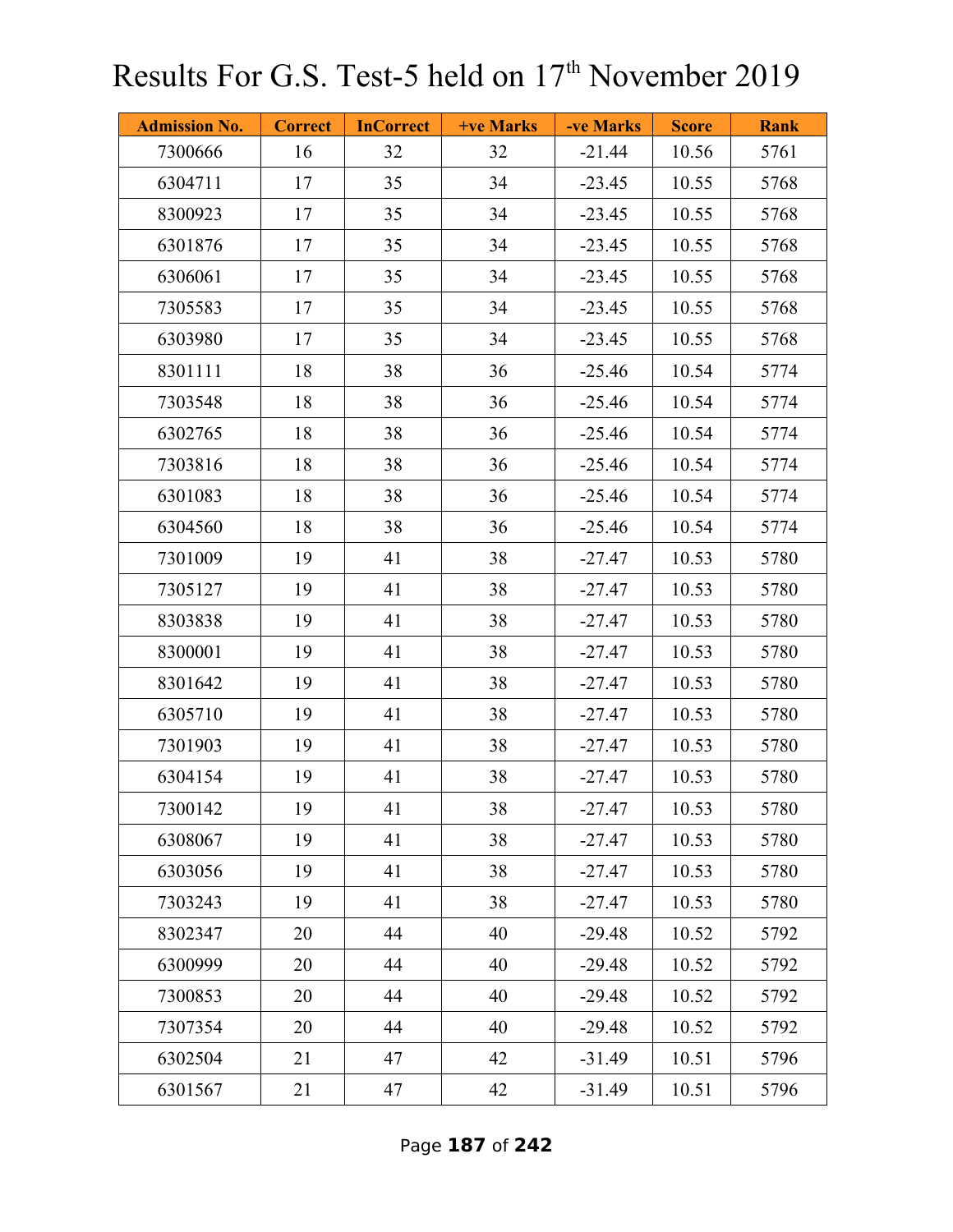# Results For G.S. Test-5 held on 17th November 2019

| Admission No. | Correct | InCorrect | +ve Marks | -ve Marks | Score | Rank |
|---|---|---|---|---|---|---|
| 7300666 | 16 | 32 | 32 | -21.44 | 10.56 | 5761 |
| 6304711 | 17 | 35 | 34 | -23.45 | 10.55 | 5768 |
| 8300923 | 17 | 35 | 34 | -23.45 | 10.55 | 5768 |
| 6301876 | 17 | 35 | 34 | -23.45 | 10.55 | 5768 |
| 6306061 | 17 | 35 | 34 | -23.45 | 10.55 | 5768 |
| 7305583 | 17 | 35 | 34 | -23.45 | 10.55 | 5768 |
| 6303980 | 17 | 35 | 34 | -23.45 | 10.55 | 5768 |
| 8301111 | 18 | 38 | 36 | -25.46 | 10.54 | 5774 |
| 7303548 | 18 | 38 | 36 | -25.46 | 10.54 | 5774 |
| 6302765 | 18 | 38 | 36 | -25.46 | 10.54 | 5774 |
| 7303816 | 18 | 38 | 36 | -25.46 | 10.54 | 5774 |
| 6301083 | 18 | 38 | 36 | -25.46 | 10.54 | 5774 |
| 6304560 | 18 | 38 | 36 | -25.46 | 10.54 | 5774 |
| 7301009 | 19 | 41 | 38 | -27.47 | 10.53 | 5780 |
| 7305127 | 19 | 41 | 38 | -27.47 | 10.53 | 5780 |
| 8303838 | 19 | 41 | 38 | -27.47 | 10.53 | 5780 |
| 8300001 | 19 | 41 | 38 | -27.47 | 10.53 | 5780 |
| 8301642 | 19 | 41 | 38 | -27.47 | 10.53 | 5780 |
| 6305710 | 19 | 41 | 38 | -27.47 | 10.53 | 5780 |
| 7301903 | 19 | 41 | 38 | -27.47 | 10.53 | 5780 |
| 6304154 | 19 | 41 | 38 | -27.47 | 10.53 | 5780 |
| 7300142 | 19 | 41 | 38 | -27.47 | 10.53 | 5780 |
| 6308067 | 19 | 41 | 38 | -27.47 | 10.53 | 5780 |
| 6303056 | 19 | 41 | 38 | -27.47 | 10.53 | 5780 |
| 7303243 | 19 | 41 | 38 | -27.47 | 10.53 | 5780 |
| 8302347 | 20 | 44 | 40 | -29.48 | 10.52 | 5792 |
| 6300999 | 20 | 44 | 40 | -29.48 | 10.52 | 5792 |
| 7300853 | 20 | 44 | 40 | -29.48 | 10.52 | 5792 |
| 7307354 | 20 | 44 | 40 | -29.48 | 10.52 | 5792 |
| 6302504 | 21 | 47 | 42 | -31.49 | 10.51 | 5796 |
| 6301567 | 21 | 47 | 42 | -31.49 | 10.51 | 5796 |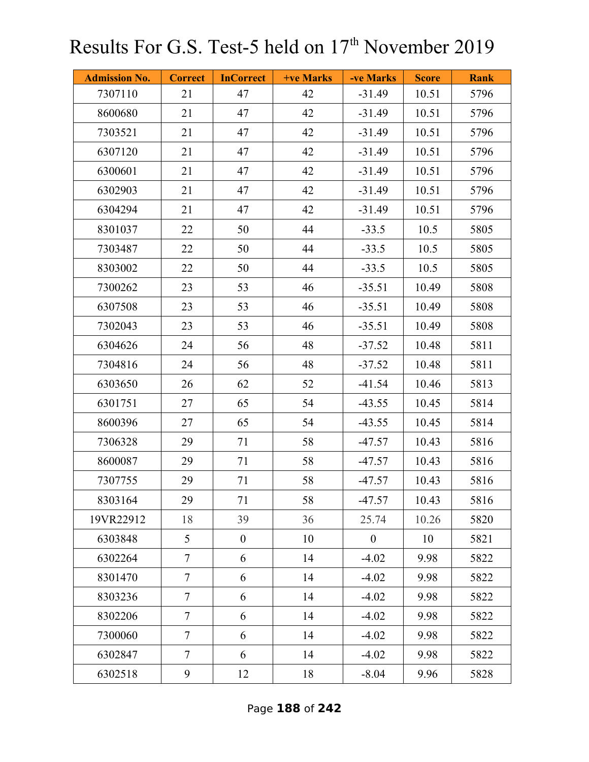# Results For G.S. Test-5 held on 17th November 2019

| Admission No. | Correct | InCorrect | +ve Marks | -ve Marks | Score | Rank |
|---|---|---|---|---|---|---|
| 7307110 | 21 | 47 | 42 | -31.49 | 10.51 | 5796 |
| 8600680 | 21 | 47 | 42 | -31.49 | 10.51 | 5796 |
| 7303521 | 21 | 47 | 42 | -31.49 | 10.51 | 5796 |
| 6307120 | 21 | 47 | 42 | -31.49 | 10.51 | 5796 |
| 6300601 | 21 | 47 | 42 | -31.49 | 10.51 | 5796 |
| 6302903 | 21 | 47 | 42 | -31.49 | 10.51 | 5796 |
| 6304294 | 21 | 47 | 42 | -31.49 | 10.51 | 5796 |
| 8301037 | 22 | 50 | 44 | -33.5 | 10.5 | 5805 |
| 7303487 | 22 | 50 | 44 | -33.5 | 10.5 | 5805 |
| 8303002 | 22 | 50 | 44 | -33.5 | 10.5 | 5805 |
| 7300262 | 23 | 53 | 46 | -35.51 | 10.49 | 5808 |
| 6307508 | 23 | 53 | 46 | -35.51 | 10.49 | 5808 |
| 7302043 | 23 | 53 | 46 | -35.51 | 10.49 | 5808 |
| 6304626 | 24 | 56 | 48 | -37.52 | 10.48 | 5811 |
| 7304816 | 24 | 56 | 48 | -37.52 | 10.48 | 5811 |
| 6303650 | 26 | 62 | 52 | -41.54 | 10.46 | 5813 |
| 6301751 | 27 | 65 | 54 | -43.55 | 10.45 | 5814 |
| 8600396 | 27 | 65 | 54 | -43.55 | 10.45 | 5814 |
| 7306328 | 29 | 71 | 58 | -47.57 | 10.43 | 5816 |
| 8600087 | 29 | 71 | 58 | -47.57 | 10.43 | 5816 |
| 7307755 | 29 | 71 | 58 | -47.57 | 10.43 | 5816 |
| 8303164 | 29 | 71 | 58 | -47.57 | 10.43 | 5816 |
| 19VR22912 | 18 | 39 | 36 | 25.74 | 10.26 | 5820 |
| 6303848 | 5 | 0 | 10 | 0 | 10 | 5821 |
| 6302264 | 7 | 6 | 14 | -4.02 | 9.98 | 5822 |
| 8301470 | 7 | 6 | 14 | -4.02 | 9.98 | 5822 |
| 8303236 | 7 | 6 | 14 | -4.02 | 9.98 | 5822 |
| 8302206 | 7 | 6 | 14 | -4.02 | 9.98 | 5822 |
| 7300060 | 7 | 6 | 14 | -4.02 | 9.98 | 5822 |
| 6302847 | 7 | 6 | 14 | -4.02 | 9.98 | 5822 |
| 6302518 | 9 | 12 | 18 | -8.04 | 9.96 | 5828 |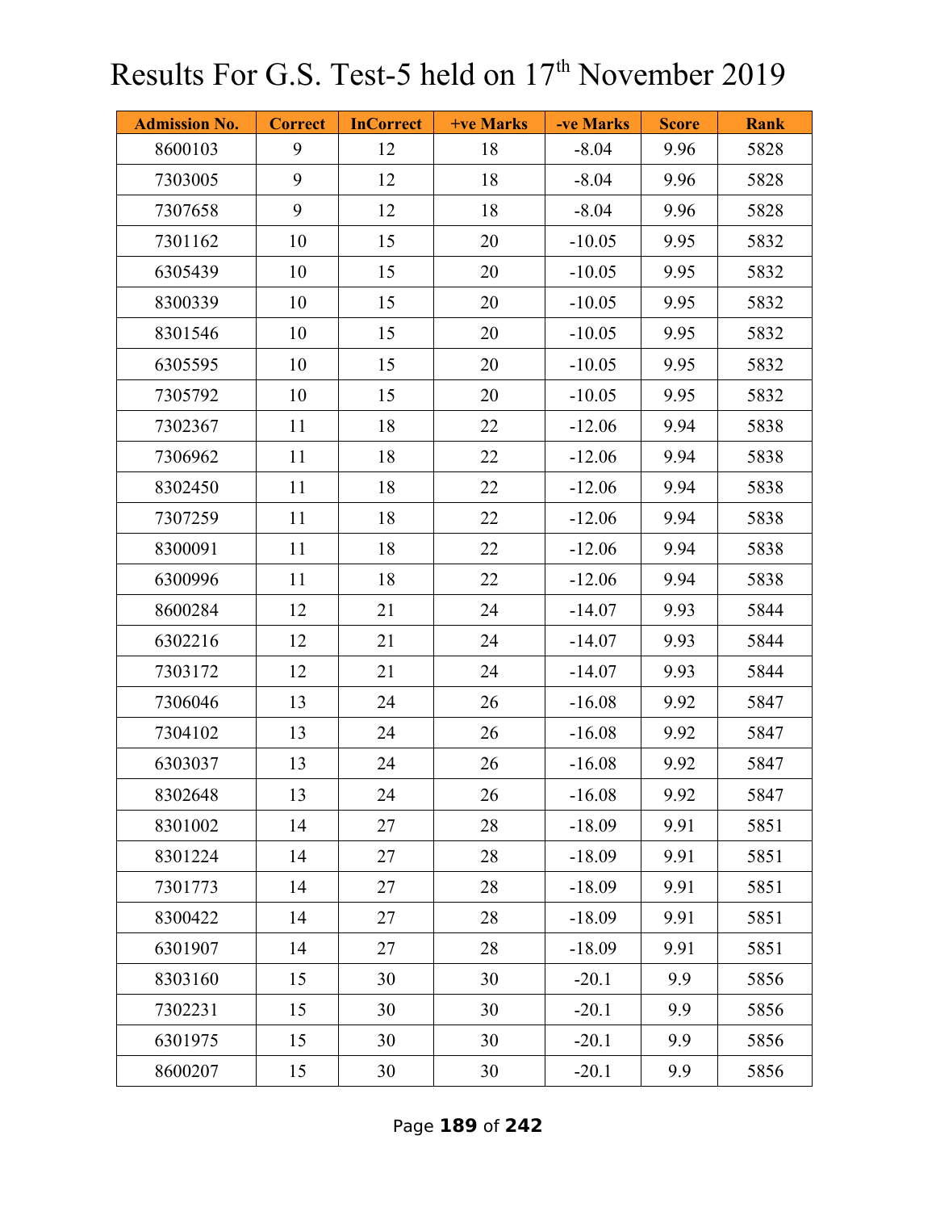# Results For G.S. Test-5 held on 17th November 2019

| Admission No. | Correct | InCorrect | +ve Marks | -ve Marks | Score | Rank |
|---|---|---|---|---|---|---|
| 8600103 | 9 | 12 | 18 | -8.04 | 9.96 | 5828 |
| 7303005 | 9 | 12 | 18 | -8.04 | 9.96 | 5828 |
| 7307658 | 9 | 12 | 18 | -8.04 | 9.96 | 5828 |
| 7301162 | 10 | 15 | 20 | -10.05 | 9.95 | 5832 |
| 6305439 | 10 | 15 | 20 | -10.05 | 9.95 | 5832 |
| 8300339 | 10 | 15 | 20 | -10.05 | 9.95 | 5832 |
| 8301546 | 10 | 15 | 20 | -10.05 | 9.95 | 5832 |
| 6305595 | 10 | 15 | 20 | -10.05 | 9.95 | 5832 |
| 7305792 | 10 | 15 | 20 | -10.05 | 9.95 | 5832 |
| 7302367 | 11 | 18 | 22 | -12.06 | 9.94 | 5838 |
| 7306962 | 11 | 18 | 22 | -12.06 | 9.94 | 5838 |
| 8302450 | 11 | 18 | 22 | -12.06 | 9.94 | 5838 |
| 7307259 | 11 | 18 | 22 | -12.06 | 9.94 | 5838 |
| 8300091 | 11 | 18 | 22 | -12.06 | 9.94 | 5838 |
| 6300996 | 11 | 18 | 22 | -12.06 | 9.94 | 5838 |
| 8600284 | 12 | 21 | 24 | -14.07 | 9.93 | 5844 |
| 6302216 | 12 | 21 | 24 | -14.07 | 9.93 | 5844 |
| 7303172 | 12 | 21 | 24 | -14.07 | 9.93 | 5844 |
| 7306046 | 13 | 24 | 26 | -16.08 | 9.92 | 5847 |
| 7304102 | 13 | 24 | 26 | -16.08 | 9.92 | 5847 |
| 6303037 | 13 | 24 | 26 | -16.08 | 9.92 | 5847 |
| 8302648 | 13 | 24 | 26 | -16.08 | 9.92 | 5847 |
| 8301002 | 14 | 27 | 28 | -18.09 | 9.91 | 5851 |
| 8301224 | 14 | 27 | 28 | -18.09 | 9.91 | 5851 |
| 7301773 | 14 | 27 | 28 | -18.09 | 9.91 | 5851 |
| 8300422 | 14 | 27 | 28 | -18.09 | 9.91 | 5851 |
| 6301907 | 14 | 27 | 28 | -18.09 | 9.91 | 5851 |
| 8303160 | 15 | 30 | 30 | -20.1 | 9.9 | 5856 |
| 7302231 | 15 | 30 | 30 | -20.1 | 9.9 | 5856 |
| 6301975 | 15 | 30 | 30 | -20.1 | 9.9 | 5856 |
| 8600207 | 15 | 30 | 30 | -20.1 | 9.9 | 5856 |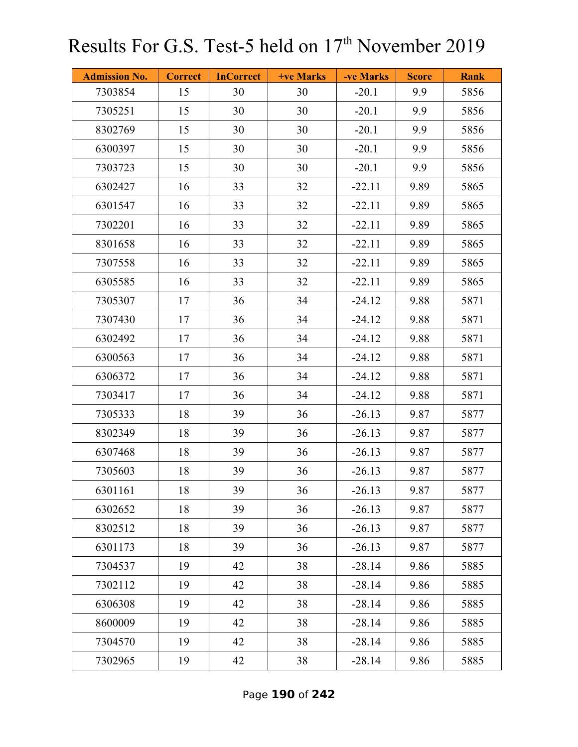# Results For G.S. Test-5 held on 17th November 2019

| Admission No. | Correct | InCorrect | +ve Marks | -ve Marks | Score | Rank |
|---|---|---|---|---|---|---|
| 7303854 | 15 | 30 | 30 | -20.1 | 9.9 | 5856 |
| 7305251 | 15 | 30 | 30 | -20.1 | 9.9 | 5856 |
| 8302769 | 15 | 30 | 30 | -20.1 | 9.9 | 5856 |
| 6300397 | 15 | 30 | 30 | -20.1 | 9.9 | 5856 |
| 7303723 | 15 | 30 | 30 | -20.1 | 9.9 | 5856 |
| 6302427 | 16 | 33 | 32 | -22.11 | 9.89 | 5865 |
| 6301547 | 16 | 33 | 32 | -22.11 | 9.89 | 5865 |
| 7302201 | 16 | 33 | 32 | -22.11 | 9.89 | 5865 |
| 8301658 | 16 | 33 | 32 | -22.11 | 9.89 | 5865 |
| 7307558 | 16 | 33 | 32 | -22.11 | 9.89 | 5865 |
| 6305585 | 16 | 33 | 32 | -22.11 | 9.89 | 5865 |
| 7305307 | 17 | 36 | 34 | -24.12 | 9.88 | 5871 |
| 7307430 | 17 | 36 | 34 | -24.12 | 9.88 | 5871 |
| 6302492 | 17 | 36 | 34 | -24.12 | 9.88 | 5871 |
| 6300563 | 17 | 36 | 34 | -24.12 | 9.88 | 5871 |
| 6306372 | 17 | 36 | 34 | -24.12 | 9.88 | 5871 |
| 7303417 | 17 | 36 | 34 | -24.12 | 9.88 | 5871 |
| 7305333 | 18 | 39 | 36 | -26.13 | 9.87 | 5877 |
| 8302349 | 18 | 39 | 36 | -26.13 | 9.87 | 5877 |
| 6307468 | 18 | 39 | 36 | -26.13 | 9.87 | 5877 |
| 7305603 | 18 | 39 | 36 | -26.13 | 9.87 | 5877 |
| 6301161 | 18 | 39 | 36 | -26.13 | 9.87 | 5877 |
| 6302652 | 18 | 39 | 36 | -26.13 | 9.87 | 5877 |
| 8302512 | 18 | 39 | 36 | -26.13 | 9.87 | 5877 |
| 6301173 | 18 | 39 | 36 | -26.13 | 9.87 | 5877 |
| 7304537 | 19 | 42 | 38 | -28.14 | 9.86 | 5885 |
| 7302112 | 19 | 42 | 38 | -28.14 | 9.86 | 5885 |
| 6306308 | 19 | 42 | 38 | -28.14 | 9.86 | 5885 |
| 8600009 | 19 | 42 | 38 | -28.14 | 9.86 | 5885 |
| 7304570 | 19 | 42 | 38 | -28.14 | 9.86 | 5885 |
| 7302965 | 19 | 42 | 38 | -28.14 | 9.86 | 5885 |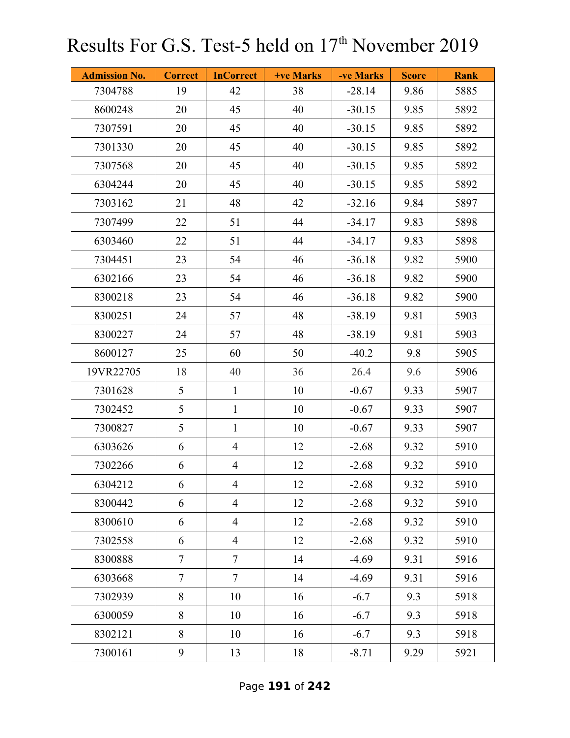# Results For G.S. Test-5 held on 17th November 2019

| Admission No. | Correct | InCorrect | +ve Marks | -ve Marks | Score | Rank |
|---|---|---|---|---|---|---|
| 7304788 | 19 | 42 | 38 | -28.14 | 9.86 | 5885 |
| 8600248 | 20 | 45 | 40 | -30.15 | 9.85 | 5892 |
| 7307591 | 20 | 45 | 40 | -30.15 | 9.85 | 5892 |
| 7301330 | 20 | 45 | 40 | -30.15 | 9.85 | 5892 |
| 7307568 | 20 | 45 | 40 | -30.15 | 9.85 | 5892 |
| 6304244 | 20 | 45 | 40 | -30.15 | 9.85 | 5892 |
| 7303162 | 21 | 48 | 42 | -32.16 | 9.84 | 5897 |
| 7307499 | 22 | 51 | 44 | -34.17 | 9.83 | 5898 |
| 6303460 | 22 | 51 | 44 | -34.17 | 9.83 | 5898 |
| 7304451 | 23 | 54 | 46 | -36.18 | 9.82 | 5900 |
| 6302166 | 23 | 54 | 46 | -36.18 | 9.82 | 5900 |
| 8300218 | 23 | 54 | 46 | -36.18 | 9.82 | 5900 |
| 8300251 | 24 | 57 | 48 | -38.19 | 9.81 | 5903 |
| 8300227 | 24 | 57 | 48 | -38.19 | 9.81 | 5903 |
| 8600127 | 25 | 60 | 50 | -40.2 | 9.8 | 5905 |
| 19VR22705 | 18 | 40 | 36 | 26.4 | 9.6 | 5906 |
| 7301628 | 5 | 1 | 10 | -0.67 | 9.33 | 5907 |
| 7302452 | 5 | 1 | 10 | -0.67 | 9.33 | 5907 |
| 7300827 | 5 | 1 | 10 | -0.67 | 9.33 | 5907 |
| 6303626 | 6 | 4 | 12 | -2.68 | 9.32 | 5910 |
| 7302266 | 6 | 4 | 12 | -2.68 | 9.32 | 5910 |
| 6304212 | 6 | 4 | 12 | -2.68 | 9.32 | 5910 |
| 8300442 | 6 | 4 | 12 | -2.68 | 9.32 | 5910 |
| 8300610 | 6 | 4 | 12 | -2.68 | 9.32 | 5910 |
| 7302558 | 6 | 4 | 12 | -2.68 | 9.32 | 5910 |
| 8300888 | 7 | 7 | 14 | -4.69 | 9.31 | 5916 |
| 6303668 | 7 | 7 | 14 | -4.69 | 9.31 | 5916 |
| 7302939 | 8 | 10 | 16 | -6.7 | 9.3 | 5918 |
| 6300059 | 8 | 10 | 16 | -6.7 | 9.3 | 5918 |
| 8302121 | 8 | 10 | 16 | -6.7 | 9.3 | 5918 |
| 7300161 | 9 | 13 | 18 | -8.71 | 9.29 | 5921 |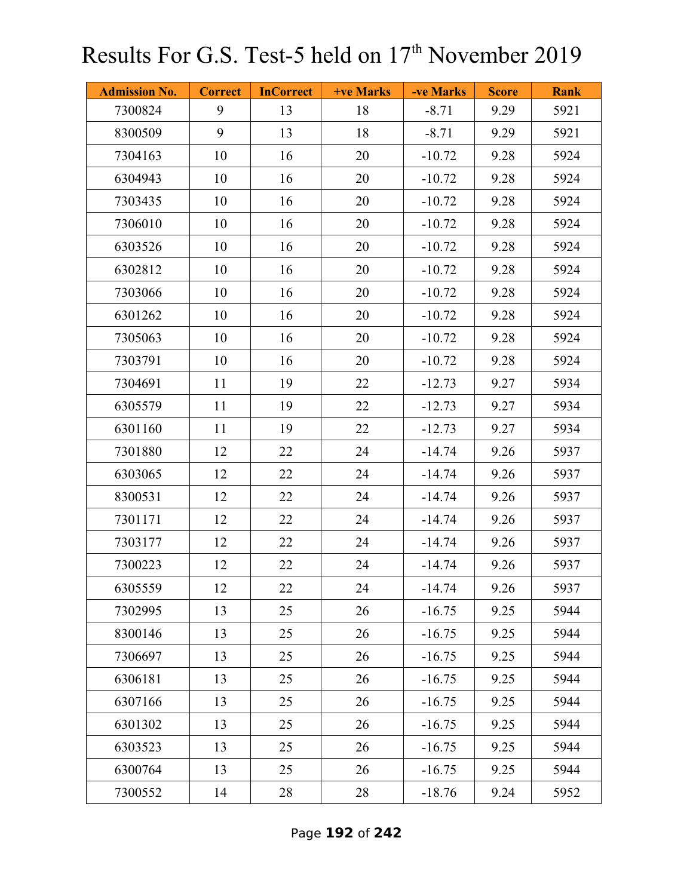# Results For G.S. Test-5 held on 17th November 2019

| Admission No. | Correct | InCorrect | +ve Marks | -ve Marks | Score | Rank |
|---|---|---|---|---|---|---|
| 7300824 | 9 | 13 | 18 | -8.71 | 9.29 | 5921 |
| 8300509 | 9 | 13 | 18 | -8.71 | 9.29 | 5921 |
| 7304163 | 10 | 16 | 20 | -10.72 | 9.28 | 5924 |
| 6304943 | 10 | 16 | 20 | -10.72 | 9.28 | 5924 |
| 7303435 | 10 | 16 | 20 | -10.72 | 9.28 | 5924 |
| 7306010 | 10 | 16 | 20 | -10.72 | 9.28 | 5924 |
| 6303526 | 10 | 16 | 20 | -10.72 | 9.28 | 5924 |
| 6302812 | 10 | 16 | 20 | -10.72 | 9.28 | 5924 |
| 7303066 | 10 | 16 | 20 | -10.72 | 9.28 | 5924 |
| 6301262 | 10 | 16 | 20 | -10.72 | 9.28 | 5924 |
| 7305063 | 10 | 16 | 20 | -10.72 | 9.28 | 5924 |
| 7303791 | 10 | 16 | 20 | -10.72 | 9.28 | 5924 |
| 7304691 | 11 | 19 | 22 | -12.73 | 9.27 | 5934 |
| 6305579 | 11 | 19 | 22 | -12.73 | 9.27 | 5934 |
| 6301160 | 11 | 19 | 22 | -12.73 | 9.27 | 5934 |
| 7301880 | 12 | 22 | 24 | -14.74 | 9.26 | 5937 |
| 6303065 | 12 | 22 | 24 | -14.74 | 9.26 | 5937 |
| 8300531 | 12 | 22 | 24 | -14.74 | 9.26 | 5937 |
| 7301171 | 12 | 22 | 24 | -14.74 | 9.26 | 5937 |
| 7303177 | 12 | 22 | 24 | -14.74 | 9.26 | 5937 |
| 7300223 | 12 | 22 | 24 | -14.74 | 9.26 | 5937 |
| 6305559 | 12 | 22 | 24 | -14.74 | 9.26 | 5937 |
| 7302995 | 13 | 25 | 26 | -16.75 | 9.25 | 5944 |
| 8300146 | 13 | 25 | 26 | -16.75 | 9.25 | 5944 |
| 7306697 | 13 | 25 | 26 | -16.75 | 9.25 | 5944 |
| 6306181 | 13 | 25 | 26 | -16.75 | 9.25 | 5944 |
| 6307166 | 13 | 25 | 26 | -16.75 | 9.25 | 5944 |
| 6301302 | 13 | 25 | 26 | -16.75 | 9.25 | 5944 |
| 6303523 | 13 | 25 | 26 | -16.75 | 9.25 | 5944 |
| 6300764 | 13 | 25 | 26 | -16.75 | 9.25 | 5944 |
| 7300552 | 14 | 28 | 28 | -18.76 | 9.24 | 5952 |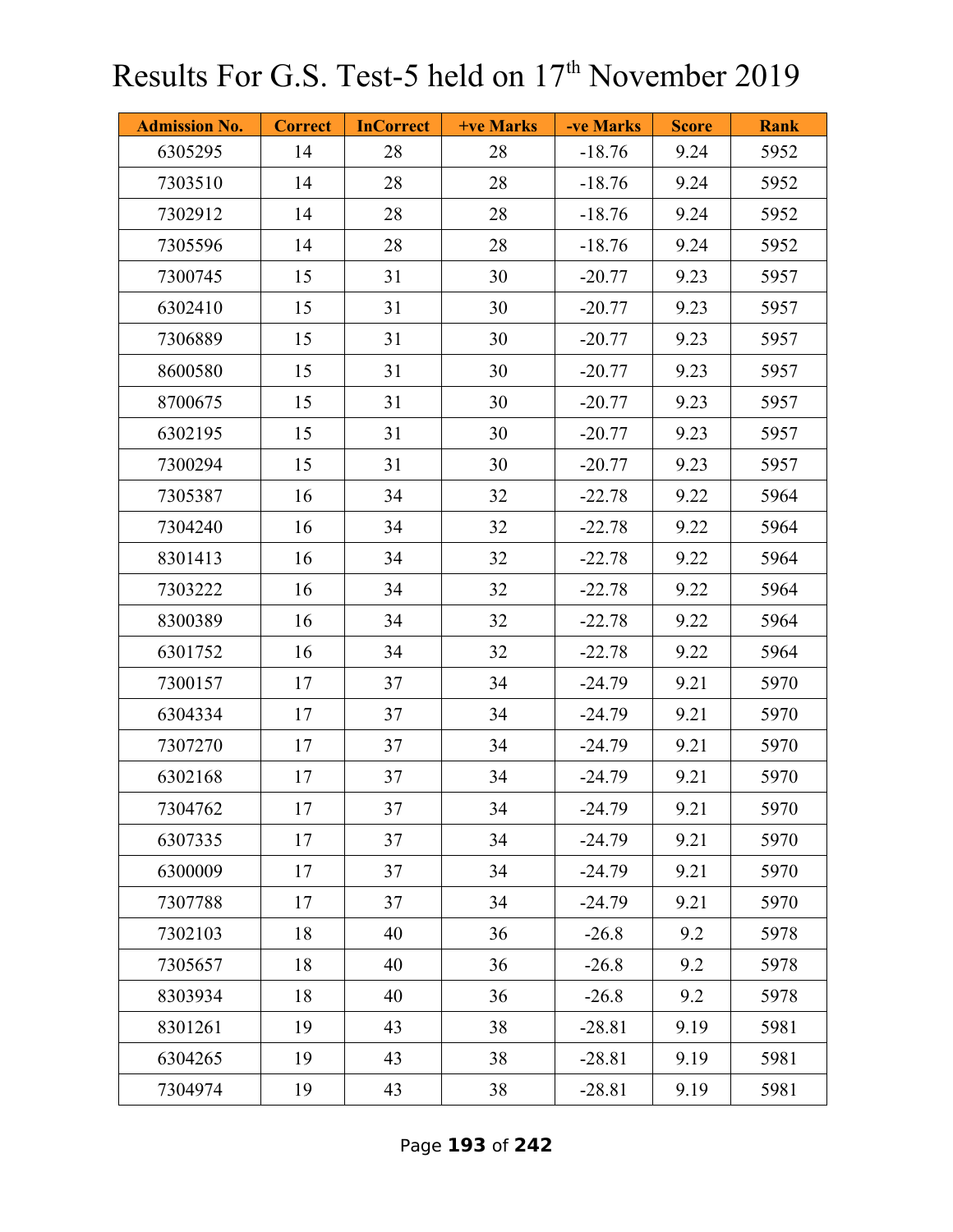# Results For G.S. Test-5 held on 17th November 2019

| Admission No. | Correct | InCorrect | +ve Marks | -ve Marks | Score | Rank |
|---|---|---|---|---|---|---|
| 6305295 | 14 | 28 | 28 | -18.76 | 9.24 | 5952 |
| 7303510 | 14 | 28 | 28 | -18.76 | 9.24 | 5952 |
| 7302912 | 14 | 28 | 28 | -18.76 | 9.24 | 5952 |
| 7305596 | 14 | 28 | 28 | -18.76 | 9.24 | 5952 |
| 7300745 | 15 | 31 | 30 | -20.77 | 9.23 | 5957 |
| 6302410 | 15 | 31 | 30 | -20.77 | 9.23 | 5957 |
| 7306889 | 15 | 31 | 30 | -20.77 | 9.23 | 5957 |
| 8600580 | 15 | 31 | 30 | -20.77 | 9.23 | 5957 |
| 8700675 | 15 | 31 | 30 | -20.77 | 9.23 | 5957 |
| 6302195 | 15 | 31 | 30 | -20.77 | 9.23 | 5957 |
| 7300294 | 15 | 31 | 30 | -20.77 | 9.23 | 5957 |
| 7305387 | 16 | 34 | 32 | -22.78 | 9.22 | 5964 |
| 7304240 | 16 | 34 | 32 | -22.78 | 9.22 | 5964 |
| 8301413 | 16 | 34 | 32 | -22.78 | 9.22 | 5964 |
| 7303222 | 16 | 34 | 32 | -22.78 | 9.22 | 5964 |
| 8300389 | 16 | 34 | 32 | -22.78 | 9.22 | 5964 |
| 6301752 | 16 | 34 | 32 | -22.78 | 9.22 | 5964 |
| 7300157 | 17 | 37 | 34 | -24.79 | 9.21 | 5970 |
| 6304334 | 17 | 37 | 34 | -24.79 | 9.21 | 5970 |
| 7307270 | 17 | 37 | 34 | -24.79 | 9.21 | 5970 |
| 6302168 | 17 | 37 | 34 | -24.79 | 9.21 | 5970 |
| 7304762 | 17 | 37 | 34 | -24.79 | 9.21 | 5970 |
| 6307335 | 17 | 37 | 34 | -24.79 | 9.21 | 5970 |
| 6300009 | 17 | 37 | 34 | -24.79 | 9.21 | 5970 |
| 7307788 | 17 | 37 | 34 | -24.79 | 9.21 | 5970 |
| 7302103 | 18 | 40 | 36 | -26.8 | 9.2 | 5978 |
| 7305657 | 18 | 40 | 36 | -26.8 | 9.2 | 5978 |
| 8303934 | 18 | 40 | 36 | -26.8 | 9.2 | 5978 |
| 8301261 | 19 | 43 | 38 | -28.81 | 9.19 | 5981 |
| 6304265 | 19 | 43 | 38 | -28.81 | 9.19 | 5981 |
| 7304974 | 19 | 43 | 38 | -28.81 | 9.19 | 5981 |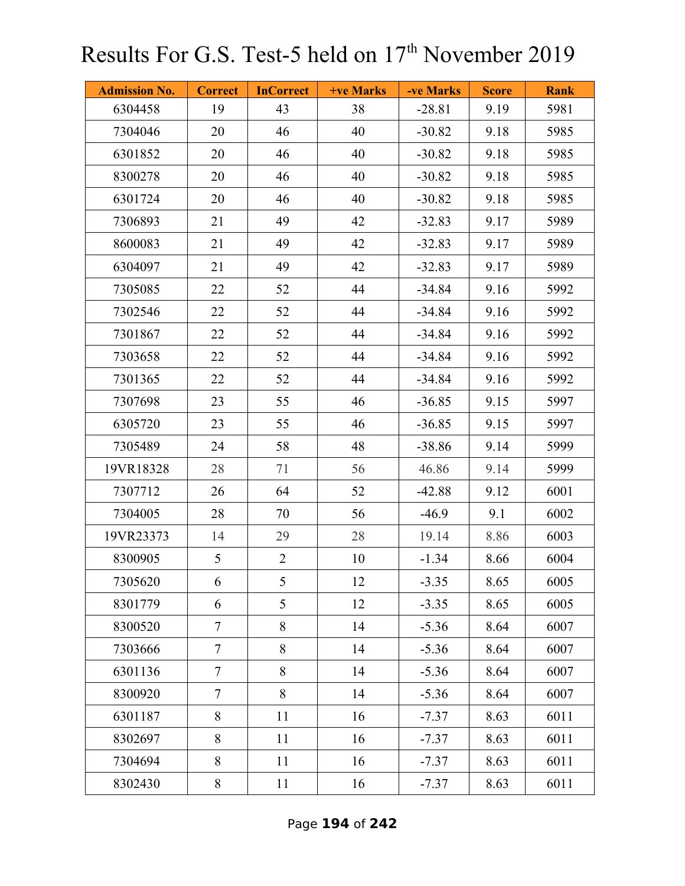# Results For G.S. Test-5 held on 17th November 2019

| Admission No. | Correct | InCorrect | +ve Marks | -ve Marks | Score | Rank |
|---|---|---|---|---|---|---|
| 6304458 | 19 | 43 | 38 | -28.81 | 9.19 | 5981 |
| 7304046 | 20 | 46 | 40 | -30.82 | 9.18 | 5985 |
| 6301852 | 20 | 46 | 40 | -30.82 | 9.18 | 5985 |
| 8300278 | 20 | 46 | 40 | -30.82 | 9.18 | 5985 |
| 6301724 | 20 | 46 | 40 | -30.82 | 9.18 | 5985 |
| 7306893 | 21 | 49 | 42 | -32.83 | 9.17 | 5989 |
| 8600083 | 21 | 49 | 42 | -32.83 | 9.17 | 5989 |
| 6304097 | 21 | 49 | 42 | -32.83 | 9.17 | 5989 |
| 7305085 | 22 | 52 | 44 | -34.84 | 9.16 | 5992 |
| 7302546 | 22 | 52 | 44 | -34.84 | 9.16 | 5992 |
| 7301867 | 22 | 52 | 44 | -34.84 | 9.16 | 5992 |
| 7303658 | 22 | 52 | 44 | -34.84 | 9.16 | 5992 |
| 7301365 | 22 | 52 | 44 | -34.84 | 9.16 | 5992 |
| 7307698 | 23 | 55 | 46 | -36.85 | 9.15 | 5997 |
| 6305720 | 23 | 55 | 46 | -36.85 | 9.15 | 5997 |
| 7305489 | 24 | 58 | 48 | -38.86 | 9.14 | 5999 |
| 19VR18328 | 28 | 71 | 56 | 46.86 | 9.14 | 5999 |
| 7307712 | 26 | 64 | 52 | -42.88 | 9.12 | 6001 |
| 7304005 | 28 | 70 | 56 | -46.9 | 9.1 | 6002 |
| 19VR23373 | 14 | 29 | 28 | 19.14 | 8.86 | 6003 |
| 8300905 | 5 | 2 | 10 | -1.34 | 8.66 | 6004 |
| 7305620 | 6 | 5 | 12 | -3.35 | 8.65 | 6005 |
| 8301779 | 6 | 5 | 12 | -3.35 | 8.65 | 6005 |
| 8300520 | 7 | 8 | 14 | -5.36 | 8.64 | 6007 |
| 7303666 | 7 | 8 | 14 | -5.36 | 8.64 | 6007 |
| 6301136 | 7 | 8 | 14 | -5.36 | 8.64 | 6007 |
| 8300920 | 7 | 8 | 14 | -5.36 | 8.64 | 6007 |
| 6301187 | 8 | 11 | 16 | -7.37 | 8.63 | 6011 |
| 8302697 | 8 | 11 | 16 | -7.37 | 8.63 | 6011 |
| 7304694 | 8 | 11 | 16 | -7.37 | 8.63 | 6011 |
| 8302430 | 8 | 11 | 16 | -7.37 | 8.63 | 6011 |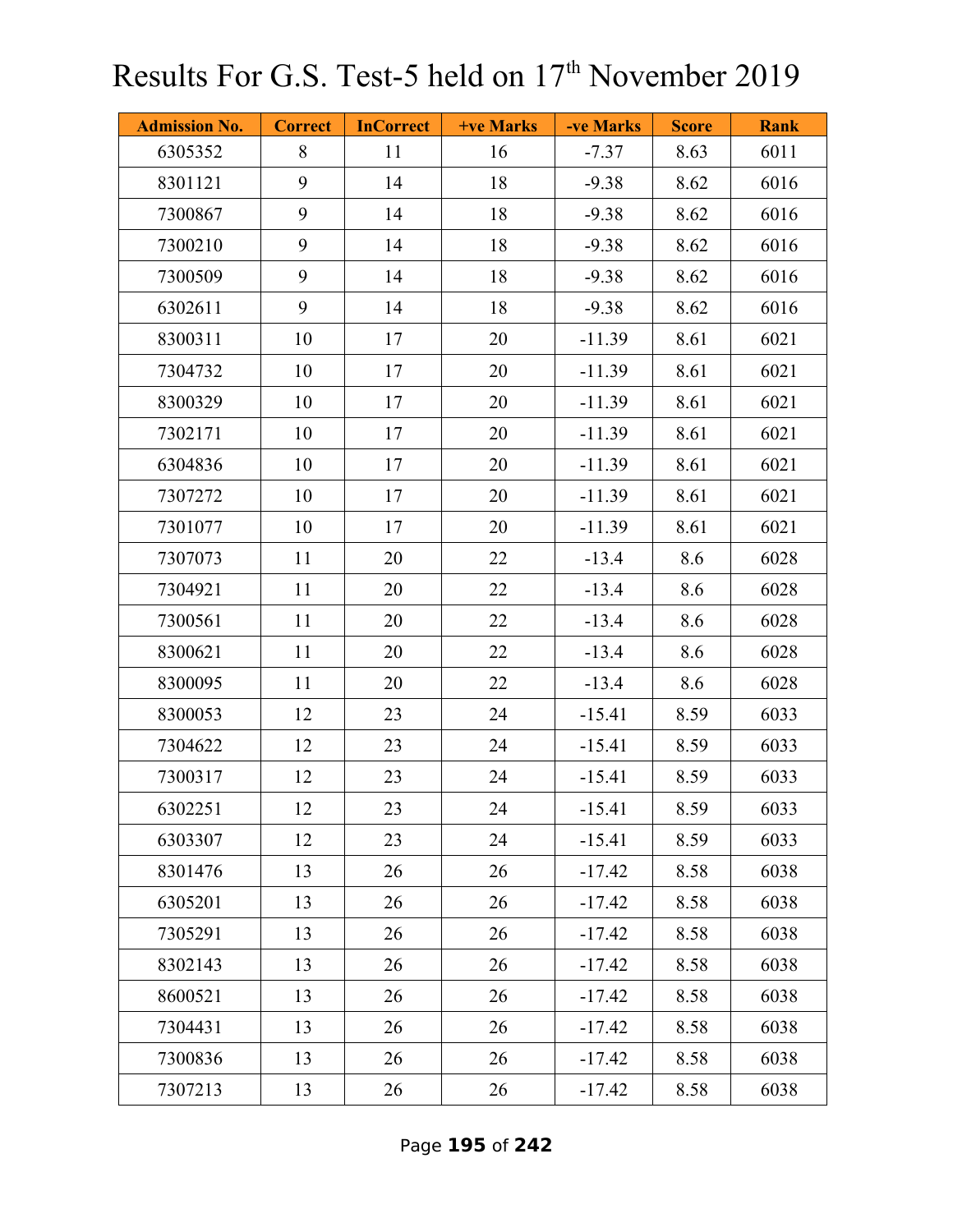# Results For G.S. Test-5 held on 17th November 2019

| Admission No. | Correct | InCorrect | +ve Marks | -ve Marks | Score | Rank |
|---|---|---|---|---|---|---|
| 6305352 | 8 | 11 | 16 | -7.37 | 8.63 | 6011 |
| 8301121 | 9 | 14 | 18 | -9.38 | 8.62 | 6016 |
| 7300867 | 9 | 14 | 18 | -9.38 | 8.62 | 6016 |
| 7300210 | 9 | 14 | 18 | -9.38 | 8.62 | 6016 |
| 7300509 | 9 | 14 | 18 | -9.38 | 8.62 | 6016 |
| 6302611 | 9 | 14 | 18 | -9.38 | 8.62 | 6016 |
| 8300311 | 10 | 17 | 20 | -11.39 | 8.61 | 6021 |
| 7304732 | 10 | 17 | 20 | -11.39 | 8.61 | 6021 |
| 8300329 | 10 | 17 | 20 | -11.39 | 8.61 | 6021 |
| 7302171 | 10 | 17 | 20 | -11.39 | 8.61 | 6021 |
| 6304836 | 10 | 17 | 20 | -11.39 | 8.61 | 6021 |
| 7307272 | 10 | 17 | 20 | -11.39 | 8.61 | 6021 |
| 7301077 | 10 | 17 | 20 | -11.39 | 8.61 | 6021 |
| 7307073 | 11 | 20 | 22 | -13.4 | 8.6 | 6028 |
| 7304921 | 11 | 20 | 22 | -13.4 | 8.6 | 6028 |
| 7300561 | 11 | 20 | 22 | -13.4 | 8.6 | 6028 |
| 8300621 | 11 | 20 | 22 | -13.4 | 8.6 | 6028 |
| 8300095 | 11 | 20 | 22 | -13.4 | 8.6 | 6028 |
| 8300053 | 12 | 23 | 24 | -15.41 | 8.59 | 6033 |
| 7304622 | 12 | 23 | 24 | -15.41 | 8.59 | 6033 |
| 7300317 | 12 | 23 | 24 | -15.41 | 8.59 | 6033 |
| 6302251 | 12 | 23 | 24 | -15.41 | 8.59 | 6033 |
| 6303307 | 12 | 23 | 24 | -15.41 | 8.59 | 6033 |
| 8301476 | 13 | 26 | 26 | -17.42 | 8.58 | 6038 |
| 6305201 | 13 | 26 | 26 | -17.42 | 8.58 | 6038 |
| 7305291 | 13 | 26 | 26 | -17.42 | 8.58 | 6038 |
| 8302143 | 13 | 26 | 26 | -17.42 | 8.58 | 6038 |
| 8600521 | 13 | 26 | 26 | -17.42 | 8.58 | 6038 |
| 7304431 | 13 | 26 | 26 | -17.42 | 8.58 | 6038 |
| 7300836 | 13 | 26 | 26 | -17.42 | 8.58 | 6038 |
| 7307213 | 13 | 26 | 26 | -17.42 | 8.58 | 6038 |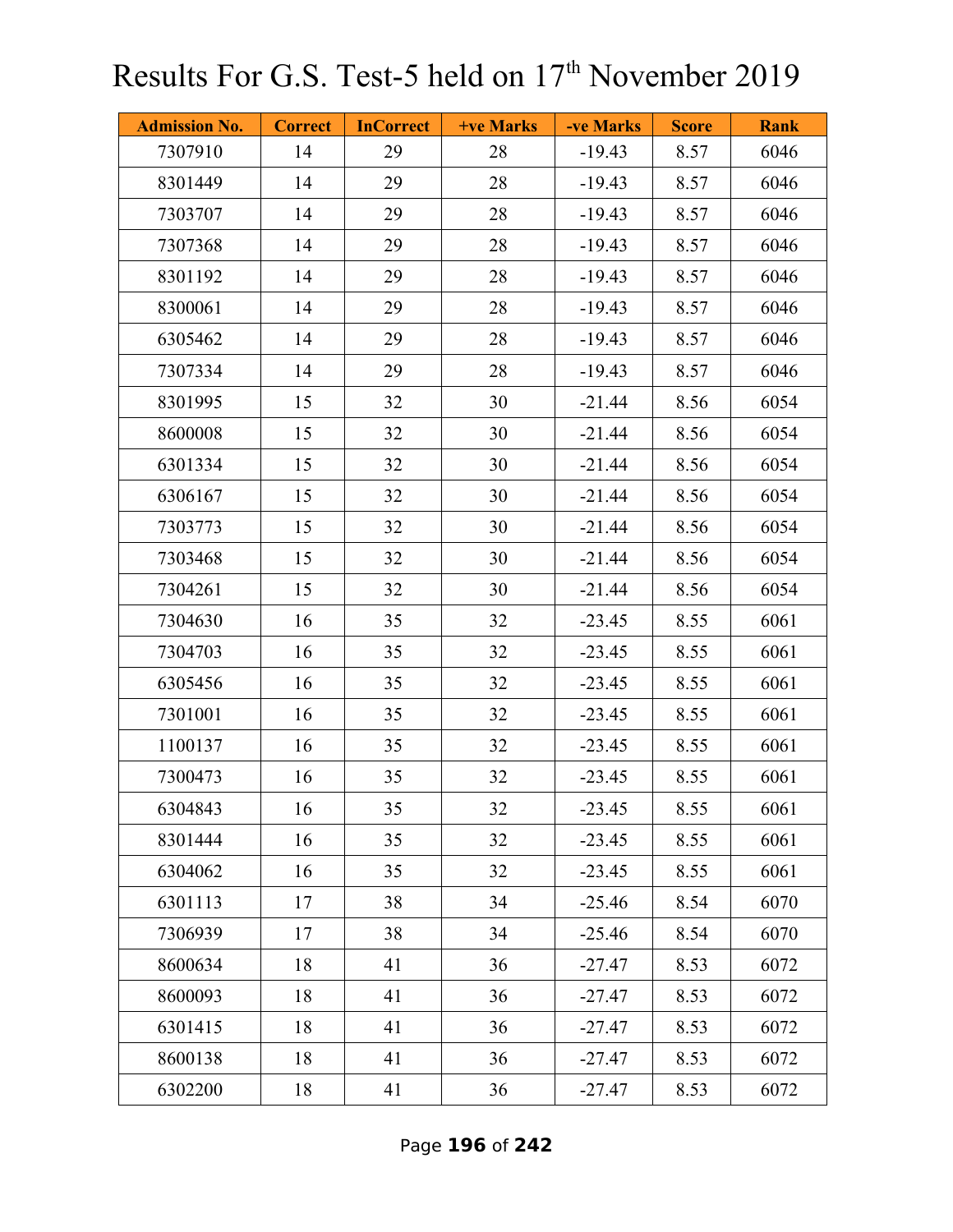# Results For G.S. Test-5 held on 17th November 2019

| Admission No. | Correct | InCorrect | +ve Marks | -ve Marks | Score | Rank |
|---|---|---|---|---|---|---|
| 7307910 | 14 | 29 | 28 | -19.43 | 8.57 | 6046 |
| 8301449 | 14 | 29 | 28 | -19.43 | 8.57 | 6046 |
| 7303707 | 14 | 29 | 28 | -19.43 | 8.57 | 6046 |
| 7307368 | 14 | 29 | 28 | -19.43 | 8.57 | 6046 |
| 8301192 | 14 | 29 | 28 | -19.43 | 8.57 | 6046 |
| 8300061 | 14 | 29 | 28 | -19.43 | 8.57 | 6046 |
| 6305462 | 14 | 29 | 28 | -19.43 | 8.57 | 6046 |
| 7307334 | 14 | 29 | 28 | -19.43 | 8.57 | 6046 |
| 8301995 | 15 | 32 | 30 | -21.44 | 8.56 | 6054 |
| 8600008 | 15 | 32 | 30 | -21.44 | 8.56 | 6054 |
| 6301334 | 15 | 32 | 30 | -21.44 | 8.56 | 6054 |
| 6306167 | 15 | 32 | 30 | -21.44 | 8.56 | 6054 |
| 7303773 | 15 | 32 | 30 | -21.44 | 8.56 | 6054 |
| 7303468 | 15 | 32 | 30 | -21.44 | 8.56 | 6054 |
| 7304261 | 15 | 32 | 30 | -21.44 | 8.56 | 6054 |
| 7304630 | 16 | 35 | 32 | -23.45 | 8.55 | 6061 |
| 7304703 | 16 | 35 | 32 | -23.45 | 8.55 | 6061 |
| 6305456 | 16 | 35 | 32 | -23.45 | 8.55 | 6061 |
| 7301001 | 16 | 35 | 32 | -23.45 | 8.55 | 6061 |
| 1100137 | 16 | 35 | 32 | -23.45 | 8.55 | 6061 |
| 7300473 | 16 | 35 | 32 | -23.45 | 8.55 | 6061 |
| 6304843 | 16 | 35 | 32 | -23.45 | 8.55 | 6061 |
| 8301444 | 16 | 35 | 32 | -23.45 | 8.55 | 6061 |
| 6304062 | 16 | 35 | 32 | -23.45 | 8.55 | 6061 |
| 6301113 | 17 | 38 | 34 | -25.46 | 8.54 | 6070 |
| 7306939 | 17 | 38 | 34 | -25.46 | 8.54 | 6070 |
| 8600634 | 18 | 41 | 36 | -27.47 | 8.53 | 6072 |
| 8600093 | 18 | 41 | 36 | -27.47 | 8.53 | 6072 |
| 6301415 | 18 | 41 | 36 | -27.47 | 8.53 | 6072 |
| 8600138 | 18 | 41 | 36 | -27.47 | 8.53 | 6072 |
| 6302200 | 18 | 41 | 36 | -27.47 | 8.53 | 6072 |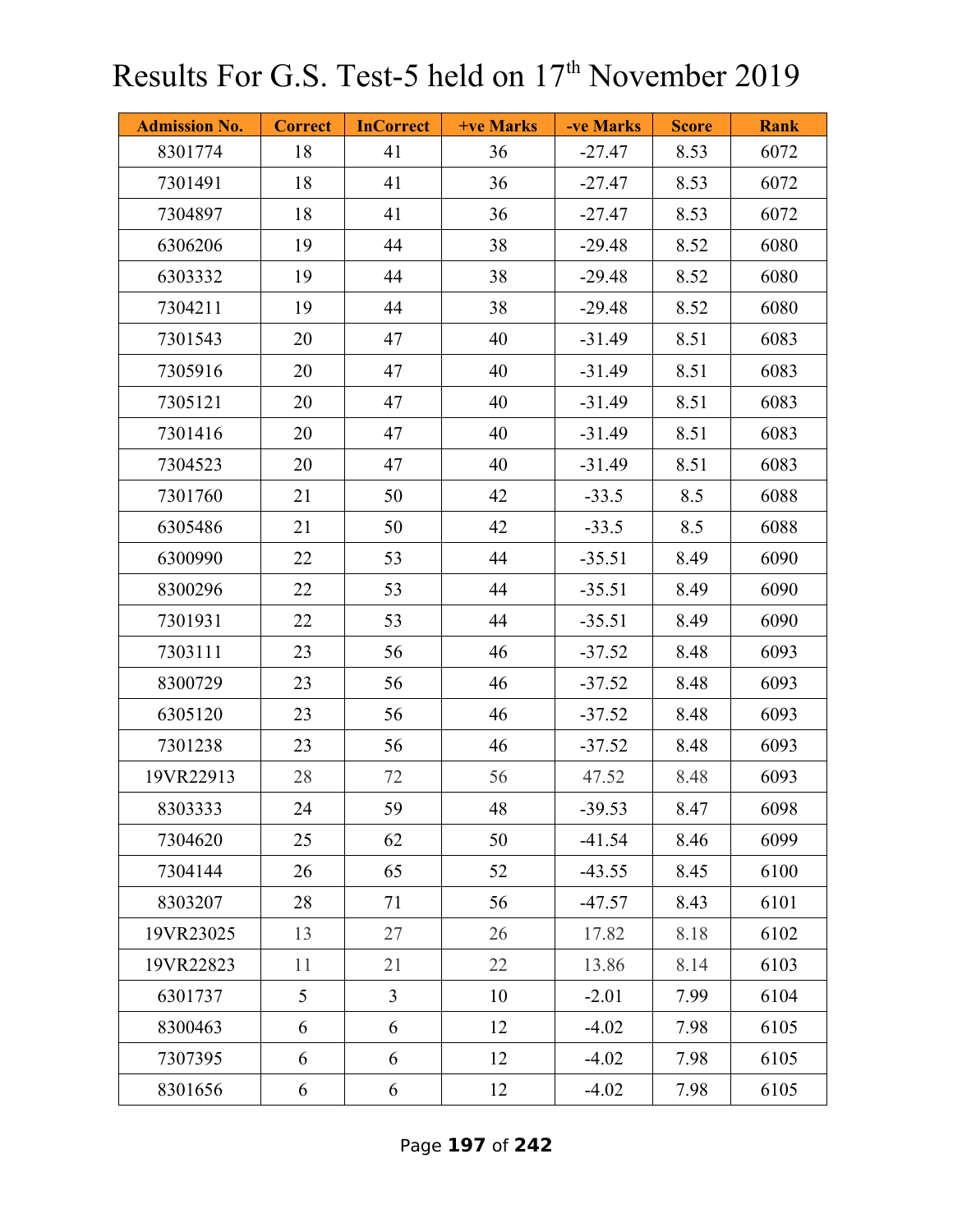# Results For G.S. Test-5 held on 17th November 2019

| Admission No. | Correct | InCorrect | +ve Marks | -ve Marks | Score | Rank |
|---|---|---|---|---|---|---|
| 8301774 | 18 | 41 | 36 | -27.47 | 8.53 | 6072 |
| 7301491 | 18 | 41 | 36 | -27.47 | 8.53 | 6072 |
| 7304897 | 18 | 41 | 36 | -27.47 | 8.53 | 6072 |
| 6306206 | 19 | 44 | 38 | -29.48 | 8.52 | 6080 |
| 6303332 | 19 | 44 | 38 | -29.48 | 8.52 | 6080 |
| 7304211 | 19 | 44 | 38 | -29.48 | 8.52 | 6080 |
| 7301543 | 20 | 47 | 40 | -31.49 | 8.51 | 6083 |
| 7305916 | 20 | 47 | 40 | -31.49 | 8.51 | 6083 |
| 7305121 | 20 | 47 | 40 | -31.49 | 8.51 | 6083 |
| 7301416 | 20 | 47 | 40 | -31.49 | 8.51 | 6083 |
| 7304523 | 20 | 47 | 40 | -31.49 | 8.51 | 6083 |
| 7301760 | 21 | 50 | 42 | -33.5 | 8.5 | 6088 |
| 6305486 | 21 | 50 | 42 | -33.5 | 8.5 | 6088 |
| 6300990 | 22 | 53 | 44 | -35.51 | 8.49 | 6090 |
| 8300296 | 22 | 53 | 44 | -35.51 | 8.49 | 6090 |
| 7301931 | 22 | 53 | 44 | -35.51 | 8.49 | 6090 |
| 7303111 | 23 | 56 | 46 | -37.52 | 8.48 | 6093 |
| 8300729 | 23 | 56 | 46 | -37.52 | 8.48 | 6093 |
| 6305120 | 23 | 56 | 46 | -37.52 | 8.48 | 6093 |
| 7301238 | 23 | 56 | 46 | -37.52 | 8.48 | 6093 |
| 19VR22913 | 28 | 72 | 56 | 47.52 | 8.48 | 6093 |
| 8303333 | 24 | 59 | 48 | -39.53 | 8.47 | 6098 |
| 7304620 | 25 | 62 | 50 | -41.54 | 8.46 | 6099 |
| 7304144 | 26 | 65 | 52 | -43.55 | 8.45 | 6100 |
| 8303207 | 28 | 71 | 56 | -47.57 | 8.43 | 6101 |
| 19VR23025 | 13 | 27 | 26 | 17.82 | 8.18 | 6102 |
| 19VR22823 | 11 | 21 | 22 | 13.86 | 8.14 | 6103 |
| 6301737 | 5 | 3 | 10 | -2.01 | 7.99 | 6104 |
| 8300463 | 6 | 6 | 12 | -4.02 | 7.98 | 6105 |
| 7307395 | 6 | 6 | 12 | -4.02 | 7.98 | 6105 |
| 8301656 | 6 | 6 | 12 | -4.02 | 7.98 | 6105 |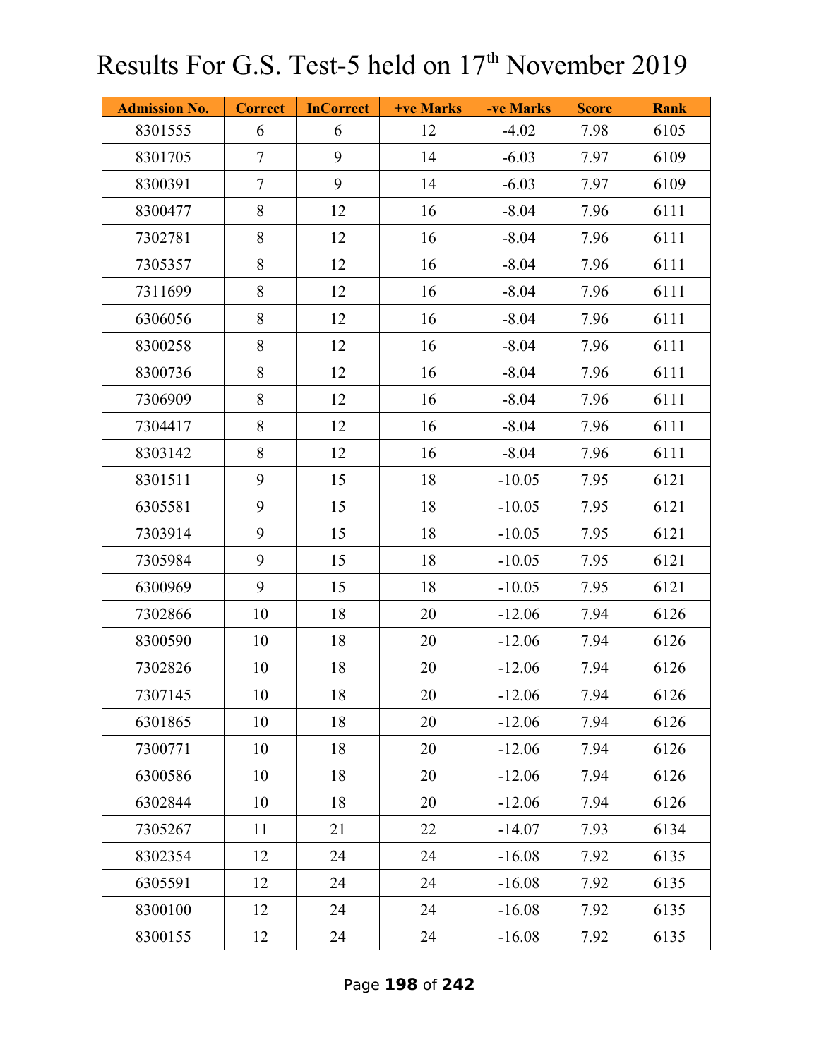# Results For G.S. Test-5 held on 17th November 2019

| Admission No. | Correct | InCorrect | +ve Marks | -ve Marks | Score | Rank |
|---|---|---|---|---|---|---|
| 8301555 | 6 | 6 | 12 | -4.02 | 7.98 | 6105 |
| 8301705 | 7 | 9 | 14 | -6.03 | 7.97 | 6109 |
| 8300391 | 7 | 9 | 14 | -6.03 | 7.97 | 6109 |
| 8300477 | 8 | 12 | 16 | -8.04 | 7.96 | 6111 |
| 7302781 | 8 | 12 | 16 | -8.04 | 7.96 | 6111 |
| 7305357 | 8 | 12 | 16 | -8.04 | 7.96 | 6111 |
| 7311699 | 8 | 12 | 16 | -8.04 | 7.96 | 6111 |
| 6306056 | 8 | 12 | 16 | -8.04 | 7.96 | 6111 |
| 8300258 | 8 | 12 | 16 | -8.04 | 7.96 | 6111 |
| 8300736 | 8 | 12 | 16 | -8.04 | 7.96 | 6111 |
| 7306909 | 8 | 12 | 16 | -8.04 | 7.96 | 6111 |
| 7304417 | 8 | 12 | 16 | -8.04 | 7.96 | 6111 |
| 8303142 | 8 | 12 | 16 | -8.04 | 7.96 | 6111 |
| 8301511 | 9 | 15 | 18 | -10.05 | 7.95 | 6121 |
| 6305581 | 9 | 15 | 18 | -10.05 | 7.95 | 6121 |
| 7303914 | 9 | 15 | 18 | -10.05 | 7.95 | 6121 |
| 7305984 | 9 | 15 | 18 | -10.05 | 7.95 | 6121 |
| 6300969 | 9 | 15 | 18 | -10.05 | 7.95 | 6121 |
| 7302866 | 10 | 18 | 20 | -12.06 | 7.94 | 6126 |
| 8300590 | 10 | 18 | 20 | -12.06 | 7.94 | 6126 |
| 7302826 | 10 | 18 | 20 | -12.06 | 7.94 | 6126 |
| 7307145 | 10 | 18 | 20 | -12.06 | 7.94 | 6126 |
| 6301865 | 10 | 18 | 20 | -12.06 | 7.94 | 6126 |
| 7300771 | 10 | 18 | 20 | -12.06 | 7.94 | 6126 |
| 6300586 | 10 | 18 | 20 | -12.06 | 7.94 | 6126 |
| 6302844 | 10 | 18 | 20 | -12.06 | 7.94 | 6126 |
| 7305267 | 11 | 21 | 22 | -14.07 | 7.93 | 6134 |
| 8302354 | 12 | 24 | 24 | -16.08 | 7.92 | 6135 |
| 6305591 | 12 | 24 | 24 | -16.08 | 7.92 | 6135 |
| 8300100 | 12 | 24 | 24 | -16.08 | 7.92 | 6135 |
| 8300155 | 12 | 24 | 24 | -16.08 | 7.92 | 6135 |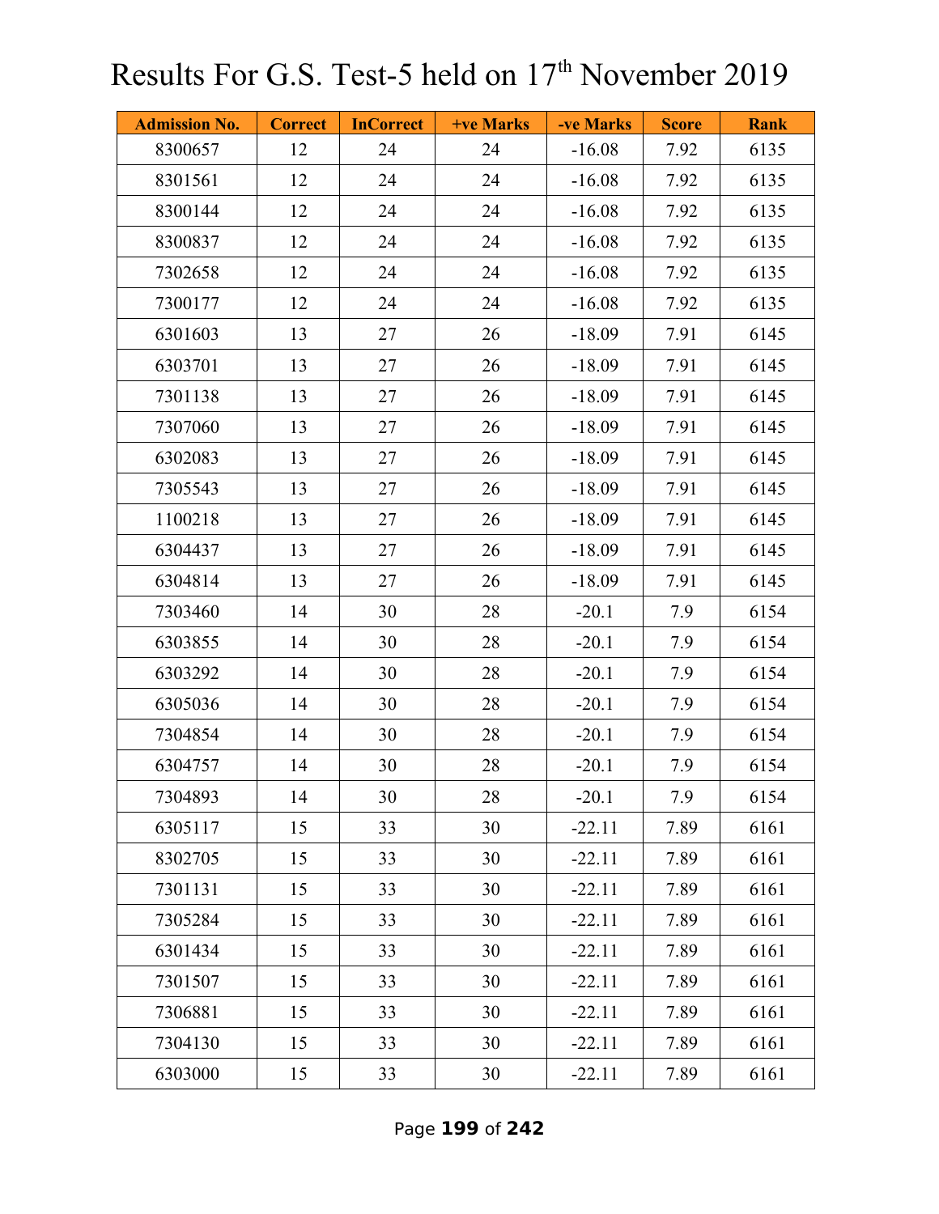# Results For G.S. Test-5 held on 17th November 2019

| Admission No. | Correct | InCorrect | +ve Marks | -ve Marks | Score | Rank |
|---|---|---|---|---|---|---|
| 8300657 | 12 | 24 | 24 | -16.08 | 7.92 | 6135 |
| 8301561 | 12 | 24 | 24 | -16.08 | 7.92 | 6135 |
| 8300144 | 12 | 24 | 24 | -16.08 | 7.92 | 6135 |
| 8300837 | 12 | 24 | 24 | -16.08 | 7.92 | 6135 |
| 7302658 | 12 | 24 | 24 | -16.08 | 7.92 | 6135 |
| 7300177 | 12 | 24 | 24 | -16.08 | 7.92 | 6135 |
| 6301603 | 13 | 27 | 26 | -18.09 | 7.91 | 6145 |
| 6303701 | 13 | 27 | 26 | -18.09 | 7.91 | 6145 |
| 7301138 | 13 | 27 | 26 | -18.09 | 7.91 | 6145 |
| 7307060 | 13 | 27 | 26 | -18.09 | 7.91 | 6145 |
| 6302083 | 13 | 27 | 26 | -18.09 | 7.91 | 6145 |
| 7305543 | 13 | 27 | 26 | -18.09 | 7.91 | 6145 |
| 1100218 | 13 | 27 | 26 | -18.09 | 7.91 | 6145 |
| 6304437 | 13 | 27 | 26 | -18.09 | 7.91 | 6145 |
| 6304814 | 13 | 27 | 26 | -18.09 | 7.91 | 6145 |
| 7303460 | 14 | 30 | 28 | -20.1 | 7.9 | 6154 |
| 6303855 | 14 | 30 | 28 | -20.1 | 7.9 | 6154 |
| 6303292 | 14 | 30 | 28 | -20.1 | 7.9 | 6154 |
| 6305036 | 14 | 30 | 28 | -20.1 | 7.9 | 6154 |
| 7304854 | 14 | 30 | 28 | -20.1 | 7.9 | 6154 |
| 6304757 | 14 | 30 | 28 | -20.1 | 7.9 | 6154 |
| 7304893 | 14 | 30 | 28 | -20.1 | 7.9 | 6154 |
| 6305117 | 15 | 33 | 30 | -22.11 | 7.89 | 6161 |
| 8302705 | 15 | 33 | 30 | -22.11 | 7.89 | 6161 |
| 7301131 | 15 | 33 | 30 | -22.11 | 7.89 | 6161 |
| 7305284 | 15 | 33 | 30 | -22.11 | 7.89 | 6161 |
| 6301434 | 15 | 33 | 30 | -22.11 | 7.89 | 6161 |
| 7301507 | 15 | 33 | 30 | -22.11 | 7.89 | 6161 |
| 7306881 | 15 | 33 | 30 | -22.11 | 7.89 | 6161 |
| 7304130 | 15 | 33 | 30 | -22.11 | 7.89 | 6161 |
| 6303000 | 15 | 33 | 30 | -22.11 | 7.89 | 6161 |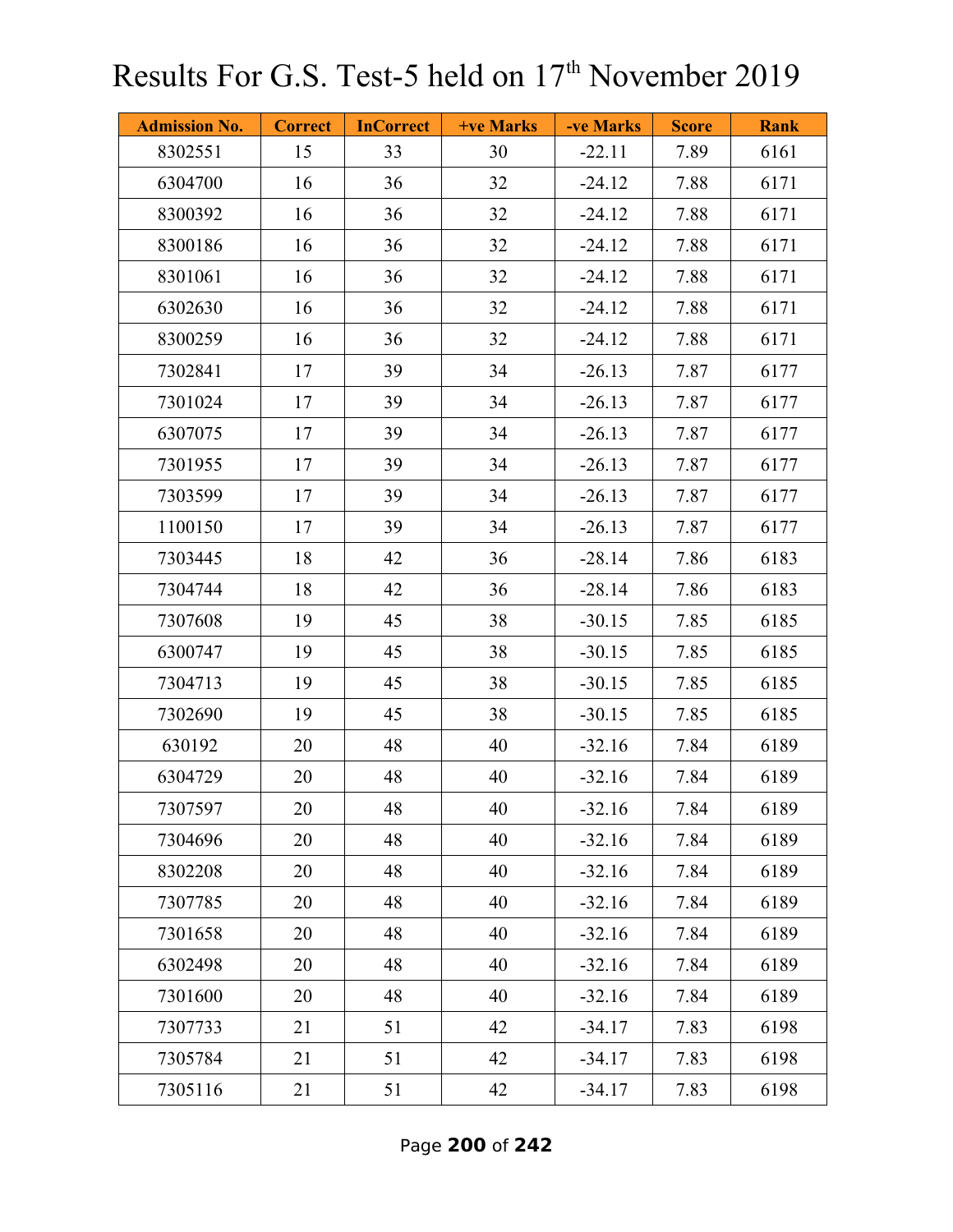# Results For G.S. Test-5 held on 17th November 2019

| Admission No. | Correct | InCorrect | +ve Marks | -ve Marks | Score | Rank |
|---|---|---|---|---|---|---|
| 8302551 | 15 | 33 | 30 | -22.11 | 7.89 | 6161 |
| 6304700 | 16 | 36 | 32 | -24.12 | 7.88 | 6171 |
| 8300392 | 16 | 36 | 32 | -24.12 | 7.88 | 6171 |
| 8300186 | 16 | 36 | 32 | -24.12 | 7.88 | 6171 |
| 8301061 | 16 | 36 | 32 | -24.12 | 7.88 | 6171 |
| 6302630 | 16 | 36 | 32 | -24.12 | 7.88 | 6171 |
| 8300259 | 16 | 36 | 32 | -24.12 | 7.88 | 6171 |
| 7302841 | 17 | 39 | 34 | -26.13 | 7.87 | 6177 |
| 7301024 | 17 | 39 | 34 | -26.13 | 7.87 | 6177 |
| 6307075 | 17 | 39 | 34 | -26.13 | 7.87 | 6177 |
| 7301955 | 17 | 39 | 34 | -26.13 | 7.87 | 6177 |
| 7303599 | 17 | 39 | 34 | -26.13 | 7.87 | 6177 |
| 1100150 | 17 | 39 | 34 | -26.13 | 7.87 | 6177 |
| 7303445 | 18 | 42 | 36 | -28.14 | 7.86 | 6183 |
| 7304744 | 18 | 42 | 36 | -28.14 | 7.86 | 6183 |
| 7307608 | 19 | 45 | 38 | -30.15 | 7.85 | 6185 |
| 6300747 | 19 | 45 | 38 | -30.15 | 7.85 | 6185 |
| 7304713 | 19 | 45 | 38 | -30.15 | 7.85 | 6185 |
| 7302690 | 19 | 45 | 38 | -30.15 | 7.85 | 6185 |
| 630192 | 20 | 48 | 40 | -32.16 | 7.84 | 6189 |
| 6304729 | 20 | 48 | 40 | -32.16 | 7.84 | 6189 |
| 7307597 | 20 | 48 | 40 | -32.16 | 7.84 | 6189 |
| 7304696 | 20 | 48 | 40 | -32.16 | 7.84 | 6189 |
| 8302208 | 20 | 48 | 40 | -32.16 | 7.84 | 6189 |
| 7307785 | 20 | 48 | 40 | -32.16 | 7.84 | 6189 |
| 7301658 | 20 | 48 | 40 | -32.16 | 7.84 | 6189 |
| 6302498 | 20 | 48 | 40 | -32.16 | 7.84 | 6189 |
| 7301600 | 20 | 48 | 40 | -32.16 | 7.84 | 6189 |
| 7307733 | 21 | 51 | 42 | -34.17 | 7.83 | 6198 |
| 7305784 | 21 | 51 | 42 | -34.17 | 7.83 | 6198 |
| 7305116 | 21 | 51 | 42 | -34.17 | 7.83 | 6198 |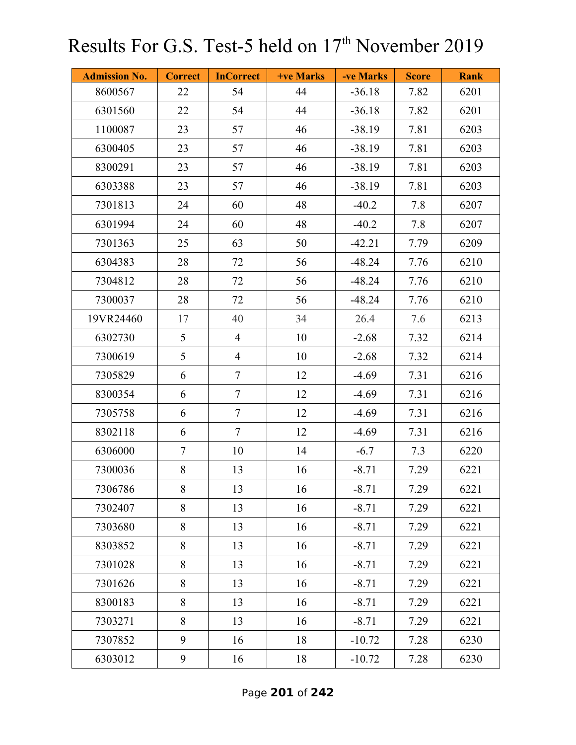# Results For G.S. Test-5 held on 17th November 2019

| Admission No. | Correct | InCorrect | +ve Marks | -ve Marks | Score | Rank |
|---|---|---|---|---|---|---|
| 8600567 | 22 | 54 | 44 | -36.18 | 7.82 | 6201 |
| 6301560 | 22 | 54 | 44 | -36.18 | 7.82 | 6201 |
| 1100087 | 23 | 57 | 46 | -38.19 | 7.81 | 6203 |
| 6300405 | 23 | 57 | 46 | -38.19 | 7.81 | 6203 |
| 8300291 | 23 | 57 | 46 | -38.19 | 7.81 | 6203 |
| 6303388 | 23 | 57 | 46 | -38.19 | 7.81 | 6203 |
| 7301813 | 24 | 60 | 48 | -40.2 | 7.8 | 6207 |
| 6301994 | 24 | 60 | 48 | -40.2 | 7.8 | 6207 |
| 7301363 | 25 | 63 | 50 | -42.21 | 7.79 | 6209 |
| 6304383 | 28 | 72 | 56 | -48.24 | 7.76 | 6210 |
| 7304812 | 28 | 72 | 56 | -48.24 | 7.76 | 6210 |
| 7300037 | 28 | 72 | 56 | -48.24 | 7.76 | 6210 |
| 19VR24460 | 17 | 40 | 34 | 26.4 | 7.6 | 6213 |
| 6302730 | 5 | 4 | 10 | -2.68 | 7.32 | 6214 |
| 7300619 | 5 | 4 | 10 | -2.68 | 7.32 | 6214 |
| 7305829 | 6 | 7 | 12 | -4.69 | 7.31 | 6216 |
| 8300354 | 6 | 7 | 12 | -4.69 | 7.31 | 6216 |
| 7305758 | 6 | 7 | 12 | -4.69 | 7.31 | 6216 |
| 8302118 | 6 | 7 | 12 | -4.69 | 7.31 | 6216 |
| 6306000 | 7 | 10 | 14 | -6.7 | 7.3 | 6220 |
| 7300036 | 8 | 13 | 16 | -8.71 | 7.29 | 6221 |
| 7306786 | 8 | 13 | 16 | -8.71 | 7.29 | 6221 |
| 7302407 | 8 | 13 | 16 | -8.71 | 7.29 | 6221 |
| 7303680 | 8 | 13 | 16 | -8.71 | 7.29 | 6221 |
| 8303852 | 8 | 13 | 16 | -8.71 | 7.29 | 6221 |
| 7301028 | 8 | 13 | 16 | -8.71 | 7.29 | 6221 |
| 7301626 | 8 | 13 | 16 | -8.71 | 7.29 | 6221 |
| 8300183 | 8 | 13 | 16 | -8.71 | 7.29 | 6221 |
| 7303271 | 8 | 13 | 16 | -8.71 | 7.29 | 6221 |
| 7307852 | 9 | 16 | 18 | -10.72 | 7.28 | 6230 |
| 6303012 | 9 | 16 | 18 | -10.72 | 7.28 | 6230 |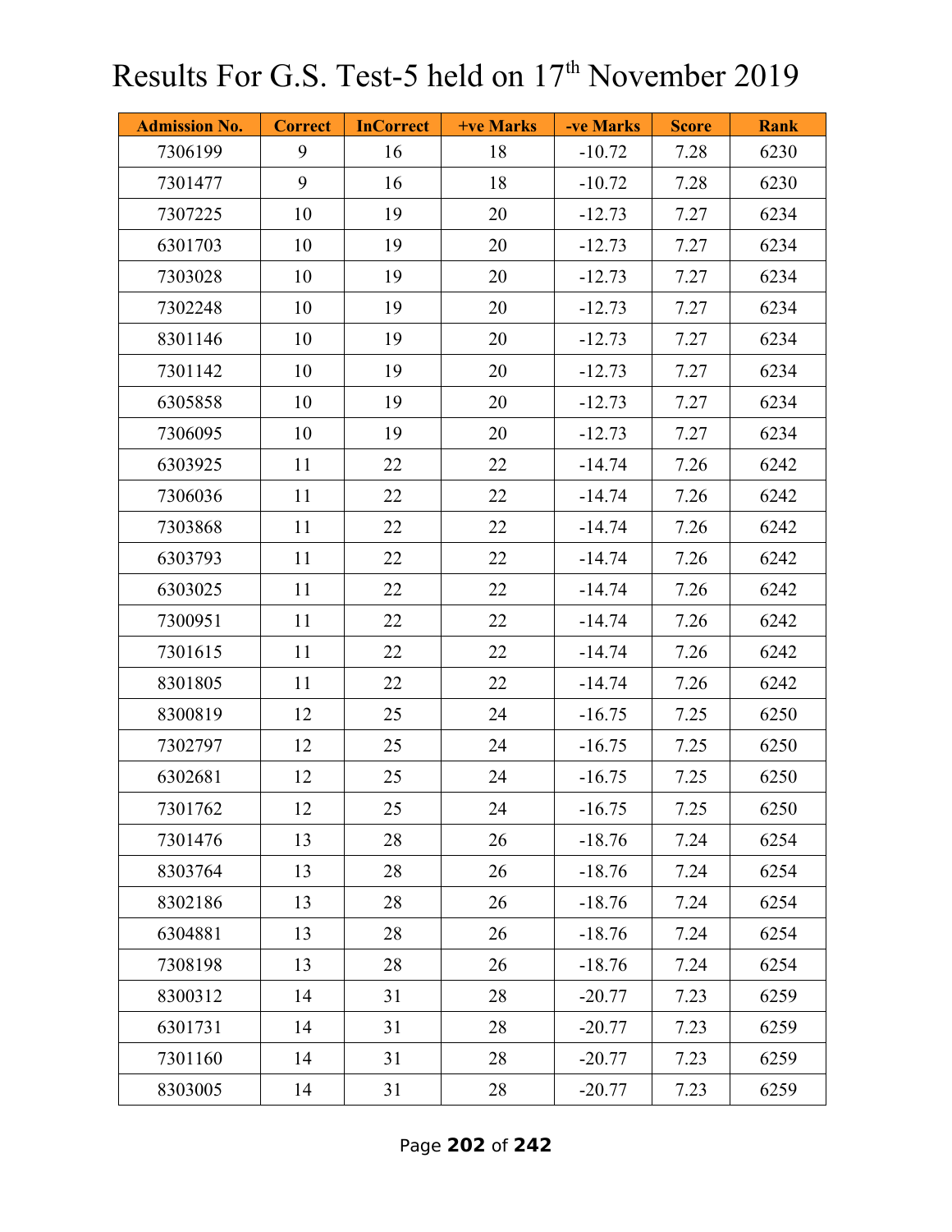# Results For G.S. Test-5 held on 17th November 2019

| Admission No. | Correct | InCorrect | +ve Marks | -ve Marks | Score | Rank |
|---|---|---|---|---|---|---|
| 7306199 | 9 | 16 | 18 | -10.72 | 7.28 | 6230 |
| 7301477 | 9 | 16 | 18 | -10.72 | 7.28 | 6230 |
| 7307225 | 10 | 19 | 20 | -12.73 | 7.27 | 6234 |
| 6301703 | 10 | 19 | 20 | -12.73 | 7.27 | 6234 |
| 7303028 | 10 | 19 | 20 | -12.73 | 7.27 | 6234 |
| 7302248 | 10 | 19 | 20 | -12.73 | 7.27 | 6234 |
| 8301146 | 10 | 19 | 20 | -12.73 | 7.27 | 6234 |
| 7301142 | 10 | 19 | 20 | -12.73 | 7.27 | 6234 |
| 6305858 | 10 | 19 | 20 | -12.73 | 7.27 | 6234 |
| 7306095 | 10 | 19 | 20 | -12.73 | 7.27 | 6234 |
| 6303925 | 11 | 22 | 22 | -14.74 | 7.26 | 6242 |
| 7306036 | 11 | 22 | 22 | -14.74 | 7.26 | 6242 |
| 7303868 | 11 | 22 | 22 | -14.74 | 7.26 | 6242 |
| 6303793 | 11 | 22 | 22 | -14.74 | 7.26 | 6242 |
| 6303025 | 11 | 22 | 22 | -14.74 | 7.26 | 6242 |
| 7300951 | 11 | 22 | 22 | -14.74 | 7.26 | 6242 |
| 7301615 | 11 | 22 | 22 | -14.74 | 7.26 | 6242 |
| 8301805 | 11 | 22 | 22 | -14.74 | 7.26 | 6242 |
| 8300819 | 12 | 25 | 24 | -16.75 | 7.25 | 6250 |
| 7302797 | 12 | 25 | 24 | -16.75 | 7.25 | 6250 |
| 6302681 | 12 | 25 | 24 | -16.75 | 7.25 | 6250 |
| 7301762 | 12 | 25 | 24 | -16.75 | 7.25 | 6250 |
| 7301476 | 13 | 28 | 26 | -18.76 | 7.24 | 6254 |
| 8303764 | 13 | 28 | 26 | -18.76 | 7.24 | 6254 |
| 8302186 | 13 | 28 | 26 | -18.76 | 7.24 | 6254 |
| 6304881 | 13 | 28 | 26 | -18.76 | 7.24 | 6254 |
| 7308198 | 13 | 28 | 26 | -18.76 | 7.24 | 6254 |
| 8300312 | 14 | 31 | 28 | -20.77 | 7.23 | 6259 |
| 6301731 | 14 | 31 | 28 | -20.77 | 7.23 | 6259 |
| 7301160 | 14 | 31 | 28 | -20.77 | 7.23 | 6259 |
| 8303005 | 14 | 31 | 28 | -20.77 | 7.23 | 6259 |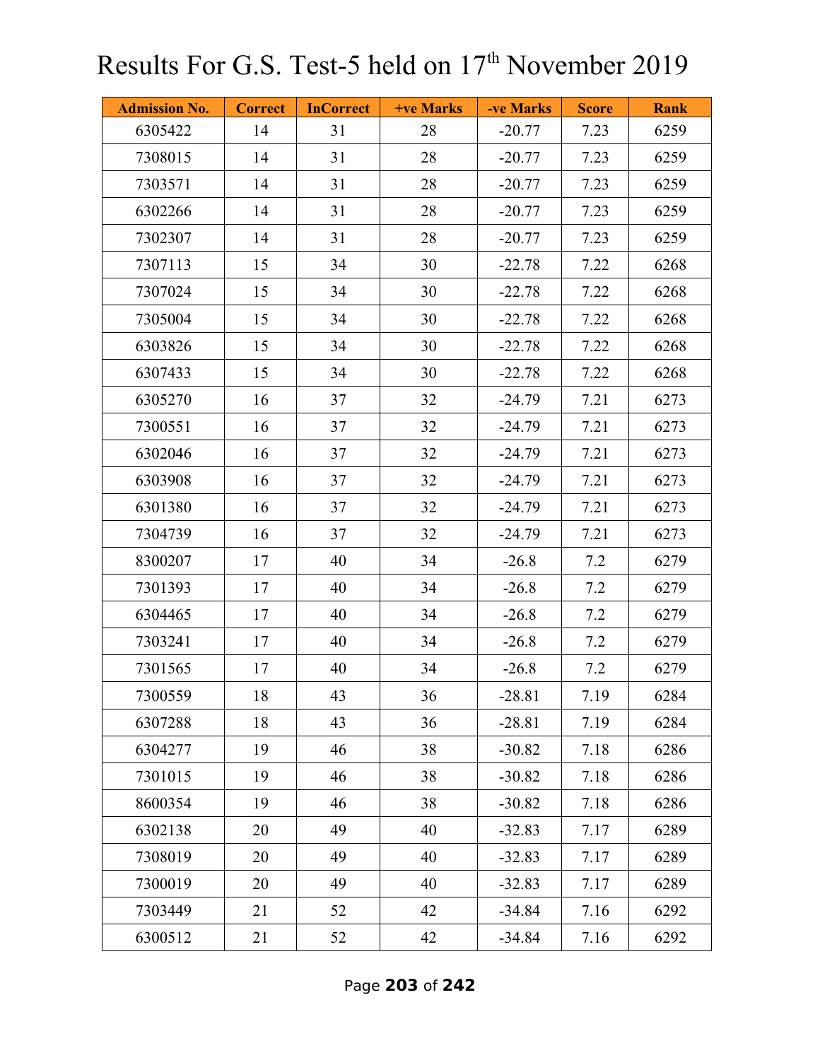# Results For G.S. Test-5 held on 17th November 2019

| Admission No. | Correct | InCorrect | +ve Marks | -ve Marks | Score | Rank |
|---|---|---|---|---|---|---|
| 6305422 | 14 | 31 | 28 | -20.77 | 7.23 | 6259 |
| 7308015 | 14 | 31 | 28 | -20.77 | 7.23 | 6259 |
| 7303571 | 14 | 31 | 28 | -20.77 | 7.23 | 6259 |
| 6302266 | 14 | 31 | 28 | -20.77 | 7.23 | 6259 |
| 7302307 | 14 | 31 | 28 | -20.77 | 7.23 | 6259 |
| 7307113 | 15 | 34 | 30 | -22.78 | 7.22 | 6268 |
| 7307024 | 15 | 34 | 30 | -22.78 | 7.22 | 6268 |
| 7305004 | 15 | 34 | 30 | -22.78 | 7.22 | 6268 |
| 6303826 | 15 | 34 | 30 | -22.78 | 7.22 | 6268 |
| 6307433 | 15 | 34 | 30 | -22.78 | 7.22 | 6268 |
| 6305270 | 16 | 37 | 32 | -24.79 | 7.21 | 6273 |
| 7300551 | 16 | 37 | 32 | -24.79 | 7.21 | 6273 |
| 6302046 | 16 | 37 | 32 | -24.79 | 7.21 | 6273 |
| 6303908 | 16 | 37 | 32 | -24.79 | 7.21 | 6273 |
| 6301380 | 16 | 37 | 32 | -24.79 | 7.21 | 6273 |
| 7304739 | 16 | 37 | 32 | -24.79 | 7.21 | 6273 |
| 8300207 | 17 | 40 | 34 | -26.8 | 7.2 | 6279 |
| 7301393 | 17 | 40 | 34 | -26.8 | 7.2 | 6279 |
| 6304465 | 17 | 40 | 34 | -26.8 | 7.2 | 6279 |
| 7303241 | 17 | 40 | 34 | -26.8 | 7.2 | 6279 |
| 7301565 | 17 | 40 | 34 | -26.8 | 7.2 | 6279 |
| 7300559 | 18 | 43 | 36 | -28.81 | 7.19 | 6284 |
| 6307288 | 18 | 43 | 36 | -28.81 | 7.19 | 6284 |
| 6304277 | 19 | 46 | 38 | -30.82 | 7.18 | 6286 |
| 7301015 | 19 | 46 | 38 | -30.82 | 7.18 | 6286 |
| 8600354 | 19 | 46 | 38 | -30.82 | 7.18 | 6286 |
| 6302138 | 20 | 49 | 40 | -32.83 | 7.17 | 6289 |
| 7308019 | 20 | 49 | 40 | -32.83 | 7.17 | 6289 |
| 7300019 | 20 | 49 | 40 | -32.83 | 7.17 | 6289 |
| 7303449 | 21 | 52 | 42 | -34.84 | 7.16 | 6292 |
| 6300512 | 21 | 52 | 42 | -34.84 | 7.16 | 6292 |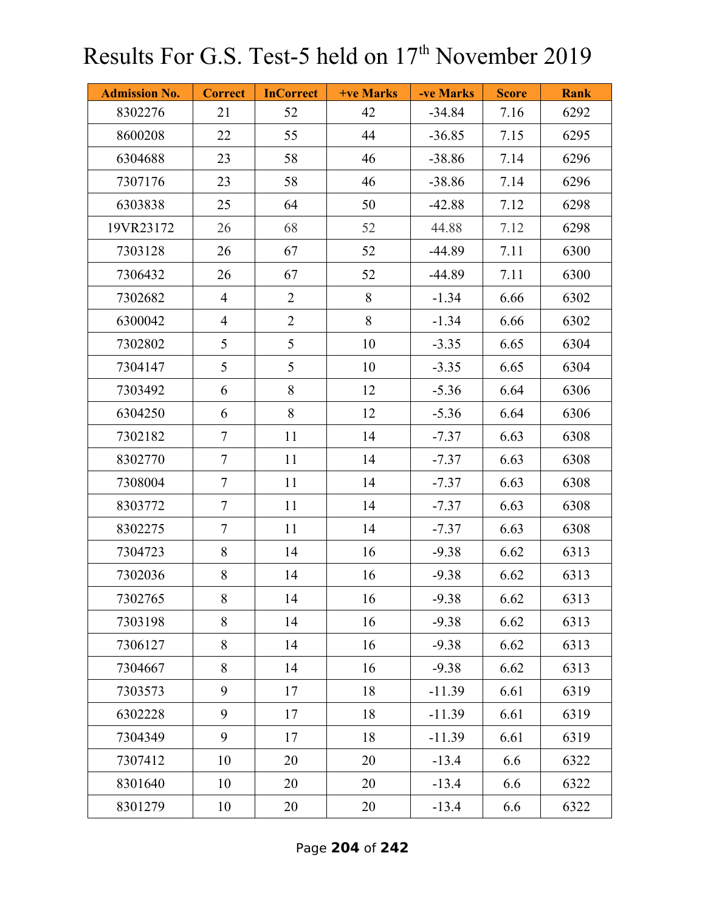# Results For G.S. Test-5 held on 17th November 2019

| Admission No. | Correct | InCorrect | +ve Marks | -ve Marks | Score | Rank |
|---|---|---|---|---|---|---|
| 8302276 | 21 | 52 | 42 | -34.84 | 7.16 | 6292 |
| 8600208 | 22 | 55 | 44 | -36.85 | 7.15 | 6295 |
| 6304688 | 23 | 58 | 46 | -38.86 | 7.14 | 6296 |
| 7307176 | 23 | 58 | 46 | -38.86 | 7.14 | 6296 |
| 6303838 | 25 | 64 | 50 | -42.88 | 7.12 | 6298 |
| 19VR23172 | 26 | 68 | 52 | 44.88 | 7.12 | 6298 |
| 7303128 | 26 | 67 | 52 | -44.89 | 7.11 | 6300 |
| 7306432 | 26 | 67 | 52 | -44.89 | 7.11 | 6300 |
| 7302682 | 4 | 2 | 8 | -1.34 | 6.66 | 6302 |
| 6300042 | 4 | 2 | 8 | -1.34 | 6.66 | 6302 |
| 7302802 | 5 | 5 | 10 | -3.35 | 6.65 | 6304 |
| 7304147 | 5 | 5 | 10 | -3.35 | 6.65 | 6304 |
| 7303492 | 6 | 8 | 12 | -5.36 | 6.64 | 6306 |
| 6304250 | 6 | 8 | 12 | -5.36 | 6.64 | 6306 |
| 7302182 | 7 | 11 | 14 | -7.37 | 6.63 | 6308 |
| 8302770 | 7 | 11 | 14 | -7.37 | 6.63 | 6308 |
| 7308004 | 7 | 11 | 14 | -7.37 | 6.63 | 6308 |
| 8303772 | 7 | 11 | 14 | -7.37 | 6.63 | 6308 |
| 8302275 | 7 | 11 | 14 | -7.37 | 6.63 | 6308 |
| 7304723 | 8 | 14 | 16 | -9.38 | 6.62 | 6313 |
| 7302036 | 8 | 14 | 16 | -9.38 | 6.62 | 6313 |
| 7302765 | 8 | 14 | 16 | -9.38 | 6.62 | 6313 |
| 7303198 | 8 | 14 | 16 | -9.38 | 6.62 | 6313 |
| 7306127 | 8 | 14 | 16 | -9.38 | 6.62 | 6313 |
| 7304667 | 8 | 14 | 16 | -9.38 | 6.62 | 6313 |
| 7303573 | 9 | 17 | 18 | -11.39 | 6.61 | 6319 |
| 6302228 | 9 | 17 | 18 | -11.39 | 6.61 | 6319 |
| 7304349 | 9 | 17 | 18 | -11.39 | 6.61 | 6319 |
| 7307412 | 10 | 20 | 20 | -13.4 | 6.6 | 6322 |
| 8301640 | 10 | 20 | 20 | -13.4 | 6.6 | 6322 |
| 8301279 | 10 | 20 | 20 | -13.4 | 6.6 | 6322 |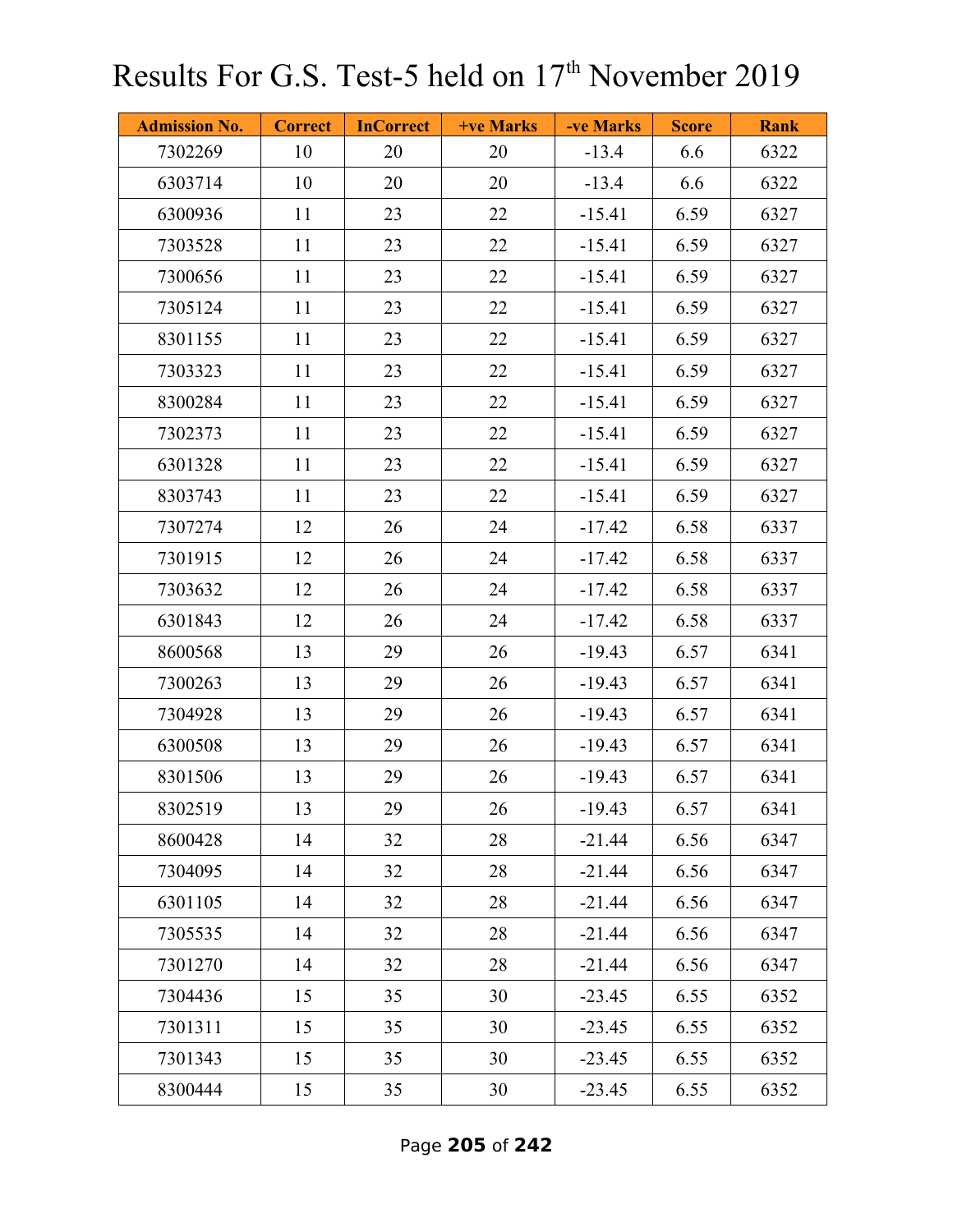# Results For G.S. Test-5 held on 17th November 2019

| Admission No. | Correct | InCorrect | +ve Marks | -ve Marks | Score | Rank |
|---|---|---|---|---|---|---|
| 7302269 | 10 | 20 | 20 | -13.4 | 6.6 | 6322 |
| 6303714 | 10 | 20 | 20 | -13.4 | 6.6 | 6322 |
| 6300936 | 11 | 23 | 22 | -15.41 | 6.59 | 6327 |
| 7303528 | 11 | 23 | 22 | -15.41 | 6.59 | 6327 |
| 7300656 | 11 | 23 | 22 | -15.41 | 6.59 | 6327 |
| 7305124 | 11 | 23 | 22 | -15.41 | 6.59 | 6327 |
| 8301155 | 11 | 23 | 22 | -15.41 | 6.59 | 6327 |
| 7303323 | 11 | 23 | 22 | -15.41 | 6.59 | 6327 |
| 8300284 | 11 | 23 | 22 | -15.41 | 6.59 | 6327 |
| 7302373 | 11 | 23 | 22 | -15.41 | 6.59 | 6327 |
| 6301328 | 11 | 23 | 22 | -15.41 | 6.59 | 6327 |
| 8303743 | 11 | 23 | 22 | -15.41 | 6.59 | 6327 |
| 7307274 | 12 | 26 | 24 | -17.42 | 6.58 | 6337 |
| 7301915 | 12 | 26 | 24 | -17.42 | 6.58 | 6337 |
| 7303632 | 12 | 26 | 24 | -17.42 | 6.58 | 6337 |
| 6301843 | 12 | 26 | 24 | -17.42 | 6.58 | 6337 |
| 8600568 | 13 | 29 | 26 | -19.43 | 6.57 | 6341 |
| 7300263 | 13 | 29 | 26 | -19.43 | 6.57 | 6341 |
| 7304928 | 13 | 29 | 26 | -19.43 | 6.57 | 6341 |
| 6300508 | 13 | 29 | 26 | -19.43 | 6.57 | 6341 |
| 8301506 | 13 | 29 | 26 | -19.43 | 6.57 | 6341 |
| 8302519 | 13 | 29 | 26 | -19.43 | 6.57 | 6341 |
| 8600428 | 14 | 32 | 28 | -21.44 | 6.56 | 6347 |
| 7304095 | 14 | 32 | 28 | -21.44 | 6.56 | 6347 |
| 6301105 | 14 | 32 | 28 | -21.44 | 6.56 | 6347 |
| 7305535 | 14 | 32 | 28 | -21.44 | 6.56 | 6347 |
| 7301270 | 14 | 32 | 28 | -21.44 | 6.56 | 6347 |
| 7304436 | 15 | 35 | 30 | -23.45 | 6.55 | 6352 |
| 7301311 | 15 | 35 | 30 | -23.45 | 6.55 | 6352 |
| 7301343 | 15 | 35 | 30 | -23.45 | 6.55 | 6352 |
| 8300444 | 15 | 35 | 30 | -23.45 | 6.55 | 6352 |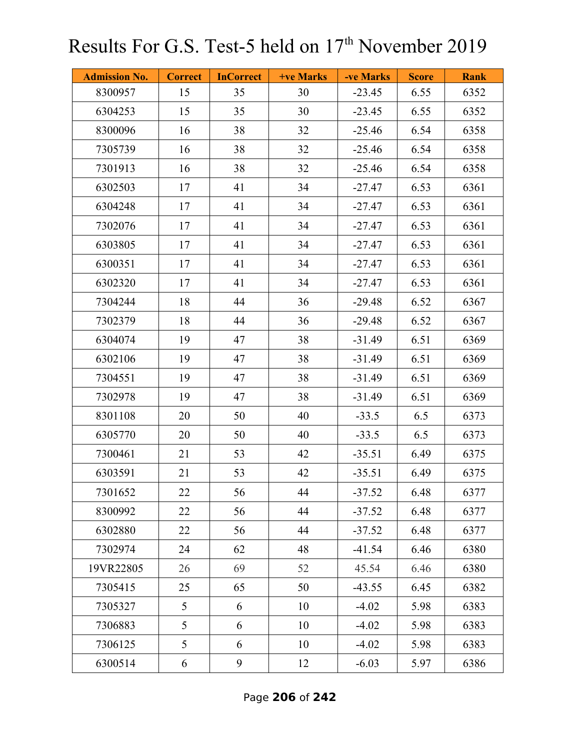# Results For G.S. Test-5 held on 17th November 2019

| Admission No. | Correct | InCorrect | +ve Marks | -ve Marks | Score | Rank |
|---|---|---|---|---|---|---|
| 8300957 | 15 | 35 | 30 | -23.45 | 6.55 | 6352 |
| 6304253 | 15 | 35 | 30 | -23.45 | 6.55 | 6352 |
| 8300096 | 16 | 38 | 32 | -25.46 | 6.54 | 6358 |
| 7305739 | 16 | 38 | 32 | -25.46 | 6.54 | 6358 |
| 7301913 | 16 | 38 | 32 | -25.46 | 6.54 | 6358 |
| 6302503 | 17 | 41 | 34 | -27.47 | 6.53 | 6361 |
| 6304248 | 17 | 41 | 34 | -27.47 | 6.53 | 6361 |
| 7302076 | 17 | 41 | 34 | -27.47 | 6.53 | 6361 |
| 6303805 | 17 | 41 | 34 | -27.47 | 6.53 | 6361 |
| 6300351 | 17 | 41 | 34 | -27.47 | 6.53 | 6361 |
| 6302320 | 17 | 41 | 34 | -27.47 | 6.53 | 6361 |
| 7304244 | 18 | 44 | 36 | -29.48 | 6.52 | 6367 |
| 7302379 | 18 | 44 | 36 | -29.48 | 6.52 | 6367 |
| 6304074 | 19 | 47 | 38 | -31.49 | 6.51 | 6369 |
| 6302106 | 19 | 47 | 38 | -31.49 | 6.51 | 6369 |
| 7304551 | 19 | 47 | 38 | -31.49 | 6.51 | 6369 |
| 7302978 | 19 | 47 | 38 | -31.49 | 6.51 | 6369 |
| 8301108 | 20 | 50 | 40 | -33.5 | 6.5 | 6373 |
| 6305770 | 20 | 50 | 40 | -33.5 | 6.5 | 6373 |
| 7300461 | 21 | 53 | 42 | -35.51 | 6.49 | 6375 |
| 6303591 | 21 | 53 | 42 | -35.51 | 6.49 | 6375 |
| 7301652 | 22 | 56 | 44 | -37.52 | 6.48 | 6377 |
| 8300992 | 22 | 56 | 44 | -37.52 | 6.48 | 6377 |
| 6302880 | 22 | 56 | 44 | -37.52 | 6.48 | 6377 |
| 7302974 | 24 | 62 | 48 | -41.54 | 6.46 | 6380 |
| 19VR22805 | 26 | 69 | 52 | 45.54 | 6.46 | 6380 |
| 7305415 | 25 | 65 | 50 | -43.55 | 6.45 | 6382 |
| 7305327 | 5 | 6 | 10 | -4.02 | 5.98 | 6383 |
| 7306883 | 5 | 6 | 10 | -4.02 | 5.98 | 6383 |
| 7306125 | 5 | 6 | 10 | -4.02 | 5.98 | 6383 |
| 6300514 | 6 | 9 | 12 | -6.03 | 5.97 | 6386 |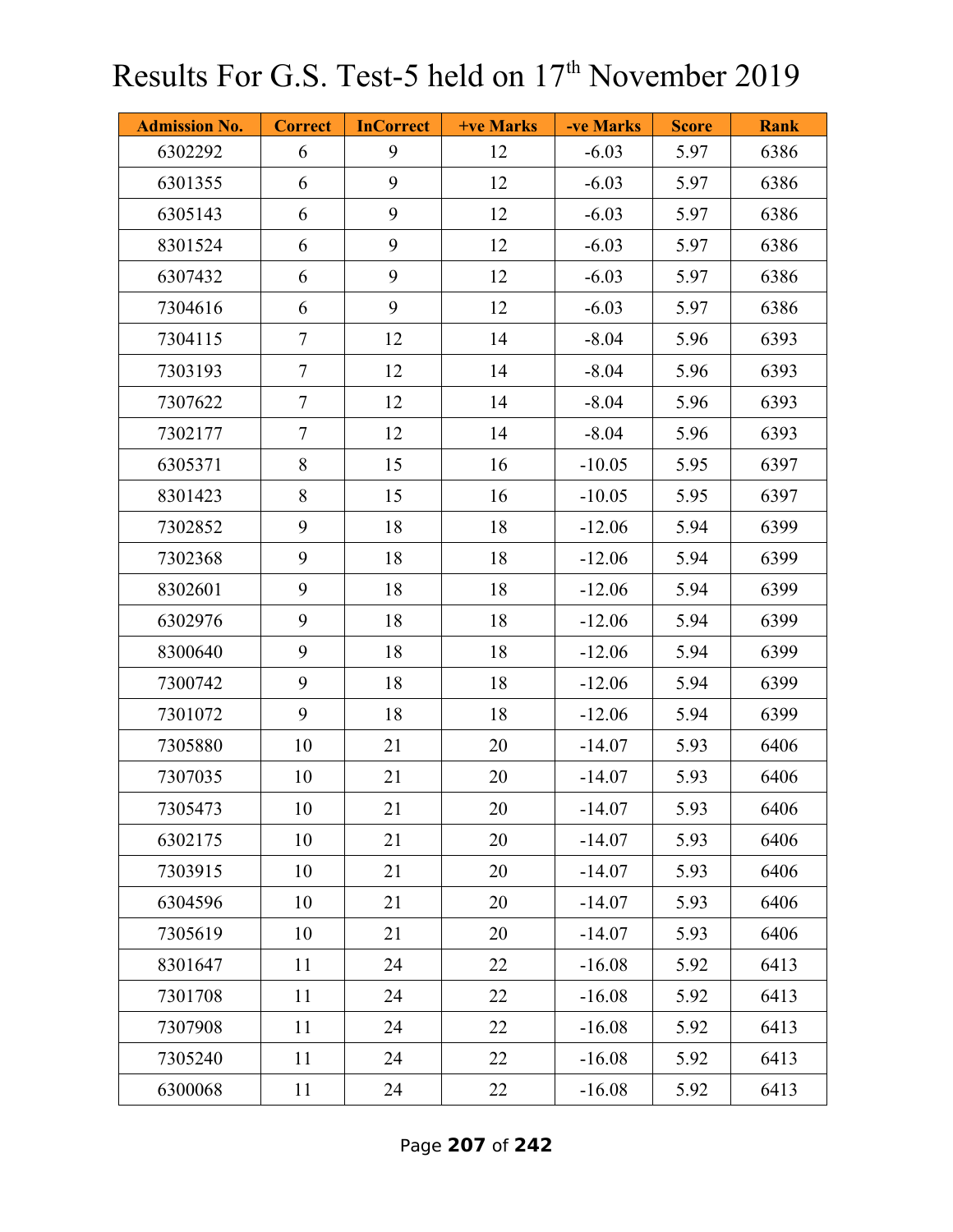# Results For G.S. Test-5 held on 17th November 2019

| Admission No. | Correct | InCorrect | +ve Marks | -ve Marks | Score | Rank |
|---|---|---|---|---|---|---|
| 6302292 | 6 | 9 | 12 | -6.03 | 5.97 | 6386 |
| 6301355 | 6 | 9 | 12 | -6.03 | 5.97 | 6386 |
| 6305143 | 6 | 9 | 12 | -6.03 | 5.97 | 6386 |
| 8301524 | 6 | 9 | 12 | -6.03 | 5.97 | 6386 |
| 6307432 | 6 | 9 | 12 | -6.03 | 5.97 | 6386 |
| 7304616 | 6 | 9 | 12 | -6.03 | 5.97 | 6386 |
| 7304115 | 7 | 12 | 14 | -8.04 | 5.96 | 6393 |
| 7303193 | 7 | 12 | 14 | -8.04 | 5.96 | 6393 |
| 7307622 | 7 | 12 | 14 | -8.04 | 5.96 | 6393 |
| 7302177 | 7 | 12 | 14 | -8.04 | 5.96 | 6393 |
| 6305371 | 8 | 15 | 16 | -10.05 | 5.95 | 6397 |
| 8301423 | 8 | 15 | 16 | -10.05 | 5.95 | 6397 |
| 7302852 | 9 | 18 | 18 | -12.06 | 5.94 | 6399 |
| 7302368 | 9 | 18 | 18 | -12.06 | 5.94 | 6399 |
| 8302601 | 9 | 18 | 18 | -12.06 | 5.94 | 6399 |
| 6302976 | 9 | 18 | 18 | -12.06 | 5.94 | 6399 |
| 8300640 | 9 | 18 | 18 | -12.06 | 5.94 | 6399 |
| 7300742 | 9 | 18 | 18 | -12.06 | 5.94 | 6399 |
| 7301072 | 9 | 18 | 18 | -12.06 | 5.94 | 6399 |
| 7305880 | 10 | 21 | 20 | -14.07 | 5.93 | 6406 |
| 7307035 | 10 | 21 | 20 | -14.07 | 5.93 | 6406 |
| 7305473 | 10 | 21 | 20 | -14.07 | 5.93 | 6406 |
| 6302175 | 10 | 21 | 20 | -14.07 | 5.93 | 6406 |
| 7303915 | 10 | 21 | 20 | -14.07 | 5.93 | 6406 |
| 6304596 | 10 | 21 | 20 | -14.07 | 5.93 | 6406 |
| 7305619 | 10 | 21 | 20 | -14.07 | 5.93 | 6406 |
| 8301647 | 11 | 24 | 22 | -16.08 | 5.92 | 6413 |
| 7301708 | 11 | 24 | 22 | -16.08 | 5.92 | 6413 |
| 7307908 | 11 | 24 | 22 | -16.08 | 5.92 | 6413 |
| 7305240 | 11 | 24 | 22 | -16.08 | 5.92 | 6413 |
| 6300068 | 11 | 24 | 22 | -16.08 | 5.92 | 6413 |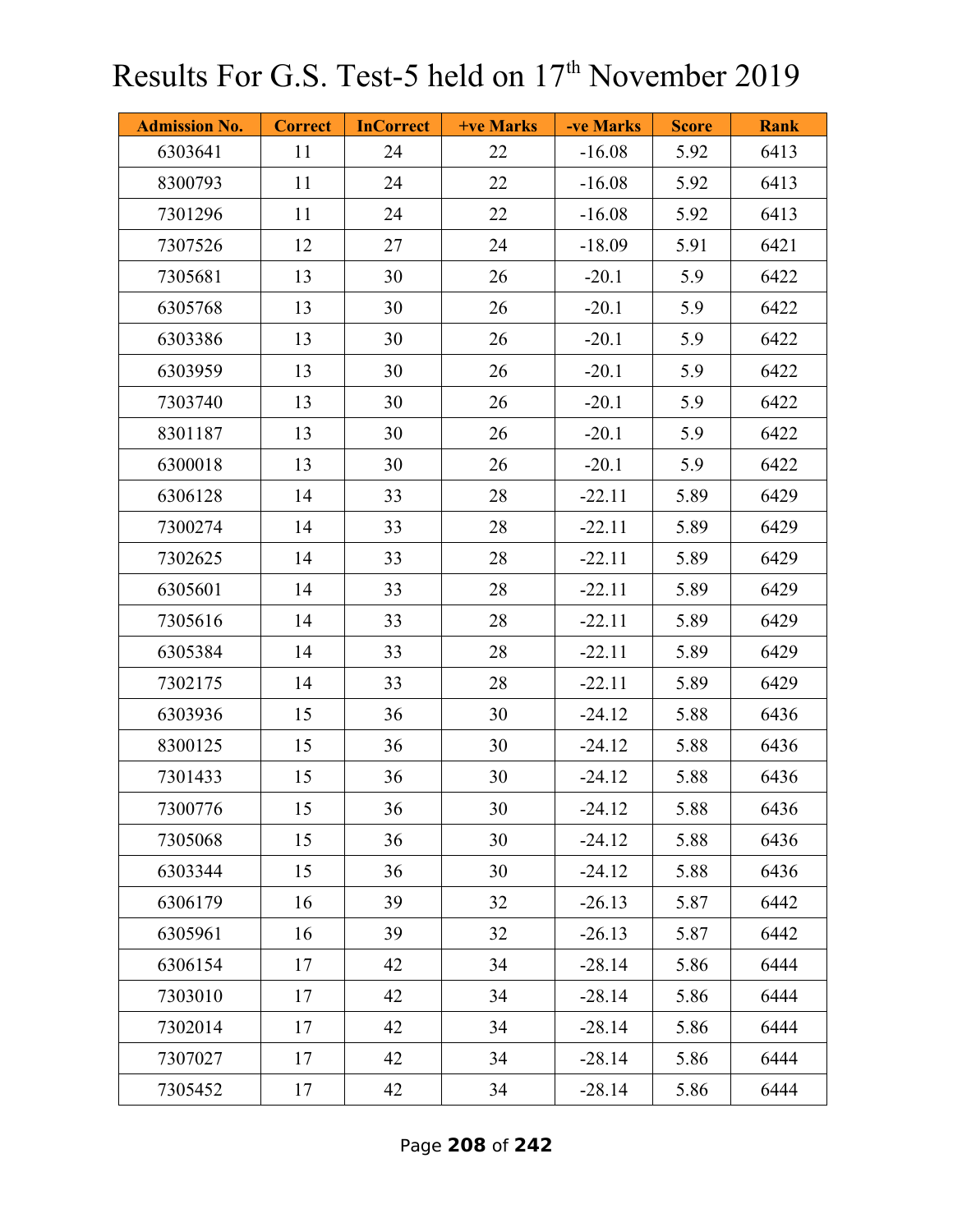# Results For G.S. Test-5 held on 17th November 2019

| Admission No. | Correct | InCorrect | +ve Marks | -ve Marks | Score | Rank |
|---|---|---|---|---|---|---|
| 6303641 | 11 | 24 | 22 | -16.08 | 5.92 | 6413 |
| 8300793 | 11 | 24 | 22 | -16.08 | 5.92 | 6413 |
| 7301296 | 11 | 24 | 22 | -16.08 | 5.92 | 6413 |
| 7307526 | 12 | 27 | 24 | -18.09 | 5.91 | 6421 |
| 7305681 | 13 | 30 | 26 | -20.1 | 5.9 | 6422 |
| 6305768 | 13 | 30 | 26 | -20.1 | 5.9 | 6422 |
| 6303386 | 13 | 30 | 26 | -20.1 | 5.9 | 6422 |
| 6303959 | 13 | 30 | 26 | -20.1 | 5.9 | 6422 |
| 7303740 | 13 | 30 | 26 | -20.1 | 5.9 | 6422 |
| 8301187 | 13 | 30 | 26 | -20.1 | 5.9 | 6422 |
| 6300018 | 13 | 30 | 26 | -20.1 | 5.9 | 6422 |
| 6306128 | 14 | 33 | 28 | -22.11 | 5.89 | 6429 |
| 7300274 | 14 | 33 | 28 | -22.11 | 5.89 | 6429 |
| 7302625 | 14 | 33 | 28 | -22.11 | 5.89 | 6429 |
| 6305601 | 14 | 33 | 28 | -22.11 | 5.89 | 6429 |
| 7305616 | 14 | 33 | 28 | -22.11 | 5.89 | 6429 |
| 6305384 | 14 | 33 | 28 | -22.11 | 5.89 | 6429 |
| 7302175 | 14 | 33 | 28 | -22.11 | 5.89 | 6429 |
| 6303936 | 15 | 36 | 30 | -24.12 | 5.88 | 6436 |
| 8300125 | 15 | 36 | 30 | -24.12 | 5.88 | 6436 |
| 7301433 | 15 | 36 | 30 | -24.12 | 5.88 | 6436 |
| 7300776 | 15 | 36 | 30 | -24.12 | 5.88 | 6436 |
| 7305068 | 15 | 36 | 30 | -24.12 | 5.88 | 6436 |
| 6303344 | 15 | 36 | 30 | -24.12 | 5.88 | 6436 |
| 6306179 | 16 | 39 | 32 | -26.13 | 5.87 | 6442 |
| 6305961 | 16 | 39 | 32 | -26.13 | 5.87 | 6442 |
| 6306154 | 17 | 42 | 34 | -28.14 | 5.86 | 6444 |
| 7303010 | 17 | 42 | 34 | -28.14 | 5.86 | 6444 |
| 7302014 | 17 | 42 | 34 | -28.14 | 5.86 | 6444 |
| 7307027 | 17 | 42 | 34 | -28.14 | 5.86 | 6444 |
| 7305452 | 17 | 42 | 34 | -28.14 | 5.86 | 6444 |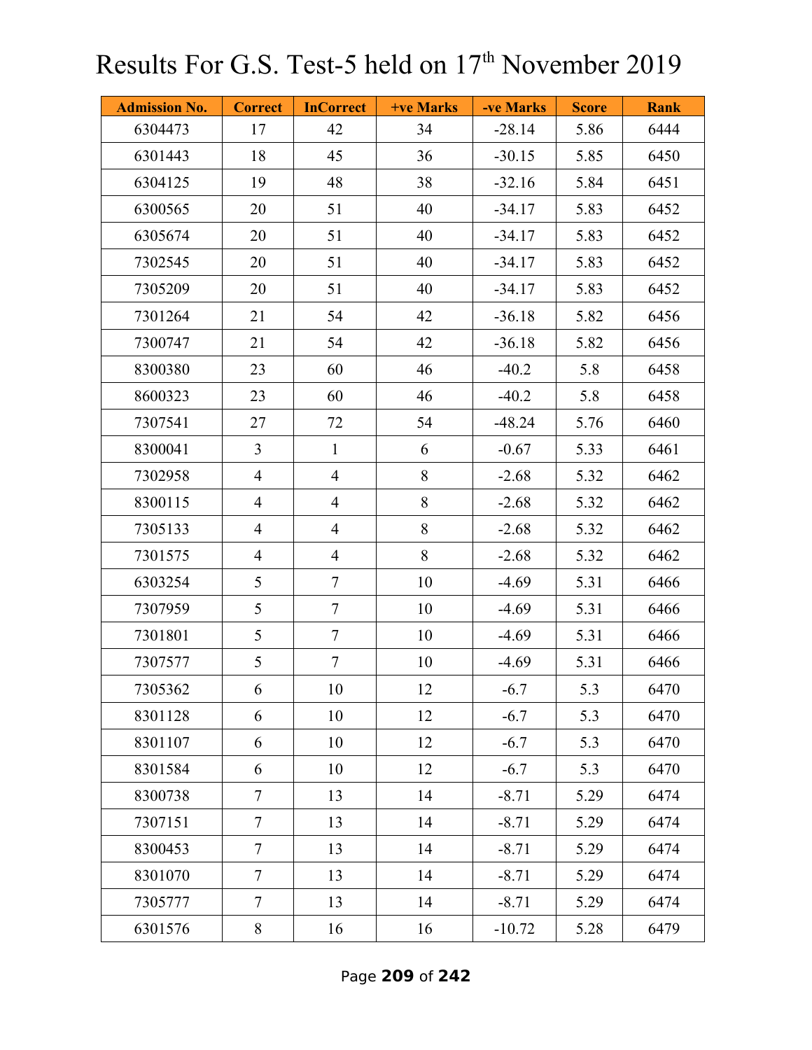# Results For G.S. Test-5 held on 17th November 2019

| Admission No. | Correct | InCorrect | +ve Marks | -ve Marks | Score | Rank |
|---|---|---|---|---|---|---|
| 6304473 | 17 | 42 | 34 | -28.14 | 5.86 | 6444 |
| 6301443 | 18 | 45 | 36 | -30.15 | 5.85 | 6450 |
| 6304125 | 19 | 48 | 38 | -32.16 | 5.84 | 6451 |
| 6300565 | 20 | 51 | 40 | -34.17 | 5.83 | 6452 |
| 6305674 | 20 | 51 | 40 | -34.17 | 5.83 | 6452 |
| 7302545 | 20 | 51 | 40 | -34.17 | 5.83 | 6452 |
| 7305209 | 20 | 51 | 40 | -34.17 | 5.83 | 6452 |
| 7301264 | 21 | 54 | 42 | -36.18 | 5.82 | 6456 |
| 7300747 | 21 | 54 | 42 | -36.18 | 5.82 | 6456 |
| 8300380 | 23 | 60 | 46 | -40.2 | 5.8 | 6458 |
| 8600323 | 23 | 60 | 46 | -40.2 | 5.8 | 6458 |
| 7307541 | 27 | 72 | 54 | -48.24 | 5.76 | 6460 |
| 8300041 | 3 | 1 | 6 | -0.67 | 5.33 | 6461 |
| 7302958 | 4 | 4 | 8 | -2.68 | 5.32 | 6462 |
| 8300115 | 4 | 4 | 8 | -2.68 | 5.32 | 6462 |
| 7305133 | 4 | 4 | 8 | -2.68 | 5.32 | 6462 |
| 7301575 | 4 | 4 | 8 | -2.68 | 5.32 | 6462 |
| 6303254 | 5 | 7 | 10 | -4.69 | 5.31 | 6466 |
| 7307959 | 5 | 7 | 10 | -4.69 | 5.31 | 6466 |
| 7301801 | 5 | 7 | 10 | -4.69 | 5.31 | 6466 |
| 7307577 | 5 | 7 | 10 | -4.69 | 5.31 | 6466 |
| 7305362 | 6 | 10 | 12 | -6.7 | 5.3 | 6470 |
| 8301128 | 6 | 10 | 12 | -6.7 | 5.3 | 6470 |
| 8301107 | 6 | 10 | 12 | -6.7 | 5.3 | 6470 |
| 8301584 | 6 | 10 | 12 | -6.7 | 5.3 | 6470 |
| 8300738 | 7 | 13 | 14 | -8.71 | 5.29 | 6474 |
| 7307151 | 7 | 13 | 14 | -8.71 | 5.29 | 6474 |
| 8300453 | 7 | 13 | 14 | -8.71 | 5.29 | 6474 |
| 8301070 | 7 | 13 | 14 | -8.71 | 5.29 | 6474 |
| 7305777 | 7 | 13 | 14 | -8.71 | 5.29 | 6474 |
| 6301576 | 8 | 16 | 16 | -10.72 | 5.28 | 6479 |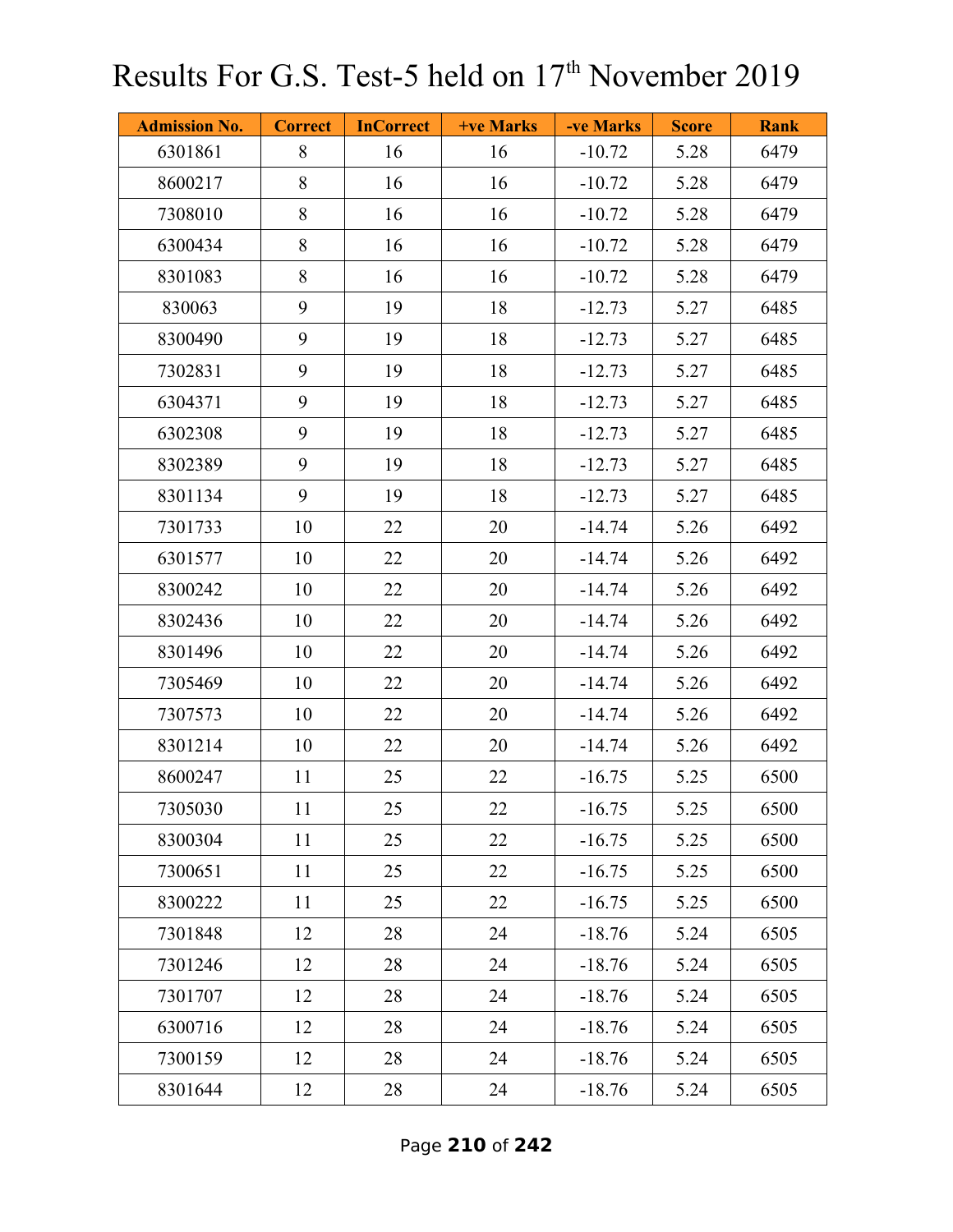# Results For G.S. Test-5 held on 17th November 2019

| Admission No. | Correct | InCorrect | +ve Marks | -ve Marks | Score | Rank |
|---|---|---|---|---|---|---|
| 6301861 | 8 | 16 | 16 | -10.72 | 5.28 | 6479 |
| 8600217 | 8 | 16 | 16 | -10.72 | 5.28 | 6479 |
| 7308010 | 8 | 16 | 16 | -10.72 | 5.28 | 6479 |
| 6300434 | 8 | 16 | 16 | -10.72 | 5.28 | 6479 |
| 8301083 | 8 | 16 | 16 | -10.72 | 5.28 | 6479 |
| 830063 | 9 | 19 | 18 | -12.73 | 5.27 | 6485 |
| 8300490 | 9 | 19 | 18 | -12.73 | 5.27 | 6485 |
| 7302831 | 9 | 19 | 18 | -12.73 | 5.27 | 6485 |
| 6304371 | 9 | 19 | 18 | -12.73 | 5.27 | 6485 |
| 6302308 | 9 | 19 | 18 | -12.73 | 5.27 | 6485 |
| 8302389 | 9 | 19 | 18 | -12.73 | 5.27 | 6485 |
| 8301134 | 9 | 19 | 18 | -12.73 | 5.27 | 6485 |
| 7301733 | 10 | 22 | 20 | -14.74 | 5.26 | 6492 |
| 6301577 | 10 | 22 | 20 | -14.74 | 5.26 | 6492 |
| 8300242 | 10 | 22 | 20 | -14.74 | 5.26 | 6492 |
| 8302436 | 10 | 22 | 20 | -14.74 | 5.26 | 6492 |
| 8301496 | 10 | 22 | 20 | -14.74 | 5.26 | 6492 |
| 7305469 | 10 | 22 | 20 | -14.74 | 5.26 | 6492 |
| 7307573 | 10 | 22 | 20 | -14.74 | 5.26 | 6492 |
| 8301214 | 10 | 22 | 20 | -14.74 | 5.26 | 6492 |
| 8600247 | 11 | 25 | 22 | -16.75 | 5.25 | 6500 |
| 7305030 | 11 | 25 | 22 | -16.75 | 5.25 | 6500 |
| 8300304 | 11 | 25 | 22 | -16.75 | 5.25 | 6500 |
| 7300651 | 11 | 25 | 22 | -16.75 | 5.25 | 6500 |
| 8300222 | 11 | 25 | 22 | -16.75 | 5.25 | 6500 |
| 7301848 | 12 | 28 | 24 | -18.76 | 5.24 | 6505 |
| 7301246 | 12 | 28 | 24 | -18.76 | 5.24 | 6505 |
| 7301707 | 12 | 28 | 24 | -18.76 | 5.24 | 6505 |
| 6300716 | 12 | 28 | 24 | -18.76 | 5.24 | 6505 |
| 7300159 | 12 | 28 | 24 | -18.76 | 5.24 | 6505 |
| 8301644 | 12 | 28 | 24 | -18.76 | 5.24 | 6505 |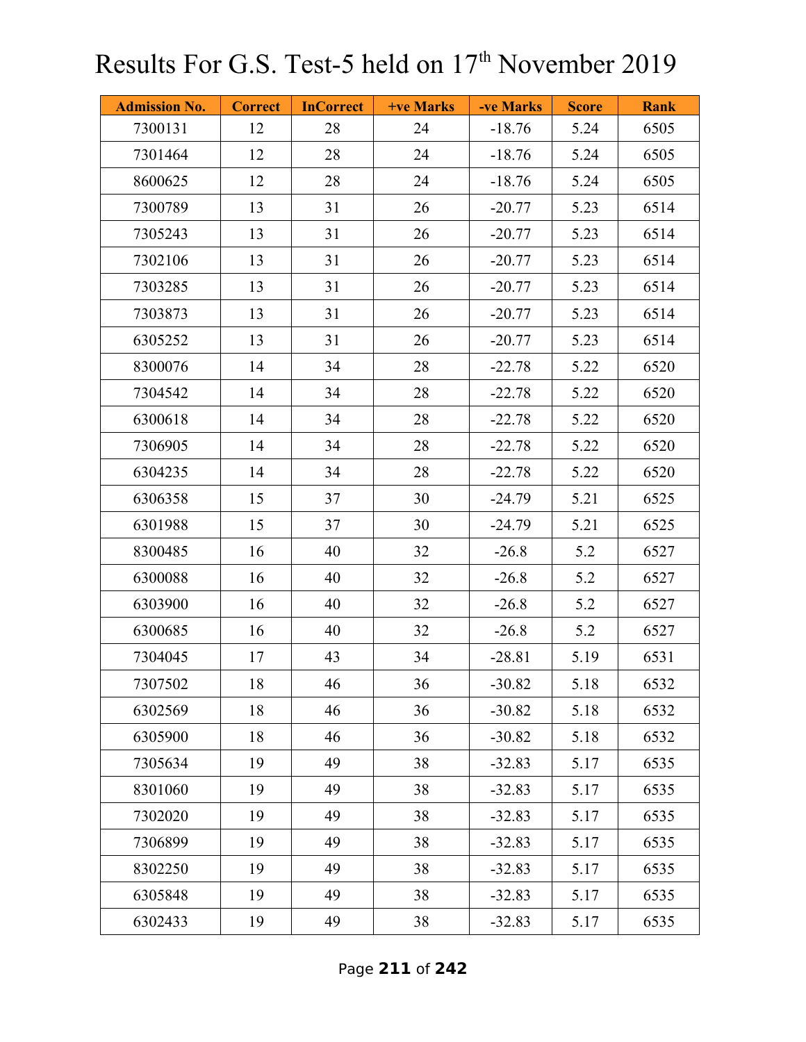# Results For G.S. Test-5 held on 17th November 2019

| Admission No. | Correct | InCorrect | +ve Marks | -ve Marks | Score | Rank |
|---|---|---|---|---|---|---|
| 7300131 | 12 | 28 | 24 | -18.76 | 5.24 | 6505 |
| 7301464 | 12 | 28 | 24 | -18.76 | 5.24 | 6505 |
| 8600625 | 12 | 28 | 24 | -18.76 | 5.24 | 6505 |
| 7300789 | 13 | 31 | 26 | -20.77 | 5.23 | 6514 |
| 7305243 | 13 | 31 | 26 | -20.77 | 5.23 | 6514 |
| 7302106 | 13 | 31 | 26 | -20.77 | 5.23 | 6514 |
| 7303285 | 13 | 31 | 26 | -20.77 | 5.23 | 6514 |
| 7303873 | 13 | 31 | 26 | -20.77 | 5.23 | 6514 |
| 6305252 | 13 | 31 | 26 | -20.77 | 5.23 | 6514 |
| 8300076 | 14 | 34 | 28 | -22.78 | 5.22 | 6520 |
| 7304542 | 14 | 34 | 28 | -22.78 | 5.22 | 6520 |
| 6300618 | 14 | 34 | 28 | -22.78 | 5.22 | 6520 |
| 7306905 | 14 | 34 | 28 | -22.78 | 5.22 | 6520 |
| 6304235 | 14 | 34 | 28 | -22.78 | 5.22 | 6520 |
| 6306358 | 15 | 37 | 30 | -24.79 | 5.21 | 6525 |
| 6301988 | 15 | 37 | 30 | -24.79 | 5.21 | 6525 |
| 8300485 | 16 | 40 | 32 | -26.8 | 5.2 | 6527 |
| 6300088 | 16 | 40 | 32 | -26.8 | 5.2 | 6527 |
| 6303900 | 16 | 40 | 32 | -26.8 | 5.2 | 6527 |
| 6300685 | 16 | 40 | 32 | -26.8 | 5.2 | 6527 |
| 7304045 | 17 | 43 | 34 | -28.81 | 5.19 | 6531 |
| 7307502 | 18 | 46 | 36 | -30.82 | 5.18 | 6532 |
| 6302569 | 18 | 46 | 36 | -30.82 | 5.18 | 6532 |
| 6305900 | 18 | 46 | 36 | -30.82 | 5.18 | 6532 |
| 7305634 | 19 | 49 | 38 | -32.83 | 5.17 | 6535 |
| 8301060 | 19 | 49 | 38 | -32.83 | 5.17 | 6535 |
| 7302020 | 19 | 49 | 38 | -32.83 | 5.17 | 6535 |
| 7306899 | 19 | 49 | 38 | -32.83 | 5.17 | 6535 |
| 8302250 | 19 | 49 | 38 | -32.83 | 5.17 | 6535 |
| 6305848 | 19 | 49 | 38 | -32.83 | 5.17 | 6535 |
| 6302433 | 19 | 49 | 38 | -32.83 | 5.17 | 6535 |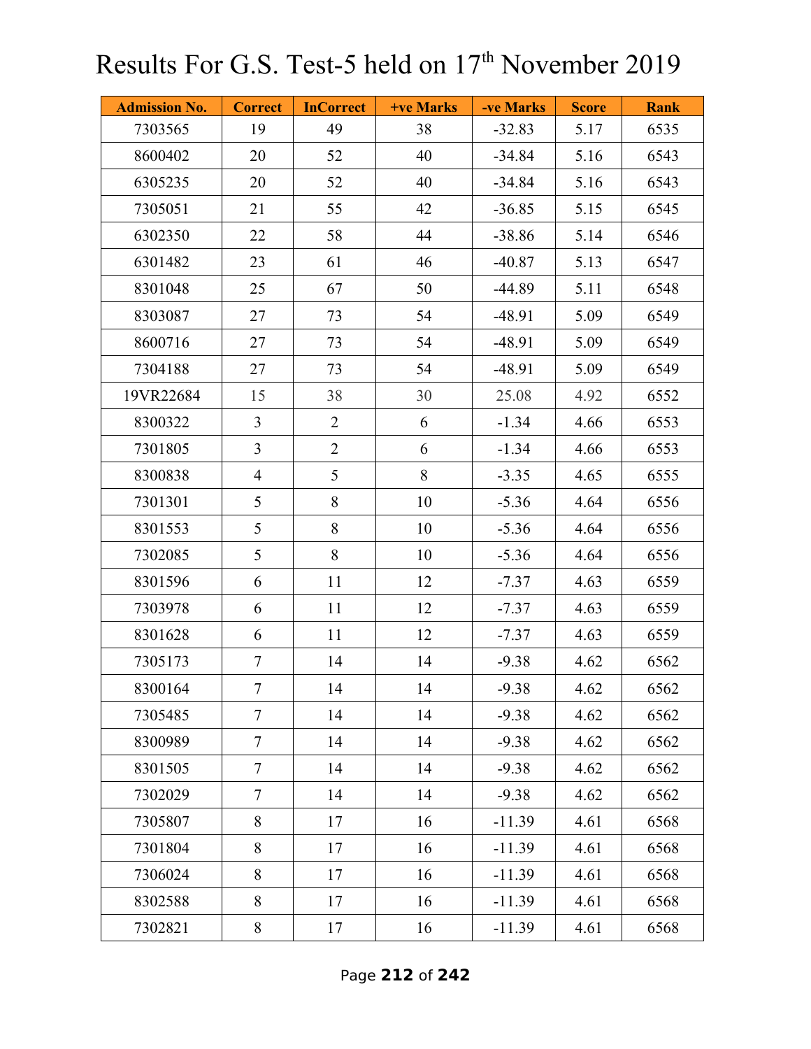# Results For G.S. Test-5 held on 17th November 2019

| Admission No. | Correct | InCorrect | +ve Marks | -ve Marks | Score | Rank |
|---|---|---|---|---|---|---|
| 7303565 | 19 | 49 | 38 | -32.83 | 5.17 | 6535 |
| 8600402 | 20 | 52 | 40 | -34.84 | 5.16 | 6543 |
| 6305235 | 20 | 52 | 40 | -34.84 | 5.16 | 6543 |
| 7305051 | 21 | 55 | 42 | -36.85 | 5.15 | 6545 |
| 6302350 | 22 | 58 | 44 | -38.86 | 5.14 | 6546 |
| 6301482 | 23 | 61 | 46 | -40.87 | 5.13 | 6547 |
| 8301048 | 25 | 67 | 50 | -44.89 | 5.11 | 6548 |
| 8303087 | 27 | 73 | 54 | -48.91 | 5.09 | 6549 |
| 8600716 | 27 | 73 | 54 | -48.91 | 5.09 | 6549 |
| 7304188 | 27 | 73 | 54 | -48.91 | 5.09 | 6549 |
| 19VR22684 | 15 | 38 | 30 | 25.08 | 4.92 | 6552 |
| 8300322 | 3 | 2 | 6 | -1.34 | 4.66 | 6553 |
| 7301805 | 3 | 2 | 6 | -1.34 | 4.66 | 6553 |
| 8300838 | 4 | 5 | 8 | -3.35 | 4.65 | 6555 |
| 7301301 | 5 | 8 | 10 | -5.36 | 4.64 | 6556 |
| 8301553 | 5 | 8 | 10 | -5.36 | 4.64 | 6556 |
| 7302085 | 5 | 8 | 10 | -5.36 | 4.64 | 6556 |
| 8301596 | 6 | 11 | 12 | -7.37 | 4.63 | 6559 |
| 7303978 | 6 | 11 | 12 | -7.37 | 4.63 | 6559 |
| 8301628 | 6 | 11 | 12 | -7.37 | 4.63 | 6559 |
| 7305173 | 7 | 14 | 14 | -9.38 | 4.62 | 6562 |
| 8300164 | 7 | 14 | 14 | -9.38 | 4.62 | 6562 |
| 7305485 | 7 | 14 | 14 | -9.38 | 4.62 | 6562 |
| 8300989 | 7 | 14 | 14 | -9.38 | 4.62 | 6562 |
| 8301505 | 7 | 14 | 14 | -9.38 | 4.62 | 6562 |
| 7302029 | 7 | 14 | 14 | -9.38 | 4.62 | 6562 |
| 7305807 | 8 | 17 | 16 | -11.39 | 4.61 | 6568 |
| 7301804 | 8 | 17 | 16 | -11.39 | 4.61 | 6568 |
| 7306024 | 8 | 17 | 16 | -11.39 | 4.61 | 6568 |
| 8302588 | 8 | 17 | 16 | -11.39 | 4.61 | 6568 |
| 7302821 | 8 | 17 | 16 | -11.39 | 4.61 | 6568 |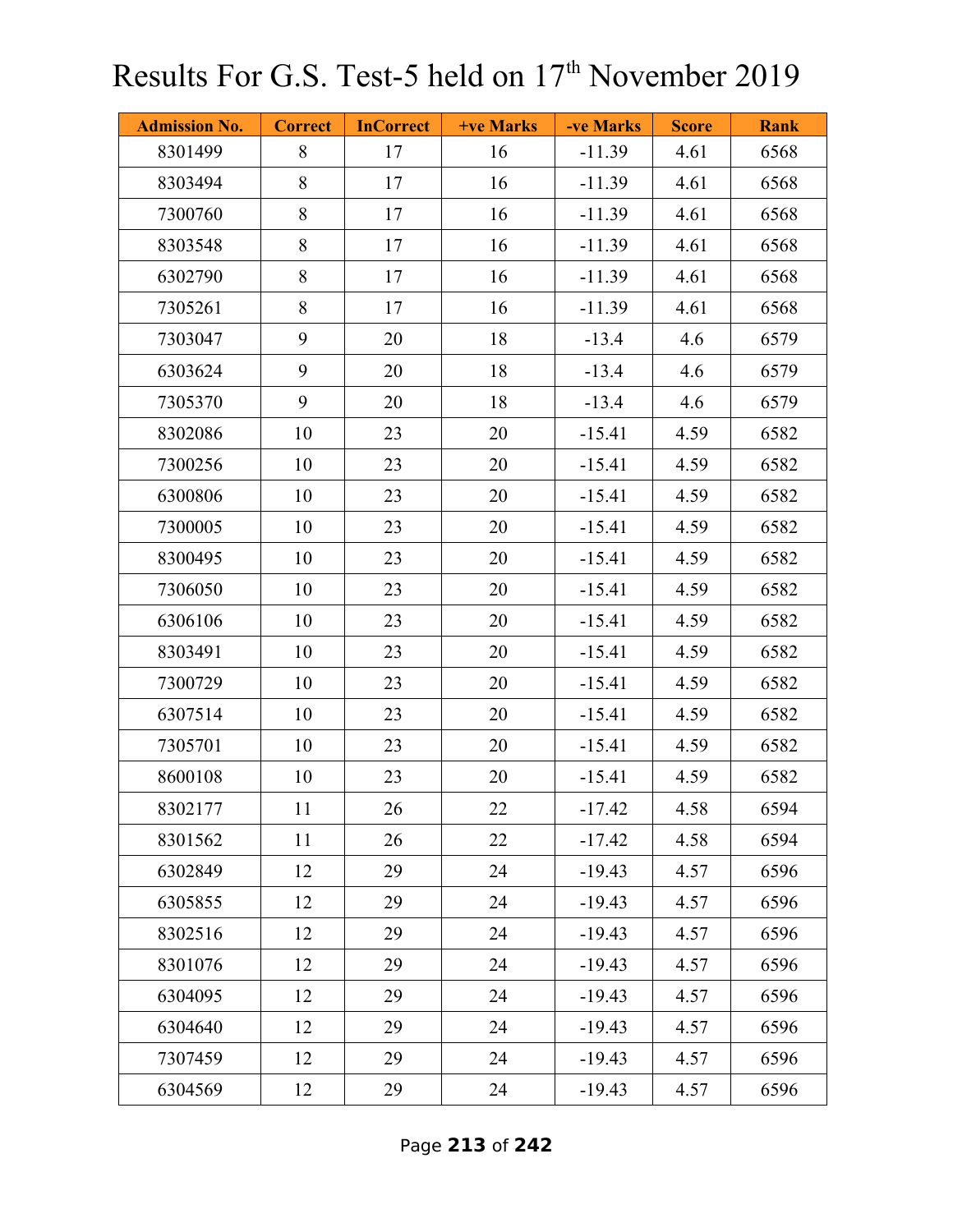# Results For G.S. Test-5 held on 17th November 2019

| Admission No. | Correct | InCorrect | +ve Marks | -ve Marks | Score | Rank |
|---|---|---|---|---|---|---|
| 8301499 | 8 | 17 | 16 | -11.39 | 4.61 | 6568 |
| 8303494 | 8 | 17 | 16 | -11.39 | 4.61 | 6568 |
| 7300760 | 8 | 17 | 16 | -11.39 | 4.61 | 6568 |
| 8303548 | 8 | 17 | 16 | -11.39 | 4.61 | 6568 |
| 6302790 | 8 | 17 | 16 | -11.39 | 4.61 | 6568 |
| 7305261 | 8 | 17 | 16 | -11.39 | 4.61 | 6568 |
| 7303047 | 9 | 20 | 18 | -13.4 | 4.6 | 6579 |
| 6303624 | 9 | 20 | 18 | -13.4 | 4.6 | 6579 |
| 7305370 | 9 | 20 | 18 | -13.4 | 4.6 | 6579 |
| 8302086 | 10 | 23 | 20 | -15.41 | 4.59 | 6582 |
| 7300256 | 10 | 23 | 20 | -15.41 | 4.59 | 6582 |
| 6300806 | 10 | 23 | 20 | -15.41 | 4.59 | 6582 |
| 7300005 | 10 | 23 | 20 | -15.41 | 4.59 | 6582 |
| 8300495 | 10 | 23 | 20 | -15.41 | 4.59 | 6582 |
| 7306050 | 10 | 23 | 20 | -15.41 | 4.59 | 6582 |
| 6306106 | 10 | 23 | 20 | -15.41 | 4.59 | 6582 |
| 8303491 | 10 | 23 | 20 | -15.41 | 4.59 | 6582 |
| 7300729 | 10 | 23 | 20 | -15.41 | 4.59 | 6582 |
| 6307514 | 10 | 23 | 20 | -15.41 | 4.59 | 6582 |
| 7305701 | 10 | 23 | 20 | -15.41 | 4.59 | 6582 |
| 8600108 | 10 | 23 | 20 | -15.41 | 4.59 | 6582 |
| 8302177 | 11 | 26 | 22 | -17.42 | 4.58 | 6594 |
| 8301562 | 11 | 26 | 22 | -17.42 | 4.58 | 6594 |
| 6302849 | 12 | 29 | 24 | -19.43 | 4.57 | 6596 |
| 6305855 | 12 | 29 | 24 | -19.43 | 4.57 | 6596 |
| 8302516 | 12 | 29 | 24 | -19.43 | 4.57 | 6596 |
| 8301076 | 12 | 29 | 24 | -19.43 | 4.57 | 6596 |
| 6304095 | 12 | 29 | 24 | -19.43 | 4.57 | 6596 |
| 6304640 | 12 | 29 | 24 | -19.43 | 4.57 | 6596 |
| 7307459 | 12 | 29 | 24 | -19.43 | 4.57 | 6596 |
| 6304569 | 12 | 29 | 24 | -19.43 | 4.57 | 6596 |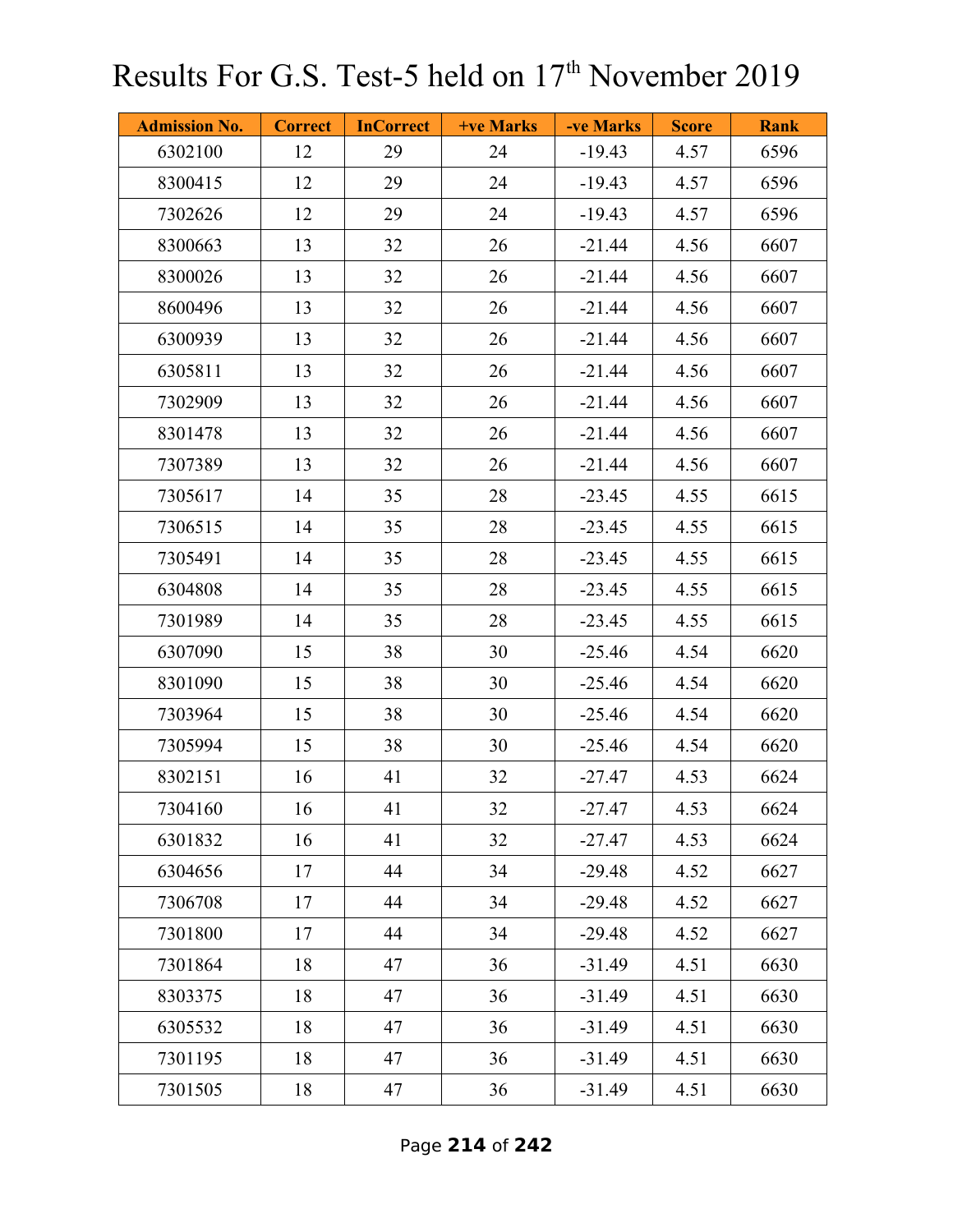# Results For G.S. Test-5 held on 17th November 2019

| Admission No. | Correct | InCorrect | +ve Marks | -ve Marks | Score | Rank |
|---|---|---|---|---|---|---|
| 6302100 | 12 | 29 | 24 | -19.43 | 4.57 | 6596 |
| 8300415 | 12 | 29 | 24 | -19.43 | 4.57 | 6596 |
| 7302626 | 12 | 29 | 24 | -19.43 | 4.57 | 6596 |
| 8300663 | 13 | 32 | 26 | -21.44 | 4.56 | 6607 |
| 8300026 | 13 | 32 | 26 | -21.44 | 4.56 | 6607 |
| 8600496 | 13 | 32 | 26 | -21.44 | 4.56 | 6607 |
| 6300939 | 13 | 32 | 26 | -21.44 | 4.56 | 6607 |
| 6305811 | 13 | 32 | 26 | -21.44 | 4.56 | 6607 |
| 7302909 | 13 | 32 | 26 | -21.44 | 4.56 | 6607 |
| 8301478 | 13 | 32 | 26 | -21.44 | 4.56 | 6607 |
| 7307389 | 13 | 32 | 26 | -21.44 | 4.56 | 6607 |
| 7305617 | 14 | 35 | 28 | -23.45 | 4.55 | 6615 |
| 7306515 | 14 | 35 | 28 | -23.45 | 4.55 | 6615 |
| 7305491 | 14 | 35 | 28 | -23.45 | 4.55 | 6615 |
| 6304808 | 14 | 35 | 28 | -23.45 | 4.55 | 6615 |
| 7301989 | 14 | 35 | 28 | -23.45 | 4.55 | 6615 |
| 6307090 | 15 | 38 | 30 | -25.46 | 4.54 | 6620 |
| 8301090 | 15 | 38 | 30 | -25.46 | 4.54 | 6620 |
| 7303964 | 15 | 38 | 30 | -25.46 | 4.54 | 6620 |
| 7305994 | 15 | 38 | 30 | -25.46 | 4.54 | 6620 |
| 8302151 | 16 | 41 | 32 | -27.47 | 4.53 | 6624 |
| 7304160 | 16 | 41 | 32 | -27.47 | 4.53 | 6624 |
| 6301832 | 16 | 41 | 32 | -27.47 | 4.53 | 6624 |
| 6304656 | 17 | 44 | 34 | -29.48 | 4.52 | 6627 |
| 7306708 | 17 | 44 | 34 | -29.48 | 4.52 | 6627 |
| 7301800 | 17 | 44 | 34 | -29.48 | 4.52 | 6627 |
| 7301864 | 18 | 47 | 36 | -31.49 | 4.51 | 6630 |
| 8303375 | 18 | 47 | 36 | -31.49 | 4.51 | 6630 |
| 6305532 | 18 | 47 | 36 | -31.49 | 4.51 | 6630 |
| 7301195 | 18 | 47 | 36 | -31.49 | 4.51 | 6630 |
| 7301505 | 18 | 47 | 36 | -31.49 | 4.51 | 6630 |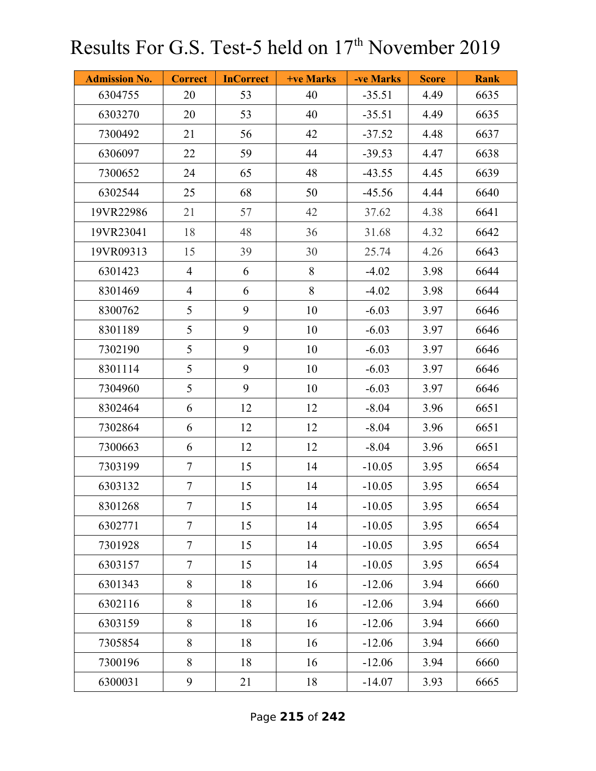# Results For G.S. Test-5 held on 17th November 2019

| Admission No. | Correct | InCorrect | +ve Marks | -ve Marks | Score | Rank |
|---|---|---|---|---|---|---|
| 6304755 | 20 | 53 | 40 | -35.51 | 4.49 | 6635 |
| 6303270 | 20 | 53 | 40 | -35.51 | 4.49 | 6635 |
| 7300492 | 21 | 56 | 42 | -37.52 | 4.48 | 6637 |
| 6306097 | 22 | 59 | 44 | -39.53 | 4.47 | 6638 |
| 7300652 | 24 | 65 | 48 | -43.55 | 4.45 | 6639 |
| 6302544 | 25 | 68 | 50 | -45.56 | 4.44 | 6640 |
| 19VR22986 | 21 | 57 | 42 | 37.62 | 4.38 | 6641 |
| 19VR23041 | 18 | 48 | 36 | 31.68 | 4.32 | 6642 |
| 19VR09313 | 15 | 39 | 30 | 25.74 | 4.26 | 6643 |
| 6301423 | 4 | 6 | 8 | -4.02 | 3.98 | 6644 |
| 8301469 | 4 | 6 | 8 | -4.02 | 3.98 | 6644 |
| 8300762 | 5 | 9 | 10 | -6.03 | 3.97 | 6646 |
| 8301189 | 5 | 9 | 10 | -6.03 | 3.97 | 6646 |
| 7302190 | 5 | 9 | 10 | -6.03 | 3.97 | 6646 |
| 8301114 | 5 | 9 | 10 | -6.03 | 3.97 | 6646 |
| 7304960 | 5 | 9 | 10 | -6.03 | 3.97 | 6646 |
| 8302464 | 6 | 12 | 12 | -8.04 | 3.96 | 6651 |
| 7302864 | 6 | 12 | 12 | -8.04 | 3.96 | 6651 |
| 7300663 | 6 | 12 | 12 | -8.04 | 3.96 | 6651 |
| 7303199 | 7 | 15 | 14 | -10.05 | 3.95 | 6654 |
| 6303132 | 7 | 15 | 14 | -10.05 | 3.95 | 6654 |
| 8301268 | 7 | 15 | 14 | -10.05 | 3.95 | 6654 |
| 6302771 | 7 | 15 | 14 | -10.05 | 3.95 | 6654 |
| 7301928 | 7 | 15 | 14 | -10.05 | 3.95 | 6654 |
| 6303157 | 7 | 15 | 14 | -10.05 | 3.95 | 6654 |
| 6301343 | 8 | 18 | 16 | -12.06 | 3.94 | 6660 |
| 6302116 | 8 | 18 | 16 | -12.06 | 3.94 | 6660 |
| 6303159 | 8 | 18 | 16 | -12.06 | 3.94 | 6660 |
| 7305854 | 8 | 18 | 16 | -12.06 | 3.94 | 6660 |
| 7300196 | 8 | 18 | 16 | -12.06 | 3.94 | 6660 |
| 6300031 | 9 | 21 | 18 | -14.07 | 3.93 | 6665 |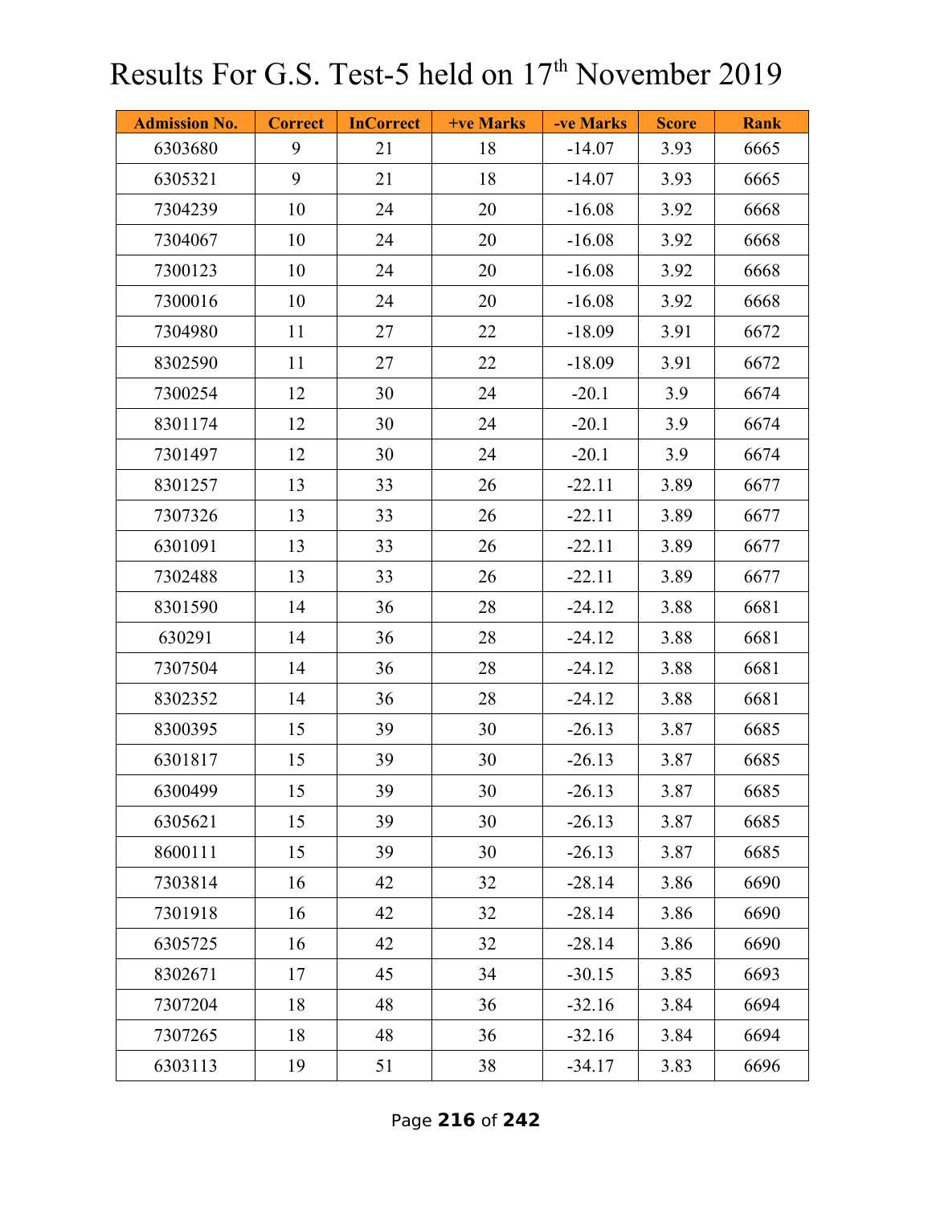# Results For G.S. Test-5 held on 17th November 2019

| Admission No. | Correct | InCorrect | +ve Marks | -ve Marks | Score | Rank |
|---|---|---|---|---|---|---|
| 6303680 | 9 | 21 | 18 | -14.07 | 3.93 | 6665 |
| 6305321 | 9 | 21 | 18 | -14.07 | 3.93 | 6665 |
| 7304239 | 10 | 24 | 20 | -16.08 | 3.92 | 6668 |
| 7304067 | 10 | 24 | 20 | -16.08 | 3.92 | 6668 |
| 7300123 | 10 | 24 | 20 | -16.08 | 3.92 | 6668 |
| 7300016 | 10 | 24 | 20 | -16.08 | 3.92 | 6668 |
| 7304980 | 11 | 27 | 22 | -18.09 | 3.91 | 6672 |
| 8302590 | 11 | 27 | 22 | -18.09 | 3.91 | 6672 |
| 7300254 | 12 | 30 | 24 | -20.1 | 3.9 | 6674 |
| 8301174 | 12 | 30 | 24 | -20.1 | 3.9 | 6674 |
| 7301497 | 12 | 30 | 24 | -20.1 | 3.9 | 6674 |
| 8301257 | 13 | 33 | 26 | -22.11 | 3.89 | 6677 |
| 7307326 | 13 | 33 | 26 | -22.11 | 3.89 | 6677 |
| 6301091 | 13 | 33 | 26 | -22.11 | 3.89 | 6677 |
| 7302488 | 13 | 33 | 26 | -22.11 | 3.89 | 6677 |
| 8301590 | 14 | 36 | 28 | -24.12 | 3.88 | 6681 |
| 630291 | 14 | 36 | 28 | -24.12 | 3.88 | 6681 |
| 7307504 | 14 | 36 | 28 | -24.12 | 3.88 | 6681 |
| 8302352 | 14 | 36 | 28 | -24.12 | 3.88 | 6681 |
| 8300395 | 15 | 39 | 30 | -26.13 | 3.87 | 6685 |
| 6301817 | 15 | 39 | 30 | -26.13 | 3.87 | 6685 |
| 6300499 | 15 | 39 | 30 | -26.13 | 3.87 | 6685 |
| 6305621 | 15 | 39 | 30 | -26.13 | 3.87 | 6685 |
| 8600111 | 15 | 39 | 30 | -26.13 | 3.87 | 6685 |
| 7303814 | 16 | 42 | 32 | -28.14 | 3.86 | 6690 |
| 7301918 | 16 | 42 | 32 | -28.14 | 3.86 | 6690 |
| 6305725 | 16 | 42 | 32 | -28.14 | 3.86 | 6690 |
| 8302671 | 17 | 45 | 34 | -30.15 | 3.85 | 6693 |
| 7307204 | 18 | 48 | 36 | -32.16 | 3.84 | 6694 |
| 7307265 | 18 | 48 | 36 | -32.16 | 3.84 | 6694 |
| 6303113 | 19 | 51 | 38 | -34.17 | 3.83 | 6696 |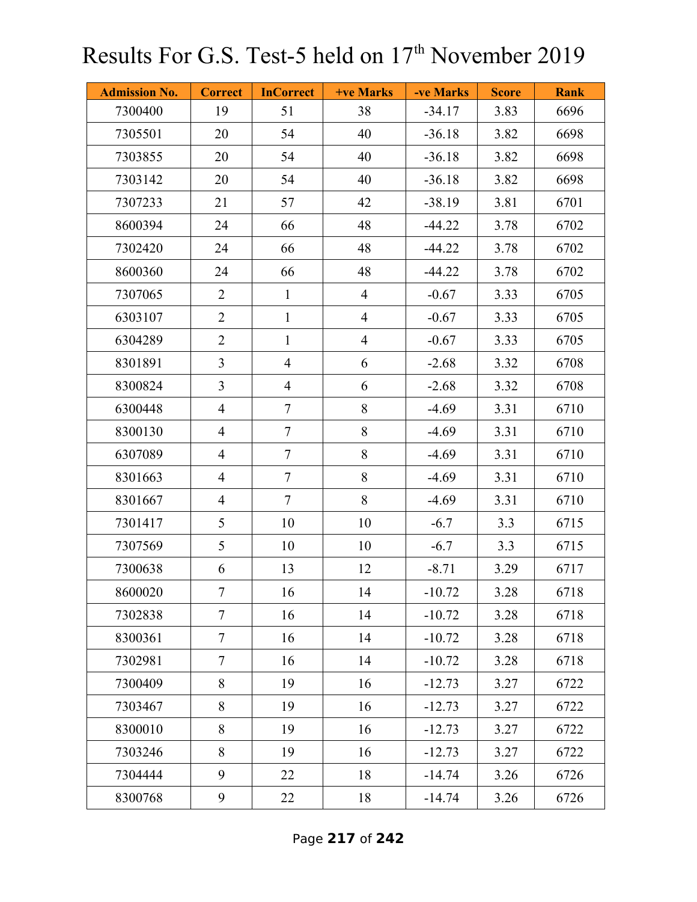# Results For G.S. Test-5 held on 17th November 2019

| Admission No. | Correct | InCorrect | +ve Marks | -ve Marks | Score | Rank |
|---|---|---|---|---|---|---|
| 7300400 | 19 | 51 | 38 | -34.17 | 3.83 | 6696 |
| 7305501 | 20 | 54 | 40 | -36.18 | 3.82 | 6698 |
| 7303855 | 20 | 54 | 40 | -36.18 | 3.82 | 6698 |
| 7303142 | 20 | 54 | 40 | -36.18 | 3.82 | 6698 |
| 7307233 | 21 | 57 | 42 | -38.19 | 3.81 | 6701 |
| 8600394 | 24 | 66 | 48 | -44.22 | 3.78 | 6702 |
| 7302420 | 24 | 66 | 48 | -44.22 | 3.78 | 6702 |
| 8600360 | 24 | 66 | 48 | -44.22 | 3.78 | 6702 |
| 7307065 | 2 | 1 | 4 | -0.67 | 3.33 | 6705 |
| 6303107 | 2 | 1 | 4 | -0.67 | 3.33 | 6705 |
| 6304289 | 2 | 1 | 4 | -0.67 | 3.33 | 6705 |
| 8301891 | 3 | 4 | 6 | -2.68 | 3.32 | 6708 |
| 8300824 | 3 | 4 | 6 | -2.68 | 3.32 | 6708 |
| 6300448 | 4 | 7 | 8 | -4.69 | 3.31 | 6710 |
| 8300130 | 4 | 7 | 8 | -4.69 | 3.31 | 6710 |
| 6307089 | 4 | 7 | 8 | -4.69 | 3.31 | 6710 |
| 8301663 | 4 | 7 | 8 | -4.69 | 3.31 | 6710 |
| 8301667 | 4 | 7 | 8 | -4.69 | 3.31 | 6710 |
| 7301417 | 5 | 10 | 10 | -6.7 | 3.3 | 6715 |
| 7307569 | 5 | 10 | 10 | -6.7 | 3.3 | 6715 |
| 7300638 | 6 | 13 | 12 | -8.71 | 3.29 | 6717 |
| 8600020 | 7 | 16 | 14 | -10.72 | 3.28 | 6718 |
| 7302838 | 7 | 16 | 14 | -10.72 | 3.28 | 6718 |
| 8300361 | 7 | 16 | 14 | -10.72 | 3.28 | 6718 |
| 7302981 | 7 | 16 | 14 | -10.72 | 3.28 | 6718 |
| 7300409 | 8 | 19 | 16 | -12.73 | 3.27 | 6722 |
| 7303467 | 8 | 19 | 16 | -12.73 | 3.27 | 6722 |
| 8300010 | 8 | 19 | 16 | -12.73 | 3.27 | 6722 |
| 7303246 | 8 | 19 | 16 | -12.73 | 3.27 | 6722 |
| 7304444 | 9 | 22 | 18 | -14.74 | 3.26 | 6726 |
| 8300768 | 9 | 22 | 18 | -14.74 | 3.26 | 6726 |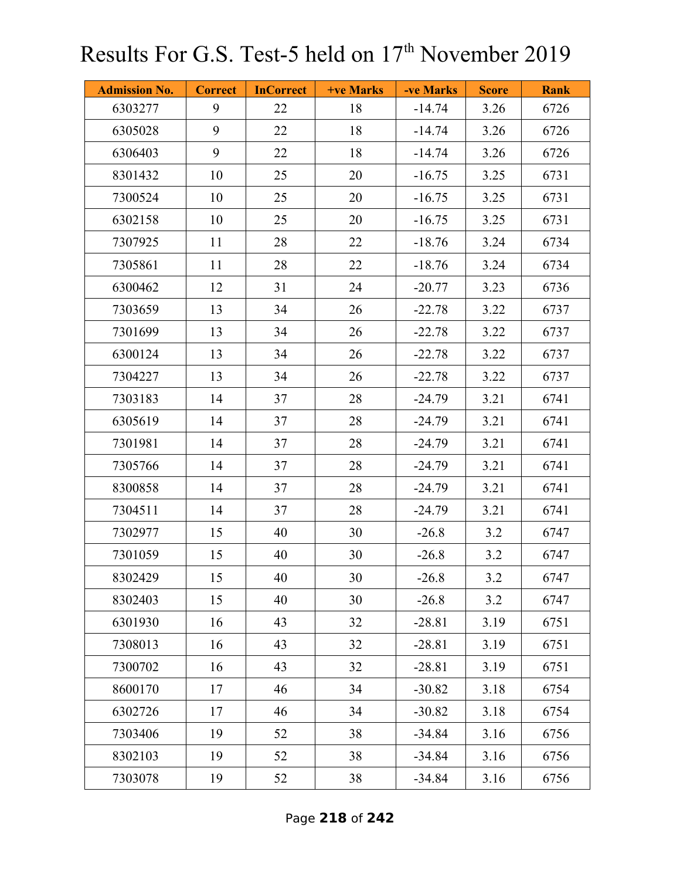# Results For G.S. Test-5 held on 17th November 2019

| Admission No. | Correct | InCorrect | +ve Marks | -ve Marks | Score | Rank |
|---|---|---|---|---|---|---|
| 6303277 | 9 | 22 | 18 | -14.74 | 3.26 | 6726 |
| 6305028 | 9 | 22 | 18 | -14.74 | 3.26 | 6726 |
| 6306403 | 9 | 22 | 18 | -14.74 | 3.26 | 6726 |
| 8301432 | 10 | 25 | 20 | -16.75 | 3.25 | 6731 |
| 7300524 | 10 | 25 | 20 | -16.75 | 3.25 | 6731 |
| 6302158 | 10 | 25 | 20 | -16.75 | 3.25 | 6731 |
| 7307925 | 11 | 28 | 22 | -18.76 | 3.24 | 6734 |
| 7305861 | 11 | 28 | 22 | -18.76 | 3.24 | 6734 |
| 6300462 | 12 | 31 | 24 | -20.77 | 3.23 | 6736 |
| 7303659 | 13 | 34 | 26 | -22.78 | 3.22 | 6737 |
| 7301699 | 13 | 34 | 26 | -22.78 | 3.22 | 6737 |
| 6300124 | 13 | 34 | 26 | -22.78 | 3.22 | 6737 |
| 7304227 | 13 | 34 | 26 | -22.78 | 3.22 | 6737 |
| 7303183 | 14 | 37 | 28 | -24.79 | 3.21 | 6741 |
| 6305619 | 14 | 37 | 28 | -24.79 | 3.21 | 6741 |
| 7301981 | 14 | 37 | 28 | -24.79 | 3.21 | 6741 |
| 7305766 | 14 | 37 | 28 | -24.79 | 3.21 | 6741 |
| 8300858 | 14 | 37 | 28 | -24.79 | 3.21 | 6741 |
| 7304511 | 14 | 37 | 28 | -24.79 | 3.21 | 6741 |
| 7302977 | 15 | 40 | 30 | -26.8 | 3.2 | 6747 |
| 7301059 | 15 | 40 | 30 | -26.8 | 3.2 | 6747 |
| 8302429 | 15 | 40 | 30 | -26.8 | 3.2 | 6747 |
| 8302403 | 15 | 40 | 30 | -26.8 | 3.2 | 6747 |
| 6301930 | 16 | 43 | 32 | -28.81 | 3.19 | 6751 |
| 7308013 | 16 | 43 | 32 | -28.81 | 3.19 | 6751 |
| 7300702 | 16 | 43 | 32 | -28.81 | 3.19 | 6751 |
| 8600170 | 17 | 46 | 34 | -30.82 | 3.18 | 6754 |
| 6302726 | 17 | 46 | 34 | -30.82 | 3.18 | 6754 |
| 7303406 | 19 | 52 | 38 | -34.84 | 3.16 | 6756 |
| 8302103 | 19 | 52 | 38 | -34.84 | 3.16 | 6756 |
| 7303078 | 19 | 52 | 38 | -34.84 | 3.16 | 6756 |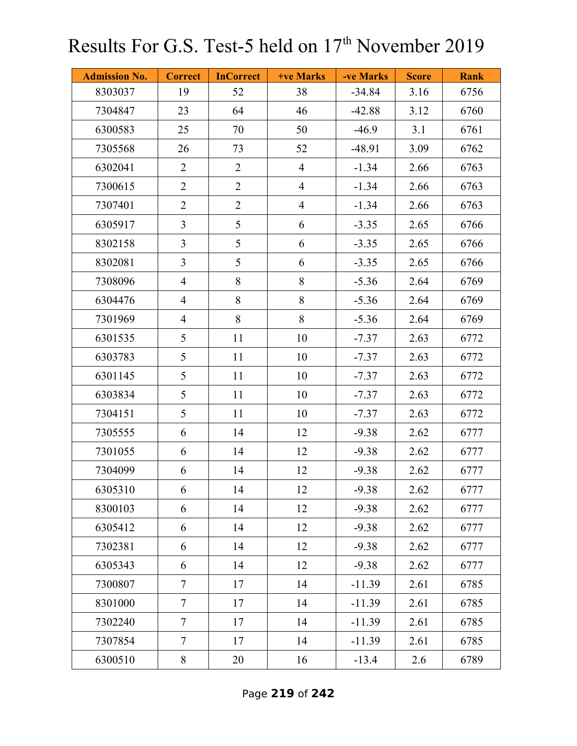# Results For G.S. Test-5 held on 17th November 2019

| Admission No. | Correct | InCorrect | +ve Marks | -ve Marks | Score | Rank |
|---|---|---|---|---|---|---|
| 8303037 | 19 | 52 | 38 | -34.84 | 3.16 | 6756 |
| 7304847 | 23 | 64 | 46 | -42.88 | 3.12 | 6760 |
| 6300583 | 25 | 70 | 50 | -46.9 | 3.1 | 6761 |
| 7305568 | 26 | 73 | 52 | -48.91 | 3.09 | 6762 |
| 6302041 | 2 | 2 | 4 | -1.34 | 2.66 | 6763 |
| 7300615 | 2 | 2 | 4 | -1.34 | 2.66 | 6763 |
| 7307401 | 2 | 2 | 4 | -1.34 | 2.66 | 6763 |
| 6305917 | 3 | 5 | 6 | -3.35 | 2.65 | 6766 |
| 8302158 | 3 | 5 | 6 | -3.35 | 2.65 | 6766 |
| 8302081 | 3 | 5 | 6 | -3.35 | 2.65 | 6766 |
| 7308096 | 4 | 8 | 8 | -5.36 | 2.64 | 6769 |
| 6304476 | 4 | 8 | 8 | -5.36 | 2.64 | 6769 |
| 7301969 | 4 | 8 | 8 | -5.36 | 2.64 | 6769 |
| 6301535 | 5 | 11 | 10 | -7.37 | 2.63 | 6772 |
| 6303783 | 5 | 11 | 10 | -7.37 | 2.63 | 6772 |
| 6301145 | 5 | 11 | 10 | -7.37 | 2.63 | 6772 |
| 6303834 | 5 | 11 | 10 | -7.37 | 2.63 | 6772 |
| 7304151 | 5 | 11 | 10 | -7.37 | 2.63 | 6772 |
| 7305555 | 6 | 14 | 12 | -9.38 | 2.62 | 6777 |
| 7301055 | 6 | 14 | 12 | -9.38 | 2.62 | 6777 |
| 7304099 | 6 | 14 | 12 | -9.38 | 2.62 | 6777 |
| 6305310 | 6 | 14 | 12 | -9.38 | 2.62 | 6777 |
| 8300103 | 6 | 14 | 12 | -9.38 | 2.62 | 6777 |
| 6305412 | 6 | 14 | 12 | -9.38 | 2.62 | 6777 |
| 7302381 | 6 | 14 | 12 | -9.38 | 2.62 | 6777 |
| 6305343 | 6 | 14 | 12 | -9.38 | 2.62 | 6777 |
| 7300807 | 7 | 17 | 14 | -11.39 | 2.61 | 6785 |
| 8301000 | 7 | 17 | 14 | -11.39 | 2.61 | 6785 |
| 7302240 | 7 | 17 | 14 | -11.39 | 2.61 | 6785 |
| 7307854 | 7 | 17 | 14 | -11.39 | 2.61 | 6785 |
| 6300510 | 8 | 20 | 16 | -13.4 | 2.6 | 6789 |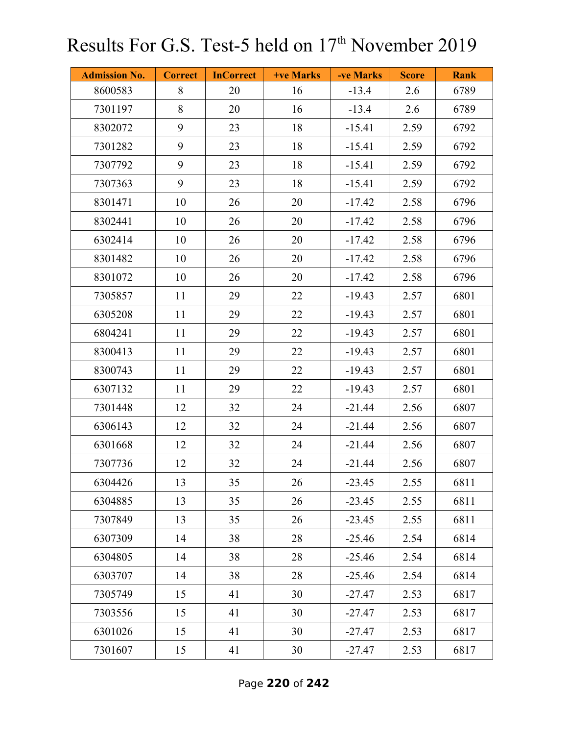# Results For G.S. Test-5 held on 17th November 2019

| Admission No. | Correct | InCorrect | +ve Marks | -ve Marks | Score | Rank |
|---|---|---|---|---|---|---|
| 8600583 | 8 | 20 | 16 | -13.4 | 2.6 | 6789 |
| 7301197 | 8 | 20 | 16 | -13.4 | 2.6 | 6789 |
| 8302072 | 9 | 23 | 18 | -15.41 | 2.59 | 6792 |
| 7301282 | 9 | 23 | 18 | -15.41 | 2.59 | 6792 |
| 7307792 | 9 | 23 | 18 | -15.41 | 2.59 | 6792 |
| 7307363 | 9 | 23 | 18 | -15.41 | 2.59 | 6792 |
| 8301471 | 10 | 26 | 20 | -17.42 | 2.58 | 6796 |
| 8302441 | 10 | 26 | 20 | -17.42 | 2.58 | 6796 |
| 6302414 | 10 | 26 | 20 | -17.42 | 2.58 | 6796 |
| 8301482 | 10 | 26 | 20 | -17.42 | 2.58 | 6796 |
| 8301072 | 10 | 26 | 20 | -17.42 | 2.58 | 6796 |
| 7305857 | 11 | 29 | 22 | -19.43 | 2.57 | 6801 |
| 6305208 | 11 | 29 | 22 | -19.43 | 2.57 | 6801 |
| 6804241 | 11 | 29 | 22 | -19.43 | 2.57 | 6801 |
| 8300413 | 11 | 29 | 22 | -19.43 | 2.57 | 6801 |
| 8300743 | 11 | 29 | 22 | -19.43 | 2.57 | 6801 |
| 6307132 | 11 | 29 | 22 | -19.43 | 2.57 | 6801 |
| 7301448 | 12 | 32 | 24 | -21.44 | 2.56 | 6807 |
| 6306143 | 12 | 32 | 24 | -21.44 | 2.56 | 6807 |
| 6301668 | 12 | 32 | 24 | -21.44 | 2.56 | 6807 |
| 7307736 | 12 | 32 | 24 | -21.44 | 2.56 | 6807 |
| 6304426 | 13 | 35 | 26 | -23.45 | 2.55 | 6811 |
| 6304885 | 13 | 35 | 26 | -23.45 | 2.55 | 6811 |
| 7307849 | 13 | 35 | 26 | -23.45 | 2.55 | 6811 |
| 6307309 | 14 | 38 | 28 | -25.46 | 2.54 | 6814 |
| 6304805 | 14 | 38 | 28 | -25.46 | 2.54 | 6814 |
| 6303707 | 14 | 38 | 28 | -25.46 | 2.54 | 6814 |
| 7305749 | 15 | 41 | 30 | -27.47 | 2.53 | 6817 |
| 7303556 | 15 | 41 | 30 | -27.47 | 2.53 | 6817 |
| 6301026 | 15 | 41 | 30 | -27.47 | 2.53 | 6817 |
| 7301607 | 15 | 41 | 30 | -27.47 | 2.53 | 6817 |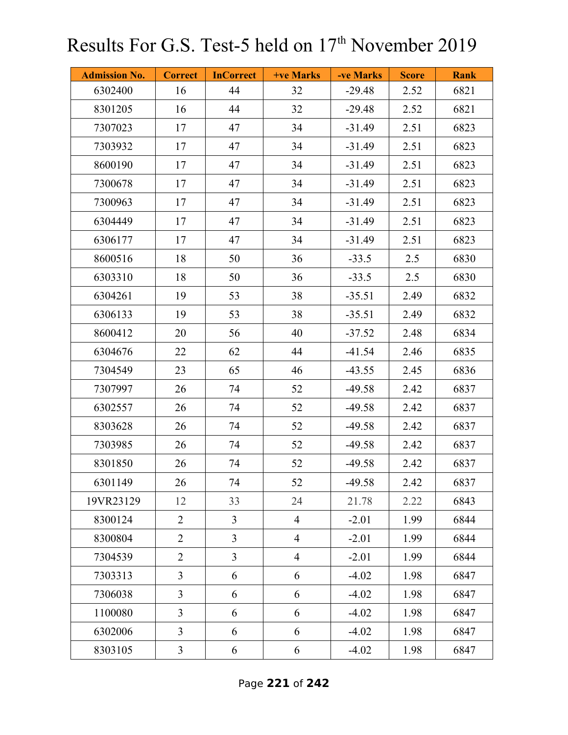# Results For G.S. Test-5 held on 17th November 2019

| Admission No. | Correct | InCorrect | +ve Marks | -ve Marks | Score | Rank |
|---|---|---|---|---|---|---|
| 6302400 | 16 | 44 | 32 | -29.48 | 2.52 | 6821 |
| 8301205 | 16 | 44 | 32 | -29.48 | 2.52 | 6821 |
| 7307023 | 17 | 47 | 34 | -31.49 | 2.51 | 6823 |
| 7303932 | 17 | 47 | 34 | -31.49 | 2.51 | 6823 |
| 8600190 | 17 | 47 | 34 | -31.49 | 2.51 | 6823 |
| 7300678 | 17 | 47 | 34 | -31.49 | 2.51 | 6823 |
| 7300963 | 17 | 47 | 34 | -31.49 | 2.51 | 6823 |
| 6304449 | 17 | 47 | 34 | -31.49 | 2.51 | 6823 |
| 6306177 | 17 | 47 | 34 | -31.49 | 2.51 | 6823 |
| 8600516 | 18 | 50 | 36 | -33.5 | 2.5 | 6830 |
| 6303310 | 18 | 50 | 36 | -33.5 | 2.5 | 6830 |
| 6304261 | 19 | 53 | 38 | -35.51 | 2.49 | 6832 |
| 6306133 | 19 | 53 | 38 | -35.51 | 2.49 | 6832 |
| 8600412 | 20 | 56 | 40 | -37.52 | 2.48 | 6834 |
| 6304676 | 22 | 62 | 44 | -41.54 | 2.46 | 6835 |
| 7304549 | 23 | 65 | 46 | -43.55 | 2.45 | 6836 |
| 7307997 | 26 | 74 | 52 | -49.58 | 2.42 | 6837 |
| 6302557 | 26 | 74 | 52 | -49.58 | 2.42 | 6837 |
| 8303628 | 26 | 74 | 52 | -49.58 | 2.42 | 6837 |
| 7303985 | 26 | 74 | 52 | -49.58 | 2.42 | 6837 |
| 8301850 | 26 | 74 | 52 | -49.58 | 2.42 | 6837 |
| 6301149 | 26 | 74 | 52 | -49.58 | 2.42 | 6837 |
| 19VR23129 | 12 | 33 | 24 | 21.78 | 2.22 | 6843 |
| 8300124 | 2 | 3 | 4 | -2.01 | 1.99 | 6844 |
| 8300804 | 2 | 3 | 4 | -2.01 | 1.99 | 6844 |
| 7304539 | 2 | 3 | 4 | -2.01 | 1.99 | 6844 |
| 7303313 | 3 | 6 | 6 | -4.02 | 1.98 | 6847 |
| 7306038 | 3 | 6 | 6 | -4.02 | 1.98 | 6847 |
| 1100080 | 3 | 6 | 6 | -4.02 | 1.98 | 6847 |
| 6302006 | 3 | 6 | 6 | -4.02 | 1.98 | 6847 |
| 8303105 | 3 | 6 | 6 | -4.02 | 1.98 | 6847 |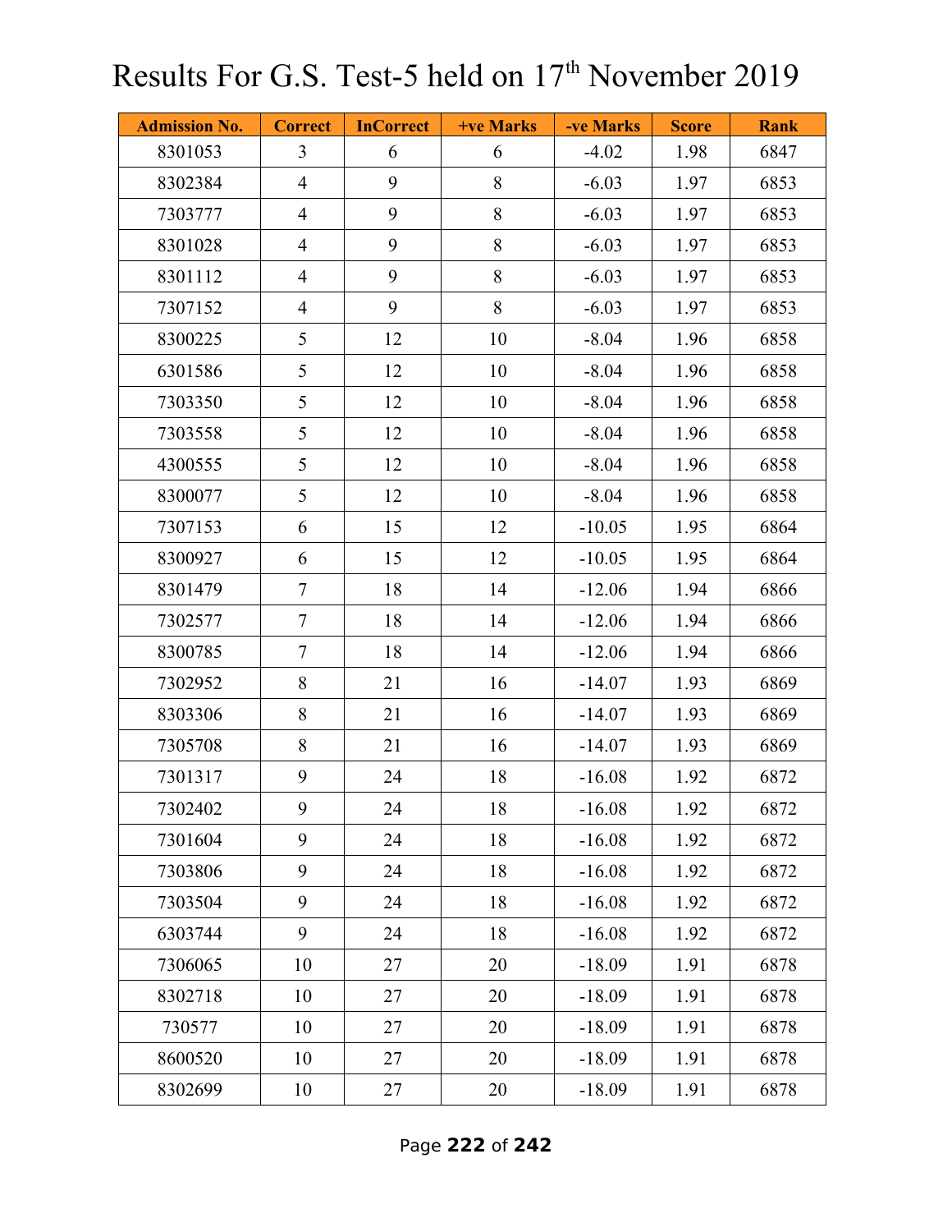# Results For G.S. Test-5 held on 17th November 2019

| Admission No. | Correct | InCorrect | +ve Marks | -ve Marks | Score | Rank |
|---|---|---|---|---|---|---|
| 8301053 | 3 | 6 | 6 | -4.02 | 1.98 | 6847 |
| 8302384 | 4 | 9 | 8 | -6.03 | 1.97 | 6853 |
| 7303777 | 4 | 9 | 8 | -6.03 | 1.97 | 6853 |
| 8301028 | 4 | 9 | 8 | -6.03 | 1.97 | 6853 |
| 8301112 | 4 | 9 | 8 | -6.03 | 1.97 | 6853 |
| 7307152 | 4 | 9 | 8 | -6.03 | 1.97 | 6853 |
| 8300225 | 5 | 12 | 10 | -8.04 | 1.96 | 6858 |
| 6301586 | 5 | 12 | 10 | -8.04 | 1.96 | 6858 |
| 7303350 | 5 | 12 | 10 | -8.04 | 1.96 | 6858 |
| 7303558 | 5 | 12 | 10 | -8.04 | 1.96 | 6858 |
| 4300555 | 5 | 12 | 10 | -8.04 | 1.96 | 6858 |
| 8300077 | 5 | 12 | 10 | -8.04 | 1.96 | 6858 |
| 7307153 | 6 | 15 | 12 | -10.05 | 1.95 | 6864 |
| 8300927 | 6 | 15 | 12 | -10.05 | 1.95 | 6864 |
| 8301479 | 7 | 18 | 14 | -12.06 | 1.94 | 6866 |
| 7302577 | 7 | 18 | 14 | -12.06 | 1.94 | 6866 |
| 8300785 | 7 | 18 | 14 | -12.06 | 1.94 | 6866 |
| 7302952 | 8 | 21 | 16 | -14.07 | 1.93 | 6869 |
| 8303306 | 8 | 21 | 16 | -14.07 | 1.93 | 6869 |
| 7305708 | 8 | 21 | 16 | -14.07 | 1.93 | 6869 |
| 7301317 | 9 | 24 | 18 | -16.08 | 1.92 | 6872 |
| 7302402 | 9 | 24 | 18 | -16.08 | 1.92 | 6872 |
| 7301604 | 9 | 24 | 18 | -16.08 | 1.92 | 6872 |
| 7303806 | 9 | 24 | 18 | -16.08 | 1.92 | 6872 |
| 7303504 | 9 | 24 | 18 | -16.08 | 1.92 | 6872 |
| 6303744 | 9 | 24 | 18 | -16.08 | 1.92 | 6872 |
| 7306065 | 10 | 27 | 20 | -18.09 | 1.91 | 6878 |
| 8302718 | 10 | 27 | 20 | -18.09 | 1.91 | 6878 |
| 730577 | 10 | 27 | 20 | -18.09 | 1.91 | 6878 |
| 8600520 | 10 | 27 | 20 | -18.09 | 1.91 | 6878 |
| 8302699 | 10 | 27 | 20 | -18.09 | 1.91 | 6878 |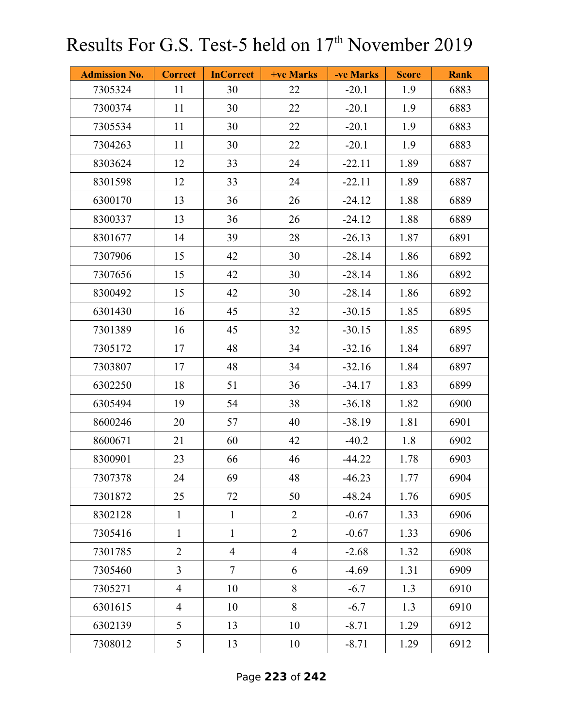# Results For G.S. Test-5 held on 17th November 2019

| Admission No. | Correct | InCorrect | +ve Marks | -ve Marks | Score | Rank |
|---|---|---|---|---|---|---|
| 7305324 | 11 | 30 | 22 | -20.1 | 1.9 | 6883 |
| 7300374 | 11 | 30 | 22 | -20.1 | 1.9 | 6883 |
| 7305534 | 11 | 30 | 22 | -20.1 | 1.9 | 6883 |
| 7304263 | 11 | 30 | 22 | -20.1 | 1.9 | 6883 |
| 8303624 | 12 | 33 | 24 | -22.11 | 1.89 | 6887 |
| 8301598 | 12 | 33 | 24 | -22.11 | 1.89 | 6887 |
| 6300170 | 13 | 36 | 26 | -24.12 | 1.88 | 6889 |
| 8300337 | 13 | 36 | 26 | -24.12 | 1.88 | 6889 |
| 8301677 | 14 | 39 | 28 | -26.13 | 1.87 | 6891 |
| 7307906 | 15 | 42 | 30 | -28.14 | 1.86 | 6892 |
| 7307656 | 15 | 42 | 30 | -28.14 | 1.86 | 6892 |
| 8300492 | 15 | 42 | 30 | -28.14 | 1.86 | 6892 |
| 6301430 | 16 | 45 | 32 | -30.15 | 1.85 | 6895 |
| 7301389 | 16 | 45 | 32 | -30.15 | 1.85 | 6895 |
| 7305172 | 17 | 48 | 34 | -32.16 | 1.84 | 6897 |
| 7303807 | 17 | 48 | 34 | -32.16 | 1.84 | 6897 |
| 6302250 | 18 | 51 | 36 | -34.17 | 1.83 | 6899 |
| 6305494 | 19 | 54 | 38 | -36.18 | 1.82 | 6900 |
| 8600246 | 20 | 57 | 40 | -38.19 | 1.81 | 6901 |
| 8600671 | 21 | 60 | 42 | -40.2 | 1.8 | 6902 |
| 8300901 | 23 | 66 | 46 | -44.22 | 1.78 | 6903 |
| 7307378 | 24 | 69 | 48 | -46.23 | 1.77 | 6904 |
| 7301872 | 25 | 72 | 50 | -48.24 | 1.76 | 6905 |
| 8302128 | 1 | 1 | 2 | -0.67 | 1.33 | 6906 |
| 7305416 | 1 | 1 | 2 | -0.67 | 1.33 | 6906 |
| 7301785 | 2 | 4 | 4 | -2.68 | 1.32 | 6908 |
| 7305460 | 3 | 7 | 6 | -4.69 | 1.31 | 6909 |
| 7305271 | 4 | 10 | 8 | -6.7 | 1.3 | 6910 |
| 6301615 | 4 | 10 | 8 | -6.7 | 1.3 | 6910 |
| 6302139 | 5 | 13 | 10 | -8.71 | 1.29 | 6912 |
| 7308012 | 5 | 13 | 10 | -8.71 | 1.29 | 6912 |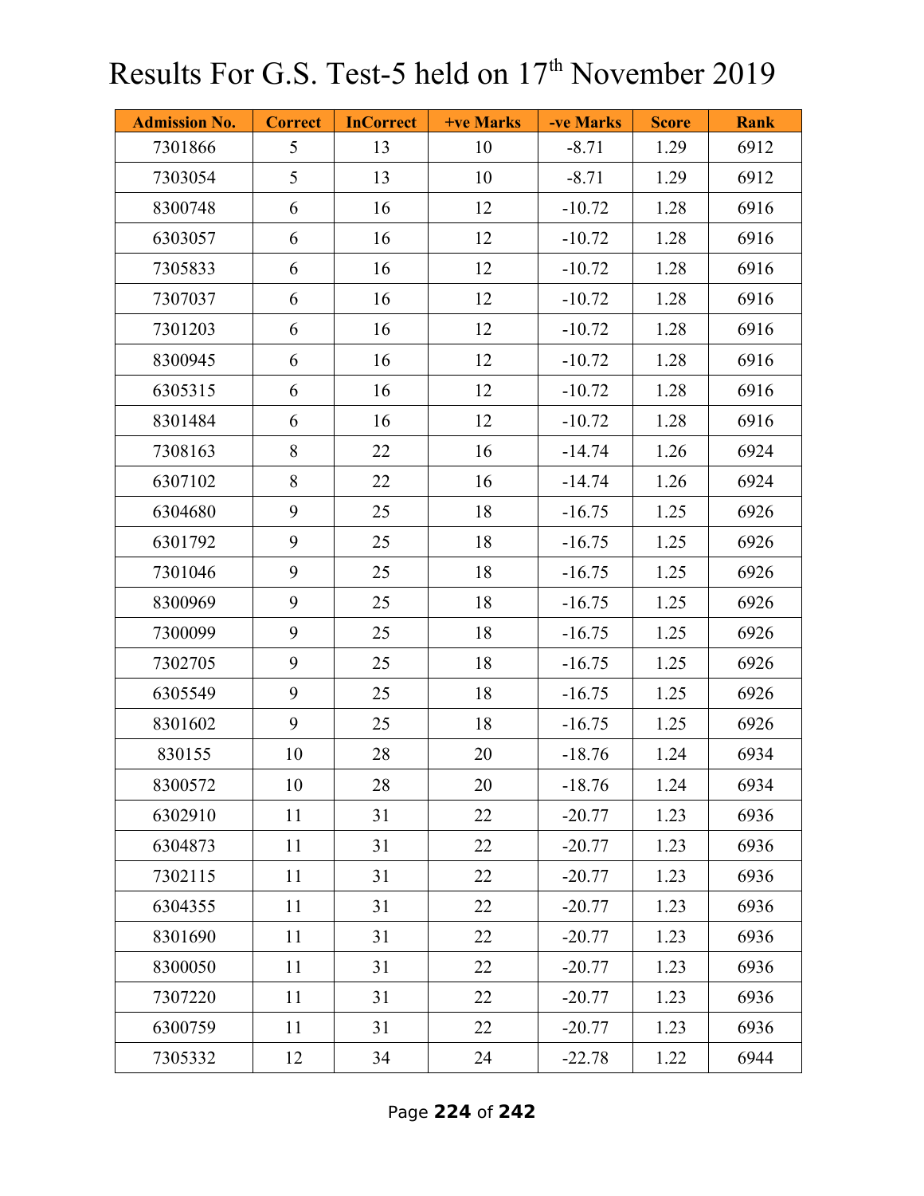# Results For G.S. Test-5 held on 17th November 2019

| Admission No. | Correct | InCorrect | +ve Marks | -ve Marks | Score | Rank |
|---|---|---|---|---|---|---|
| 7301866 | 5 | 13 | 10 | -8.71 | 1.29 | 6912 |
| 7303054 | 5 | 13 | 10 | -8.71 | 1.29 | 6912 |
| 8300748 | 6 | 16 | 12 | -10.72 | 1.28 | 6916 |
| 6303057 | 6 | 16 | 12 | -10.72 | 1.28 | 6916 |
| 7305833 | 6 | 16 | 12 | -10.72 | 1.28 | 6916 |
| 7307037 | 6 | 16 | 12 | -10.72 | 1.28 | 6916 |
| 7301203 | 6 | 16 | 12 | -10.72 | 1.28 | 6916 |
| 8300945 | 6 | 16 | 12 | -10.72 | 1.28 | 6916 |
| 6305315 | 6 | 16 | 12 | -10.72 | 1.28 | 6916 |
| 8301484 | 6 | 16 | 12 | -10.72 | 1.28 | 6916 |
| 7308163 | 8 | 22 | 16 | -14.74 | 1.26 | 6924 |
| 6307102 | 8 | 22 | 16 | -14.74 | 1.26 | 6924 |
| 6304680 | 9 | 25 | 18 | -16.75 | 1.25 | 6926 |
| 6301792 | 9 | 25 | 18 | -16.75 | 1.25 | 6926 |
| 7301046 | 9 | 25 | 18 | -16.75 | 1.25 | 6926 |
| 8300969 | 9 | 25 | 18 | -16.75 | 1.25 | 6926 |
| 7300099 | 9 | 25 | 18 | -16.75 | 1.25 | 6926 |
| 7302705 | 9 | 25 | 18 | -16.75 | 1.25 | 6926 |
| 6305549 | 9 | 25 | 18 | -16.75 | 1.25 | 6926 |
| 8301602 | 9 | 25 | 18 | -16.75 | 1.25 | 6926 |
| 830155 | 10 | 28 | 20 | -18.76 | 1.24 | 6934 |
| 8300572 | 10 | 28 | 20 | -18.76 | 1.24 | 6934 |
| 6302910 | 11 | 31 | 22 | -20.77 | 1.23 | 6936 |
| 6304873 | 11 | 31 | 22 | -20.77 | 1.23 | 6936 |
| 7302115 | 11 | 31 | 22 | -20.77 | 1.23 | 6936 |
| 6304355 | 11 | 31 | 22 | -20.77 | 1.23 | 6936 |
| 8301690 | 11 | 31 | 22 | -20.77 | 1.23 | 6936 |
| 8300050 | 11 | 31 | 22 | -20.77 | 1.23 | 6936 |
| 7307220 | 11 | 31 | 22 | -20.77 | 1.23 | 6936 |
| 6300759 | 11 | 31 | 22 | -20.77 | 1.23 | 6936 |
| 7305332 | 12 | 34 | 24 | -22.78 | 1.22 | 6944 |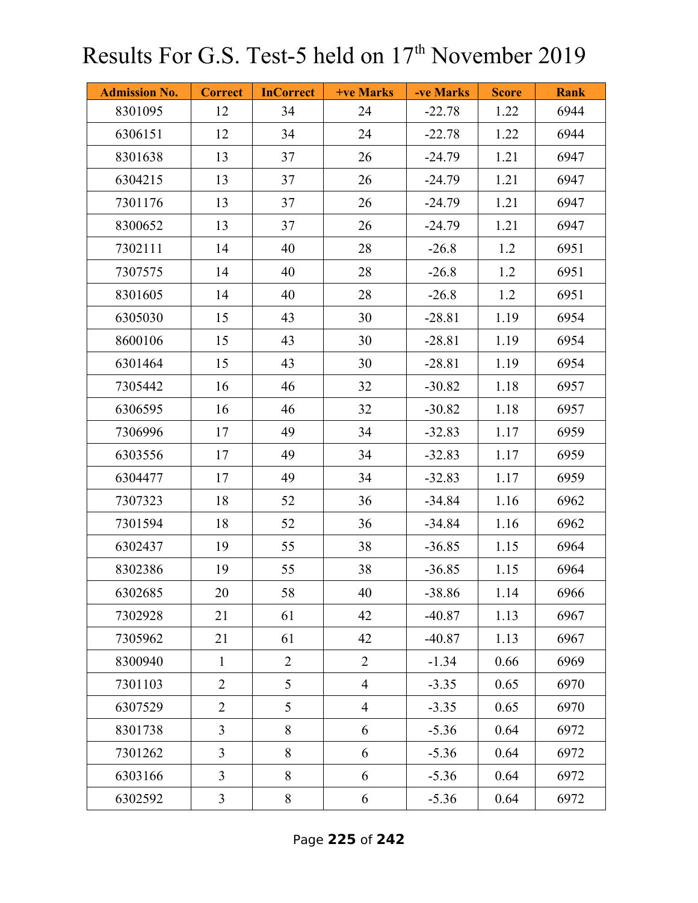# Results For G.S. Test-5 held on 17th November 2019

| Admission No. | Correct | InCorrect | +ve Marks | -ve Marks | Score | Rank |
|---|---|---|---|---|---|---|
| 8301095 | 12 | 34 | 24 | -22.78 | 1.22 | 6944 |
| 6306151 | 12 | 34 | 24 | -22.78 | 1.22 | 6944 |
| 8301638 | 13 | 37 | 26 | -24.79 | 1.21 | 6947 |
| 6304215 | 13 | 37 | 26 | -24.79 | 1.21 | 6947 |
| 7301176 | 13 | 37 | 26 | -24.79 | 1.21 | 6947 |
| 8300652 | 13 | 37 | 26 | -24.79 | 1.21 | 6947 |
| 7302111 | 14 | 40 | 28 | -26.8 | 1.2 | 6951 |
| 7307575 | 14 | 40 | 28 | -26.8 | 1.2 | 6951 |
| 8301605 | 14 | 40 | 28 | -26.8 | 1.2 | 6951 |
| 6305030 | 15 | 43 | 30 | -28.81 | 1.19 | 6954 |
| 8600106 | 15 | 43 | 30 | -28.81 | 1.19 | 6954 |
| 6301464 | 15 | 43 | 30 | -28.81 | 1.19 | 6954 |
| 7305442 | 16 | 46 | 32 | -30.82 | 1.18 | 6957 |
| 6306595 | 16 | 46 | 32 | -30.82 | 1.18 | 6957 |
| 7306996 | 17 | 49 | 34 | -32.83 | 1.17 | 6959 |
| 6303556 | 17 | 49 | 34 | -32.83 | 1.17 | 6959 |
| 6304477 | 17 | 49 | 34 | -32.83 | 1.17 | 6959 |
| 7307323 | 18 | 52 | 36 | -34.84 | 1.16 | 6962 |
| 7301594 | 18 | 52 | 36 | -34.84 | 1.16 | 6962 |
| 6302437 | 19 | 55 | 38 | -36.85 | 1.15 | 6964 |
| 8302386 | 19 | 55 | 38 | -36.85 | 1.15 | 6964 |
| 6302685 | 20 | 58 | 40 | -38.86 | 1.14 | 6966 |
| 7302928 | 21 | 61 | 42 | -40.87 | 1.13 | 6967 |
| 7305962 | 21 | 61 | 42 | -40.87 | 1.13 | 6967 |
| 8300940 | 1 | 2 | 2 | -1.34 | 0.66 | 6969 |
| 7301103 | 2 | 5 | 4 | -3.35 | 0.65 | 6970 |
| 6307529 | 2 | 5 | 4 | -3.35 | 0.65 | 6970 |
| 8301738 | 3 | 8 | 6 | -5.36 | 0.64 | 6972 |
| 7301262 | 3 | 8 | 6 | -5.36 | 0.64 | 6972 |
| 6303166 | 3 | 8 | 6 | -5.36 | 0.64 | 6972 |
| 6302592 | 3 | 8 | 6 | -5.36 | 0.64 | 6972 |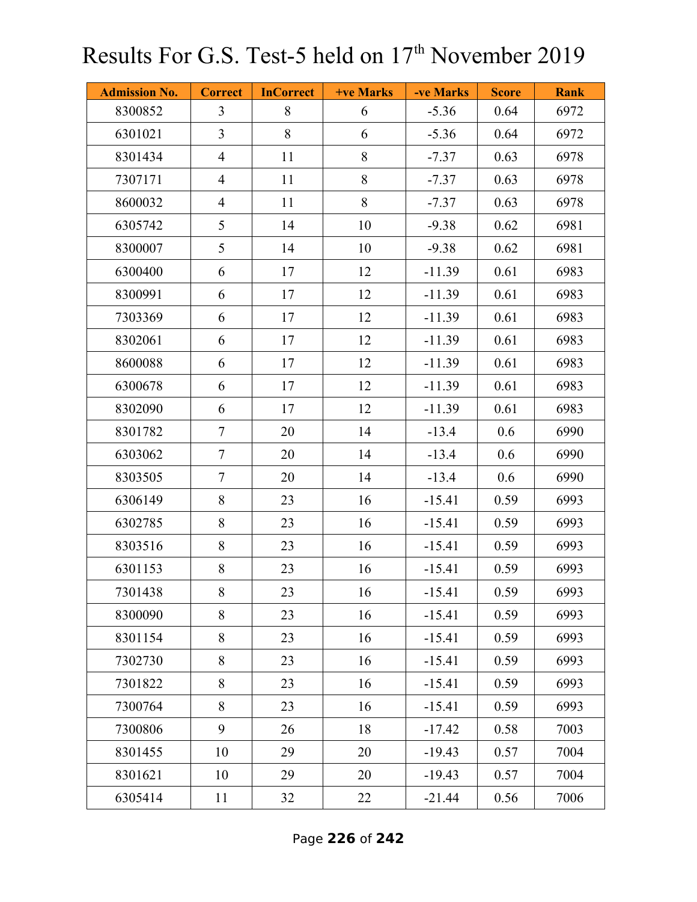# Results For G.S. Test-5 held on 17th November 2019

| Admission No. | Correct | InCorrect | +ve Marks | -ve Marks | Score | Rank |
|---|---|---|---|---|---|---|
| 8300852 | 3 | 8 | 6 | -5.36 | 0.64 | 6972 |
| 6301021 | 3 | 8 | 6 | -5.36 | 0.64 | 6972 |
| 8301434 | 4 | 11 | 8 | -7.37 | 0.63 | 6978 |
| 7307171 | 4 | 11 | 8 | -7.37 | 0.63 | 6978 |
| 8600032 | 4 | 11 | 8 | -7.37 | 0.63 | 6978 |
| 6305742 | 5 | 14 | 10 | -9.38 | 0.62 | 6981 |
| 8300007 | 5 | 14 | 10 | -9.38 | 0.62 | 6981 |
| 6300400 | 6 | 17 | 12 | -11.39 | 0.61 | 6983 |
| 8300991 | 6 | 17 | 12 | -11.39 | 0.61 | 6983 |
| 7303369 | 6 | 17 | 12 | -11.39 | 0.61 | 6983 |
| 8302061 | 6 | 17 | 12 | -11.39 | 0.61 | 6983 |
| 8600088 | 6 | 17 | 12 | -11.39 | 0.61 | 6983 |
| 6300678 | 6 | 17 | 12 | -11.39 | 0.61 | 6983 |
| 8302090 | 6 | 17 | 12 | -11.39 | 0.61 | 6983 |
| 8301782 | 7 | 20 | 14 | -13.4 | 0.6 | 6990 |
| 6303062 | 7 | 20 | 14 | -13.4 | 0.6 | 6990 |
| 8303505 | 7 | 20 | 14 | -13.4 | 0.6 | 6990 |
| 6306149 | 8 | 23 | 16 | -15.41 | 0.59 | 6993 |
| 6302785 | 8 | 23 | 16 | -15.41 | 0.59 | 6993 |
| 8303516 | 8 | 23 | 16 | -15.41 | 0.59 | 6993 |
| 6301153 | 8 | 23 | 16 | -15.41 | 0.59 | 6993 |
| 7301438 | 8 | 23 | 16 | -15.41 | 0.59 | 6993 |
| 8300090 | 8 | 23 | 16 | -15.41 | 0.59 | 6993 |
| 8301154 | 8 | 23 | 16 | -15.41 | 0.59 | 6993 |
| 7302730 | 8 | 23 | 16 | -15.41 | 0.59 | 6993 |
| 7301822 | 8 | 23 | 16 | -15.41 | 0.59 | 6993 |
| 7300764 | 8 | 23 | 16 | -15.41 | 0.59 | 6993 |
| 7300806 | 9 | 26 | 18 | -17.42 | 0.58 | 7003 |
| 8301455 | 10 | 29 | 20 | -19.43 | 0.57 | 7004 |
| 8301621 | 10 | 29 | 20 | -19.43 | 0.57 | 7004 |
| 6305414 | 11 | 32 | 22 | -21.44 | 0.56 | 7006 |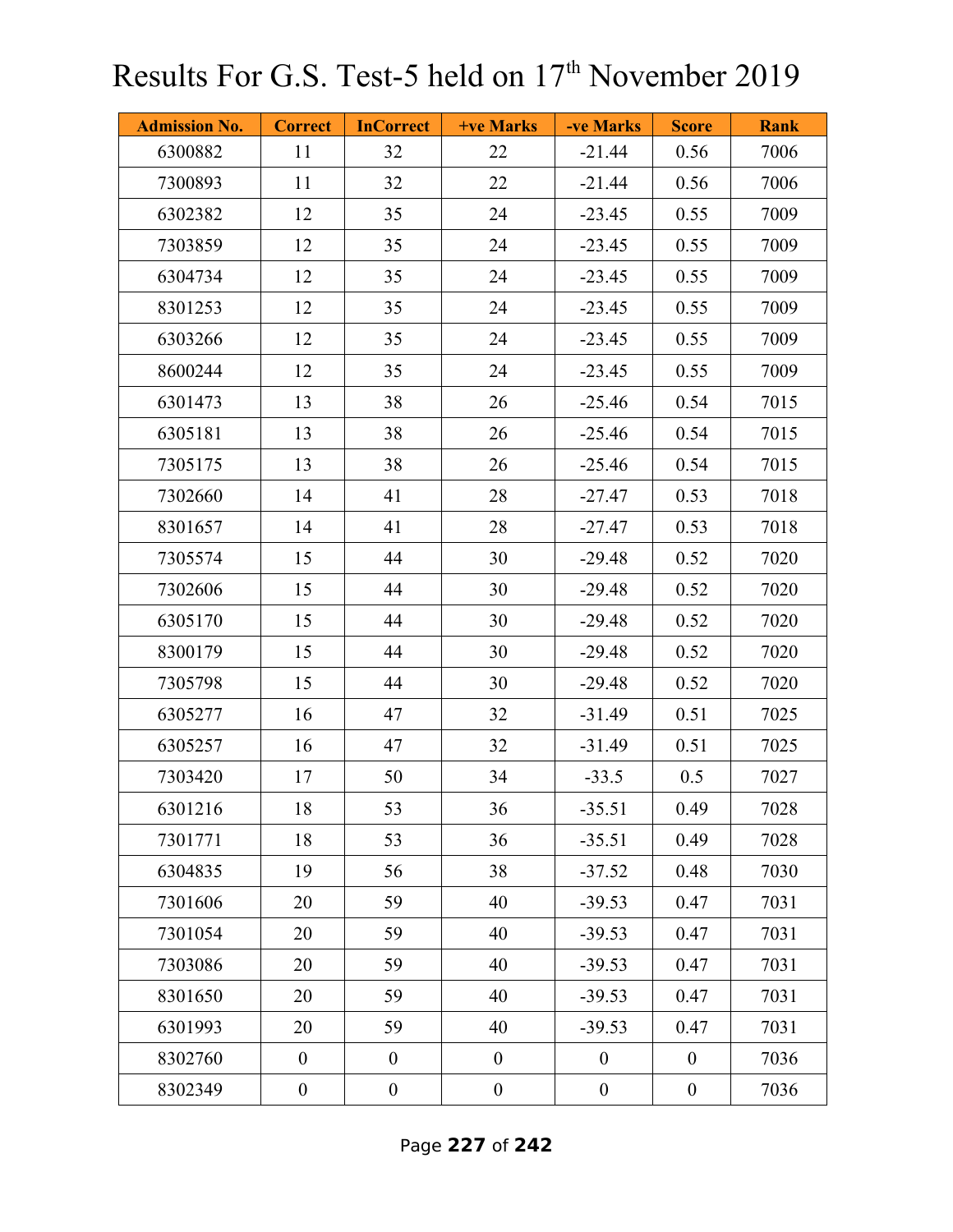# Results For G.S. Test-5 held on 17th November 2019

| Admission No. | Correct | InCorrect | +ve Marks | -ve Marks | Score | Rank |
|---|---|---|---|---|---|---|
| 6300882 | 11 | 32 | 22 | -21.44 | 0.56 | 7006 |
| 7300893 | 11 | 32 | 22 | -21.44 | 0.56 | 7006 |
| 6302382 | 12 | 35 | 24 | -23.45 | 0.55 | 7009 |
| 7303859 | 12 | 35 | 24 | -23.45 | 0.55 | 7009 |
| 6304734 | 12 | 35 | 24 | -23.45 | 0.55 | 7009 |
| 8301253 | 12 | 35 | 24 | -23.45 | 0.55 | 7009 |
| 6303266 | 12 | 35 | 24 | -23.45 | 0.55 | 7009 |
| 8600244 | 12 | 35 | 24 | -23.45 | 0.55 | 7009 |
| 6301473 | 13 | 38 | 26 | -25.46 | 0.54 | 7015 |
| 6305181 | 13 | 38 | 26 | -25.46 | 0.54 | 7015 |
| 7305175 | 13 | 38 | 26 | -25.46 | 0.54 | 7015 |
| 7302660 | 14 | 41 | 28 | -27.47 | 0.53 | 7018 |
| 8301657 | 14 | 41 | 28 | -27.47 | 0.53 | 7018 |
| 7305574 | 15 | 44 | 30 | -29.48 | 0.52 | 7020 |
| 7302606 | 15 | 44 | 30 | -29.48 | 0.52 | 7020 |
| 6305170 | 15 | 44 | 30 | -29.48 | 0.52 | 7020 |
| 8300179 | 15 | 44 | 30 | -29.48 | 0.52 | 7020 |
| 7305798 | 15 | 44 | 30 | -29.48 | 0.52 | 7020 |
| 6305277 | 16 | 47 | 32 | -31.49 | 0.51 | 7025 |
| 6305257 | 16 | 47 | 32 | -31.49 | 0.51 | 7025 |
| 7303420 | 17 | 50 | 34 | -33.5 | 0.5 | 7027 |
| 6301216 | 18 | 53 | 36 | -35.51 | 0.49 | 7028 |
| 7301771 | 18 | 53 | 36 | -35.51 | 0.49 | 7028 |
| 6304835 | 19 | 56 | 38 | -37.52 | 0.48 | 7030 |
| 7301606 | 20 | 59 | 40 | -39.53 | 0.47 | 7031 |
| 7301054 | 20 | 59 | 40 | -39.53 | 0.47 | 7031 |
| 7303086 | 20 | 59 | 40 | -39.53 | 0.47 | 7031 |
| 8301650 | 20 | 59 | 40 | -39.53 | 0.47 | 7031 |
| 6301993 | 20 | 59 | 40 | -39.53 | 0.47 | 7031 |
| 8302760 | 0 | 0 | 0 | 0 | 0 | 7036 |
| 8302349 | 0 | 0 | 0 | 0 | 0 | 7036 |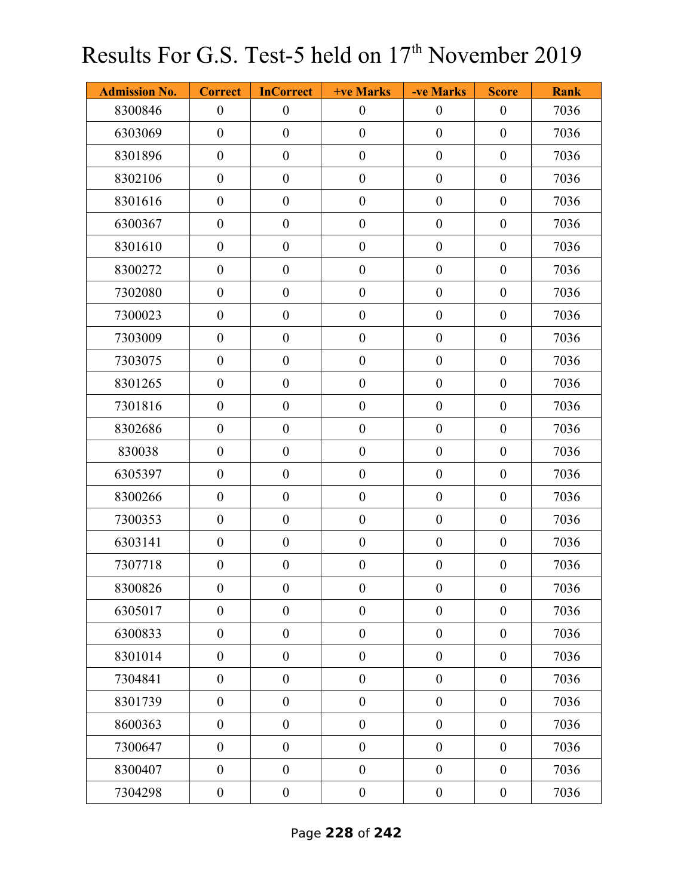# Results For G.S. Test-5 held on 17th November 2019

| Admission No. | Correct | InCorrect | +ve Marks | -ve Marks | Score | Rank |
|---|---|---|---|---|---|---|
| 8300846 | 0 | 0 | 0 | 0 | 0 | 7036 |
| 6303069 | 0 | 0 | 0 | 0 | 0 | 7036 |
| 8301896 | 0 | 0 | 0 | 0 | 0 | 7036 |
| 8302106 | 0 | 0 | 0 | 0 | 0 | 7036 |
| 8301616 | 0 | 0 | 0 | 0 | 0 | 7036 |
| 6300367 | 0 | 0 | 0 | 0 | 0 | 7036 |
| 8301610 | 0 | 0 | 0 | 0 | 0 | 7036 |
| 8300272 | 0 | 0 | 0 | 0 | 0 | 7036 |
| 7302080 | 0 | 0 | 0 | 0 | 0 | 7036 |
| 7300023 | 0 | 0 | 0 | 0 | 0 | 7036 |
| 7303009 | 0 | 0 | 0 | 0 | 0 | 7036 |
| 7303075 | 0 | 0 | 0 | 0 | 0 | 7036 |
| 8301265 | 0 | 0 | 0 | 0 | 0 | 7036 |
| 7301816 | 0 | 0 | 0 | 0 | 0 | 7036 |
| 8302686 | 0 | 0 | 0 | 0 | 0 | 7036 |
| 830038 | 0 | 0 | 0 | 0 | 0 | 7036 |
| 6305397 | 0 | 0 | 0 | 0 | 0 | 7036 |
| 8300266 | 0 | 0 | 0 | 0 | 0 | 7036 |
| 7300353 | 0 | 0 | 0 | 0 | 0 | 7036 |
| 6303141 | 0 | 0 | 0 | 0 | 0 | 7036 |
| 7307718 | 0 | 0 | 0 | 0 | 0 | 7036 |
| 8300826 | 0 | 0 | 0 | 0 | 0 | 7036 |
| 6305017 | 0 | 0 | 0 | 0 | 0 | 7036 |
| 6300833 | 0 | 0 | 0 | 0 | 0 | 7036 |
| 8301014 | 0 | 0 | 0 | 0 | 0 | 7036 |
| 7304841 | 0 | 0 | 0 | 0 | 0 | 7036 |
| 8301739 | 0 | 0 | 0 | 0 | 0 | 7036 |
| 8600363 | 0 | 0 | 0 | 0 | 0 | 7036 |
| 7300647 | 0 | 0 | 0 | 0 | 0 | 7036 |
| 8300407 | 0 | 0 | 0 | 0 | 0 | 7036 |
| 7304298 | 0 | 0 | 0 | 0 | 0 | 7036 |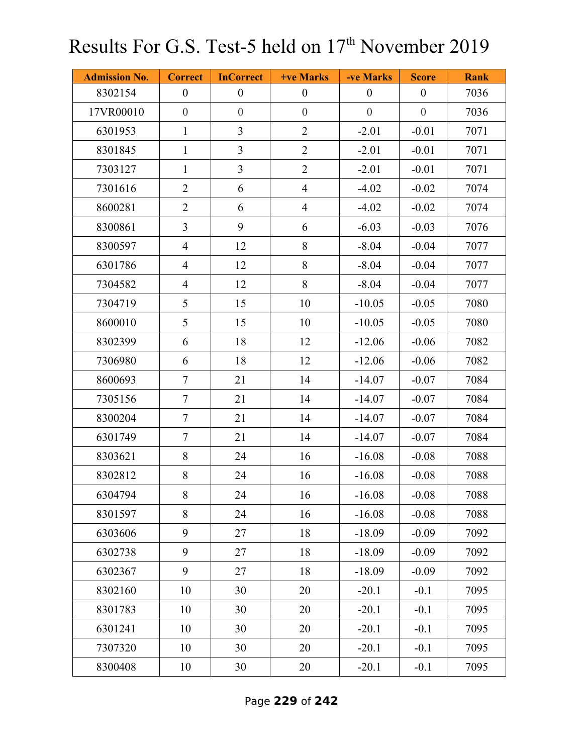# Results For G.S. Test-5 held on 17th November 2019

| Admission No. | Correct | InCorrect | +ve Marks | -ve Marks | Score | Rank |
|---|---|---|---|---|---|---|
| 8302154 | 0 | 0 | 0 | 0 | 0 | 7036 |
| 17VR00010 | 0 | 0 | 0 | 0 | 0 | 7036 |
| 6301953 | 1 | 3 | 2 | -2.01 | -0.01 | 7071 |
| 8301845 | 1 | 3 | 2 | -2.01 | -0.01 | 7071 |
| 7303127 | 1 | 3 | 2 | -2.01 | -0.01 | 7071 |
| 7301616 | 2 | 6 | 4 | -4.02 | -0.02 | 7074 |
| 8600281 | 2 | 6 | 4 | -4.02 | -0.02 | 7074 |
| 8300861 | 3 | 9 | 6 | -6.03 | -0.03 | 7076 |
| 8300597 | 4 | 12 | 8 | -8.04 | -0.04 | 7077 |
| 6301786 | 4 | 12 | 8 | -8.04 | -0.04 | 7077 |
| 7304582 | 4 | 12 | 8 | -8.04 | -0.04 | 7077 |
| 7304719 | 5 | 15 | 10 | -10.05 | -0.05 | 7080 |
| 8600010 | 5 | 15 | 10 | -10.05 | -0.05 | 7080 |
| 8302399 | 6 | 18 | 12 | -12.06 | -0.06 | 7082 |
| 7306980 | 6 | 18 | 12 | -12.06 | -0.06 | 7082 |
| 8600693 | 7 | 21 | 14 | -14.07 | -0.07 | 7084 |
| 7305156 | 7 | 21 | 14 | -14.07 | -0.07 | 7084 |
| 8300204 | 7 | 21 | 14 | -14.07 | -0.07 | 7084 |
| 6301749 | 7 | 21 | 14 | -14.07 | -0.07 | 7084 |
| 8303621 | 8 | 24 | 16 | -16.08 | -0.08 | 7088 |
| 8302812 | 8 | 24 | 16 | -16.08 | -0.08 | 7088 |
| 6304794 | 8 | 24 | 16 | -16.08 | -0.08 | 7088 |
| 8301597 | 8 | 24 | 16 | -16.08 | -0.08 | 7088 |
| 6303606 | 9 | 27 | 18 | -18.09 | -0.09 | 7092 |
| 6302738 | 9 | 27 | 18 | -18.09 | -0.09 | 7092 |
| 6302367 | 9 | 27 | 18 | -18.09 | -0.09 | 7092 |
| 8302160 | 10 | 30 | 20 | -20.1 | -0.1 | 7095 |
| 8301783 | 10 | 30 | 20 | -20.1 | -0.1 | 7095 |
| 6301241 | 10 | 30 | 20 | -20.1 | -0.1 | 7095 |
| 7307320 | 10 | 30 | 20 | -20.1 | -0.1 | 7095 |
| 8300408 | 10 | 30 | 20 | -20.1 | -0.1 | 7095 |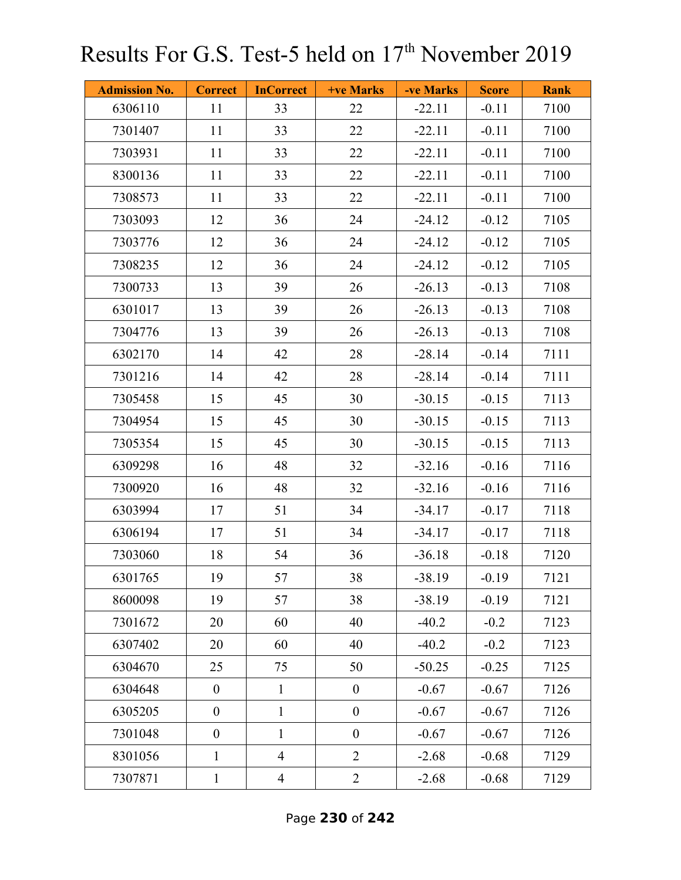# Results For G.S. Test-5 held on 17th November 2019

| Admission No. | Correct | InCorrect | +ve Marks | -ve Marks | Score | Rank |
|---|---|---|---|---|---|---|
| 6306110 | 11 | 33 | 22 | -22.11 | -0.11 | 7100 |
| 7301407 | 11 | 33 | 22 | -22.11 | -0.11 | 7100 |
| 7303931 | 11 | 33 | 22 | -22.11 | -0.11 | 7100 |
| 8300136 | 11 | 33 | 22 | -22.11 | -0.11 | 7100 |
| 7308573 | 11 | 33 | 22 | -22.11 | -0.11 | 7100 |
| 7303093 | 12 | 36 | 24 | -24.12 | -0.12 | 7105 |
| 7303776 | 12 | 36 | 24 | -24.12 | -0.12 | 7105 |
| 7308235 | 12 | 36 | 24 | -24.12 | -0.12 | 7105 |
| 7300733 | 13 | 39 | 26 | -26.13 | -0.13 | 7108 |
| 6301017 | 13 | 39 | 26 | -26.13 | -0.13 | 7108 |
| 7304776 | 13 | 39 | 26 | -26.13 | -0.13 | 7108 |
| 6302170 | 14 | 42 | 28 | -28.14 | -0.14 | 7111 |
| 7301216 | 14 | 42 | 28 | -28.14 | -0.14 | 7111 |
| 7305458 | 15 | 45 | 30 | -30.15 | -0.15 | 7113 |
| 7304954 | 15 | 45 | 30 | -30.15 | -0.15 | 7113 |
| 7305354 | 15 | 45 | 30 | -30.15 | -0.15 | 7113 |
| 6309298 | 16 | 48 | 32 | -32.16 | -0.16 | 7116 |
| 7300920 | 16 | 48 | 32 | -32.16 | -0.16 | 7116 |
| 6303994 | 17 | 51 | 34 | -34.17 | -0.17 | 7118 |
| 6306194 | 17 | 51 | 34 | -34.17 | -0.17 | 7118 |
| 7303060 | 18 | 54 | 36 | -36.18 | -0.18 | 7120 |
| 6301765 | 19 | 57 | 38 | -38.19 | -0.19 | 7121 |
| 8600098 | 19 | 57 | 38 | -38.19 | -0.19 | 7121 |
| 7301672 | 20 | 60 | 40 | -40.2 | -0.2 | 7123 |
| 6307402 | 20 | 60 | 40 | -40.2 | -0.2 | 7123 |
| 6304670 | 25 | 75 | 50 | -50.25 | -0.25 | 7125 |
| 6304648 | 0 | 1 | 0 | -0.67 | -0.67 | 7126 |
| 6305205 | 0 | 1 | 0 | -0.67 | -0.67 | 7126 |
| 7301048 | 0 | 1 | 0 | -0.67 | -0.67 | 7126 |
| 8301056 | 1 | 4 | 2 | -2.68 | -0.68 | 7129 |
| 7307871 | 1 | 4 | 2 | -2.68 | -0.68 | 7129 |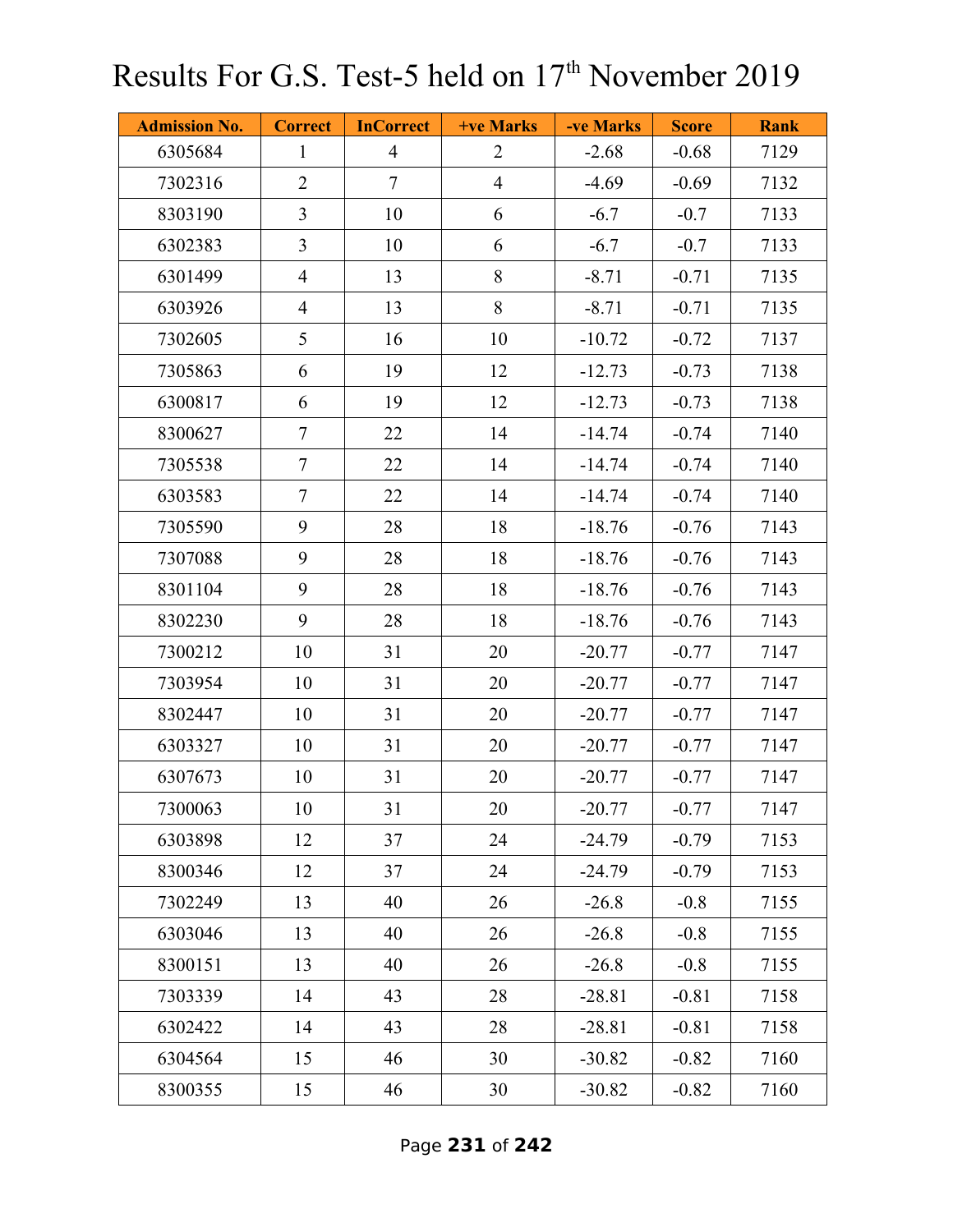# Results For G.S. Test-5 held on 17th November 2019

| Admission No. | Correct | InCorrect | +ve Marks | -ve Marks | Score | Rank |
|---|---|---|---|---|---|---|
| 6305684 | 1 | 4 | 2 | -2.68 | -0.68 | 7129 |
| 7302316 | 2 | 7 | 4 | -4.69 | -0.69 | 7132 |
| 8303190 | 3 | 10 | 6 | -6.7 | -0.7 | 7133 |
| 6302383 | 3 | 10 | 6 | -6.7 | -0.7 | 7133 |
| 6301499 | 4 | 13 | 8 | -8.71 | -0.71 | 7135 |
| 6303926 | 4 | 13 | 8 | -8.71 | -0.71 | 7135 |
| 7302605 | 5 | 16 | 10 | -10.72 | -0.72 | 7137 |
| 7305863 | 6 | 19 | 12 | -12.73 | -0.73 | 7138 |
| 6300817 | 6 | 19 | 12 | -12.73 | -0.73 | 7138 |
| 8300627 | 7 | 22 | 14 | -14.74 | -0.74 | 7140 |
| 7305538 | 7 | 22 | 14 | -14.74 | -0.74 | 7140 |
| 6303583 | 7 | 22 | 14 | -14.74 | -0.74 | 7140 |
| 7305590 | 9 | 28 | 18 | -18.76 | -0.76 | 7143 |
| 7307088 | 9 | 28 | 18 | -18.76 | -0.76 | 7143 |
| 8301104 | 9 | 28 | 18 | -18.76 | -0.76 | 7143 |
| 8302230 | 9 | 28 | 18 | -18.76 | -0.76 | 7143 |
| 7300212 | 10 | 31 | 20 | -20.77 | -0.77 | 7147 |
| 7303954 | 10 | 31 | 20 | -20.77 | -0.77 | 7147 |
| 8302447 | 10 | 31 | 20 | -20.77 | -0.77 | 7147 |
| 6303327 | 10 | 31 | 20 | -20.77 | -0.77 | 7147 |
| 6307673 | 10 | 31 | 20 | -20.77 | -0.77 | 7147 |
| 7300063 | 10 | 31 | 20 | -20.77 | -0.77 | 7147 |
| 6303898 | 12 | 37 | 24 | -24.79 | -0.79 | 7153 |
| 8300346 | 12 | 37 | 24 | -24.79 | -0.79 | 7153 |
| 7302249 | 13 | 40 | 26 | -26.8 | -0.8 | 7155 |
| 6303046 | 13 | 40 | 26 | -26.8 | -0.8 | 7155 |
| 8300151 | 13 | 40 | 26 | -26.8 | -0.8 | 7155 |
| 7303339 | 14 | 43 | 28 | -28.81 | -0.81 | 7158 |
| 6302422 | 14 | 43 | 28 | -28.81 | -0.81 | 7158 |
| 6304564 | 15 | 46 | 30 | -30.82 | -0.82 | 7160 |
| 8300355 | 15 | 46 | 30 | -30.82 | -0.82 | 7160 |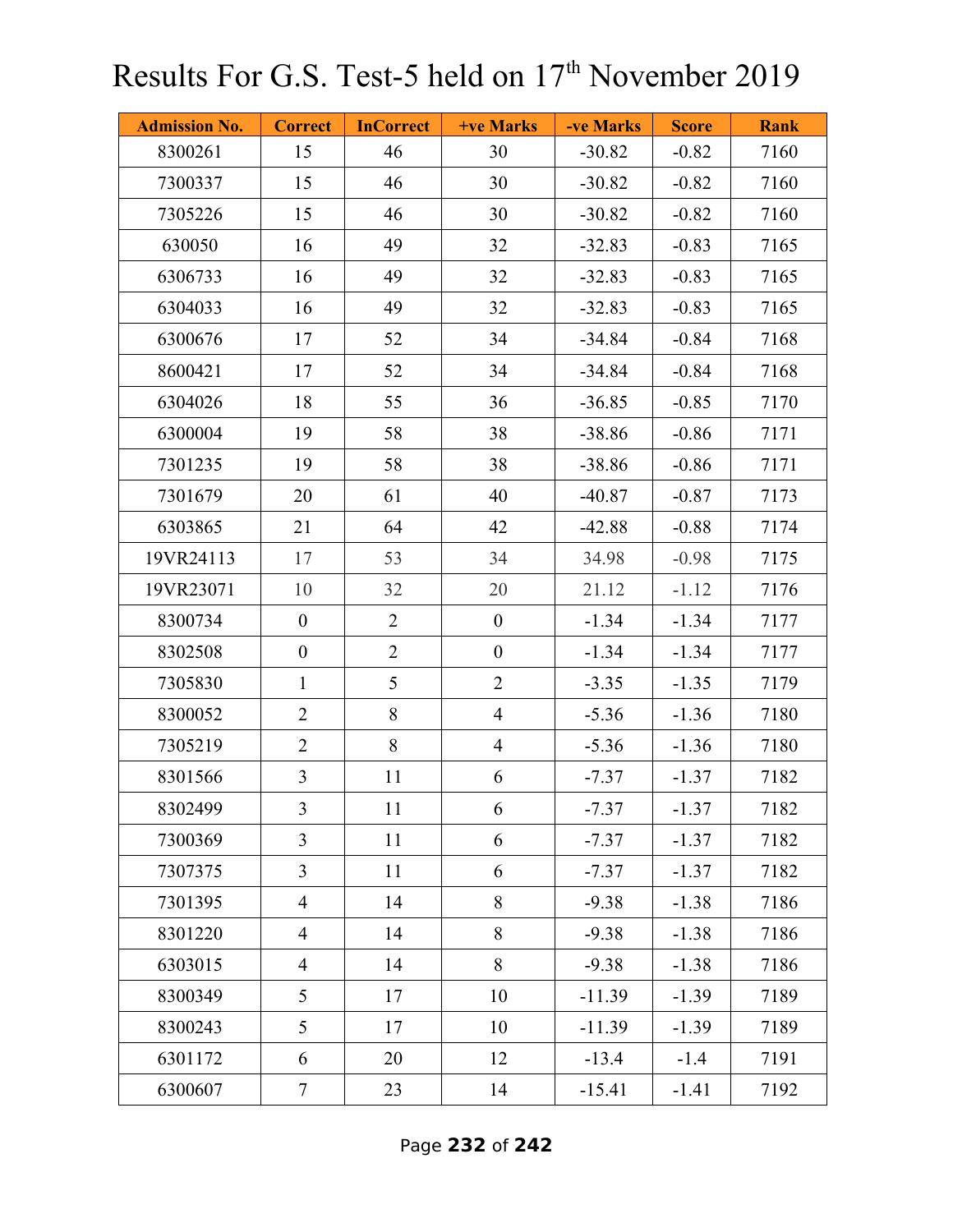# Results For G.S. Test-5 held on 17th November 2019

| Admission No. | Correct | InCorrect | +ve Marks | -ve Marks | Score | Rank |
|---|---|---|---|---|---|---|
| 8300261 | 15 | 46 | 30 | -30.82 | -0.82 | 7160 |
| 7300337 | 15 | 46 | 30 | -30.82 | -0.82 | 7160 |
| 7305226 | 15 | 46 | 30 | -30.82 | -0.82 | 7160 |
| 630050 | 16 | 49 | 32 | -32.83 | -0.83 | 7165 |
| 6306733 | 16 | 49 | 32 | -32.83 | -0.83 | 7165 |
| 6304033 | 16 | 49 | 32 | -32.83 | -0.83 | 7165 |
| 6300676 | 17 | 52 | 34 | -34.84 | -0.84 | 7168 |
| 8600421 | 17 | 52 | 34 | -34.84 | -0.84 | 7168 |
| 6304026 | 18 | 55 | 36 | -36.85 | -0.85 | 7170 |
| 6300004 | 19 | 58 | 38 | -38.86 | -0.86 | 7171 |
| 7301235 | 19 | 58 | 38 | -38.86 | -0.86 | 7171 |
| 7301679 | 20 | 61 | 40 | -40.87 | -0.87 | 7173 |
| 6303865 | 21 | 64 | 42 | -42.88 | -0.88 | 7174 |
| 19VR24113 | 17 | 53 | 34 | 34.98 | -0.98 | 7175 |
| 19VR23071 | 10 | 32 | 20 | 21.12 | -1.12 | 7176 |
| 8300734 | 0 | 2 | 0 | -1.34 | -1.34 | 7177 |
| 8302508 | 0 | 2 | 0 | -1.34 | -1.34 | 7177 |
| 7305830 | 1 | 5 | 2 | -3.35 | -1.35 | 7179 |
| 8300052 | 2 | 8 | 4 | -5.36 | -1.36 | 7180 |
| 7305219 | 2 | 8 | 4 | -5.36 | -1.36 | 7180 |
| 8301566 | 3 | 11 | 6 | -7.37 | -1.37 | 7182 |
| 8302499 | 3 | 11 | 6 | -7.37 | -1.37 | 7182 |
| 7300369 | 3 | 11 | 6 | -7.37 | -1.37 | 7182 |
| 7307375 | 3 | 11 | 6 | -7.37 | -1.37 | 7182 |
| 7301395 | 4 | 14 | 8 | -9.38 | -1.38 | 7186 |
| 8301220 | 4 | 14 | 8 | -9.38 | -1.38 | 7186 |
| 6303015 | 4 | 14 | 8 | -9.38 | -1.38 | 7186 |
| 8300349 | 5 | 17 | 10 | -11.39 | -1.39 | 7189 |
| 8300243 | 5 | 17 | 10 | -11.39 | -1.39 | 7189 |
| 6301172 | 6 | 20 | 12 | -13.4 | -1.4 | 7191 |
| 6300607 | 7 | 23 | 14 | -15.41 | -1.41 | 7192 |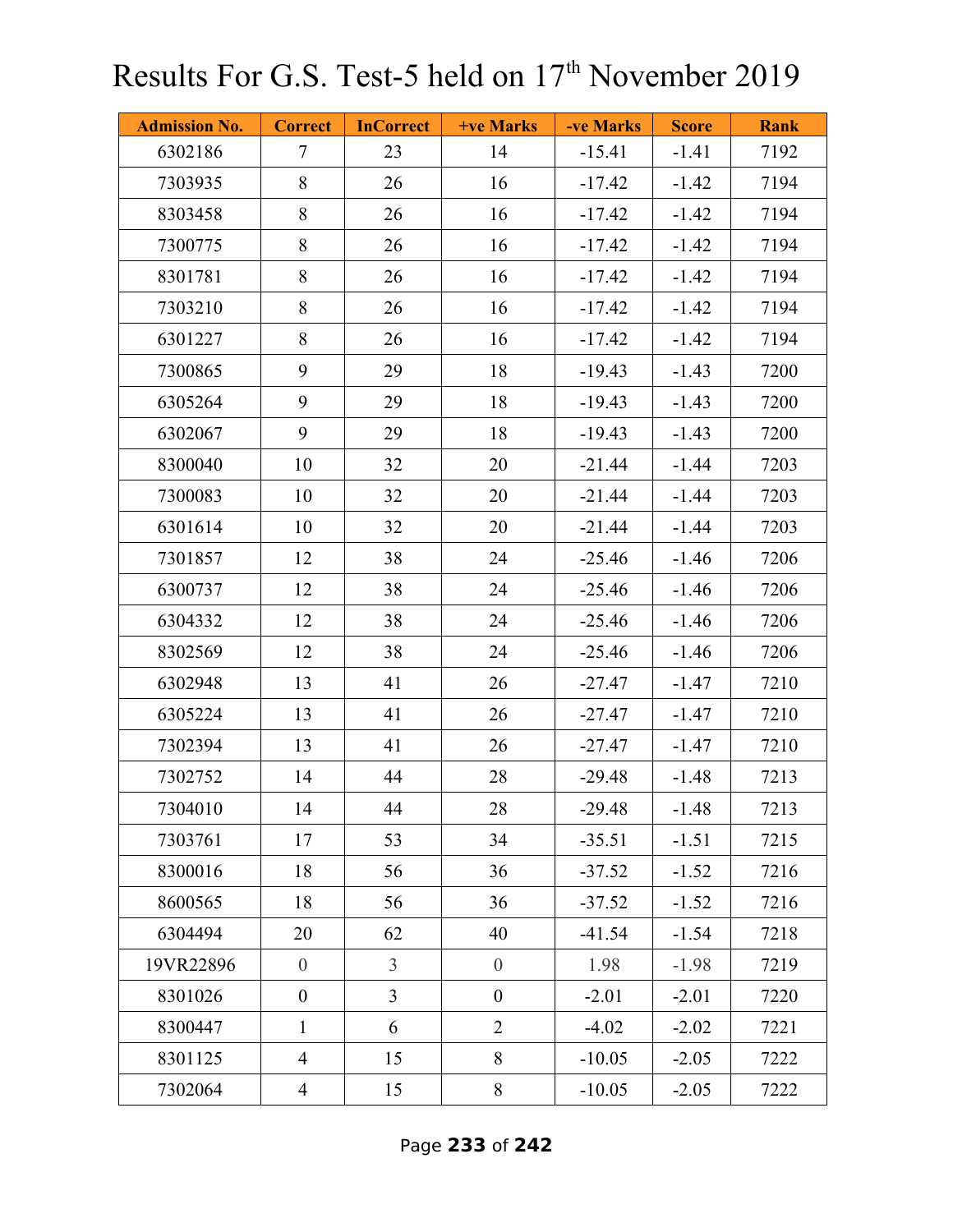# Results For G.S. Test-5 held on 17th November 2019

| Admission No. | Correct | InCorrect | +ve Marks | -ve Marks | Score | Rank |
|---|---|---|---|---|---|---|
| 6302186 | 7 | 23 | 14 | -15.41 | -1.41 | 7192 |
| 7303935 | 8 | 26 | 16 | -17.42 | -1.42 | 7194 |
| 8303458 | 8 | 26 | 16 | -17.42 | -1.42 | 7194 |
| 7300775 | 8 | 26 | 16 | -17.42 | -1.42 | 7194 |
| 8301781 | 8 | 26 | 16 | -17.42 | -1.42 | 7194 |
| 7303210 | 8 | 26 | 16 | -17.42 | -1.42 | 7194 |
| 6301227 | 8 | 26 | 16 | -17.42 | -1.42 | 7194 |
| 7300865 | 9 | 29 | 18 | -19.43 | -1.43 | 7200 |
| 6305264 | 9 | 29 | 18 | -19.43 | -1.43 | 7200 |
| 6302067 | 9 | 29 | 18 | -19.43 | -1.43 | 7200 |
| 8300040 | 10 | 32 | 20 | -21.44 | -1.44 | 7203 |
| 7300083 | 10 | 32 | 20 | -21.44 | -1.44 | 7203 |
| 6301614 | 10 | 32 | 20 | -21.44 | -1.44 | 7203 |
| 7301857 | 12 | 38 | 24 | -25.46 | -1.46 | 7206 |
| 6300737 | 12 | 38 | 24 | -25.46 | -1.46 | 7206 |
| 6304332 | 12 | 38 | 24 | -25.46 | -1.46 | 7206 |
| 8302569 | 12 | 38 | 24 | -25.46 | -1.46 | 7206 |
| 6302948 | 13 | 41 | 26 | -27.47 | -1.47 | 7210 |
| 6305224 | 13 | 41 | 26 | -27.47 | -1.47 | 7210 |
| 7302394 | 13 | 41 | 26 | -27.47 | -1.47 | 7210 |
| 7302752 | 14 | 44 | 28 | -29.48 | -1.48 | 7213 |
| 7304010 | 14 | 44 | 28 | -29.48 | -1.48 | 7213 |
| 7303761 | 17 | 53 | 34 | -35.51 | -1.51 | 7215 |
| 8300016 | 18 | 56 | 36 | -37.52 | -1.52 | 7216 |
| 8600565 | 18 | 56 | 36 | -37.52 | -1.52 | 7216 |
| 6304494 | 20 | 62 | 40 | -41.54 | -1.54 | 7218 |
| 19VR22896 | 0 | 3 | 0 | 1.98 | -1.98 | 7219 |
| 8301026 | 0 | 3 | 0 | -2.01 | -2.01 | 7220 |
| 8300447 | 1 | 6 | 2 | -4.02 | -2.02 | 7221 |
| 8301125 | 4 | 15 | 8 | -10.05 | -2.05 | 7222 |
| 7302064 | 4 | 15 | 8 | -10.05 | -2.05 | 7222 |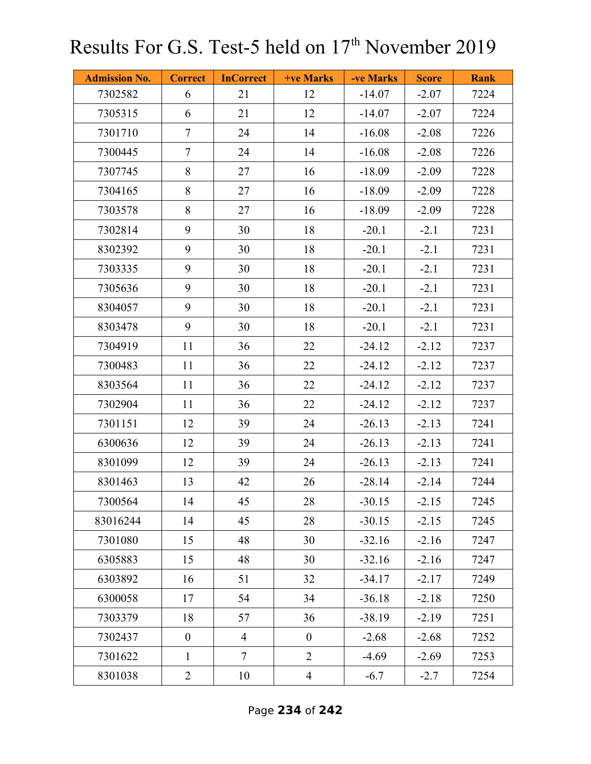# Results For G.S. Test-5 held on 17th November 2019

| Admission No. | Correct | InCorrect | +ve Marks | -ve Marks | Score | Rank |
|---|---|---|---|---|---|---|
| 7302582 | 6 | 21 | 12 | -14.07 | -2.07 | 7224 |
| 7305315 | 6 | 21 | 12 | -14.07 | -2.07 | 7224 |
| 7301710 | 7 | 24 | 14 | -16.08 | -2.08 | 7226 |
| 7300445 | 7 | 24 | 14 | -16.08 | -2.08 | 7226 |
| 7307745 | 8 | 27 | 16 | -18.09 | -2.09 | 7228 |
| 7304165 | 8 | 27 | 16 | -18.09 | -2.09 | 7228 |
| 7303578 | 8 | 27 | 16 | -18.09 | -2.09 | 7228 |
| 7302814 | 9 | 30 | 18 | -20.1 | -2.1 | 7231 |
| 8302392 | 9 | 30 | 18 | -20.1 | -2.1 | 7231 |
| 7303335 | 9 | 30 | 18 | -20.1 | -2.1 | 7231 |
| 7305636 | 9 | 30 | 18 | -20.1 | -2.1 | 7231 |
| 8304057 | 9 | 30 | 18 | -20.1 | -2.1 | 7231 |
| 8303478 | 9 | 30 | 18 | -20.1 | -2.1 | 7231 |
| 7304919 | 11 | 36 | 22 | -24.12 | -2.12 | 7237 |
| 7300483 | 11 | 36 | 22 | -24.12 | -2.12 | 7237 |
| 8303564 | 11 | 36 | 22 | -24.12 | -2.12 | 7237 |
| 7302904 | 11 | 36 | 22 | -24.12 | -2.12 | 7237 |
| 7301151 | 12 | 39 | 24 | -26.13 | -2.13 | 7241 |
| 6300636 | 12 | 39 | 24 | -26.13 | -2.13 | 7241 |
| 8301099 | 12 | 39 | 24 | -26.13 | -2.13 | 7241 |
| 8301463 | 13 | 42 | 26 | -28.14 | -2.14 | 7244 |
| 7300564 | 14 | 45 | 28 | -30.15 | -2.15 | 7245 |
| 83016244 | 14 | 45 | 28 | -30.15 | -2.15 | 7245 |
| 7301080 | 15 | 48 | 30 | -32.16 | -2.16 | 7247 |
| 6305883 | 15 | 48 | 30 | -32.16 | -2.16 | 7247 |
| 6303892 | 16 | 51 | 32 | -34.17 | -2.17 | 7249 |
| 6300058 | 17 | 54 | 34 | -36.18 | -2.18 | 7250 |
| 7303379 | 18 | 57 | 36 | -38.19 | -2.19 | 7251 |
| 7302437 | 0 | 4 | 0 | -2.68 | -2.68 | 7252 |
| 7301622 | 1 | 7 | 2 | -4.69 | -2.69 | 7253 |
| 8301038 | 2 | 10 | 4 | -6.7 | -2.7 | 7254 |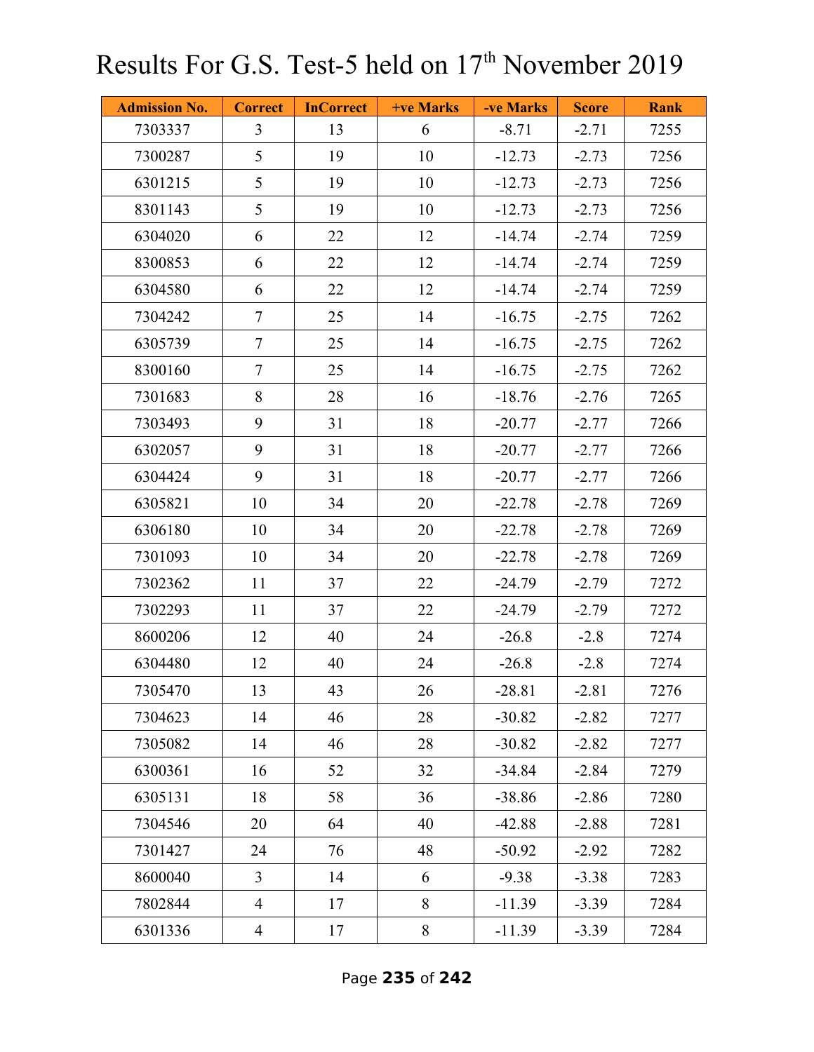# Results For G.S. Test-5 held on 17th November 2019

| Admission No. | Correct | InCorrect | +ve Marks | -ve Marks | Score | Rank |
|---|---|---|---|---|---|---|
| 7303337 | 3 | 13 | 6 | -8.71 | -2.71 | 7255 |
| 7300287 | 5 | 19 | 10 | -12.73 | -2.73 | 7256 |
| 6301215 | 5 | 19 | 10 | -12.73 | -2.73 | 7256 |
| 8301143 | 5 | 19 | 10 | -12.73 | -2.73 | 7256 |
| 6304020 | 6 | 22 | 12 | -14.74 | -2.74 | 7259 |
| 8300853 | 6 | 22 | 12 | -14.74 | -2.74 | 7259 |
| 6304580 | 6 | 22 | 12 | -14.74 | -2.74 | 7259 |
| 7304242 | 7 | 25 | 14 | -16.75 | -2.75 | 7262 |
| 6305739 | 7 | 25 | 14 | -16.75 | -2.75 | 7262 |
| 8300160 | 7 | 25 | 14 | -16.75 | -2.75 | 7262 |
| 7301683 | 8 | 28 | 16 | -18.76 | -2.76 | 7265 |
| 7303493 | 9 | 31 | 18 | -20.77 | -2.77 | 7266 |
| 6302057 | 9 | 31 | 18 | -20.77 | -2.77 | 7266 |
| 6304424 | 9 | 31 | 18 | -20.77 | -2.77 | 7266 |
| 6305821 | 10 | 34 | 20 | -22.78 | -2.78 | 7269 |
| 6306180 | 10 | 34 | 20 | -22.78 | -2.78 | 7269 |
| 7301093 | 10 | 34 | 20 | -22.78 | -2.78 | 7269 |
| 7302362 | 11 | 37 | 22 | -24.79 | -2.79 | 7272 |
| 7302293 | 11 | 37 | 22 | -24.79 | -2.79 | 7272 |
| 8600206 | 12 | 40 | 24 | -26.8 | -2.8 | 7274 |
| 6304480 | 12 | 40 | 24 | -26.8 | -2.8 | 7274 |
| 7305470 | 13 | 43 | 26 | -28.81 | -2.81 | 7276 |
| 7304623 | 14 | 46 | 28 | -30.82 | -2.82 | 7277 |
| 7305082 | 14 | 46 | 28 | -30.82 | -2.82 | 7277 |
| 6300361 | 16 | 52 | 32 | -34.84 | -2.84 | 7279 |
| 6305131 | 18 | 58 | 36 | -38.86 | -2.86 | 7280 |
| 7304546 | 20 | 64 | 40 | -42.88 | -2.88 | 7281 |
| 7301427 | 24 | 76 | 48 | -50.92 | -2.92 | 7282 |
| 8600040 | 3 | 14 | 6 | -9.38 | -3.38 | 7283 |
| 7802844 | 4 | 17 | 8 | -11.39 | -3.39 | 7284 |
| 6301336 | 4 | 17 | 8 | -11.39 | -3.39 | 7284 |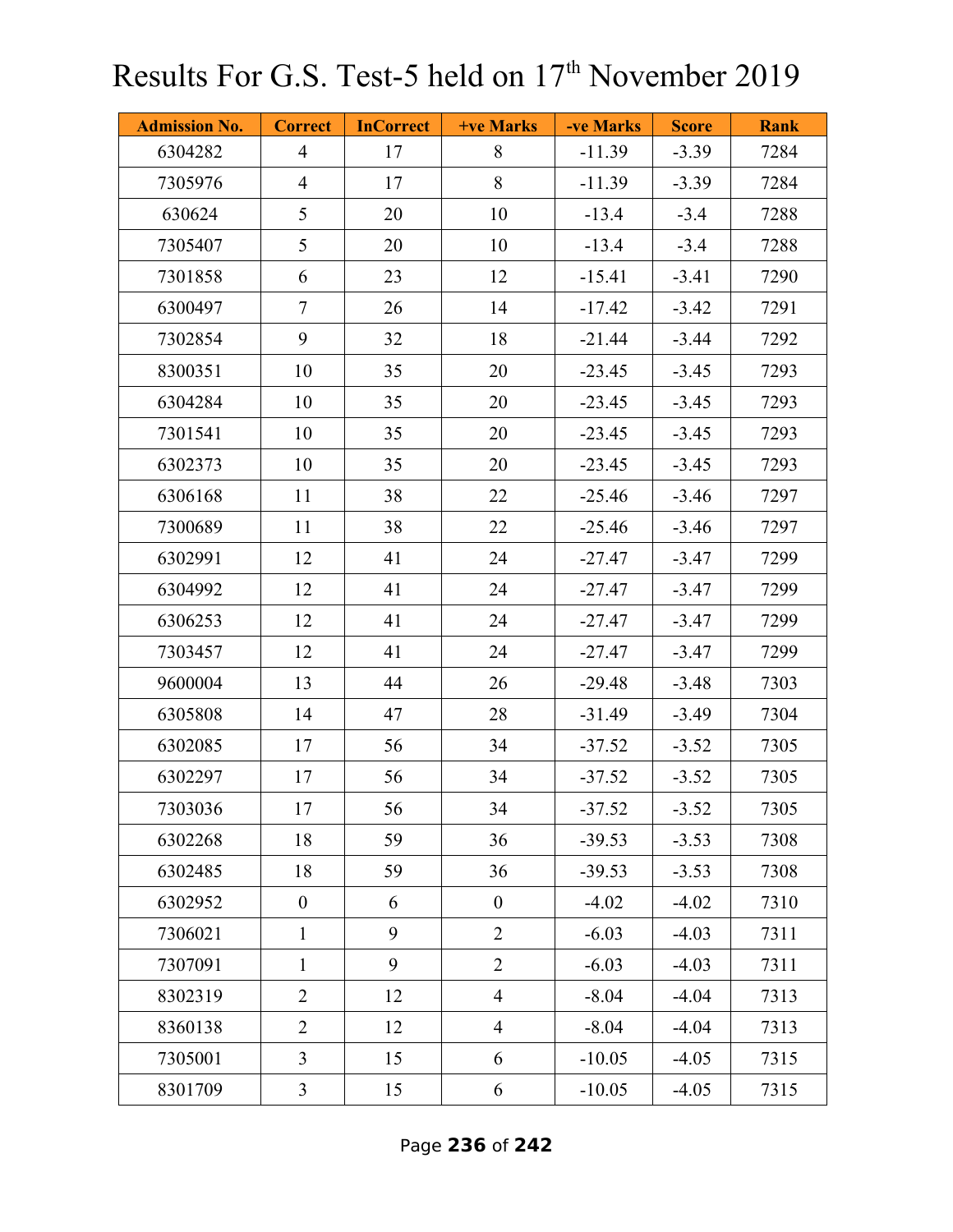# Results For G.S. Test-5 held on 17th November 2019

| Admission No. | Correct | InCorrect | +ve Marks | -ve Marks | Score | Rank |
|---|---|---|---|---|---|---|
| 6304282 | 4 | 17 | 8 | -11.39 | -3.39 | 7284 |
| 7305976 | 4 | 17 | 8 | -11.39 | -3.39 | 7284 |
| 630624 | 5 | 20 | 10 | -13.4 | -3.4 | 7288 |
| 7305407 | 5 | 20 | 10 | -13.4 | -3.4 | 7288 |
| 7301858 | 6 | 23 | 12 | -15.41 | -3.41 | 7290 |
| 6300497 | 7 | 26 | 14 | -17.42 | -3.42 | 7291 |
| 7302854 | 9 | 32 | 18 | -21.44 | -3.44 | 7292 |
| 8300351 | 10 | 35 | 20 | -23.45 | -3.45 | 7293 |
| 6304284 | 10 | 35 | 20 | -23.45 | -3.45 | 7293 |
| 7301541 | 10 | 35 | 20 | -23.45 | -3.45 | 7293 |
| 6302373 | 10 | 35 | 20 | -23.45 | -3.45 | 7293 |
| 6306168 | 11 | 38 | 22 | -25.46 | -3.46 | 7297 |
| 7300689 | 11 | 38 | 22 | -25.46 | -3.46 | 7297 |
| 6302991 | 12 | 41 | 24 | -27.47 | -3.47 | 7299 |
| 6304992 | 12 | 41 | 24 | -27.47 | -3.47 | 7299 |
| 6306253 | 12 | 41 | 24 | -27.47 | -3.47 | 7299 |
| 7303457 | 12 | 41 | 24 | -27.47 | -3.47 | 7299 |
| 9600004 | 13 | 44 | 26 | -29.48 | -3.48 | 7303 |
| 6305808 | 14 | 47 | 28 | -31.49 | -3.49 | 7304 |
| 6302085 | 17 | 56 | 34 | -37.52 | -3.52 | 7305 |
| 6302297 | 17 | 56 | 34 | -37.52 | -3.52 | 7305 |
| 7303036 | 17 | 56 | 34 | -37.52 | -3.52 | 7305 |
| 6302268 | 18 | 59 | 36 | -39.53 | -3.53 | 7308 |
| 6302485 | 18 | 59 | 36 | -39.53 | -3.53 | 7308 |
| 6302952 | 0 | 6 | 0 | -4.02 | -4.02 | 7310 |
| 7306021 | 1 | 9 | 2 | -6.03 | -4.03 | 7311 |
| 7307091 | 1 | 9 | 2 | -6.03 | -4.03 | 7311 |
| 8302319 | 2 | 12 | 4 | -8.04 | -4.04 | 7313 |
| 8360138 | 2 | 12 | 4 | -8.04 | -4.04 | 7313 |
| 7305001 | 3 | 15 | 6 | -10.05 | -4.05 | 7315 |
| 8301709 | 3 | 15 | 6 | -10.05 | -4.05 | 7315 |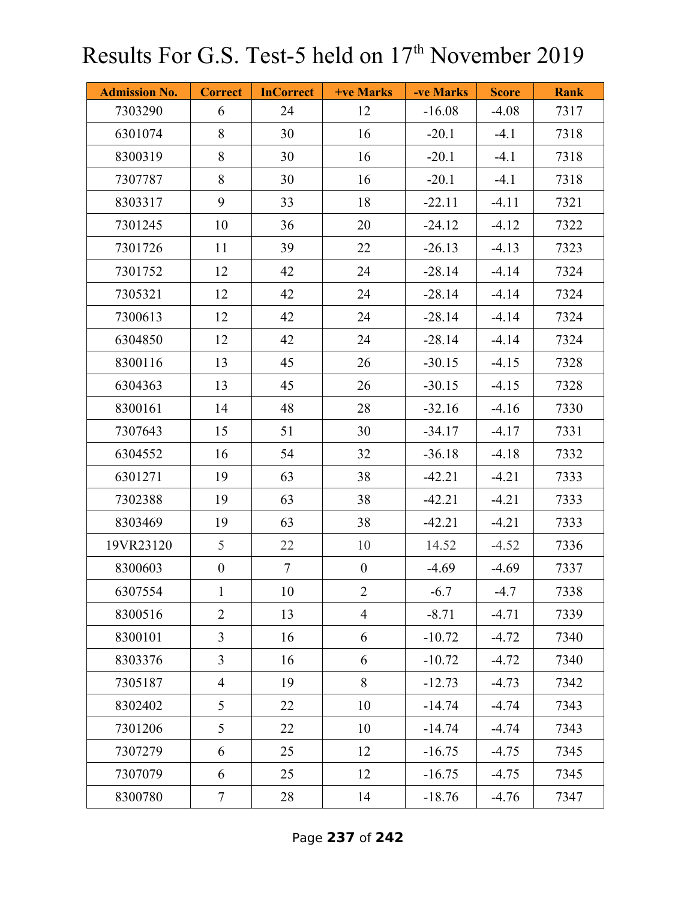# Results For G.S. Test-5 held on 17th November 2019

| Admission No. | Correct | InCorrect | +ve Marks | -ve Marks | Score | Rank |
|---|---|---|---|---|---|---|
| 7303290 | 6 | 24 | 12 | -16.08 | -4.08 | 7317 |
| 6301074 | 8 | 30 | 16 | -20.1 | -4.1 | 7318 |
| 8300319 | 8 | 30 | 16 | -20.1 | -4.1 | 7318 |
| 7307787 | 8 | 30 | 16 | -20.1 | -4.1 | 7318 |
| 8303317 | 9 | 33 | 18 | -22.11 | -4.11 | 7321 |
| 7301245 | 10 | 36 | 20 | -24.12 | -4.12 | 7322 |
| 7301726 | 11 | 39 | 22 | -26.13 | -4.13 | 7323 |
| 7301752 | 12 | 42 | 24 | -28.14 | -4.14 | 7324 |
| 7305321 | 12 | 42 | 24 | -28.14 | -4.14 | 7324 |
| 7300613 | 12 | 42 | 24 | -28.14 | -4.14 | 7324 |
| 6304850 | 12 | 42 | 24 | -28.14 | -4.14 | 7324 |
| 8300116 | 13 | 45 | 26 | -30.15 | -4.15 | 7328 |
| 6304363 | 13 | 45 | 26 | -30.15 | -4.15 | 7328 |
| 8300161 | 14 | 48 | 28 | -32.16 | -4.16 | 7330 |
| 7307643 | 15 | 51 | 30 | -34.17 | -4.17 | 7331 |
| 6304552 | 16 | 54 | 32 | -36.18 | -4.18 | 7332 |
| 6301271 | 19 | 63 | 38 | -42.21 | -4.21 | 7333 |
| 7302388 | 19 | 63 | 38 | -42.21 | -4.21 | 7333 |
| 8303469 | 19 | 63 | 38 | -42.21 | -4.21 | 7333 |
| 19VR23120 | 5 | 22 | 10 | 14.52 | -4.52 | 7336 |
| 8300603 | 0 | 7 | 0 | -4.69 | -4.69 | 7337 |
| 6307554 | 1 | 10 | 2 | -6.7 | -4.7 | 7338 |
| 8300516 | 2 | 13 | 4 | -8.71 | -4.71 | 7339 |
| 8300101 | 3 | 16 | 6 | -10.72 | -4.72 | 7340 |
| 8303376 | 3 | 16 | 6 | -10.72 | -4.72 | 7340 |
| 7305187 | 4 | 19 | 8 | -12.73 | -4.73 | 7342 |
| 8302402 | 5 | 22 | 10 | -14.74 | -4.74 | 7343 |
| 7301206 | 5 | 22 | 10 | -14.74 | -4.74 | 7343 |
| 7307279 | 6 | 25 | 12 | -16.75 | -4.75 | 7345 |
| 7307079 | 6 | 25 | 12 | -16.75 | -4.75 | 7345 |
| 8300780 | 7 | 28 | 14 | -18.76 | -4.76 | 7347 |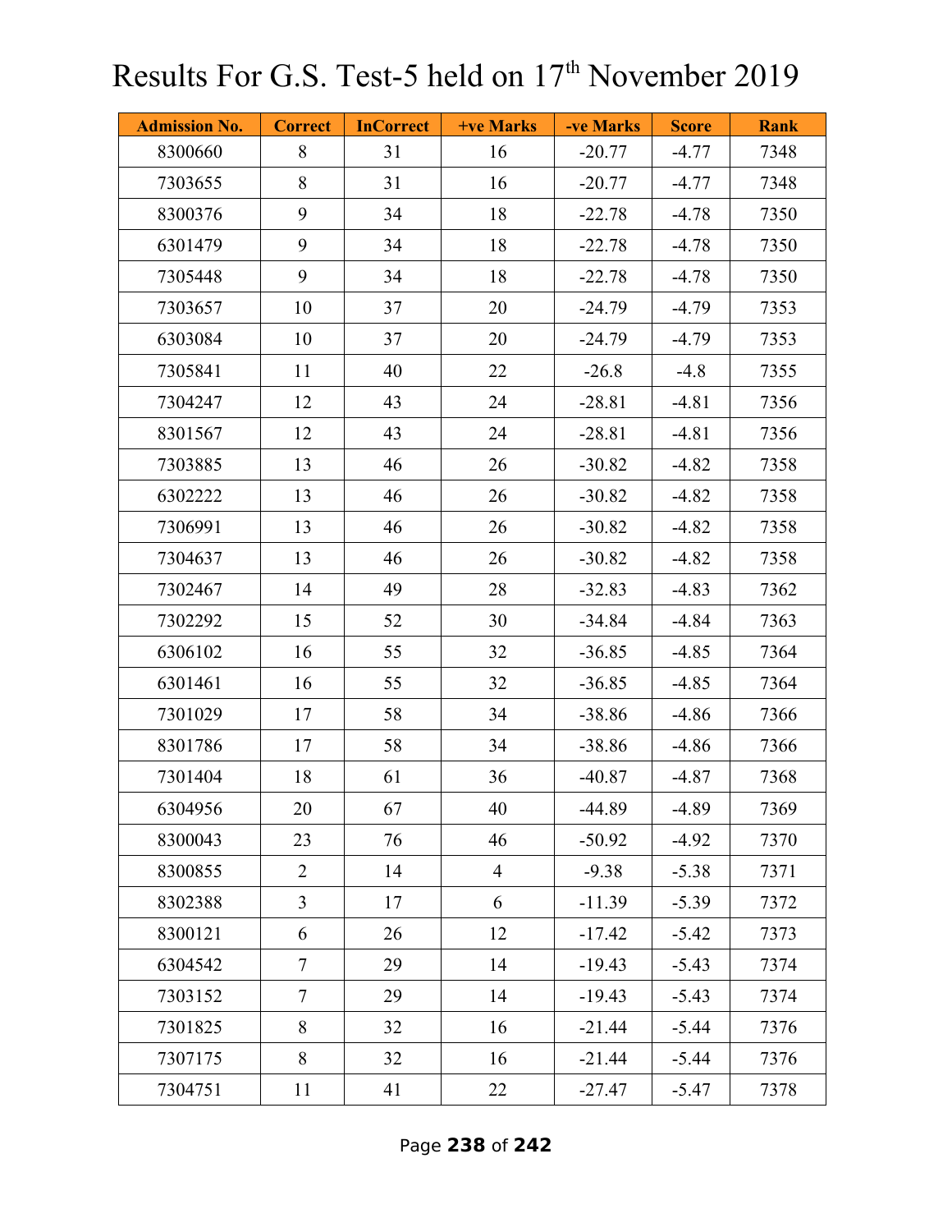# Results For G.S. Test-5 held on 17th November 2019

| Admission No. | Correct | InCorrect | +ve Marks | -ve Marks | Score | Rank |
|---|---|---|---|---|---|---|
| 8300660 | 8 | 31 | 16 | -20.77 | -4.77 | 7348 |
| 7303655 | 8 | 31 | 16 | -20.77 | -4.77 | 7348 |
| 8300376 | 9 | 34 | 18 | -22.78 | -4.78 | 7350 |
| 6301479 | 9 | 34 | 18 | -22.78 | -4.78 | 7350 |
| 7305448 | 9 | 34 | 18 | -22.78 | -4.78 | 7350 |
| 7303657 | 10 | 37 | 20 | -24.79 | -4.79 | 7353 |
| 6303084 | 10 | 37 | 20 | -24.79 | -4.79 | 7353 |
| 7305841 | 11 | 40 | 22 | -26.8 | -4.8 | 7355 |
| 7304247 | 12 | 43 | 24 | -28.81 | -4.81 | 7356 |
| 8301567 | 12 | 43 | 24 | -28.81 | -4.81 | 7356 |
| 7303885 | 13 | 46 | 26 | -30.82 | -4.82 | 7358 |
| 6302222 | 13 | 46 | 26 | -30.82 | -4.82 | 7358 |
| 7306991 | 13 | 46 | 26 | -30.82 | -4.82 | 7358 |
| 7304637 | 13 | 46 | 26 | -30.82 | -4.82 | 7358 |
| 7302467 | 14 | 49 | 28 | -32.83 | -4.83 | 7362 |
| 7302292 | 15 | 52 | 30 | -34.84 | -4.84 | 7363 |
| 6306102 | 16 | 55 | 32 | -36.85 | -4.85 | 7364 |
| 6301461 | 16 | 55 | 32 | -36.85 | -4.85 | 7364 |
| 7301029 | 17 | 58 | 34 | -38.86 | -4.86 | 7366 |
| 8301786 | 17 | 58 | 34 | -38.86 | -4.86 | 7366 |
| 7301404 | 18 | 61 | 36 | -40.87 | -4.87 | 7368 |
| 6304956 | 20 | 67 | 40 | -44.89 | -4.89 | 7369 |
| 8300043 | 23 | 76 | 46 | -50.92 | -4.92 | 7370 |
| 8300855 | 2 | 14 | 4 | -9.38 | -5.38 | 7371 |
| 8302388 | 3 | 17 | 6 | -11.39 | -5.39 | 7372 |
| 8300121 | 6 | 26 | 12 | -17.42 | -5.42 | 7373 |
| 6304542 | 7 | 29 | 14 | -19.43 | -5.43 | 7374 |
| 7303152 | 7 | 29 | 14 | -19.43 | -5.43 | 7374 |
| 7301825 | 8 | 32 | 16 | -21.44 | -5.44 | 7376 |
| 7307175 | 8 | 32 | 16 | -21.44 | -5.44 | 7376 |
| 7304751 | 11 | 41 | 22 | -27.47 | -5.47 | 7378 |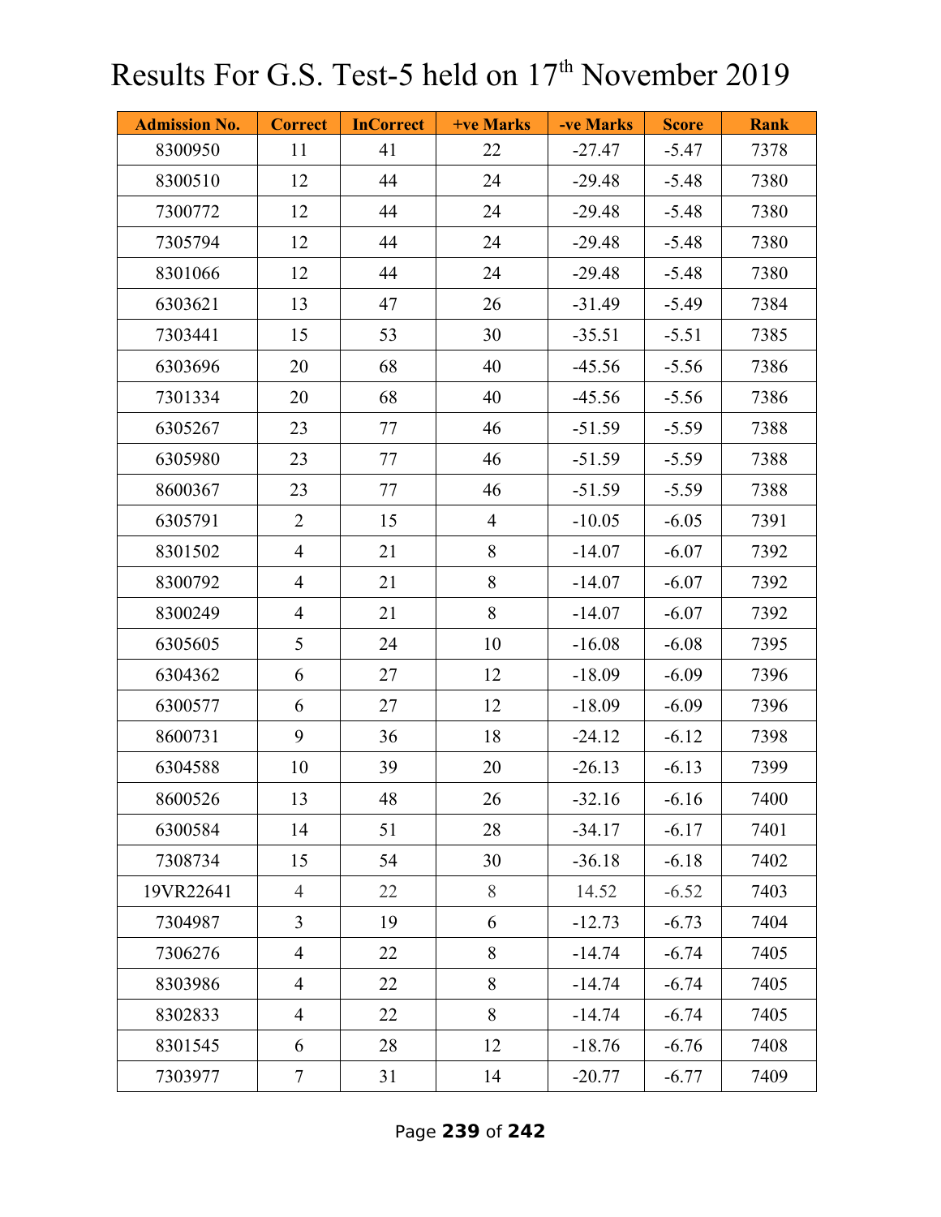# Results For G.S. Test-5 held on 17th November 2019

| Admission No. | Correct | InCorrect | +ve Marks | -ve Marks | Score | Rank |
|---|---|---|---|---|---|---|
| 8300950 | 11 | 41 | 22 | -27.47 | -5.47 | 7378 |
| 8300510 | 12 | 44 | 24 | -29.48 | -5.48 | 7380 |
| 7300772 | 12 | 44 | 24 | -29.48 | -5.48 | 7380 |
| 7305794 | 12 | 44 | 24 | -29.48 | -5.48 | 7380 |
| 8301066 | 12 | 44 | 24 | -29.48 | -5.48 | 7380 |
| 6303621 | 13 | 47 | 26 | -31.49 | -5.49 | 7384 |
| 7303441 | 15 | 53 | 30 | -35.51 | -5.51 | 7385 |
| 6303696 | 20 | 68 | 40 | -45.56 | -5.56 | 7386 |
| 7301334 | 20 | 68 | 40 | -45.56 | -5.56 | 7386 |
| 6305267 | 23 | 77 | 46 | -51.59 | -5.59 | 7388 |
| 6305980 | 23 | 77 | 46 | -51.59 | -5.59 | 7388 |
| 8600367 | 23 | 77 | 46 | -51.59 | -5.59 | 7388 |
| 6305791 | 2 | 15 | 4 | -10.05 | -6.05 | 7391 |
| 8301502 | 4 | 21 | 8 | -14.07 | -6.07 | 7392 |
| 8300792 | 4 | 21 | 8 | -14.07 | -6.07 | 7392 |
| 8300249 | 4 | 21 | 8 | -14.07 | -6.07 | 7392 |
| 6305605 | 5 | 24 | 10 | -16.08 | -6.08 | 7395 |
| 6304362 | 6 | 27 | 12 | -18.09 | -6.09 | 7396 |
| 6300577 | 6 | 27 | 12 | -18.09 | -6.09 | 7396 |
| 8600731 | 9 | 36 | 18 | -24.12 | -6.12 | 7398 |
| 6304588 | 10 | 39 | 20 | -26.13 | -6.13 | 7399 |
| 8600526 | 13 | 48 | 26 | -32.16 | -6.16 | 7400 |
| 6300584 | 14 | 51 | 28 | -34.17 | -6.17 | 7401 |
| 7308734 | 15 | 54 | 30 | -36.18 | -6.18 | 7402 |
| 19VR22641 | 4 | 22 | 8 | 14.52 | -6.52 | 7403 |
| 7304987 | 3 | 19 | 6 | -12.73 | -6.73 | 7404 |
| 7306276 | 4 | 22 | 8 | -14.74 | -6.74 | 7405 |
| 8303986 | 4 | 22 | 8 | -14.74 | -6.74 | 7405 |
| 8302833 | 4 | 22 | 8 | -14.74 | -6.74 | 7405 |
| 8301545 | 6 | 28 | 12 | -18.76 | -6.76 | 7408 |
| 7303977 | 7 | 31 | 14 | -20.77 | -6.77 | 7409 |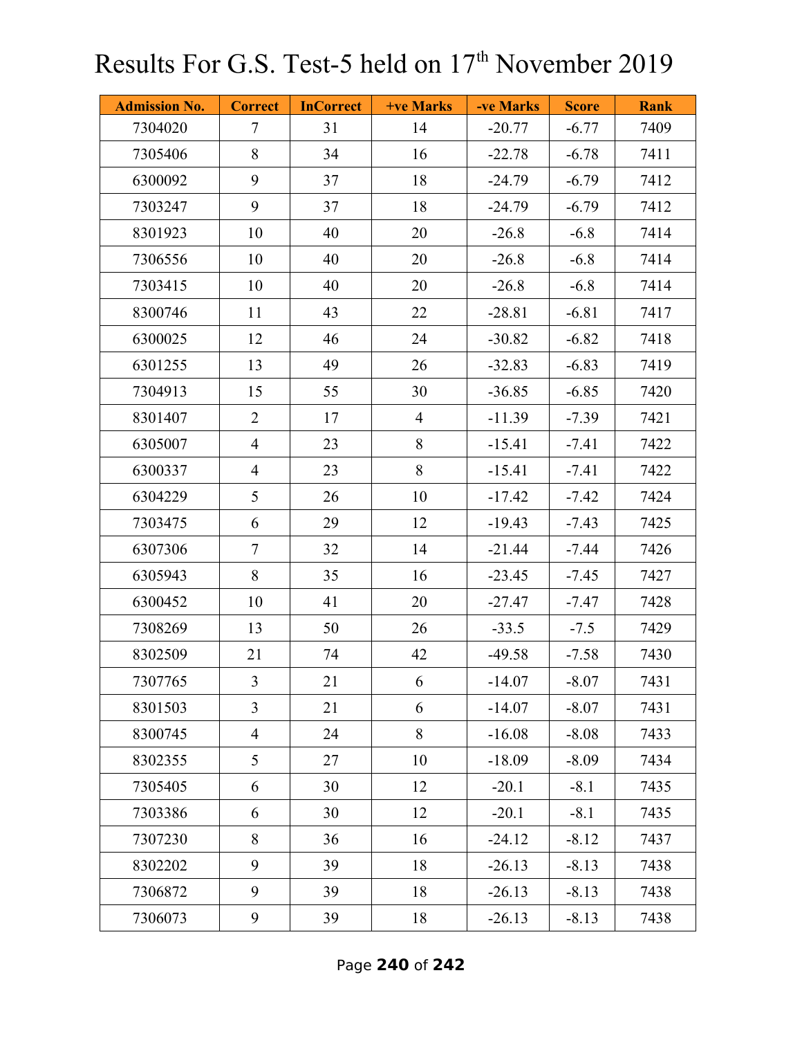# Results For G.S. Test-5 held on 17th November 2019

| Admission No. | Correct | InCorrect | +ve Marks | -ve Marks | Score | Rank |
|---|---|---|---|---|---|---|
| 7304020 | 7 | 31 | 14 | -20.77 | -6.77 | 7409 |
| 7305406 | 8 | 34 | 16 | -22.78 | -6.78 | 7411 |
| 6300092 | 9 | 37 | 18 | -24.79 | -6.79 | 7412 |
| 7303247 | 9 | 37 | 18 | -24.79 | -6.79 | 7412 |
| 8301923 | 10 | 40 | 20 | -26.8 | -6.8 | 7414 |
| 7306556 | 10 | 40 | 20 | -26.8 | -6.8 | 7414 |
| 7303415 | 10 | 40 | 20 | -26.8 | -6.8 | 7414 |
| 8300746 | 11 | 43 | 22 | -28.81 | -6.81 | 7417 |
| 6300025 | 12 | 46 | 24 | -30.82 | -6.82 | 7418 |
| 6301255 | 13 | 49 | 26 | -32.83 | -6.83 | 7419 |
| 7304913 | 15 | 55 | 30 | -36.85 | -6.85 | 7420 |
| 8301407 | 2 | 17 | 4 | -11.39 | -7.39 | 7421 |
| 6305007 | 4 | 23 | 8 | -15.41 | -7.41 | 7422 |
| 6300337 | 4 | 23 | 8 | -15.41 | -7.41 | 7422 |
| 6304229 | 5 | 26 | 10 | -17.42 | -7.42 | 7424 |
| 7303475 | 6 | 29 | 12 | -19.43 | -7.43 | 7425 |
| 6307306 | 7 | 32 | 14 | -21.44 | -7.44 | 7426 |
| 6305943 | 8 | 35 | 16 | -23.45 | -7.45 | 7427 |
| 6300452 | 10 | 41 | 20 | -27.47 | -7.47 | 7428 |
| 7308269 | 13 | 50 | 26 | -33.5 | -7.5 | 7429 |
| 8302509 | 21 | 74 | 42 | -49.58 | -7.58 | 7430 |
| 7307765 | 3 | 21 | 6 | -14.07 | -8.07 | 7431 |
| 8301503 | 3 | 21 | 6 | -14.07 | -8.07 | 7431 |
| 8300745 | 4 | 24 | 8 | -16.08 | -8.08 | 7433 |
| 8302355 | 5 | 27 | 10 | -18.09 | -8.09 | 7434 |
| 7305405 | 6 | 30 | 12 | -20.1 | -8.1 | 7435 |
| 7303386 | 6 | 30 | 12 | -20.1 | -8.1 | 7435 |
| 7307230 | 8 | 36 | 16 | -24.12 | -8.12 | 7437 |
| 8302202 | 9 | 39 | 18 | -26.13 | -8.13 | 7438 |
| 7306872 | 9 | 39 | 18 | -26.13 | -8.13 | 7438 |
| 7306073 | 9 | 39 | 18 | -26.13 | -8.13 | 7438 |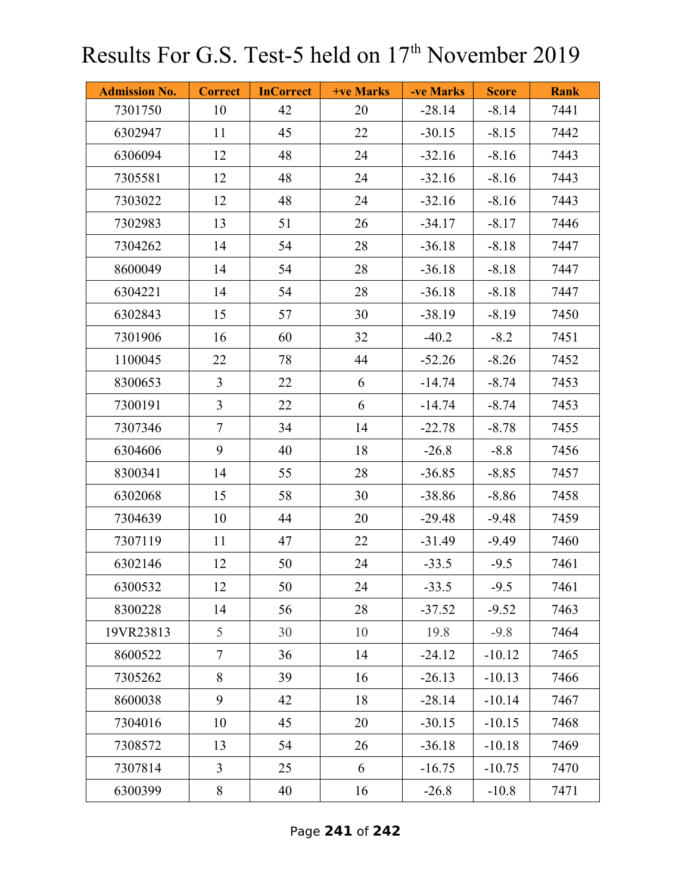# Results For G.S. Test-5 held on 17th November 2019

| Admission No. | Correct | InCorrect | +ve Marks | -ve Marks | Score | Rank |
|---|---|---|---|---|---|---|
| 7301750 | 10 | 42 | 20 | -28.14 | -8.14 | 7441 |
| 6302947 | 11 | 45 | 22 | -30.15 | -8.15 | 7442 |
| 6306094 | 12 | 48 | 24 | -32.16 | -8.16 | 7443 |
| 7305581 | 12 | 48 | 24 | -32.16 | -8.16 | 7443 |
| 7303022 | 12 | 48 | 24 | -32.16 | -8.16 | 7443 |
| 7302983 | 13 | 51 | 26 | -34.17 | -8.17 | 7446 |
| 7304262 | 14 | 54 | 28 | -36.18 | -8.18 | 7447 |
| 8600049 | 14 | 54 | 28 | -36.18 | -8.18 | 7447 |
| 6304221 | 14 | 54 | 28 | -36.18 | -8.18 | 7447 |
| 6302843 | 15 | 57 | 30 | -38.19 | -8.19 | 7450 |
| 7301906 | 16 | 60 | 32 | -40.2 | -8.2 | 7451 |
| 1100045 | 22 | 78 | 44 | -52.26 | -8.26 | 7452 |
| 8300653 | 3 | 22 | 6 | -14.74 | -8.74 | 7453 |
| 7300191 | 3 | 22 | 6 | -14.74 | -8.74 | 7453 |
| 7307346 | 7 | 34 | 14 | -22.78 | -8.78 | 7455 |
| 6304606 | 9 | 40 | 18 | -26.8 | -8.8 | 7456 |
| 8300341 | 14 | 55 | 28 | -36.85 | -8.85 | 7457 |
| 6302068 | 15 | 58 | 30 | -38.86 | -8.86 | 7458 |
| 7304639 | 10 | 44 | 20 | -29.48 | -9.48 | 7459 |
| 7307119 | 11 | 47 | 22 | -31.49 | -9.49 | 7460 |
| 6302146 | 12 | 50 | 24 | -33.5 | -9.5 | 7461 |
| 6300532 | 12 | 50 | 24 | -33.5 | -9.5 | 7461 |
| 8300228 | 14 | 56 | 28 | -37.52 | -9.52 | 7463 |
| 19VR23813 | 5 | 30 | 10 | 19.8 | -9.8 | 7464 |
| 8600522 | 7 | 36 | 14 | -24.12 | -10.12 | 7465 |
| 7305262 | 8 | 39 | 16 | -26.13 | -10.13 | 7466 |
| 8600038 | 9 | 42 | 18 | -28.14 | -10.14 | 7467 |
| 7304016 | 10 | 45 | 20 | -30.15 | -10.15 | 7468 |
| 7308572 | 13 | 54 | 26 | -36.18 | -10.18 | 7469 |
| 7307814 | 3 | 25 | 6 | -16.75 | -10.75 | 7470 |
| 6300399 | 8 | 40 | 16 | -26.8 | -10.8 | 7471 |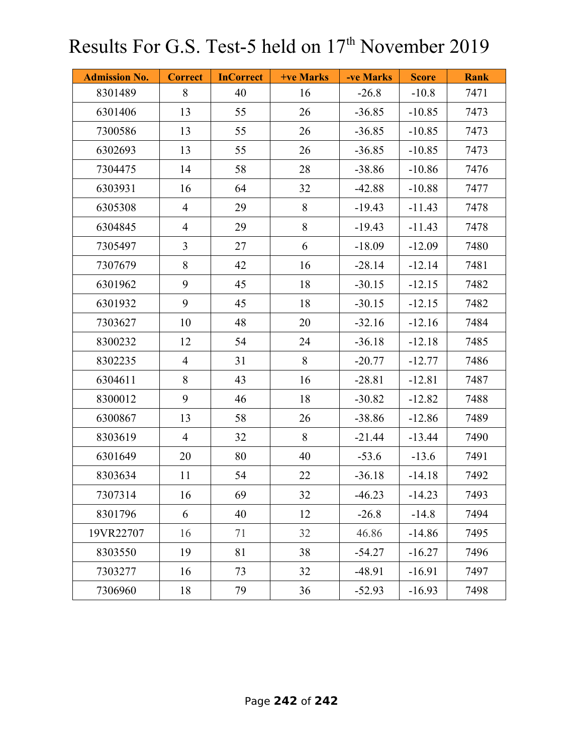# Results For G.S. Test-5 held on 17th November 2019

| Admission No. | Correct | InCorrect | +ve Marks | -ve Marks | Score | Rank |
|---|---|---|---|---|---|---|
| 8301489 | 8 | 40 | 16 | -26.8 | -10.8 | 7471 |
| 6301406 | 13 | 55 | 26 | -36.85 | -10.85 | 7473 |
| 7300586 | 13 | 55 | 26 | -36.85 | -10.85 | 7473 |
| 6302693 | 13 | 55 | 26 | -36.85 | -10.85 | 7473 |
| 7304475 | 14 | 58 | 28 | -38.86 | -10.86 | 7476 |
| 6303931 | 16 | 64 | 32 | -42.88 | -10.88 | 7477 |
| 6305308 | 4 | 29 | 8 | -19.43 | -11.43 | 7478 |
| 6304845 | 4 | 29 | 8 | -19.43 | -11.43 | 7478 |
| 7305497 | 3 | 27 | 6 | -18.09 | -12.09 | 7480 |
| 7307679 | 8 | 42 | 16 | -28.14 | -12.14 | 7481 |
| 6301962 | 9 | 45 | 18 | -30.15 | -12.15 | 7482 |
| 6301932 | 9 | 45 | 18 | -30.15 | -12.15 | 7482 |
| 7303627 | 10 | 48 | 20 | -32.16 | -12.16 | 7484 |
| 8300232 | 12 | 54 | 24 | -36.18 | -12.18 | 7485 |
| 8302235 | 4 | 31 | 8 | -20.77 | -12.77 | 7486 |
| 6304611 | 8 | 43 | 16 | -28.81 | -12.81 | 7487 |
| 8300012 | 9 | 46 | 18 | -30.82 | -12.82 | 7488 |
| 6300867 | 13 | 58 | 26 | -38.86 | -12.86 | 7489 |
| 8303619 | 4 | 32 | 8 | -21.44 | -13.44 | 7490 |
| 6301649 | 20 | 80 | 40 | -53.6 | -13.6 | 7491 |
| 8303634 | 11 | 54 | 22 | -36.18 | -14.18 | 7492 |
| 7307314 | 16 | 69 | 32 | -46.23 | -14.23 | 7493 |
| 8301796 | 6 | 40 | 12 | -26.8 | -14.8 | 7494 |
| 19VR22707 | 16 | 71 | 32 | 46.86 | -14.86 | 7495 |
| 8303550 | 19 | 81 | 38 | -54.27 | -16.27 | 7496 |
| 7303277 | 16 | 73 | 32 | -48.91 | -16.91 | 7497 |
| 7306960 | 18 | 79 | 36 | -52.93 | -16.93 | 7498 |